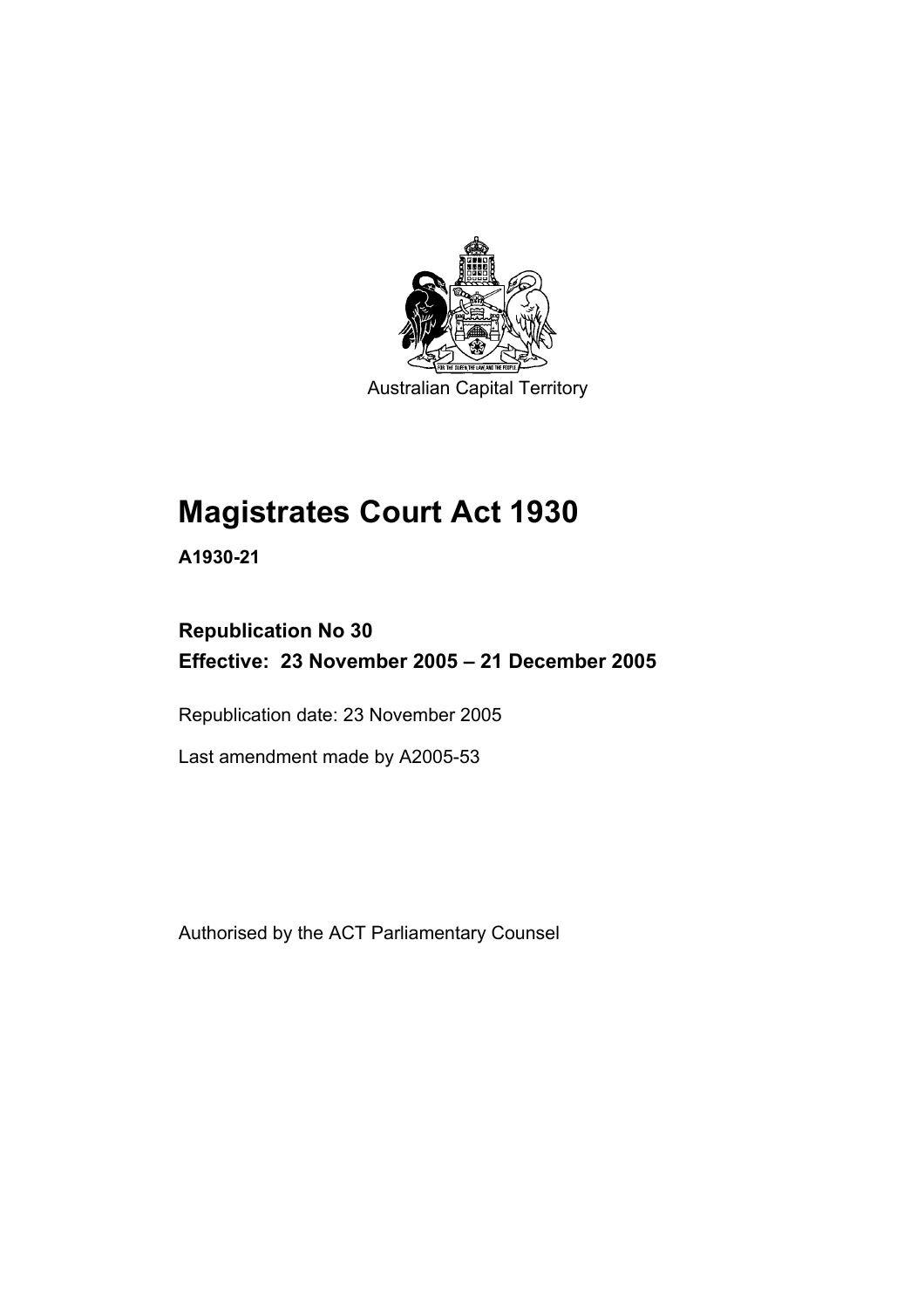Australian Capital Territory

# Magistrates Court Act 1930

**A1930-21**

**Republication No 30**
**Effective: 23 November 2005 – 21 December 2005**

Republication date: 23 November 2005

Last amendment made by A2005-53

Authorised by the ACT Parliamentary Counsel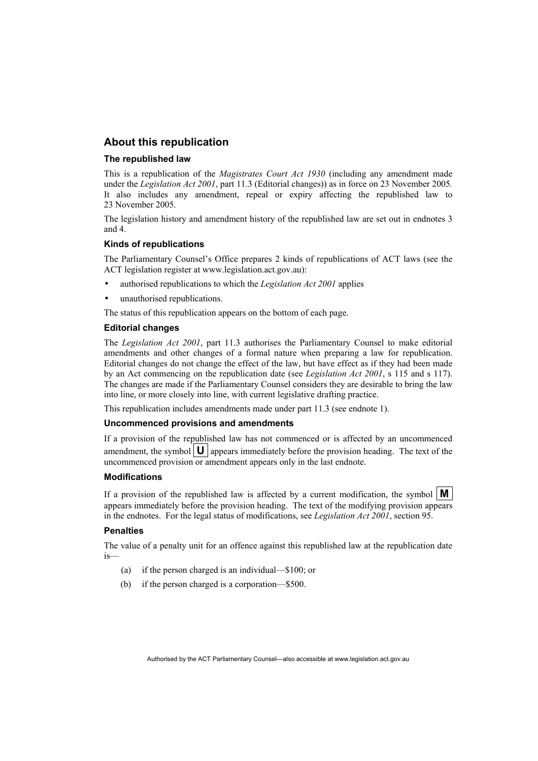## About this republication

### The republished law

This is a republication of the *Magistrates Court Act 1930* (including any amendment made under the *Legislation Act 2001*, part 11.3 (Editorial changes)) as in force on 23 November 2005*.* It also includes any amendment, repeal or expiry affecting the republished law to 23 November 2005.

The legislation history and amendment history of the republished law are set out in endnotes 3 and 4.

### Kinds of republications

The Parliamentary Counsel's Office prepares 2 kinds of republications of ACT laws (see the ACT legislation register at www.legislation.act.gov.au):

- authorised republications to which the *Legislation Act 2001* applies
- unauthorised republications.

The status of this republication appears on the bottom of each page.

### Editorial changes

The *Legislation Act 2001*, part 11.3 authorises the Parliamentary Counsel to make editorial amendments and other changes of a formal nature when preparing a law for republication. Editorial changes do not change the effect of the law, but have effect as if they had been made by an Act commencing on the republication date (see *Legislation Act 2001*, s 115 and s 117). The changes are made if the Parliamentary Counsel considers they are desirable to bring the law into line, or more closely into line, with current legislative drafting practice.

This republication includes amendments made under part 11.3 (see endnote 1).

### Uncommenced provisions and amendments

If a provision of the republished law has not commenced or is affected by an uncommenced amendment, the symbol **U** appears immediately before the provision heading. The text of the uncommenced provision or amendment appears only in the last endnote.

### Modifications

If a provision of the republished law is affected by a current modification, the symbol **M** appears immediately before the provision heading. The text of the modifying provision appears in the endnotes. For the legal status of modifications, see *Legislation Act 2001*, section 95.

### Penalties

The value of a penalty unit for an offence against this republished law at the republication date is—

(a) if the person charged is an individual—$100; or

(b) if the person charged is a corporation—$500.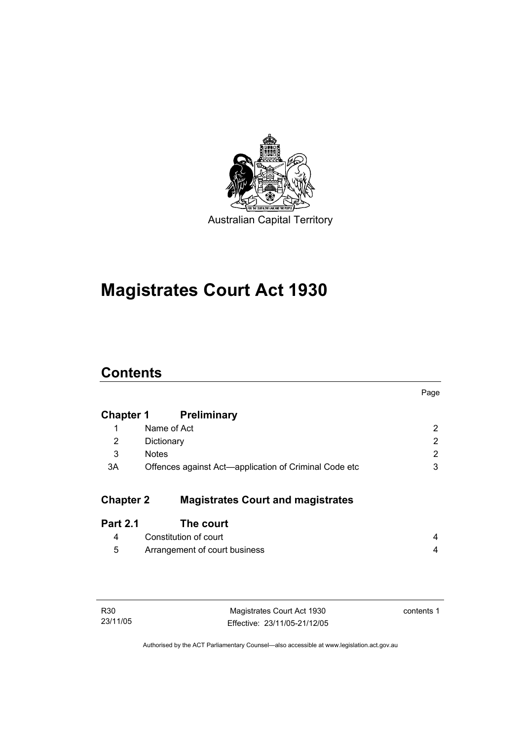Australian Capital Territory

# Magistrates Court Act 1930

## Contents

| | | Page |
|---|---|---|
| **Chapter 1** | **Preliminary** | |
| 1 | Name of Act | 2 |
| 2 | Dictionary | 2 |
| 3 | Notes | 2 |
| 3A | Offences against Act—application of Criminal Code etc | 3 |
| **Chapter 2** | **Magistrates Court and magistrates** | |
| **Part 2.1** | **The court** | |
| 4 | Constitution of court | 4 |
| 5 | Arrangement of court business | 4 |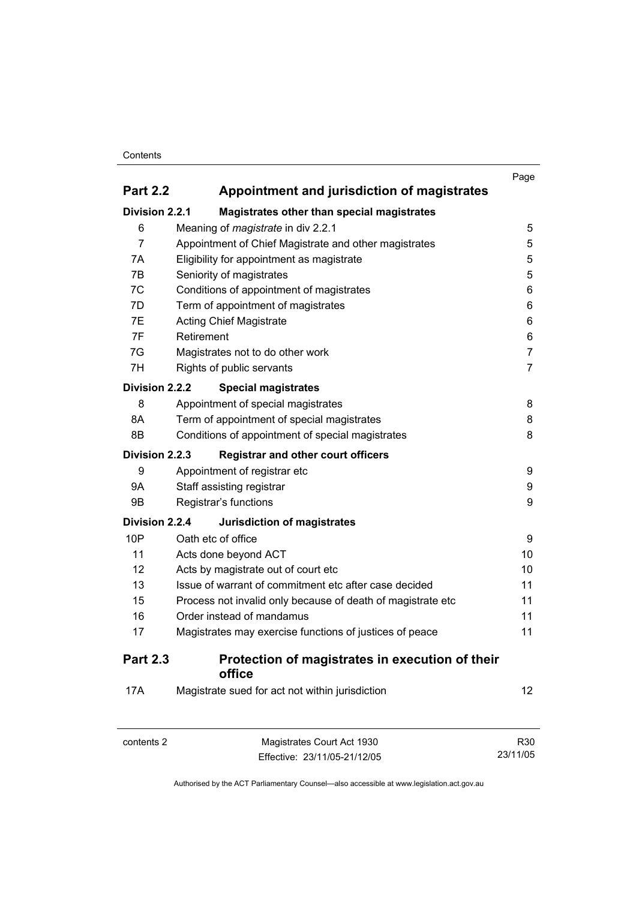| | | Page |
|---|---|---|
| **Part 2.2** | **Appointment and jurisdiction of magistrates** | |
| **Division 2.2.1** | **Magistrates other than special magistrates** | |
| 6 | Meaning of *magistrate* in div 2.2.1 | 5 |
| 7 | Appointment of Chief Magistrate and other magistrates | 5 |
| 7A | Eligibility for appointment as magistrate | 5 |
| 7B | Seniority of magistrates | 5 |
| 7C | Conditions of appointment of magistrates | 6 |
| 7D | Term of appointment of magistrates | 6 |
| 7E | Acting Chief Magistrate | 6 |
| 7F | Retirement | 6 |
| 7G | Magistrates not to do other work | 7 |
| 7H | Rights of public servants | 7 |
| **Division 2.2.2** | **Special magistrates** | |
| 8 | Appointment of special magistrates | 8 |
| 8A | Term of appointment of special magistrates | 8 |
| 8B | Conditions of appointment of special magistrates | 8 |
| **Division 2.2.3** | **Registrar and other court officers** | |
| 9 | Appointment of registrar etc | 9 |
| 9A | Staff assisting registrar | 9 |
| 9B | Registrar's functions | 9 |
| **Division 2.2.4** | **Jurisdiction of magistrates** | |
| 10P | Oath etc of office | 9 |
| 11 | Acts done beyond ACT | 10 |
| 12 | Acts by magistrate out of court etc | 10 |
| 13 | Issue of warrant of commitment etc after case decided | 11 |
| 15 | Process not invalid only because of death of magistrate etc | 11 |
| 16 | Order instead of mandamus | 11 |
| 17 | Magistrates may exercise functions of justices of peace | 11 |
| **Part 2.3** | **Protection of magistrates in execution of their office** | |
| 17A | Magistrate sued for act not within jurisdiction | 12 |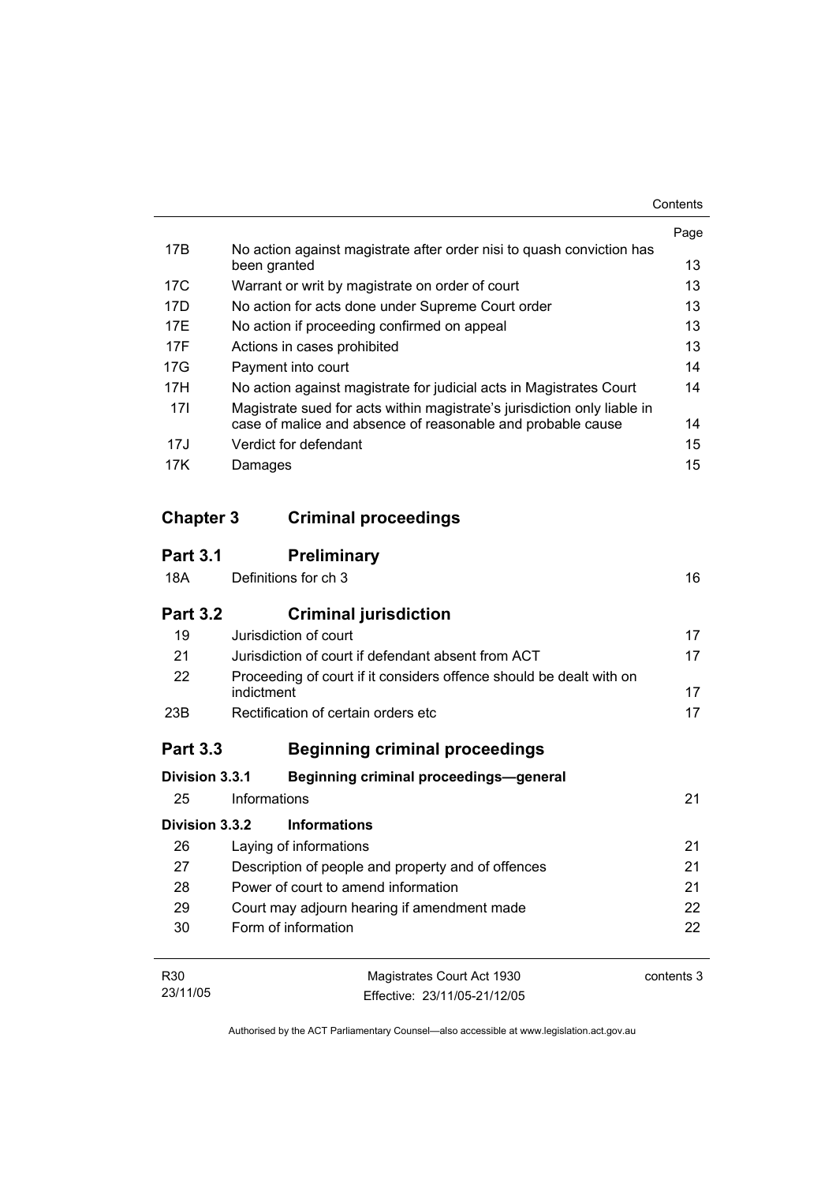| | | Page |
|---|---|---|
| 17B | No action against magistrate after order nisi to quash conviction has been granted | 13 |
| 17C | Warrant or writ by magistrate on order of court | 13 |
| 17D | No action for acts done under Supreme Court order | 13 |
| 17E | No action if proceeding confirmed on appeal | 13 |
| 17F | Actions in cases prohibited | 13 |
| 17G | Payment into court | 14 |
| 17H | No action against magistrate for judicial acts in Magistrates Court | 14 |
| 17I | Magistrate sued for acts within magistrate's jurisdiction only liable in case of malice and absence of reasonable and probable cause | 14 |
| 17J | Verdict for defendant | 15 |
| 17K | Damages | 15 |

## Chapter 3 Criminal proceedings

### Part 3.1 Preliminary

| | | |
|---|---|---|
| 18A | Definitions for ch 3 | 16 |

### Part 3.2 Criminal jurisdiction

| | | |
|---|---|---|
| 19 | Jurisdiction of court | 17 |
| 21 | Jurisdiction of court if defendant absent from ACT | 17 |
| 22 | Proceeding of court if it considers offence should be dealt with on indictment | 17 |
| 23B | Rectification of certain orders etc | 17 |

### Part 3.3 Beginning criminal proceedings

#### Division 3.3.1 Beginning criminal proceedings—general

| | | |
|---|---|---|
| 25 | Informations | 21 |

#### Division 3.3.2 Informations

| | | |
|---|---|---|
| 26 | Laying of informations | 21 |
| 27 | Description of people and property and of offences | 21 |
| 28 | Power of court to amend information | 21 |
| 29 | Court may adjourn hearing if amendment made | 22 |
| 30 | Form of information | 22 |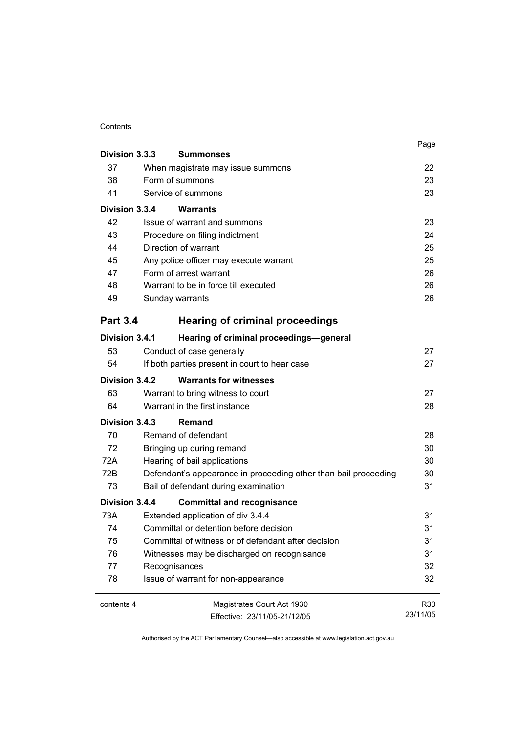| | | Page |
|---|---|---|
| **Division 3.3.3** | **Summonses** | |
| 37 | When magistrate may issue summons | 22 |
| 38 | Form of summons | 23 |
| 41 | Service of summons | 23 |
| **Division 3.3.4** | **Warrants** | |
| 42 | Issue of warrant and summons | 23 |
| 43 | Procedure on filing indictment | 24 |
| 44 | Direction of warrant | 25 |
| 45 | Any police officer may execute warrant | 25 |
| 47 | Form of arrest warrant | 26 |
| 48 | Warrant to be in force till executed | 26 |
| 49 | Sunday warrants | 26 |
| **Part 3.4** | **Hearing of criminal proceedings** | |
| **Division 3.4.1** | **Hearing of criminal proceedings—general** | |
| 53 | Conduct of case generally | 27 |
| 54 | If both parties present in court to hear case | 27 |
| **Division 3.4.2** | **Warrants for witnesses** | |
| 63 | Warrant to bring witness to court | 27 |
| 64 | Warrant in the first instance | 28 |
| **Division 3.4.3** | **Remand** | |
| 70 | Remand of defendant | 28 |
| 72 | Bringing up during remand | 30 |
| 72A | Hearing of bail applications | 30 |
| 72B | Defendant's appearance in proceeding other than bail proceeding | 30 |
| 73 | Bail of defendant during examination | 31 |
| **Division 3.4.4** | **Committal and recognisance** | |
| 73A | Extended application of div 3.4.4 | 31 |
| 74 | Committal or detention before decision | 31 |
| 75 | Committal of witness or of defendant after decision | 31 |
| 76 | Witnesses may be discharged on recognisance | 31 |
| 77 | Recognisances | 32 |
| 78 | Issue of warrant for non-appearance | 32 |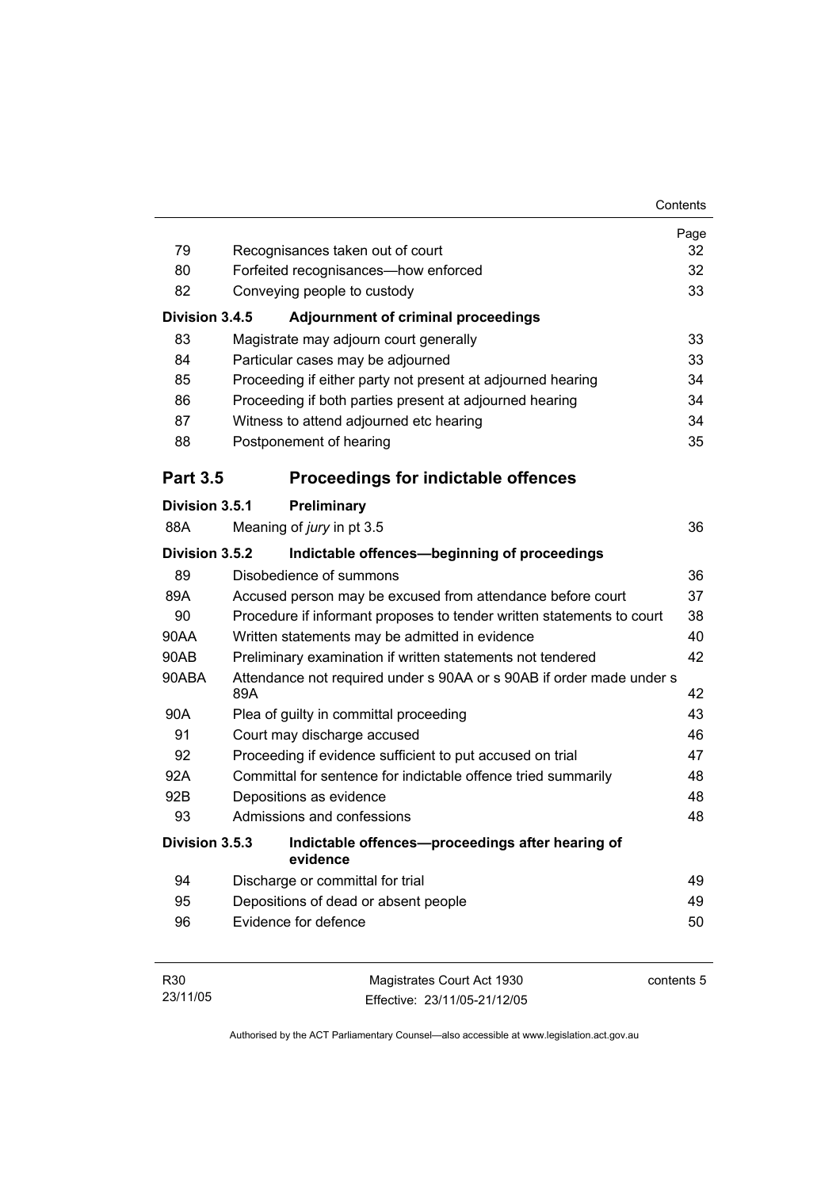| | | Page |
|---|---|---|
| 79 | Recognisances taken out of court | 32 |
| 80 | Forfeited recognisances—how enforced | 32 |
| 82 | Conveying people to custody | 33 |
| **Division 3.4.5** | **Adjournment of criminal proceedings** | |
| 83 | Magistrate may adjourn court generally | 33 |
| 84 | Particular cases may be adjourned | 33 |
| 85 | Proceeding if either party not present at adjourned hearing | 34 |
| 86 | Proceeding if both parties present at adjourned hearing | 34 |
| 87 | Witness to attend adjourned etc hearing | 34 |
| 88 | Postponement of hearing | 35 |

## Part 3.5 Proceedings for indictable offences

| | | |
|---|---|---|
| **Division 3.5.1** | **Preliminary** | |
| 88A | Meaning of *jury* in pt 3.5 | 36 |
| **Division 3.5.2** | **Indictable offences—beginning of proceedings** | |
| 89 | Disobedience of summons | 36 |
| 89A | Accused person may be excused from attendance before court | 37 |
| 90 | Procedure if informant proposes to tender written statements to court | 38 |
| 90AA | Written statements may be admitted in evidence | 40 |
| 90AB | Preliminary examination if written statements not tendered | 42 |
| 90ABA | Attendance not required under s 90AA or s 90AB if order made under s 89A | 42 |
| 90A | Plea of guilty in committal proceeding | 43 |
| 91 | Court may discharge accused | 46 |
| 92 | Proceeding if evidence sufficient to put accused on trial | 47 |
| 92A | Committal for sentence for indictable offence tried summarily | 48 |
| 92B | Depositions as evidence | 48 |
| 93 | Admissions and confessions | 48 |
| **Division 3.5.3** | **Indictable offences—proceedings after hearing of evidence** | |
| 94 | Discharge or committal for trial | 49 |
| 95 | Depositions of dead or absent people | 49 |
| 96 | Evidence for defence | 50 |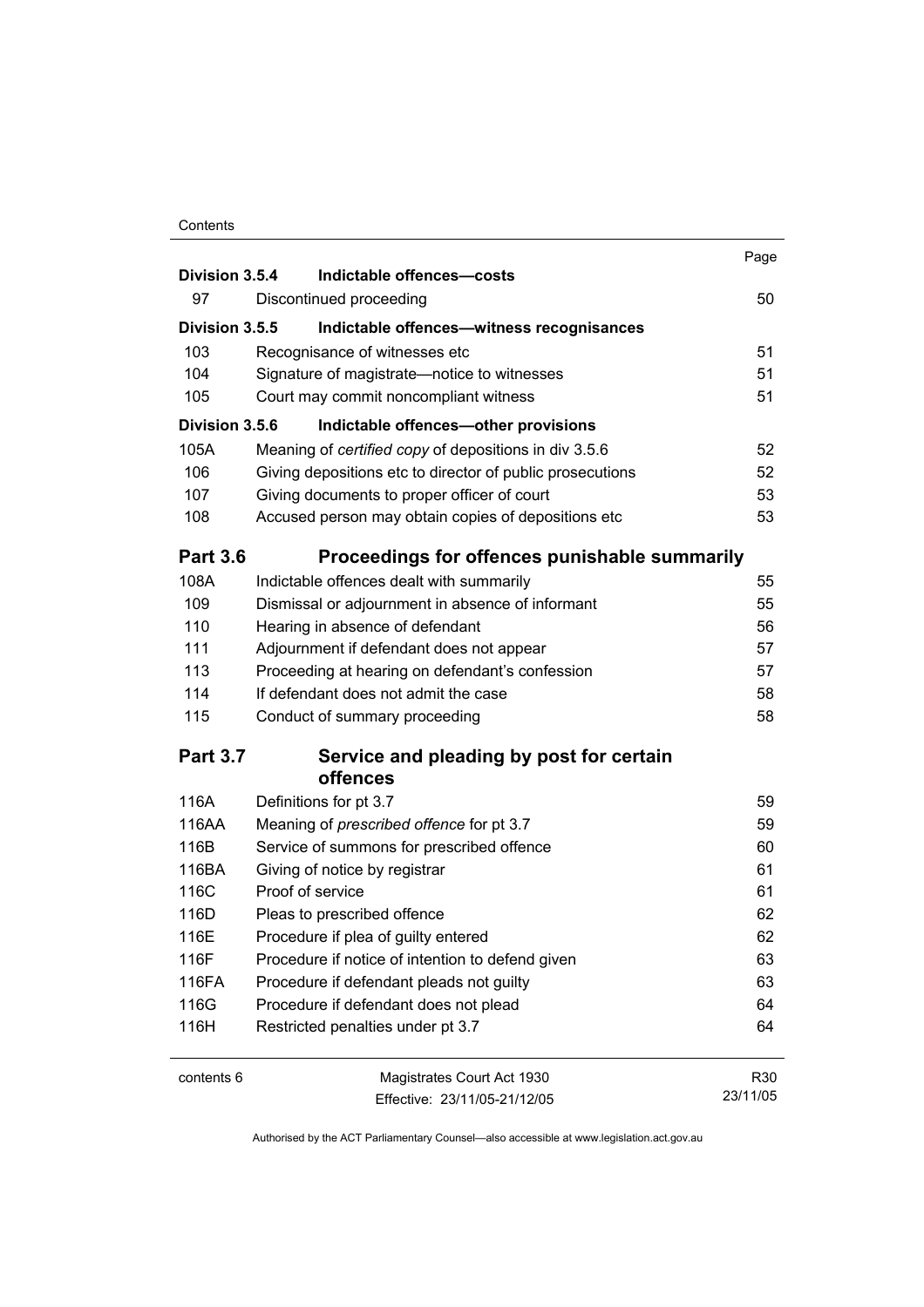| | | Page |
|---|---|---|
| **Division 3.5.4** | **Indictable offences—costs** | |
| 97 | Discontinued proceeding | 50 |
| **Division 3.5.5** | **Indictable offences—witness recognisances** | |
| 103 | Recognisance of witnesses etc | 51 |
| 104 | Signature of magistrate—notice to witnesses | 51 |
| 105 | Court may commit noncompliant witness | 51 |
| **Division 3.5.6** | **Indictable offences—other provisions** | |
| 105A | Meaning of *certified copy* of depositions in div 3.5.6 | 52 |
| 106 | Giving depositions etc to director of public prosecutions | 52 |
| 107 | Giving documents to proper officer of court | 53 |
| 108 | Accused person may obtain copies of depositions etc | 53 |
| **Part 3.6** | **Proceedings for offences punishable summarily** | |
| 108A | Indictable offences dealt with summarily | 55 |
| 109 | Dismissal or adjournment in absence of informant | 55 |
| 110 | Hearing in absence of defendant | 56 |
| 111 | Adjournment if defendant does not appear | 57 |
| 113 | Proceeding at hearing on defendant's confession | 57 |
| 114 | If defendant does not admit the case | 58 |
| 115 | Conduct of summary proceeding | 58 |
| **Part 3.7** | **Service and pleading by post for certain offences** | |
| 116A | Definitions for pt 3.7 | 59 |
| 116AA | Meaning of *prescribed offence* for pt 3.7 | 59 |
| 116B | Service of summons for prescribed offence | 60 |
| 116BA | Giving of notice by registrar | 61 |
| 116C | Proof of service | 61 |
| 116D | Pleas to prescribed offence | 62 |
| 116E | Procedure if plea of guilty entered | 62 |
| 116F | Procedure if notice of intention to defend given | 63 |
| 116FA | Procedure if defendant pleads not guilty | 63 |
| 116G | Procedure if defendant does not plead | 64 |
| 116H | Restricted penalties under pt 3.7 | 64 |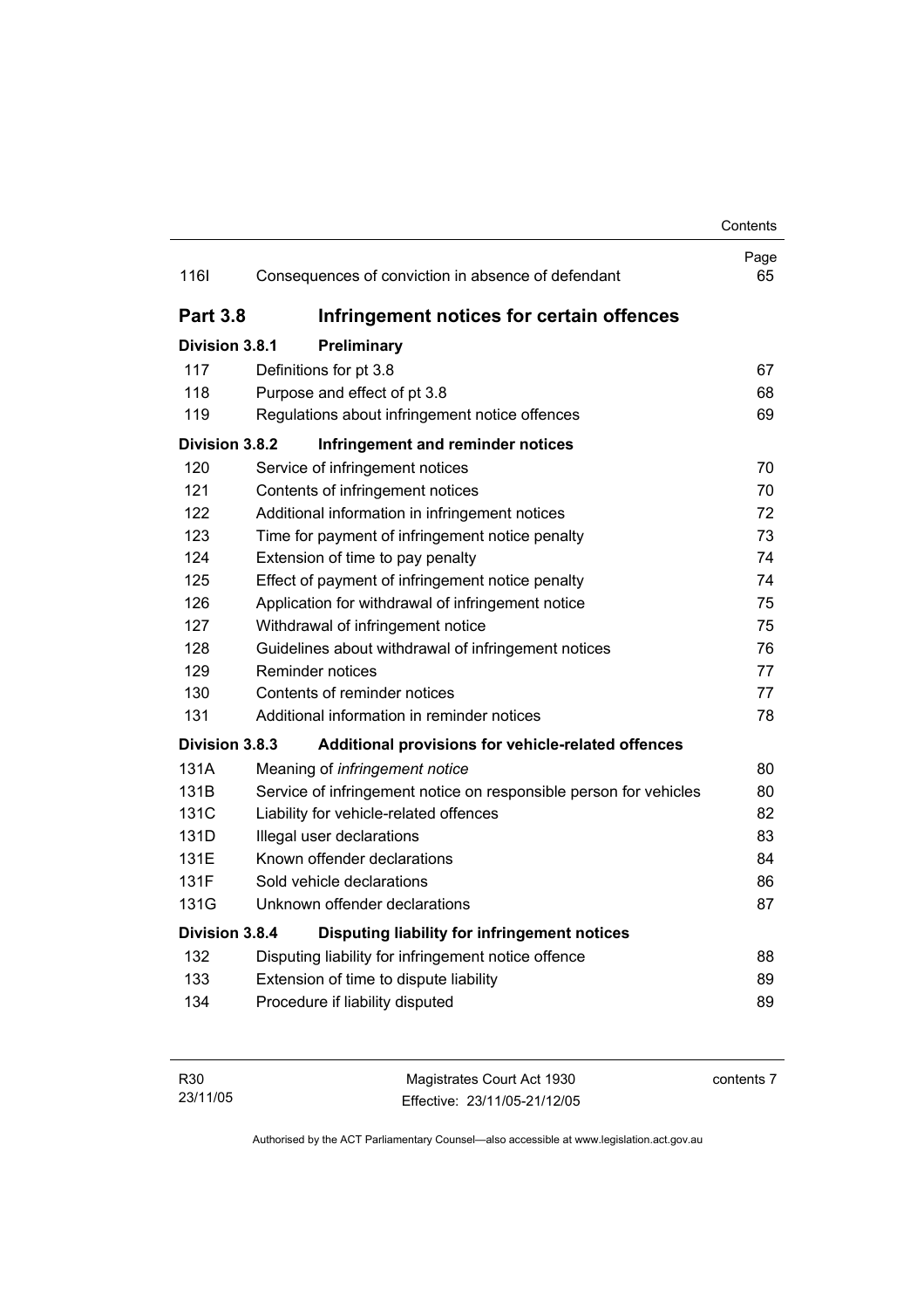| | | Page |
|---|---|---|
| 116I | Consequences of conviction in absence of defendant | 65 |

## Part 3.8 Infringement notices for certain offences

### Division 3.8.1 Preliminary

| | | |
|---|---|---|
| 117 | Definitions for pt 3.8 | 67 |
| 118 | Purpose and effect of pt 3.8 | 68 |
| 119 | Regulations about infringement notice offences | 69 |

### Division 3.8.2 Infringement and reminder notices

| | | |
|---|---|---|
| 120 | Service of infringement notices | 70 |
| 121 | Contents of infringement notices | 70 |
| 122 | Additional information in infringement notices | 72 |
| 123 | Time for payment of infringement notice penalty | 73 |
| 124 | Extension of time to pay penalty | 74 |
| 125 | Effect of payment of infringement notice penalty | 74 |
| 126 | Application for withdrawal of infringement notice | 75 |
| 127 | Withdrawal of infringement notice | 75 |
| 128 | Guidelines about withdrawal of infringement notices | 76 |
| 129 | Reminder notices | 77 |
| 130 | Contents of reminder notices | 77 |
| 131 | Additional information in reminder notices | 78 |

### Division 3.8.3 Additional provisions for vehicle-related offences

| | | |
|---|---|---|
| 131A | Meaning of *infringement notice* | 80 |
| 131B | Service of infringement notice on responsible person for vehicles | 80 |
| 131C | Liability for vehicle-related offences | 82 |
| 131D | Illegal user declarations | 83 |
| 131E | Known offender declarations | 84 |
| 131F | Sold vehicle declarations | 86 |
| 131G | Unknown offender declarations | 87 |

### Division 3.8.4 Disputing liability for infringement notices

| | | |
|---|---|---|
| 132 | Disputing liability for infringement notice offence | 88 |
| 133 | Extension of time to dispute liability | 89 |
| 134 | Procedure if liability disputed | 89 |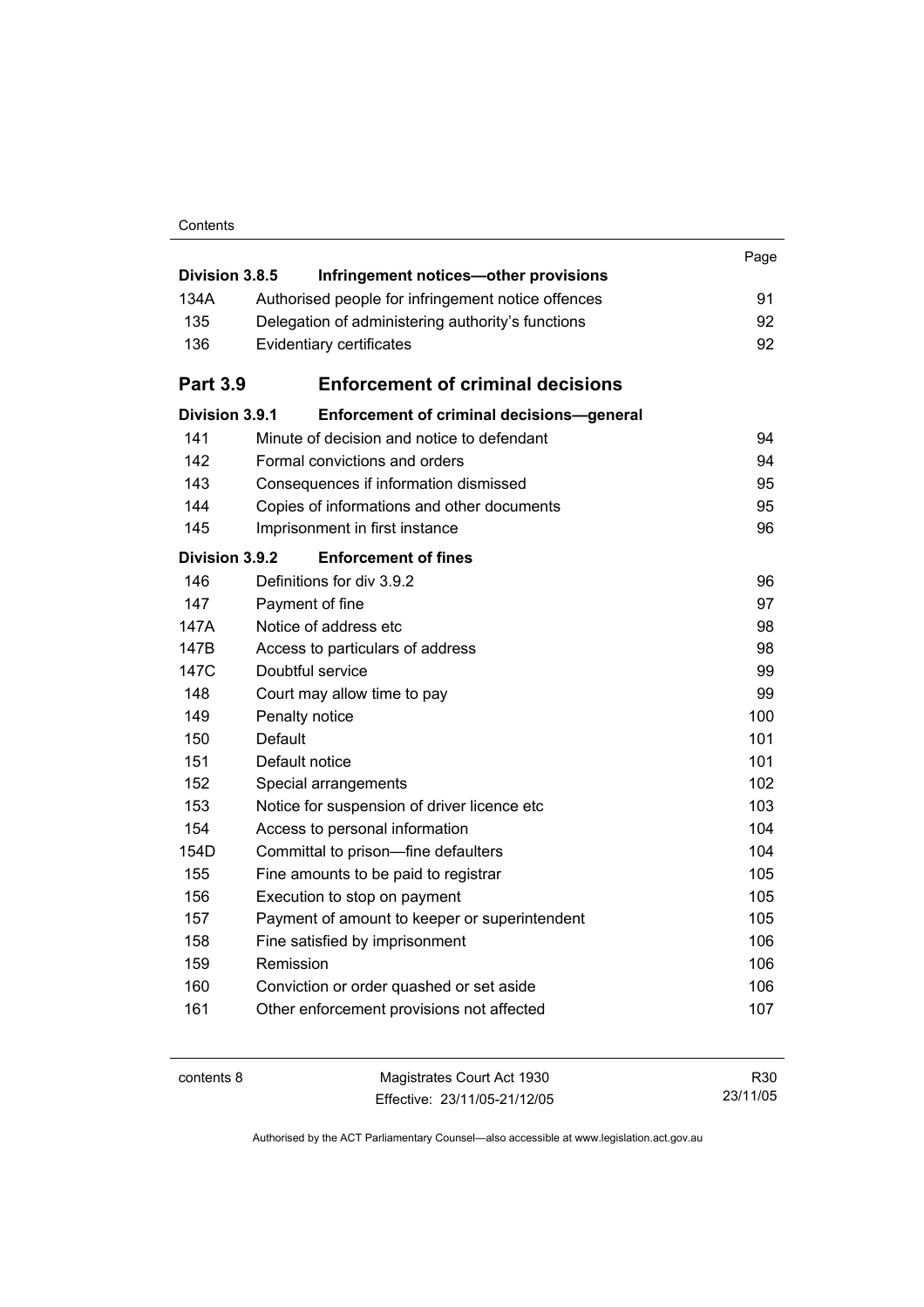| | | Page |
|---|---|---|
| **Division 3.8.5** | **Infringement notices—other provisions** | |
| 134A | Authorised people for infringement notice offences | 91 |
| 135 | Delegation of administering authority's functions | 92 |
| 136 | Evidentiary certificates | 92 |
| **Part 3.9** | **Enforcement of criminal decisions** | |
| **Division 3.9.1** | **Enforcement of criminal decisions—general** | |
| 141 | Minute of decision and notice to defendant | 94 |
| 142 | Formal convictions and orders | 94 |
| 143 | Consequences if information dismissed | 95 |
| 144 | Copies of informations and other documents | 95 |
| 145 | Imprisonment in first instance | 96 |
| **Division 3.9.2** | **Enforcement of fines** | |
| 146 | Definitions for div 3.9.2 | 96 |
| 147 | Payment of fine | 97 |
| 147A | Notice of address etc | 98 |
| 147B | Access to particulars of address | 98 |
| 147C | Doubtful service | 99 |
| 148 | Court may allow time to pay | 99 |
| 149 | Penalty notice | 100 |
| 150 | Default | 101 |
| 151 | Default notice | 101 |
| 152 | Special arrangements | 102 |
| 153 | Notice for suspension of driver licence etc | 103 |
| 154 | Access to personal information | 104 |
| 154D | Committal to prison—fine defaulters | 104 |
| 155 | Fine amounts to be paid to registrar | 105 |
| 156 | Execution to stop on payment | 105 |
| 157 | Payment of amount to keeper or superintendent | 105 |
| 158 | Fine satisfied by imprisonment | 106 |
| 159 | Remission | 106 |
| 160 | Conviction or order quashed or set aside | 106 |
| 161 | Other enforcement provisions not affected | 107 |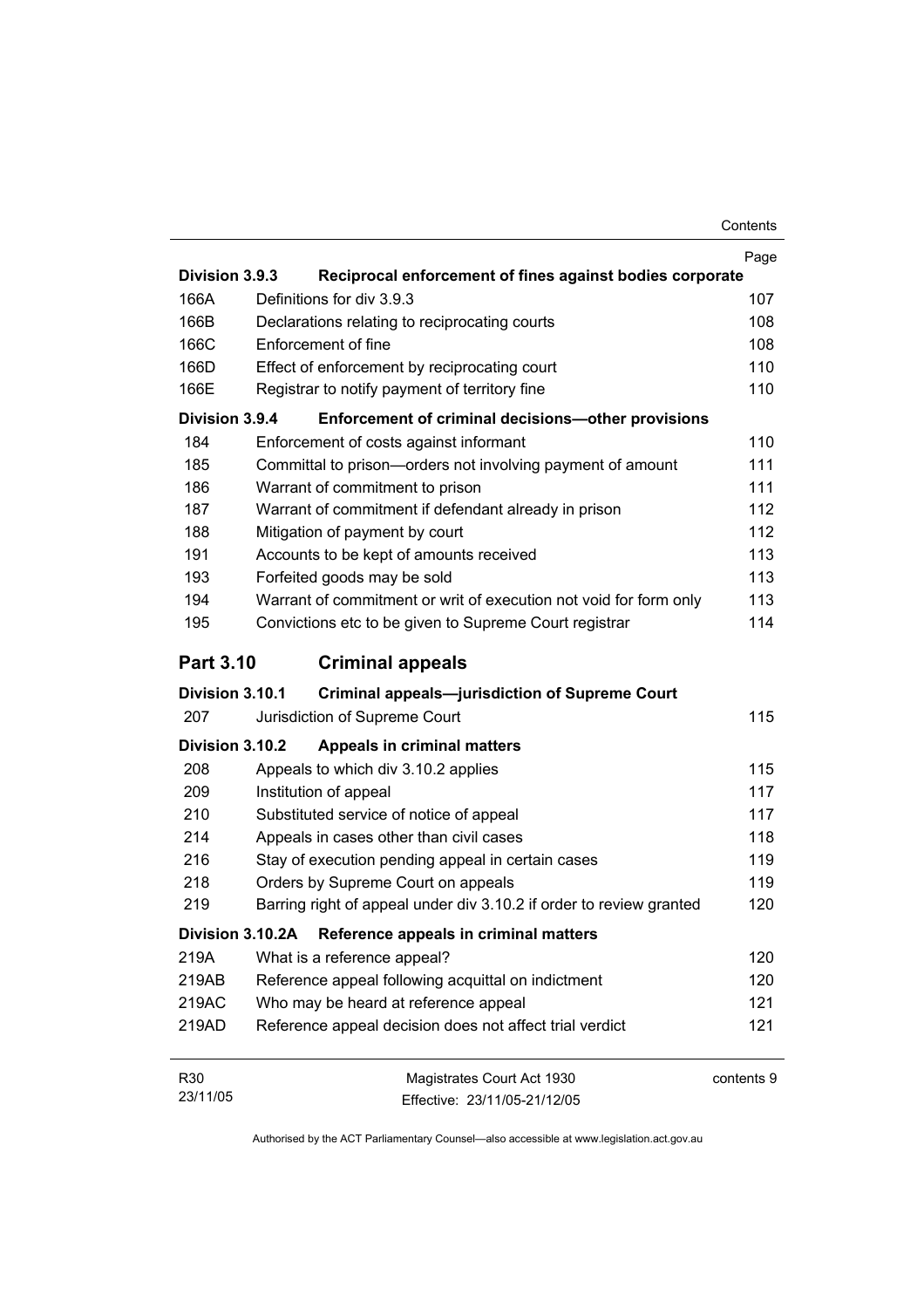| | | Page |
|---|---|---|
| **Division 3.9.3** | **Reciprocal enforcement of fines against bodies corporate** | |
| 166A | Definitions for div 3.9.3 | 107 |
| 166B | Declarations relating to reciprocating courts | 108 |
| 166C | Enforcement of fine | 108 |
| 166D | Effect of enforcement by reciprocating court | 110 |
| 166E | Registrar to notify payment of territory fine | 110 |
| **Division 3.9.4** | **Enforcement of criminal decisions—other provisions** | |
| 184 | Enforcement of costs against informant | 110 |
| 185 | Committal to prison—orders not involving payment of amount | 111 |
| 186 | Warrant of commitment to prison | 111 |
| 187 | Warrant of commitment if defendant already in prison | 112 |
| 188 | Mitigation of payment by court | 112 |
| 191 | Accounts to be kept of amounts received | 113 |
| 193 | Forfeited goods may be sold | 113 |
| 194 | Warrant of commitment or writ of execution not void for form only | 113 |
| 195 | Convictions etc to be given to Supreme Court registrar | 114 |

## Part 3.10 Criminal appeals

| | | |
|---|---|---|
| **Division 3.10.1** | **Criminal appeals—jurisdiction of Supreme Court** | |
| 207 | Jurisdiction of Supreme Court | 115 |
| **Division 3.10.2** | **Appeals in criminal matters** | |
| 208 | Appeals to which div 3.10.2 applies | 115 |
| 209 | Institution of appeal | 117 |
| 210 | Substituted service of notice of appeal | 117 |
| 214 | Appeals in cases other than civil cases | 118 |
| 216 | Stay of execution pending appeal in certain cases | 119 |
| 218 | Orders by Supreme Court on appeals | 119 |
| 219 | Barring right of appeal under div 3.10.2 if order to review granted | 120 |
| **Division 3.10.2A** | **Reference appeals in criminal matters** | |
| 219A | What is a reference appeal? | 120 |
| 219AB | Reference appeal following acquittal on indictment | 120 |
| 219AC | Who may be heard at reference appeal | 121 |
| 219AD | Reference appeal decision does not affect trial verdict | 121 |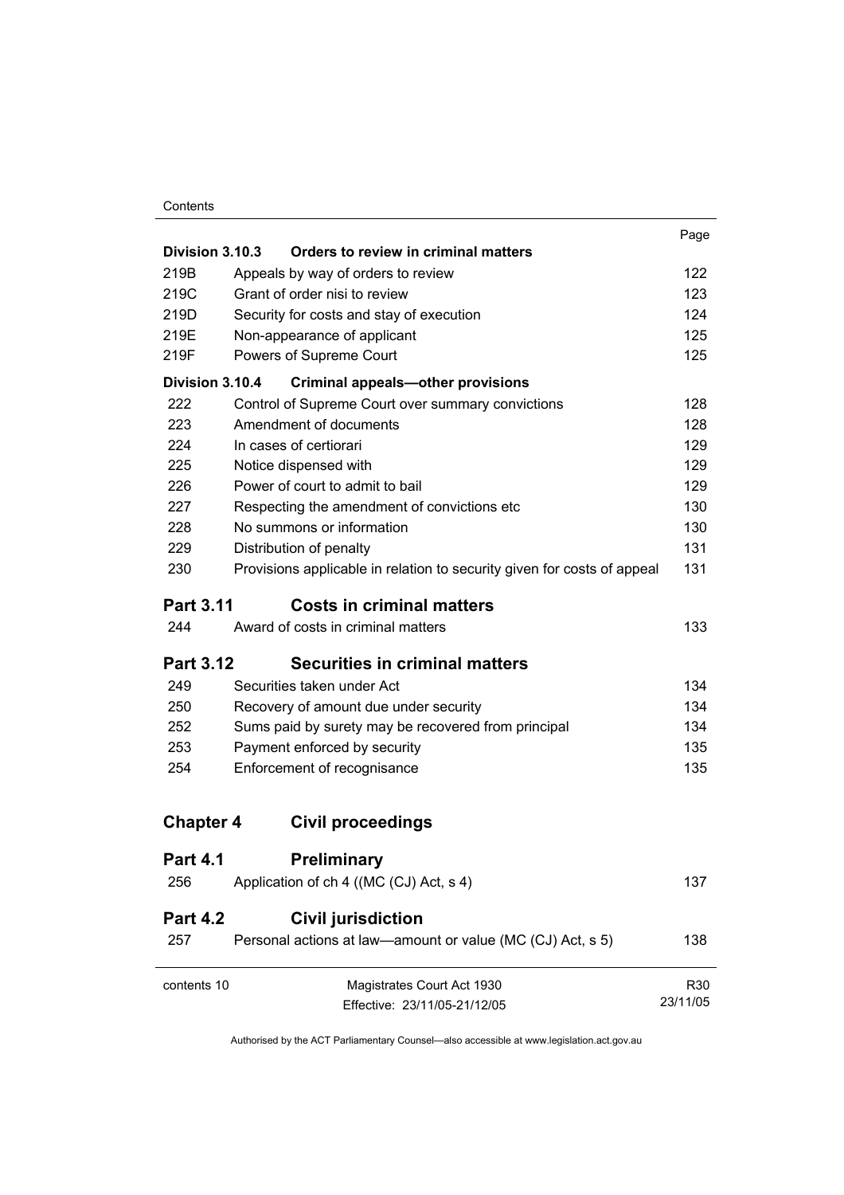| | | Page |
|---|---|---|
| **Division 3.10.3** | **Orders to review in criminal matters** | |
| 219B | Appeals by way of orders to review | 122 |
| 219C | Grant of order nisi to review | 123 |
| 219D | Security for costs and stay of execution | 124 |
| 219E | Non-appearance of applicant | 125 |
| 219F | Powers of Supreme Court | 125 |
| **Division 3.10.4** | **Criminal appeals—other provisions** | |
| 222 | Control of Supreme Court over summary convictions | 128 |
| 223 | Amendment of documents | 128 |
| 224 | In cases of certiorari | 129 |
| 225 | Notice dispensed with | 129 |
| 226 | Power of court to admit to bail | 129 |
| 227 | Respecting the amendment of convictions etc | 130 |
| 228 | No summons or information | 130 |
| 229 | Distribution of penalty | 131 |
| 230 | Provisions applicable in relation to security given for costs of appeal | 131 |

## Part 3.11 Costs in criminal matters

| | | |
|---|---|---|
| 244 | Award of costs in criminal matters | 133 |

## Part 3.12 Securities in criminal matters

| | | |
|---|---|---|
| 249 | Securities taken under Act | 134 |
| 250 | Recovery of amount due under security | 134 |
| 252 | Sums paid by surety may be recovered from principal | 134 |
| 253 | Payment enforced by security | 135 |
| 254 | Enforcement of recognisance | 135 |

# Chapter 4 Civil proceedings

## Part 4.1 Preliminary

| | | |
|---|---|---|
| 256 | Application of ch 4 ((MC (CJ) Act, s 4) | 137 |

## Part 4.2 Civil jurisdiction

| | | |
|---|---|---|
| 257 | Personal actions at law—amount or value (MC (CJ) Act, s 5) | 138 |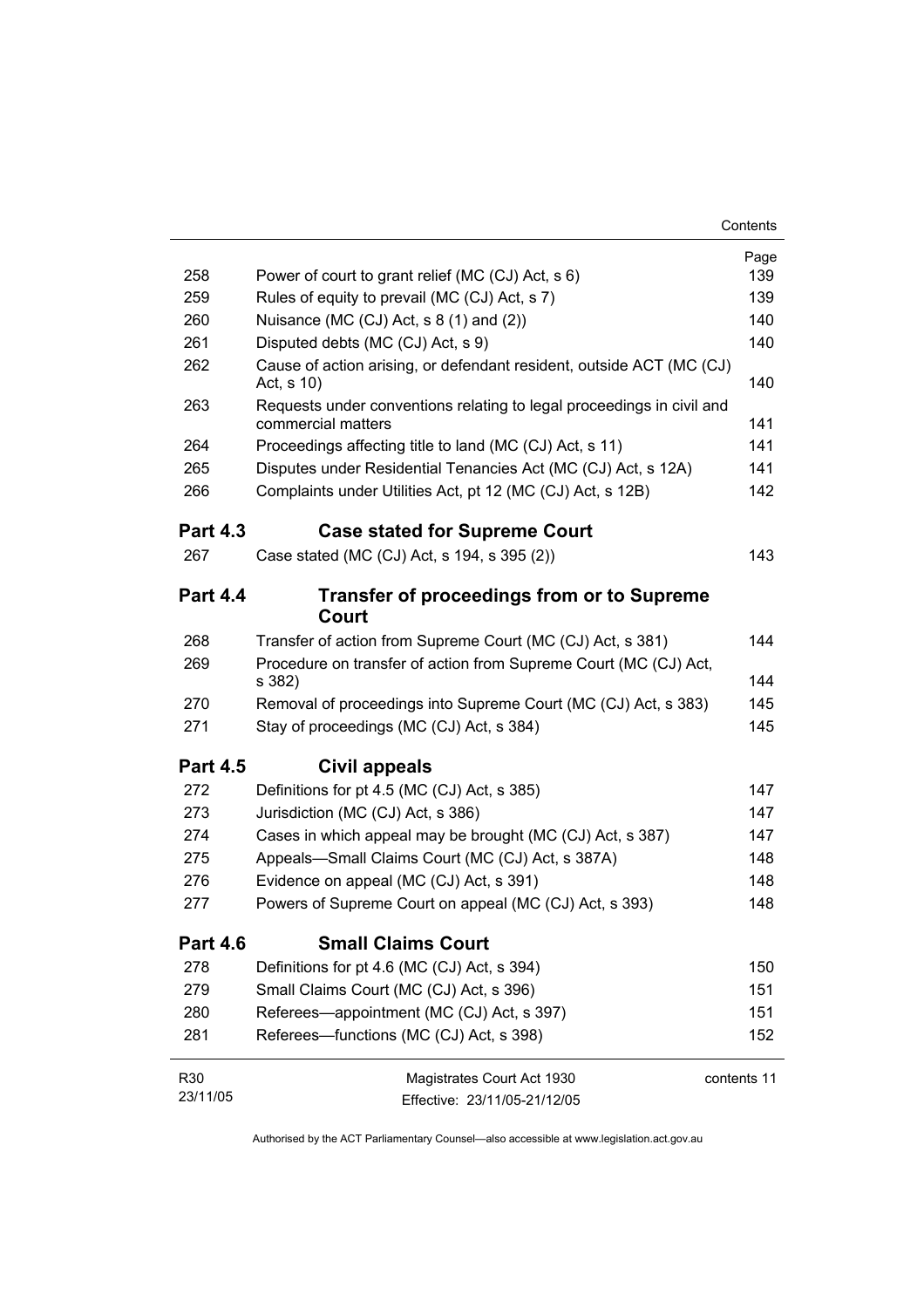| | | Page |
|---|---|---|
| 258 | Power of court to grant relief (MC (CJ) Act, s 6) | 139 |
| 259 | Rules of equity to prevail (MC (CJ) Act, s 7) | 139 |
| 260 | Nuisance (MC (CJ) Act, s 8 (1) and (2)) | 140 |
| 261 | Disputed debts (MC (CJ) Act, s 9) | 140 |
| 262 | Cause of action arising, or defendant resident, outside ACT (MC (CJ) Act, s 10) | 140 |
| 263 | Requests under conventions relating to legal proceedings in civil and commercial matters | 141 |
| 264 | Proceedings affecting title to land (MC (CJ) Act, s 11) | 141 |
| 265 | Disputes under Residential Tenancies Act (MC (CJ) Act, s 12A) | 141 |
| 266 | Complaints under Utilities Act, pt 12 (MC (CJ) Act, s 12B) | 142 |

## Part 4.3 Case stated for Supreme Court

| | | |
|---|---|---|
| 267 | Case stated (MC (CJ) Act, s 194, s 395 (2)) | 143 |

## Part 4.4 Transfer of proceedings from or to Supreme Court

| | | |
|---|---|---|
| 268 | Transfer of action from Supreme Court (MC (CJ) Act, s 381) | 144 |
| 269 | Procedure on transfer of action from Supreme Court (MC (CJ) Act, s 382) | 144 |
| 270 | Removal of proceedings into Supreme Court (MC (CJ) Act, s 383) | 145 |
| 271 | Stay of proceedings (MC (CJ) Act, s 384) | 145 |

## Part 4.5 Civil appeals

| | | |
|---|---|---|
| 272 | Definitions for pt 4.5 (MC (CJ) Act, s 385) | 147 |
| 273 | Jurisdiction (MC (CJ) Act, s 386) | 147 |
| 274 | Cases in which appeal may be brought (MC (CJ) Act, s 387) | 147 |
| 275 | Appeals—Small Claims Court (MC (CJ) Act, s 387A) | 148 |
| 276 | Evidence on appeal (MC (CJ) Act, s 391) | 148 |
| 277 | Powers of Supreme Court on appeal (MC (CJ) Act, s 393) | 148 |

## Part 4.6 Small Claims Court

| | | |
|---|---|---|
| 278 | Definitions for pt 4.6 (MC (CJ) Act, s 394) | 150 |
| 279 | Small Claims Court (MC (CJ) Act, s 396) | 151 |
| 280 | Referees—appointment (MC (CJ) Act, s 397) | 151 |
| 281 | Referees—functions (MC (CJ) Act, s 398) | 152 |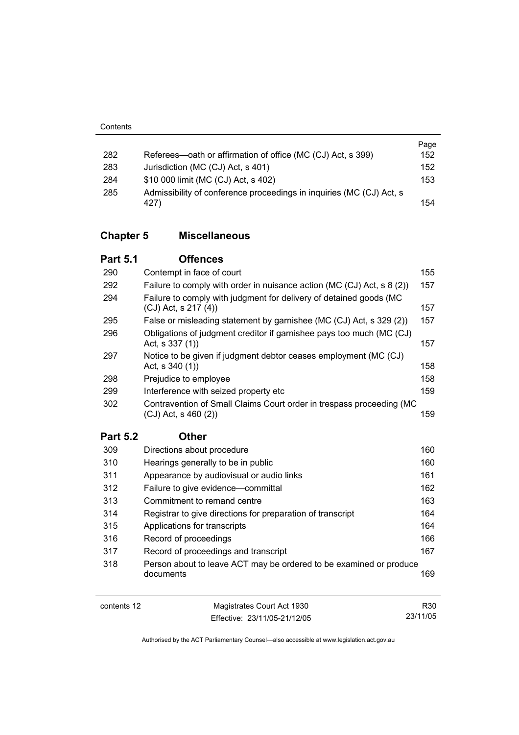| | | Page |
|---|---|---|
| 282 | Referees—oath or affirmation of office (MC (CJ) Act, s 399) | 152 |
| 283 | Jurisdiction (MC (CJ) Act, s 401) | 152 |
| 284 | $10 000 limit (MC (CJ) Act, s 402) | 153 |
| 285 | Admissibility of conference proceedings in inquiries (MC (CJ) Act, s 427) | 154 |

## Chapter 5 Miscellaneous

### Part 5.1 Offences

| | | |
|---|---|---|
| 290 | Contempt in face of court | 155 |
| 292 | Failure to comply with order in nuisance action (MC (CJ) Act, s 8 (2)) | 157 |
| 294 | Failure to comply with judgment for delivery of detained goods (MC (CJ) Act, s 217 (4)) | 157 |
| 295 | False or misleading statement by garnishee (MC (CJ) Act, s 329 (2)) | 157 |
| 296 | Obligations of judgment creditor if garnishee pays too much (MC (CJ) Act, s 337 (1)) | 157 |
| 297 | Notice to be given if judgment debtor ceases employment (MC (CJ) Act, s 340 (1)) | 158 |
| 298 | Prejudice to employee | 158 |
| 299 | Interference with seized property etc | 159 |
| 302 | Contravention of Small Claims Court order in trespass proceeding (MC (CJ) Act, s 460 (2)) | 159 |

### Part 5.2 Other

| | | |
|---|---|---|
| 309 | Directions about procedure | 160 |
| 310 | Hearings generally to be in public | 160 |
| 311 | Appearance by audiovisual or audio links | 161 |
| 312 | Failure to give evidence—committal | 162 |
| 313 | Commitment to remand centre | 163 |
| 314 | Registrar to give directions for preparation of transcript | 164 |
| 315 | Applications for transcripts | 164 |
| 316 | Record of proceedings | 166 |
| 317 | Record of proceedings and transcript | 167 |
| 318 | Person about to leave ACT may be ordered to be examined or produce documents | 169 |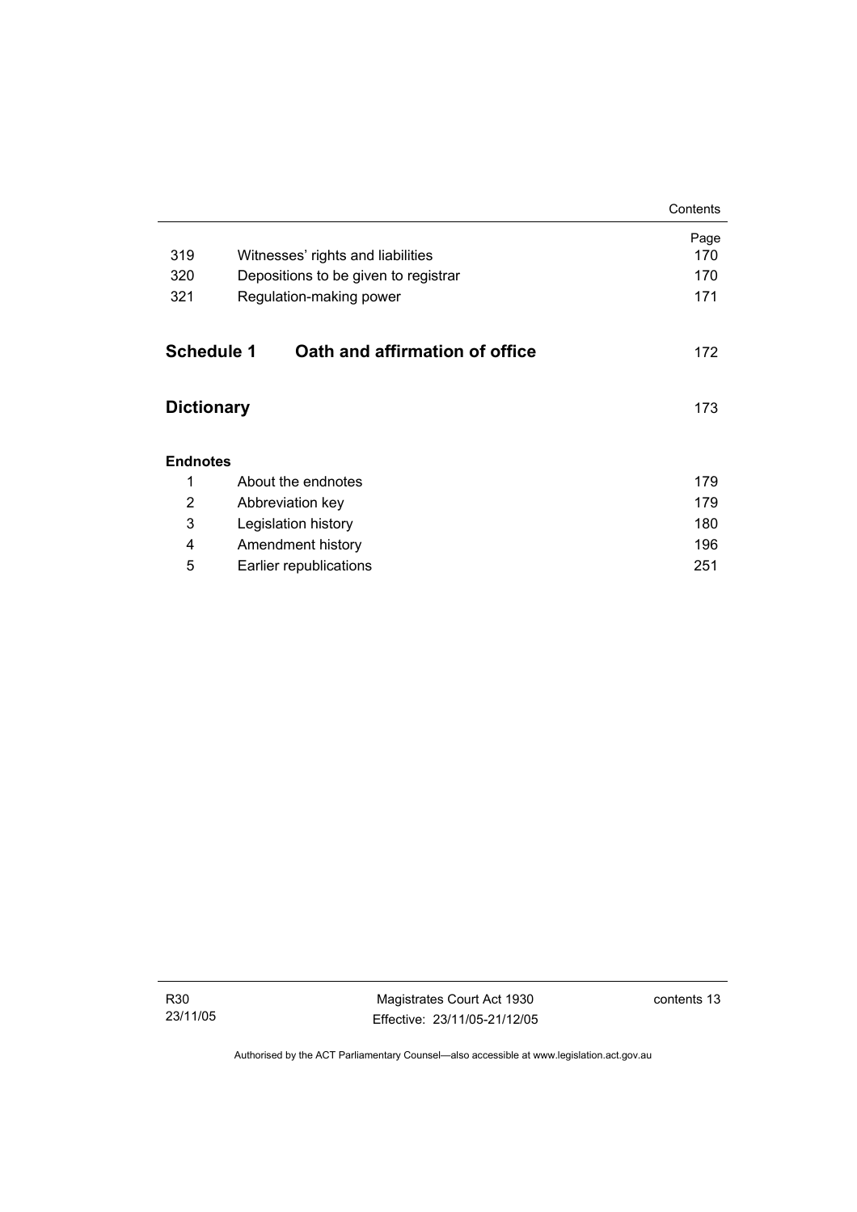| | | Page |
|---|---|---|
| 319 | Witnesses' rights and liabilities | 170 |
| 320 | Depositions to be given to registrar | 170 |
| 321 | Regulation-making power | 171 |

**Schedule 1 Oath and affirmation of office** 172

**Dictionary** 173

**Endnotes**

| | | |
|---|---|---|
| 1 | About the endnotes | 179 |
| 2 | Abbreviation key | 179 |
| 3 | Legislation history | 180 |
| 4 | Amendment history | 196 |
| 5 | Earlier republications | 251 |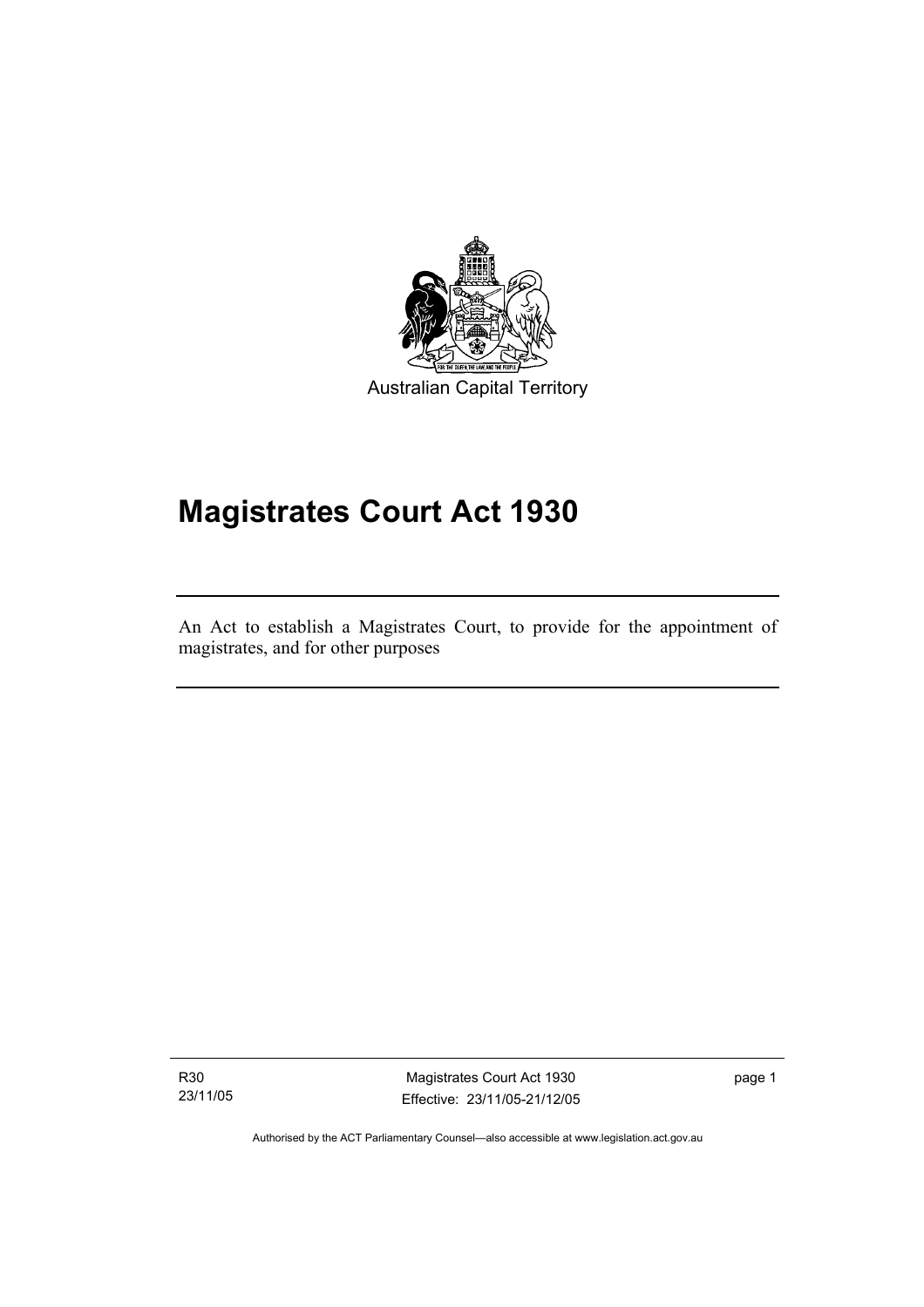Australian Capital Territory

# Magistrates Court Act 1930

An Act to establish a Magistrates Court, to provide for the appointment of magistrates, and for other purposes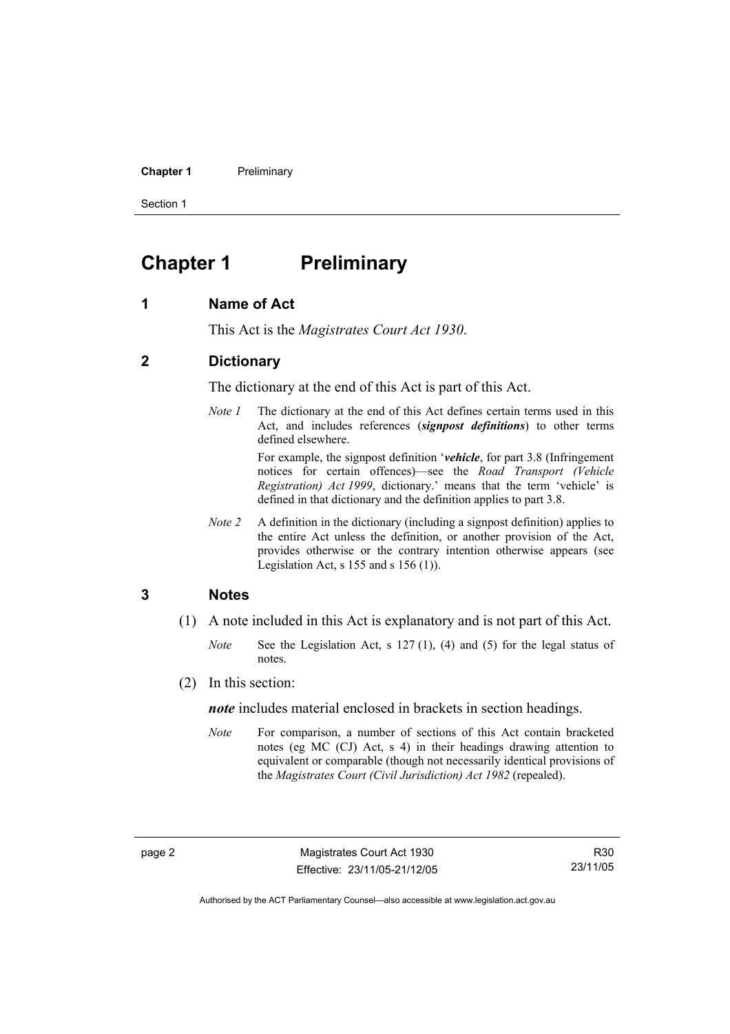# Chapter 1 Preliminary

## 1 Name of Act

This Act is the *Magistrates Court Act 1930*.

## 2 Dictionary

The dictionary at the end of this Act is part of this Act.

*Note 1* The dictionary at the end of this Act defines certain terms used in this Act, and includes references (***signpost definitions***) to other terms defined elsewhere.

For example, the signpost definition '***vehicle***, for part 3.8 (Infringement notices for certain offences)—see the *Road Transport (Vehicle Registration) Act 1999*, dictionary.' means that the term 'vehicle' is defined in that dictionary and the definition applies to part 3.8.

*Note 2* A definition in the dictionary (including a signpost definition) applies to the entire Act unless the definition, or another provision of the Act, provides otherwise or the contrary intention otherwise appears (see Legislation Act, s 155 and s 156 (1)).

## 3 Notes

(1) A note included in this Act is explanatory and is not part of this Act.

*Note* See the Legislation Act, s 127 (1), (4) and (5) for the legal status of notes.

(2) In this section:

***note*** includes material enclosed in brackets in section headings.

*Note* For comparison, a number of sections of this Act contain bracketed notes (eg MC (CJ) Act, s 4) in their headings drawing attention to equivalent or comparable (though not necessarily identical provisions of the *Magistrates Court (Civil Jurisdiction) Act 1982* (repealed).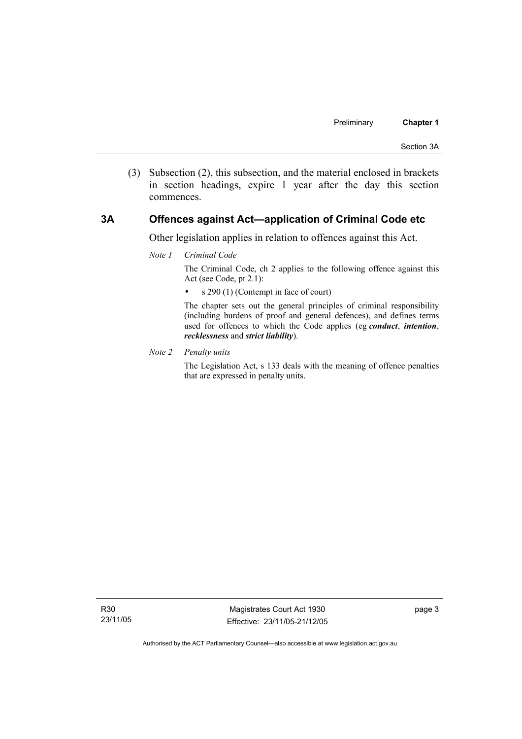(3) Subsection (2), this subsection, and the material enclosed in brackets in section headings, expire 1 year after the day this section commences.

### 3A Offences against Act—application of Criminal Code etc

Other legislation applies in relation to offences against this Act.

*Note 1 Criminal Code*

The Criminal Code, ch 2 applies to the following offence against this Act (see Code, pt 2.1):

- s 290 (1) (Contempt in face of court)

The chapter sets out the general principles of criminal responsibility (including burdens of proof and general defences), and defines terms used for offences to which the Code applies (eg ***conduct***, ***intention***, ***recklessness*** and ***strict liability***).

*Note 2 Penalty units*

The Legislation Act, s 133 deals with the meaning of offence penalties that are expressed in penalty units.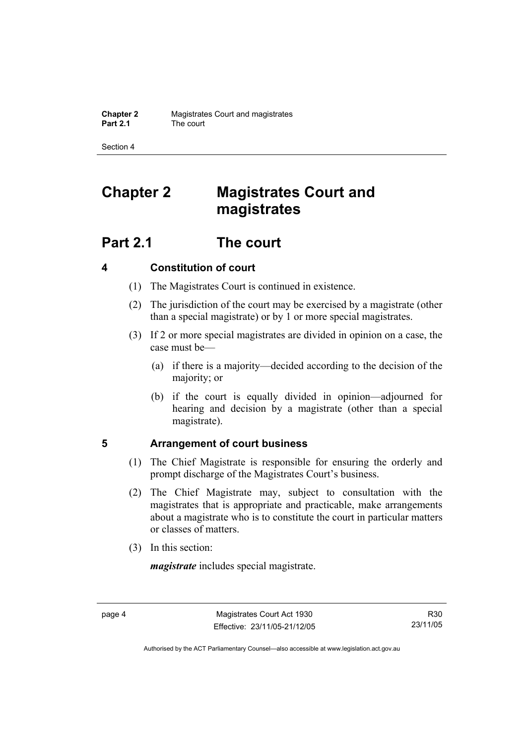# Chapter 2 Magistrates Court and magistrates

## Part 2.1 The court

### 4 Constitution of court

(1) The Magistrates Court is continued in existence.

(2) The jurisdiction of the court may be exercised by a magistrate (other than a special magistrate) or by 1 or more special magistrates.

(3) If 2 or more special magistrates are divided in opinion on a case, the case must be—

(a) if there is a majority—decided according to the decision of the majority; or

(b) if the court is equally divided in opinion—adjourned for hearing and decision by a magistrate (other than a special magistrate).

### 5 Arrangement of court business

(1) The Chief Magistrate is responsible for ensuring the orderly and prompt discharge of the Magistrates Court's business.

(2) The Chief Magistrate may, subject to consultation with the magistrates that is appropriate and practicable, make arrangements about a magistrate who is to constitute the court in particular matters or classes of matters.

(3) In this section:

***magistrate*** includes special magistrate.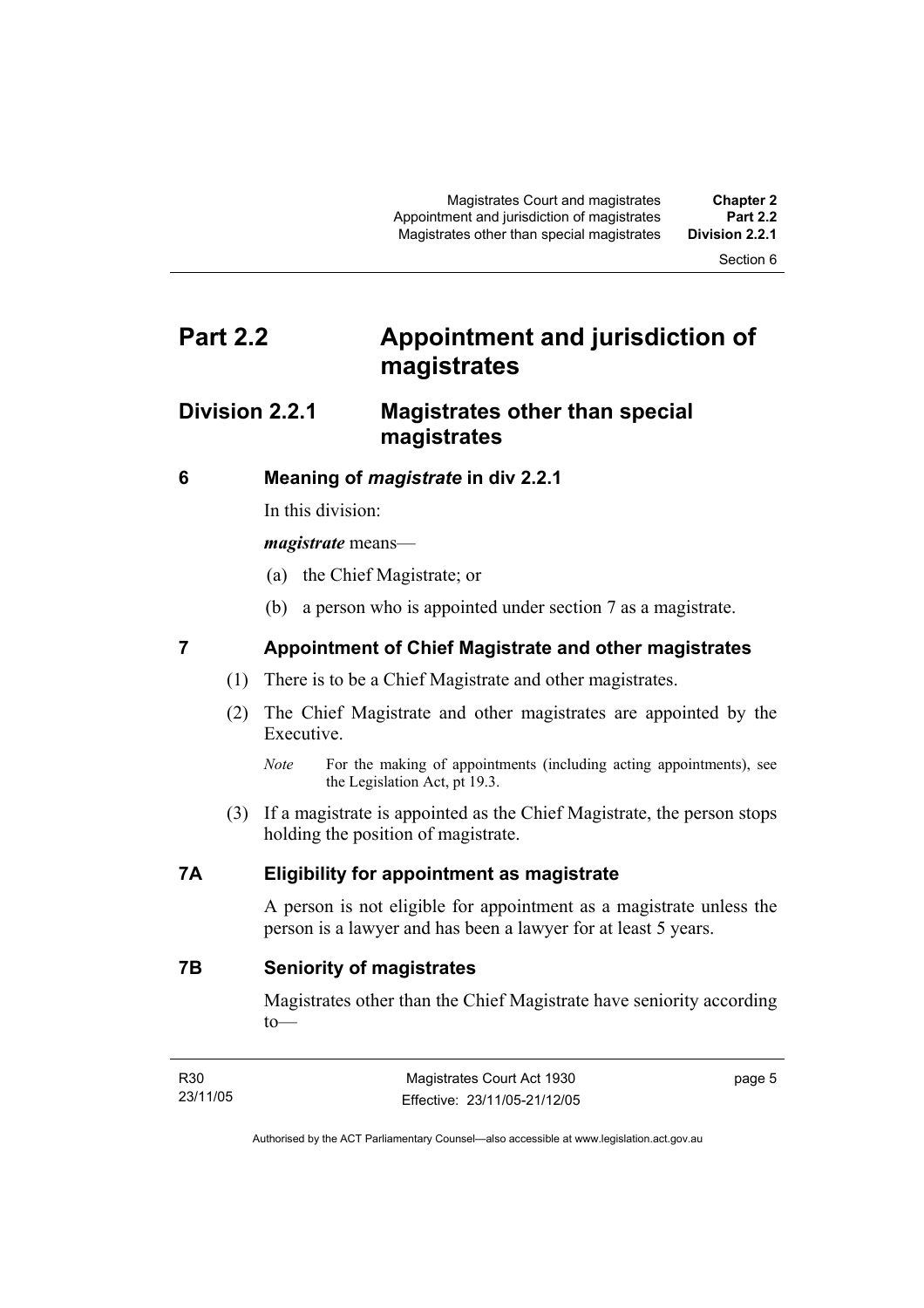# Part 2.2 Appointment and jurisdiction of magistrates

## Division 2.2.1 Magistrates other than special magistrates

### 6 Meaning of *magistrate* in div 2.2.1

In this division:

***magistrate*** means—

(a) the Chief Magistrate; or

(b) a person who is appointed under section 7 as a magistrate.

### 7 Appointment of Chief Magistrate and other magistrates

(1) There is to be a Chief Magistrate and other magistrates.

(2) The Chief Magistrate and other magistrates are appointed by the Executive.

*Note* For the making of appointments (including acting appointments), see the Legislation Act, pt 19.3.

(3) If a magistrate is appointed as the Chief Magistrate, the person stops holding the position of magistrate.

### 7A Eligibility for appointment as magistrate

A person is not eligible for appointment as a magistrate unless the person is a lawyer and has been a lawyer for at least 5 years.

### 7B Seniority of magistrates

Magistrates other than the Chief Magistrate have seniority according to—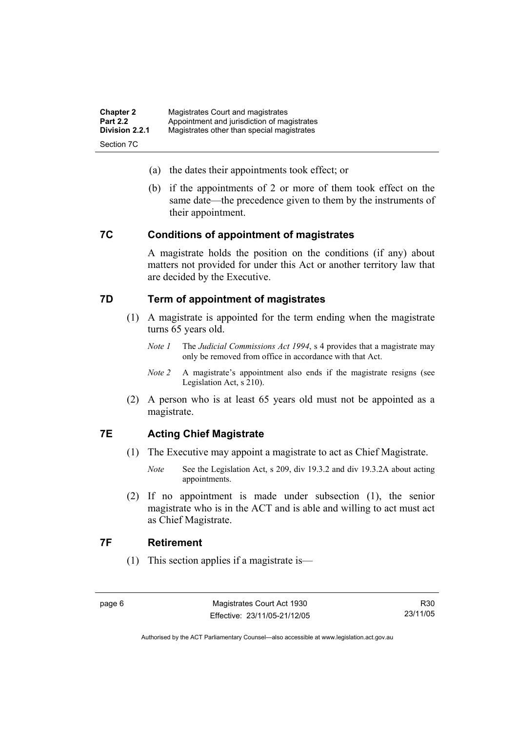(a) the dates their appointments took effect; or

(b) if the appointments of 2 or more of them took effect on the same date—the precedence given to them by the instruments of their appointment.

## 7C Conditions of appointment of magistrates

A magistrate holds the position on the conditions (if any) about matters not provided for under this Act or another territory law that are decided by the Executive.

## 7D Term of appointment of magistrates

(1) A magistrate is appointed for the term ending when the magistrate turns 65 years old.

*Note 1* The *Judicial Commissions Act 1994*, s 4 provides that a magistrate may only be removed from office in accordance with that Act.

*Note 2* A magistrate's appointment also ends if the magistrate resigns (see Legislation Act, s 210).

(2) A person who is at least 65 years old must not be appointed as a magistrate.

## 7E Acting Chief Magistrate

(1) The Executive may appoint a magistrate to act as Chief Magistrate.

*Note* See the Legislation Act, s 209, div 19.3.2 and div 19.3.2A about acting appointments.

(2) If no appointment is made under subsection (1), the senior magistrate who is in the ACT and is able and willing to act must act as Chief Magistrate.

## 7F Retirement

(1) This section applies if a magistrate is—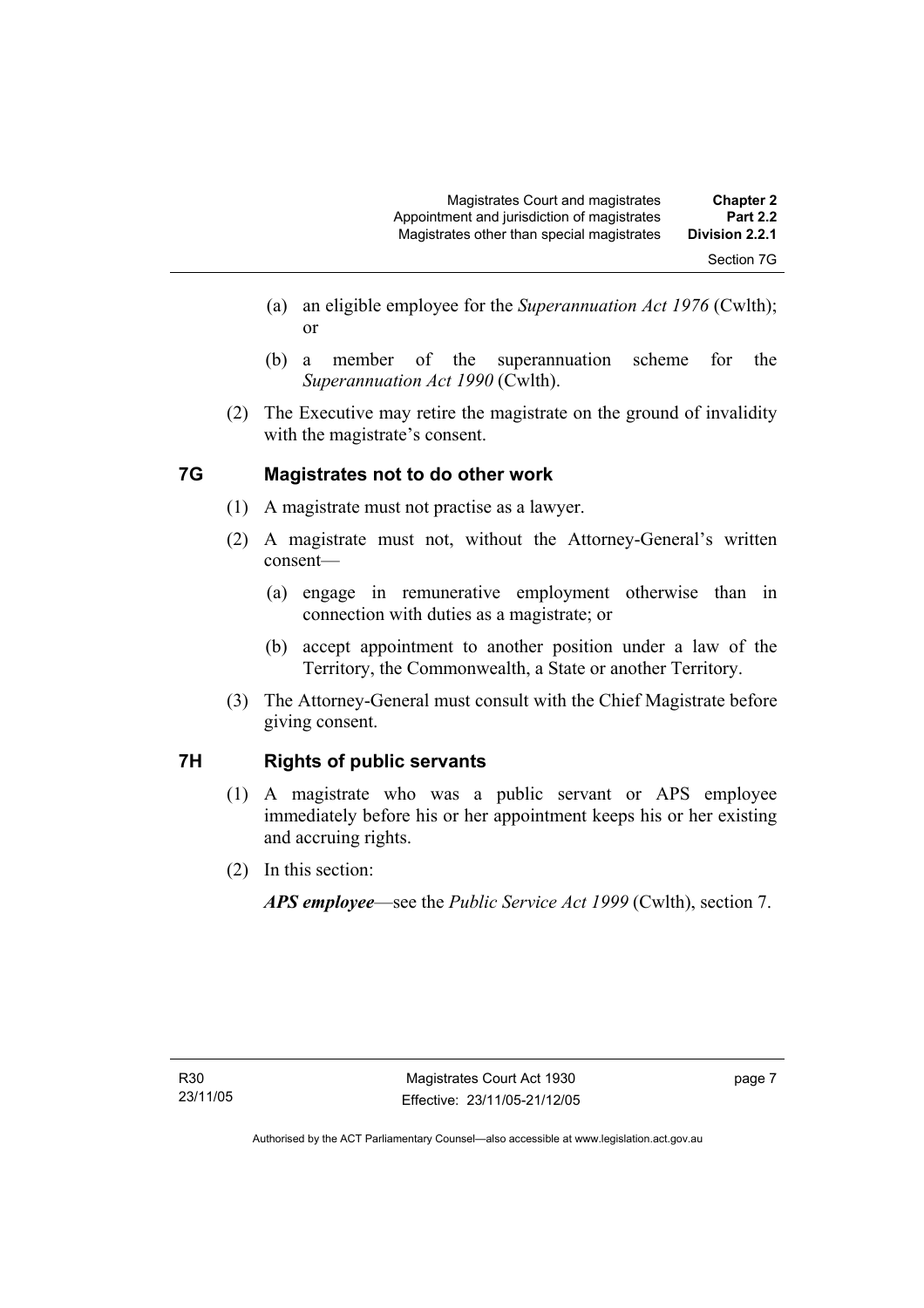(a) an eligible employee for the *Superannuation Act 1976* (Cwlth); or

(b) a member of the superannuation scheme for the *Superannuation Act 1990* (Cwlth).

(2) The Executive may retire the magistrate on the ground of invalidity with the magistrate's consent.

## 7G Magistrates not to do other work

(1) A magistrate must not practise as a lawyer.

(2) A magistrate must not, without the Attorney-General's written consent—

(a) engage in remunerative employment otherwise than in connection with duties as a magistrate; or

(b) accept appointment to another position under a law of the Territory, the Commonwealth, a State or another Territory.

(3) The Attorney-General must consult with the Chief Magistrate before giving consent.

## 7H Rights of public servants

(1) A magistrate who was a public servant or APS employee immediately before his or her appointment keeps his or her existing and accruing rights.

(2) In this section:

***APS employee***—see the *Public Service Act 1999* (Cwlth), section 7.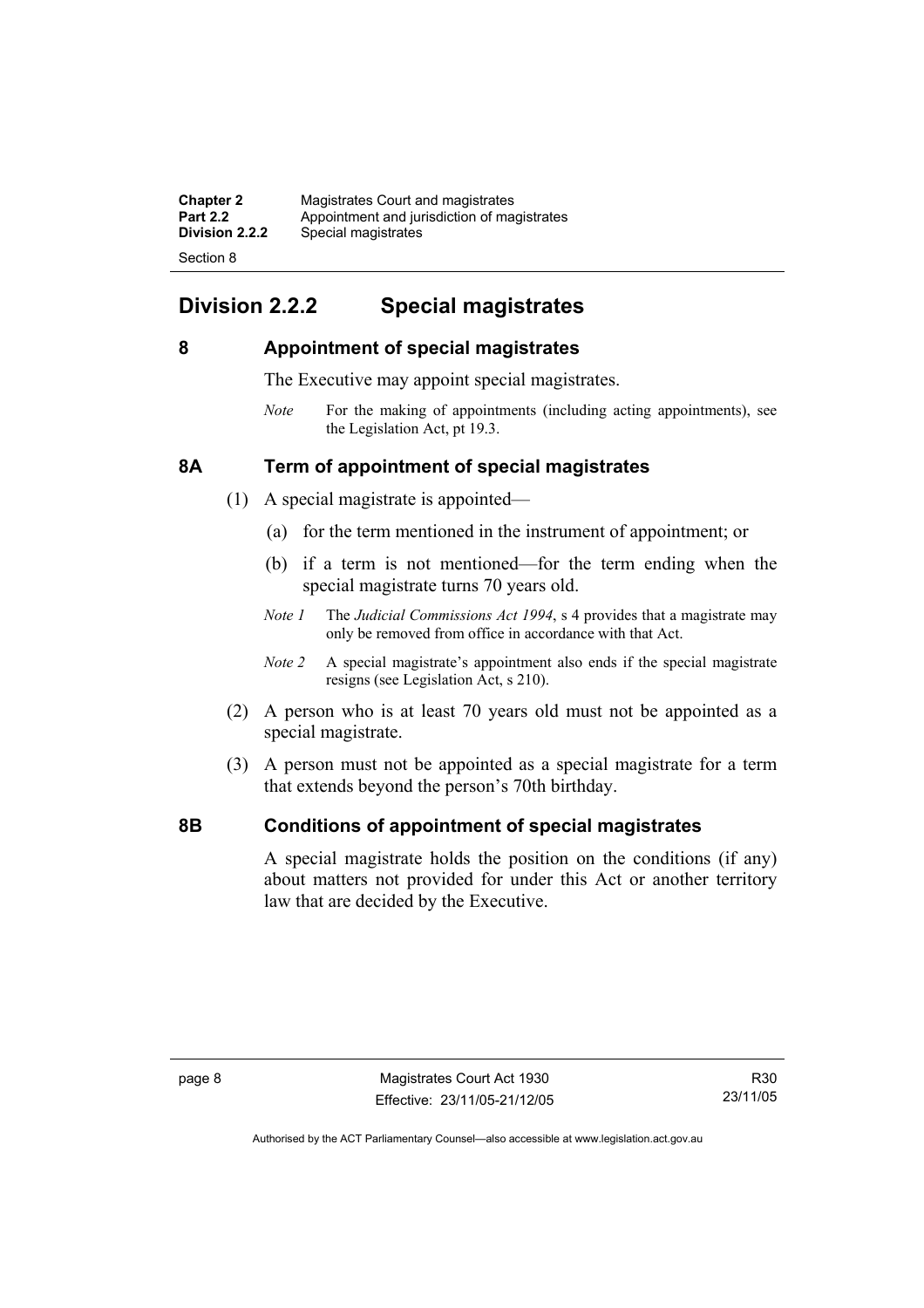## Division 2.2.2 Special magistrates

### 8 Appointment of special magistrates

The Executive may appoint special magistrates.

*Note* For the making of appointments (including acting appointments), see the Legislation Act, pt 19.3.

### 8A Term of appointment of special magistrates

(1) A special magistrate is appointed—

(a) for the term mentioned in the instrument of appointment; or

(b) if a term is not mentioned—for the term ending when the special magistrate turns 70 years old.

*Note 1* The *Judicial Commissions Act 1994*, s 4 provides that a magistrate may only be removed from office in accordance with that Act.

*Note 2* A special magistrate's appointment also ends if the special magistrate resigns (see Legislation Act, s 210).

(2) A person who is at least 70 years old must not be appointed as a special magistrate.

(3) A person must not be appointed as a special magistrate for a term that extends beyond the person's 70th birthday.

### 8B Conditions of appointment of special magistrates

A special magistrate holds the position on the conditions (if any) about matters not provided for under this Act or another territory law that are decided by the Executive.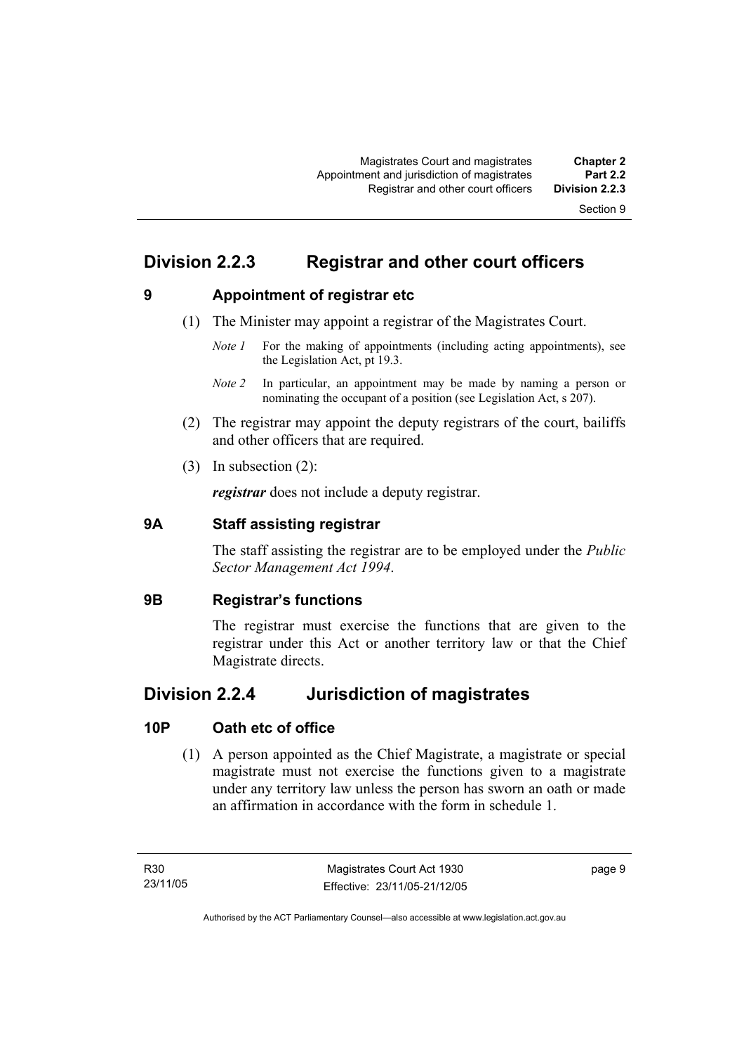## Division 2.2.3 Registrar and other court officers

### 9 Appointment of registrar etc

(1) The Minister may appoint a registrar of the Magistrates Court.

*Note 1* For the making of appointments (including acting appointments), see the Legislation Act, pt 19.3.

*Note 2* In particular, an appointment may be made by naming a person or nominating the occupant of a position (see Legislation Act, s 207).

(2) The registrar may appoint the deputy registrars of the court, bailiffs and other officers that are required.

(3) In subsection (2):

***registrar*** does not include a deputy registrar.

### 9A Staff assisting registrar

The staff assisting the registrar are to be employed under the *Public Sector Management Act 1994*.

### 9B Registrar's functions

The registrar must exercise the functions that are given to the registrar under this Act or another territory law or that the Chief Magistrate directs.

## Division 2.2.4 Jurisdiction of magistrates

### 10P Oath etc of office

(1) A person appointed as the Chief Magistrate, a magistrate or special magistrate must not exercise the functions given to a magistrate under any territory law unless the person has sworn an oath or made an affirmation in accordance with the form in schedule 1.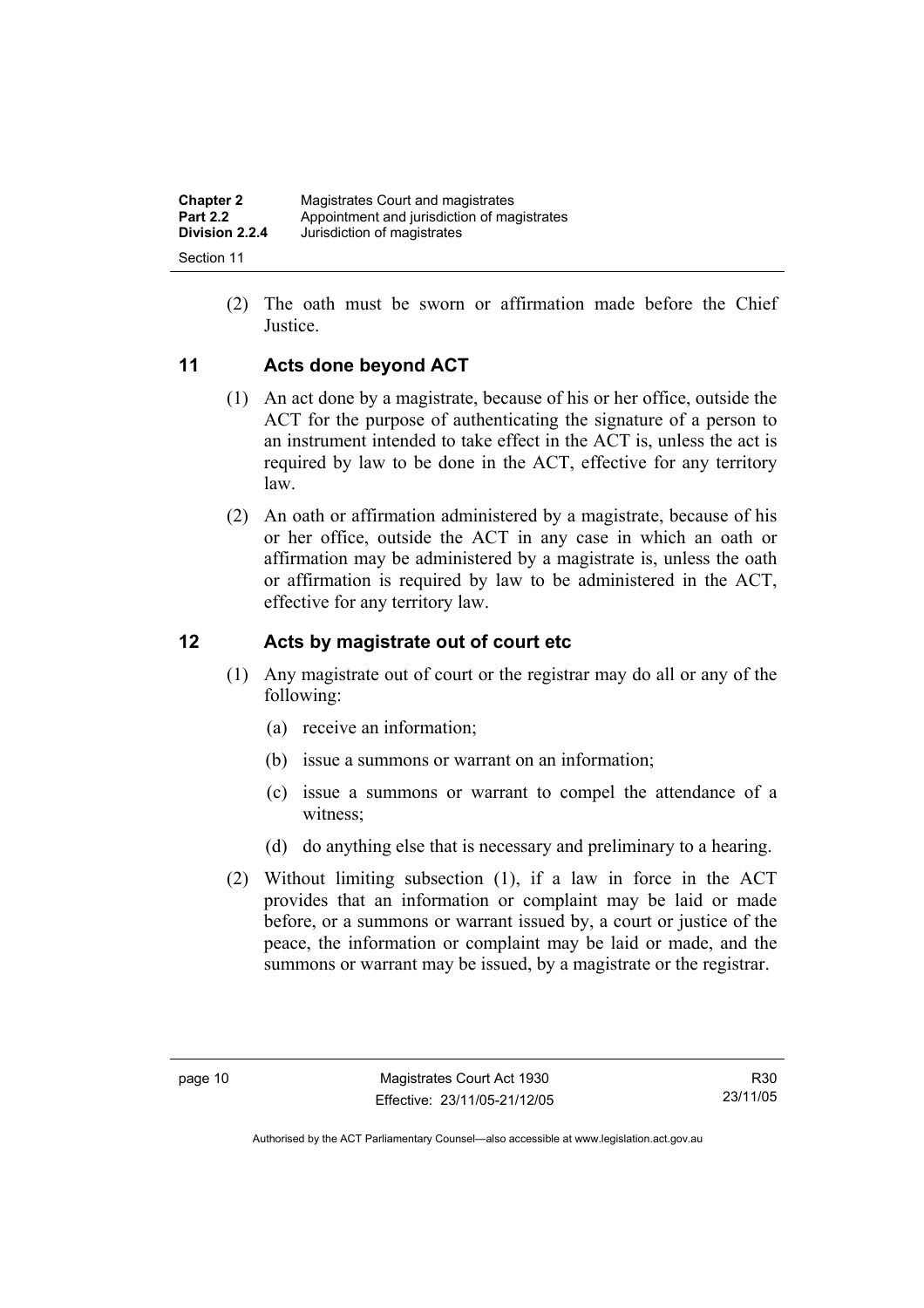(2) The oath must be sworn or affirmation made before the Chief Justice.

## 11 Acts done beyond ACT

(1) An act done by a magistrate, because of his or her office, outside the ACT for the purpose of authenticating the signature of a person to an instrument intended to take effect in the ACT is, unless the act is required by law to be done in the ACT, effective for any territory law.

(2) An oath or affirmation administered by a magistrate, because of his or her office, outside the ACT in any case in which an oath or affirmation may be administered by a magistrate is, unless the oath or affirmation is required by law to be administered in the ACT, effective for any territory law.

## 12 Acts by magistrate out of court etc

(1) Any magistrate out of court or the registrar may do all or any of the following:

- (a) receive an information;
- (b) issue a summons or warrant on an information;
- (c) issue a summons or warrant to compel the attendance of a witness;
- (d) do anything else that is necessary and preliminary to a hearing.

(2) Without limiting subsection (1), if a law in force in the ACT provides that an information or complaint may be laid or made before, or a summons or warrant issued by, a court or justice of the peace, the information or complaint may be laid or made, and the summons or warrant may be issued, by a magistrate or the registrar.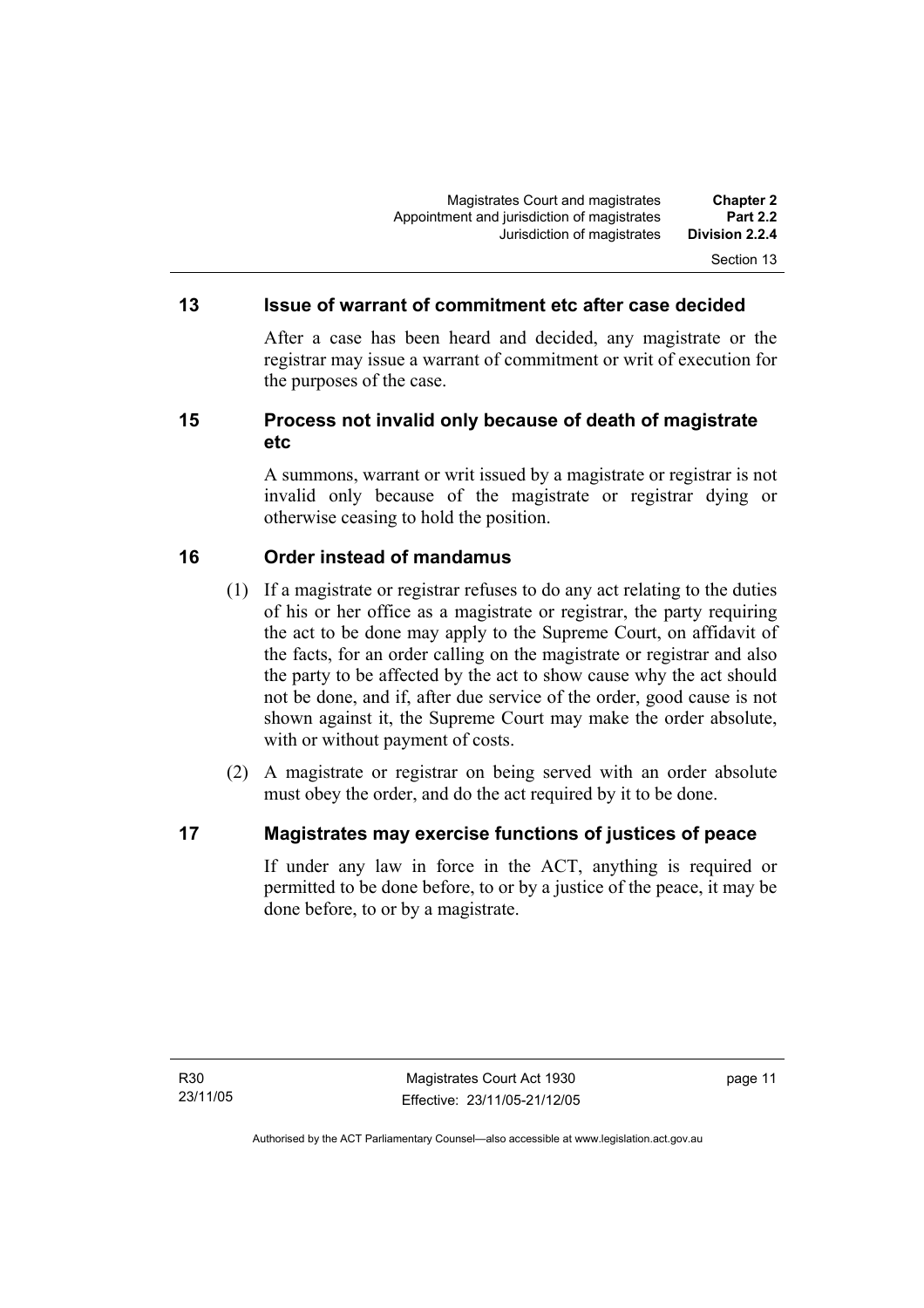## 13 Issue of warrant of commitment etc after case decided

After a case has been heard and decided, any magistrate or the registrar may issue a warrant of commitment or writ of execution for the purposes of the case.

## 15 Process not invalid only because of death of magistrate etc

A summons, warrant or writ issued by a magistrate or registrar is not invalid only because of the magistrate or registrar dying or otherwise ceasing to hold the position.

## 16 Order instead of mandamus

(1) If a magistrate or registrar refuses to do any act relating to the duties of his or her office as a magistrate or registrar, the party requiring the act to be done may apply to the Supreme Court, on affidavit of the facts, for an order calling on the magistrate or registrar and also the party to be affected by the act to show cause why the act should not be done, and if, after due service of the order, good cause is not shown against it, the Supreme Court may make the order absolute, with or without payment of costs.

(2) A magistrate or registrar on being served with an order absolute must obey the order, and do the act required by it to be done.

## 17 Magistrates may exercise functions of justices of peace

If under any law in force in the ACT, anything is required or permitted to be done before, to or by a justice of the peace, it may be done before, to or by a magistrate.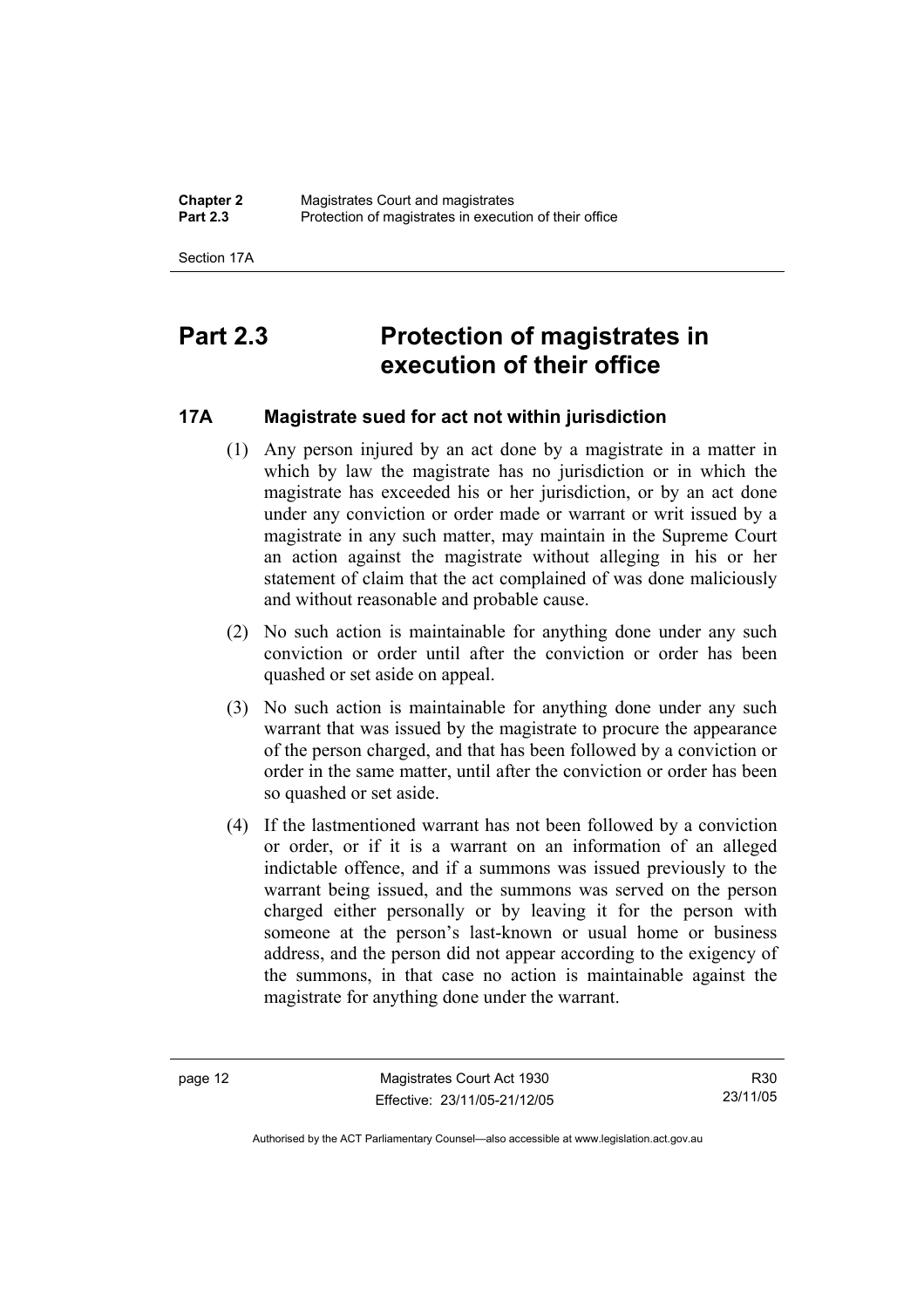# Part 2.3 Protection of magistrates in execution of their office

## 17A Magistrate sued for act not within jurisdiction

(1) Any person injured by an act done by a magistrate in a matter in which by law the magistrate has no jurisdiction or in which the magistrate has exceeded his or her jurisdiction, or by an act done under any conviction or order made or warrant or writ issued by a magistrate in any such matter, may maintain in the Supreme Court an action against the magistrate without alleging in his or her statement of claim that the act complained of was done maliciously and without reasonable and probable cause.

(2) No such action is maintainable for anything done under any such conviction or order until after the conviction or order has been quashed or set aside on appeal.

(3) No such action is maintainable for anything done under any such warrant that was issued by the magistrate to procure the appearance of the person charged, and that has been followed by a conviction or order in the same matter, until after the conviction or order has been so quashed or set aside.

(4) If the lastmentioned warrant has not been followed by a conviction or order, or if it is a warrant on an information of an alleged indictable offence, and if a summons was issued previously to the warrant being issued, and the summons was served on the person charged either personally or by leaving it for the person with someone at the person's last-known or usual home or business address, and the person did not appear according to the exigency of the summons, in that case no action is maintainable against the magistrate for anything done under the warrant.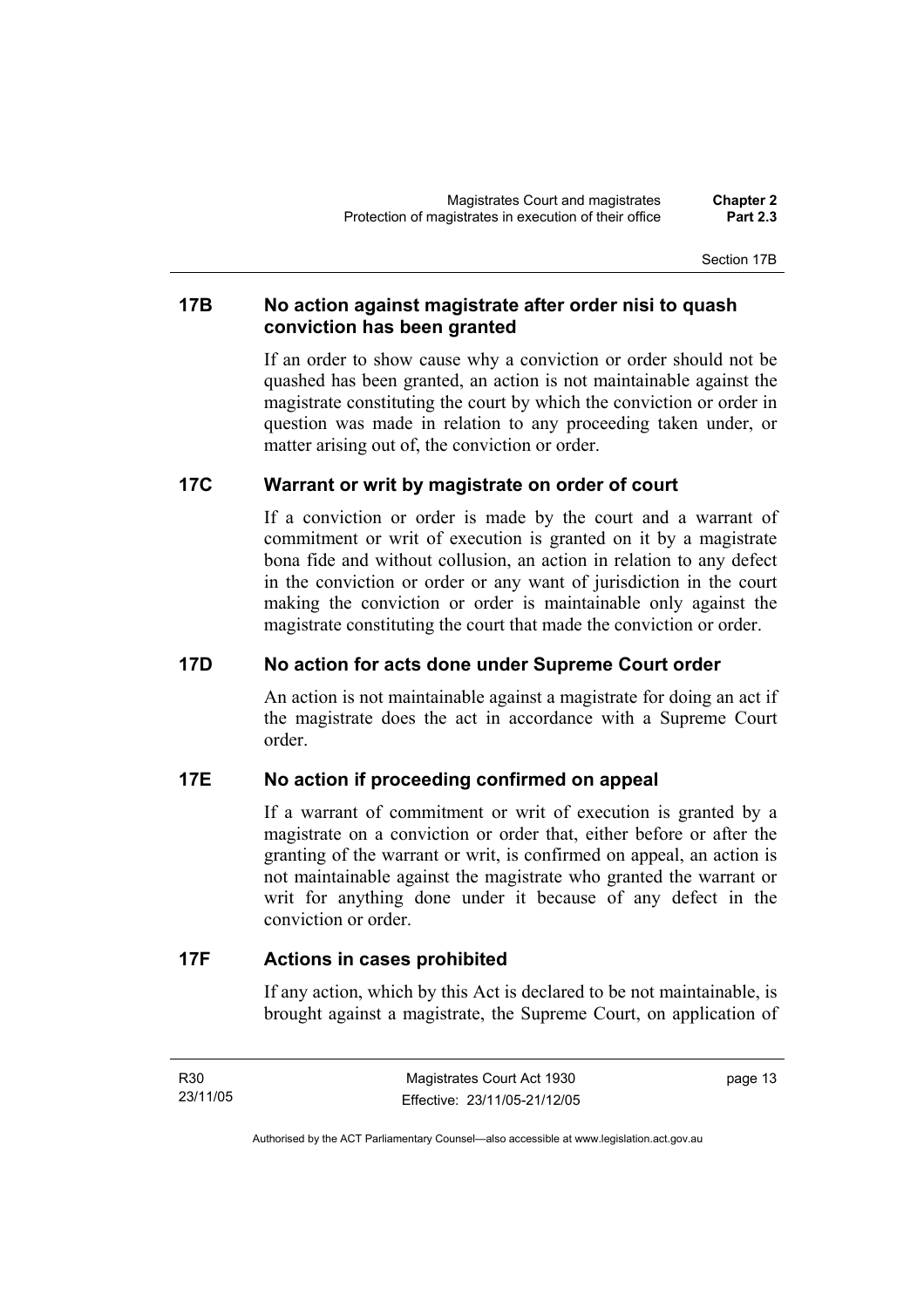### 17B No action against magistrate after order nisi to quash conviction has been granted

If an order to show cause why a conviction or order should not be quashed has been granted, an action is not maintainable against the magistrate constituting the court by which the conviction or order in question was made in relation to any proceeding taken under, or matter arising out of, the conviction or order.

### 17C Warrant or writ by magistrate on order of court

If a conviction or order is made by the court and a warrant of commitment or writ of execution is granted on it by a magistrate bona fide and without collusion, an action in relation to any defect in the conviction or order or any want of jurisdiction in the court making the conviction or order is maintainable only against the magistrate constituting the court that made the conviction or order.

### 17D No action for acts done under Supreme Court order

An action is not maintainable against a magistrate for doing an act if the magistrate does the act in accordance with a Supreme Court order.

### 17E No action if proceeding confirmed on appeal

If a warrant of commitment or writ of execution is granted by a magistrate on a conviction or order that, either before or after the granting of the warrant or writ, is confirmed on appeal, an action is not maintainable against the magistrate who granted the warrant or writ for anything done under it because of any defect in the conviction or order.

### 17F Actions in cases prohibited

If any action, which by this Act is declared to be not maintainable, is brought against a magistrate, the Supreme Court, on application of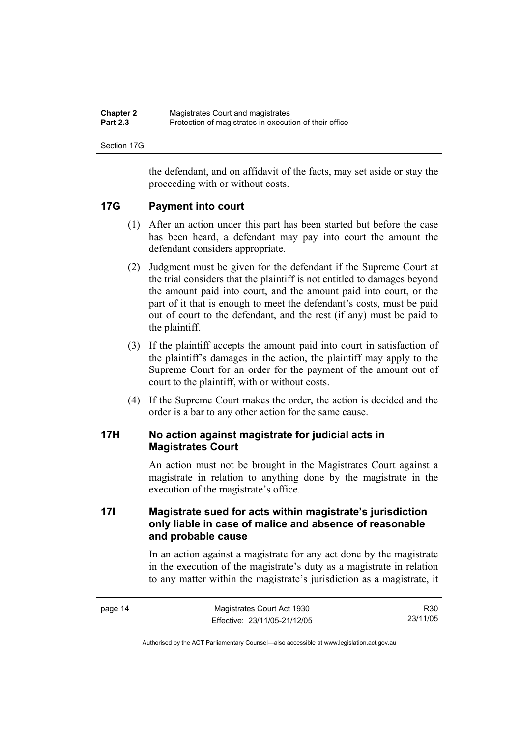the defendant, and on affidavit of the facts, may set aside or stay the proceeding with or without costs.

## 17G Payment into court

(1) After an action under this part has been started but before the case has been heard, a defendant may pay into court the amount the defendant considers appropriate.

(2) Judgment must be given for the defendant if the Supreme Court at the trial considers that the plaintiff is not entitled to damages beyond the amount paid into court, and the amount paid into court, or the part of it that is enough to meet the defendant's costs, must be paid out of court to the defendant, and the rest (if any) must be paid to the plaintiff.

(3) If the plaintiff accepts the amount paid into court in satisfaction of the plaintiff's damages in the action, the plaintiff may apply to the Supreme Court for an order for the payment of the amount out of court to the plaintiff, with or without costs.

(4) If the Supreme Court makes the order, the action is decided and the order is a bar to any other action for the same cause.

## 17H No action against magistrate for judicial acts in Magistrates Court

An action must not be brought in the Magistrates Court against a magistrate in relation to anything done by the magistrate in the execution of the magistrate's office.

## 17I Magistrate sued for acts within magistrate's jurisdiction only liable in case of malice and absence of reasonable and probable cause

In an action against a magistrate for any act done by the magistrate in the execution of the magistrate's duty as a magistrate in relation to any matter within the magistrate's jurisdiction as a magistrate, it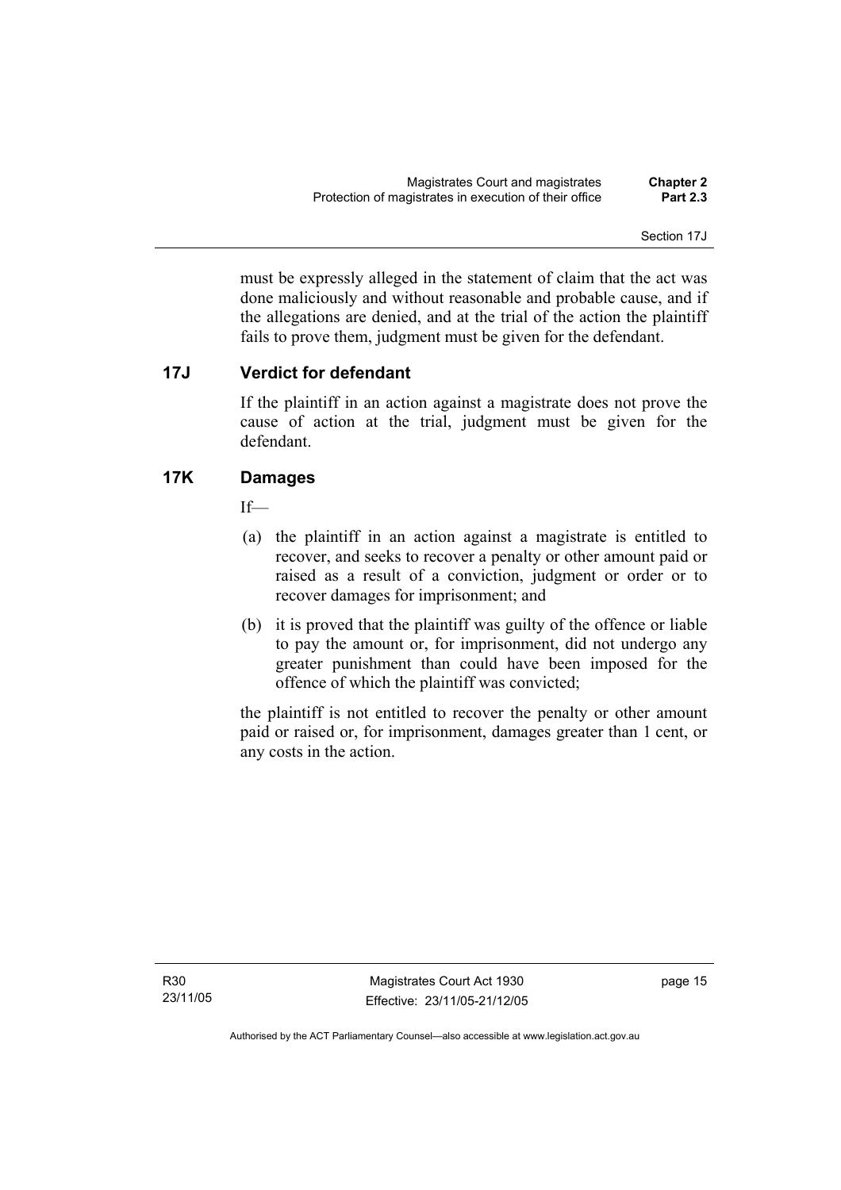must be expressly alleged in the statement of claim that the act was done maliciously and without reasonable and probable cause, and if the allegations are denied, and at the trial of the action the plaintiff fails to prove them, judgment must be given for the defendant.

## 17J Verdict for defendant

If the plaintiff in an action against a magistrate does not prove the cause of action at the trial, judgment must be given for the defendant.

## 17K Damages

If—

(a) the plaintiff in an action against a magistrate is entitled to recover, and seeks to recover a penalty or other amount paid or raised as a result of a conviction, judgment or order or to recover damages for imprisonment; and

(b) it is proved that the plaintiff was guilty of the offence or liable to pay the amount or, for imprisonment, did not undergo any greater punishment than could have been imposed for the offence of which the plaintiff was convicted;

the plaintiff is not entitled to recover the penalty or other amount paid or raised or, for imprisonment, damages greater than 1 cent, or any costs in the action.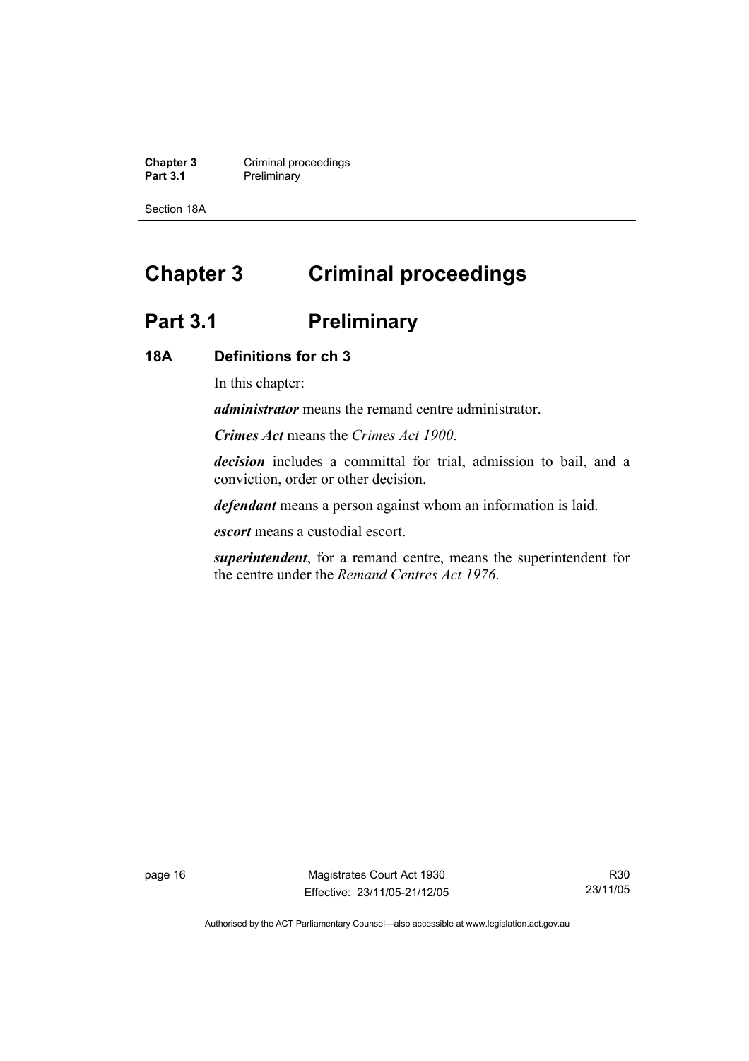# Chapter 3 Criminal proceedings

## Part 3.1 Preliminary

### 18A Definitions for ch 3

In this chapter:

***administrator*** means the remand centre administrator.

***Crimes Act*** means the *Crimes Act 1900*.

***decision*** includes a committal for trial, admission to bail, and a conviction, order or other decision.

***defendant*** means a person against whom an information is laid.

***escort*** means a custodial escort.

***superintendent***, for a remand centre, means the superintendent for the centre under the *Remand Centres Act 1976*.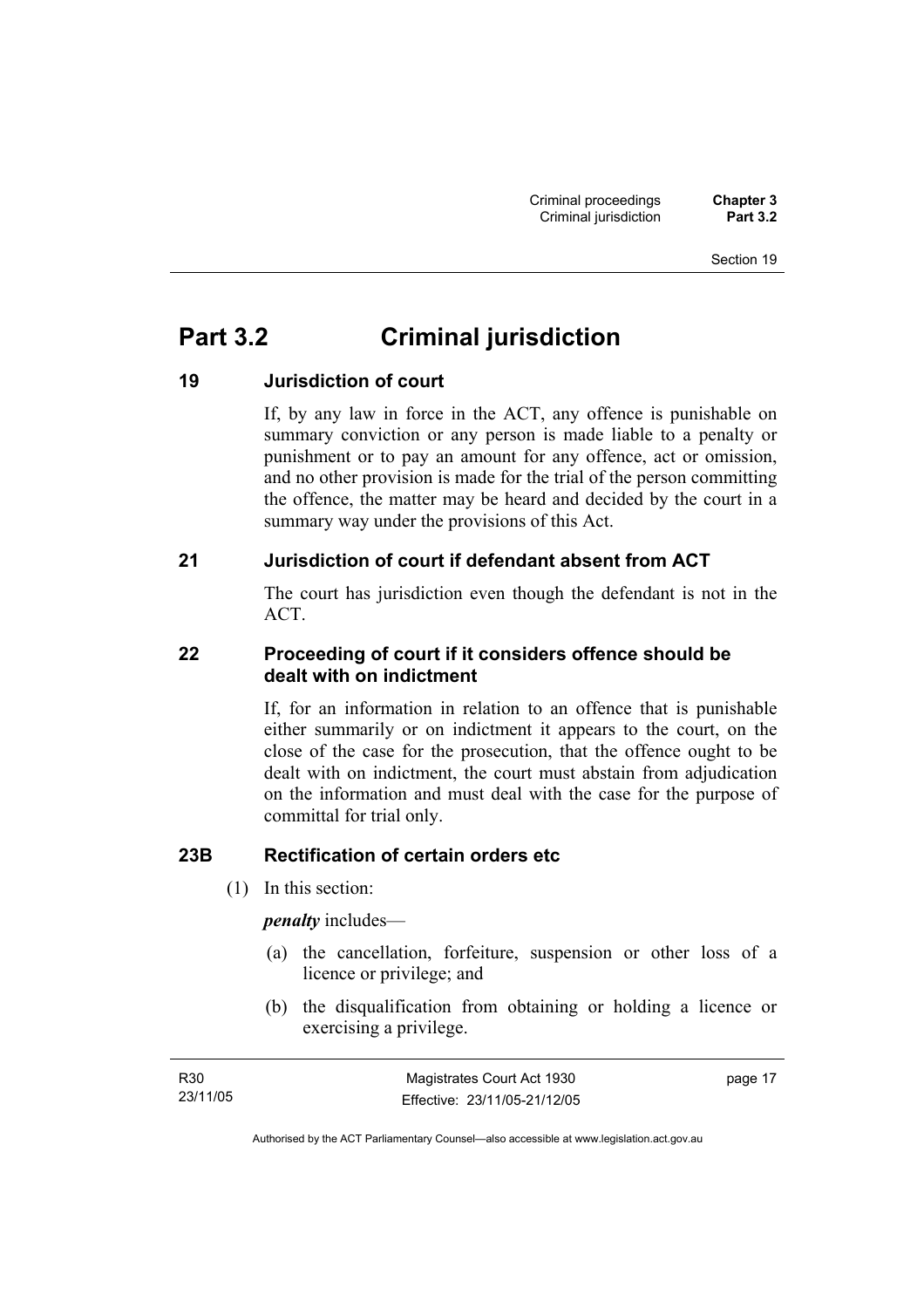# Part 3.2 Criminal jurisdiction

## 19 Jurisdiction of court

If, by any law in force in the ACT, any offence is punishable on summary conviction or any person is made liable to a penalty or punishment or to pay an amount for any offence, act or omission, and no other provision is made for the trial of the person committing the offence, the matter may be heard and decided by the court in a summary way under the provisions of this Act.

## 21 Jurisdiction of court if defendant absent from ACT

The court has jurisdiction even though the defendant is not in the ACT.

## 22 Proceeding of court if it considers offence should be dealt with on indictment

If, for an information in relation to an offence that is punishable either summarily or on indictment it appears to the court, on the close of the case for the prosecution, that the offence ought to be dealt with on indictment, the court must abstain from adjudication on the information and must deal with the case for the purpose of committal for trial only.

## 23B Rectification of certain orders etc

(1) In this section:

***penalty*** includes—

(a) the cancellation, forfeiture, suspension or other loss of a licence or privilege; and

(b) the disqualification from obtaining or holding a licence or exercising a privilege.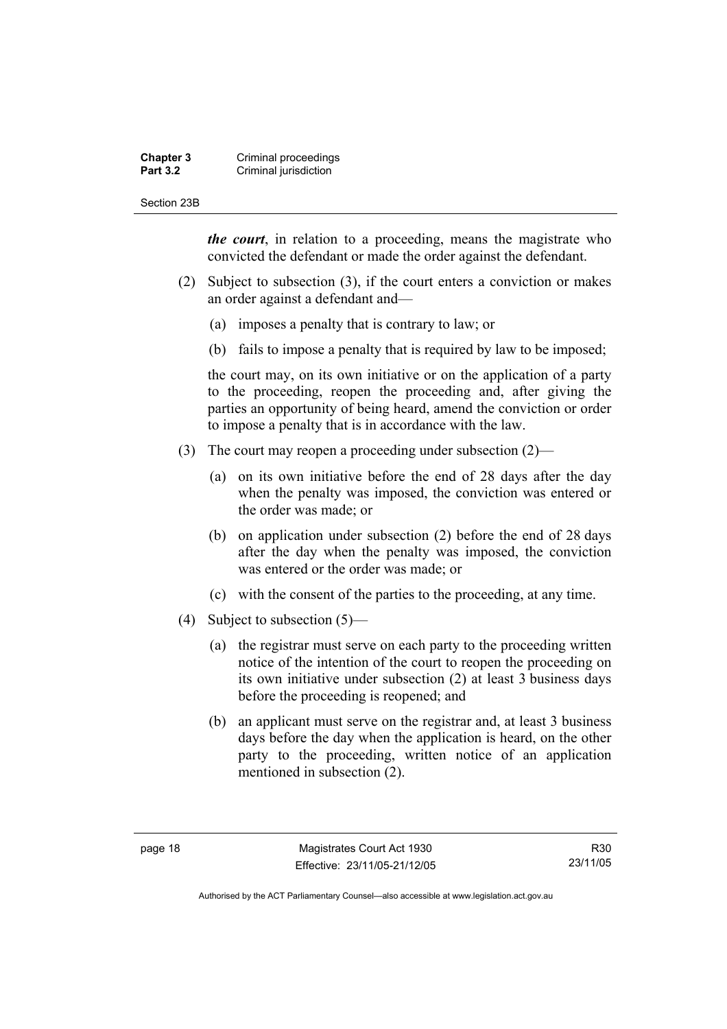***the court***, in relation to a proceeding, means the magistrate who convicted the defendant or made the order against the defendant.

(2) Subject to subsection (3), if the court enters a conviction or makes an order against a defendant and—

(a) imposes a penalty that is contrary to law; or

(b) fails to impose a penalty that is required by law to be imposed;

the court may, on its own initiative or on the application of a party to the proceeding, reopen the proceeding and, after giving the parties an opportunity of being heard, amend the conviction or order to impose a penalty that is in accordance with the law.

(3) The court may reopen a proceeding under subsection (2)—

(a) on its own initiative before the end of 28 days after the day when the penalty was imposed, the conviction was entered or the order was made; or

(b) on application under subsection (2) before the end of 28 days after the day when the penalty was imposed, the conviction was entered or the order was made; or

(c) with the consent of the parties to the proceeding, at any time.

(4) Subject to subsection (5)—

(a) the registrar must serve on each party to the proceeding written notice of the intention of the court to reopen the proceeding on its own initiative under subsection (2) at least 3 business days before the proceeding is reopened; and

(b) an applicant must serve on the registrar and, at least 3 business days before the day when the application is heard, on the other party to the proceeding, written notice of an application mentioned in subsection (2).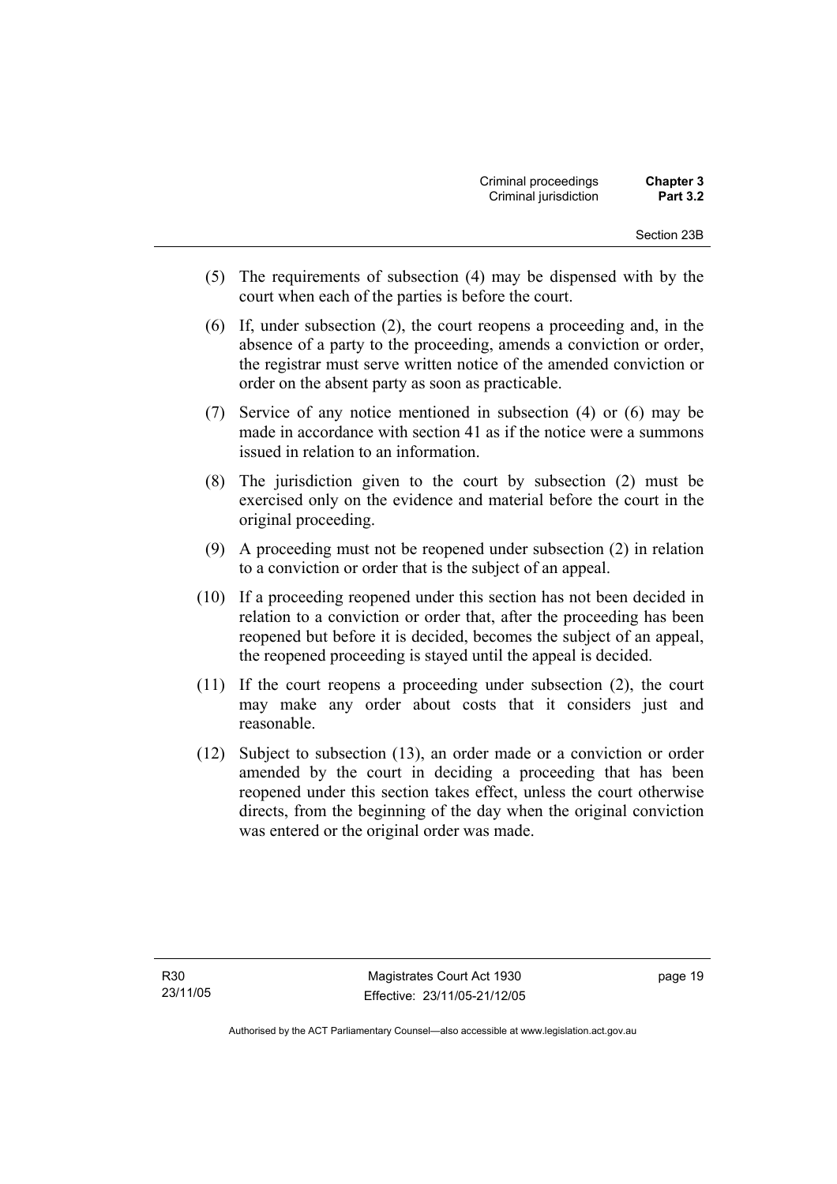(5) The requirements of subsection (4) may be dispensed with by the court when each of the parties is before the court.

(6) If, under subsection (2), the court reopens a proceeding and, in the absence of a party to the proceeding, amends a conviction or order, the registrar must serve written notice of the amended conviction or order on the absent party as soon as practicable.

(7) Service of any notice mentioned in subsection (4) or (6) may be made in accordance with section 41 as if the notice were a summons issued in relation to an information.

(8) The jurisdiction given to the court by subsection (2) must be exercised only on the evidence and material before the court in the original proceeding.

(9) A proceeding must not be reopened under subsection (2) in relation to a conviction or order that is the subject of an appeal.

(10) If a proceeding reopened under this section has not been decided in relation to a conviction or order that, after the proceeding has been reopened but before it is decided, becomes the subject of an appeal, the reopened proceeding is stayed until the appeal is decided.

(11) If the court reopens a proceeding under subsection (2), the court may make any order about costs that it considers just and reasonable.

(12) Subject to subsection (13), an order made or a conviction or order amended by the court in deciding a proceeding that has been reopened under this section takes effect, unless the court otherwise directs, from the beginning of the day when the original conviction was entered or the original order was made.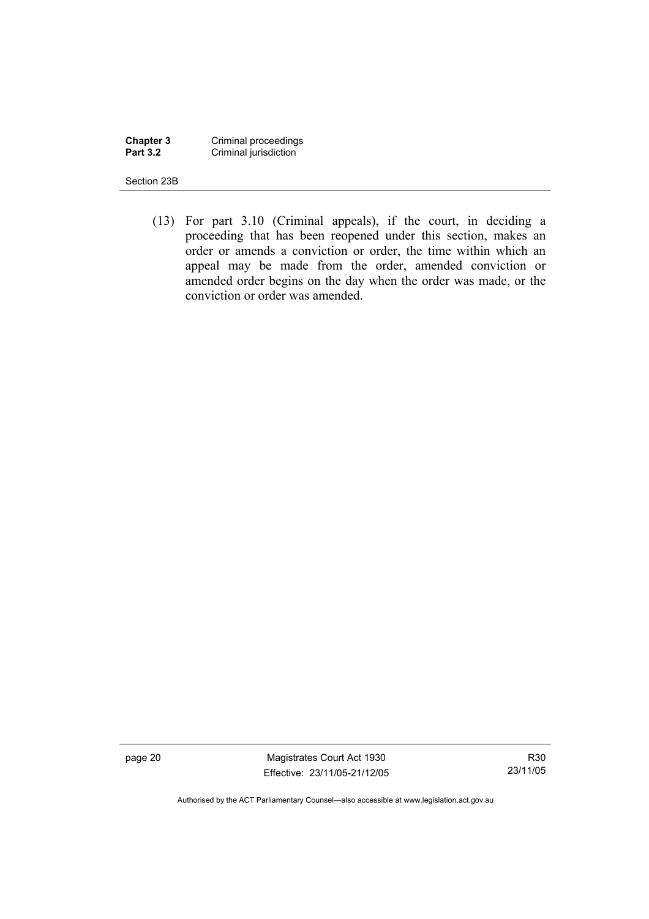(13) For part 3.10 (Criminal appeals), if the court, in deciding a proceeding that has been reopened under this section, makes an order or amends a conviction or order, the time within which an appeal may be made from the order, amended conviction or amended order begins on the day when the order was made, or the conviction or order was amended.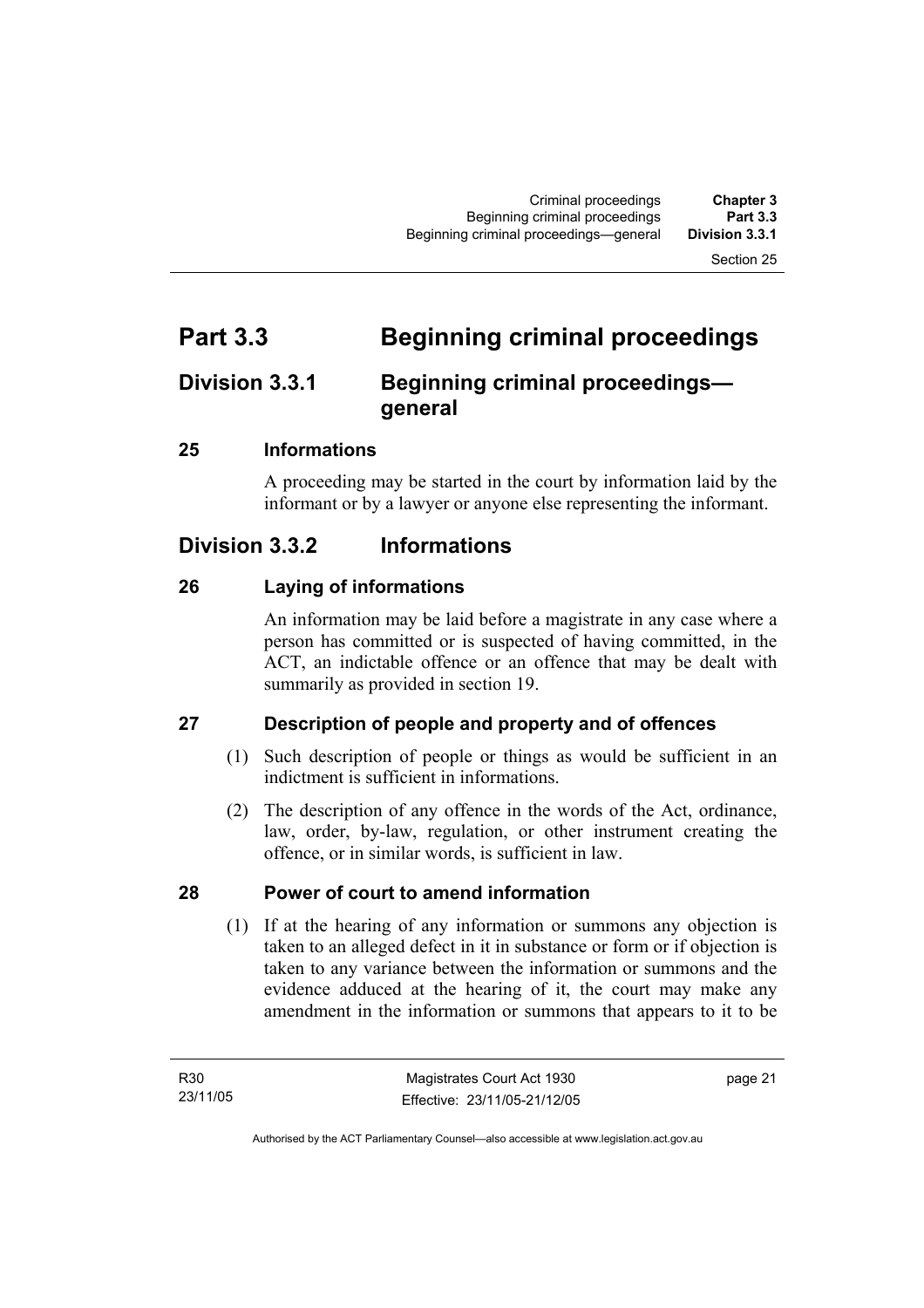# Part 3.3 Beginning criminal proceedings

## Division 3.3.1 Beginning criminal proceedings—general

### 25 Informations

A proceeding may be started in the court by information laid by the informant or by a lawyer or anyone else representing the informant.

## Division 3.3.2 Informations

### 26 Laying of informations

An information may be laid before a magistrate in any case where a person has committed or is suspected of having committed, in the ACT, an indictable offence or an offence that may be dealt with summarily as provided in section 19.

### 27 Description of people and property and of offences

(1) Such description of people or things as would be sufficient in an indictment is sufficient in informations.

(2) The description of any offence in the words of the Act, ordinance, law, order, by-law, regulation, or other instrument creating the offence, or in similar words, is sufficient in law.

### 28 Power of court to amend information

(1) If at the hearing of any information or summons any objection is taken to an alleged defect in it in substance or form or if objection is taken to any variance between the information or summons and the evidence adduced at the hearing of it, the court may make any amendment in the information or summons that appears to it to be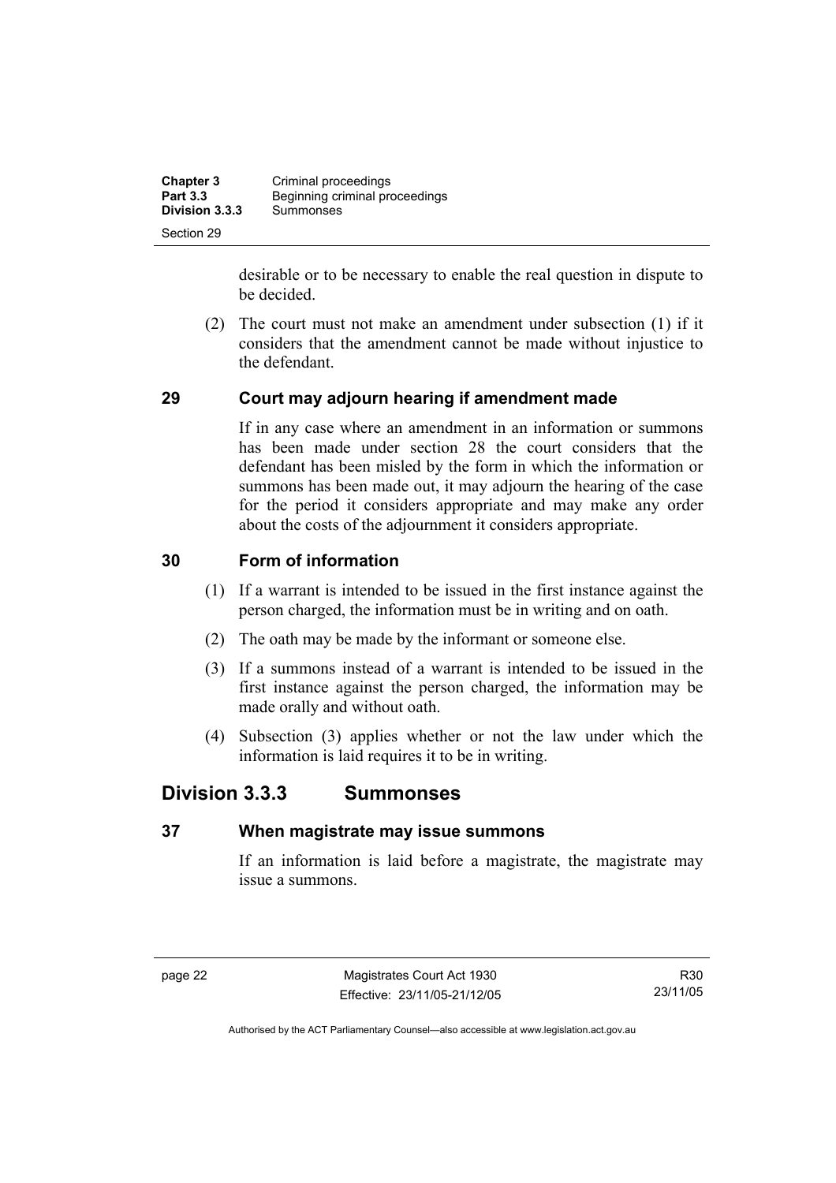desirable or to be necessary to enable the real question in dispute to be decided.

(2) The court must not make an amendment under subsection (1) if it considers that the amendment cannot be made without injustice to the defendant.

## 29 Court may adjourn hearing if amendment made

If in any case where an amendment in an information or summons has been made under section 28 the court considers that the defendant has been misled by the form in which the information or summons has been made out, it may adjourn the hearing of the case for the period it considers appropriate and may make any order about the costs of the adjournment it considers appropriate.

## 30 Form of information

(1) If a warrant is intended to be issued in the first instance against the person charged, the information must be in writing and on oath.

(2) The oath may be made by the informant or someone else.

(3) If a summons instead of a warrant is intended to be issued in the first instance against the person charged, the information may be made orally and without oath.

(4) Subsection (3) applies whether or not the law under which the information is laid requires it to be in writing.

# Division 3.3.3 Summonses

## 37 When magistrate may issue summons

If an information is laid before a magistrate, the magistrate may issue a summons.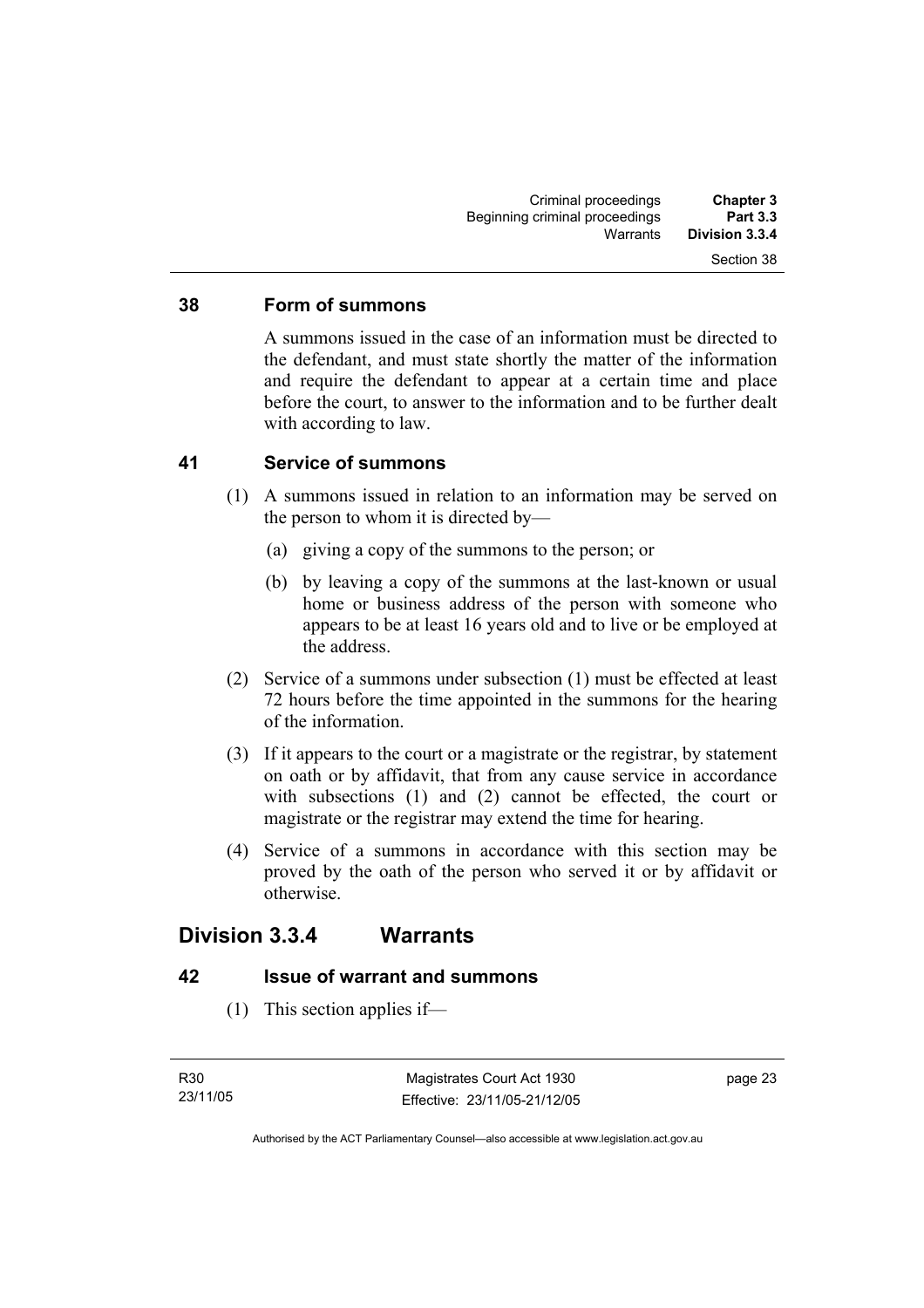### 38 Form of summons

A summons issued in the case of an information must be directed to the defendant, and must state shortly the matter of the information and require the defendant to appear at a certain time and place before the court, to answer to the information and to be further dealt with according to law.

### 41 Service of summons

(1) A summons issued in relation to an information may be served on the person to whom it is directed by—

(a) giving a copy of the summons to the person; or

(b) by leaving a copy of the summons at the last-known or usual home or business address of the person with someone who appears to be at least 16 years old and to live or be employed at the address.

(2) Service of a summons under subsection (1) must be effected at least 72 hours before the time appointed in the summons for the hearing of the information.

(3) If it appears to the court or a magistrate or the registrar, by statement on oath or by affidavit, that from any cause service in accordance with subsections (1) and (2) cannot be effected, the court or magistrate or the registrar may extend the time for hearing.

(4) Service of a summons in accordance with this section may be proved by the oath of the person who served it or by affidavit or otherwise.

## Division 3.3.4 Warrants

### 42 Issue of warrant and summons

(1) This section applies if—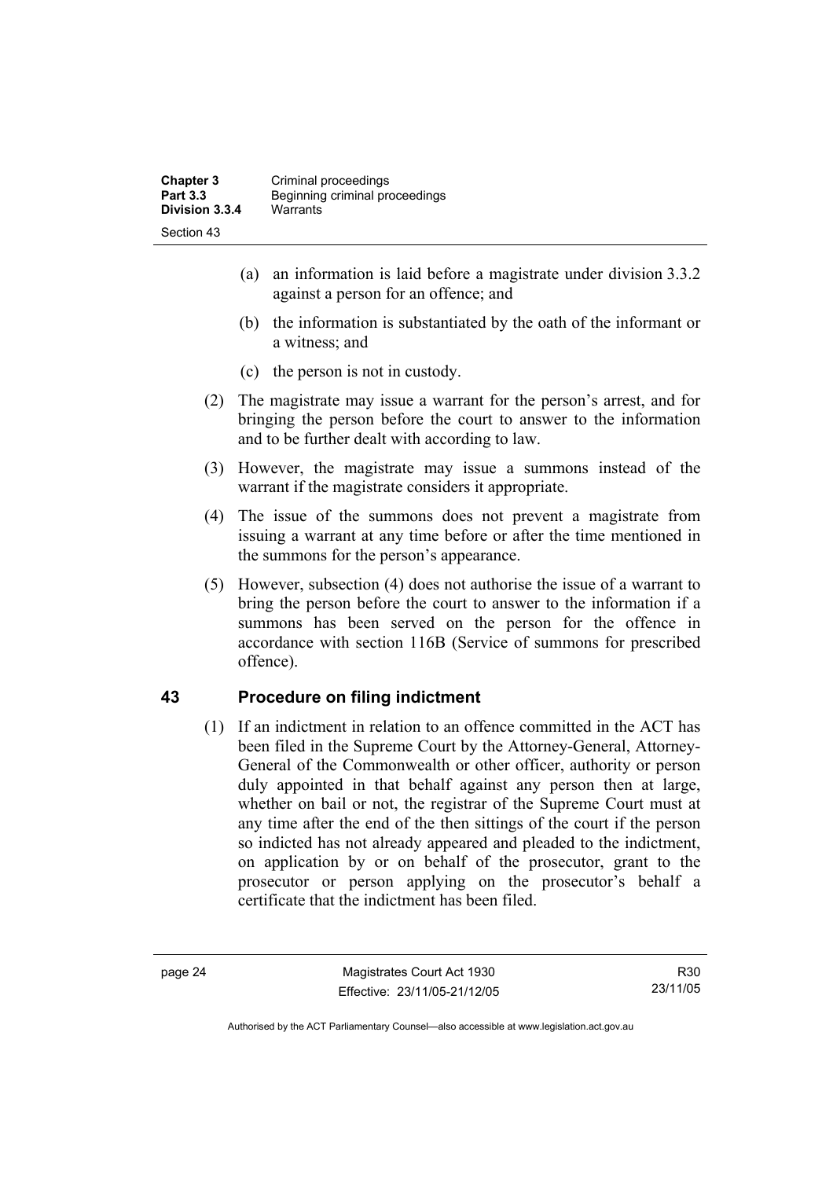(a) an information is laid before a magistrate under division 3.3.2 against a person for an offence; and

(b) the information is substantiated by the oath of the informant or a witness; and

(c) the person is not in custody.

(2) The magistrate may issue a warrant for the person's arrest, and for bringing the person before the court to answer to the information and to be further dealt with according to law.

(3) However, the magistrate may issue a summons instead of the warrant if the magistrate considers it appropriate.

(4) The issue of the summons does not prevent a magistrate from issuing a warrant at any time before or after the time mentioned in the summons for the person's appearance.

(5) However, subsection (4) does not authorise the issue of a warrant to bring the person before the court to answer to the information if a summons has been served on the person for the offence in accordance with section 116B (Service of summons for prescribed offence).

## 43 Procedure on filing indictment

(1) If an indictment in relation to an offence committed in the ACT has been filed in the Supreme Court by the Attorney-General, Attorney-General of the Commonwealth or other officer, authority or person duly appointed in that behalf against any person then at large, whether on bail or not, the registrar of the Supreme Court must at any time after the end of the then sittings of the court if the person so indicted has not already appeared and pleaded to the indictment, on application by or on behalf of the prosecutor, grant to the prosecutor or person applying on the prosecutor's behalf a certificate that the indictment has been filed.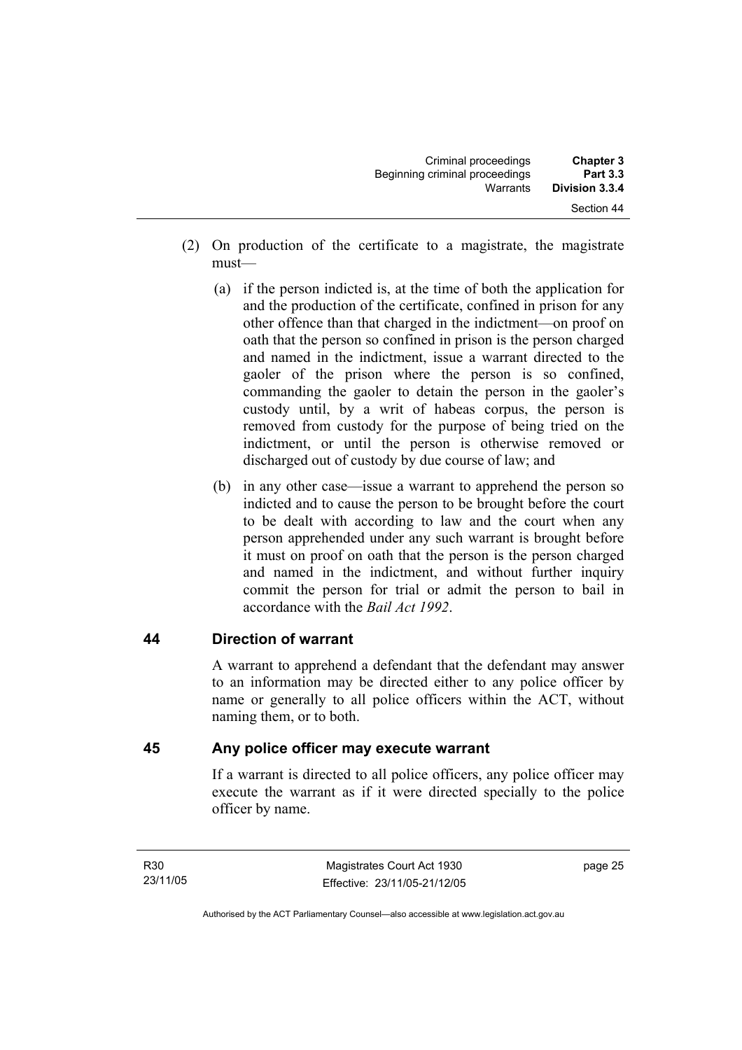(2) On production of the certificate to a magistrate, the magistrate must—

(a) if the person indicted is, at the time of both the application for and the production of the certificate, confined in prison for any other offence than that charged in the indictment—on proof on oath that the person so confined in prison is the person charged and named in the indictment, issue a warrant directed to the gaoler of the prison where the person is so confined, commanding the gaoler to detain the person in the gaoler's custody until, by a writ of habeas corpus, the person is removed from custody for the purpose of being tried on the indictment, or until the person is otherwise removed or discharged out of custody by due course of law; and

(b) in any other case—issue a warrant to apprehend the person so indicted and to cause the person to be brought before the court to be dealt with according to law and the court when any person apprehended under any such warrant is brought before it must on proof on oath that the person is the person charged and named in the indictment, and without further inquiry commit the person for trial or admit the person to bail in accordance with the *Bail Act 1992*.

## 44 Direction of warrant

A warrant to apprehend a defendant that the defendant may answer to an information may be directed either to any police officer by name or generally to all police officers within the ACT, without naming them, or to both.

## 45 Any police officer may execute warrant

If a warrant is directed to all police officers, any police officer may execute the warrant as if it were directed specially to the police officer by name.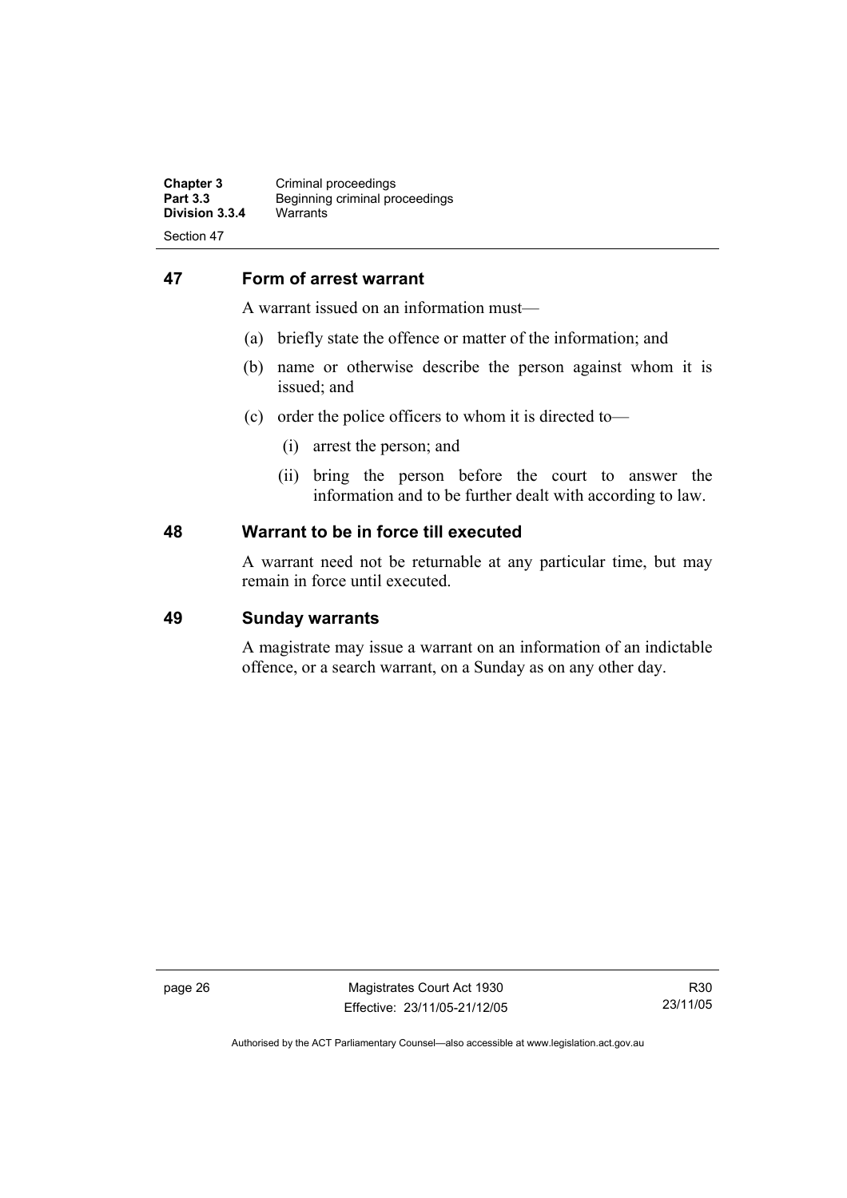## 47 Form of arrest warrant

A warrant issued on an information must—

(a) briefly state the offence or matter of the information; and

(b) name or otherwise describe the person against whom it is issued; and

(c) order the police officers to whom it is directed to—

  (i) arrest the person; and

  (ii) bring the person before the court to answer the information and to be further dealt with according to law.

## 48 Warrant to be in force till executed

A warrant need not be returnable at any particular time, but may remain in force until executed.

## 49 Sunday warrants

A magistrate may issue a warrant on an information of an indictable offence, or a search warrant, on a Sunday as on any other day.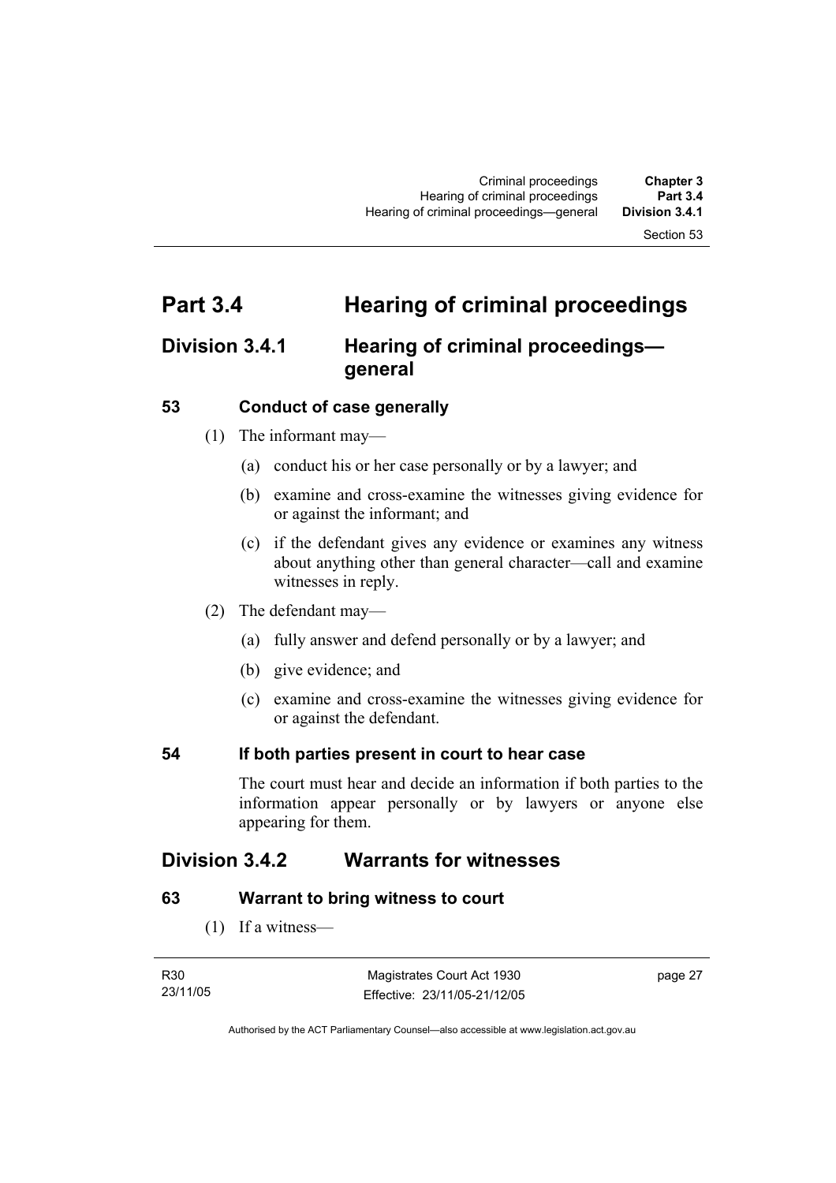# Part 3.4 Hearing of criminal proceedings

## Division 3.4.1 Hearing of criminal proceedings—general

### 53 Conduct of case generally

(1) The informant may—

(a) conduct his or her case personally or by a lawyer; and

(b) examine and cross-examine the witnesses giving evidence for or against the informant; and

(c) if the defendant gives any evidence or examines any witness about anything other than general character—call and examine witnesses in reply.

(2) The defendant may—

(a) fully answer and defend personally or by a lawyer; and

(b) give evidence; and

(c) examine and cross-examine the witnesses giving evidence for or against the defendant.

### 54 If both parties present in court to hear case

The court must hear and decide an information if both parties to the information appear personally or by lawyers or anyone else appearing for them.

## Division 3.4.2 Warrants for witnesses

### 63 Warrant to bring witness to court

(1) If a witness—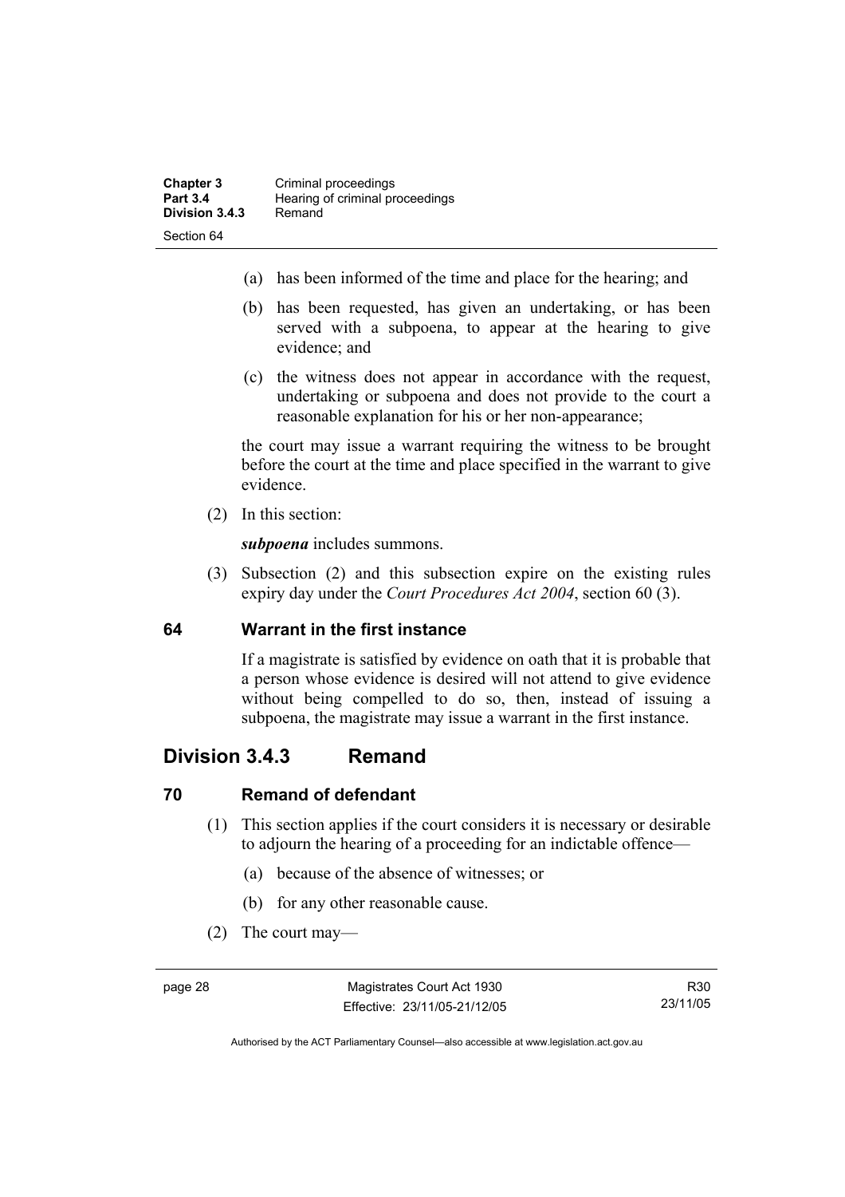(a) has been informed of the time and place for the hearing; and

(b) has been requested, has given an undertaking, or has been served with a subpoena, to appear at the hearing to give evidence; and

(c) the witness does not appear in accordance with the request, undertaking or subpoena and does not provide to the court a reasonable explanation for his or her non-appearance;

the court may issue a warrant requiring the witness to be brought before the court at the time and place specified in the warrant to give evidence.

(2) In this section:

***subpoena*** includes summons.

(3) Subsection (2) and this subsection expire on the existing rules expiry day under the *Court Procedures Act 2004*, section 60 (3).

### 64 Warrant in the first instance

If a magistrate is satisfied by evidence on oath that it is probable that a person whose evidence is desired will not attend to give evidence without being compelled to do so, then, instead of issuing a subpoena, the magistrate may issue a warrant in the first instance.

## Division 3.4.3 Remand

### 70 Remand of defendant

(1) This section applies if the court considers it is necessary or desirable to adjourn the hearing of a proceeding for an indictable offence—

(a) because of the absence of witnesses; or

(b) for any other reasonable cause.

(2) The court may—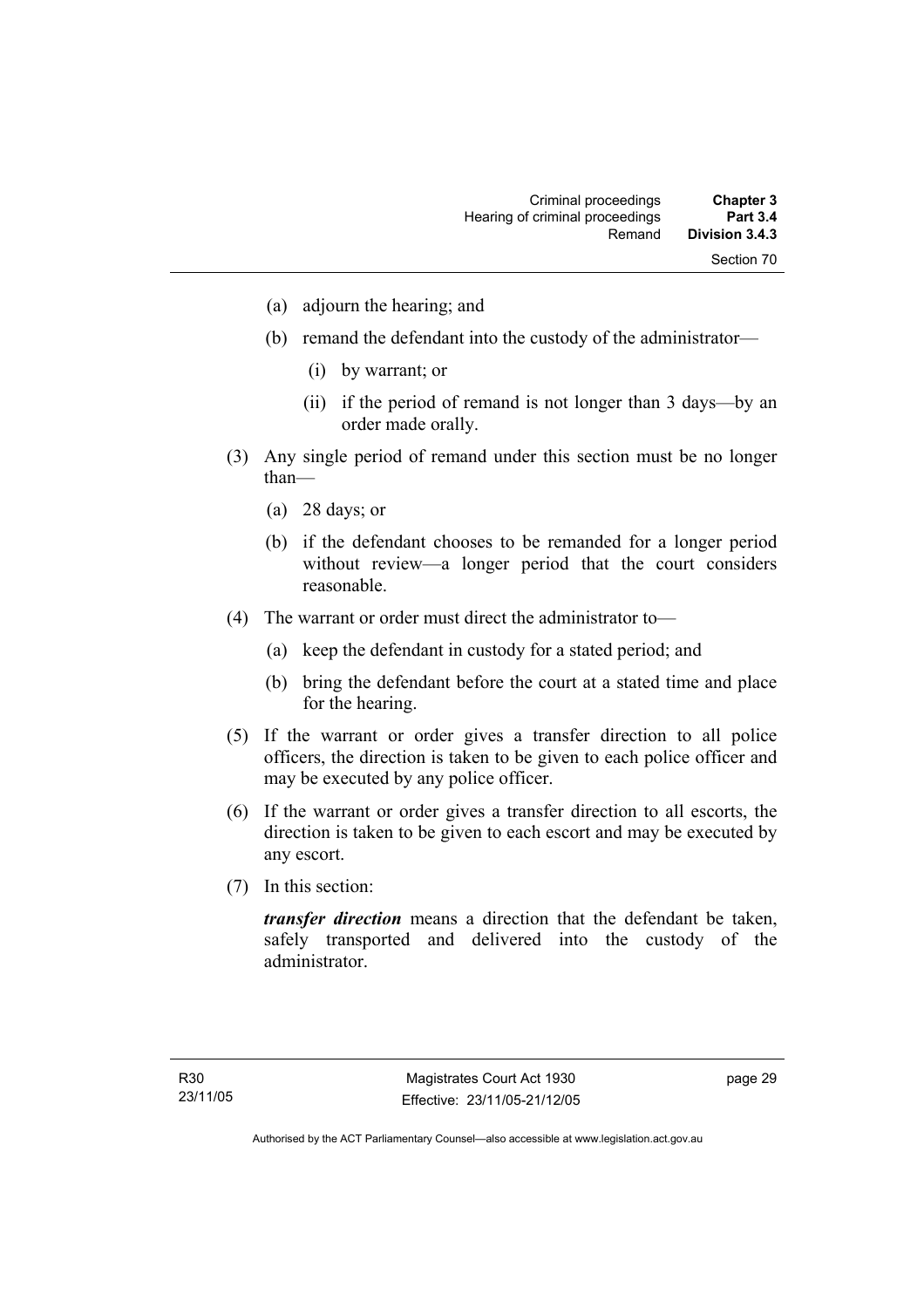(a) adjourn the hearing; and

(b) remand the defendant into the custody of the administrator—

(i) by warrant; or

(ii) if the period of remand is not longer than 3 days—by an order made orally.

(3) Any single period of remand under this section must be no longer than—

(a) 28 days; or

(b) if the defendant chooses to be remanded for a longer period without review—a longer period that the court considers reasonable.

(4) The warrant or order must direct the administrator to—

(a) keep the defendant in custody for a stated period; and

(b) bring the defendant before the court at a stated time and place for the hearing.

(5) If the warrant or order gives a transfer direction to all police officers, the direction is taken to be given to each police officer and may be executed by any police officer.

(6) If the warrant or order gives a transfer direction to all escorts, the direction is taken to be given to each escort and may be executed by any escort.

(7) In this section:

***transfer direction*** means a direction that the defendant be taken, safely transported and delivered into the custody of the administrator.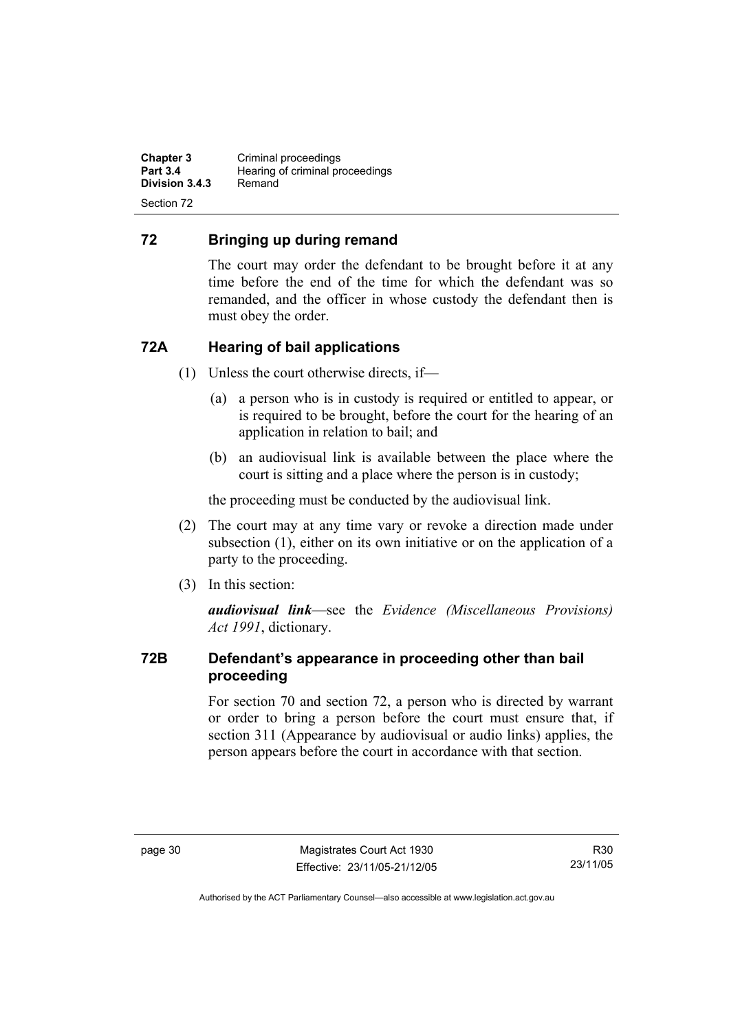## 72 Bringing up during remand

The court may order the defendant to be brought before it at any time before the end of the time for which the defendant was so remanded, and the officer in whose custody the defendant then is must obey the order.

## 72A Hearing of bail applications

(1) Unless the court otherwise directs, if—

   (a) a person who is in custody is required or entitled to appear, or is required to be brought, before the court for the hearing of an application in relation to bail; and

   (b) an audiovisual link is available between the place where the court is sitting and a place where the person is in custody;

   the proceeding must be conducted by the audiovisual link.

(2) The court may at any time vary or revoke a direction made under subsection (1), either on its own initiative or on the application of a party to the proceeding.

(3) In this section:

   ***audiovisual link***—see the *Evidence (Miscellaneous Provisions) Act 1991*, dictionary.

## 72B Defendant's appearance in proceeding other than bail proceeding

For section 70 and section 72, a person who is directed by warrant or order to bring a person before the court must ensure that, if section 311 (Appearance by audiovisual or audio links) applies, the person appears before the court in accordance with that section.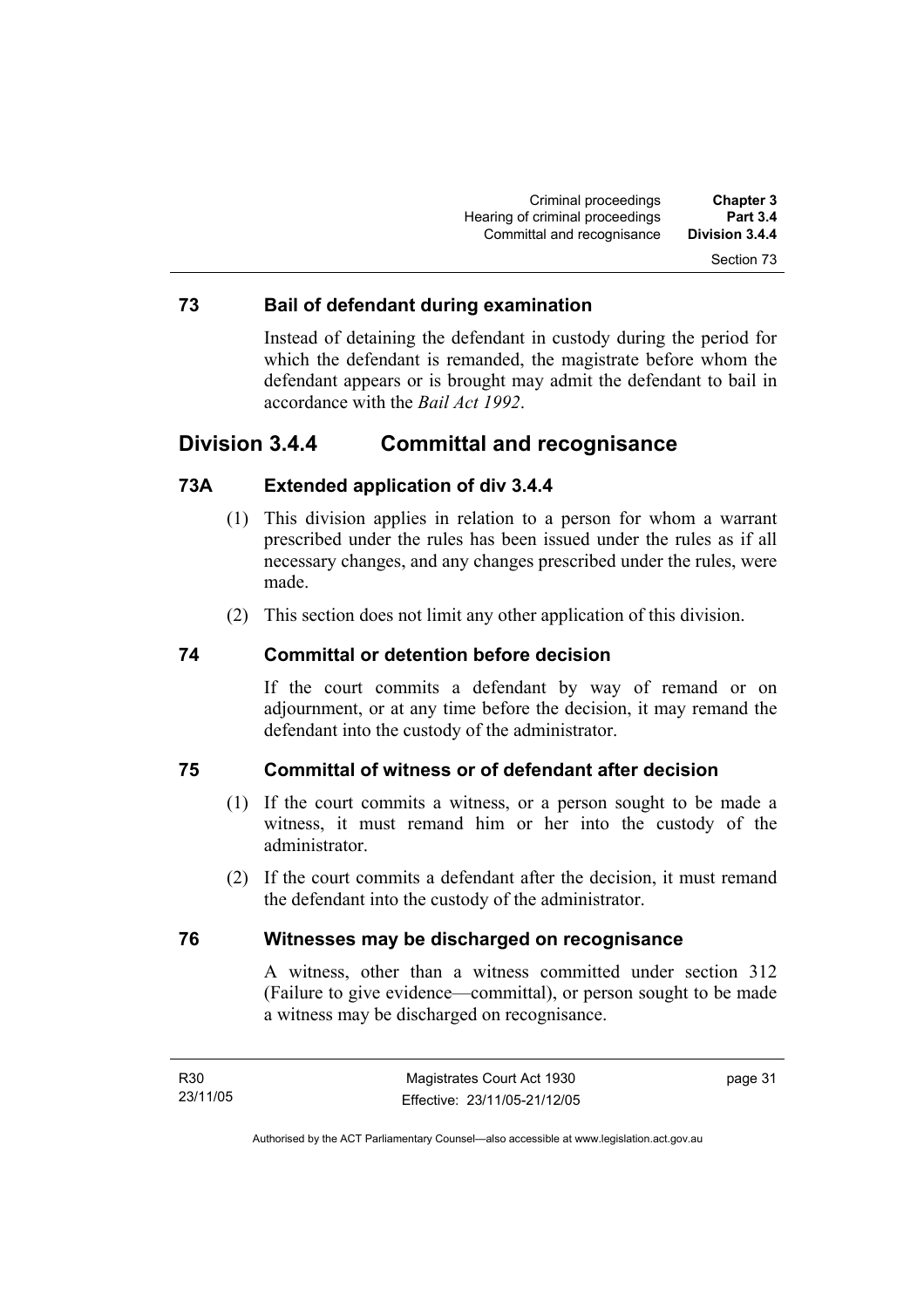### 73 Bail of defendant during examination

Instead of detaining the defendant in custody during the period for which the defendant is remanded, the magistrate before whom the defendant appears or is brought may admit the defendant to bail in accordance with the *Bail Act 1992*.

## Division 3.4.4 Committal and recognisance

### 73A Extended application of div 3.4.4

(1) This division applies in relation to a person for whom a warrant prescribed under the rules has been issued under the rules as if all necessary changes, and any changes prescribed under the rules, were made.

(2) This section does not limit any other application of this division.

### 74 Committal or detention before decision

If the court commits a defendant by way of remand or on adjournment, or at any time before the decision, it may remand the defendant into the custody of the administrator.

### 75 Committal of witness or of defendant after decision

(1) If the court commits a witness, or a person sought to be made a witness, it must remand him or her into the custody of the administrator.

(2) If the court commits a defendant after the decision, it must remand the defendant into the custody of the administrator.

### 76 Witnesses may be discharged on recognisance

A witness, other than a witness committed under section 312 (Failure to give evidence—committal), or person sought to be made a witness may be discharged on recognisance.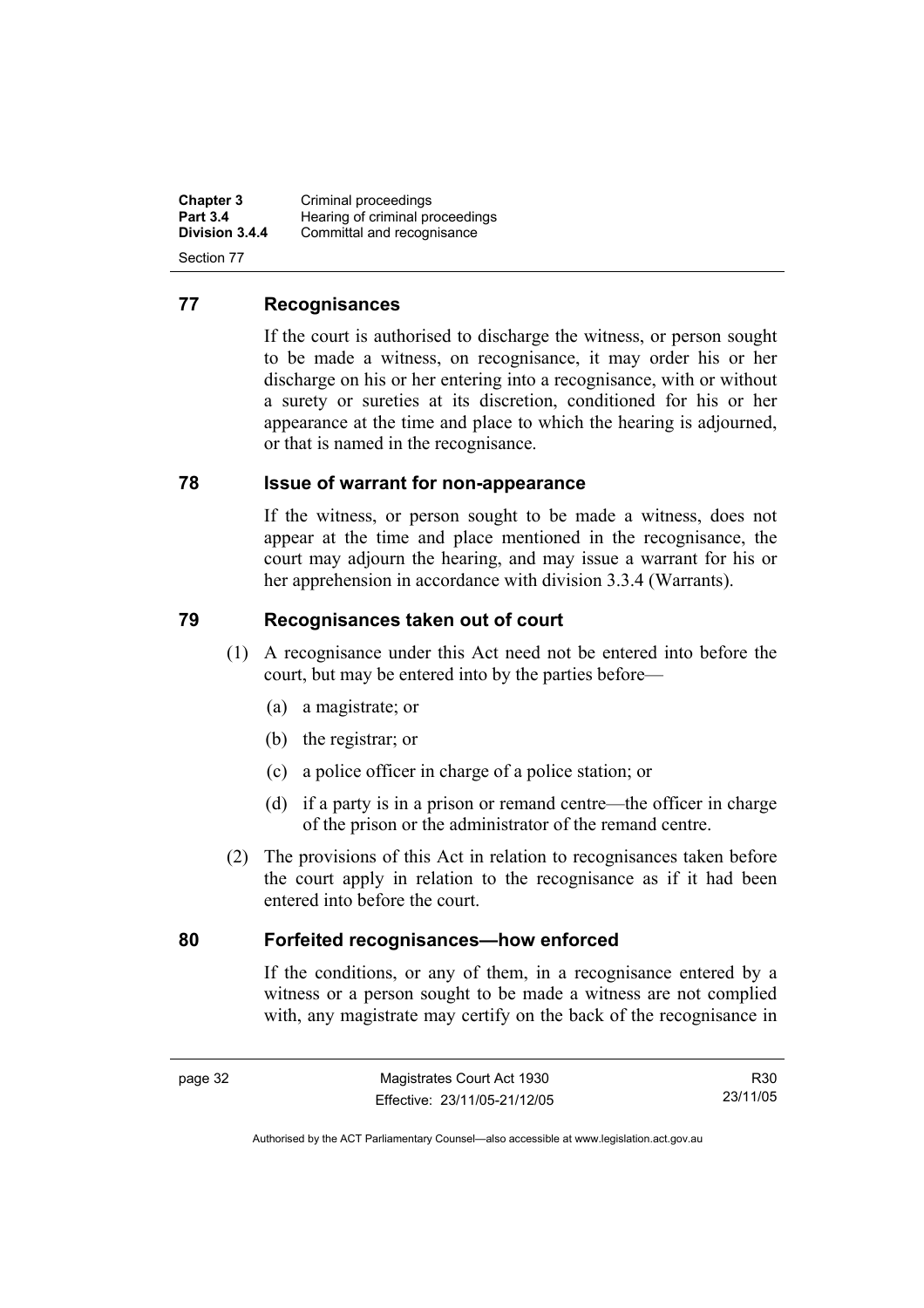## 77 Recognisances

If the court is authorised to discharge the witness, or person sought to be made a witness, on recognisance, it may order his or her discharge on his or her entering into a recognisance, with or without a surety or sureties at its discretion, conditioned for his or her appearance at the time and place to which the hearing is adjourned, or that is named in the recognisance.

## 78 Issue of warrant for non-appearance

If the witness, or person sought to be made a witness, does not appear at the time and place mentioned in the recognisance, the court may adjourn the hearing, and may issue a warrant for his or her apprehension in accordance with division 3.3.4 (Warrants).

## 79 Recognisances taken out of court

(1) A recognisance under this Act need not be entered into before the court, but may be entered into by the parties before—

- (a) a magistrate; or
- (b) the registrar; or
- (c) a police officer in charge of a police station; or
- (d) if a party is in a prison or remand centre—the officer in charge of the prison or the administrator of the remand centre.

(2) The provisions of this Act in relation to recognisances taken before the court apply in relation to the recognisance as if it had been entered into before the court.

## 80 Forfeited recognisances—how enforced

If the conditions, or any of them, in a recognisance entered by a witness or a person sought to be made a witness are not complied with, any magistrate may certify on the back of the recognisance in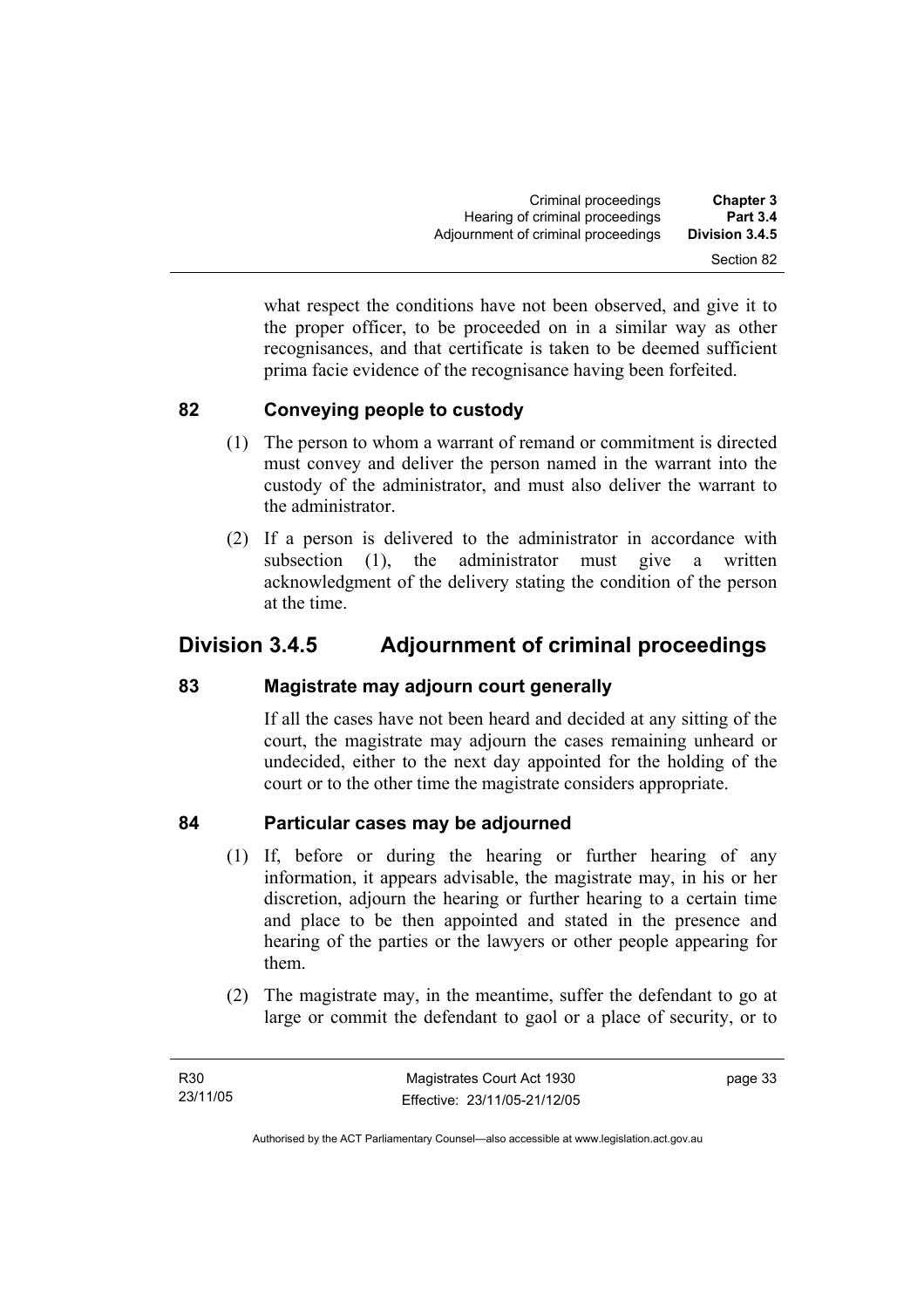what respect the conditions have not been observed, and give it to the proper officer, to be proceeded on in a similar way as other recognisances, and that certificate is taken to be deemed sufficient prima facie evidence of the recognisance having been forfeited.

### 82 Conveying people to custody

(1) The person to whom a warrant of remand or commitment is directed must convey and deliver the person named in the warrant into the custody of the administrator, and must also deliver the warrant to the administrator.

(2) If a person is delivered to the administrator in accordance with subsection (1), the administrator must give a written acknowledgment of the delivery stating the condition of the person at the time.

## Division 3.4.5 Adjournment of criminal proceedings

### 83 Magistrate may adjourn court generally

If all the cases have not been heard and decided at any sitting of the court, the magistrate may adjourn the cases remaining unheard or undecided, either to the next day appointed for the holding of the court or to the other time the magistrate considers appropriate.

### 84 Particular cases may be adjourned

(1) If, before or during the hearing or further hearing of any information, it appears advisable, the magistrate may, in his or her discretion, adjourn the hearing or further hearing to a certain time and place to be then appointed and stated in the presence and hearing of the parties or the lawyers or other people appearing for them.

(2) The magistrate may, in the meantime, suffer the defendant to go at large or commit the defendant to gaol or a place of security, or to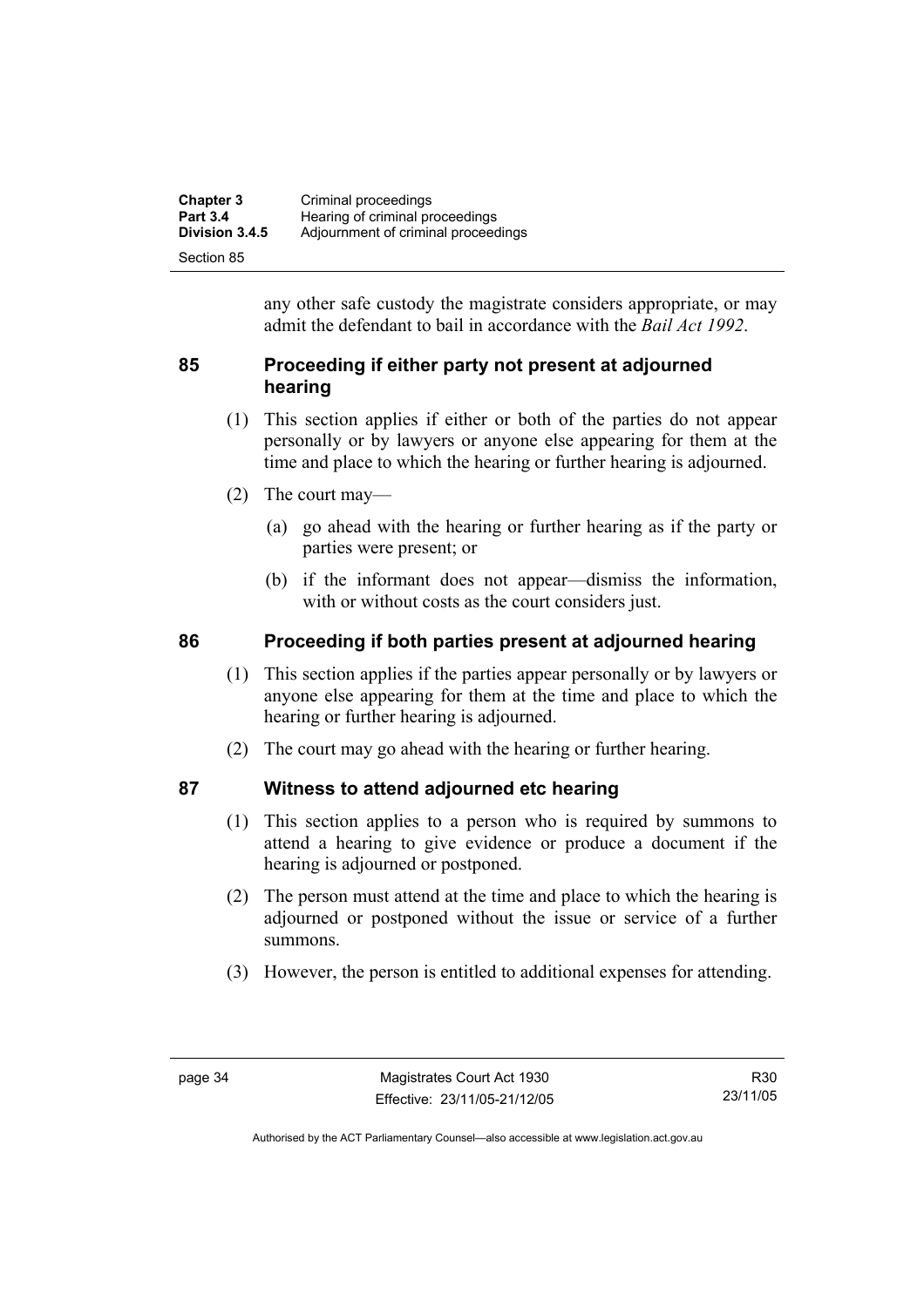any other safe custody the magistrate considers appropriate, or may admit the defendant to bail in accordance with the *Bail Act 1992*.

## 85 Proceeding if either party not present at adjourned hearing

(1) This section applies if either or both of the parties do not appear personally or by lawyers or anyone else appearing for them at the time and place to which the hearing or further hearing is adjourned.

(2) The court may—

(a) go ahead with the hearing or further hearing as if the party or parties were present; or

(b) if the informant does not appear—dismiss the information, with or without costs as the court considers just.

## 86 Proceeding if both parties present at adjourned hearing

(1) This section applies if the parties appear personally or by lawyers or anyone else appearing for them at the time and place to which the hearing or further hearing is adjourned.

(2) The court may go ahead with the hearing or further hearing.

## 87 Witness to attend adjourned etc hearing

(1) This section applies to a person who is required by summons to attend a hearing to give evidence or produce a document if the hearing is adjourned or postponed.

(2) The person must attend at the time and place to which the hearing is adjourned or postponed without the issue or service of a further summons.

(3) However, the person is entitled to additional expenses for attending.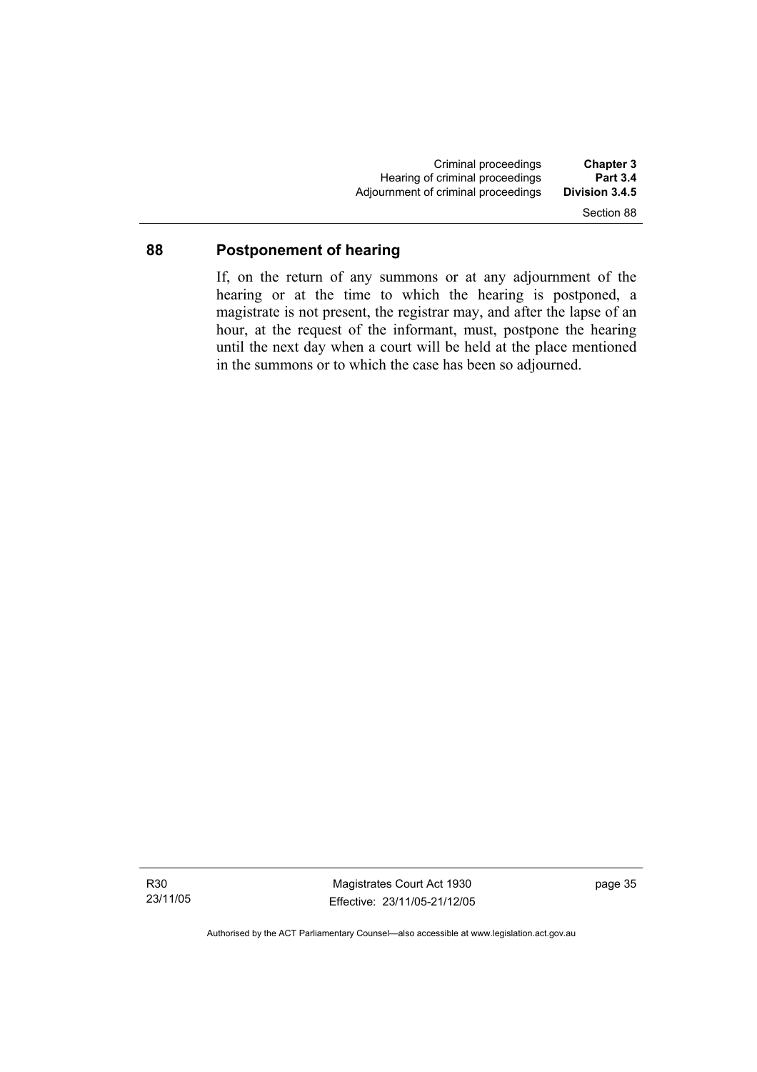## 88 Postponement of hearing

If, on the return of any summons or at any adjournment of the hearing or at the time to which the hearing is postponed, a magistrate is not present, the registrar may, and after the lapse of an hour, at the request of the informant, must, postpone the hearing until the next day when a court will be held at the place mentioned in the summons or to which the case has been so adjourned.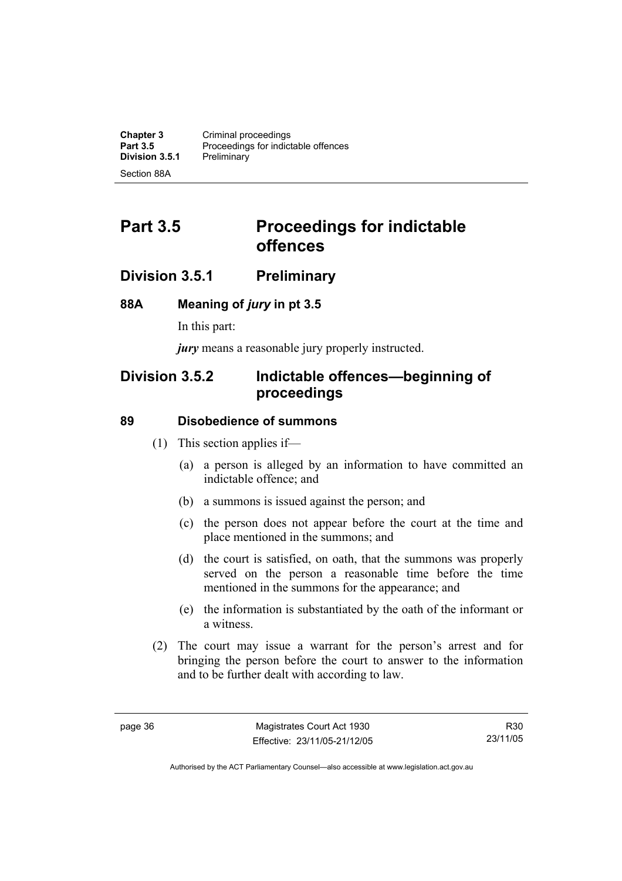# Part 3.5 Proceedings for indictable offences

## Division 3.5.1 Preliminary

### 88A Meaning of *jury* in pt 3.5

In this part:

***jury*** means a reasonable jury properly instructed.

## Division 3.5.2 Indictable offences—beginning of proceedings

### 89 Disobedience of summons

(1) This section applies if—

(a) a person is alleged by an information to have committed an indictable offence; and

(b) a summons is issued against the person; and

(c) the person does not appear before the court at the time and place mentioned in the summons; and

(d) the court is satisfied, on oath, that the summons was properly served on the person a reasonable time before the time mentioned in the summons for the appearance; and

(e) the information is substantiated by the oath of the informant or a witness.

(2) The court may issue a warrant for the person's arrest and for bringing the person before the court to answer to the information and to be further dealt with according to law.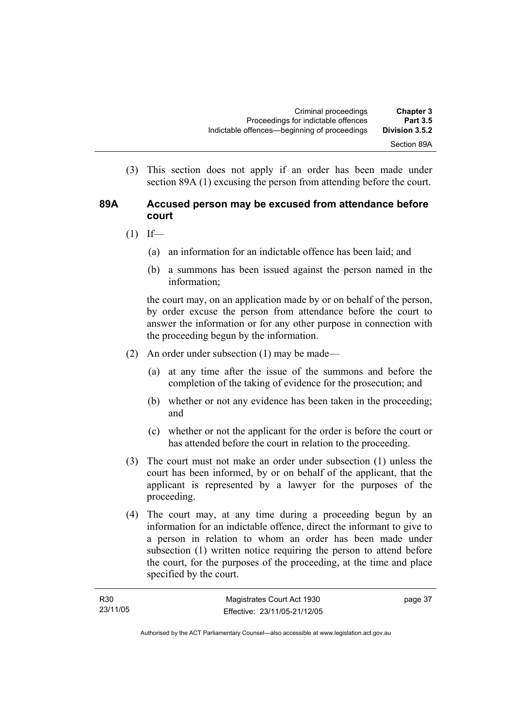(3) This section does not apply if an order has been made under section 89A (1) excusing the person from attending before the court.

### 89A Accused person may be excused from attendance before court

(1) If—

(a) an information for an indictable offence has been laid; and

(b) a summons has been issued against the person named in the information;

the court may, on an application made by or on behalf of the person, by order excuse the person from attendance before the court to answer the information or for any other purpose in connection with the proceeding begun by the information.

(2) An order under subsection (1) may be made—

(a) at any time after the issue of the summons and before the completion of the taking of evidence for the prosecution; and

(b) whether or not any evidence has been taken in the proceeding; and

(c) whether or not the applicant for the order is before the court or has attended before the court in relation to the proceeding.

(3) The court must not make an order under subsection (1) unless the court has been informed, by or on behalf of the applicant, that the applicant is represented by a lawyer for the purposes of the proceeding.

(4) The court may, at any time during a proceeding begun by an information for an indictable offence, direct the informant to give to a person in relation to whom an order has been made under subsection (1) written notice requiring the person to attend before the court, for the purposes of the proceeding, at the time and place specified by the court.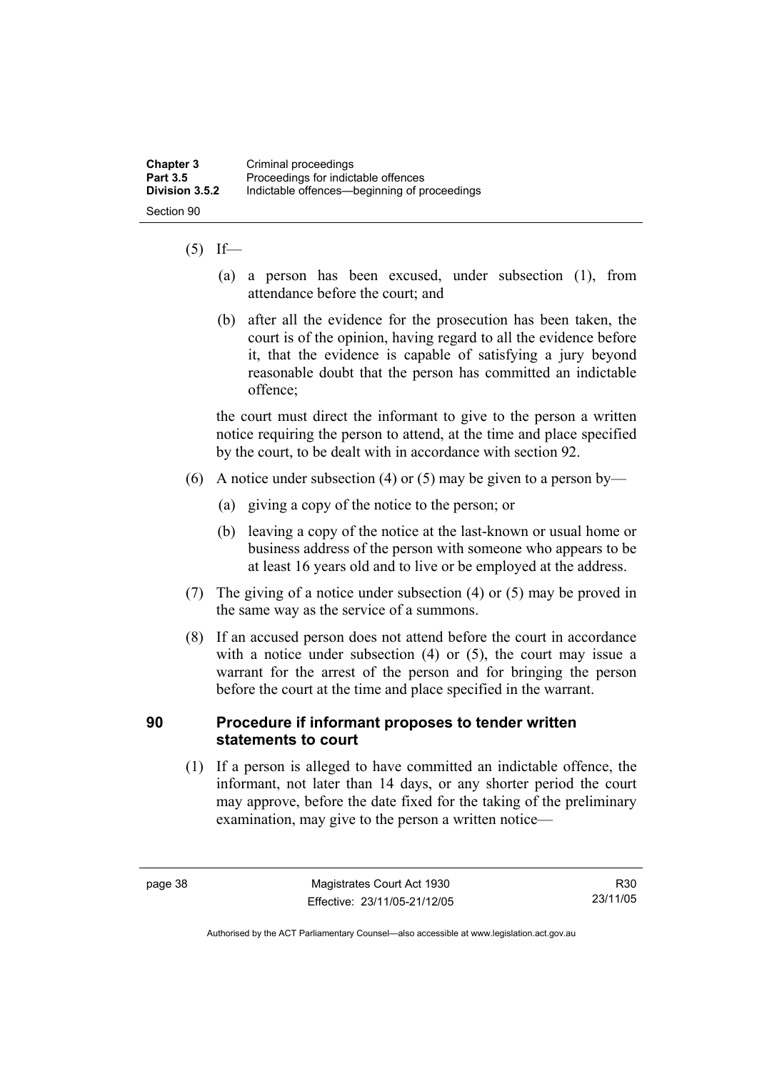(5) If—

(a) a person has been excused, under subsection (1), from attendance before the court; and

(b) after all the evidence for the prosecution has been taken, the court is of the opinion, having regard to all the evidence before it, that the evidence is capable of satisfying a jury beyond reasonable doubt that the person has committed an indictable offence;

the court must direct the informant to give to the person a written notice requiring the person to attend, at the time and place specified by the court, to be dealt with in accordance with section 92.

(6) A notice under subsection (4) or (5) may be given to a person by—

(a) giving a copy of the notice to the person; or

(b) leaving a copy of the notice at the last-known or usual home or business address of the person with someone who appears to be at least 16 years old and to live or be employed at the address.

(7) The giving of a notice under subsection (4) or (5) may be proved in the same way as the service of a summons.

(8) If an accused person does not attend before the court in accordance with a notice under subsection (4) or (5), the court may issue a warrant for the arrest of the person and for bringing the person before the court at the time and place specified in the warrant.

## 90 Procedure if informant proposes to tender written statements to court

(1) If a person is alleged to have committed an indictable offence, the informant, not later than 14 days, or any shorter period the court may approve, before the date fixed for the taking of the preliminary examination, may give to the person a written notice—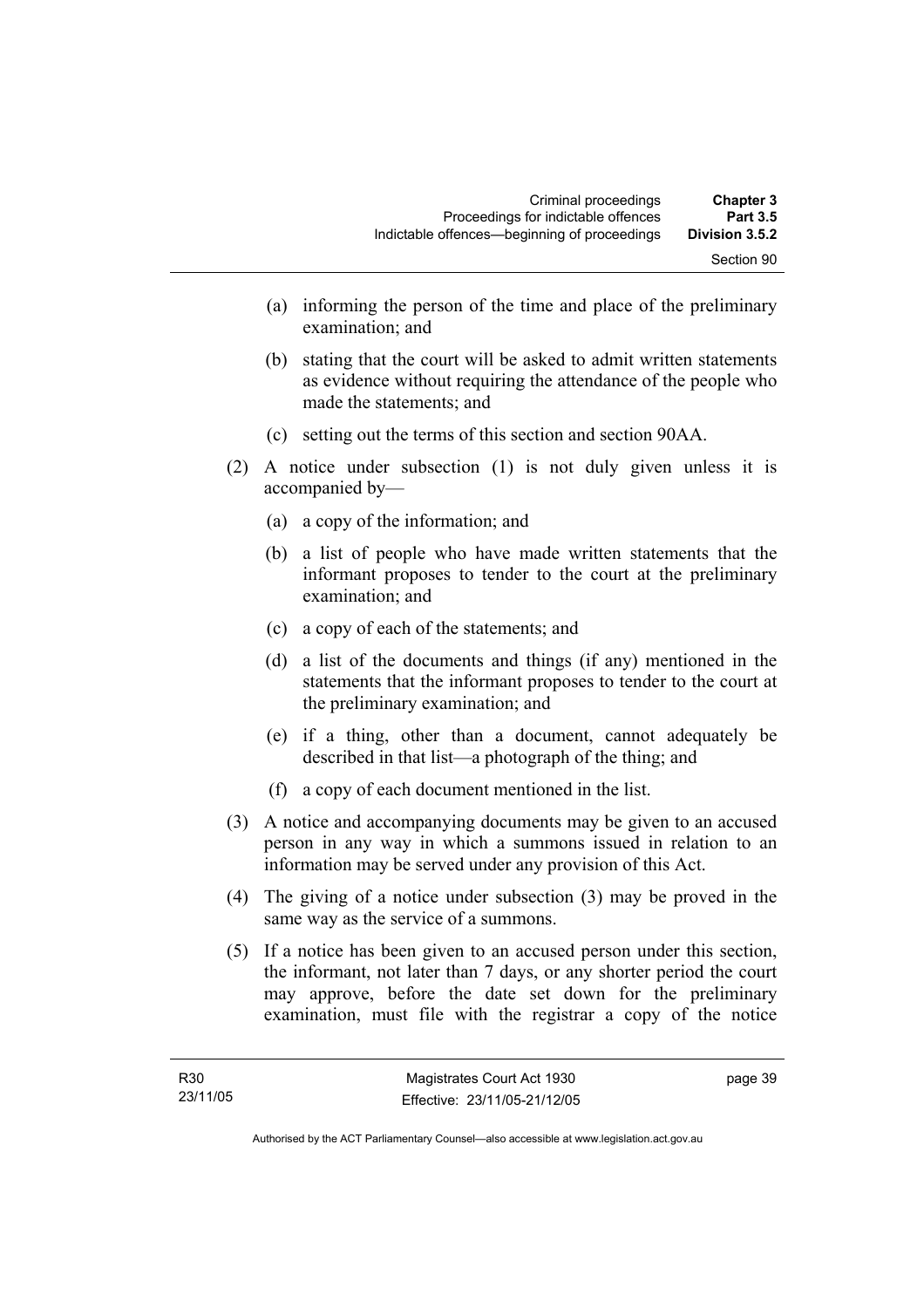(a) informing the person of the time and place of the preliminary examination; and

(b) stating that the court will be asked to admit written statements as evidence without requiring the attendance of the people who made the statements; and

(c) setting out the terms of this section and section 90AA.

(2) A notice under subsection (1) is not duly given unless it is accompanied by—

(a) a copy of the information; and

(b) a list of people who have made written statements that the informant proposes to tender to the court at the preliminary examination; and

(c) a copy of each of the statements; and

(d) a list of the documents and things (if any) mentioned in the statements that the informant proposes to tender to the court at the preliminary examination; and

(e) if a thing, other than a document, cannot adequately be described in that list—a photograph of the thing; and

(f) a copy of each document mentioned in the list.

(3) A notice and accompanying documents may be given to an accused person in any way in which a summons issued in relation to an information may be served under any provision of this Act.

(4) The giving of a notice under subsection (3) may be proved in the same way as the service of a summons.

(5) If a notice has been given to an accused person under this section, the informant, not later than 7 days, or any shorter period the court may approve, before the date set down for the preliminary examination, must file with the registrar a copy of the notice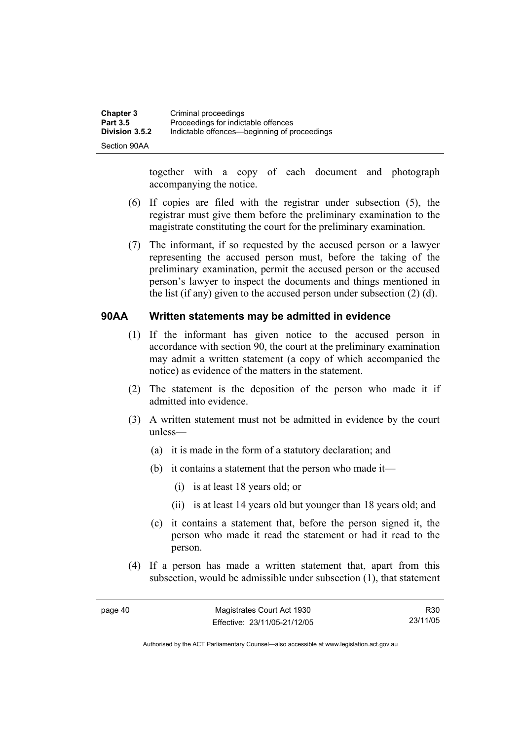together with a copy of each document and photograph accompanying the notice.

(6) If copies are filed with the registrar under subsection (5), the registrar must give them before the preliminary examination to the magistrate constituting the court for the preliminary examination.

(7) The informant, if so requested by the accused person or a lawyer representing the accused person must, before the taking of the preliminary examination, permit the accused person or the accused person's lawyer to inspect the documents and things mentioned in the list (if any) given to the accused person under subsection (2) (d).

## 90AA Written statements may be admitted in evidence

(1) If the informant has given notice to the accused person in accordance with section 90, the court at the preliminary examination may admit a written statement (a copy of which accompanied the notice) as evidence of the matters in the statement.

(2) The statement is the deposition of the person who made it if admitted into evidence.

(3) A written statement must not be admitted in evidence by the court unless—

(a) it is made in the form of a statutory declaration; and

(b) it contains a statement that the person who made it—

(i) is at least 18 years old; or

(ii) is at least 14 years old but younger than 18 years old; and

(c) it contains a statement that, before the person signed it, the person who made it read the statement or had it read to the person.

(4) If a person has made a written statement that, apart from this subsection, would be admissible under subsection (1), that statement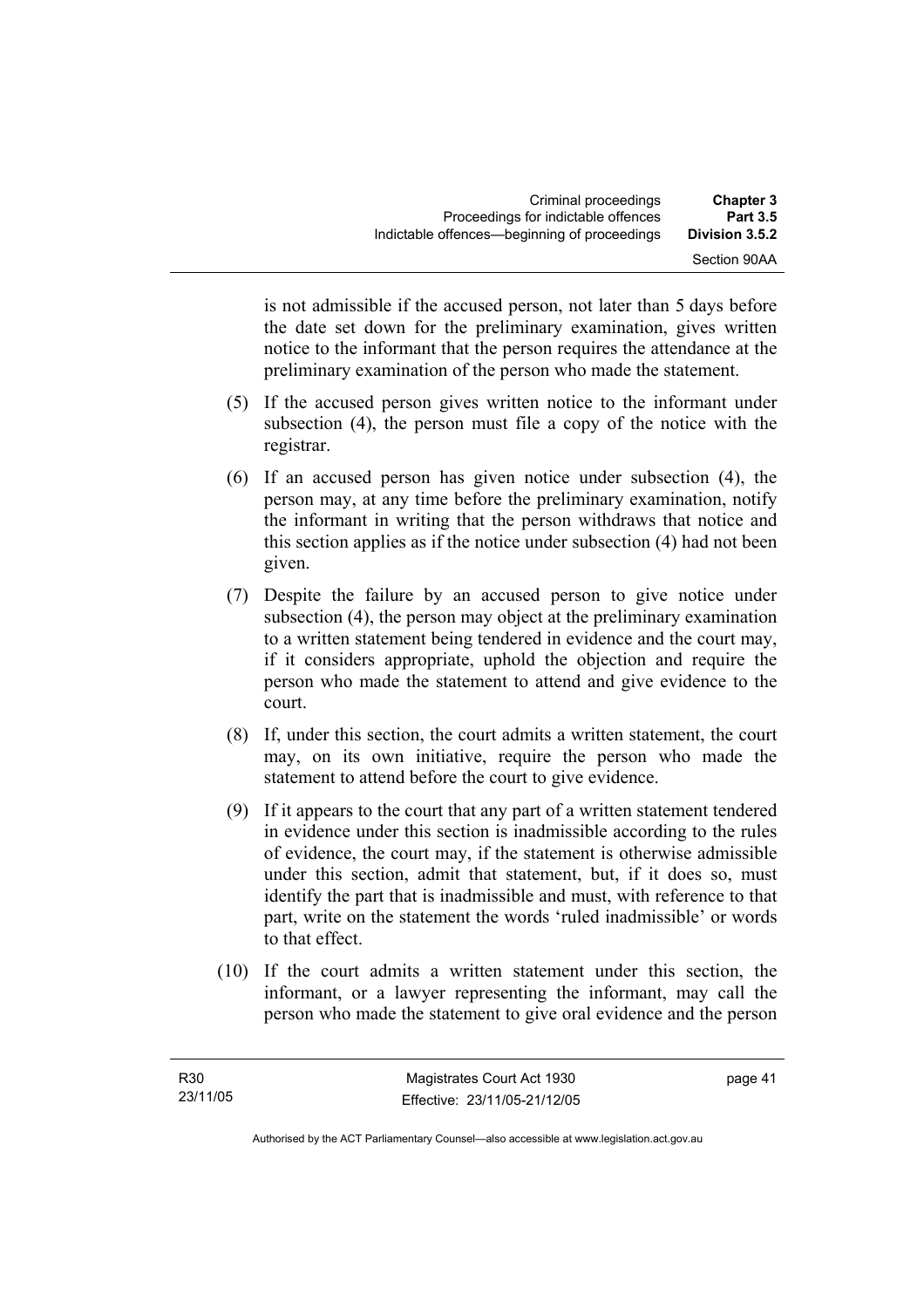is not admissible if the accused person, not later than 5 days before the date set down for the preliminary examination, gives written notice to the informant that the person requires the attendance at the preliminary examination of the person who made the statement.

(5) If the accused person gives written notice to the informant under subsection (4), the person must file a copy of the notice with the registrar.

(6) If an accused person has given notice under subsection (4), the person may, at any time before the preliminary examination, notify the informant in writing that the person withdraws that notice and this section applies as if the notice under subsection (4) had not been given.

(7) Despite the failure by an accused person to give notice under subsection (4), the person may object at the preliminary examination to a written statement being tendered in evidence and the court may, if it considers appropriate, uphold the objection and require the person who made the statement to attend and give evidence to the court.

(8) If, under this section, the court admits a written statement, the court may, on its own initiative, require the person who made the statement to attend before the court to give evidence.

(9) If it appears to the court that any part of a written statement tendered in evidence under this section is inadmissible according to the rules of evidence, the court may, if the statement is otherwise admissible under this section, admit that statement, but, if it does so, must identify the part that is inadmissible and must, with reference to that part, write on the statement the words 'ruled inadmissible' or words to that effect.

(10) If the court admits a written statement under this section, the informant, or a lawyer representing the informant, may call the person who made the statement to give oral evidence and the person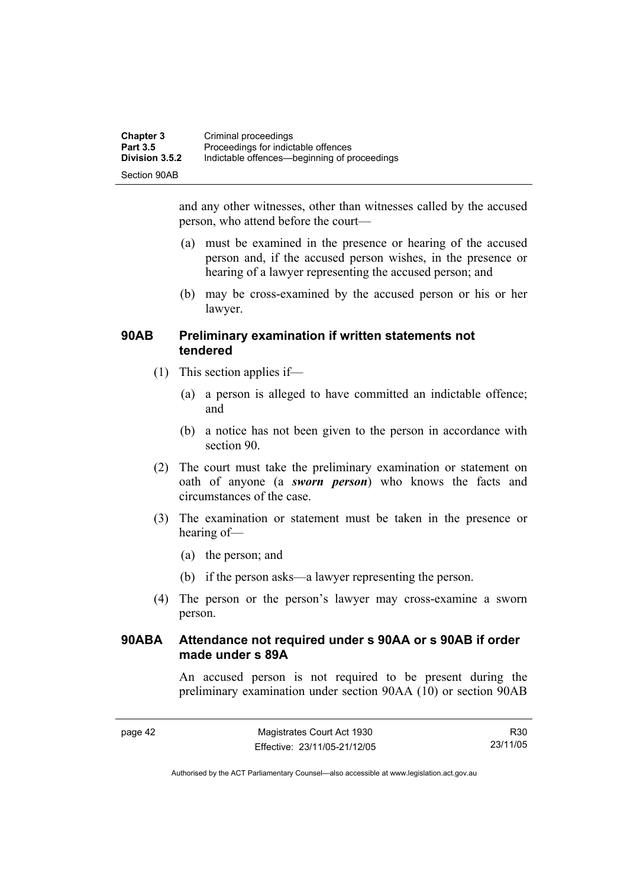and any other witnesses, other than witnesses called by the accused person, who attend before the court—

(a) must be examined in the presence or hearing of the accused person and, if the accused person wishes, in the presence or hearing of a lawyer representing the accused person; and

(b) may be cross-examined by the accused person or his or her lawyer.

### 90AB Preliminary examination if written statements not tendered

(1) This section applies if—

(a) a person is alleged to have committed an indictable offence; and

(b) a notice has not been given to the person in accordance with section 90.

(2) The court must take the preliminary examination or statement on oath of anyone (a ***sworn person***) who knows the facts and circumstances of the case.

(3) The examination or statement must be taken in the presence or hearing of—

(a) the person; and

(b) if the person asks—a lawyer representing the person.

(4) The person or the person's lawyer may cross-examine a sworn person.

### 90ABA Attendance not required under s 90AA or s 90AB if order made under s 89A

An accused person is not required to be present during the preliminary examination under section 90AA (10) or section 90AB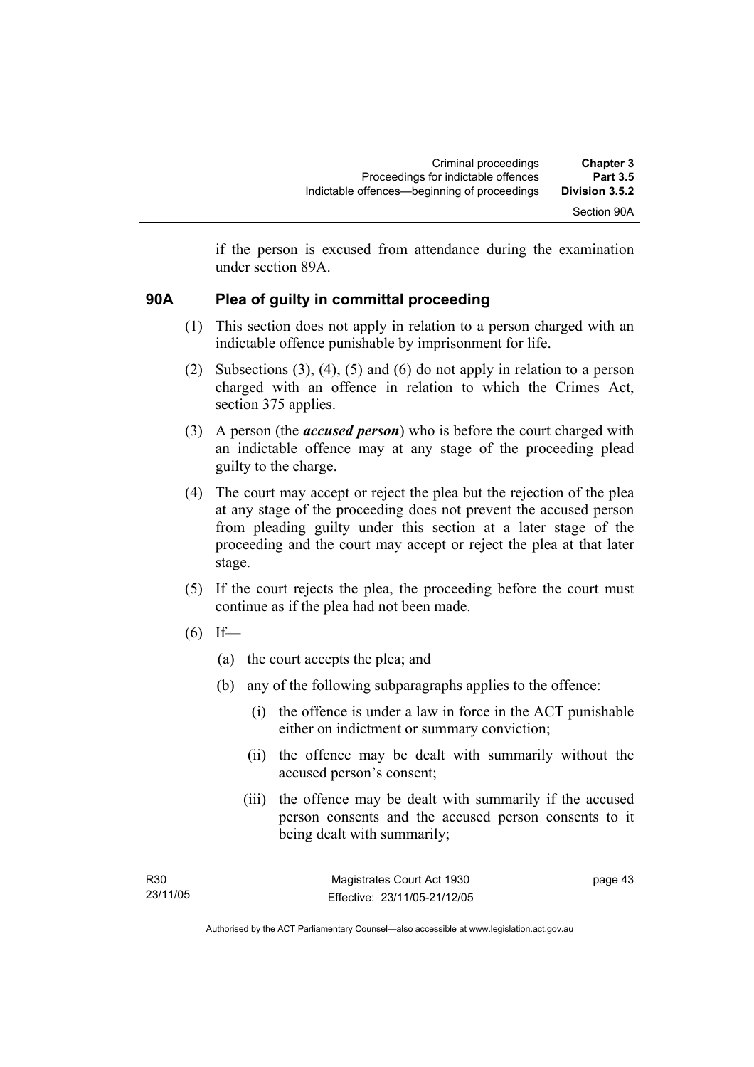if the person is excused from attendance during the examination under section 89A.

## 90A Plea of guilty in committal proceeding

(1) This section does not apply in relation to a person charged with an indictable offence punishable by imprisonment for life.

(2) Subsections (3), (4), (5) and (6) do not apply in relation to a person charged with an offence in relation to which the Crimes Act, section 375 applies.

(3) A person (the ***accused person***) who is before the court charged with an indictable offence may at any stage of the proceeding plead guilty to the charge.

(4) The court may accept or reject the plea but the rejection of the plea at any stage of the proceeding does not prevent the accused person from pleading guilty under this section at a later stage of the proceeding and the court may accept or reject the plea at that later stage.

(5) If the court rejects the plea, the proceeding before the court must continue as if the plea had not been made.

(6) If—

- (a) the court accepts the plea; and
- (b) any of the following subparagraphs applies to the offence:
  - (i) the offence is under a law in force in the ACT punishable either on indictment or summary conviction;
  - (ii) the offence may be dealt with summarily without the accused person's consent;
  - (iii) the offence may be dealt with summarily if the accused person consents and the accused person consents to it being dealt with summarily;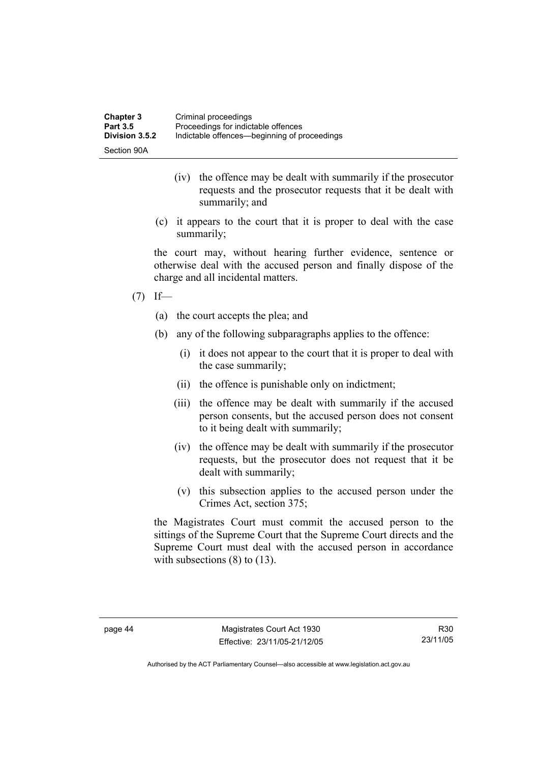(iv) the offence may be dealt with summarily if the prosecutor requests and the prosecutor requests that it be dealt with summarily; and

(c) it appears to the court that it is proper to deal with the case summarily;

the court may, without hearing further evidence, sentence or otherwise deal with the accused person and finally dispose of the charge and all incidental matters.

(7) If—

(a) the court accepts the plea; and

(b) any of the following subparagraphs applies to the offence:

(i) it does not appear to the court that it is proper to deal with the case summarily;

(ii) the offence is punishable only on indictment;

(iii) the offence may be dealt with summarily if the accused person consents, but the accused person does not consent to it being dealt with summarily;

(iv) the offence may be dealt with summarily if the prosecutor requests, but the prosecutor does not request that it be dealt with summarily;

(v) this subsection applies to the accused person under the Crimes Act, section 375;

the Magistrates Court must commit the accused person to the sittings of the Supreme Court that the Supreme Court directs and the Supreme Court must deal with the accused person in accordance with subsections (8) to (13).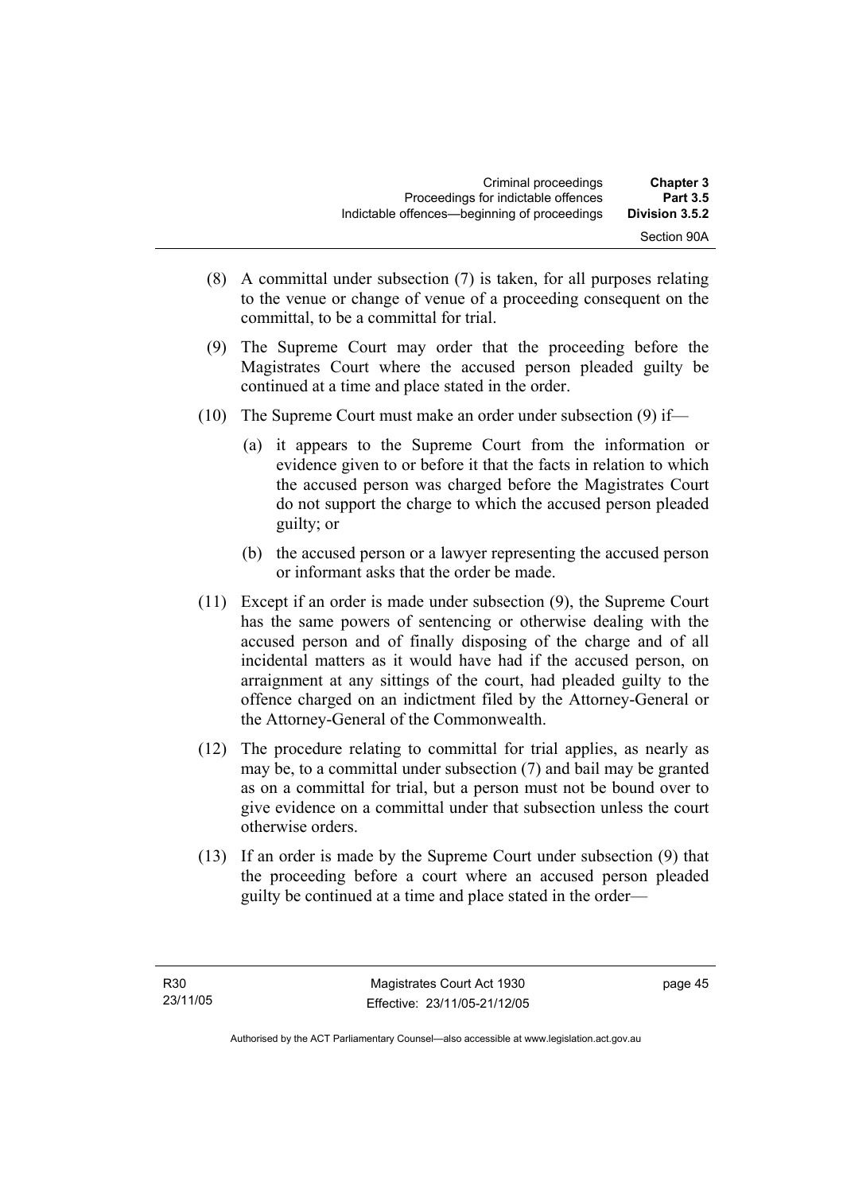(8) A committal under subsection (7) is taken, for all purposes relating to the venue or change of venue of a proceeding consequent on the committal, to be a committal for trial.

(9) The Supreme Court may order that the proceeding before the Magistrates Court where the accused person pleaded guilty be continued at a time and place stated in the order.

(10) The Supreme Court must make an order under subsection (9) if—

(a) it appears to the Supreme Court from the information or evidence given to or before it that the facts in relation to which the accused person was charged before the Magistrates Court do not support the charge to which the accused person pleaded guilty; or

(b) the accused person or a lawyer representing the accused person or informant asks that the order be made.

(11) Except if an order is made under subsection (9), the Supreme Court has the same powers of sentencing or otherwise dealing with the accused person and of finally disposing of the charge and of all incidental matters as it would have had if the accused person, on arraignment at any sittings of the court, had pleaded guilty to the offence charged on an indictment filed by the Attorney-General or the Attorney-General of the Commonwealth.

(12) The procedure relating to committal for trial applies, as nearly as may be, to a committal under subsection (7) and bail may be granted as on a committal for trial, but a person must not be bound over to give evidence on a committal under that subsection unless the court otherwise orders.

(13) If an order is made by the Supreme Court under subsection (9) that the proceeding before a court where an accused person pleaded guilty be continued at a time and place stated in the order—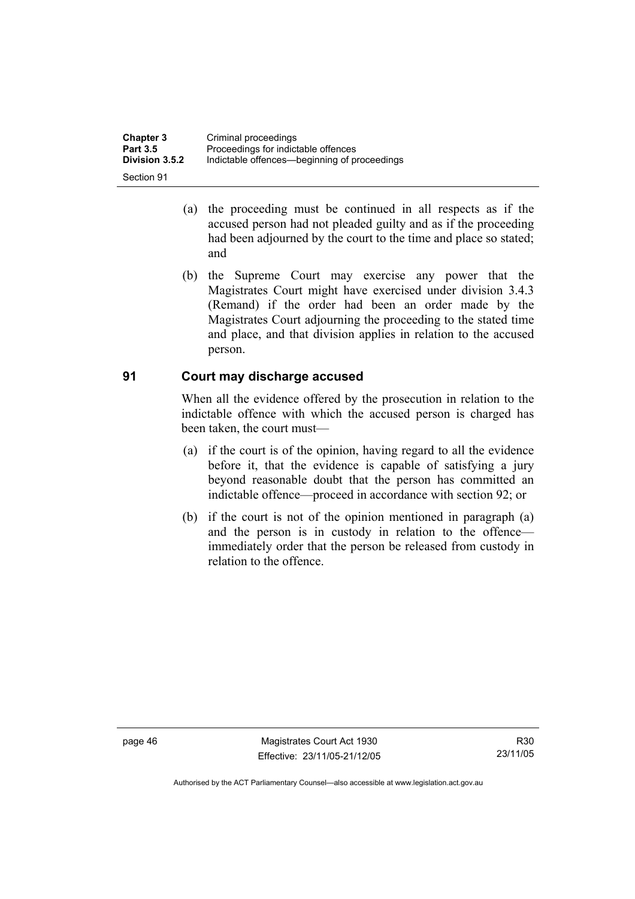(a) the proceeding must be continued in all respects as if the accused person had not pleaded guilty and as if the proceeding had been adjourned by the court to the time and place so stated; and

(b) the Supreme Court may exercise any power that the Magistrates Court might have exercised under division 3.4.3 (Remand) if the order had been an order made by the Magistrates Court adjourning the proceeding to the stated time and place, and that division applies in relation to the accused person.

## 91 Court may discharge accused

When all the evidence offered by the prosecution in relation to the indictable offence with which the accused person is charged has been taken, the court must—

(a) if the court is of the opinion, having regard to all the evidence before it, that the evidence is capable of satisfying a jury beyond reasonable doubt that the person has committed an indictable offence—proceed in accordance with section 92; or

(b) if the court is not of the opinion mentioned in paragraph (a) and the person is in custody in relation to the offence—immediately order that the person be released from custody in relation to the offence.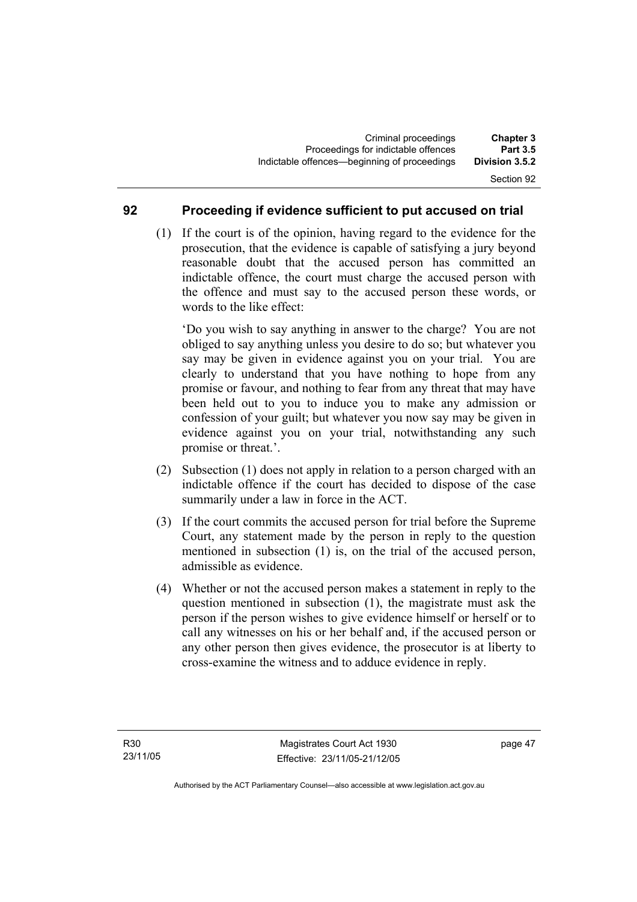## 92 Proceeding if evidence sufficient to put accused on trial

(1) If the court is of the opinion, having regard to the evidence for the prosecution, that the evidence is capable of satisfying a jury beyond reasonable doubt that the accused person has committed an indictable offence, the court must charge the accused person with the offence and must say to the accused person these words, or words to the like effect:

'Do you wish to say anything in answer to the charge? You are not obliged to say anything unless you desire to do so; but whatever you say may be given in evidence against you on your trial. You are clearly to understand that you have nothing to hope from any promise or favour, and nothing to fear from any threat that may have been held out to you to induce you to make any admission or confession of your guilt; but whatever you now say may be given in evidence against you on your trial, notwithstanding any such promise or threat.'.

(2) Subsection (1) does not apply in relation to a person charged with an indictable offence if the court has decided to dispose of the case summarily under a law in force in the ACT.

(3) If the court commits the accused person for trial before the Supreme Court, any statement made by the person in reply to the question mentioned in subsection (1) is, on the trial of the accused person, admissible as evidence.

(4) Whether or not the accused person makes a statement in reply to the question mentioned in subsection (1), the magistrate must ask the person if the person wishes to give evidence himself or herself or to call any witnesses on his or her behalf and, if the accused person or any other person then gives evidence, the prosecutor is at liberty to cross-examine the witness and to adduce evidence in reply.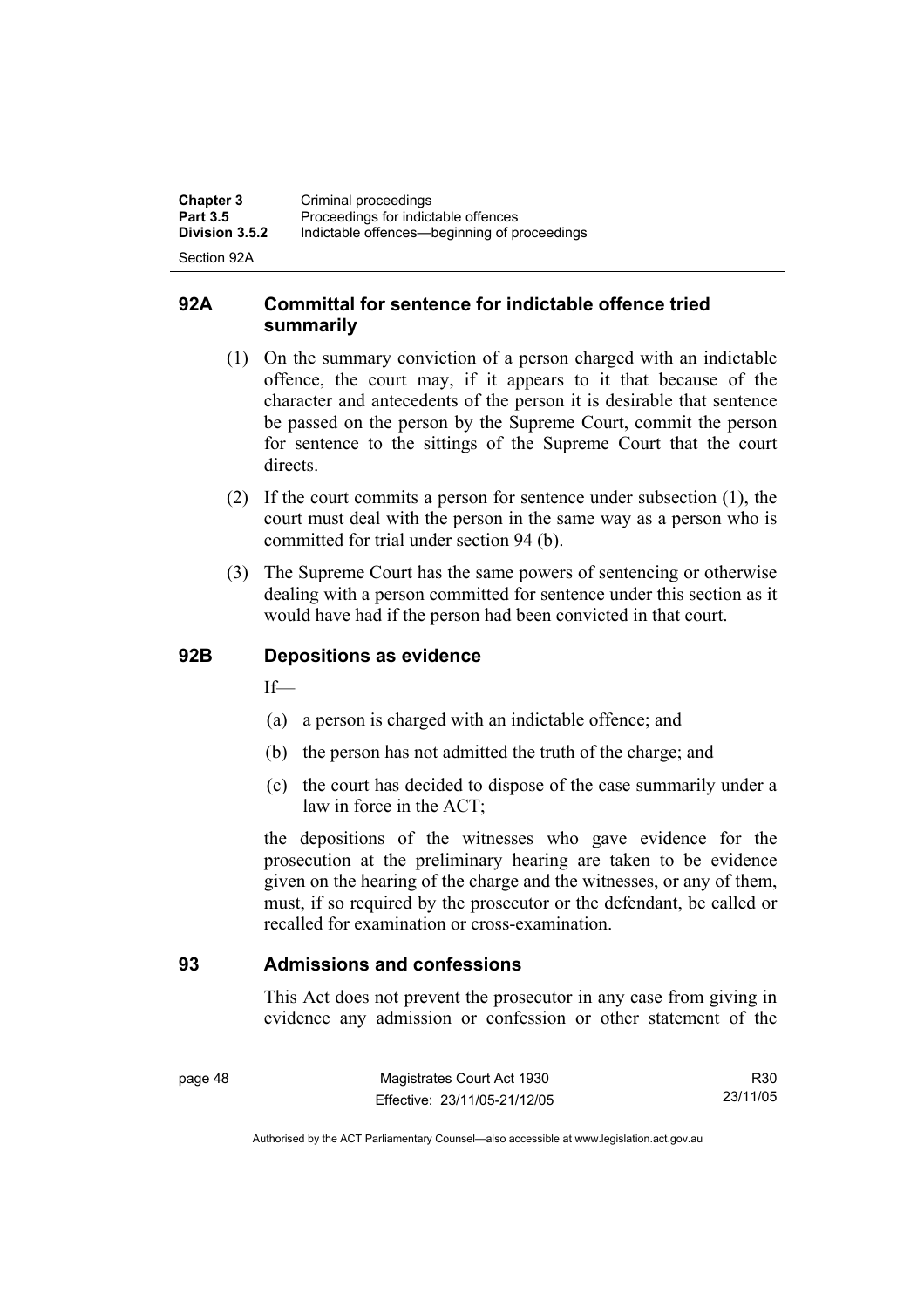## 92A Committal for sentence for indictable offence tried summarily

(1) On the summary conviction of a person charged with an indictable offence, the court may, if it appears to it that because of the character and antecedents of the person it is desirable that sentence be passed on the person by the Supreme Court, commit the person for sentence to the sittings of the Supreme Court that the court directs.

(2) If the court commits a person for sentence under subsection (1), the court must deal with the person in the same way as a person who is committed for trial under section 94 (b).

(3) The Supreme Court has the same powers of sentencing or otherwise dealing with a person committed for sentence under this section as it would have had if the person had been convicted in that court.

## 92B Depositions as evidence

If—

(a) a person is charged with an indictable offence; and

(b) the person has not admitted the truth of the charge; and

(c) the court has decided to dispose of the case summarily under a law in force in the ACT;

the depositions of the witnesses who gave evidence for the prosecution at the preliminary hearing are taken to be evidence given on the hearing of the charge and the witnesses, or any of them, must, if so required by the prosecutor or the defendant, be called or recalled for examination or cross-examination.

## 93 Admissions and confessions

This Act does not prevent the prosecutor in any case from giving in evidence any admission or confession or other statement of the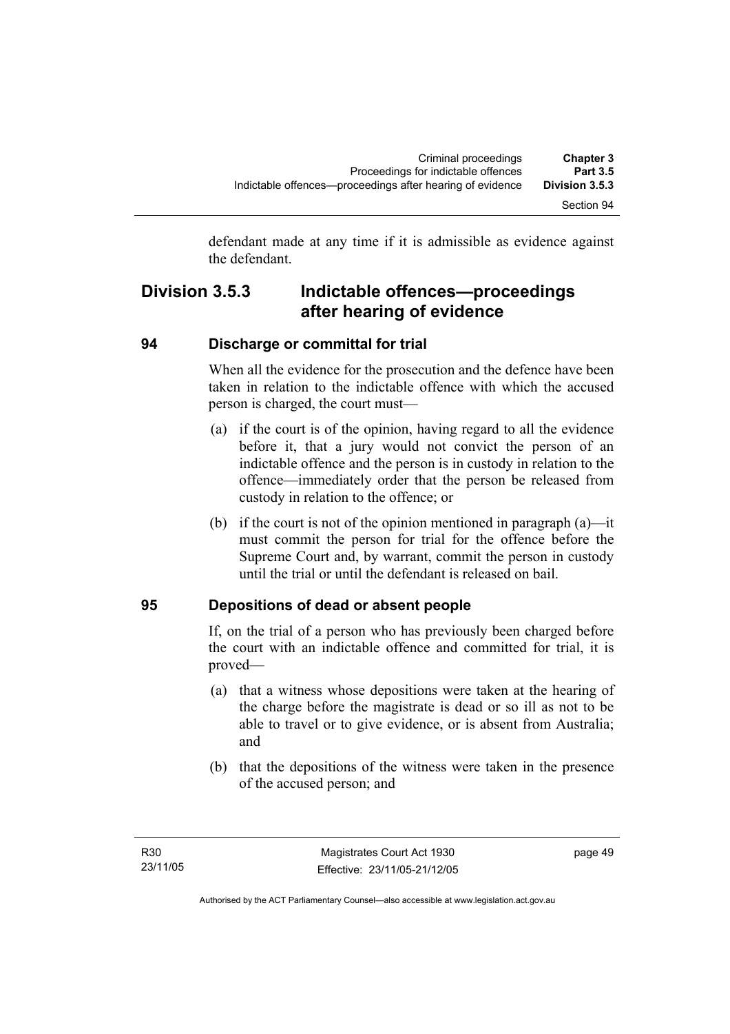defendant made at any time if it is admissible as evidence against the defendant.

## Division 3.5.3 Indictable offences—proceedings after hearing of evidence

### 94 Discharge or committal for trial

When all the evidence for the prosecution and the defence have been taken in relation to the indictable offence with which the accused person is charged, the court must—

(a) if the court is of the opinion, having regard to all the evidence before it, that a jury would not convict the person of an indictable offence and the person is in custody in relation to the offence—immediately order that the person be released from custody in relation to the offence; or

(b) if the court is not of the opinion mentioned in paragraph (a)—it must commit the person for trial for the offence before the Supreme Court and, by warrant, commit the person in custody until the trial or until the defendant is released on bail.

### 95 Depositions of dead or absent people

If, on the trial of a person who has previously been charged before the court with an indictable offence and committed for trial, it is proved—

(a) that a witness whose depositions were taken at the hearing of the charge before the magistrate is dead or so ill as not to be able to travel or to give evidence, or is absent from Australia; and

(b) that the depositions of the witness were taken in the presence of the accused person; and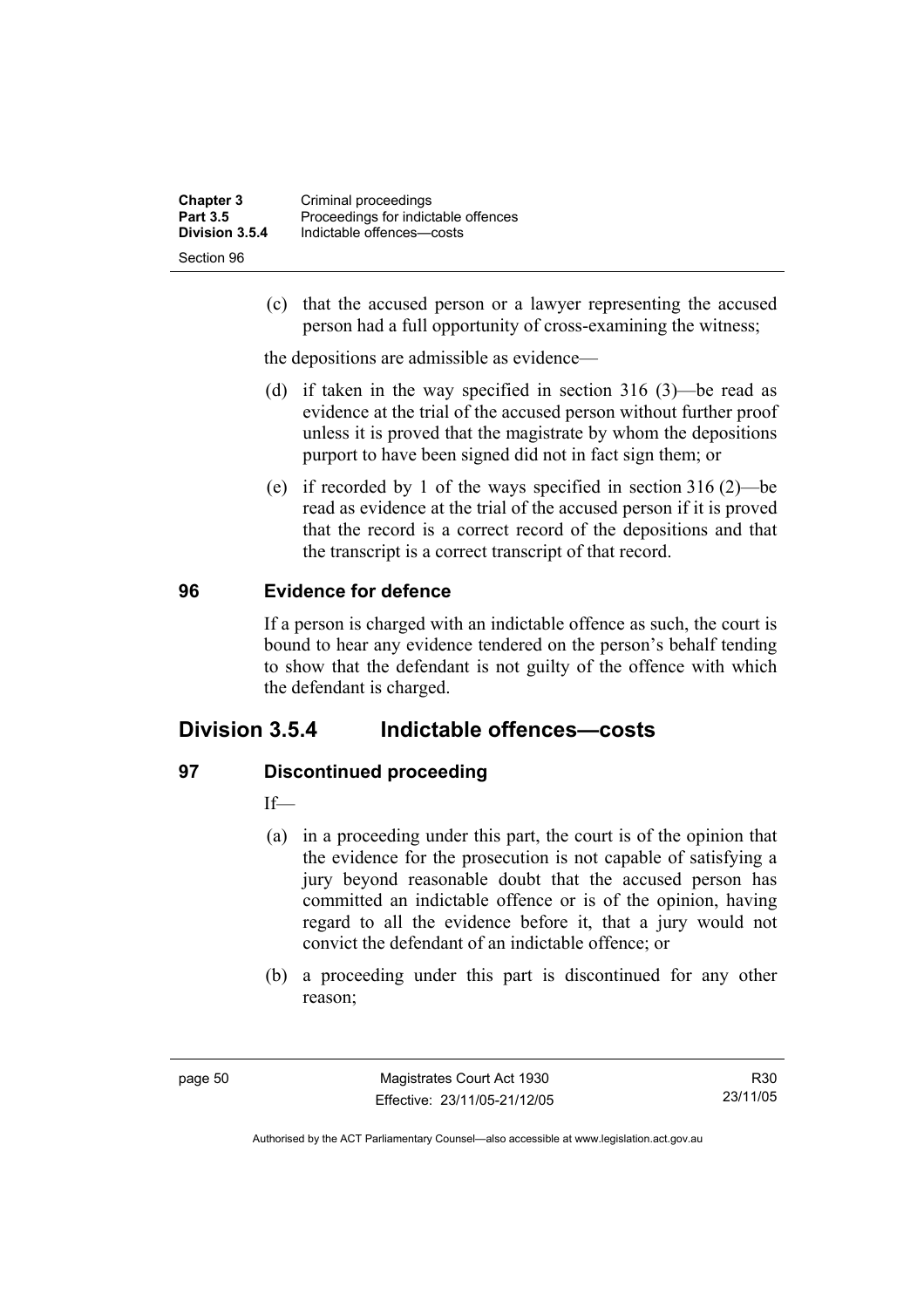(c) that the accused person or a lawyer representing the accused person had a full opportunity of cross-examining the witness;

the depositions are admissible as evidence—

(d) if taken in the way specified in section 316 (3)—be read as evidence at the trial of the accused person without further proof unless it is proved that the magistrate by whom the depositions purport to have been signed did not in fact sign them; or

(e) if recorded by 1 of the ways specified in section 316 (2)—be read as evidence at the trial of the accused person if it is proved that the record is a correct record of the depositions and that the transcript is a correct transcript of that record.

### 96 Evidence for defence

If a person is charged with an indictable offence as such, the court is bound to hear any evidence tendered on the person's behalf tending to show that the defendant is not guilty of the offence with which the defendant is charged.

## Division 3.5.4 Indictable offences—costs

### 97 Discontinued proceeding

If—

(a) in a proceeding under this part, the court is of the opinion that the evidence for the prosecution is not capable of satisfying a jury beyond reasonable doubt that the accused person has committed an indictable offence or is of the opinion, having regard to all the evidence before it, that a jury would not convict the defendant of an indictable offence; or

(b) a proceeding under this part is discontinued for any other reason;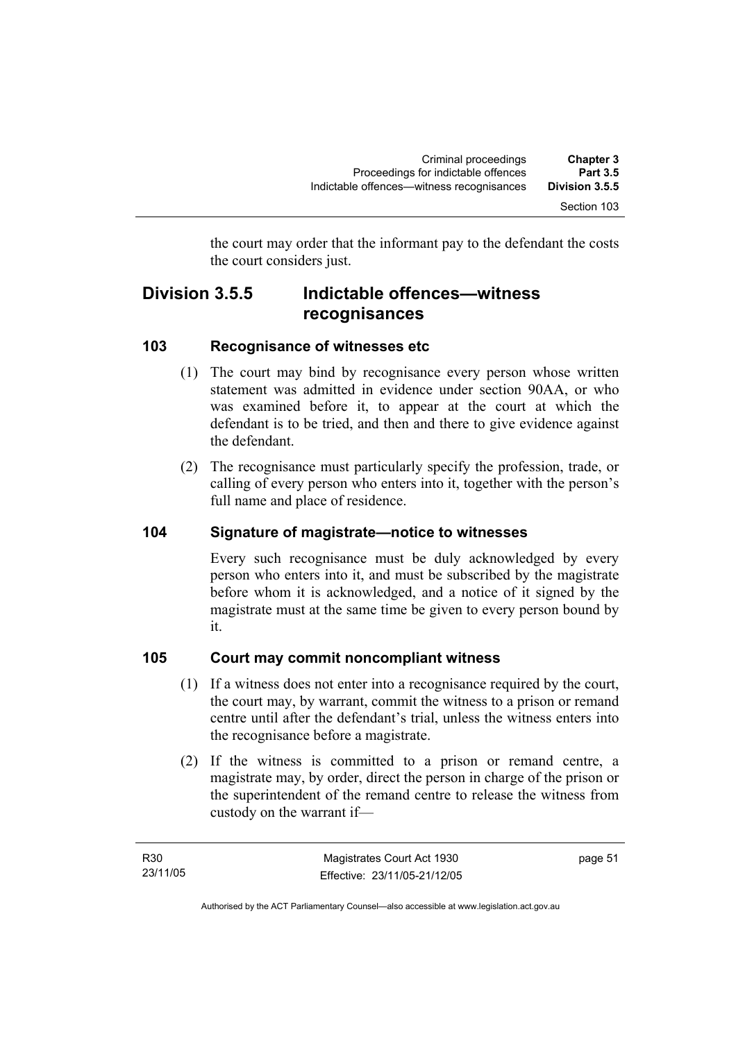the court may order that the informant pay to the defendant the costs the court considers just.

## Division 3.5.5 Indictable offences—witness recognisances

### 103 Recognisance of witnesses etc

(1) The court may bind by recognisance every person whose written statement was admitted in evidence under section 90AA, or who was examined before it, to appear at the court at which the defendant is to be tried, and then and there to give evidence against the defendant.

(2) The recognisance must particularly specify the profession, trade, or calling of every person who enters into it, together with the person's full name and place of residence.

### 104 Signature of magistrate—notice to witnesses

Every such recognisance must be duly acknowledged by every person who enters into it, and must be subscribed by the magistrate before whom it is acknowledged, and a notice of it signed by the magistrate must at the same time be given to every person bound by it.

### 105 Court may commit noncompliant witness

(1) If a witness does not enter into a recognisance required by the court, the court may, by warrant, commit the witness to a prison or remand centre until after the defendant's trial, unless the witness enters into the recognisance before a magistrate.

(2) If the witness is committed to a prison or remand centre, a magistrate may, by order, direct the person in charge of the prison or the superintendent of the remand centre to release the witness from custody on the warrant if—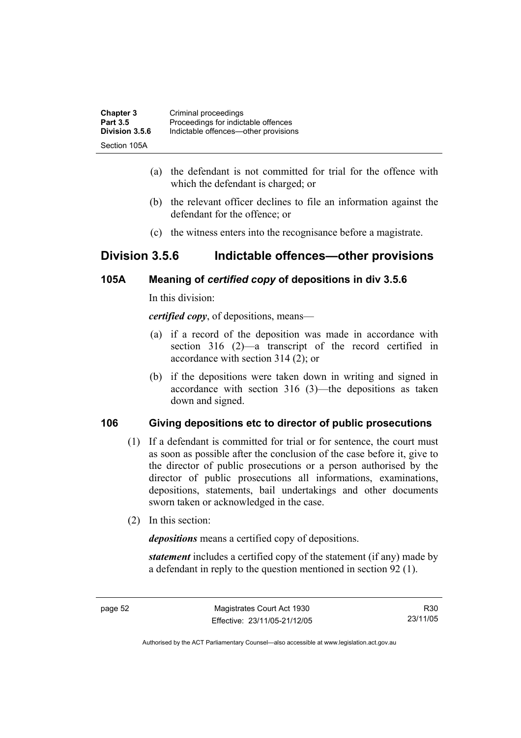(a) the defendant is not committed for trial for the offence with which the defendant is charged; or

(b) the relevant officer declines to file an information against the defendant for the offence; or

(c) the witness enters into the recognisance before a magistrate.

## Division 3.5.6 Indictable offences—other provisions

### 105A Meaning of *certified copy* of depositions in div 3.5.6

In this division:

***certified copy***, of depositions, means—

(a) if a record of the deposition was made in accordance with section 316 (2)—a transcript of the record certified in accordance with section 314 (2); or

(b) if the depositions were taken down in writing and signed in accordance with section 316 (3)—the depositions as taken down and signed.

### 106 Giving depositions etc to director of public prosecutions

(1) If a defendant is committed for trial or for sentence, the court must as soon as possible after the conclusion of the case before it, give to the director of public prosecutions or a person authorised by the director of public prosecutions all informations, examinations, depositions, statements, bail undertakings and other documents sworn taken or acknowledged in the case.

(2) In this section:

***depositions*** means a certified copy of depositions.

***statement*** includes a certified copy of the statement (if any) made by a defendant in reply to the question mentioned in section 92 (1).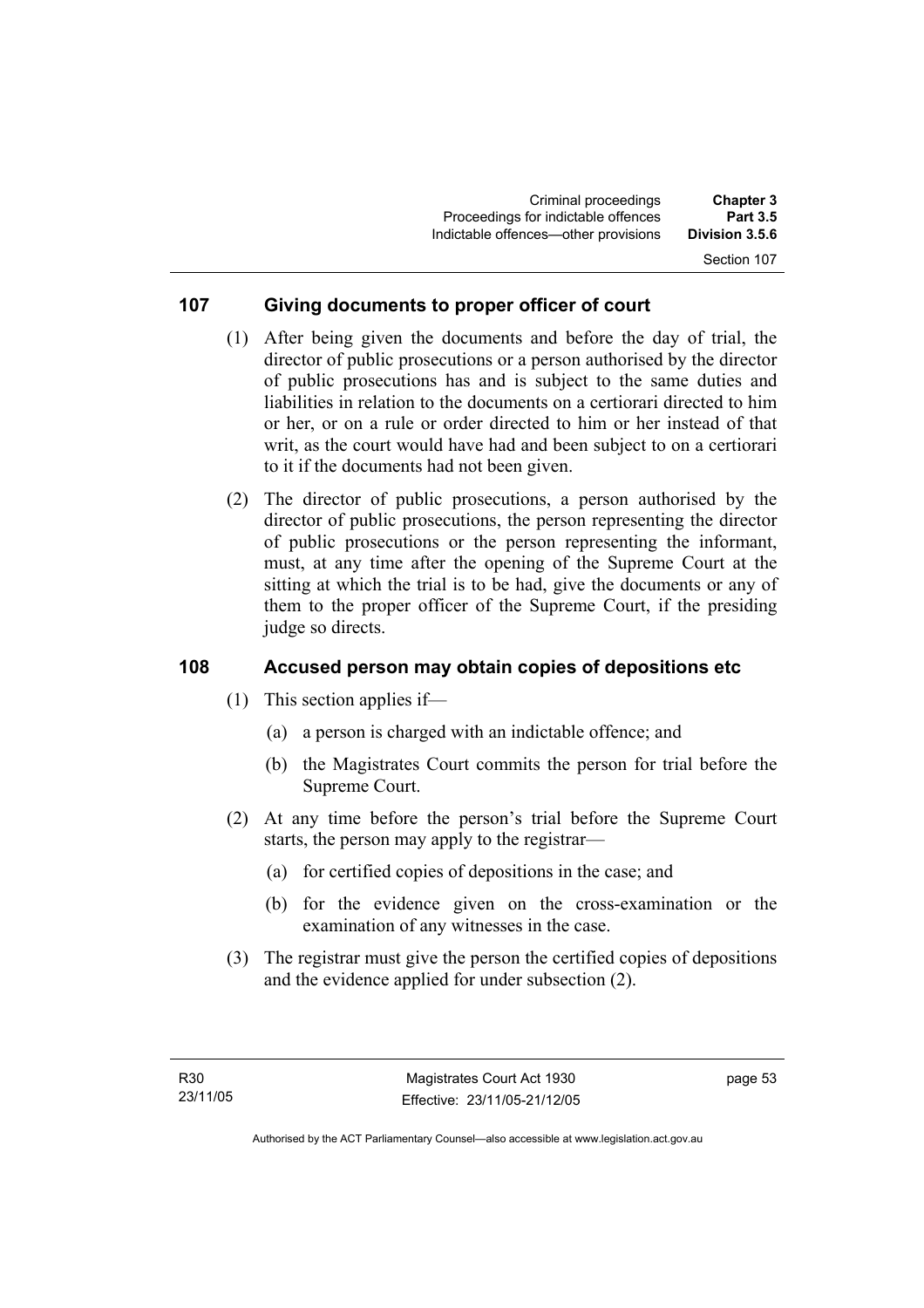## 107 Giving documents to proper officer of court

(1) After being given the documents and before the day of trial, the director of public prosecutions or a person authorised by the director of public prosecutions has and is subject to the same duties and liabilities in relation to the documents on a certiorari directed to him or her, or on a rule or order directed to him or her instead of that writ, as the court would have had and been subject to on a certiorari to it if the documents had not been given.

(2) The director of public prosecutions, a person authorised by the director of public prosecutions, the person representing the director of public prosecutions or the person representing the informant, must, at any time after the opening of the Supreme Court at the sitting at which the trial is to be had, give the documents or any of them to the proper officer of the Supreme Court, if the presiding judge so directs.

## 108 Accused person may obtain copies of depositions etc

(1) This section applies if—

(a) a person is charged with an indictable offence; and

(b) the Magistrates Court commits the person for trial before the Supreme Court.

(2) At any time before the person's trial before the Supreme Court starts, the person may apply to the registrar—

(a) for certified copies of depositions in the case; and

(b) for the evidence given on the cross-examination or the examination of any witnesses in the case.

(3) The registrar must give the person the certified copies of depositions and the evidence applied for under subsection (2).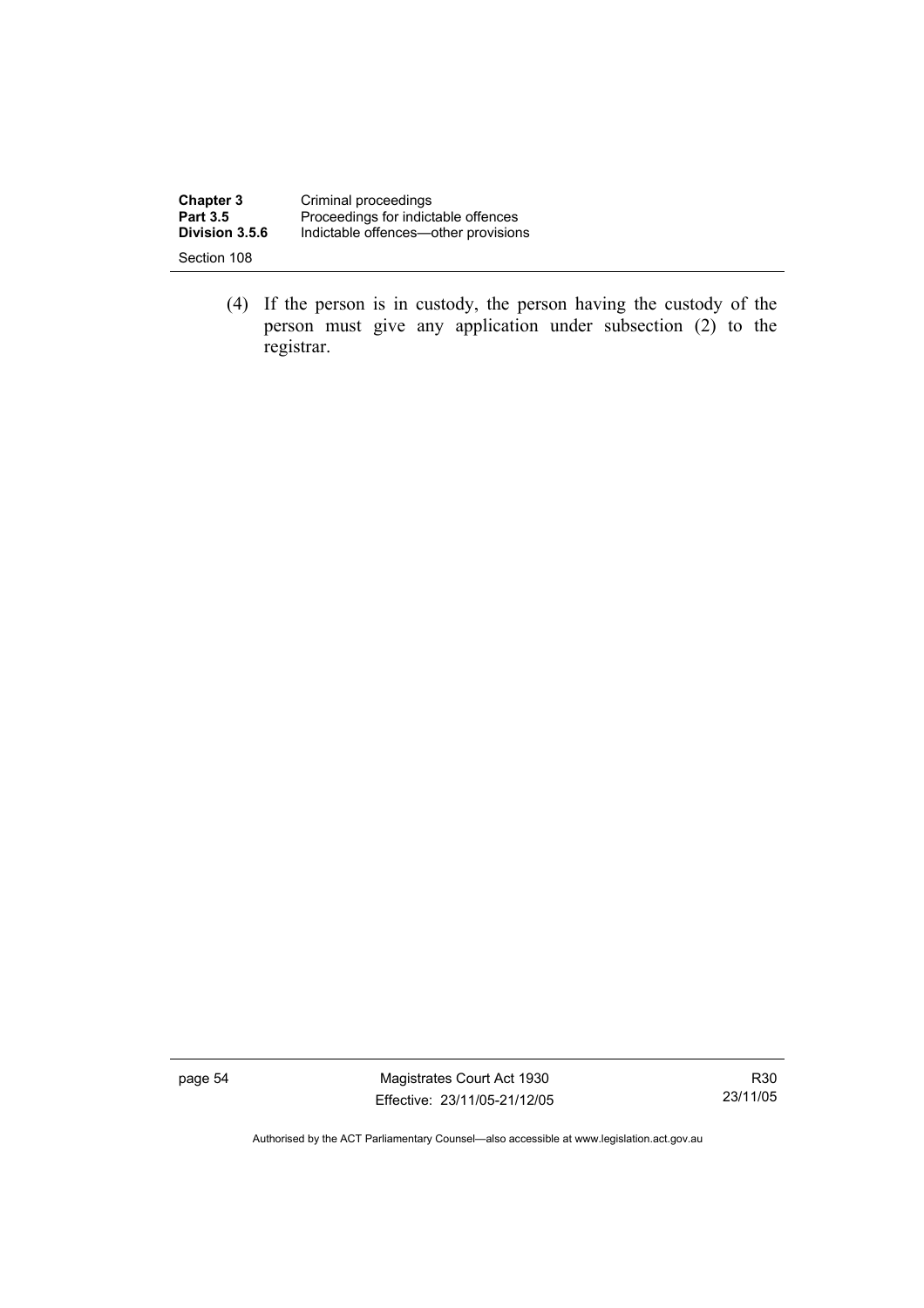(4) If the person is in custody, the person having the custody of the person must give any application under subsection (2) to the registrar.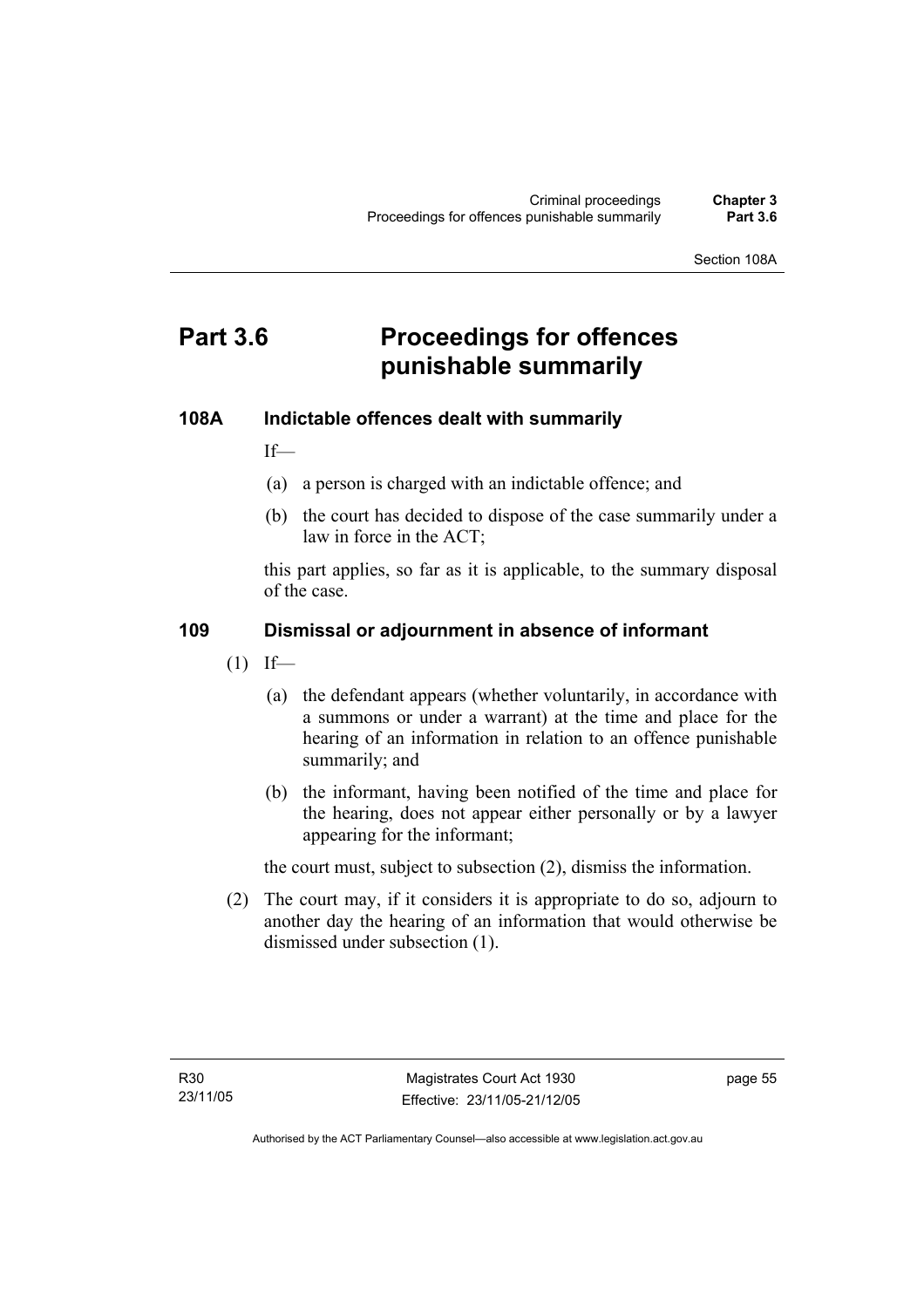# Part 3.6 Proceedings for offences punishable summarily

## 108A Indictable offences dealt with summarily

If—

(a) a person is charged with an indictable offence; and

(b) the court has decided to dispose of the case summarily under a law in force in the ACT;

this part applies, so far as it is applicable, to the summary disposal of the case.

## 109 Dismissal or adjournment in absence of informant

(1) If—

(a) the defendant appears (whether voluntarily, in accordance with a summons or under a warrant) at the time and place for the hearing of an information in relation to an offence punishable summarily; and

(b) the informant, having been notified of the time and place for the hearing, does not appear either personally or by a lawyer appearing for the informant;

the court must, subject to subsection (2), dismiss the information.

(2) The court may, if it considers it is appropriate to do so, adjourn to another day the hearing of an information that would otherwise be dismissed under subsection (1).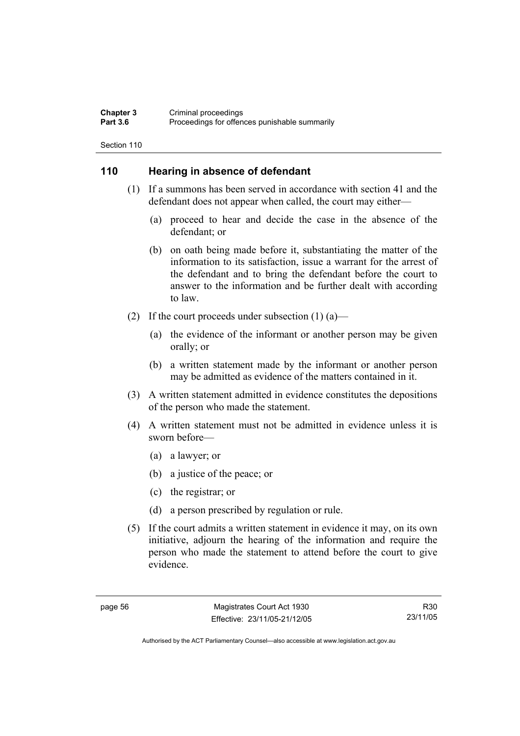## 110 Hearing in absence of defendant

(1) If a summons has been served in accordance with section 41 and the defendant does not appear when called, the court may either—

(a) proceed to hear and decide the case in the absence of the defendant; or

(b) on oath being made before it, substantiating the matter of the information to its satisfaction, issue a warrant for the arrest of the defendant and to bring the defendant before the court to answer to the information and be further dealt with according to law.

(2) If the court proceeds under subsection (1) (a)—

(a) the evidence of the informant or another person may be given orally; or

(b) a written statement made by the informant or another person may be admitted as evidence of the matters contained in it.

(3) A written statement admitted in evidence constitutes the depositions of the person who made the statement.

(4) A written statement must not be admitted in evidence unless it is sworn before—

(a) a lawyer; or

(b) a justice of the peace; or

(c) the registrar; or

(d) a person prescribed by regulation or rule.

(5) If the court admits a written statement in evidence it may, on its own initiative, adjourn the hearing of the information and require the person who made the statement to attend before the court to give evidence.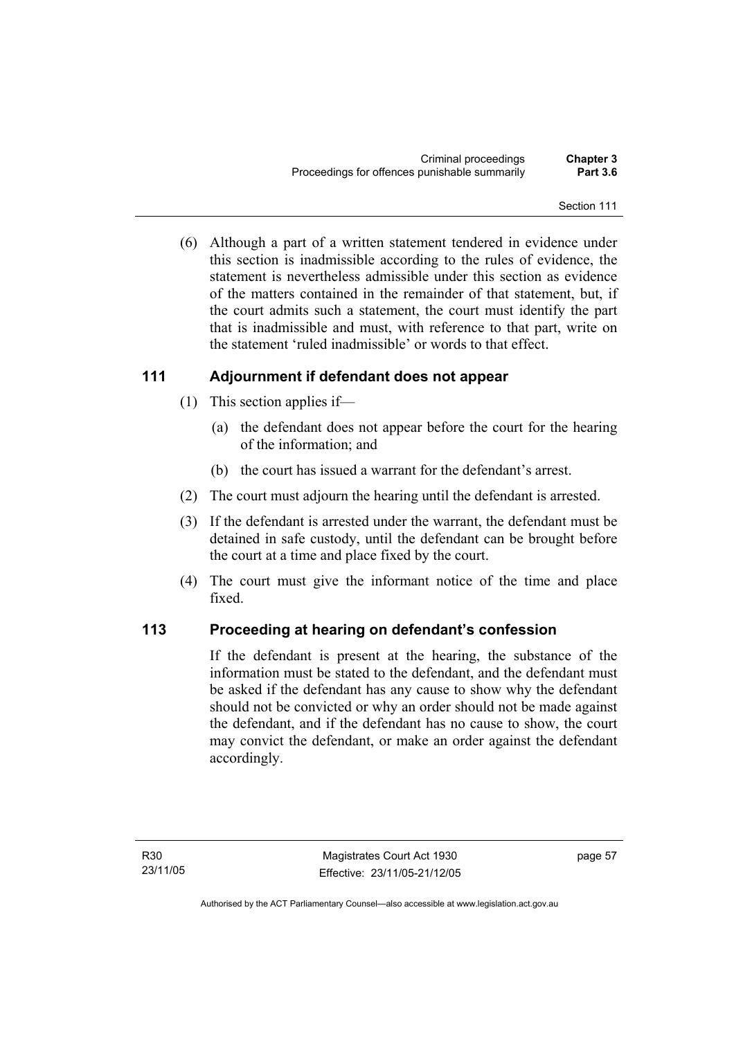(6) Although a part of a written statement tendered in evidence under this section is inadmissible according to the rules of evidence, the statement is nevertheless admissible under this section as evidence of the matters contained in the remainder of that statement, but, if the court admits such a statement, the court must identify the part that is inadmissible and must, with reference to that part, write on the statement 'ruled inadmissible' or words to that effect.

### 111 Adjournment if defendant does not appear

(1) This section applies if—

(a) the defendant does not appear before the court for the hearing of the information; and

(b) the court has issued a warrant for the defendant's arrest.

(2) The court must adjourn the hearing until the defendant is arrested.

(3) If the defendant is arrested under the warrant, the defendant must be detained in safe custody, until the defendant can be brought before the court at a time and place fixed by the court.

(4) The court must give the informant notice of the time and place fixed.

### 113 Proceeding at hearing on defendant's confession

If the defendant is present at the hearing, the substance of the information must be stated to the defendant, and the defendant must be asked if the defendant has any cause to show why the defendant should not be convicted or why an order should not be made against the defendant, and if the defendant has no cause to show, the court may convict the defendant, or make an order against the defendant accordingly.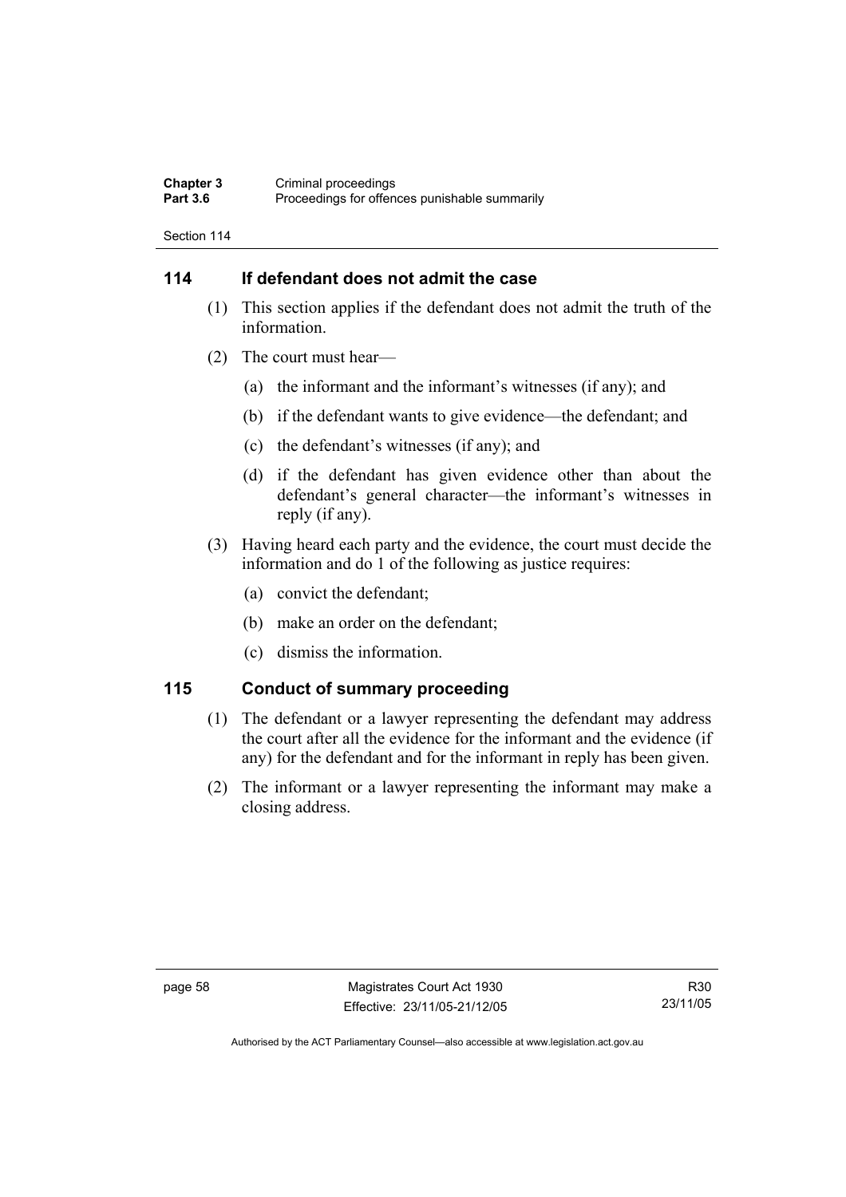## 114 If defendant does not admit the case

(1) This section applies if the defendant does not admit the truth of the information.

(2) The court must hear—

(a) the informant and the informant's witnesses (if any); and

(b) if the defendant wants to give evidence—the defendant; and

(c) the defendant's witnesses (if any); and

(d) if the defendant has given evidence other than about the defendant's general character—the informant's witnesses in reply (if any).

(3) Having heard each party and the evidence, the court must decide the information and do 1 of the following as justice requires:

(a) convict the defendant;

(b) make an order on the defendant;

(c) dismiss the information.

## 115 Conduct of summary proceeding

(1) The defendant or a lawyer representing the defendant may address the court after all the evidence for the informant and the evidence (if any) for the defendant and for the informant in reply has been given.

(2) The informant or a lawyer representing the informant may make a closing address.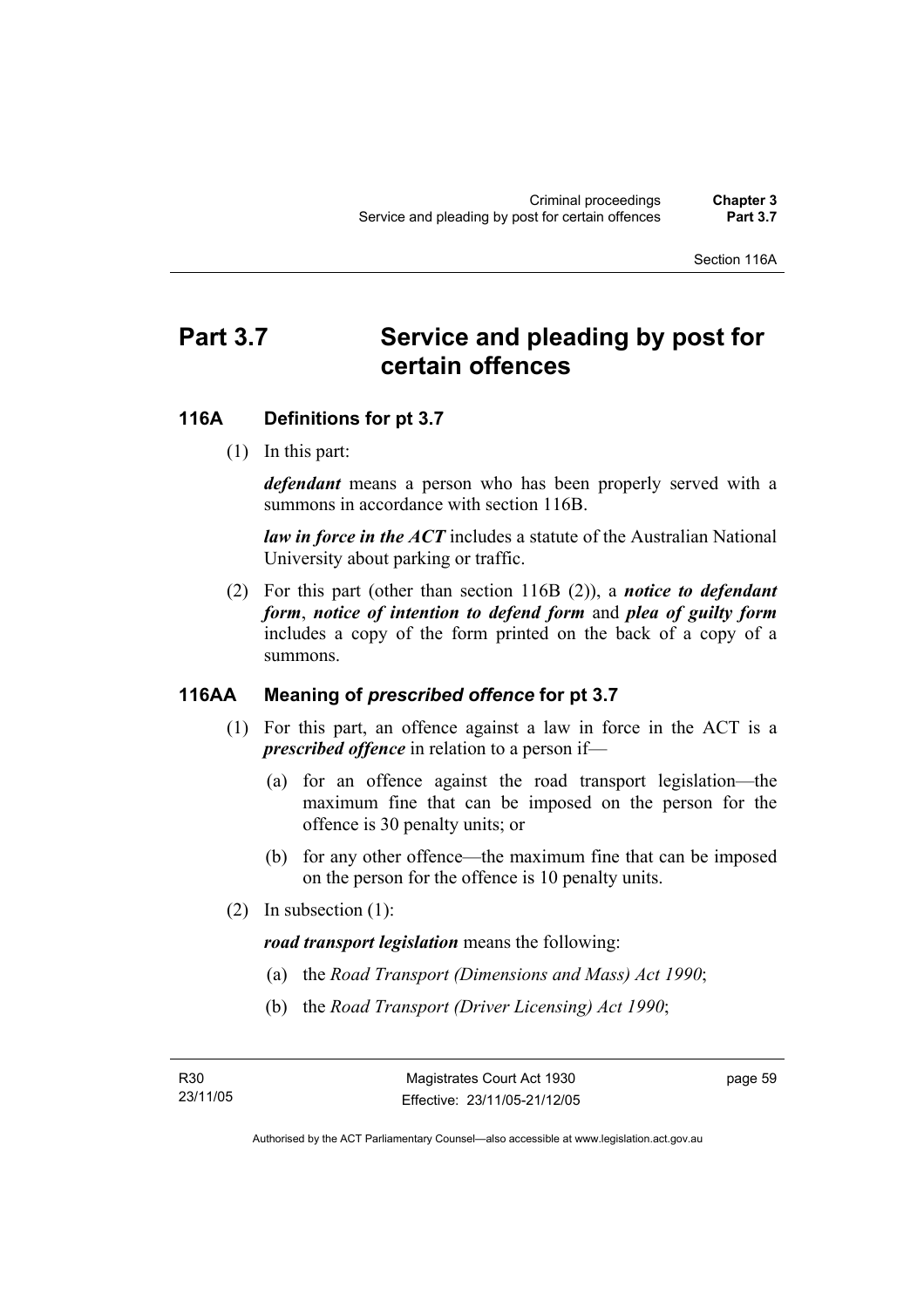# Part 3.7 Service and pleading by post for certain offences

## 116A Definitions for pt 3.7

(1) In this part:

***defendant*** means a person who has been properly served with a summons in accordance with section 116B.

***law in force in the ACT*** includes a statute of the Australian National University about parking or traffic.

(2) For this part (other than section 116B (2)), a ***notice to defendant form***, ***notice of intention to defend form*** and ***plea of guilty form*** includes a copy of the form printed on the back of a copy of a summons.

## 116AA Meaning of *prescribed offence* for pt 3.7

(1) For this part, an offence against a law in force in the ACT is a ***prescribed offence*** in relation to a person if—

(a) for an offence against the road transport legislation—the maximum fine that can be imposed on the person for the offence is 30 penalty units; or

(b) for any other offence—the maximum fine that can be imposed on the person for the offence is 10 penalty units.

(2) In subsection (1):

***road transport legislation*** means the following:

(a) the *Road Transport (Dimensions and Mass) Act 1990*;

(b) the *Road Transport (Driver Licensing) Act 1990*;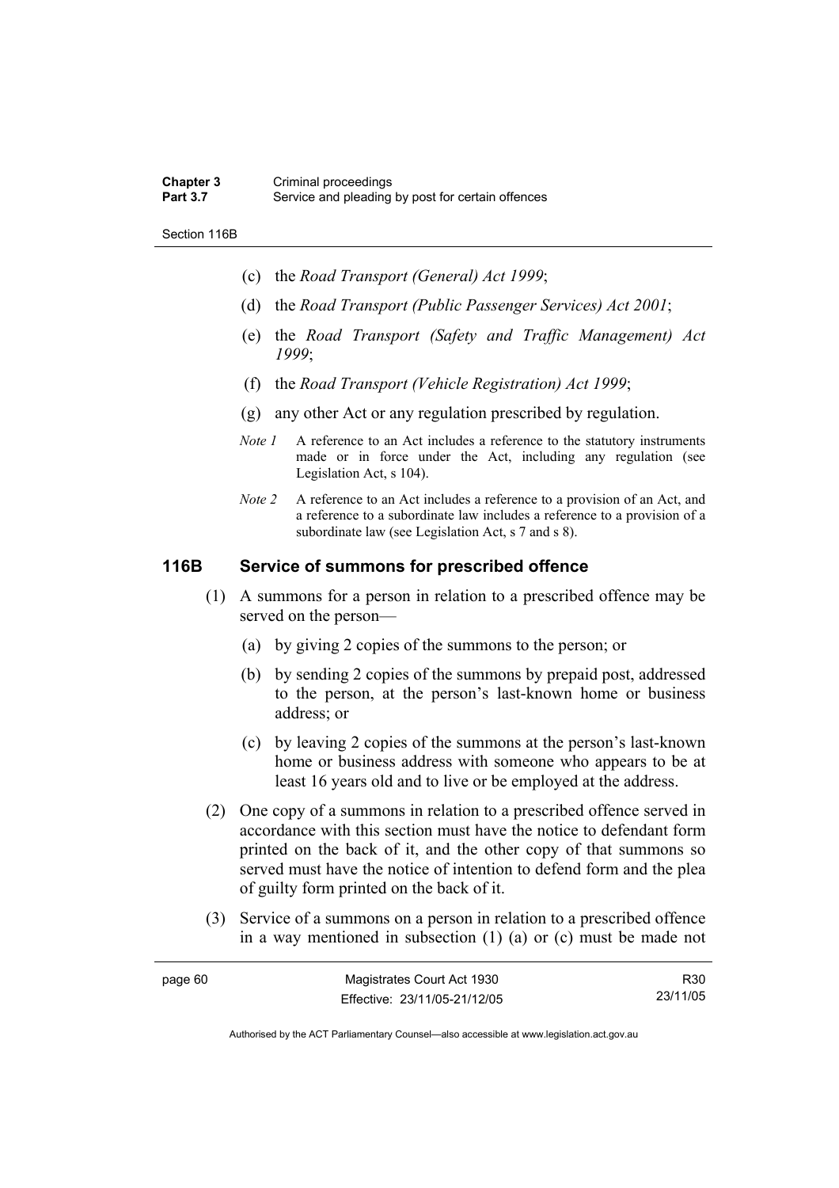(c) the *Road Transport (General) Act 1999*;

(d) the *Road Transport (Public Passenger Services) Act 2001*;

(e) the *Road Transport (Safety and Traffic Management) Act 1999*;

(f) the *Road Transport (Vehicle Registration) Act 1999*;

(g) any other Act or any regulation prescribed by regulation.

*Note 1* A reference to an Act includes a reference to the statutory instruments made or in force under the Act, including any regulation (see Legislation Act, s 104).

*Note 2* A reference to an Act includes a reference to a provision of an Act, and a reference to a subordinate law includes a reference to a provision of a subordinate law (see Legislation Act, s 7 and s 8).

### 116B Service of summons for prescribed offence

(1) A summons for a person in relation to a prescribed offence may be served on the person—

(a) by giving 2 copies of the summons to the person; or

(b) by sending 2 copies of the summons by prepaid post, addressed to the person, at the person's last-known home or business address; or

(c) by leaving 2 copies of the summons at the person's last-known home or business address with someone who appears to be at least 16 years old and to live or be employed at the address.

(2) One copy of a summons in relation to a prescribed offence served in accordance with this section must have the notice to defendant form printed on the back of it, and the other copy of that summons so served must have the notice of intention to defend form and the plea of guilty form printed on the back of it.

(3) Service of a summons on a person in relation to a prescribed offence in a way mentioned in subsection (1) (a) or (c) must be made not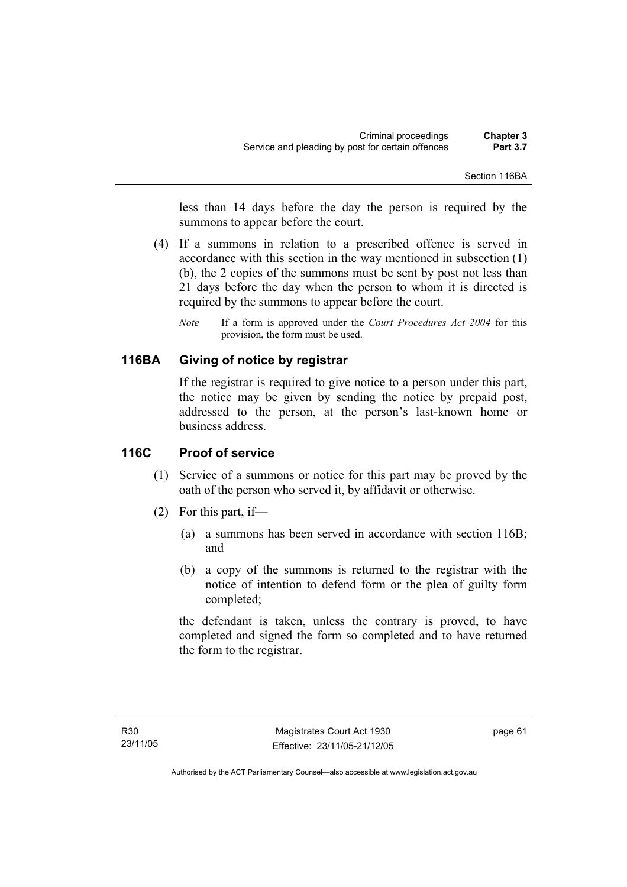less than 14 days before the day the person is required by the summons to appear before the court.

(4) If a summons in relation to a prescribed offence is served in accordance with this section in the way mentioned in subsection (1) (b), the 2 copies of the summons must be sent by post not less than 21 days before the day when the person to whom it is directed is required by the summons to appear before the court.

*Note* If a form is approved under the *Court Procedures Act 2004* for this provision, the form must be used.

## 116BA Giving of notice by registrar

If the registrar is required to give notice to a person under this part, the notice may be given by sending the notice by prepaid post, addressed to the person, at the person's last-known home or business address.

## 116C Proof of service

(1) Service of a summons or notice for this part may be proved by the oath of the person who served it, by affidavit or otherwise.

(2) For this part, if—

(a) a summons has been served in accordance with section 116B; and

(b) a copy of the summons is returned to the registrar with the notice of intention to defend form or the plea of guilty form completed;

the defendant is taken, unless the contrary is proved, to have completed and signed the form so completed and to have returned the form to the registrar.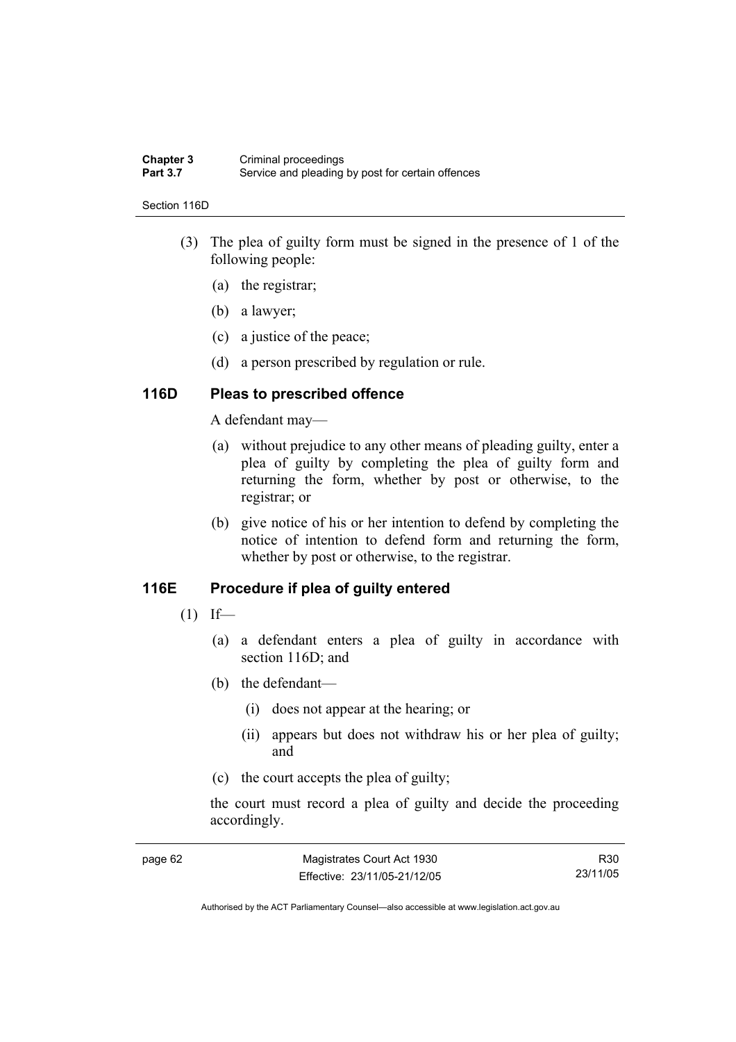(3) The plea of guilty form must be signed in the presence of 1 of the following people:

(a) the registrar;

(b) a lawyer;

(c) a justice of the peace;

(d) a person prescribed by regulation or rule.

## 116D Pleas to prescribed offence

A defendant may—

(a) without prejudice to any other means of pleading guilty, enter a plea of guilty by completing the plea of guilty form and returning the form, whether by post or otherwise, to the registrar; or

(b) give notice of his or her intention to defend by completing the notice of intention to defend form and returning the form, whether by post or otherwise, to the registrar.

## 116E Procedure if plea of guilty entered

(1) If—

(a) a defendant enters a plea of guilty in accordance with section 116D; and

(b) the defendant—

(i) does not appear at the hearing; or

(ii) appears but does not withdraw his or her plea of guilty; and

(c) the court accepts the plea of guilty;

the court must record a plea of guilty and decide the proceeding accordingly.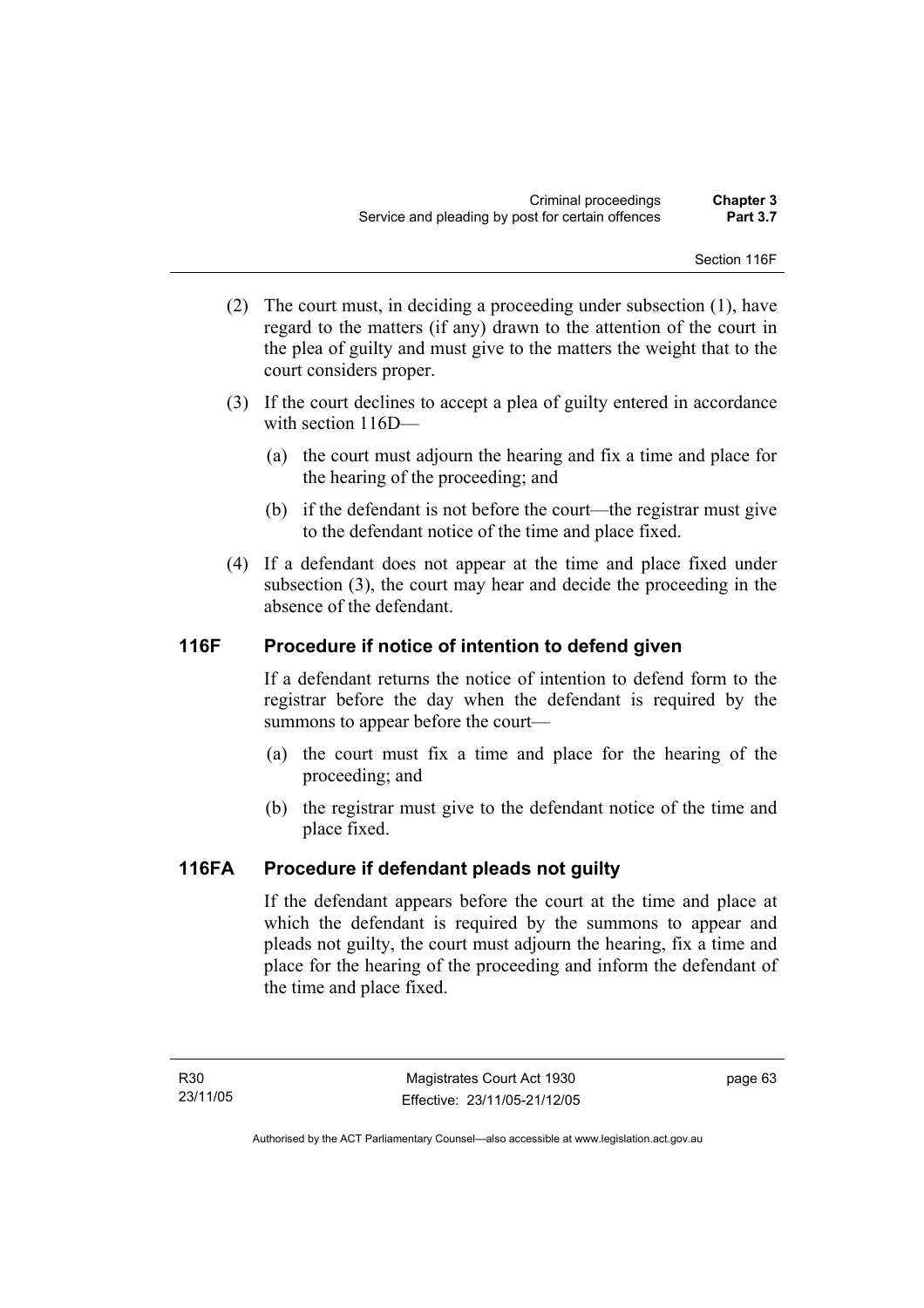(2) The court must, in deciding a proceeding under subsection (1), have regard to the matters (if any) drawn to the attention of the court in the plea of guilty and must give to the matters the weight that to the court considers proper.

(3) If the court declines to accept a plea of guilty entered in accordance with section 116D—

(a) the court must adjourn the hearing and fix a time and place for the hearing of the proceeding; and

(b) if the defendant is not before the court—the registrar must give to the defendant notice of the time and place fixed.

(4) If a defendant does not appear at the time and place fixed under subsection (3), the court may hear and decide the proceeding in the absence of the defendant.

## 116F Procedure if notice of intention to defend given

If a defendant returns the notice of intention to defend form to the registrar before the day when the defendant is required by the summons to appear before the court—

(a) the court must fix a time and place for the hearing of the proceeding; and

(b) the registrar must give to the defendant notice of the time and place fixed.

## 116FA Procedure if defendant pleads not guilty

If the defendant appears before the court at the time and place at which the defendant is required by the summons to appear and pleads not guilty, the court must adjourn the hearing, fix a time and place for the hearing of the proceeding and inform the defendant of the time and place fixed.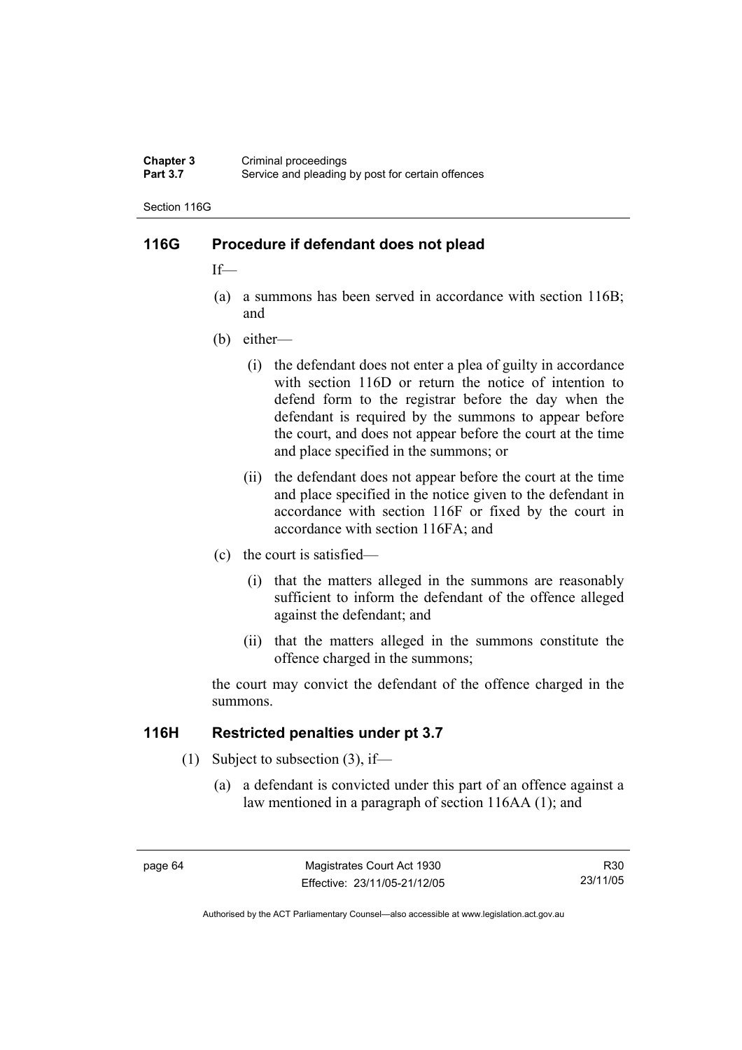## 116G Procedure if defendant does not plead

If—

(a) a summons has been served in accordance with section 116B; and

(b) either—

   (i) the defendant does not enter a plea of guilty in accordance with section 116D or return the notice of intention to defend form to the registrar before the day when the defendant is required by the summons to appear before the court, and does not appear before the court at the time and place specified in the summons; or

   (ii) the defendant does not appear before the court at the time and place specified in the notice given to the defendant in accordance with section 116F or fixed by the court in accordance with section 116FA; and

(c) the court is satisfied—

   (i) that the matters alleged in the summons are reasonably sufficient to inform the defendant of the offence alleged against the defendant; and

   (ii) that the matters alleged in the summons constitute the offence charged in the summons;

the court may convict the defendant of the offence charged in the summons.

## 116H Restricted penalties under pt 3.7

(1) Subject to subsection (3), if—

   (a) a defendant is convicted under this part of an offence against a law mentioned in a paragraph of section 116AA (1); and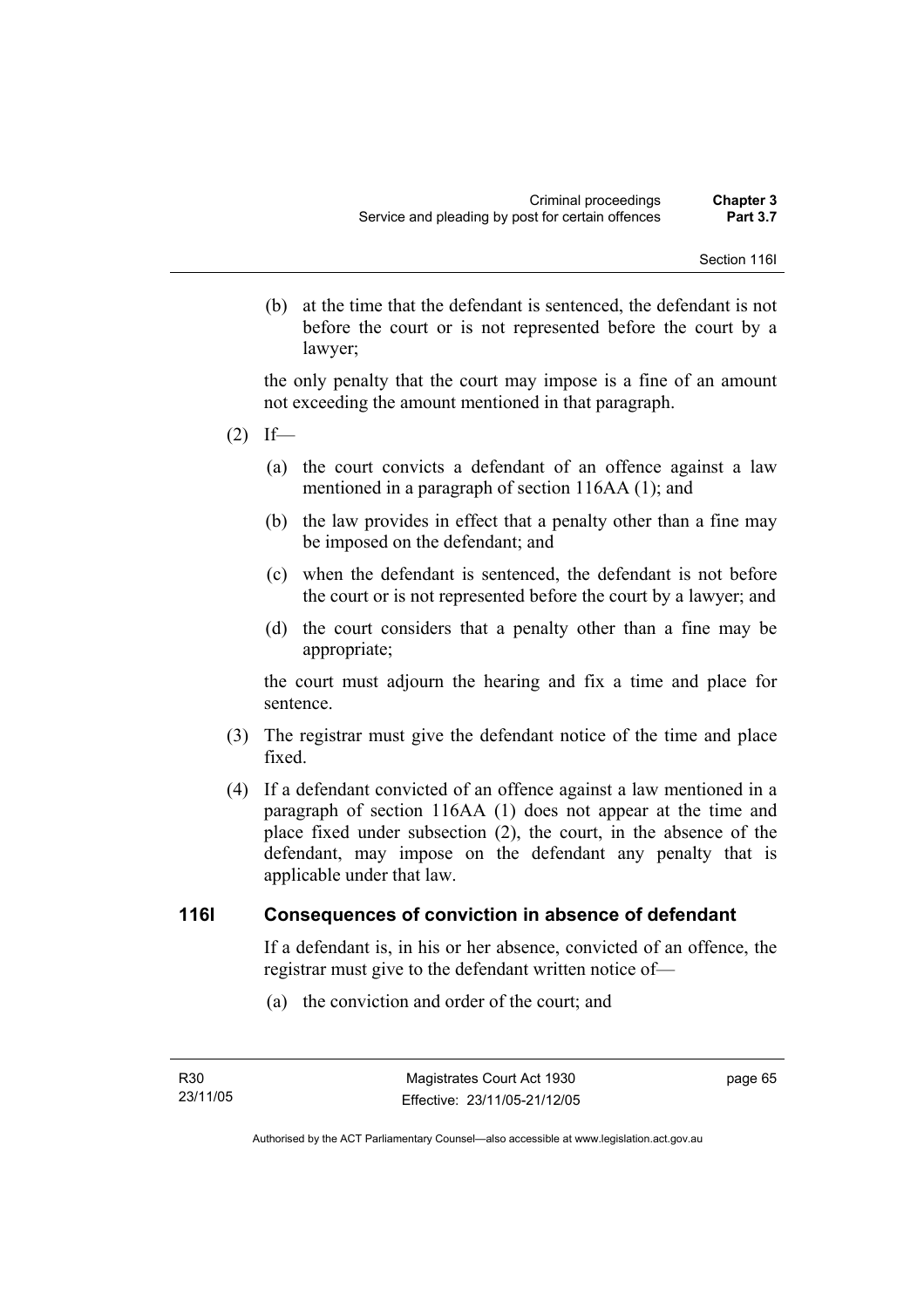(b) at the time that the defendant is sentenced, the defendant is not before the court or is not represented before the court by a lawyer;

the only penalty that the court may impose is a fine of an amount not exceeding the amount mentioned in that paragraph.

(2) If—

(a) the court convicts a defendant of an offence against a law mentioned in a paragraph of section 116AA (1); and

(b) the law provides in effect that a penalty other than a fine may be imposed on the defendant; and

(c) when the defendant is sentenced, the defendant is not before the court or is not represented before the court by a lawyer; and

(d) the court considers that a penalty other than a fine may be appropriate;

the court must adjourn the hearing and fix a time and place for sentence.

(3) The registrar must give the defendant notice of the time and place fixed.

(4) If a defendant convicted of an offence against a law mentioned in a paragraph of section 116AA (1) does not appear at the time and place fixed under subsection (2), the court, in the absence of the defendant, may impose on the defendant any penalty that is applicable under that law.

## 116I Consequences of conviction in absence of defendant

If a defendant is, in his or her absence, convicted of an offence, the registrar must give to the defendant written notice of—

(a) the conviction and order of the court; and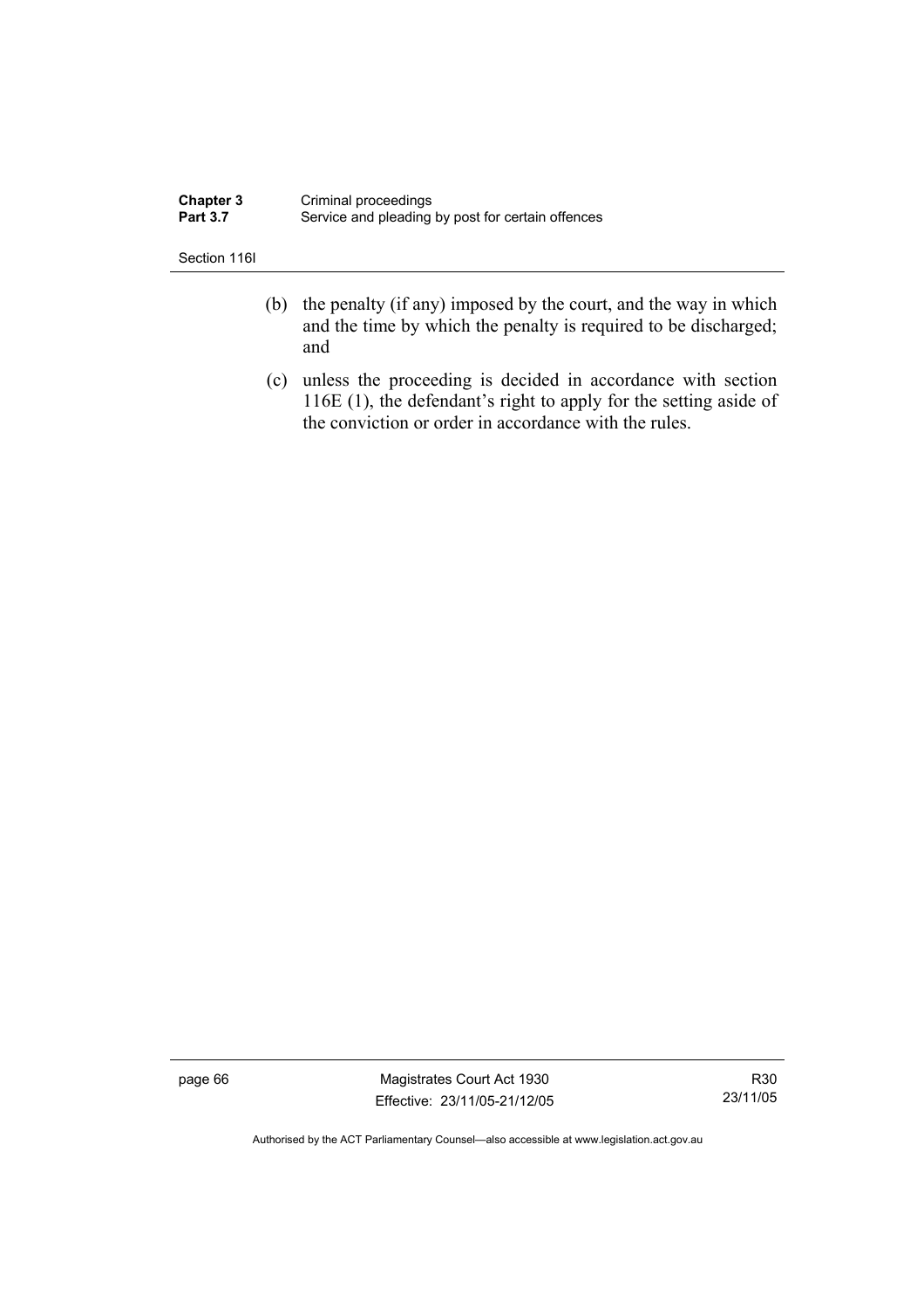(b) the penalty (if any) imposed by the court, and the way in which and the time by which the penalty is required to be discharged; and

(c) unless the proceeding is decided in accordance with section 116E (1), the defendant's right to apply for the setting aside of the conviction or order in accordance with the rules.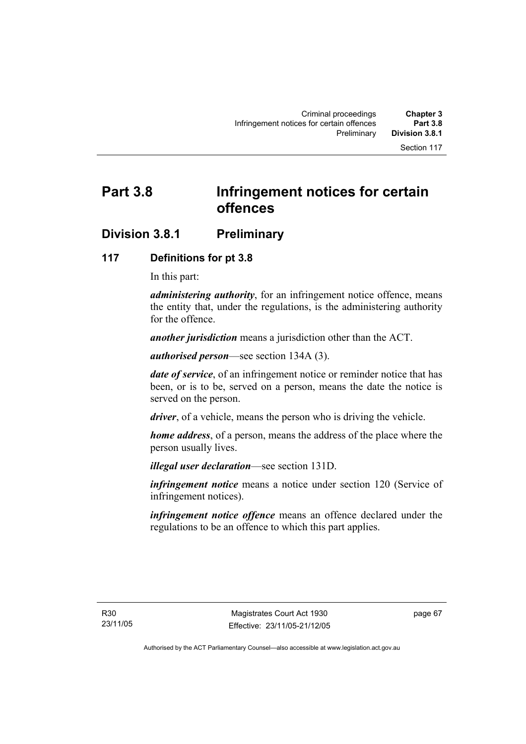# Part 3.8 Infringement notices for certain offences

## Division 3.8.1 Preliminary

### 117 Definitions for pt 3.8

In this part:

***administering authority***, for an infringement notice offence, means the entity that, under the regulations, is the administering authority for the offence.

***another jurisdiction*** means a jurisdiction other than the ACT.

***authorised person***—see section 134A (3).

***date of service***, of an infringement notice or reminder notice that has been, or is to be, served on a person, means the date the notice is served on the person.

***driver***, of a vehicle, means the person who is driving the vehicle.

***home address***, of a person, means the address of the place where the person usually lives.

***illegal user declaration***—see section 131D.

***infringement notice*** means a notice under section 120 (Service of infringement notices).

***infringement notice offence*** means an offence declared under the regulations to be an offence to which this part applies.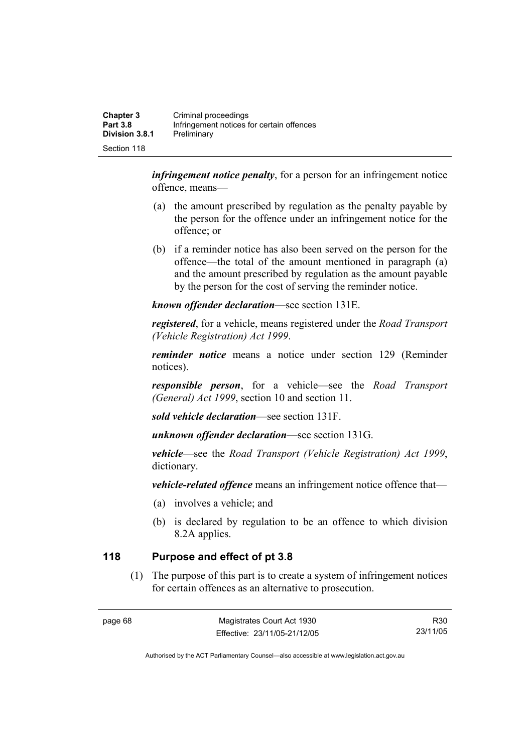***infringement notice penalty***, for a person for an infringement notice offence, means—

(a) the amount prescribed by regulation as the penalty payable by the person for the offence under an infringement notice for the offence; or

(b) if a reminder notice has also been served on the person for the offence—the total of the amount mentioned in paragraph (a) and the amount prescribed by regulation as the amount payable by the person for the cost of serving the reminder notice.

***known offender declaration***—see section 131E.

***registered***, for a vehicle, means registered under the *Road Transport (Vehicle Registration) Act 1999*.

***reminder notice*** means a notice under section 129 (Reminder notices).

***responsible person***, for a vehicle—see the *Road Transport (General) Act 1999*, section 10 and section 11.

***sold vehicle declaration***—see section 131F.

***unknown offender declaration***—see section 131G.

***vehicle***—see the *Road Transport (Vehicle Registration) Act 1999*, dictionary.

***vehicle-related offence*** means an infringement notice offence that—

(a) involves a vehicle; and

(b) is declared by regulation to be an offence to which division 8.2A applies.

## 118 Purpose and effect of pt 3.8

(1) The purpose of this part is to create a system of infringement notices for certain offences as an alternative to prosecution.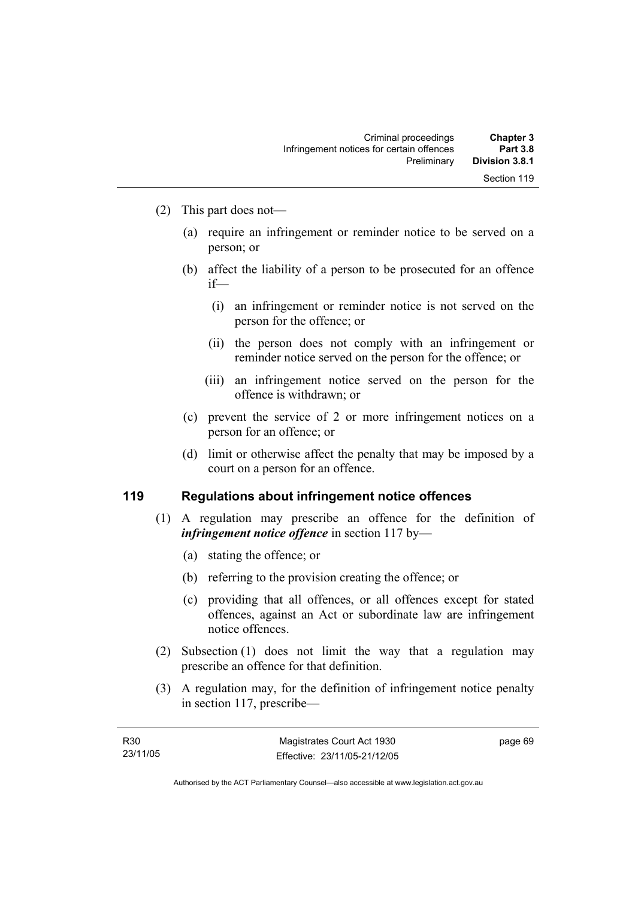(2) This part does not—

(a) require an infringement or reminder notice to be served on a person; or

(b) affect the liability of a person to be prosecuted for an offence if—

(i) an infringement or reminder notice is not served on the person for the offence; or

(ii) the person does not comply with an infringement or reminder notice served on the person for the offence; or

(iii) an infringement notice served on the person for the offence is withdrawn; or

(c) prevent the service of 2 or more infringement notices on a person for an offence; or

(d) limit or otherwise affect the penalty that may be imposed by a court on a person for an offence.

## 119 Regulations about infringement notice offences

(1) A regulation may prescribe an offence for the definition of ***infringement notice offence*** in section 117 by—

(a) stating the offence; or

(b) referring to the provision creating the offence; or

(c) providing that all offences, or all offences except for stated offences, against an Act or subordinate law are infringement notice offences.

(2) Subsection (1) does not limit the way that a regulation may prescribe an offence for that definition.

(3) A regulation may, for the definition of infringement notice penalty in section 117, prescribe—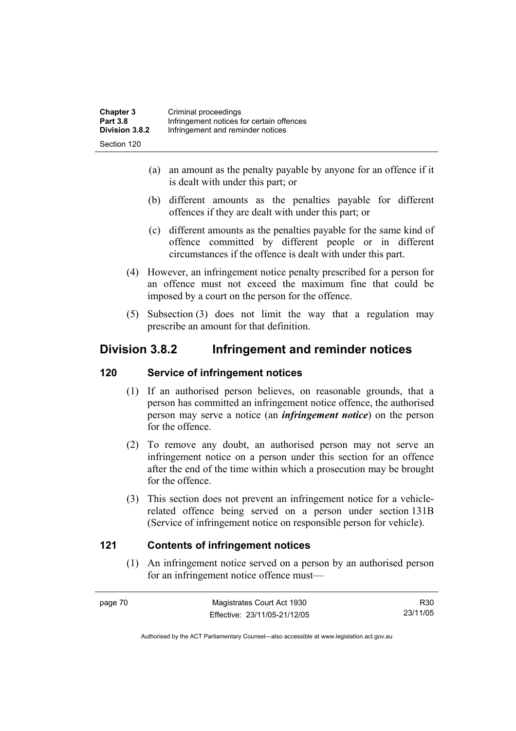(a) an amount as the penalty payable by anyone for an offence if it is dealt with under this part; or

(b) different amounts as the penalties payable for different offences if they are dealt with under this part; or

(c) different amounts as the penalties payable for the same kind of offence committed by different people or in different circumstances if the offence is dealt with under this part.

(4) However, an infringement notice penalty prescribed for a person for an offence must not exceed the maximum fine that could be imposed by a court on the person for the offence.

(5) Subsection (3) does not limit the way that a regulation may prescribe an amount for that definition.

## Division 3.8.2 Infringement and reminder notices

### 120 Service of infringement notices

(1) If an authorised person believes, on reasonable grounds, that a person has committed an infringement notice offence, the authorised person may serve a notice (an ***infringement notice***) on the person for the offence.

(2) To remove any doubt, an authorised person may not serve an infringement notice on a person under this section for an offence after the end of the time within which a prosecution may be brought for the offence.

(3) This section does not prevent an infringement notice for a vehicle-related offence being served on a person under section 131B (Service of infringement notice on responsible person for vehicle).

### 121 Contents of infringement notices

(1) An infringement notice served on a person by an authorised person for an infringement notice offence must—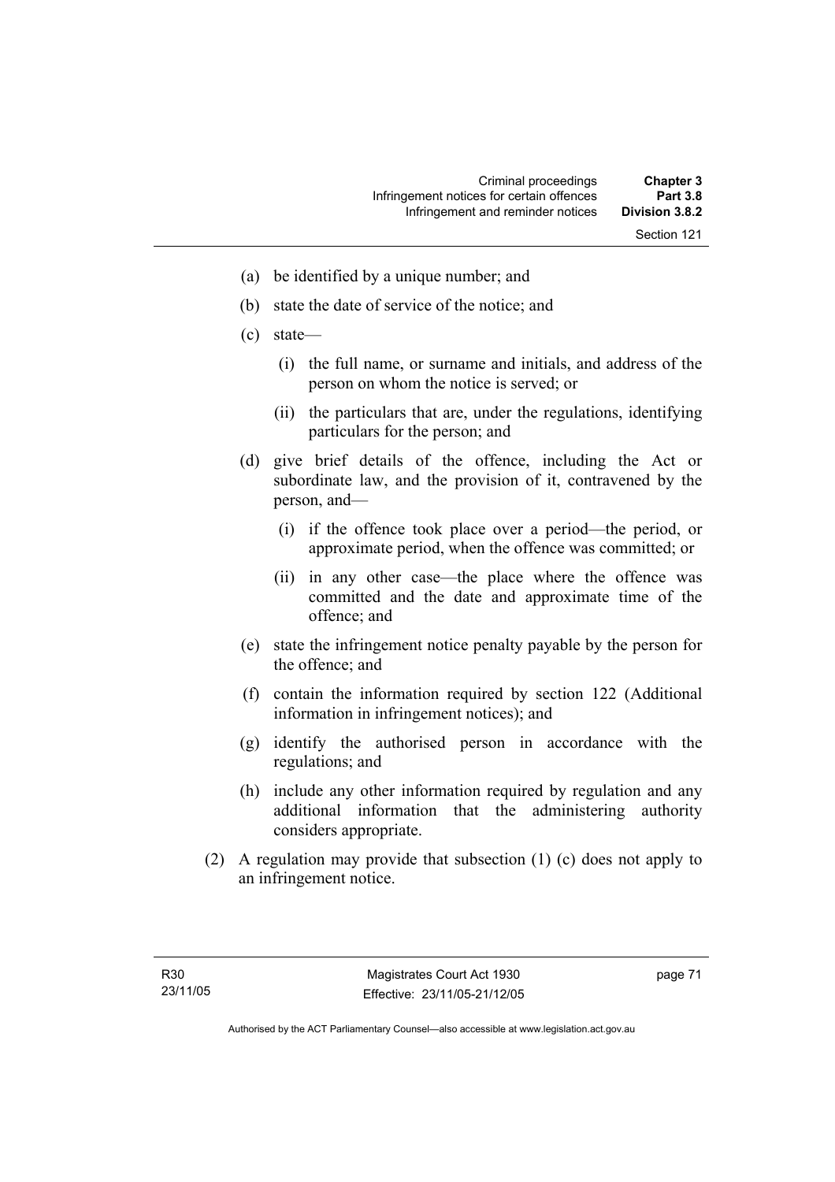(a) be identified by a unique number; and

(b) state the date of service of the notice; and

(c) state—

  (i) the full name, or surname and initials, and address of the person on whom the notice is served; or

  (ii) the particulars that are, under the regulations, identifying particulars for the person; and

(d) give brief details of the offence, including the Act or subordinate law, and the provision of it, contravened by the person, and—

  (i) if the offence took place over a period—the period, or approximate period, when the offence was committed; or

  (ii) in any other case—the place where the offence was committed and the date and approximate time of the offence; and

(e) state the infringement notice penalty payable by the person for the offence; and

(f) contain the information required by section 122 (Additional information in infringement notices); and

(g) identify the authorised person in accordance with the regulations; and

(h) include any other information required by regulation and any additional information that the administering authority considers appropriate.

(2) A regulation may provide that subsection (1) (c) does not apply to an infringement notice.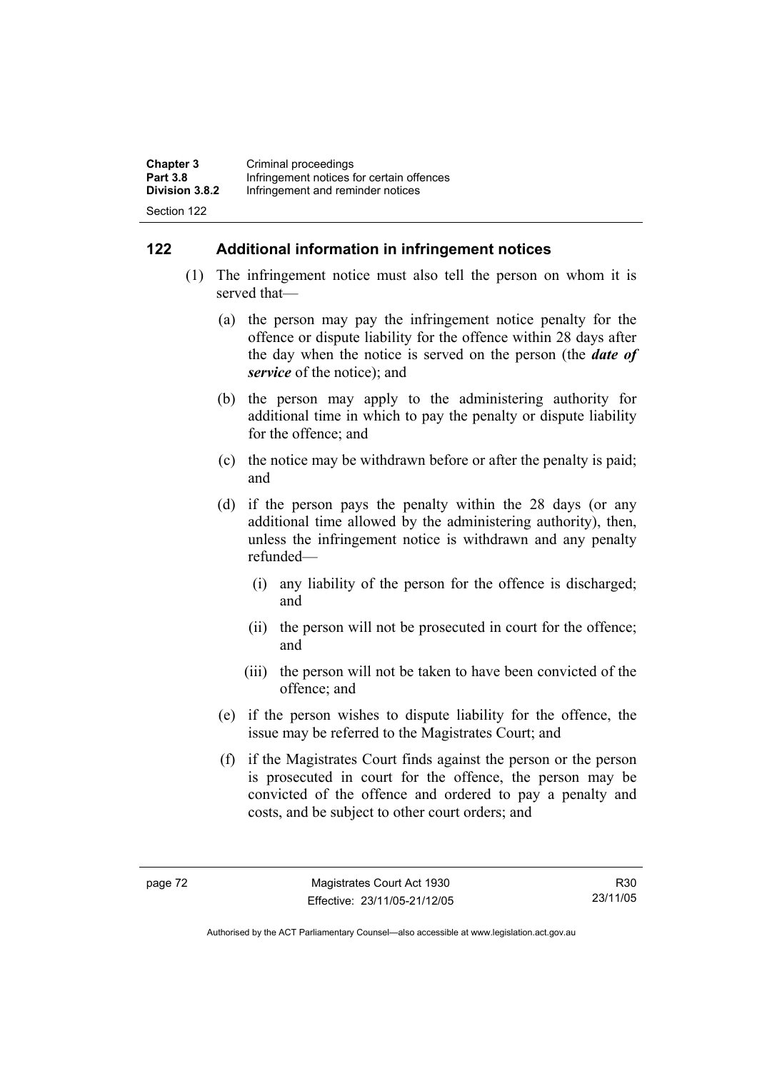## 122 Additional information in infringement notices

(1) The infringement notice must also tell the person on whom it is served that—

(a) the person may pay the infringement notice penalty for the offence or dispute liability for the offence within 28 days after the day when the notice is served on the person (the ***date of service*** of the notice); and

(b) the person may apply to the administering authority for additional time in which to pay the penalty or dispute liability for the offence; and

(c) the notice may be withdrawn before or after the penalty is paid; and

(d) if the person pays the penalty within the 28 days (or any additional time allowed by the administering authority), then, unless the infringement notice is withdrawn and any penalty refunded—

(i) any liability of the person for the offence is discharged; and

(ii) the person will not be prosecuted in court for the offence; and

(iii) the person will not be taken to have been convicted of the offence; and

(e) if the person wishes to dispute liability for the offence, the issue may be referred to the Magistrates Court; and

(f) if the Magistrates Court finds against the person or the person is prosecuted in court for the offence, the person may be convicted of the offence and ordered to pay a penalty and costs, and be subject to other court orders; and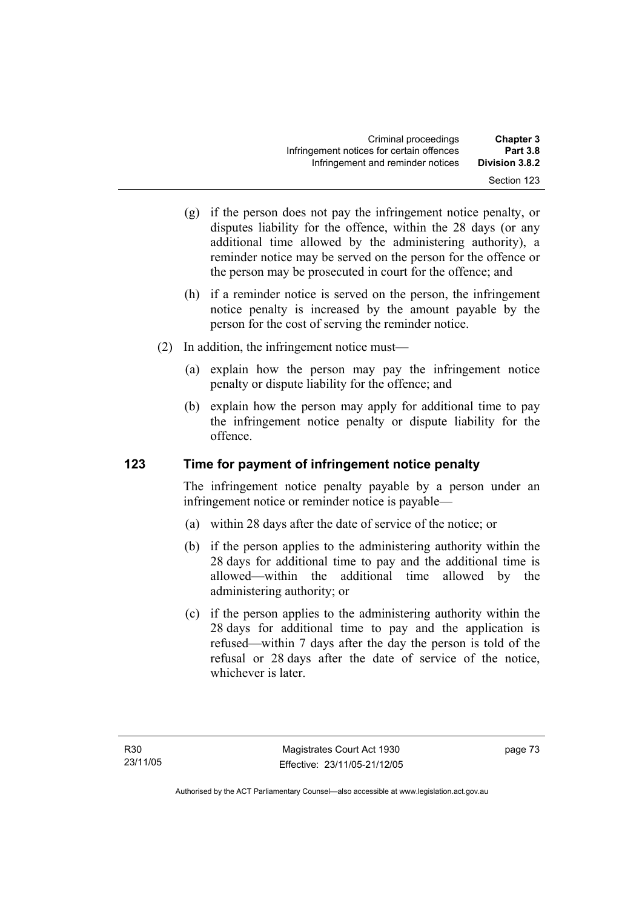(g) if the person does not pay the infringement notice penalty, or disputes liability for the offence, within the 28 days (or any additional time allowed by the administering authority), a reminder notice may be served on the person for the offence or the person may be prosecuted in court for the offence; and

(h) if a reminder notice is served on the person, the infringement notice penalty is increased by the amount payable by the person for the cost of serving the reminder notice.

(2) In addition, the infringement notice must—

(a) explain how the person may pay the infringement notice penalty or dispute liability for the offence; and

(b) explain how the person may apply for additional time to pay the infringement notice penalty or dispute liability for the offence.

## 123 Time for payment of infringement notice penalty

The infringement notice penalty payable by a person under an infringement notice or reminder notice is payable—

(a) within 28 days after the date of service of the notice; or

(b) if the person applies to the administering authority within the 28 days for additional time to pay and the additional time is allowed—within the additional time allowed by the administering authority; or

(c) if the person applies to the administering authority within the 28 days for additional time to pay and the application is refused—within 7 days after the day the person is told of the refusal or 28 days after the date of service of the notice, whichever is later.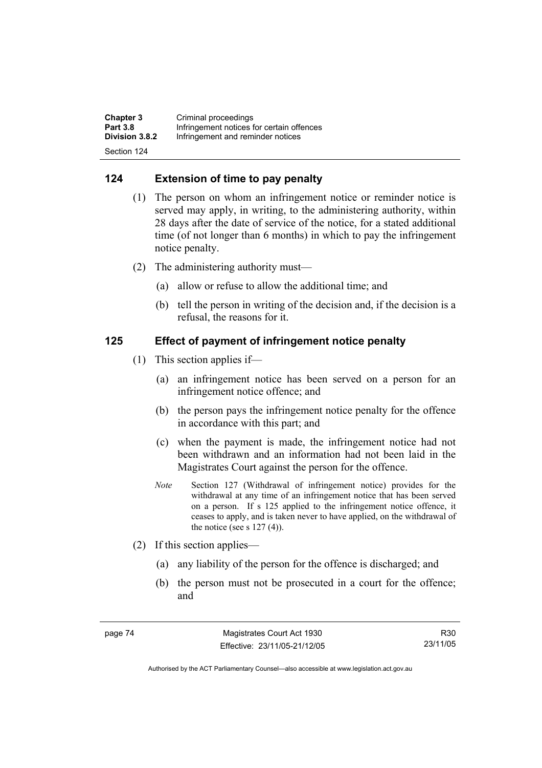## 124 Extension of time to pay penalty

(1) The person on whom an infringement notice or reminder notice is served may apply, in writing, to the administering authority, within 28 days after the date of service of the notice, for a stated additional time (of not longer than 6 months) in which to pay the infringement notice penalty.

(2) The administering authority must—

(a) allow or refuse to allow the additional time; and

(b) tell the person in writing of the decision and, if the decision is a refusal, the reasons for it.

## 125 Effect of payment of infringement notice penalty

(1) This section applies if—

(a) an infringement notice has been served on a person for an infringement notice offence; and

(b) the person pays the infringement notice penalty for the offence in accordance with this part; and

(c) when the payment is made, the infringement notice had not been withdrawn and an information had not been laid in the Magistrates Court against the person for the offence.

*Note* Section 127 (Withdrawal of infringement notice) provides for the withdrawal at any time of an infringement notice that has been served on a person. If s 125 applied to the infringement notice offence, it ceases to apply, and is taken never to have applied, on the withdrawal of the notice (see s 127 (4)).

(2) If this section applies—

(a) any liability of the person for the offence is discharged; and

(b) the person must not be prosecuted in a court for the offence; and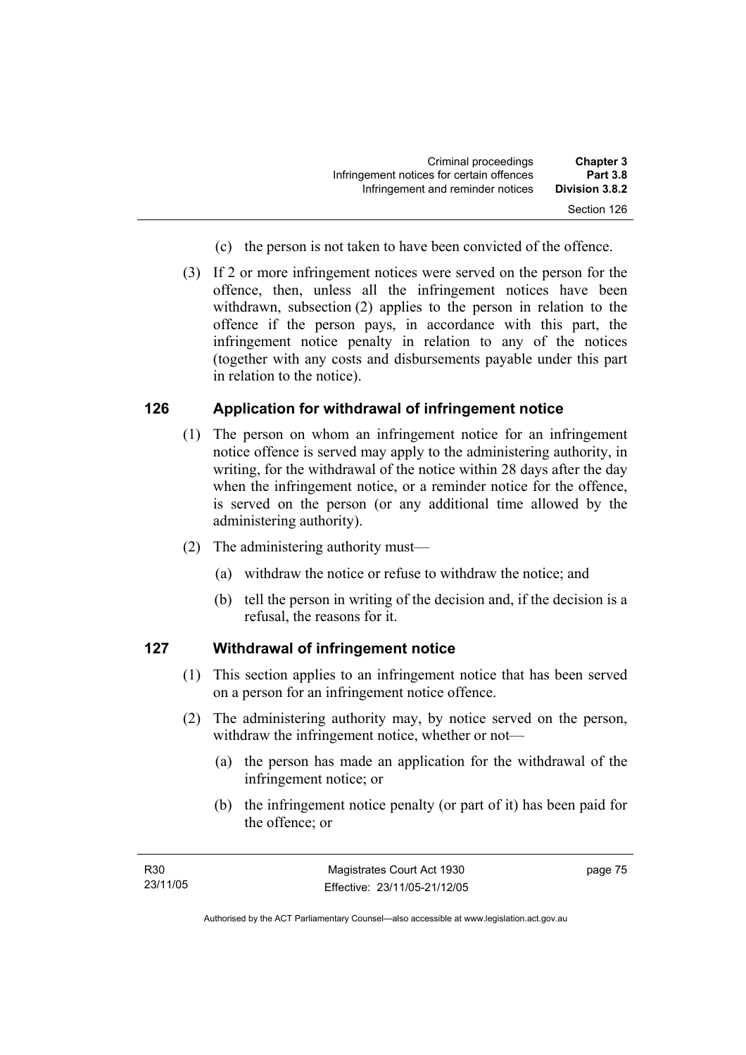(c) the person is not taken to have been convicted of the offence.

(3) If 2 or more infringement notices were served on the person for the offence, then, unless all the infringement notices have been withdrawn, subsection (2) applies to the person in relation to the offence if the person pays, in accordance with this part, the infringement notice penalty in relation to any of the notices (together with any costs and disbursements payable under this part in relation to the notice).

## 126 Application for withdrawal of infringement notice

(1) The person on whom an infringement notice for an infringement notice offence is served may apply to the administering authority, in writing, for the withdrawal of the notice within 28 days after the day when the infringement notice, or a reminder notice for the offence, is served on the person (or any additional time allowed by the administering authority).

(2) The administering authority must—

(a) withdraw the notice or refuse to withdraw the notice; and

(b) tell the person in writing of the decision and, if the decision is a refusal, the reasons for it.

## 127 Withdrawal of infringement notice

(1) This section applies to an infringement notice that has been served on a person for an infringement notice offence.

(2) The administering authority may, by notice served on the person, withdraw the infringement notice, whether or not—

(a) the person has made an application for the withdrawal of the infringement notice; or

(b) the infringement notice penalty (or part of it) has been paid for the offence; or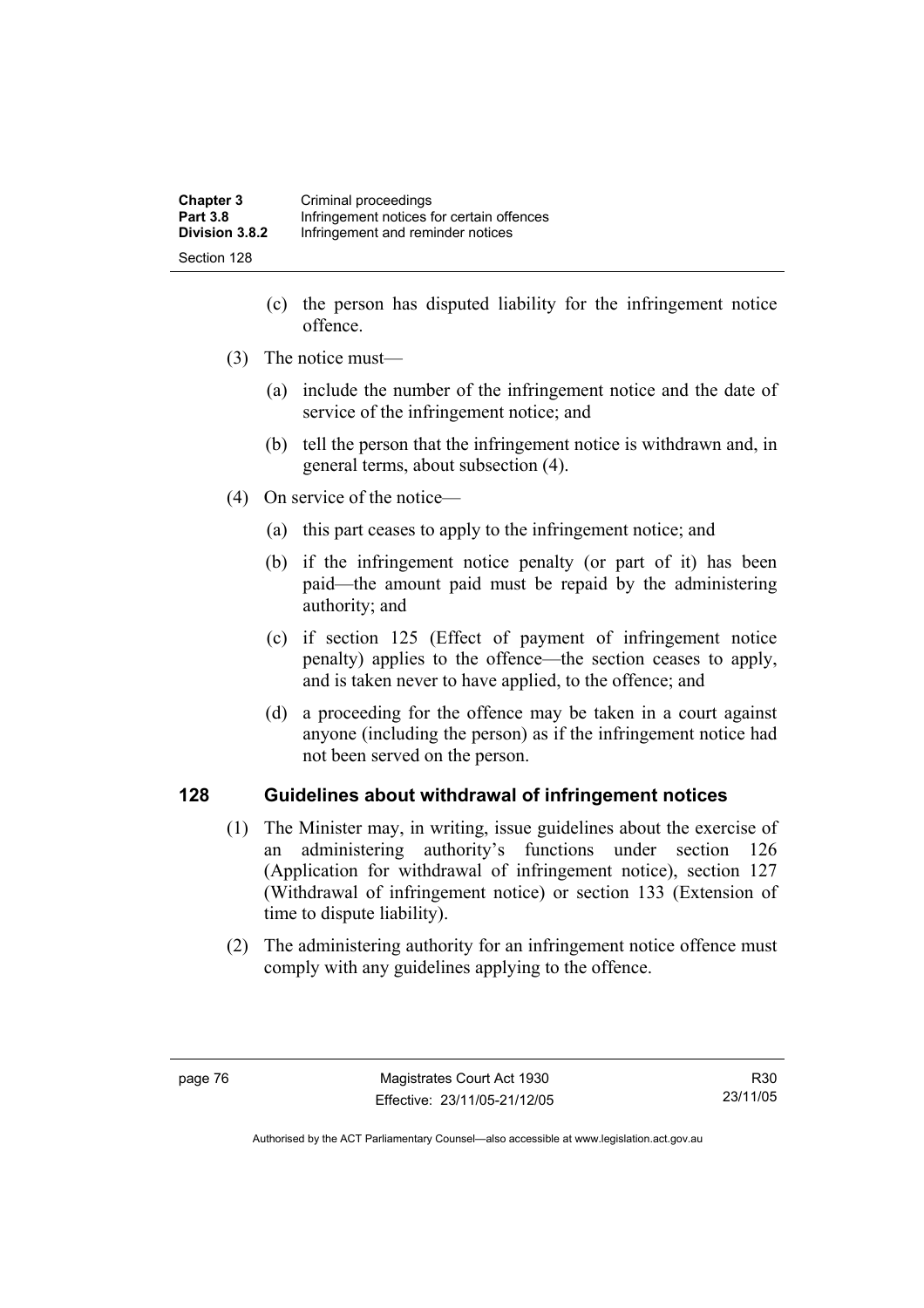(c) the person has disputed liability for the infringement notice offence.

(3) The notice must—

(a) include the number of the infringement notice and the date of service of the infringement notice; and

(b) tell the person that the infringement notice is withdrawn and, in general terms, about subsection (4).

(4) On service of the notice—

(a) this part ceases to apply to the infringement notice; and

(b) if the infringement notice penalty (or part of it) has been paid—the amount paid must be repaid by the administering authority; and

(c) if section 125 (Effect of payment of infringement notice penalty) applies to the offence—the section ceases to apply, and is taken never to have applied, to the offence; and

(d) a proceeding for the offence may be taken in a court against anyone (including the person) as if the infringement notice had not been served on the person.

## 128 Guidelines about withdrawal of infringement notices

(1) The Minister may, in writing, issue guidelines about the exercise of an administering authority's functions under section 126 (Application for withdrawal of infringement notice), section 127 (Withdrawal of infringement notice) or section 133 (Extension of time to dispute liability).

(2) The administering authority for an infringement notice offence must comply with any guidelines applying to the offence.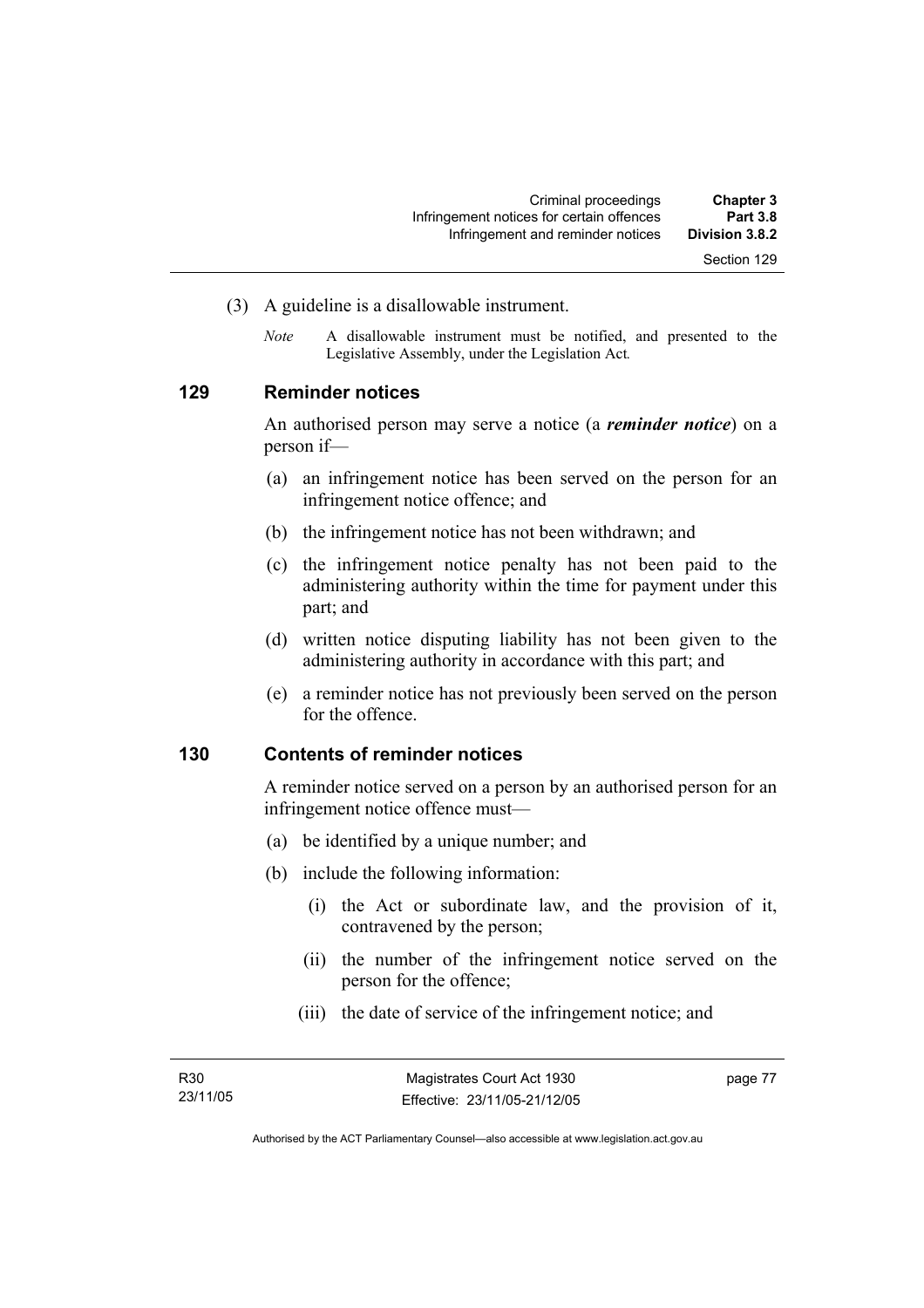(3) A guideline is a disallowable instrument.

*Note* A disallowable instrument must be notified, and presented to the Legislative Assembly, under the Legislation Act.

### 129 Reminder notices

An authorised person may serve a notice (a ***reminder notice***) on a person if—

(a) an infringement notice has been served on the person for an infringement notice offence; and

(b) the infringement notice has not been withdrawn; and

(c) the infringement notice penalty has not been paid to the administering authority within the time for payment under this part; and

(d) written notice disputing liability has not been given to the administering authority in accordance with this part; and

(e) a reminder notice has not previously been served on the person for the offence.

### 130 Contents of reminder notices

A reminder notice served on a person by an authorised person for an infringement notice offence must—

(a) be identified by a unique number; and

(b) include the following information:

(i) the Act or subordinate law, and the provision of it, contravened by the person;

(ii) the number of the infringement notice served on the person for the offence;

(iii) the date of service of the infringement notice; and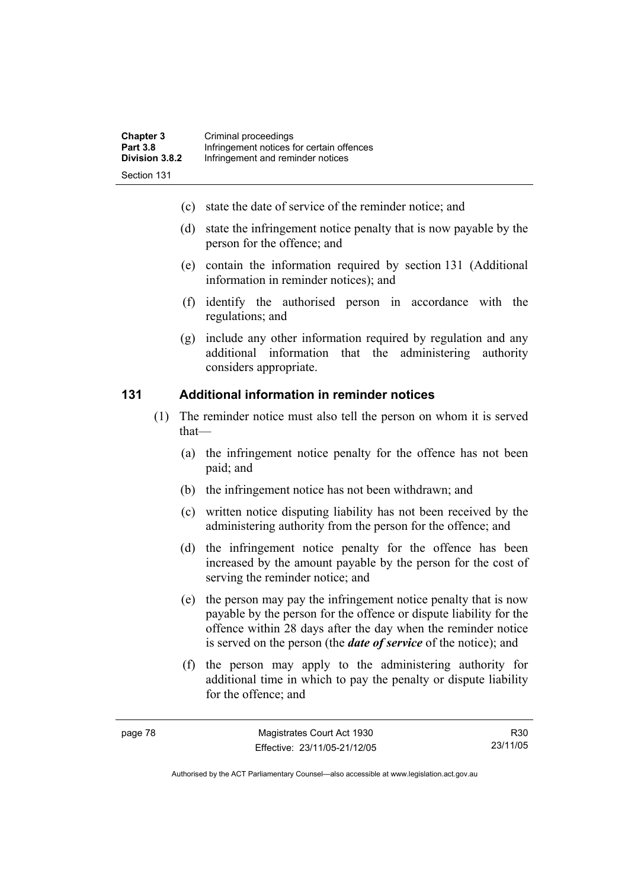(c) state the date of service of the reminder notice; and

(d) state the infringement notice penalty that is now payable by the person for the offence; and

(e) contain the information required by section 131 (Additional information in reminder notices); and

(f) identify the authorised person in accordance with the regulations; and

(g) include any other information required by regulation and any additional information that the administering authority considers appropriate.

## 131 Additional information in reminder notices

(1) The reminder notice must also tell the person on whom it is served that—

(a) the infringement notice penalty for the offence has not been paid; and

(b) the infringement notice has not been withdrawn; and

(c) written notice disputing liability has not been received by the administering authority from the person for the offence; and

(d) the infringement notice penalty for the offence has been increased by the amount payable by the person for the cost of serving the reminder notice; and

(e) the person may pay the infringement notice penalty that is now payable by the person for the offence or dispute liability for the offence within 28 days after the day when the reminder notice is served on the person (the ***date of service*** of the notice); and

(f) the person may apply to the administering authority for additional time in which to pay the penalty or dispute liability for the offence; and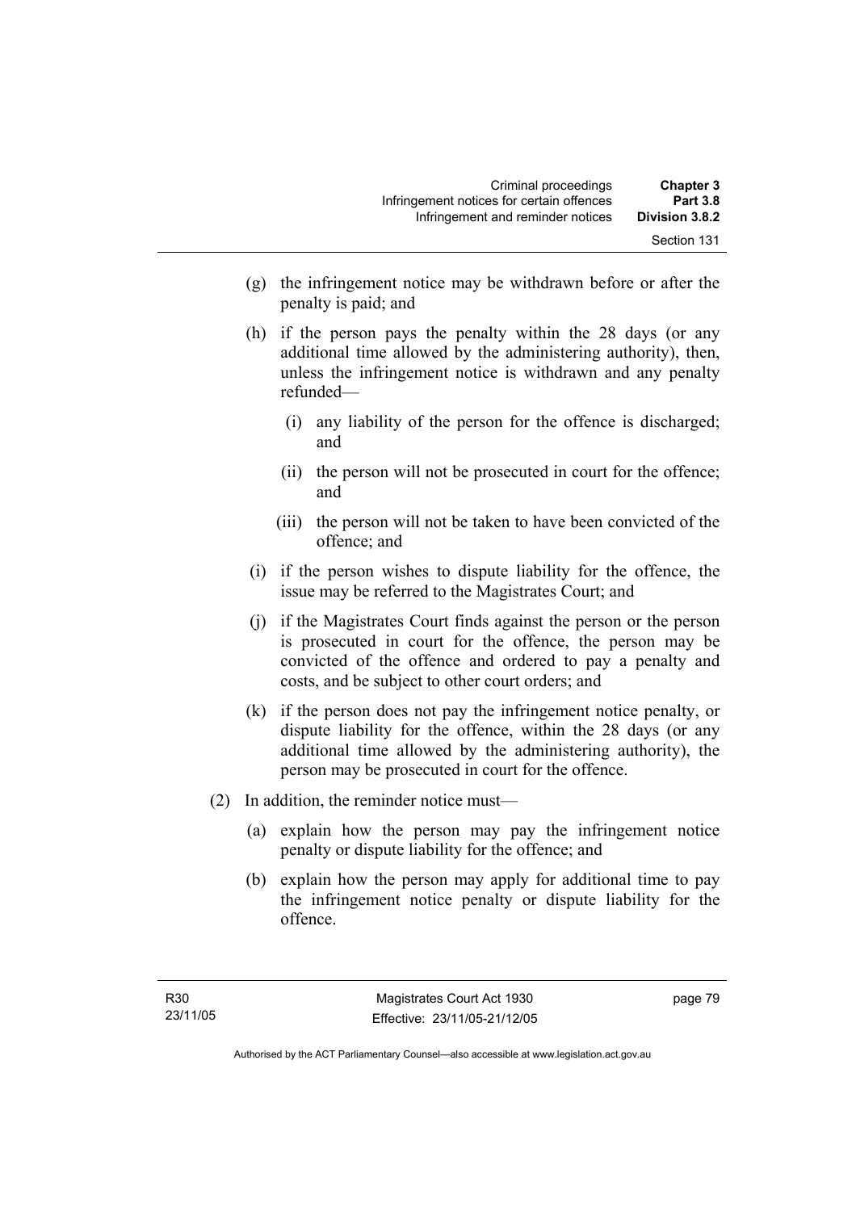(g) the infringement notice may be withdrawn before or after the penalty is paid; and

(h) if the person pays the penalty within the 28 days (or any additional time allowed by the administering authority), then, unless the infringement notice is withdrawn and any penalty refunded—

   (i) any liability of the person for the offence is discharged; and

   (ii) the person will not be prosecuted in court for the offence; and

   (iii) the person will not be taken to have been convicted of the offence; and

(i) if the person wishes to dispute liability for the offence, the issue may be referred to the Magistrates Court; and

(j) if the Magistrates Court finds against the person or the person is prosecuted in court for the offence, the person may be convicted of the offence and ordered to pay a penalty and costs, and be subject to other court orders; and

(k) if the person does not pay the infringement notice penalty, or dispute liability for the offence, within the 28 days (or any additional time allowed by the administering authority), the person may be prosecuted in court for the offence.

(2) In addition, the reminder notice must—

   (a) explain how the person may pay the infringement notice penalty or dispute liability for the offence; and

   (b) explain how the person may apply for additional time to pay the infringement notice penalty or dispute liability for the offence.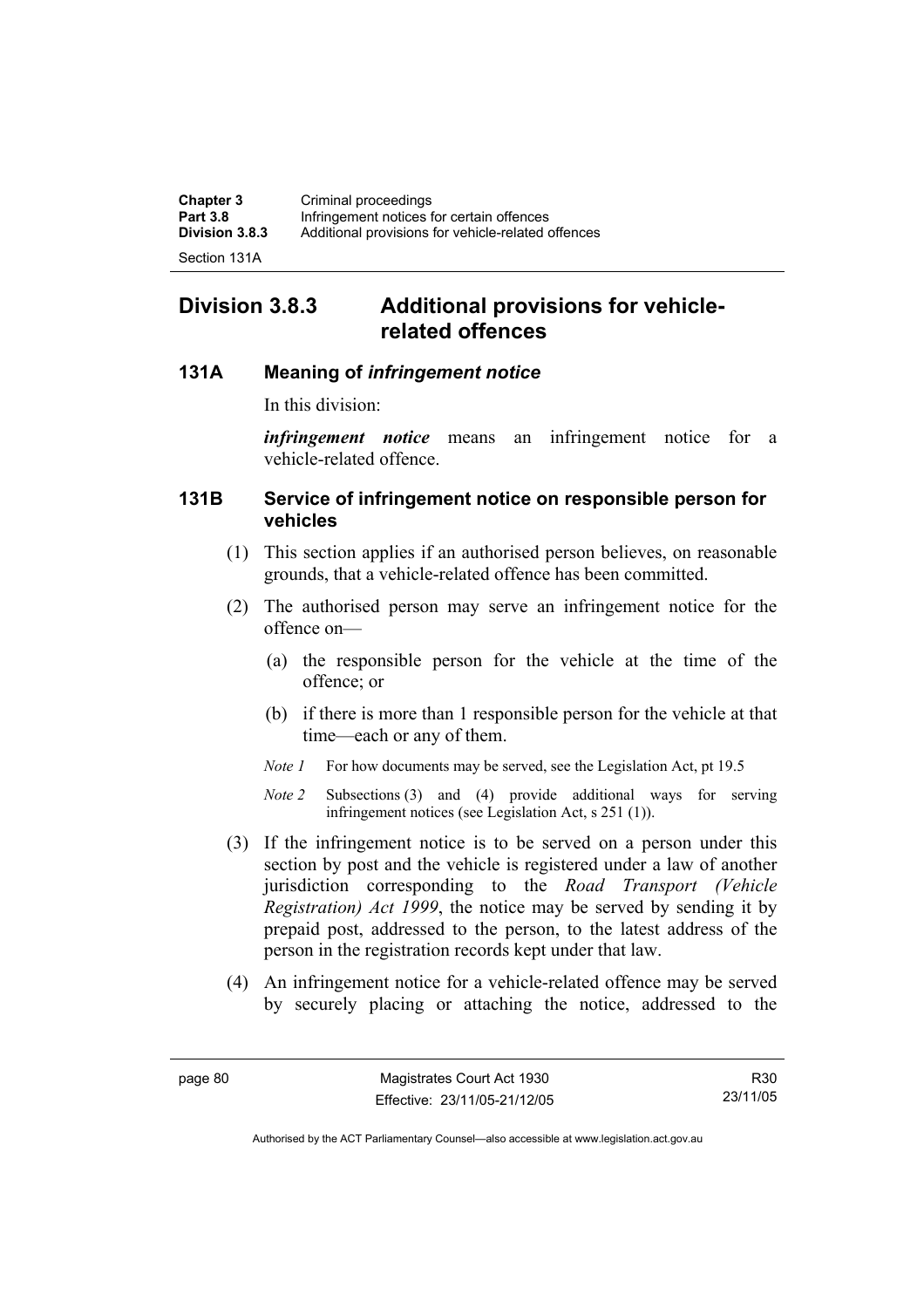## Division 3.8.3 Additional provisions for vehicle-related offences

### 131A Meaning of *infringement notice*

In this division:

***infringement notice*** means an infringement notice for a vehicle-related offence.

### 131B Service of infringement notice on responsible person for vehicles

(1) This section applies if an authorised person believes, on reasonable grounds, that a vehicle-related offence has been committed.

(2) The authorised person may serve an infringement notice for the offence on—

(a) the responsible person for the vehicle at the time of the offence; or

(b) if there is more than 1 responsible person for the vehicle at that time—each or any of them.

*Note 1* For how documents may be served, see the Legislation Act, pt 19.5

*Note 2* Subsections (3) and (4) provide additional ways for serving infringement notices (see Legislation Act, s 251 (1)).

(3) If the infringement notice is to be served on a person under this section by post and the vehicle is registered under a law of another jurisdiction corresponding to the *Road Transport (Vehicle Registration) Act 1999*, the notice may be served by sending it by prepaid post, addressed to the person, to the latest address of the person in the registration records kept under that law.

(4) An infringement notice for a vehicle-related offence may be served by securely placing or attaching the notice, addressed to the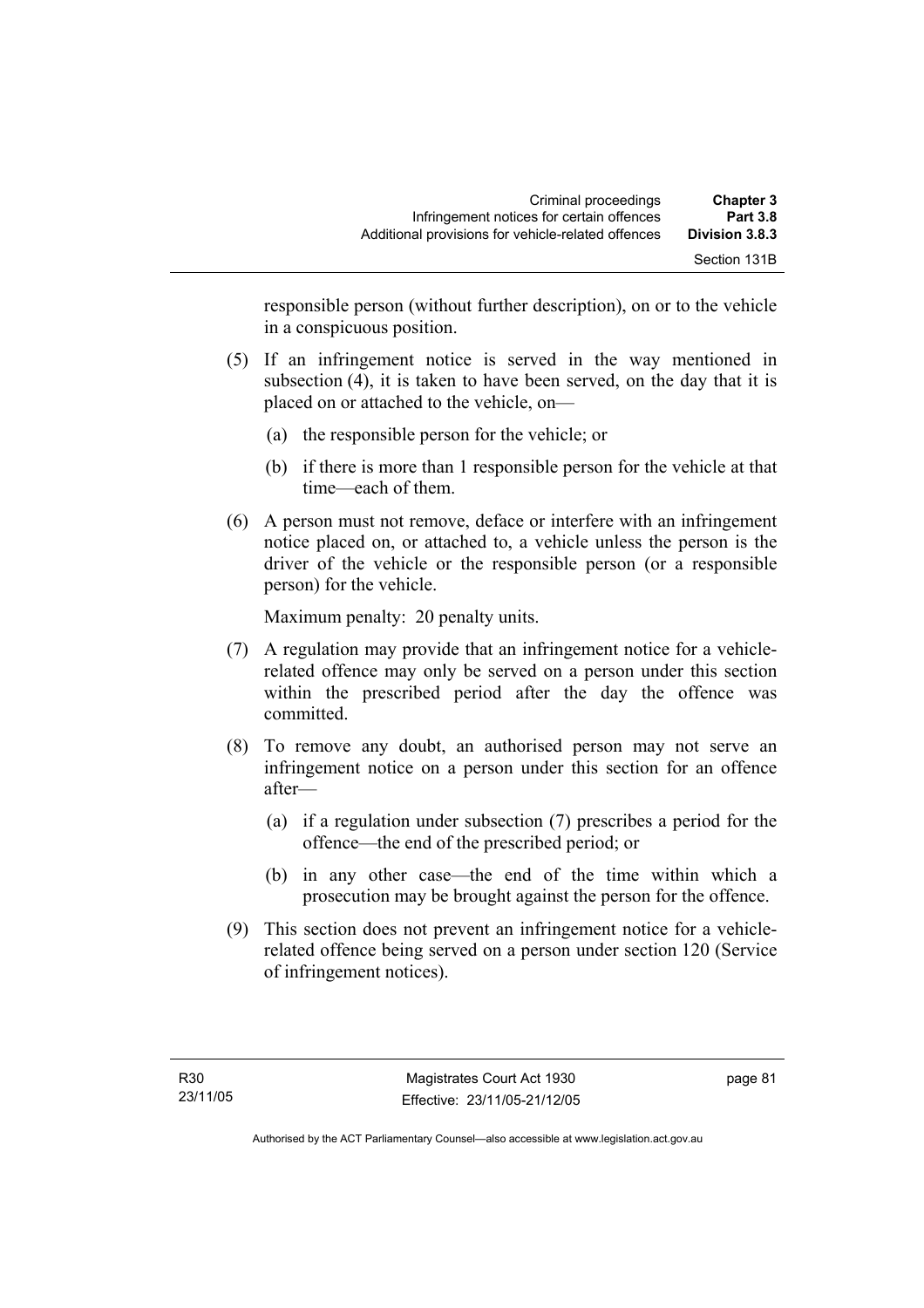responsible person (without further description), on or to the vehicle in a conspicuous position.

(5) If an infringement notice is served in the way mentioned in subsection (4), it is taken to have been served, on the day that it is placed on or attached to the vehicle, on—

(a) the responsible person for the vehicle; or

(b) if there is more than 1 responsible person for the vehicle at that time—each of them.

(6) A person must not remove, deface or interfere with an infringement notice placed on, or attached to, a vehicle unless the person is the driver of the vehicle or the responsible person (or a responsible person) for the vehicle.

Maximum penalty: 20 penalty units.

(7) A regulation may provide that an infringement notice for a vehicle-related offence may only be served on a person under this section within the prescribed period after the day the offence was committed.

(8) To remove any doubt, an authorised person may not serve an infringement notice on a person under this section for an offence after—

(a) if a regulation under subsection (7) prescribes a period for the offence—the end of the prescribed period; or

(b) in any other case—the end of the time within which a prosecution may be brought against the person for the offence.

(9) This section does not prevent an infringement notice for a vehicle-related offence being served on a person under section 120 (Service of infringement notices).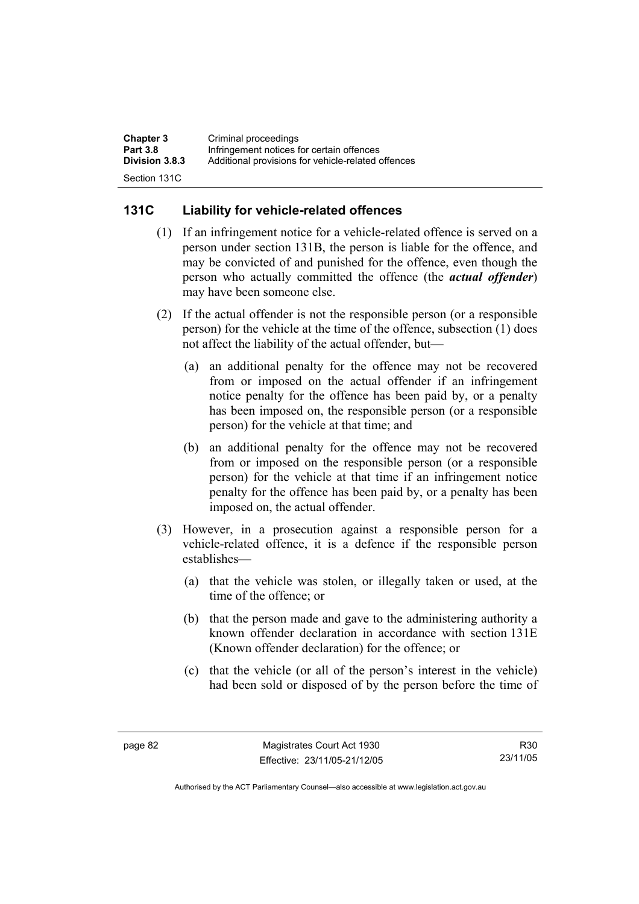## 131C Liability for vehicle-related offences

(1) If an infringement notice for a vehicle-related offence is served on a person under section 131B, the person is liable for the offence, and may be convicted of and punished for the offence, even though the person who actually committed the offence (the ***actual offender***) may have been someone else.

(2) If the actual offender is not the responsible person (or a responsible person) for the vehicle at the time of the offence, subsection (1) does not affect the liability of the actual offender, but—

(a) an additional penalty for the offence may not be recovered from or imposed on the actual offender if an infringement notice penalty for the offence has been paid by, or a penalty has been imposed on, the responsible person (or a responsible person) for the vehicle at that time; and

(b) an additional penalty for the offence may not be recovered from or imposed on the responsible person (or a responsible person) for the vehicle at that time if an infringement notice penalty for the offence has been paid by, or a penalty has been imposed on, the actual offender.

(3) However, in a prosecution against a responsible person for a vehicle-related offence, it is a defence if the responsible person establishes—

(a) that the vehicle was stolen, or illegally taken or used, at the time of the offence; or

(b) that the person made and gave to the administering authority a known offender declaration in accordance with section 131E (Known offender declaration) for the offence; or

(c) that the vehicle (or all of the person's interest in the vehicle) had been sold or disposed of by the person before the time of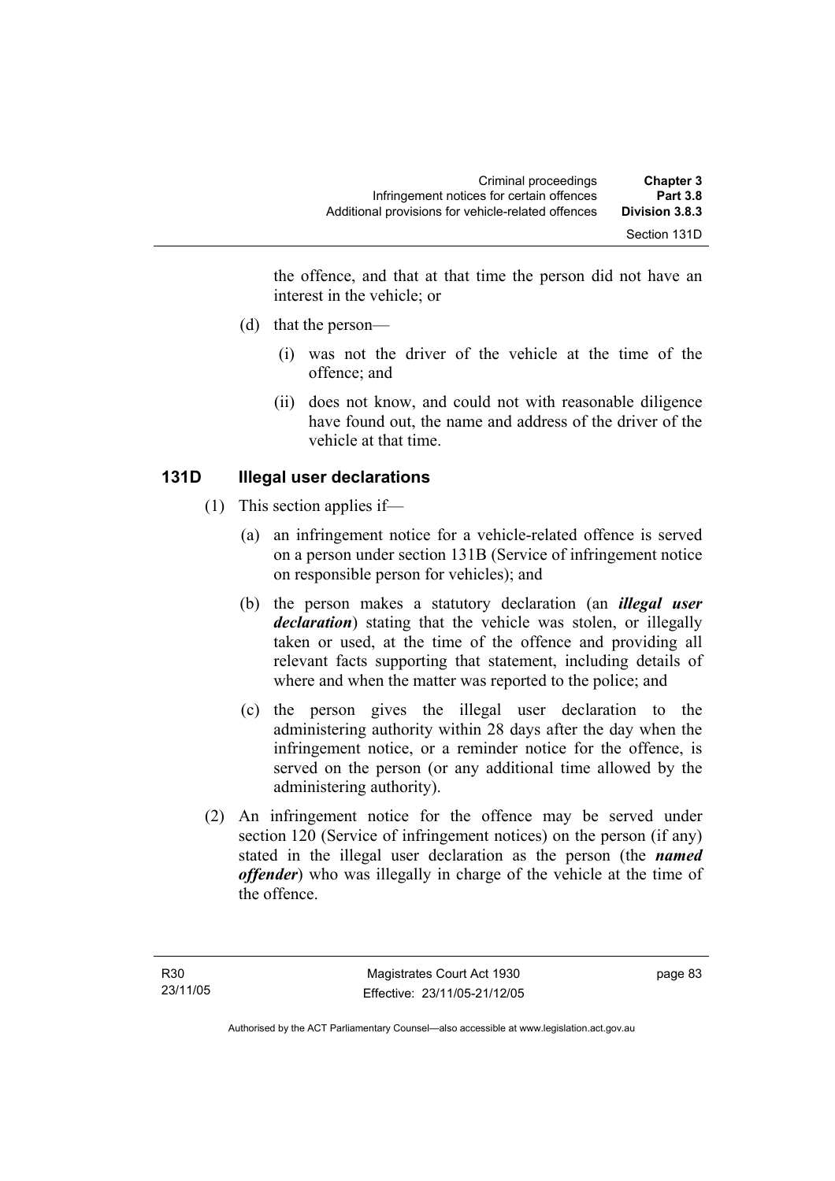the offence, and that at that time the person did not have an interest in the vehicle; or

(d) that the person—

(i) was not the driver of the vehicle at the time of the offence; and

(ii) does not know, and could not with reasonable diligence have found out, the name and address of the driver of the vehicle at that time.

### 131D Illegal user declarations

(1) This section applies if—

(a) an infringement notice for a vehicle-related offence is served on a person under section 131B (Service of infringement notice on responsible person for vehicles); and

(b) the person makes a statutory declaration (an ***illegal user declaration***) stating that the vehicle was stolen, or illegally taken or used, at the time of the offence and providing all relevant facts supporting that statement, including details of where and when the matter was reported to the police; and

(c) the person gives the illegal user declaration to the administering authority within 28 days after the day when the infringement notice, or a reminder notice for the offence, is served on the person (or any additional time allowed by the administering authority).

(2) An infringement notice for the offence may be served under section 120 (Service of infringement notices) on the person (if any) stated in the illegal user declaration as the person (the ***named offender***) who was illegally in charge of the vehicle at the time of the offence.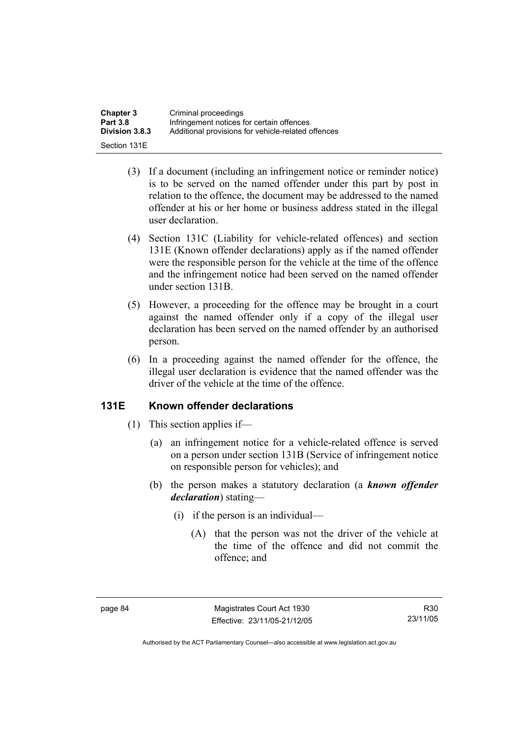(3) If a document (including an infringement notice or reminder notice) is to be served on the named offender under this part by post in relation to the offence, the document may be addressed to the named offender at his or her home or business address stated in the illegal user declaration.

(4) Section 131C (Liability for vehicle-related offences) and section 131E (Known offender declarations) apply as if the named offender were the responsible person for the vehicle at the time of the offence and the infringement notice had been served on the named offender under section 131B.

(5) However, a proceeding for the offence may be brought in a court against the named offender only if a copy of the illegal user declaration has been served on the named offender by an authorised person.

(6) In a proceeding against the named offender for the offence, the illegal user declaration is evidence that the named offender was the driver of the vehicle at the time of the offence.

## 131E Known offender declarations

(1) This section applies if—

(a) an infringement notice for a vehicle-related offence is served on a person under section 131B (Service of infringement notice on responsible person for vehicles); and

(b) the person makes a statutory declaration (a ***known offender declaration***) stating—

(i) if the person is an individual—

(A) that the person was not the driver of the vehicle at the time of the offence and did not commit the offence; and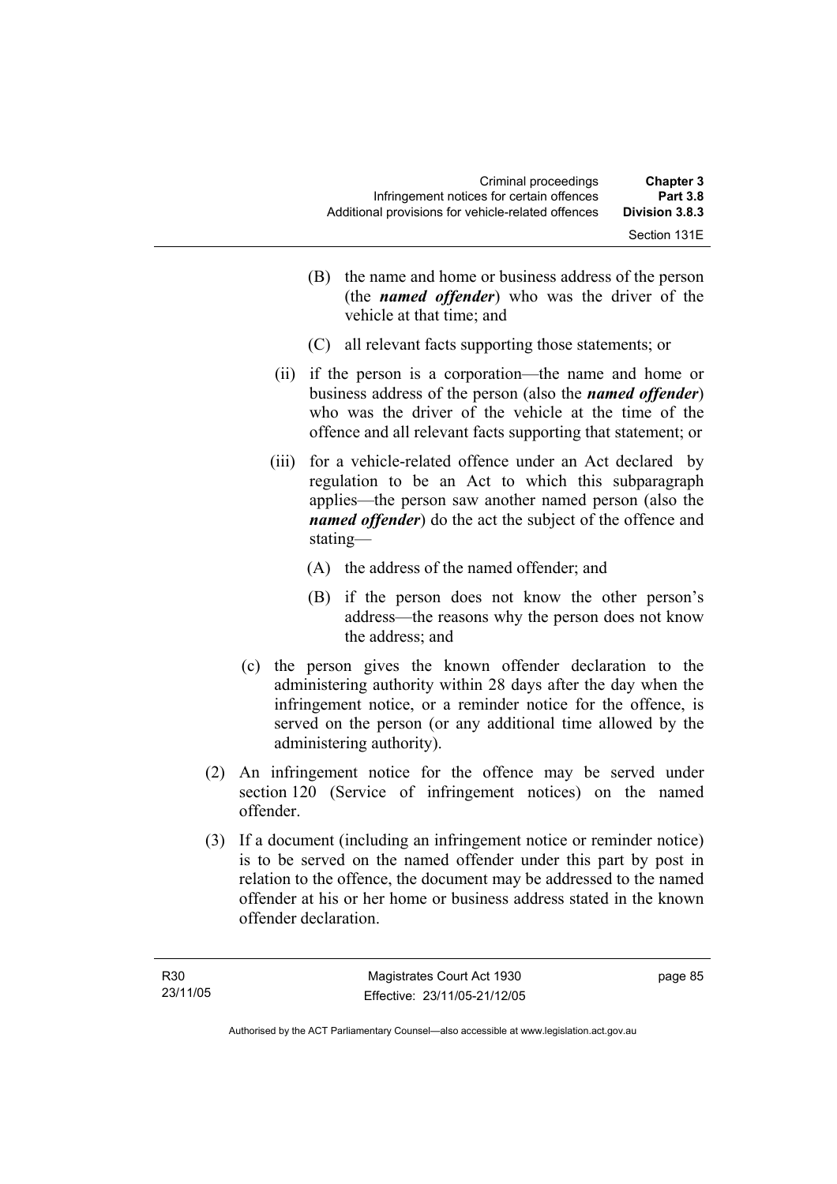(B) the name and home or business address of the person (the ***named offender***) who was the driver of the vehicle at that time; and

(C) all relevant facts supporting those statements; or

(ii) if the person is a corporation—the name and home or business address of the person (also the ***named offender***) who was the driver of the vehicle at the time of the offence and all relevant facts supporting that statement; or

(iii) for a vehicle-related offence under an Act declared by regulation to be an Act to which this subparagraph applies—the person saw another named person (also the ***named offender***) do the act the subject of the offence and stating—

(A) the address of the named offender; and

(B) if the person does not know the other person's address—the reasons why the person does not know the address; and

(c) the person gives the known offender declaration to the administering authority within 28 days after the day when the infringement notice, or a reminder notice for the offence, is served on the person (or any additional time allowed by the administering authority).

(2) An infringement notice for the offence may be served under section 120 (Service of infringement notices) on the named offender.

(3) If a document (including an infringement notice or reminder notice) is to be served on the named offender under this part by post in relation to the offence, the document may be addressed to the named offender at his or her home or business address stated in the known offender declaration.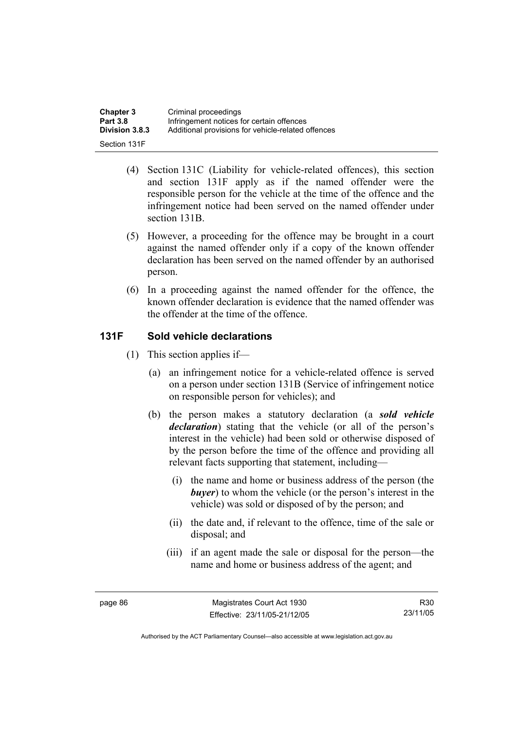(4) Section 131C (Liability for vehicle-related offences), this section and section 131F apply as if the named offender were the responsible person for the vehicle at the time of the offence and the infringement notice had been served on the named offender under section 131B.

(5) However, a proceeding for the offence may be brought in a court against the named offender only if a copy of the known offender declaration has been served on the named offender by an authorised person.

(6) In a proceeding against the named offender for the offence, the known offender declaration is evidence that the named offender was the offender at the time of the offence.

### 131F Sold vehicle declarations

(1) This section applies if—

(a) an infringement notice for a vehicle-related offence is served on a person under section 131B (Service of infringement notice on responsible person for vehicles); and

(b) the person makes a statutory declaration (a ***sold vehicle declaration***) stating that the vehicle (or all of the person's interest in the vehicle) had been sold or otherwise disposed of by the person before the time of the offence and providing all relevant facts supporting that statement, including—

(i) the name and home or business address of the person (the ***buyer***) to whom the vehicle (or the person's interest in the vehicle) was sold or disposed of by the person; and

(ii) the date and, if relevant to the offence, time of the sale or disposal; and

(iii) if an agent made the sale or disposal for the person—the name and home or business address of the agent; and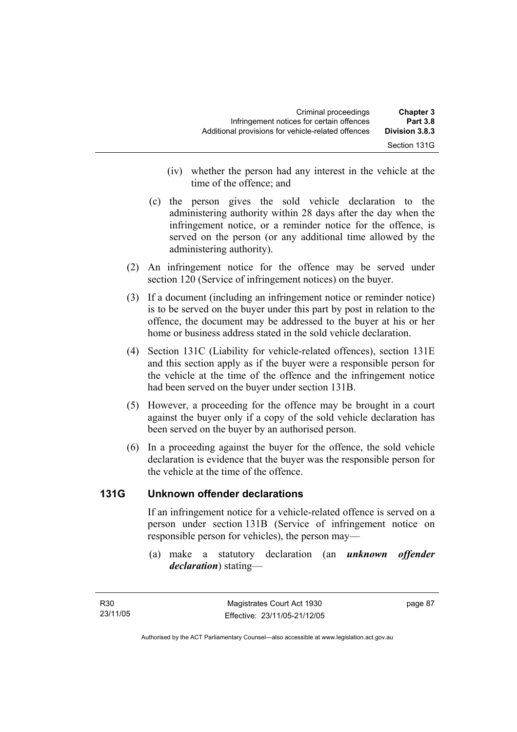(iv) whether the person had any interest in the vehicle at the time of the offence; and

(c) the person gives the sold vehicle declaration to the administering authority within 28 days after the day when the infringement notice, or a reminder notice for the offence, is served on the person (or any additional time allowed by the administering authority).

(2) An infringement notice for the offence may be served under section 120 (Service of infringement notices) on the buyer.

(3) If a document (including an infringement notice or reminder notice) is to be served on the buyer under this part by post in relation to the offence, the document may be addressed to the buyer at his or her home or business address stated in the sold vehicle declaration.

(4) Section 131C (Liability for vehicle-related offences), section 131E and this section apply as if the buyer were a responsible person for the vehicle at the time of the offence and the infringement notice had been served on the buyer under section 131B.

(5) However, a proceeding for the offence may be brought in a court against the buyer only if a copy of the sold vehicle declaration has been served on the buyer by an authorised person.

(6) In a proceeding against the buyer for the offence, the sold vehicle declaration is evidence that the buyer was the responsible person for the vehicle at the time of the offence.

## 131G Unknown offender declarations

If an infringement notice for a vehicle-related offence is served on a person under section 131B (Service of infringement notice on responsible person for vehicles), the person may—

(a) make a statutory declaration (an ***unknown offender declaration***) stating—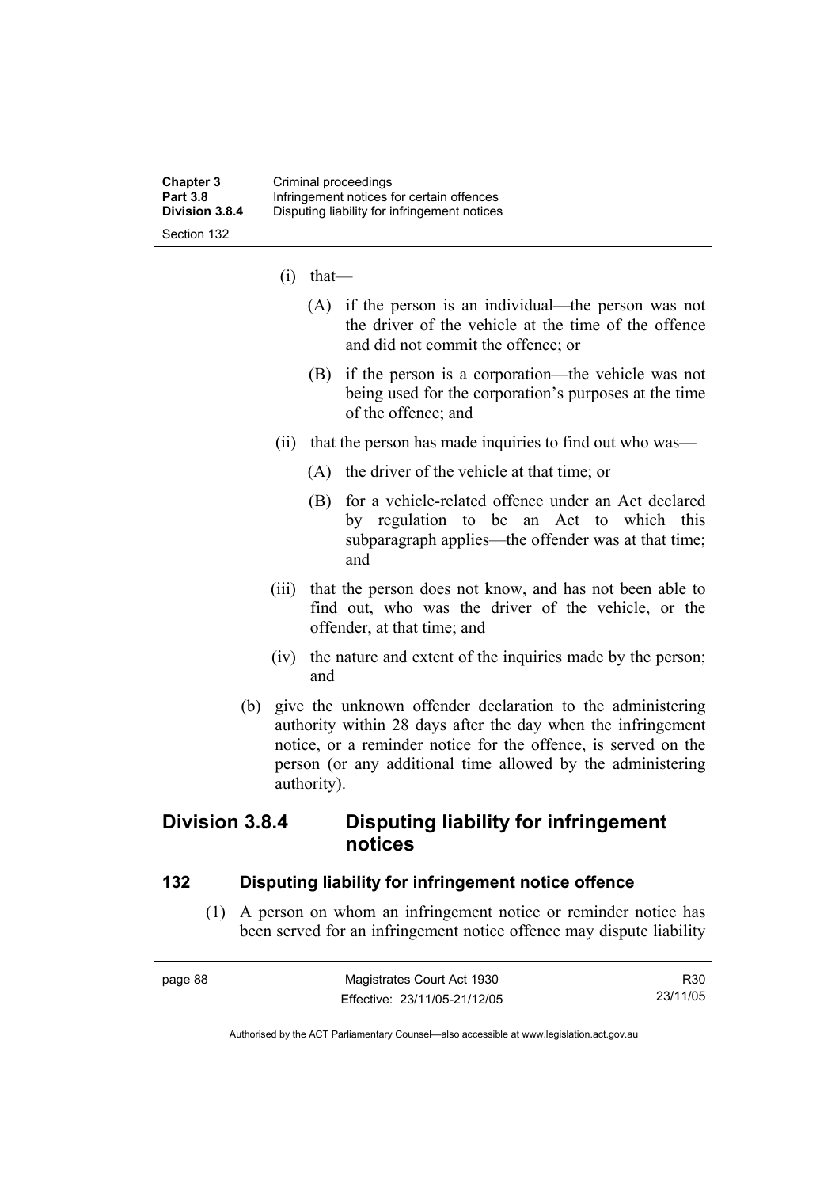(i) that—

(A) if the person is an individual—the person was not the driver of the vehicle at the time of the offence and did not commit the offence; or

(B) if the person is a corporation—the vehicle was not being used for the corporation's purposes at the time of the offence; and

(ii) that the person has made inquiries to find out who was—

(A) the driver of the vehicle at that time; or

(B) for a vehicle-related offence under an Act declared by regulation to be an Act to which this subparagraph applies—the offender was at that time; and

(iii) that the person does not know, and has not been able to find out, who was the driver of the vehicle, or the offender, at that time; and

(iv) the nature and extent of the inquiries made by the person; and

(b) give the unknown offender declaration to the administering authority within 28 days after the day when the infringement notice, or a reminder notice for the offence, is served on the person (or any additional time allowed by the administering authority).

## Division 3.8.4 Disputing liability for infringement notices

### 132 Disputing liability for infringement notice offence

(1) A person on whom an infringement notice or reminder notice has been served for an infringement notice offence may dispute liability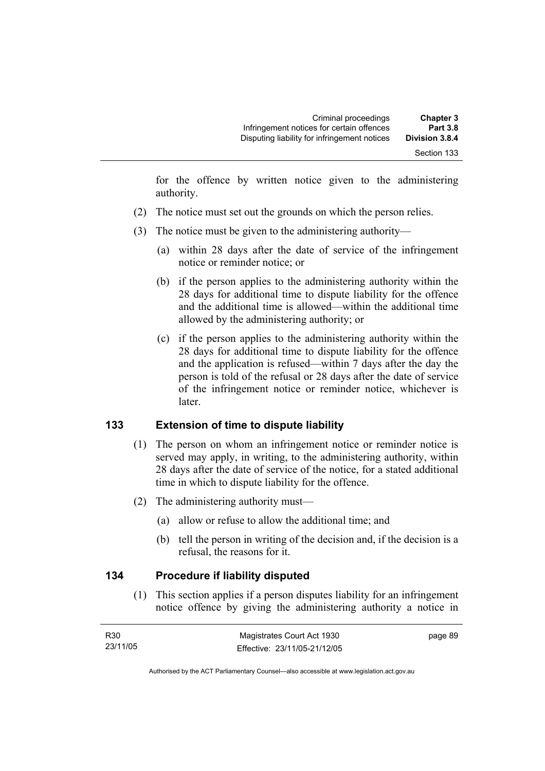for the offence by written notice given to the administering authority.

(2) The notice must set out the grounds on which the person relies.

(3) The notice must be given to the administering authority—

(a) within 28 days after the date of service of the infringement notice or reminder notice; or

(b) if the person applies to the administering authority within the 28 days for additional time to dispute liability for the offence and the additional time is allowed—within the additional time allowed by the administering authority; or

(c) if the person applies to the administering authority within the 28 days for additional time to dispute liability for the offence and the application is refused—within 7 days after the day the person is told of the refusal or 28 days after the date of service of the infringement notice or reminder notice, whichever is later.

## 133 Extension of time to dispute liability

(1) The person on whom an infringement notice or reminder notice is served may apply, in writing, to the administering authority, within 28 days after the date of service of the notice, for a stated additional time in which to dispute liability for the offence.

(2) The administering authority must—

(a) allow or refuse to allow the additional time; and

(b) tell the person in writing of the decision and, if the decision is a refusal, the reasons for it.

## 134 Procedure if liability disputed

(1) This section applies if a person disputes liability for an infringement notice offence by giving the administering authority a notice in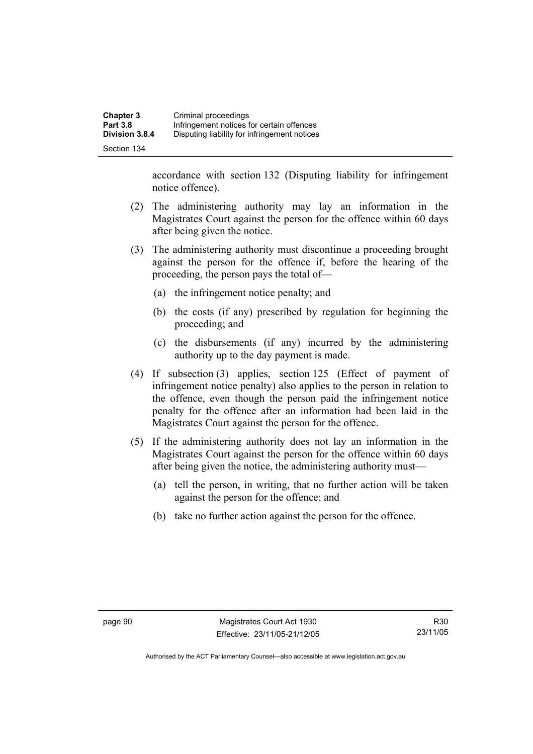accordance with section 132 (Disputing liability for infringement notice offence).

(2) The administering authority may lay an information in the Magistrates Court against the person for the offence within 60 days after being given the notice.

(3) The administering authority must discontinue a proceeding brought against the person for the offence if, before the hearing of the proceeding, the person pays the total of—

(a) the infringement notice penalty; and

(b) the costs (if any) prescribed by regulation for beginning the proceeding; and

(c) the disbursements (if any) incurred by the administering authority up to the day payment is made.

(4) If subsection (3) applies, section 125 (Effect of payment of infringement notice penalty) also applies to the person in relation to the offence, even though the person paid the infringement notice penalty for the offence after an information had been laid in the Magistrates Court against the person for the offence.

(5) If the administering authority does not lay an information in the Magistrates Court against the person for the offence within 60 days after being given the notice, the administering authority must—

(a) tell the person, in writing, that no further action will be taken against the person for the offence; and

(b) take no further action against the person for the offence.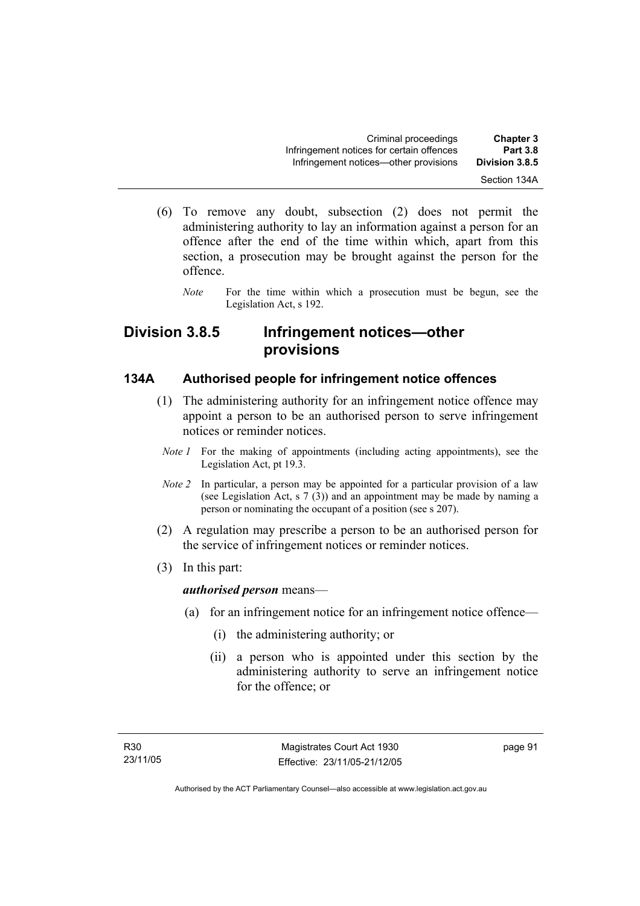(6) To remove any doubt, subsection (2) does not permit the administering authority to lay an information against a person for an offence after the end of the time within which, apart from this section, a prosecution may be brought against the person for the offence.

*Note* For the time within which a prosecution must be begun, see the Legislation Act, s 192.

## Division 3.8.5 Infringement notices—other provisions

### 134A Authorised people for infringement notice offences

(1) The administering authority for an infringement notice offence may appoint a person to be an authorised person to serve infringement notices or reminder notices.

*Note 1* For the making of appointments (including acting appointments), see the Legislation Act, pt 19.3.

*Note 2* In particular, a person may be appointed for a particular provision of a law (see Legislation Act, s 7 (3)) and an appointment may be made by naming a person or nominating the occupant of a position (see s 207).

(2) A regulation may prescribe a person to be an authorised person for the service of infringement notices or reminder notices.

(3) In this part:

***authorised person*** means—

(a) for an infringement notice for an infringement notice offence—

(i) the administering authority; or

(ii) a person who is appointed under this section by the administering authority to serve an infringement notice for the offence; or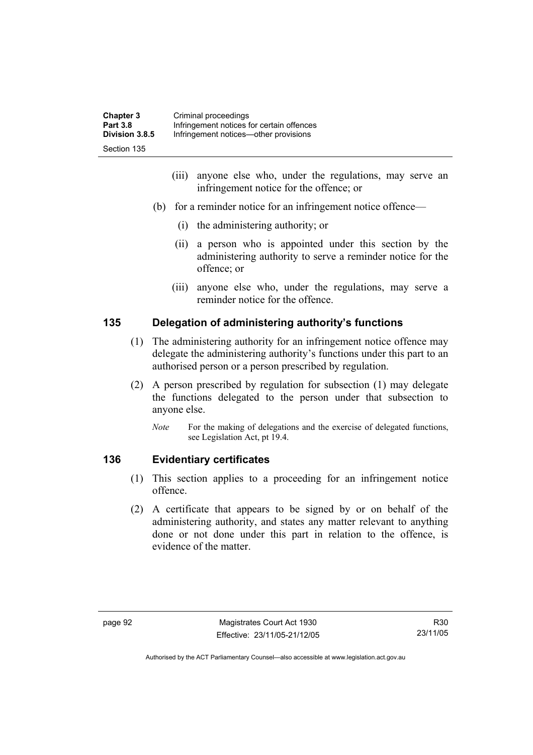(iii) anyone else who, under the regulations, may serve an infringement notice for the offence; or

(b) for a reminder notice for an infringement notice offence—

(i) the administering authority; or

(ii) a person who is appointed under this section by the administering authority to serve a reminder notice for the offence; or

(iii) anyone else who, under the regulations, may serve a reminder notice for the offence.

## 135 Delegation of administering authority's functions

(1) The administering authority for an infringement notice offence may delegate the administering authority's functions under this part to an authorised person or a person prescribed by regulation.

(2) A person prescribed by regulation for subsection (1) may delegate the functions delegated to the person under that subsection to anyone else.

*Note* For the making of delegations and the exercise of delegated functions, see Legislation Act, pt 19.4.

## 136 Evidentiary certificates

(1) This section applies to a proceeding for an infringement notice offence.

(2) A certificate that appears to be signed by or on behalf of the administering authority, and states any matter relevant to anything done or not done under this part in relation to the offence, is evidence of the matter.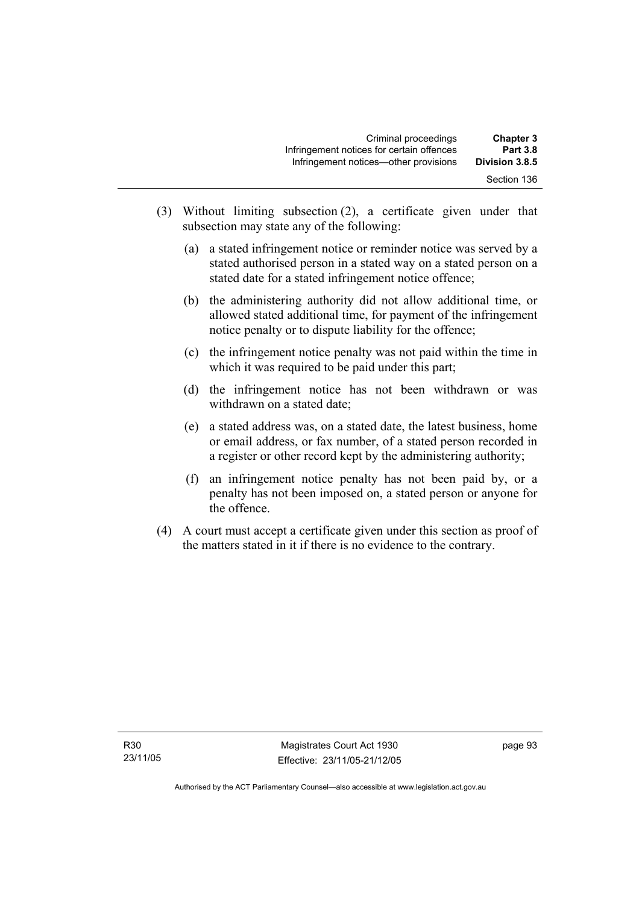(3) Without limiting subsection (2), a certificate given under that subsection may state any of the following:

(a) a stated infringement notice or reminder notice was served by a stated authorised person in a stated way on a stated person on a stated date for a stated infringement notice offence;

(b) the administering authority did not allow additional time, or allowed stated additional time, for payment of the infringement notice penalty or to dispute liability for the offence;

(c) the infringement notice penalty was not paid within the time in which it was required to be paid under this part;

(d) the infringement notice has not been withdrawn or was withdrawn on a stated date;

(e) a stated address was, on a stated date, the latest business, home or email address, or fax number, of a stated person recorded in a register or other record kept by the administering authority;

(f) an infringement notice penalty has not been paid by, or a penalty has not been imposed on, a stated person or anyone for the offence.

(4) A court must accept a certificate given under this section as proof of the matters stated in it if there is no evidence to the contrary.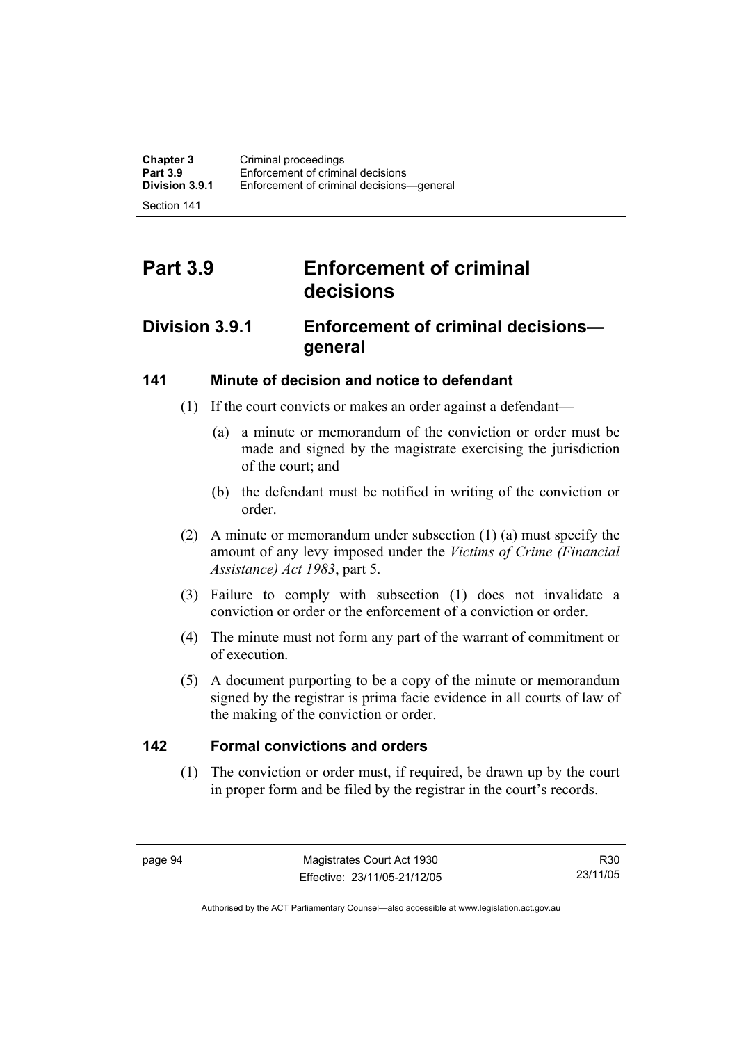# Part 3.9 Enforcement of criminal decisions

## Division 3.9.1 Enforcement of criminal decisions—general

### 141 Minute of decision and notice to defendant

(1) If the court convicts or makes an order against a defendant—

(a) a minute or memorandum of the conviction or order must be made and signed by the magistrate exercising the jurisdiction of the court; and

(b) the defendant must be notified in writing of the conviction or order.

(2) A minute or memorandum under subsection (1) (a) must specify the amount of any levy imposed under the *Victims of Crime (Financial Assistance) Act 1983*, part 5.

(3) Failure to comply with subsection (1) does not invalidate a conviction or order or the enforcement of a conviction or order.

(4) The minute must not form any part of the warrant of commitment or of execution.

(5) A document purporting to be a copy of the minute or memorandum signed by the registrar is prima facie evidence in all courts of law of the making of the conviction or order.

### 142 Formal convictions and orders

(1) The conviction or order must, if required, be drawn up by the court in proper form and be filed by the registrar in the court's records.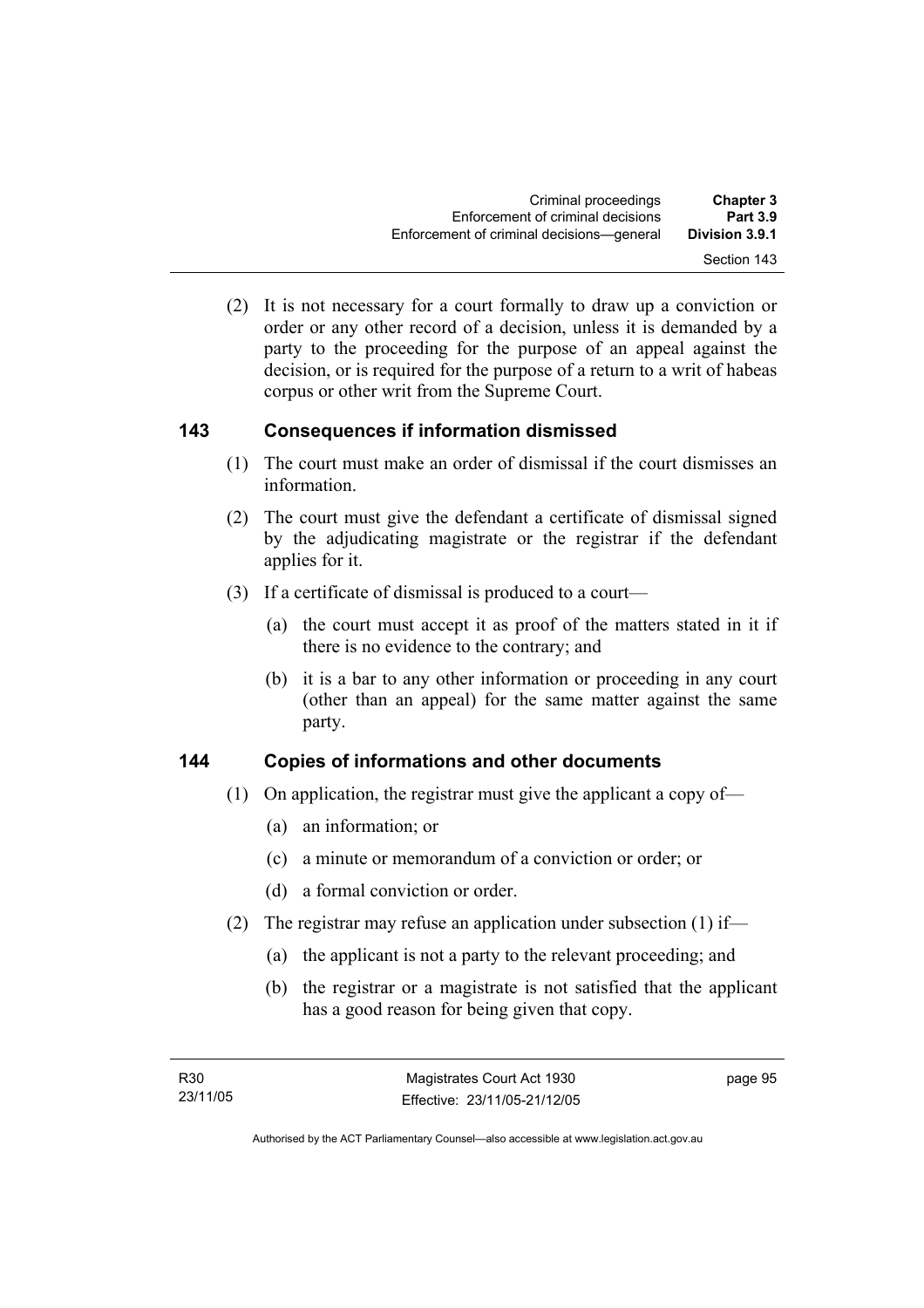(2) It is not necessary for a court formally to draw up a conviction or order or any other record of a decision, unless it is demanded by a party to the proceeding for the purpose of an appeal against the decision, or is required for the purpose of a return to a writ of habeas corpus or other writ from the Supreme Court.

### 143 Consequences if information dismissed

(1) The court must make an order of dismissal if the court dismisses an information.

(2) The court must give the defendant a certificate of dismissal signed by the adjudicating magistrate or the registrar if the defendant applies for it.

(3) If a certificate of dismissal is produced to a court—

(a) the court must accept it as proof of the matters stated in it if there is no evidence to the contrary; and

(b) it is a bar to any other information or proceeding in any court (other than an appeal) for the same matter against the same party.

### 144 Copies of informations and other documents

(1) On application, the registrar must give the applicant a copy of—

(a) an information; or

(c) a minute or memorandum of a conviction or order; or

(d) a formal conviction or order.

(2) The registrar may refuse an application under subsection (1) if—

(a) the applicant is not a party to the relevant proceeding; and

(b) the registrar or a magistrate is not satisfied that the applicant has a good reason for being given that copy.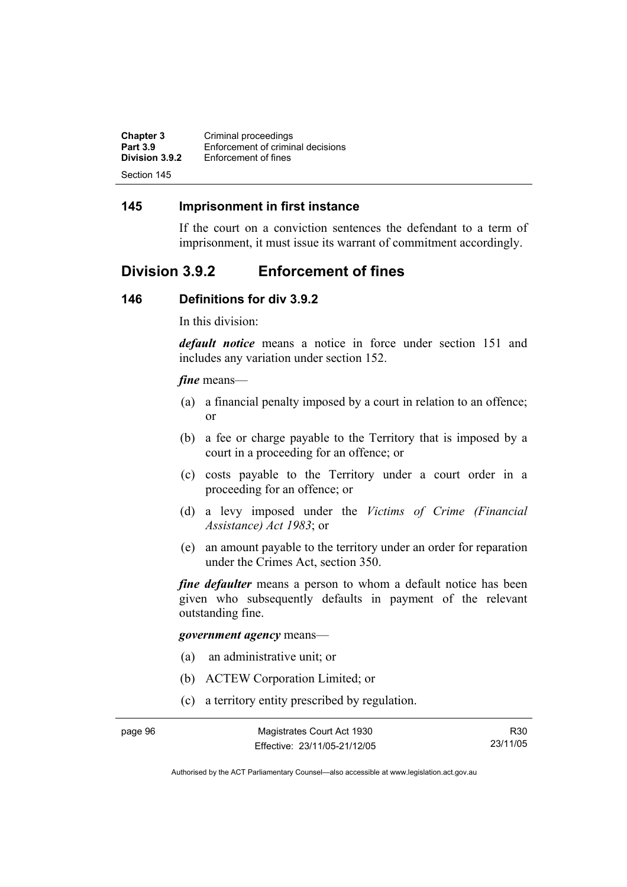## 145 Imprisonment in first instance

If the court on a conviction sentences the defendant to a term of imprisonment, it must issue its warrant of commitment accordingly.

# Division 3.9.2 Enforcement of fines

## 146 Definitions for div 3.9.2

In this division:

***default notice*** means a notice in force under section 151 and includes any variation under section 152.

***fine*** means—

(a) a financial penalty imposed by a court in relation to an offence; or

(b) a fee or charge payable to the Territory that is imposed by a court in a proceeding for an offence; or

(c) costs payable to the Territory under a court order in a proceeding for an offence; or

(d) a levy imposed under the *Victims of Crime (Financial Assistance) Act 1983*; or

(e) an amount payable to the territory under an order for reparation under the Crimes Act, section 350.

***fine defaulter*** means a person to whom a default notice has been given who subsequently defaults in payment of the relevant outstanding fine.

***government agency*** means—

(a) an administrative unit; or

(b) ACTEW Corporation Limited; or

(c) a territory entity prescribed by regulation.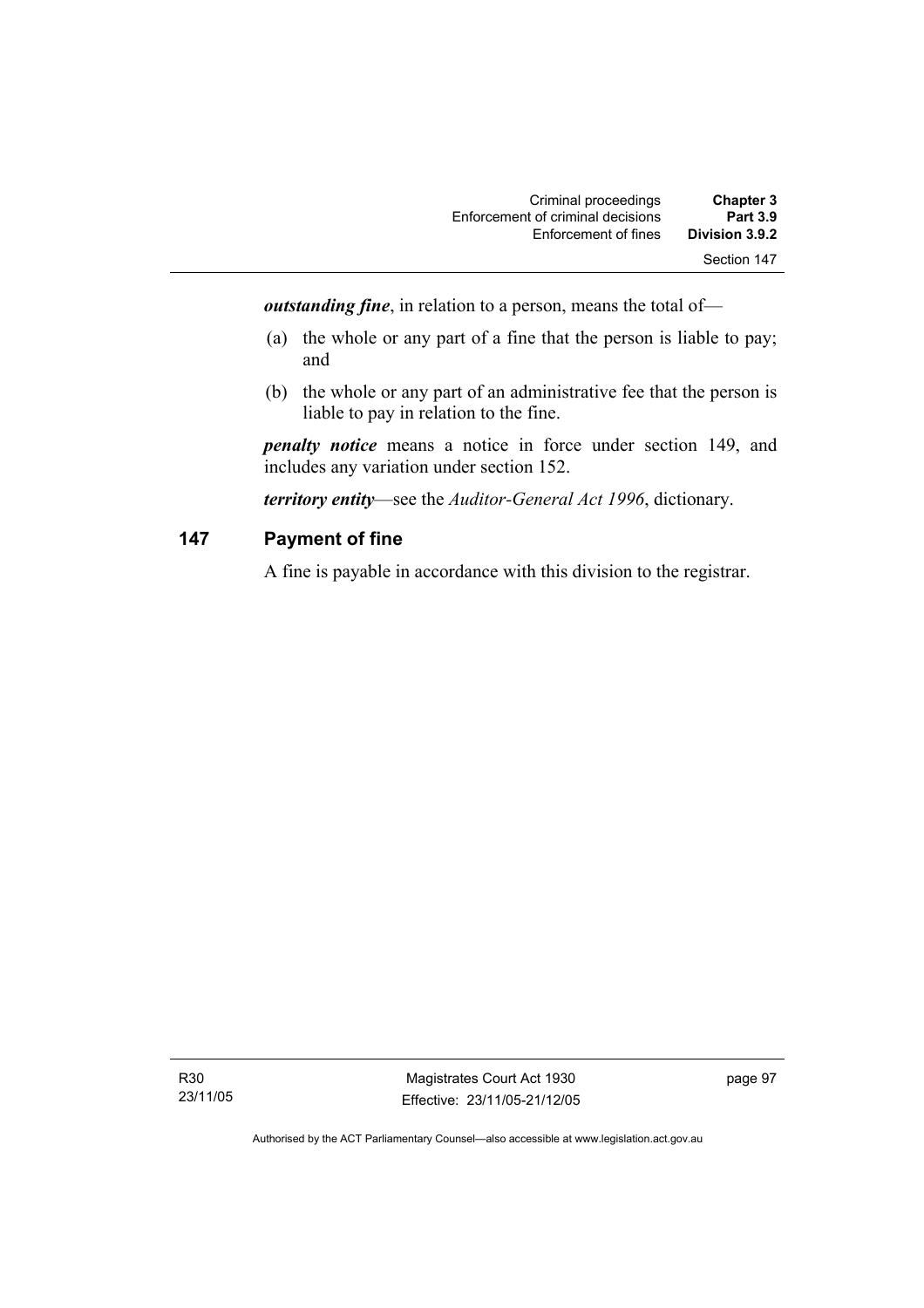***outstanding fine***, in relation to a person, means the total of—

(a) the whole or any part of a fine that the person is liable to pay; and

(b) the whole or any part of an administrative fee that the person is liable to pay in relation to the fine.

***penalty notice*** means a notice in force under section 149, and includes any variation under section 152.

***territory entity***—see the *Auditor-General Act 1996*, dictionary.

## 147 Payment of fine

A fine is payable in accordance with this division to the registrar.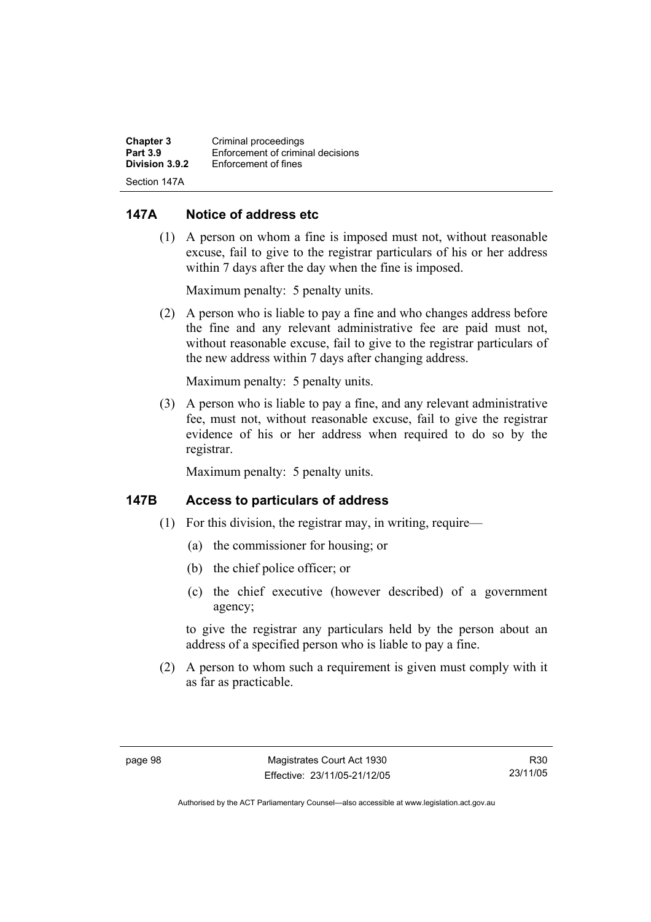## 147A Notice of address etc

(1) A person on whom a fine is imposed must not, without reasonable excuse, fail to give to the registrar particulars of his or her address within 7 days after the day when the fine is imposed.

Maximum penalty: 5 penalty units.

(2) A person who is liable to pay a fine and who changes address before the fine and any relevant administrative fee are paid must not, without reasonable excuse, fail to give to the registrar particulars of the new address within 7 days after changing address.

Maximum penalty: 5 penalty units.

(3) A person who is liable to pay a fine, and any relevant administrative fee, must not, without reasonable excuse, fail to give the registrar evidence of his or her address when required to do so by the registrar.

Maximum penalty: 5 penalty units.

## 147B Access to particulars of address

(1) For this division, the registrar may, in writing, require—

(a) the commissioner for housing; or

(b) the chief police officer; or

(c) the chief executive (however described) of a government agency;

to give the registrar any particulars held by the person about an address of a specified person who is liable to pay a fine.

(2) A person to whom such a requirement is given must comply with it as far as practicable.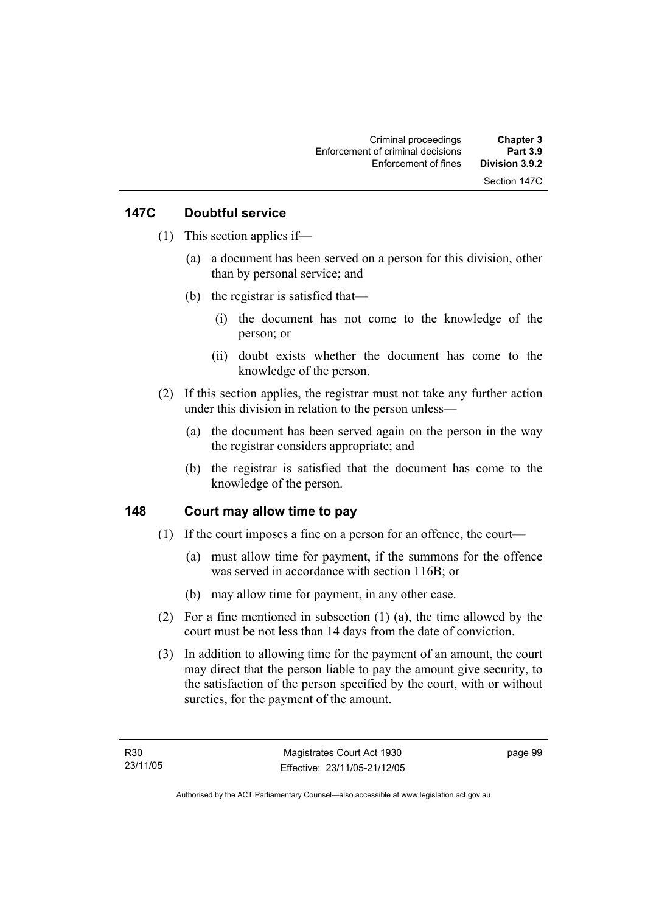## 147C Doubtful service

(1) This section applies if—

(a) a document has been served on a person for this division, other than by personal service; and

(b) the registrar is satisfied that—

(i) the document has not come to the knowledge of the person; or

(ii) doubt exists whether the document has come to the knowledge of the person.

(2) If this section applies, the registrar must not take any further action under this division in relation to the person unless—

(a) the document has been served again on the person in the way the registrar considers appropriate; and

(b) the registrar is satisfied that the document has come to the knowledge of the person.

## 148 Court may allow time to pay

(1) If the court imposes a fine on a person for an offence, the court—

(a) must allow time for payment, if the summons for the offence was served in accordance with section 116B; or

(b) may allow time for payment, in any other case.

(2) For a fine mentioned in subsection (1) (a), the time allowed by the court must be not less than 14 days from the date of conviction.

(3) In addition to allowing time for the payment of an amount, the court may direct that the person liable to pay the amount give security, to the satisfaction of the person specified by the court, with or without sureties, for the payment of the amount.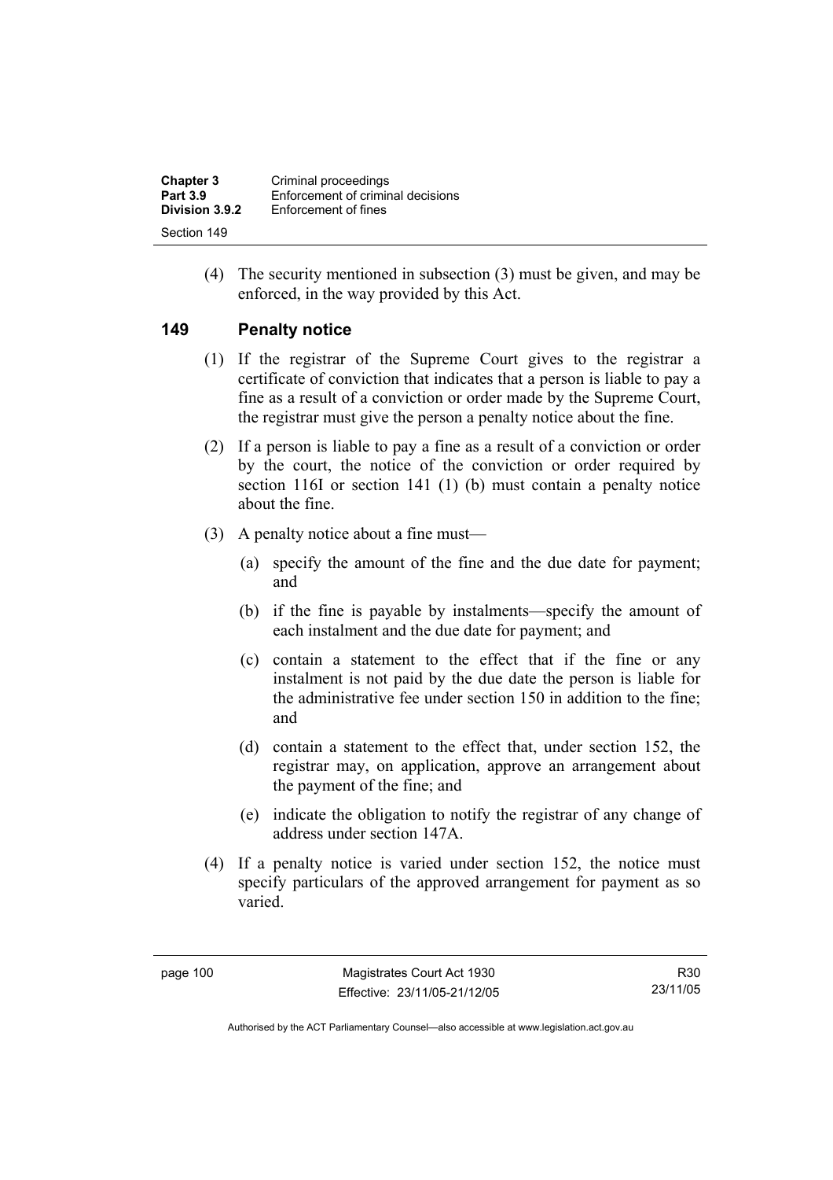(4) The security mentioned in subsection (3) must be given, and may be enforced, in the way provided by this Act.

## 149 Penalty notice

(1) If the registrar of the Supreme Court gives to the registrar a certificate of conviction that indicates that a person is liable to pay a fine as a result of a conviction or order made by the Supreme Court, the registrar must give the person a penalty notice about the fine.

(2) If a person is liable to pay a fine as a result of a conviction or order by the court, the notice of the conviction or order required by section 116I or section 141 (1) (b) must contain a penalty notice about the fine.

(3) A penalty notice about a fine must—

(a) specify the amount of the fine and the due date for payment; and

(b) if the fine is payable by instalments—specify the amount of each instalment and the due date for payment; and

(c) contain a statement to the effect that if the fine or any instalment is not paid by the due date the person is liable for the administrative fee under section 150 in addition to the fine; and

(d) contain a statement to the effect that, under section 152, the registrar may, on application, approve an arrangement about the payment of the fine; and

(e) indicate the obligation to notify the registrar of any change of address under section 147A.

(4) If a penalty notice is varied under section 152, the notice must specify particulars of the approved arrangement for payment as so varied.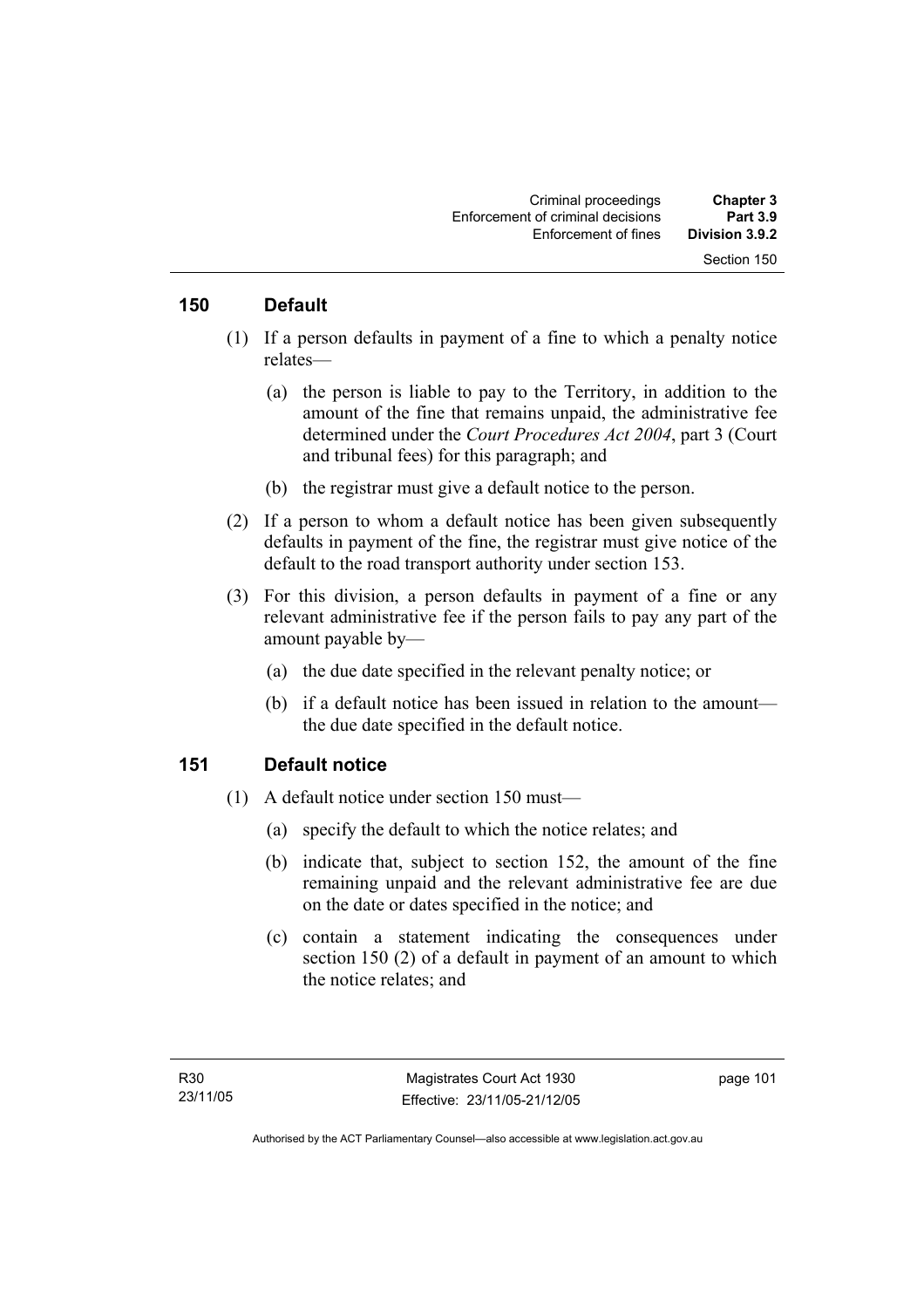## 150 Default

(1) If a person defaults in payment of a fine to which a penalty notice relates—

(a) the person is liable to pay to the Territory, in addition to the amount of the fine that remains unpaid, the administrative fee determined under the *Court Procedures Act 2004*, part 3 (Court and tribunal fees) for this paragraph; and

(b) the registrar must give a default notice to the person.

(2) If a person to whom a default notice has been given subsequently defaults in payment of the fine, the registrar must give notice of the default to the road transport authority under section 153.

(3) For this division, a person defaults in payment of a fine or any relevant administrative fee if the person fails to pay any part of the amount payable by—

(a) the due date specified in the relevant penalty notice; or

(b) if a default notice has been issued in relation to the amount—the due date specified in the default notice.

## 151 Default notice

(1) A default notice under section 150 must—

(a) specify the default to which the notice relates; and

(b) indicate that, subject to section 152, the amount of the fine remaining unpaid and the relevant administrative fee are due on the date or dates specified in the notice; and

(c) contain a statement indicating the consequences under section 150 (2) of a default in payment of an amount to which the notice relates; and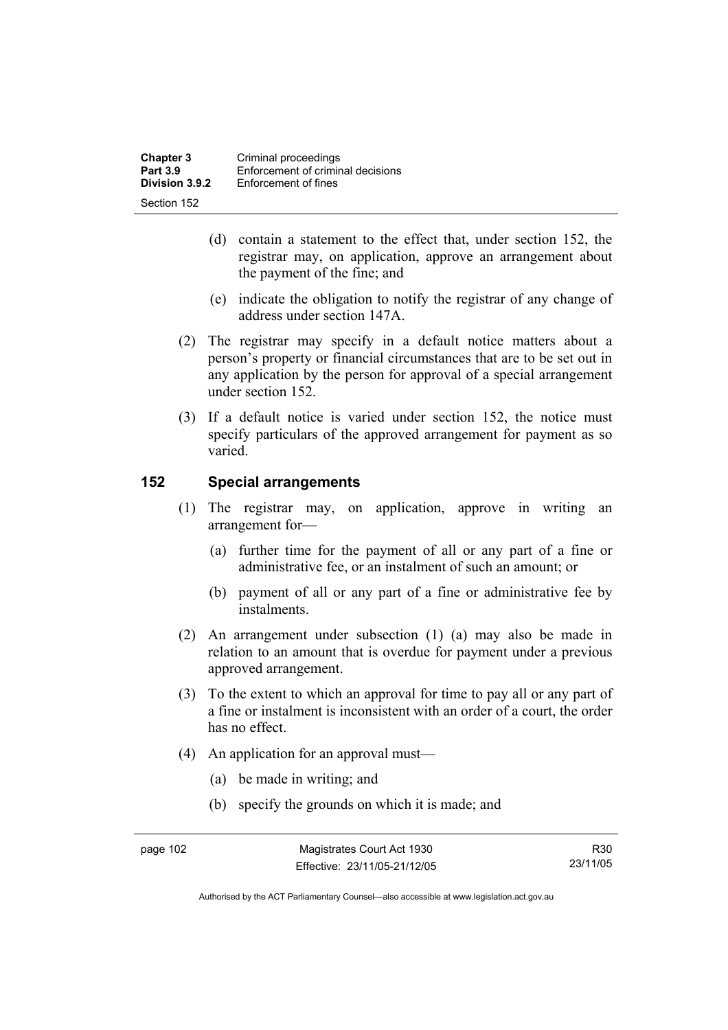(d) contain a statement to the effect that, under section 152, the registrar may, on application, approve an arrangement about the payment of the fine; and

(e) indicate the obligation to notify the registrar of any change of address under section 147A.

(2) The registrar may specify in a default notice matters about a person's property or financial circumstances that are to be set out in any application by the person for approval of a special arrangement under section 152.

(3) If a default notice is varied under section 152, the notice must specify particulars of the approved arrangement for payment as so varied.

## 152 Special arrangements

(1) The registrar may, on application, approve in writing an arrangement for—

(a) further time for the payment of all or any part of a fine or administrative fee, or an instalment of such an amount; or

(b) payment of all or any part of a fine or administrative fee by instalments.

(2) An arrangement under subsection (1) (a) may also be made in relation to an amount that is overdue for payment under a previous approved arrangement.

(3) To the extent to which an approval for time to pay all or any part of a fine or instalment is inconsistent with an order of a court, the order has no effect.

(4) An application for an approval must—

(a) be made in writing; and

(b) specify the grounds on which it is made; and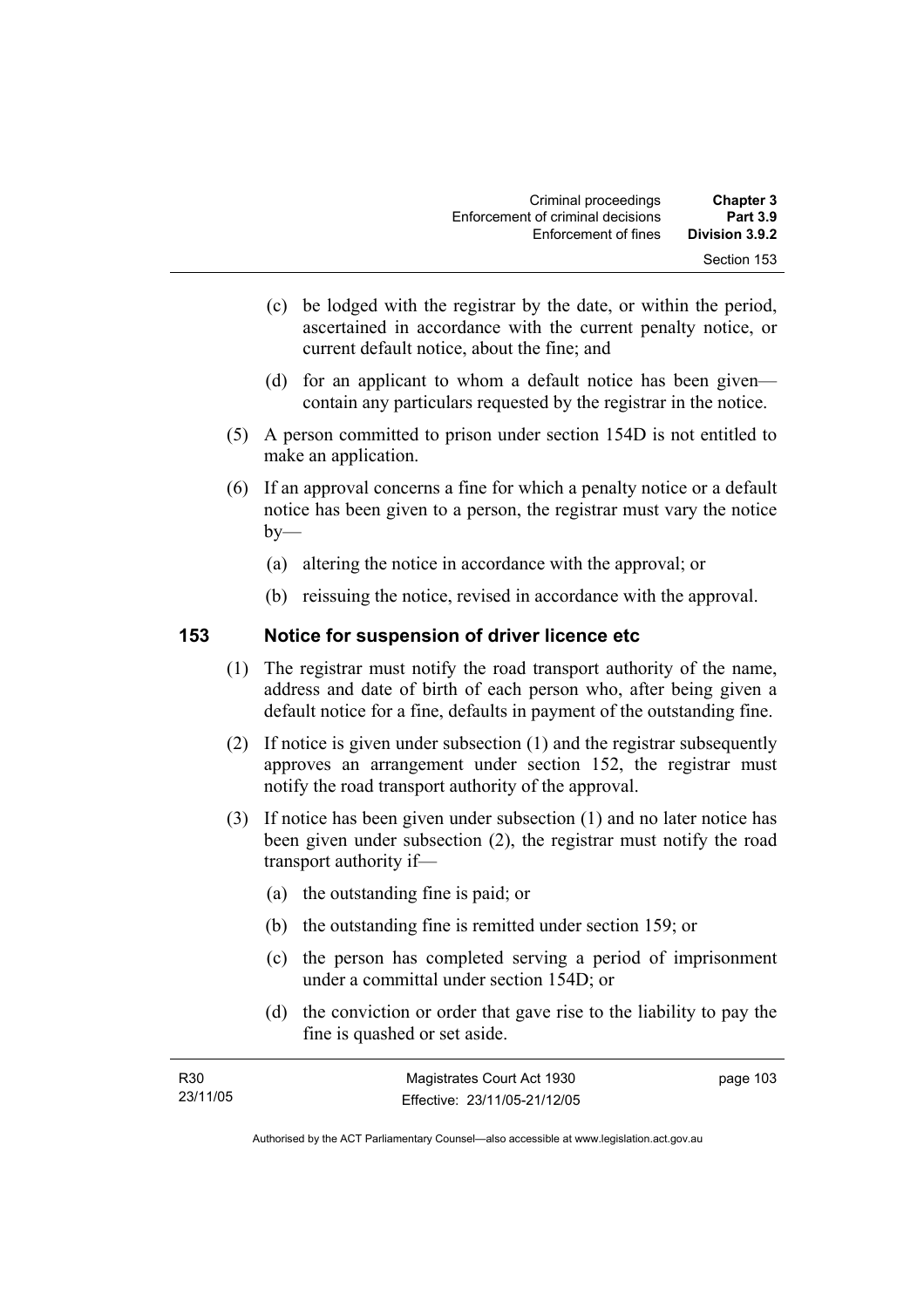(c) be lodged with the registrar by the date, or within the period, ascertained in accordance with the current penalty notice, or current default notice, about the fine; and

(d) for an applicant to whom a default notice has been given—contain any particulars requested by the registrar in the notice.

(5) A person committed to prison under section 154D is not entitled to make an application.

(6) If an approval concerns a fine for which a penalty notice or a default notice has been given to a person, the registrar must vary the notice by—

(a) altering the notice in accordance with the approval; or

(b) reissuing the notice, revised in accordance with the approval.

## 153 Notice for suspension of driver licence etc

(1) The registrar must notify the road transport authority of the name, address and date of birth of each person who, after being given a default notice for a fine, defaults in payment of the outstanding fine.

(2) If notice is given under subsection (1) and the registrar subsequently approves an arrangement under section 152, the registrar must notify the road transport authority of the approval.

(3) If notice has been given under subsection (1) and no later notice has been given under subsection (2), the registrar must notify the road transport authority if—

(a) the outstanding fine is paid; or

(b) the outstanding fine is remitted under section 159; or

(c) the person has completed serving a period of imprisonment under a committal under section 154D; or

(d) the conviction or order that gave rise to the liability to pay the fine is quashed or set aside.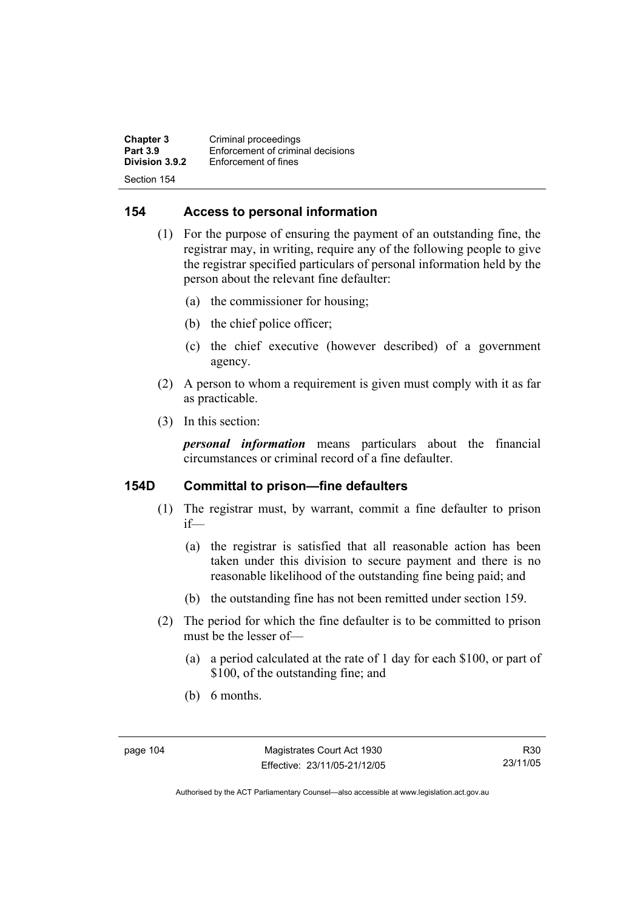## 154 Access to personal information

(1) For the purpose of ensuring the payment of an outstanding fine, the registrar may, in writing, require any of the following people to give the registrar specified particulars of personal information held by the person about the relevant fine defaulter:

(a) the commissioner for housing;

(b) the chief police officer;

(c) the chief executive (however described) of a government agency.

(2) A person to whom a requirement is given must comply with it as far as practicable.

(3) In this section:

***personal information*** means particulars about the financial circumstances or criminal record of a fine defaulter.

## 154D Committal to prison—fine defaulters

(1) The registrar must, by warrant, commit a fine defaulter to prison if—

(a) the registrar is satisfied that all reasonable action has been taken under this division to secure payment and there is no reasonable likelihood of the outstanding fine being paid; and

(b) the outstanding fine has not been remitted under section 159.

(2) The period for which the fine defaulter is to be committed to prison must be the lesser of—

(a) a period calculated at the rate of 1 day for each $100, or part of $100, of the outstanding fine; and

(b) 6 months.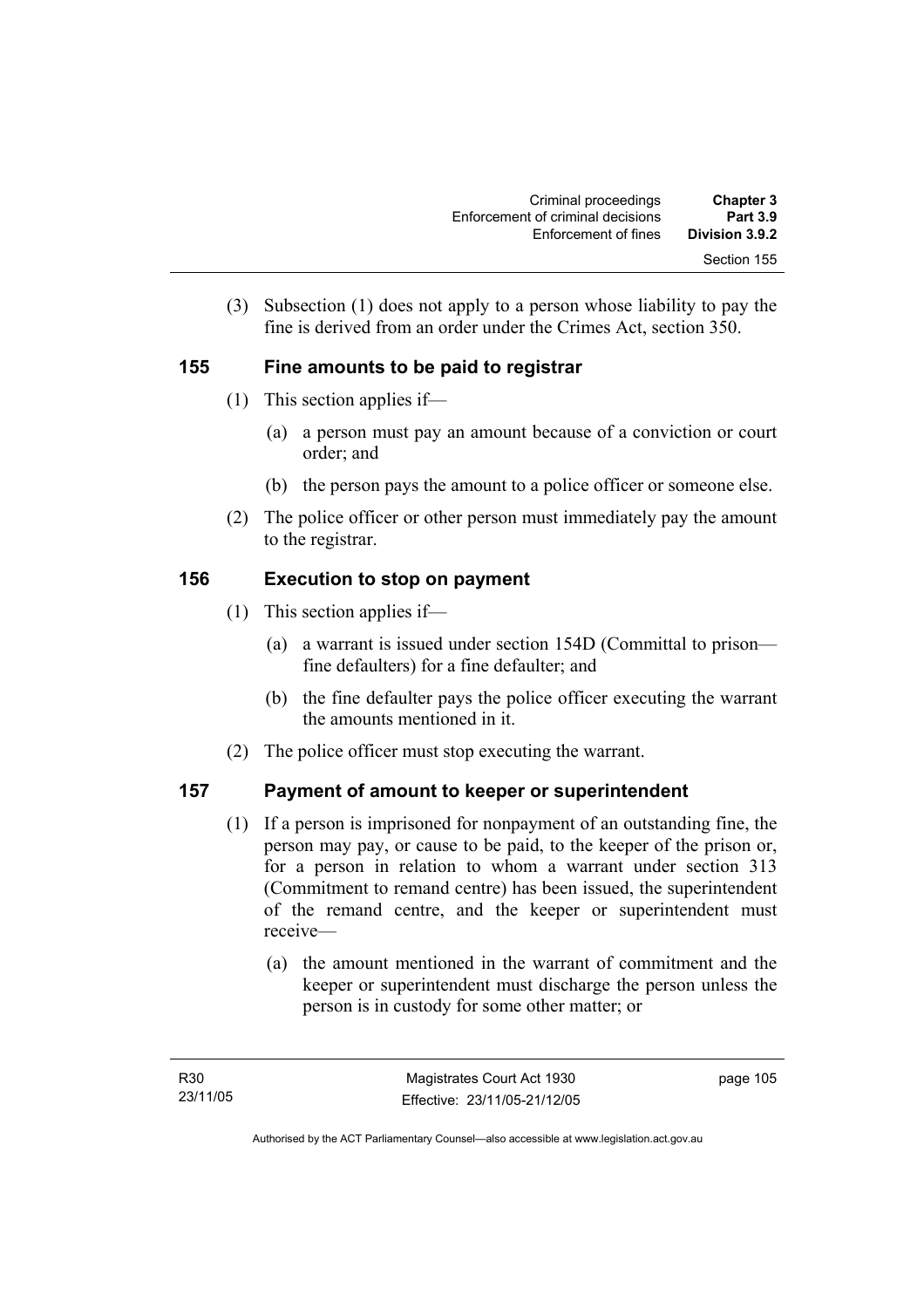(3) Subsection (1) does not apply to a person whose liability to pay the fine is derived from an order under the Crimes Act, section 350.

## 155 Fine amounts to be paid to registrar

(1) This section applies if—

(a) a person must pay an amount because of a conviction or court order; and

(b) the person pays the amount to a police officer or someone else.

(2) The police officer or other person must immediately pay the amount to the registrar.

## 156 Execution to stop on payment

(1) This section applies if—

(a) a warrant is issued under section 154D (Committal to prison—fine defaulters) for a fine defaulter; and

(b) the fine defaulter pays the police officer executing the warrant the amounts mentioned in it.

(2) The police officer must stop executing the warrant.

## 157 Payment of amount to keeper or superintendent

(1) If a person is imprisoned for nonpayment of an outstanding fine, the person may pay, or cause to be paid, to the keeper of the prison or, for a person in relation to whom a warrant under section 313 (Commitment to remand centre) has been issued, the superintendent of the remand centre, and the keeper or superintendent must receive—

(a) the amount mentioned in the warrant of commitment and the keeper or superintendent must discharge the person unless the person is in custody for some other matter; or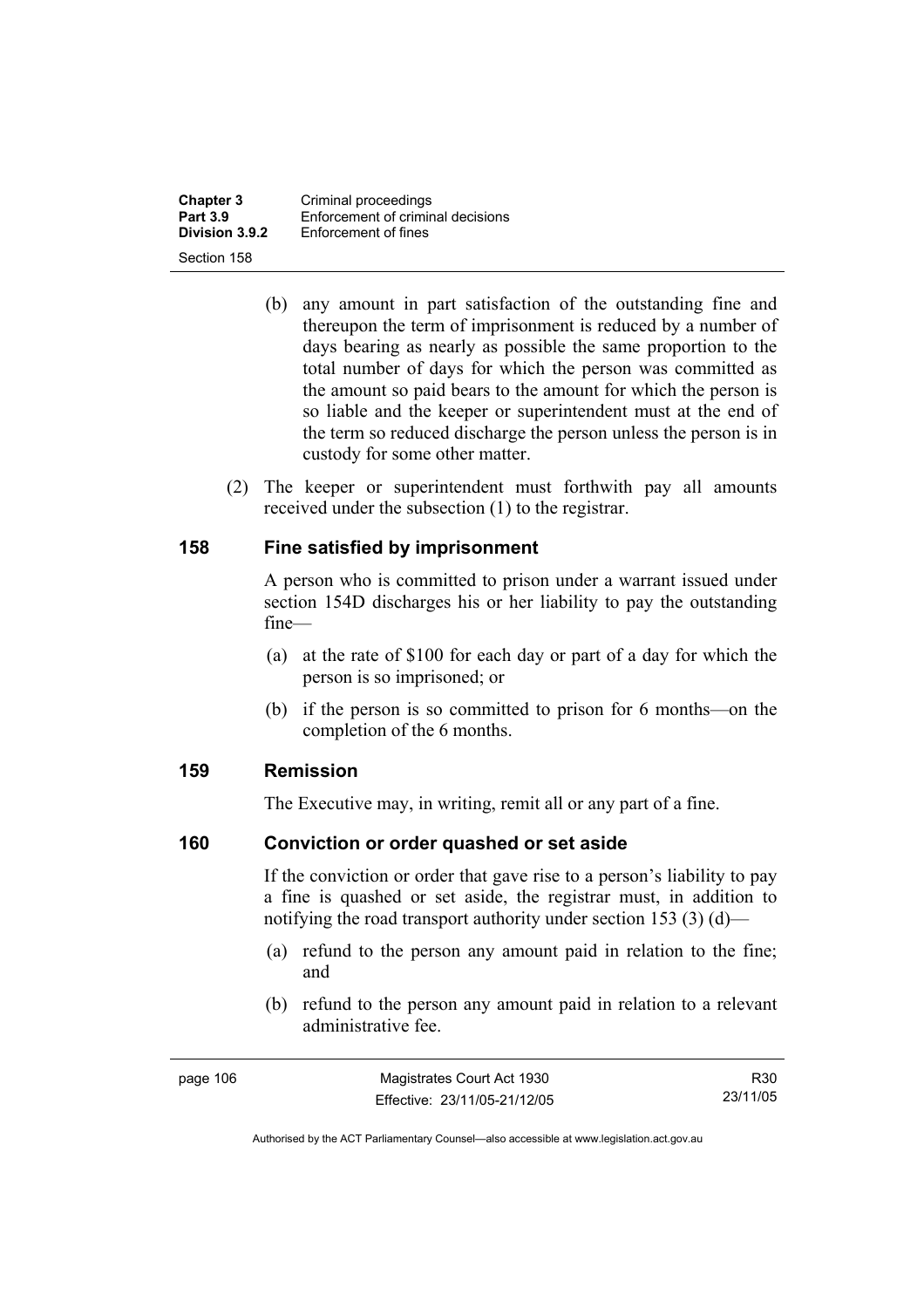(b) any amount in part satisfaction of the outstanding fine and thereupon the term of imprisonment is reduced by a number of days bearing as nearly as possible the same proportion to the total number of days for which the person was committed as the amount so paid bears to the amount for which the person is so liable and the keeper or superintendent must at the end of the term so reduced discharge the person unless the person is in custody for some other matter.

(2) The keeper or superintendent must forthwith pay all amounts received under the subsection (1) to the registrar.

## 158 Fine satisfied by imprisonment

A person who is committed to prison under a warrant issued under section 154D discharges his or her liability to pay the outstanding fine—

(a) at the rate of $100 for each day or part of a day for which the person is so imprisoned; or

(b) if the person is so committed to prison for 6 months—on the completion of the 6 months.

## 159 Remission

The Executive may, in writing, remit all or any part of a fine.

## 160 Conviction or order quashed or set aside

If the conviction or order that gave rise to a person's liability to pay a fine is quashed or set aside, the registrar must, in addition to notifying the road transport authority under section 153 (3) (d)—

(a) refund to the person any amount paid in relation to the fine; and

(b) refund to the person any amount paid in relation to a relevant administrative fee.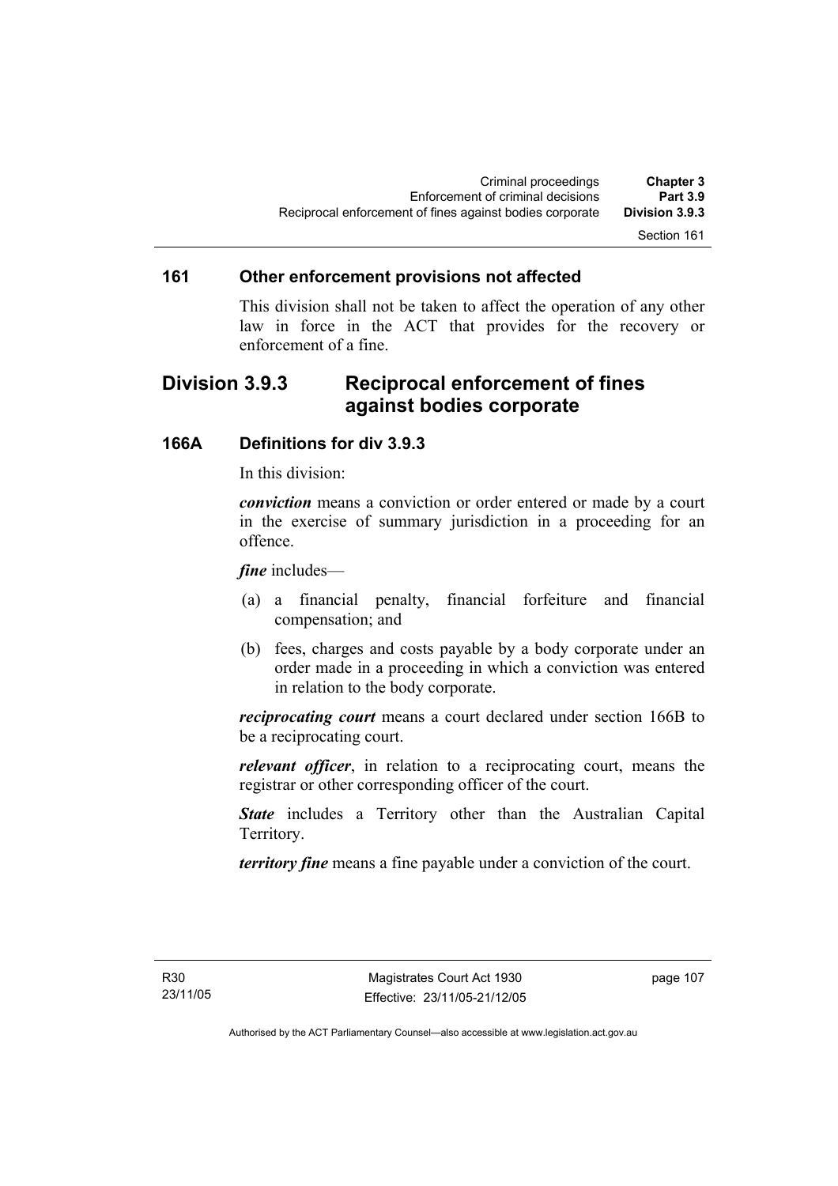### 161 Other enforcement provisions not affected

This division shall not be taken to affect the operation of any other law in force in the ACT that provides for the recovery or enforcement of a fine.

## Division 3.9.3 Reciprocal enforcement of fines against bodies corporate

### 166A Definitions for div 3.9.3

In this division:

***conviction*** means a conviction or order entered or made by a court in the exercise of summary jurisdiction in a proceeding for an offence.

***fine*** includes—

(a) a financial penalty, financial forfeiture and financial compensation; and

(b) fees, charges and costs payable by a body corporate under an order made in a proceeding in which a conviction was entered in relation to the body corporate.

***reciprocating court*** means a court declared under section 166B to be a reciprocating court.

***relevant officer***, in relation to a reciprocating court, means the registrar or other corresponding officer of the court.

***State*** includes a Territory other than the Australian Capital Territory.

***territory fine*** means a fine payable under a conviction of the court.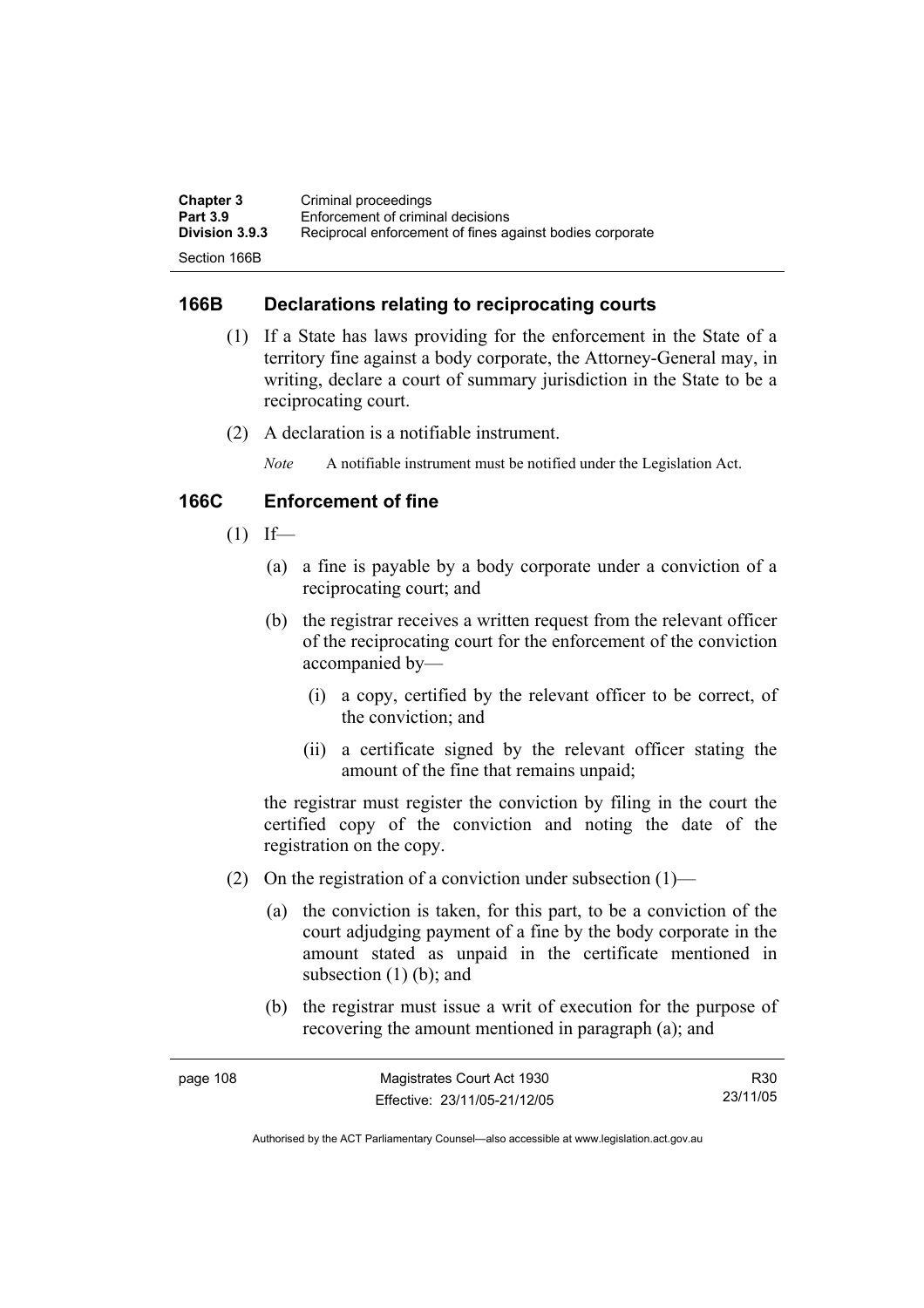## 166B Declarations relating to reciprocating courts

(1) If a State has laws providing for the enforcement in the State of a territory fine against a body corporate, the Attorney-General may, in writing, declare a court of summary jurisdiction in the State to be a reciprocating court.

(2) A declaration is a notifiable instrument.

*Note* A notifiable instrument must be notified under the Legislation Act.

## 166C Enforcement of fine

(1) If—

(a) a fine is payable by a body corporate under a conviction of a reciprocating court; and

(b) the registrar receives a written request from the relevant officer of the reciprocating court for the enforcement of the conviction accompanied by—

(i) a copy, certified by the relevant officer to be correct, of the conviction; and

(ii) a certificate signed by the relevant officer stating the amount of the fine that remains unpaid;

the registrar must register the conviction by filing in the court the certified copy of the conviction and noting the date of the registration on the copy.

(2) On the registration of a conviction under subsection (1)—

(a) the conviction is taken, for this part, to be a conviction of the court adjudging payment of a fine by the body corporate in the amount stated as unpaid in the certificate mentioned in subsection (1) (b); and

(b) the registrar must issue a writ of execution for the purpose of recovering the amount mentioned in paragraph (a); and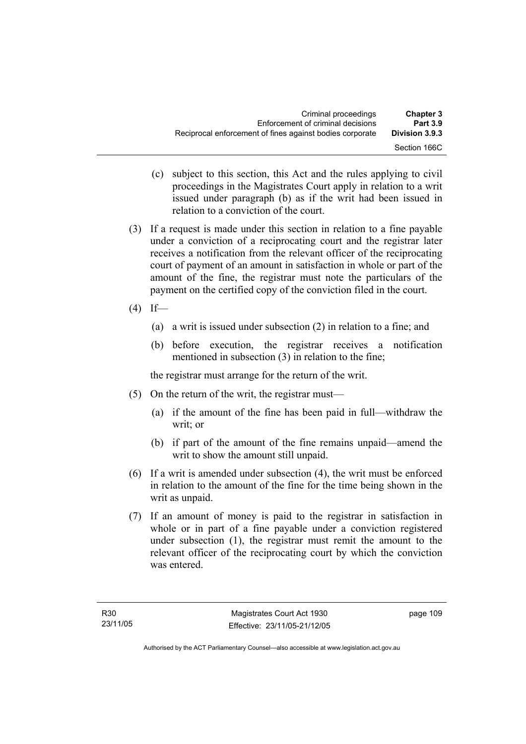(c) subject to this section, this Act and the rules applying to civil proceedings in the Magistrates Court apply in relation to a writ issued under paragraph (b) as if the writ had been issued in relation to a conviction of the court.

(3) If a request is made under this section in relation to a fine payable under a conviction of a reciprocating court and the registrar later receives a notification from the relevant officer of the reciprocating court of payment of an amount in satisfaction in whole or part of the amount of the fine, the registrar must note the particulars of the payment on the certified copy of the conviction filed in the court.

(4) If—

(a) a writ is issued under subsection (2) in relation to a fine; and

(b) before execution, the registrar receives a notification mentioned in subsection (3) in relation to the fine;

the registrar must arrange for the return of the writ.

(5) On the return of the writ, the registrar must—

(a) if the amount of the fine has been paid in full—withdraw the writ; or

(b) if part of the amount of the fine remains unpaid—amend the writ to show the amount still unpaid.

(6) If a writ is amended under subsection (4), the writ must be enforced in relation to the amount of the fine for the time being shown in the writ as unpaid.

(7) If an amount of money is paid to the registrar in satisfaction in whole or in part of a fine payable under a conviction registered under subsection (1), the registrar must remit the amount to the relevant officer of the reciprocating court by which the conviction was entered.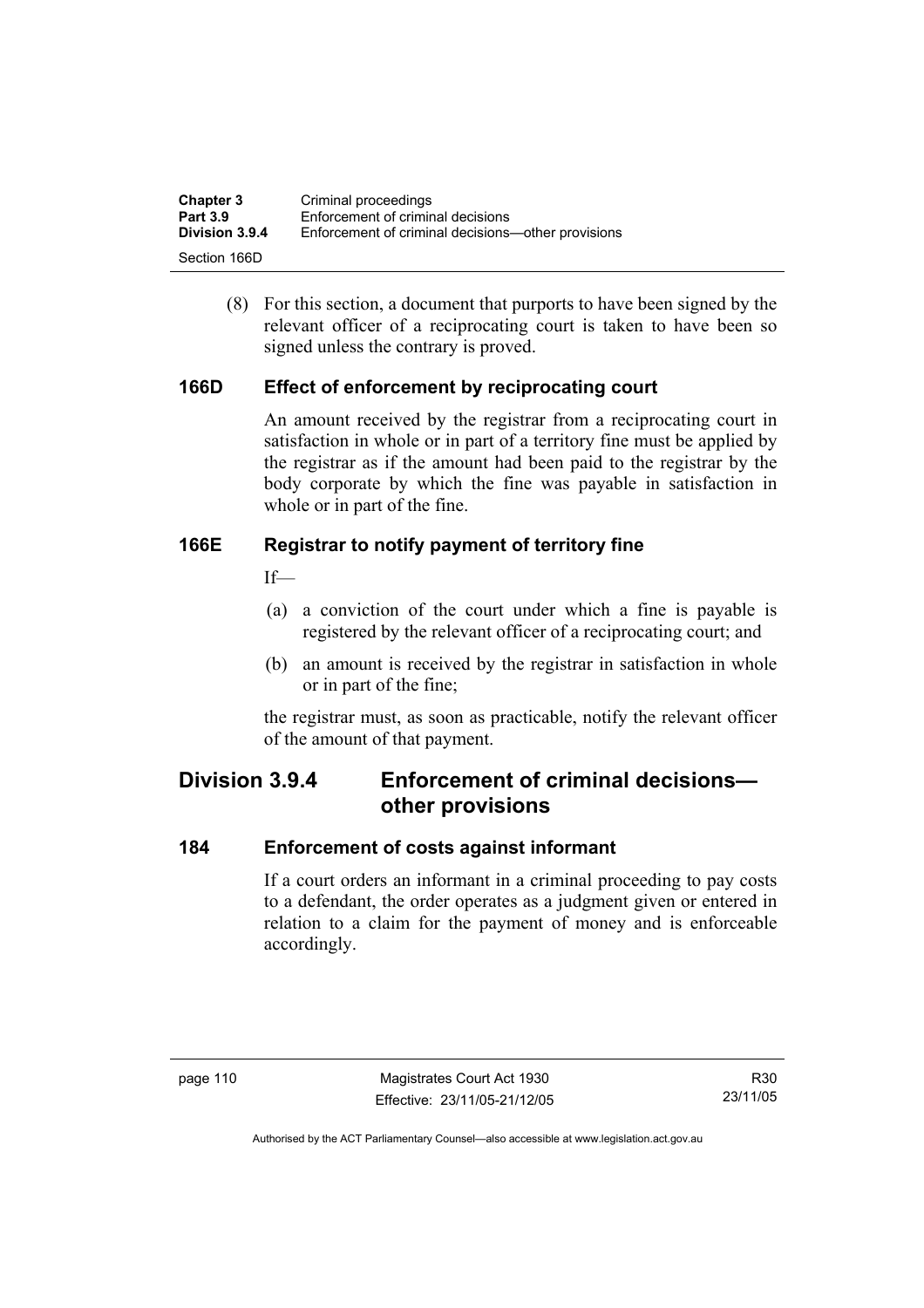(8) For this section, a document that purports to have been signed by the relevant officer of a reciprocating court is taken to have been so signed unless the contrary is proved.

### 166D Effect of enforcement by reciprocating court

An amount received by the registrar from a reciprocating court in satisfaction in whole or in part of a territory fine must be applied by the registrar as if the amount had been paid to the registrar by the body corporate by which the fine was payable in satisfaction in whole or in part of the fine.

### 166E Registrar to notify payment of territory fine

If—

(a) a conviction of the court under which a fine is payable is registered by the relevant officer of a reciprocating court; and

(b) an amount is received by the registrar in satisfaction in whole or in part of the fine;

the registrar must, as soon as practicable, notify the relevant officer of the amount of that payment.

## Division 3.9.4 Enforcement of criminal decisions—other provisions

### 184 Enforcement of costs against informant

If a court orders an informant in a criminal proceeding to pay costs to a defendant, the order operates as a judgment given or entered in relation to a claim for the payment of money and is enforceable accordingly.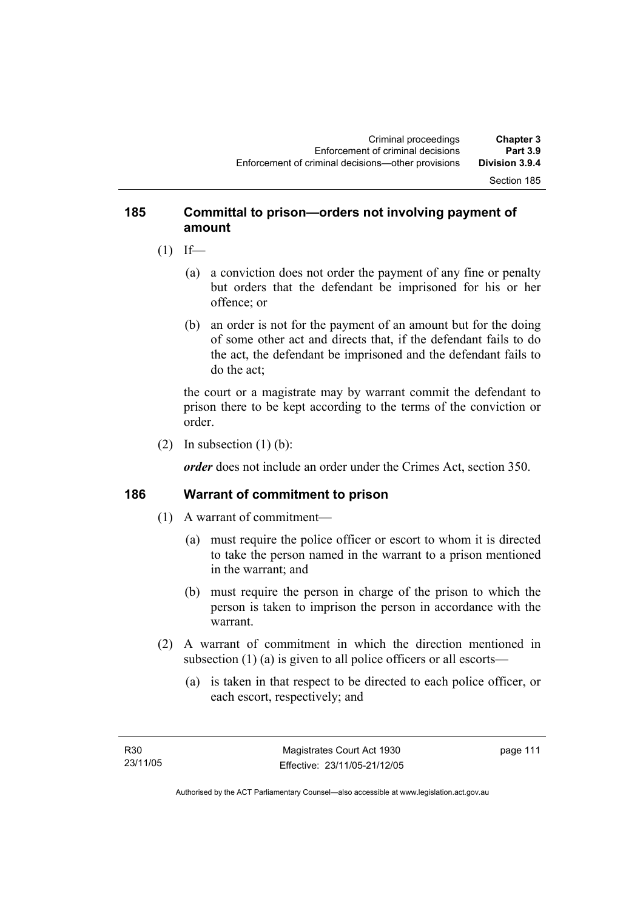## 185 Committal to prison—orders not involving payment of amount

(1) If—

(a) a conviction does not order the payment of any fine or penalty but orders that the defendant be imprisoned for his or her offence; or

(b) an order is not for the payment of an amount but for the doing of some other act and directs that, if the defendant fails to do the act, the defendant be imprisoned and the defendant fails to do the act;

the court or a magistrate may by warrant commit the defendant to prison there to be kept according to the terms of the conviction or order.

(2) In subsection (1) (b):

***order*** does not include an order under the Crimes Act, section 350.

## 186 Warrant of commitment to prison

(1) A warrant of commitment—

(a) must require the police officer or escort to whom it is directed to take the person named in the warrant to a prison mentioned in the warrant; and

(b) must require the person in charge of the prison to which the person is taken to imprison the person in accordance with the warrant.

(2) A warrant of commitment in which the direction mentioned in subsection (1) (a) is given to all police officers or all escorts—

(a) is taken in that respect to be directed to each police officer, or each escort, respectively; and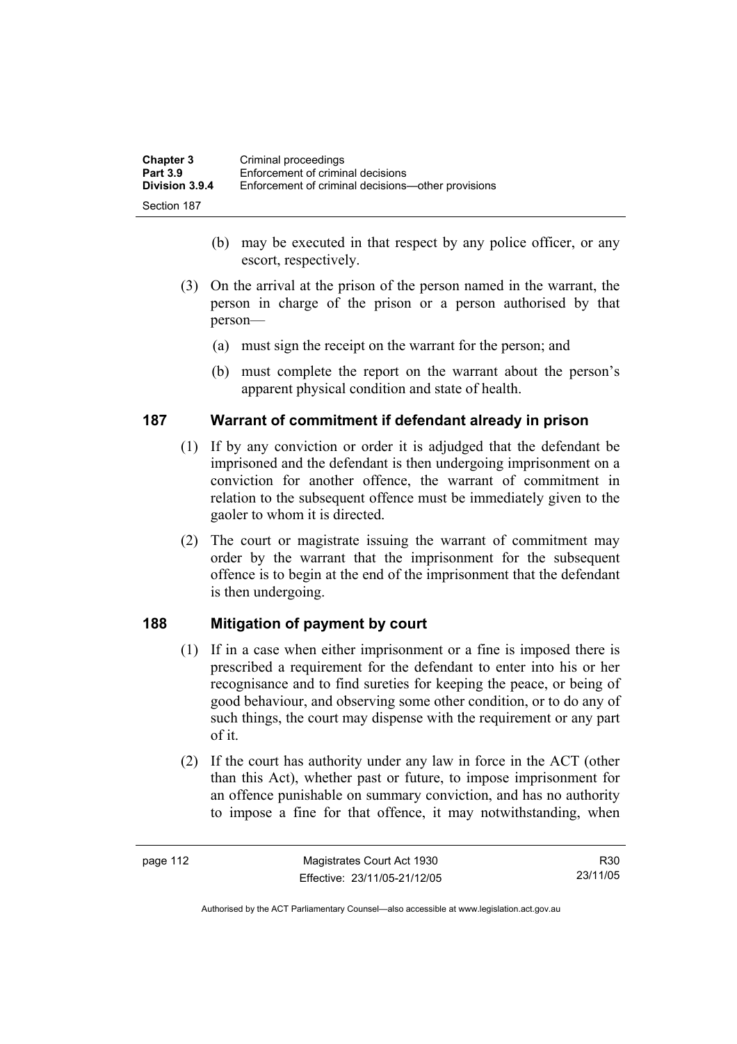(b) may be executed in that respect by any police officer, or any escort, respectively.

(3) On the arrival at the prison of the person named in the warrant, the person in charge of the prison or a person authorised by that person—

(a) must sign the receipt on the warrant for the person; and

(b) must complete the report on the warrant about the person's apparent physical condition and state of health.

## 187 Warrant of commitment if defendant already in prison

(1) If by any conviction or order it is adjudged that the defendant be imprisoned and the defendant is then undergoing imprisonment on a conviction for another offence, the warrant of commitment in relation to the subsequent offence must be immediately given to the gaoler to whom it is directed.

(2) The court or magistrate issuing the warrant of commitment may order by the warrant that the imprisonment for the subsequent offence is to begin at the end of the imprisonment that the defendant is then undergoing.

## 188 Mitigation of payment by court

(1) If in a case when either imprisonment or a fine is imposed there is prescribed a requirement for the defendant to enter into his or her recognisance and to find sureties for keeping the peace, or being of good behaviour, and observing some other condition, or to do any of such things, the court may dispense with the requirement or any part of it.

(2) If the court has authority under any law in force in the ACT (other than this Act), whether past or future, to impose imprisonment for an offence punishable on summary conviction, and has no authority to impose a fine for that offence, it may notwithstanding, when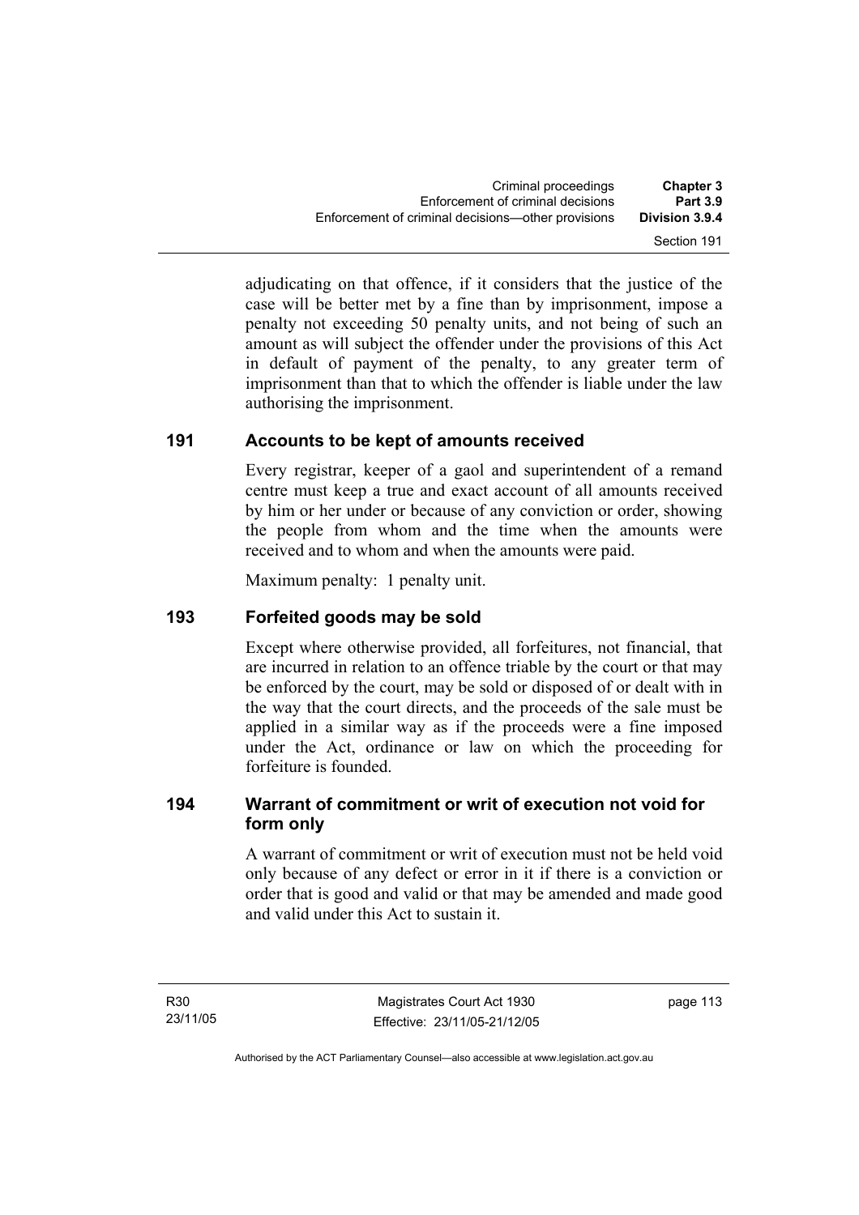adjudicating on that offence, if it considers that the justice of the case will be better met by a fine than by imprisonment, impose a penalty not exceeding 50 penalty units, and not being of such an amount as will subject the offender under the provisions of this Act in default of payment of the penalty, to any greater term of imprisonment than that to which the offender is liable under the law authorising the imprisonment.

## 191 Accounts to be kept of amounts received

Every registrar, keeper of a gaol and superintendent of a remand centre must keep a true and exact account of all amounts received by him or her under or because of any conviction or order, showing the people from whom and the time when the amounts were received and to whom and when the amounts were paid.

Maximum penalty: 1 penalty unit.

## 193 Forfeited goods may be sold

Except where otherwise provided, all forfeitures, not financial, that are incurred in relation to an offence triable by the court or that may be enforced by the court, may be sold or disposed of or dealt with in the way that the court directs, and the proceeds of the sale must be applied in a similar way as if the proceeds were a fine imposed under the Act, ordinance or law on which the proceeding for forfeiture is founded.

## 194 Warrant of commitment or writ of execution not void for form only

A warrant of commitment or writ of execution must not be held void only because of any defect or error in it if there is a conviction or order that is good and valid or that may be amended and made good and valid under this Act to sustain it.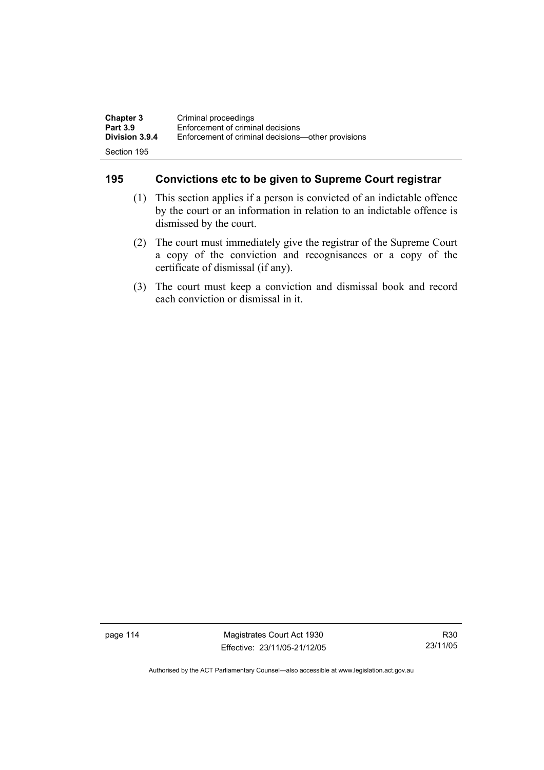## 195 Convictions etc to be given to Supreme Court registrar

(1) This section applies if a person is convicted of an indictable offence by the court or an information in relation to an indictable offence is dismissed by the court.

(2) The court must immediately give the registrar of the Supreme Court a copy of the conviction and recognisances or a copy of the certificate of dismissal (if any).

(3) The court must keep a conviction and dismissal book and record each conviction or dismissal in it.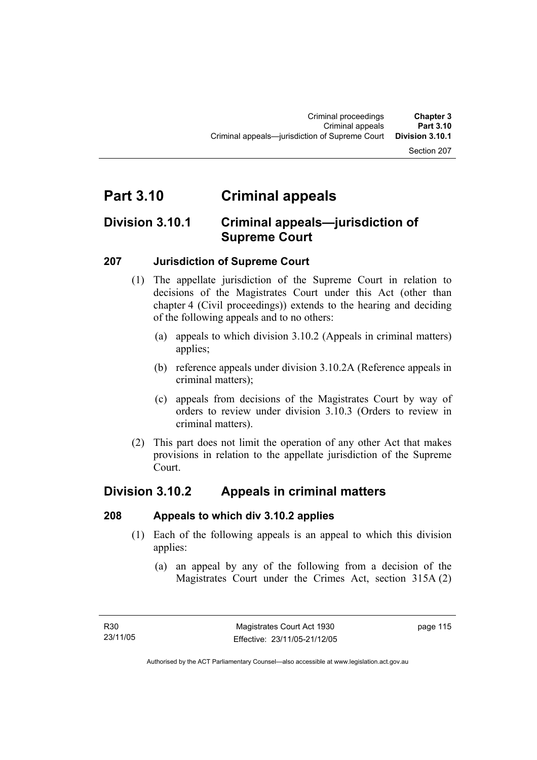# Part 3.10 Criminal appeals

## Division 3.10.1 Criminal appeals—jurisdiction of Supreme Court

### 207 Jurisdiction of Supreme Court

(1) The appellate jurisdiction of the Supreme Court in relation to decisions of the Magistrates Court under this Act (other than chapter 4 (Civil proceedings)) extends to the hearing and deciding of the following appeals and to no others:

- (a) appeals to which division 3.10.2 (Appeals in criminal matters) applies;
- (b) reference appeals under division 3.10.2A (Reference appeals in criminal matters);
- (c) appeals from decisions of the Magistrates Court by way of orders to review under division 3.10.3 (Orders to review in criminal matters).

(2) This part does not limit the operation of any other Act that makes provisions in relation to the appellate jurisdiction of the Supreme Court.

## Division 3.10.2 Appeals in criminal matters

### 208 Appeals to which div 3.10.2 applies

(1) Each of the following appeals is an appeal to which this division applies:

- (a) an appeal by any of the following from a decision of the Magistrates Court under the Crimes Act, section 315A (2)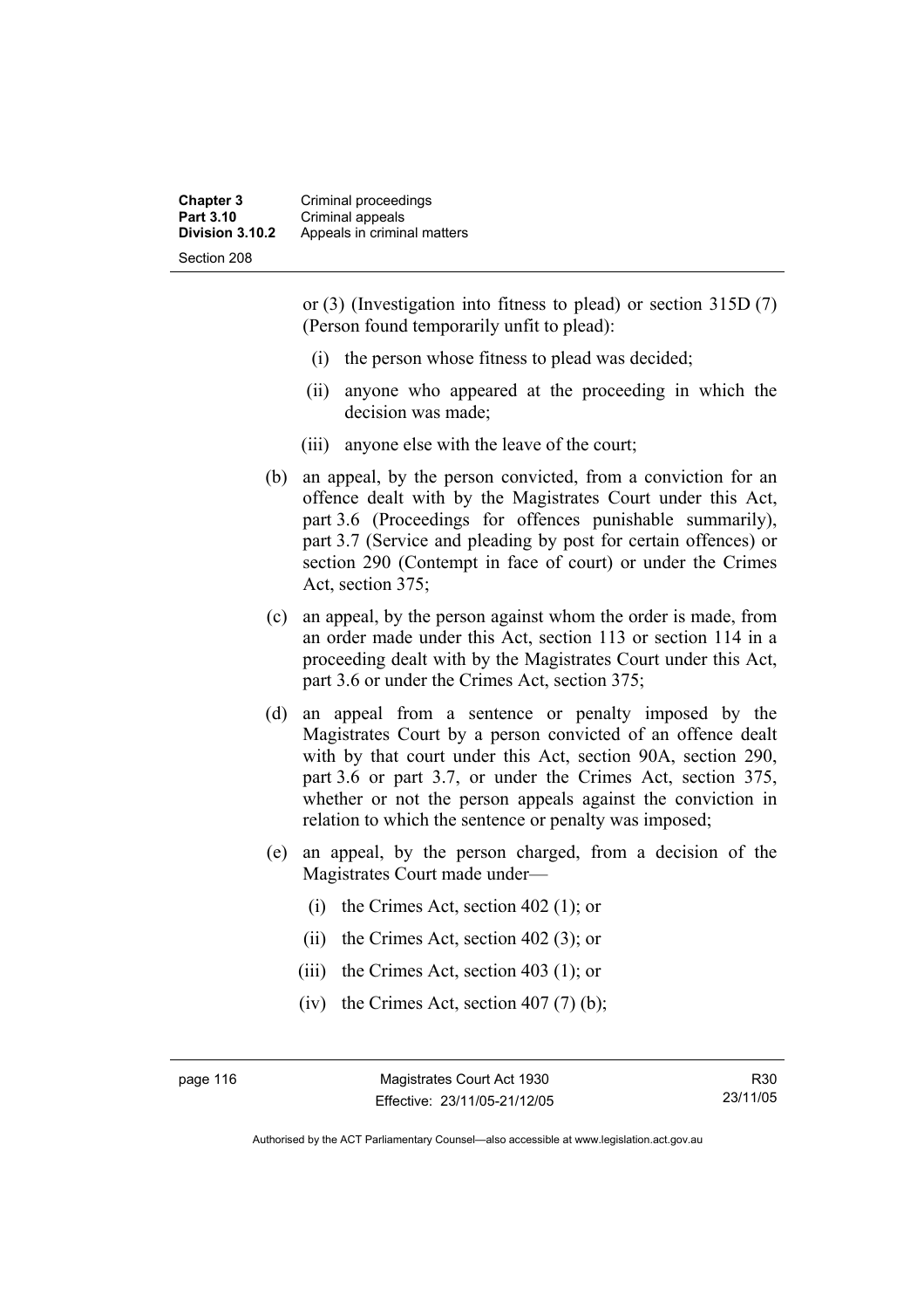or (3) (Investigation into fitness to plead) or section 315D (7) (Person found temporarily unfit to plead):

(i) the person whose fitness to plead was decided;

(ii) anyone who appeared at the proceeding in which the decision was made;

(iii) anyone else with the leave of the court;

(b) an appeal, by the person convicted, from a conviction for an offence dealt with by the Magistrates Court under this Act, part 3.6 (Proceedings for offences punishable summarily), part 3.7 (Service and pleading by post for certain offences) or section 290 (Contempt in face of court) or under the Crimes Act, section 375;

(c) an appeal, by the person against whom the order is made, from an order made under this Act, section 113 or section 114 in a proceeding dealt with by the Magistrates Court under this Act, part 3.6 or under the Crimes Act, section 375;

(d) an appeal from a sentence or penalty imposed by the Magistrates Court by a person convicted of an offence dealt with by that court under this Act, section 90A, section 290, part 3.6 or part 3.7, or under the Crimes Act, section 375, whether or not the person appeals against the conviction in relation to which the sentence or penalty was imposed;

(e) an appeal, by the person charged, from a decision of the Magistrates Court made under—

(i) the Crimes Act, section 402 (1); or

(ii) the Crimes Act, section 402 (3); or

(iii) the Crimes Act, section 403 (1); or

(iv) the Crimes Act, section 407 (7) (b);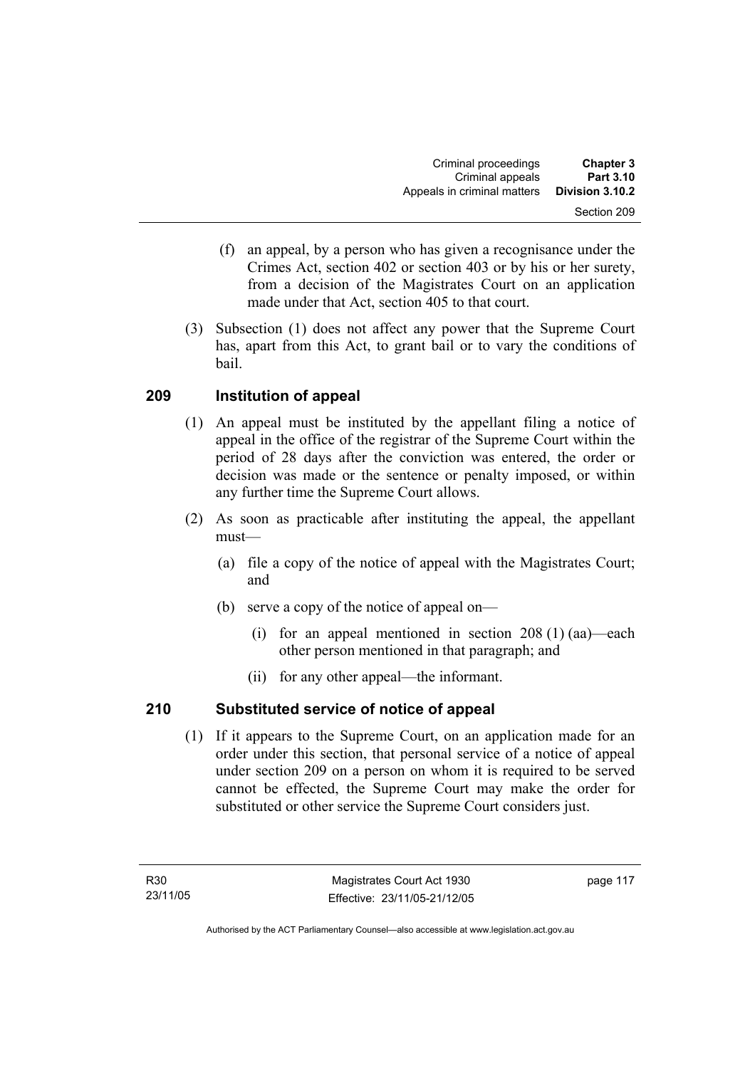(f) an appeal, by a person who has given a recognisance under the Crimes Act, section 402 or section 403 or by his or her surety, from a decision of the Magistrates Court on an application made under that Act, section 405 to that court.

(3) Subsection (1) does not affect any power that the Supreme Court has, apart from this Act, to grant bail or to vary the conditions of bail.

### 209 Institution of appeal

(1) An appeal must be instituted by the appellant filing a notice of appeal in the office of the registrar of the Supreme Court within the period of 28 days after the conviction was entered, the order or decision was made or the sentence or penalty imposed, or within any further time the Supreme Court allows.

(2) As soon as practicable after instituting the appeal, the appellant must—

(a) file a copy of the notice of appeal with the Magistrates Court; and

(b) serve a copy of the notice of appeal on—

(i) for an appeal mentioned in section 208 (1) (aa)—each other person mentioned in that paragraph; and

(ii) for any other appeal—the informant.

### 210 Substituted service of notice of appeal

(1) If it appears to the Supreme Court, on an application made for an order under this section, that personal service of a notice of appeal under section 209 on a person on whom it is required to be served cannot be effected, the Supreme Court may make the order for substituted or other service the Supreme Court considers just.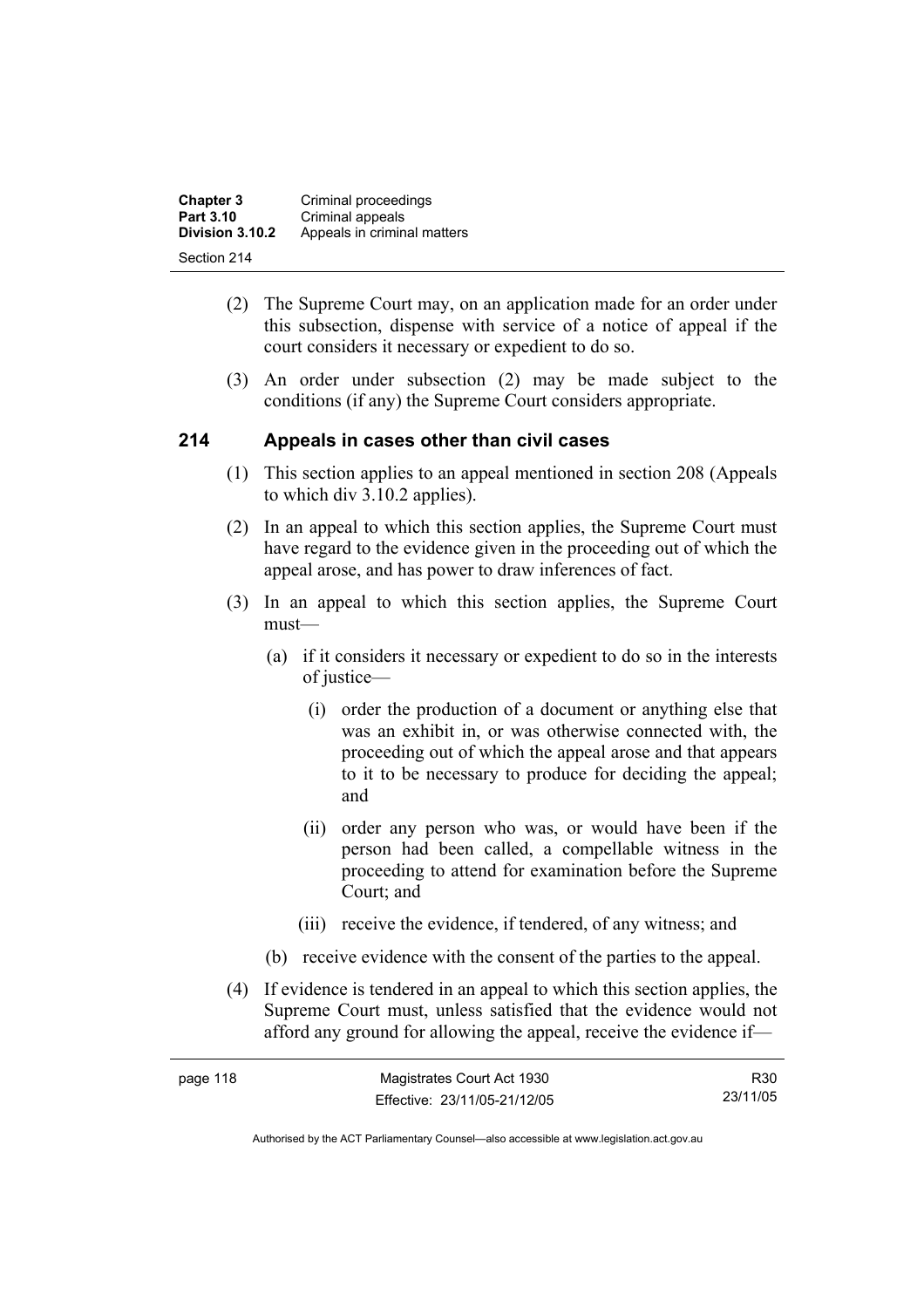(2) The Supreme Court may, on an application made for an order under this subsection, dispense with service of a notice of appeal if the court considers it necessary or expedient to do so.

(3) An order under subsection (2) may be made subject to the conditions (if any) the Supreme Court considers appropriate.

## 214 Appeals in cases other than civil cases

(1) This section applies to an appeal mentioned in section 208 (Appeals to which div 3.10.2 applies).

(2) In an appeal to which this section applies, the Supreme Court must have regard to the evidence given in the proceeding out of which the appeal arose, and has power to draw inferences of fact.

(3) In an appeal to which this section applies, the Supreme Court must—

(a) if it considers it necessary or expedient to do so in the interests of justice—

(i) order the production of a document or anything else that was an exhibit in, or was otherwise connected with, the proceeding out of which the appeal arose and that appears to it to be necessary to produce for deciding the appeal; and

(ii) order any person who was, or would have been if the person had been called, a compellable witness in the proceeding to attend for examination before the Supreme Court; and

(iii) receive the evidence, if tendered, of any witness; and

(b) receive evidence with the consent of the parties to the appeal.

(4) If evidence is tendered in an appeal to which this section applies, the Supreme Court must, unless satisfied that the evidence would not afford any ground for allowing the appeal, receive the evidence if—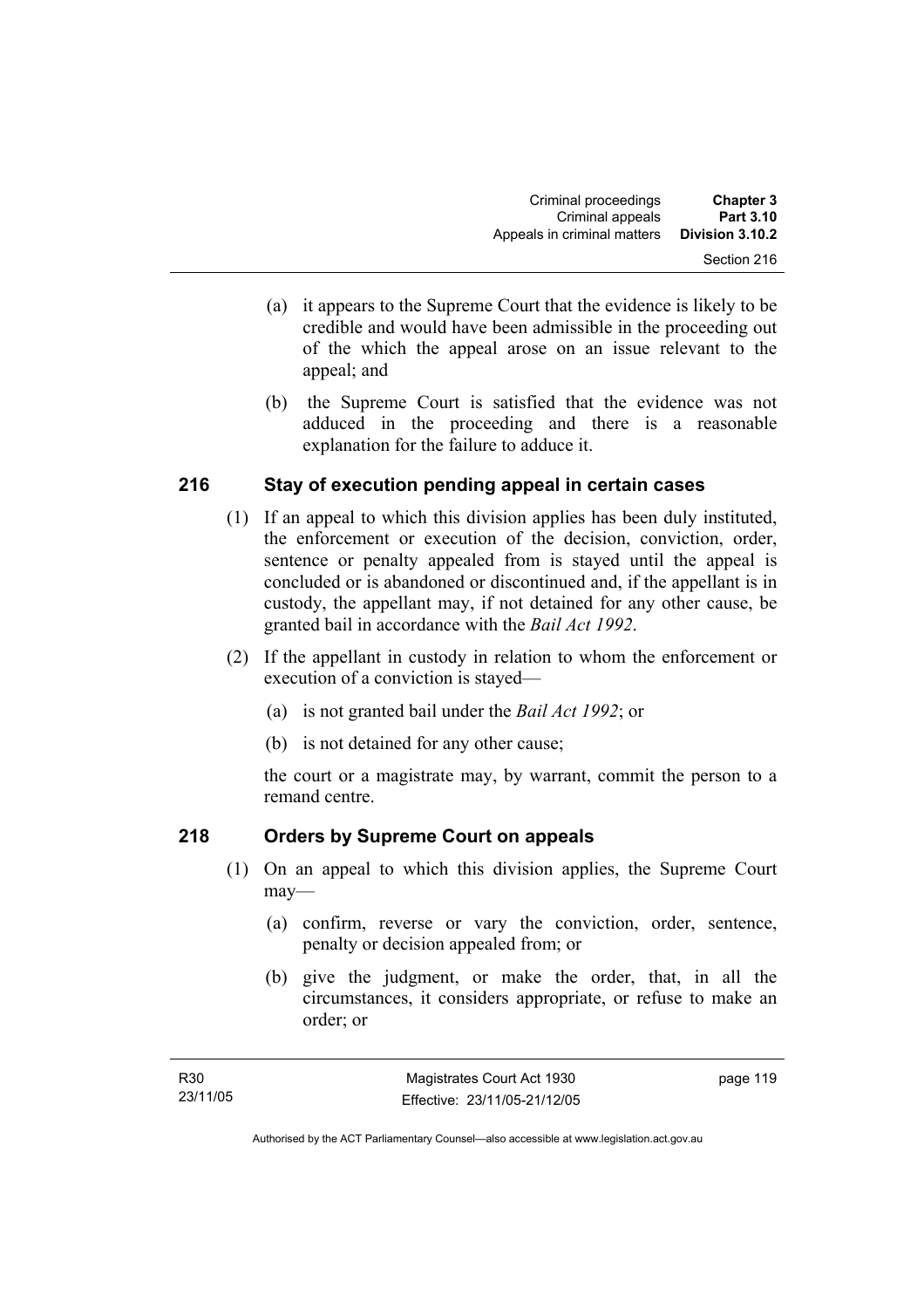(a) it appears to the Supreme Court that the evidence is likely to be credible and would have been admissible in the proceeding out of the which the appeal arose on an issue relevant to the appeal; and

(b) the Supreme Court is satisfied that the evidence was not adduced in the proceeding and there is a reasonable explanation for the failure to adduce it.

## 216 Stay of execution pending appeal in certain cases

(1) If an appeal to which this division applies has been duly instituted, the enforcement or execution of the decision, conviction, order, sentence or penalty appealed from is stayed until the appeal is concluded or is abandoned or discontinued and, if the appellant is in custody, the appellant may, if not detained for any other cause, be granted bail in accordance with the *Bail Act 1992*.

(2) If the appellant in custody in relation to whom the enforcement or execution of a conviction is stayed—

(a) is not granted bail under the *Bail Act 1992*; or

(b) is not detained for any other cause;

the court or a magistrate may, by warrant, commit the person to a remand centre.

## 218 Orders by Supreme Court on appeals

(1) On an appeal to which this division applies, the Supreme Court may—

(a) confirm, reverse or vary the conviction, order, sentence, penalty or decision appealed from; or

(b) give the judgment, or make the order, that, in all the circumstances, it considers appropriate, or refuse to make an order; or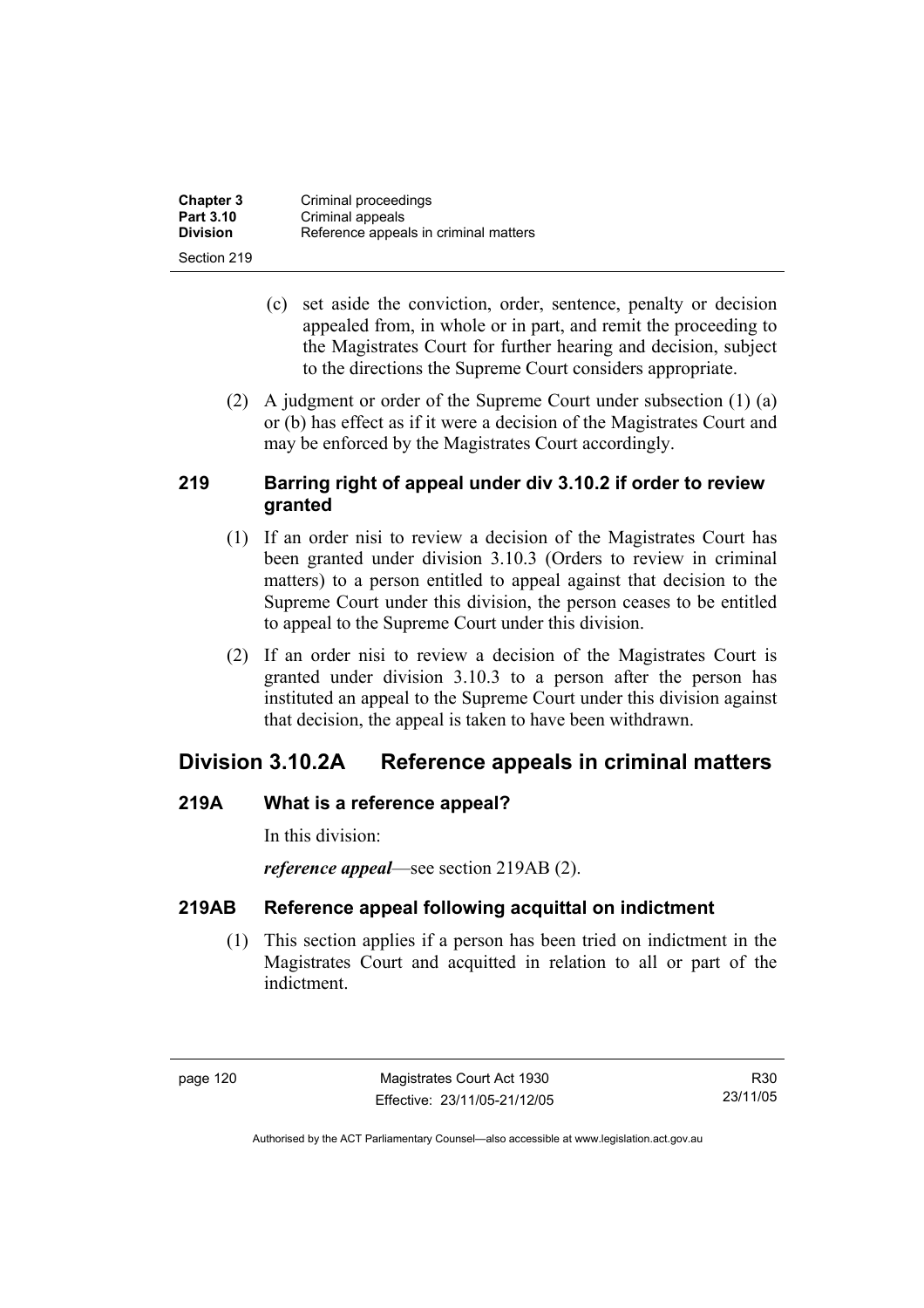(c) set aside the conviction, order, sentence, penalty or decision appealed from, in whole or in part, and remit the proceeding to the Magistrates Court for further hearing and decision, subject to the directions the Supreme Court considers appropriate.

(2) A judgment or order of the Supreme Court under subsection (1) (a) or (b) has effect as if it were a decision of the Magistrates Court and may be enforced by the Magistrates Court accordingly.

### 219 Barring right of appeal under div 3.10.2 if order to review granted

(1) If an order nisi to review a decision of the Magistrates Court has been granted under division 3.10.3 (Orders to review in criminal matters) to a person entitled to appeal against that decision to the Supreme Court under this division, the person ceases to be entitled to appeal to the Supreme Court under this division.

(2) If an order nisi to review a decision of the Magistrates Court is granted under division 3.10.3 to a person after the person has instituted an appeal to the Supreme Court under this division against that decision, the appeal is taken to have been withdrawn.

## Division 3.10.2A Reference appeals in criminal matters

### 219A What is a reference appeal?

In this division:

***reference appeal***—see section 219AB (2).

### 219AB Reference appeal following acquittal on indictment

(1) This section applies if a person has been tried on indictment in the Magistrates Court and acquitted in relation to all or part of the indictment.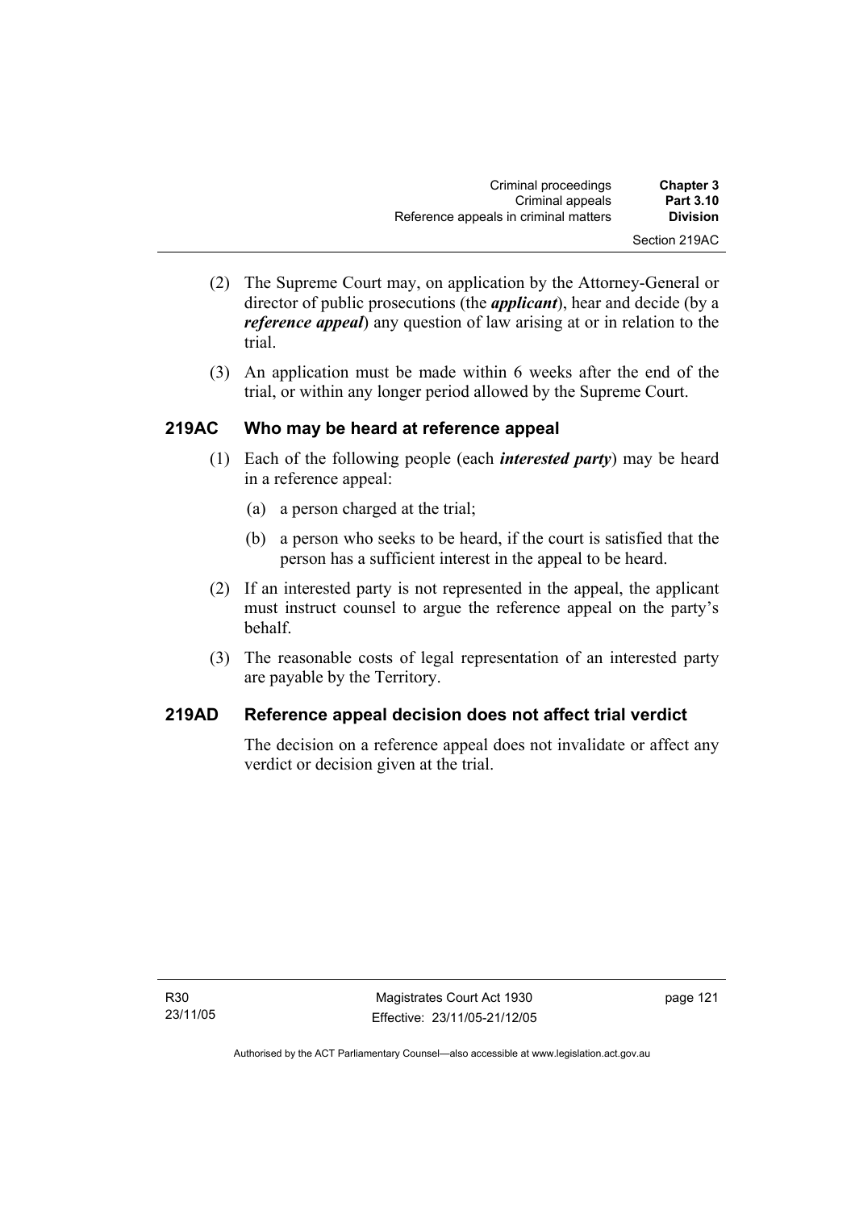(2) The Supreme Court may, on application by the Attorney-General or director of public prosecutions (the ***applicant***), hear and decide (by a ***reference appeal***) any question of law arising at or in relation to the trial.

(3) An application must be made within 6 weeks after the end of the trial, or within any longer period allowed by the Supreme Court.

### 219AC Who may be heard at reference appeal

(1) Each of the following people (each ***interested party***) may be heard in a reference appeal:

(a) a person charged at the trial;

(b) a person who seeks to be heard, if the court is satisfied that the person has a sufficient interest in the appeal to be heard.

(2) If an interested party is not represented in the appeal, the applicant must instruct counsel to argue the reference appeal on the party's behalf.

(3) The reasonable costs of legal representation of an interested party are payable by the Territory.

### 219AD Reference appeal decision does not affect trial verdict

The decision on a reference appeal does not invalidate or affect any verdict or decision given at the trial.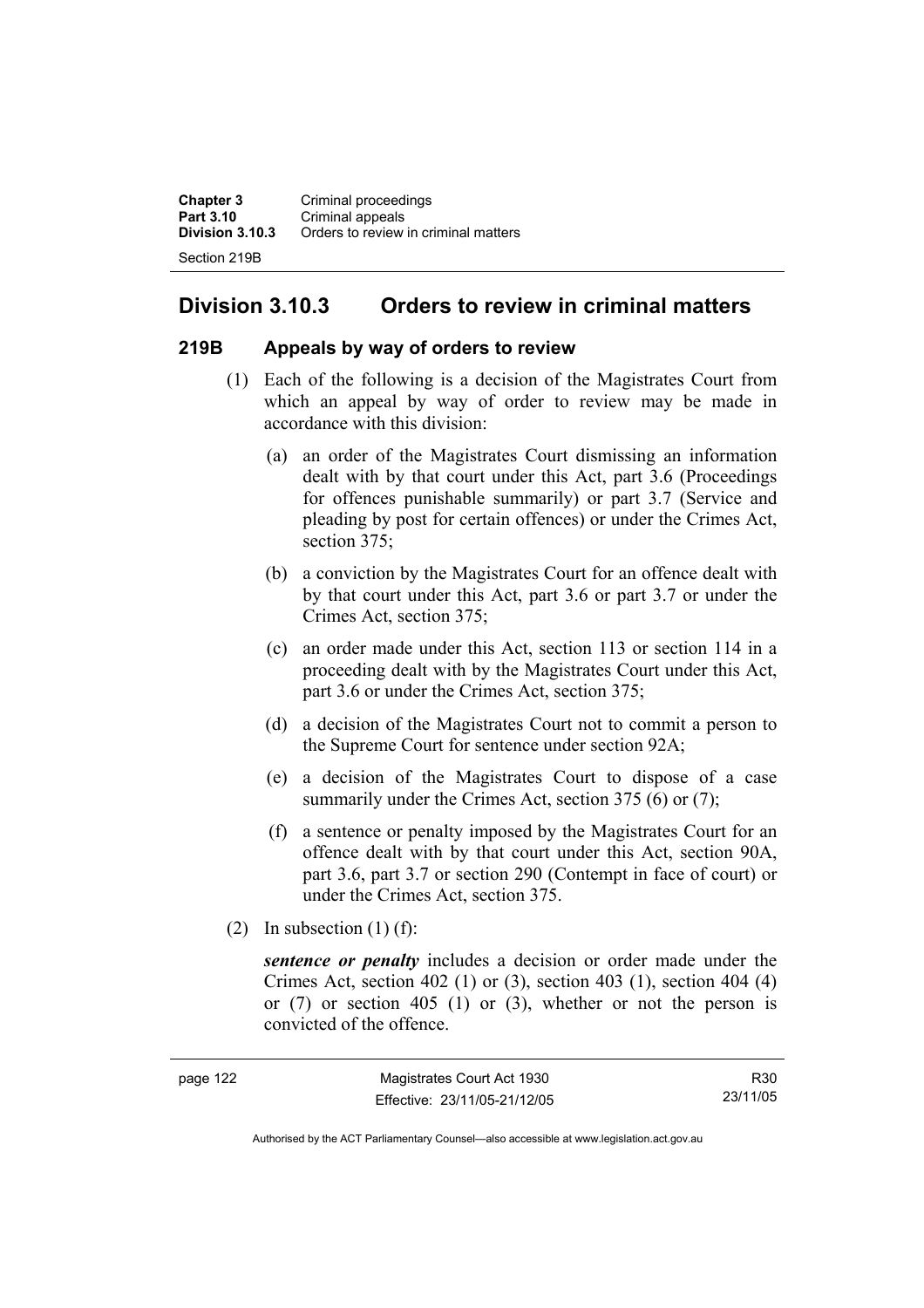## Division 3.10.3 Orders to review in criminal matters

### 219B Appeals by way of orders to review

(1) Each of the following is a decision of the Magistrates Court from which an appeal by way of order to review may be made in accordance with this division:

(a) an order of the Magistrates Court dismissing an information dealt with by that court under this Act, part 3.6 (Proceedings for offences punishable summarily) or part 3.7 (Service and pleading by post for certain offences) or under the Crimes Act, section 375;

(b) a conviction by the Magistrates Court for an offence dealt with by that court under this Act, part 3.6 or part 3.7 or under the Crimes Act, section 375;

(c) an order made under this Act, section 113 or section 114 in a proceeding dealt with by the Magistrates Court under this Act, part 3.6 or under the Crimes Act, section 375;

(d) a decision of the Magistrates Court not to commit a person to the Supreme Court for sentence under section 92A;

(e) a decision of the Magistrates Court to dispose of a case summarily under the Crimes Act, section 375 (6) or (7);

(f) a sentence or penalty imposed by the Magistrates Court for an offence dealt with by that court under this Act, section 90A, part 3.6, part 3.7 or section 290 (Contempt in face of court) or under the Crimes Act, section 375.

(2) In subsection (1) (f):

***sentence or penalty*** includes a decision or order made under the Crimes Act, section 402 (1) or (3), section 403 (1), section 404 (4) or (7) or section 405 (1) or (3), whether or not the person is convicted of the offence.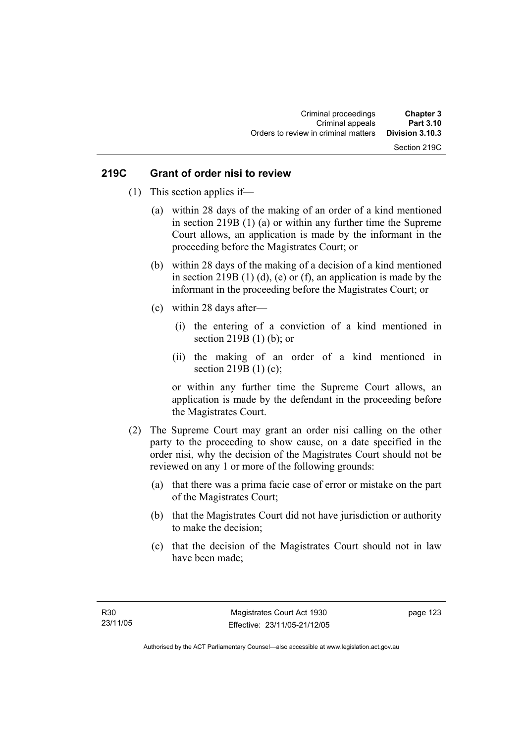## 219C Grant of order nisi to review

(1) This section applies if—

(a) within 28 days of the making of an order of a kind mentioned in section 219B (1) (a) or within any further time the Supreme Court allows, an application is made by the informant in the proceeding before the Magistrates Court; or

(b) within 28 days of the making of a decision of a kind mentioned in section 219B (1) (d), (e) or (f), an application is made by the informant in the proceeding before the Magistrates Court; or

(c) within 28 days after—

(i) the entering of a conviction of a kind mentioned in section 219B (1) (b); or

(ii) the making of an order of a kind mentioned in section 219B (1) (c);

or within any further time the Supreme Court allows, an application is made by the defendant in the proceeding before the Magistrates Court.

(2) The Supreme Court may grant an order nisi calling on the other party to the proceeding to show cause, on a date specified in the order nisi, why the decision of the Magistrates Court should not be reviewed on any 1 or more of the following grounds:

(a) that there was a prima facie case of error or mistake on the part of the Magistrates Court;

(b) that the Magistrates Court did not have jurisdiction or authority to make the decision;

(c) that the decision of the Magistrates Court should not in law have been made;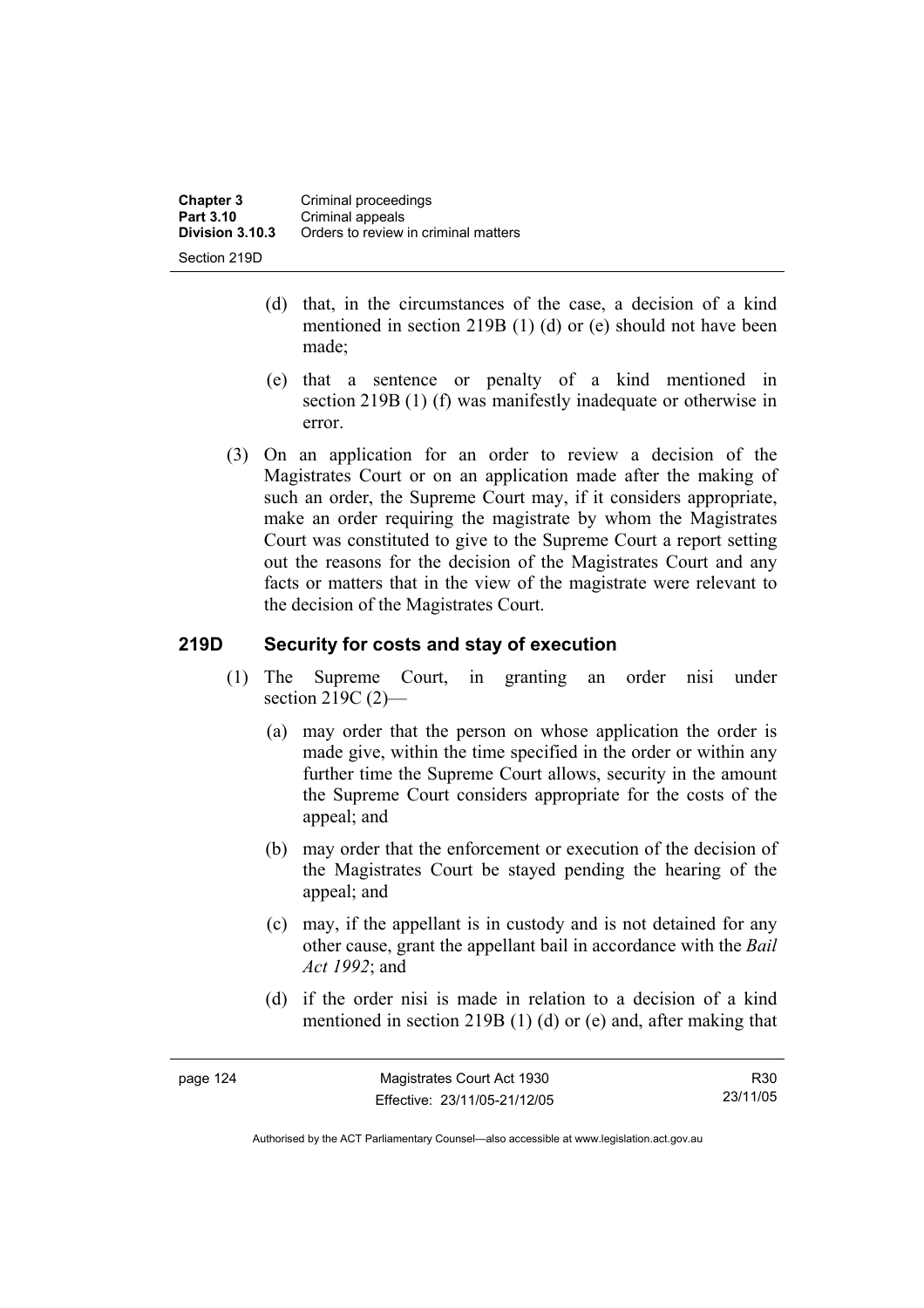(d) that, in the circumstances of the case, a decision of a kind mentioned in section 219B (1) (d) or (e) should not have been made;

(e) that a sentence or penalty of a kind mentioned in section 219B (1) (f) was manifestly inadequate or otherwise in error.

(3) On an application for an order to review a decision of the Magistrates Court or on an application made after the making of such an order, the Supreme Court may, if it considers appropriate, make an order requiring the magistrate by whom the Magistrates Court was constituted to give to the Supreme Court a report setting out the reasons for the decision of the Magistrates Court and any facts or matters that in the view of the magistrate were relevant to the decision of the Magistrates Court.

## 219D Security for costs and stay of execution

(1) The Supreme Court, in granting an order nisi under section 219C (2)—

(a) may order that the person on whose application the order is made give, within the time specified in the order or within any further time the Supreme Court allows, security in the amount the Supreme Court considers appropriate for the costs of the appeal; and

(b) may order that the enforcement or execution of the decision of the Magistrates Court be stayed pending the hearing of the appeal; and

(c) may, if the appellant is in custody and is not detained for any other cause, grant the appellant bail in accordance with the *Bail Act 1992*; and

(d) if the order nisi is made in relation to a decision of a kind mentioned in section 219B (1) (d) or (e) and, after making that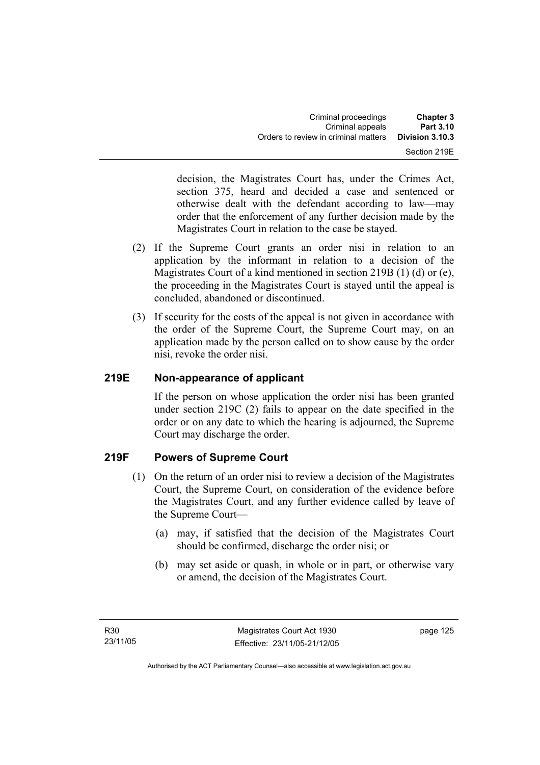decision, the Magistrates Court has, under the Crimes Act, section 375, heard and decided a case and sentenced or otherwise dealt with the defendant according to law—may order that the enforcement of any further decision made by the Magistrates Court in relation to the case be stayed.

(2) If the Supreme Court grants an order nisi in relation to an application by the informant in relation to a decision of the Magistrates Court of a kind mentioned in section 219B (1) (d) or (e), the proceeding in the Magistrates Court is stayed until the appeal is concluded, abandoned or discontinued.

(3) If security for the costs of the appeal is not given in accordance with the order of the Supreme Court, the Supreme Court may, on an application made by the person called on to show cause by the order nisi, revoke the order nisi.

## 219E Non-appearance of applicant

If the person on whose application the order nisi has been granted under section 219C (2) fails to appear on the date specified in the order or on any date to which the hearing is adjourned, the Supreme Court may discharge the order.

## 219F Powers of Supreme Court

(1) On the return of an order nisi to review a decision of the Magistrates Court, the Supreme Court, on consideration of the evidence before the Magistrates Court, and any further evidence called by leave of the Supreme Court—

(a) may, if satisfied that the decision of the Magistrates Court should be confirmed, discharge the order nisi; or

(b) may set aside or quash, in whole or in part, or otherwise vary or amend, the decision of the Magistrates Court.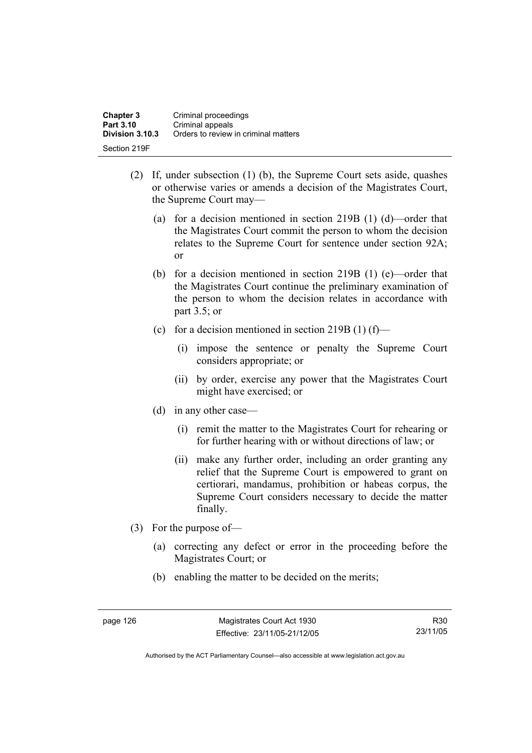(2) If, under subsection (1) (b), the Supreme Court sets aside, quashes or otherwise varies or amends a decision of the Magistrates Court, the Supreme Court may—

(a) for a decision mentioned in section 219B (1) (d)—order that the Magistrates Court commit the person to whom the decision relates to the Supreme Court for sentence under section 92A; or

(b) for a decision mentioned in section 219B (1) (e)—order that the Magistrates Court continue the preliminary examination of the person to whom the decision relates in accordance with part 3.5; or

(c) for a decision mentioned in section 219B (1) (f)—

(i) impose the sentence or penalty the Supreme Court considers appropriate; or

(ii) by order, exercise any power that the Magistrates Court might have exercised; or

(d) in any other case—

(i) remit the matter to the Magistrates Court for rehearing or for further hearing with or without directions of law; or

(ii) make any further order, including an order granting any relief that the Supreme Court is empowered to grant on certiorari, mandamus, prohibition or habeas corpus, the Supreme Court considers necessary to decide the matter finally.

(3) For the purpose of—

(a) correcting any defect or error in the proceeding before the Magistrates Court; or

(b) enabling the matter to be decided on the merits;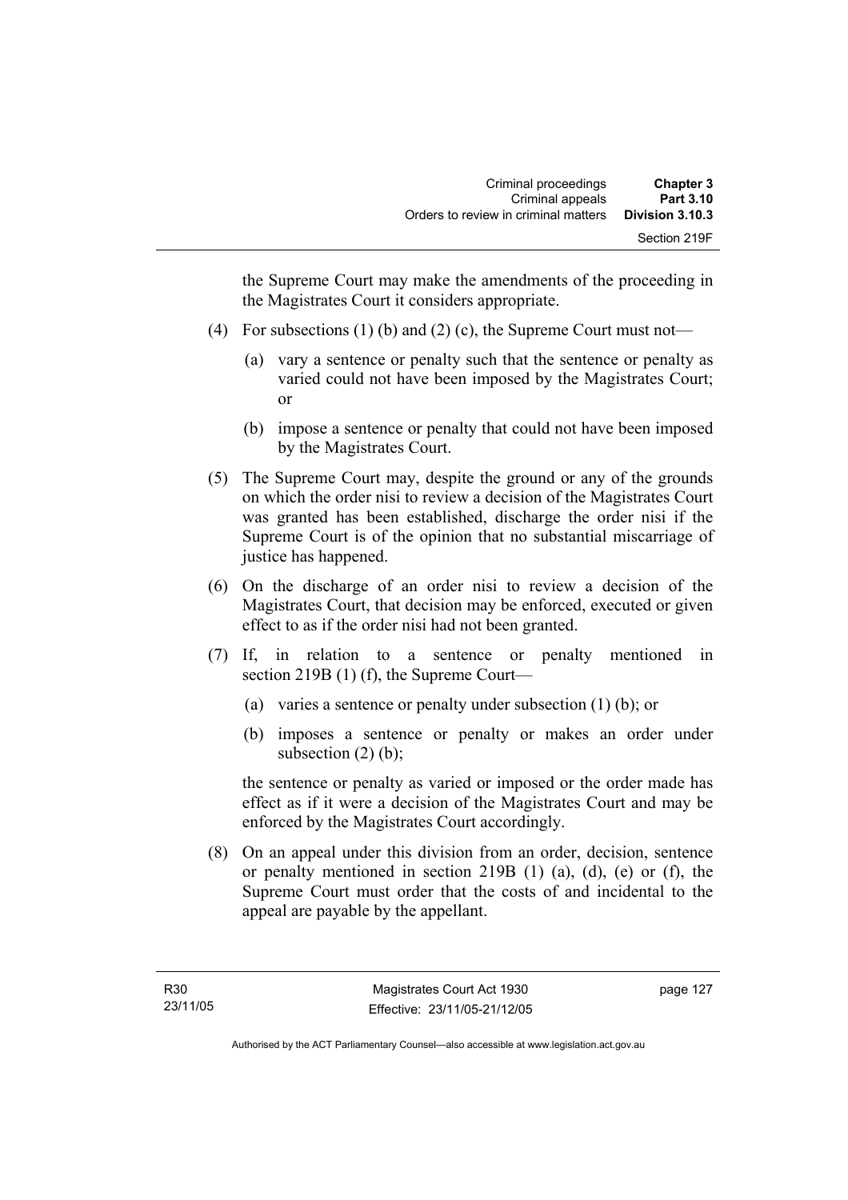the Supreme Court may make the amendments of the proceeding in the Magistrates Court it considers appropriate.

(4) For subsections (1) (b) and (2) (c), the Supreme Court must not—

(a) vary a sentence or penalty such that the sentence or penalty as varied could not have been imposed by the Magistrates Court; or

(b) impose a sentence or penalty that could not have been imposed by the Magistrates Court.

(5) The Supreme Court may, despite the ground or any of the grounds on which the order nisi to review a decision of the Magistrates Court was granted has been established, discharge the order nisi if the Supreme Court is of the opinion that no substantial miscarriage of justice has happened.

(6) On the discharge of an order nisi to review a decision of the Magistrates Court, that decision may be enforced, executed or given effect to as if the order nisi had not been granted.

(7) If, in relation to a sentence or penalty mentioned in section 219B (1) (f), the Supreme Court—

(a) varies a sentence or penalty under subsection (1) (b); or

(b) imposes a sentence or penalty or makes an order under subsection (2) (b);

the sentence or penalty as varied or imposed or the order made has effect as if it were a decision of the Magistrates Court and may be enforced by the Magistrates Court accordingly.

(8) On an appeal under this division from an order, decision, sentence or penalty mentioned in section 219B (1) (a), (d), (e) or (f), the Supreme Court must order that the costs of and incidental to the appeal are payable by the appellant.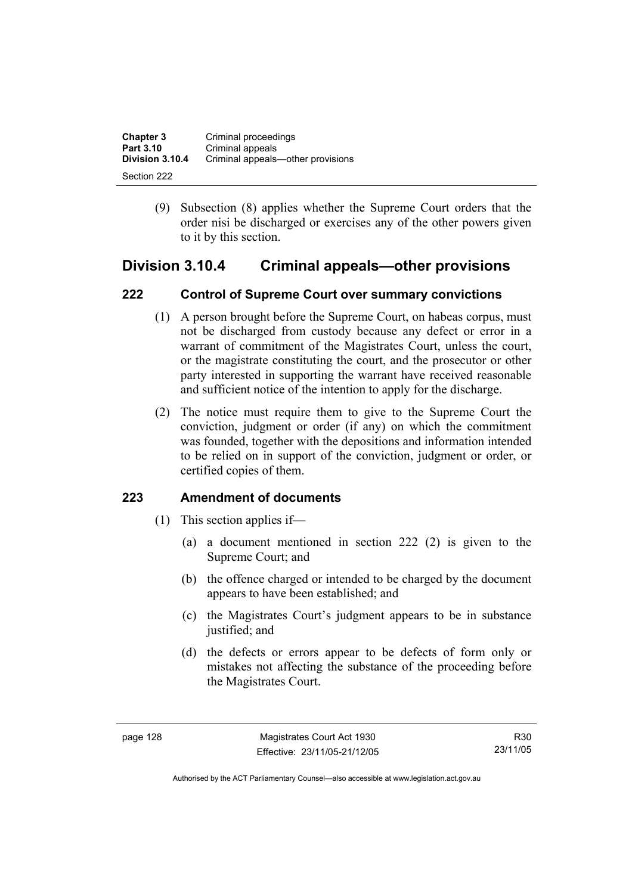(9) Subsection (8) applies whether the Supreme Court orders that the order nisi be discharged or exercises any of the other powers given to it by this section.

## Division 3.10.4 Criminal appeals—other provisions

### 222 Control of Supreme Court over summary convictions

(1) A person brought before the Supreme Court, on habeas corpus, must not be discharged from custody because any defect or error in a warrant of commitment of the Magistrates Court, unless the court, or the magistrate constituting the court, and the prosecutor or other party interested in supporting the warrant have received reasonable and sufficient notice of the intention to apply for the discharge.

(2) The notice must require them to give to the Supreme Court the conviction, judgment or order (if any) on which the commitment was founded, together with the depositions and information intended to be relied on in support of the conviction, judgment or order, or certified copies of them.

### 223 Amendment of documents

(1) This section applies if—

(a) a document mentioned in section 222 (2) is given to the Supreme Court; and

(b) the offence charged or intended to be charged by the document appears to have been established; and

(c) the Magistrates Court's judgment appears to be in substance justified; and

(d) the defects or errors appear to be defects of form only or mistakes not affecting the substance of the proceeding before the Magistrates Court.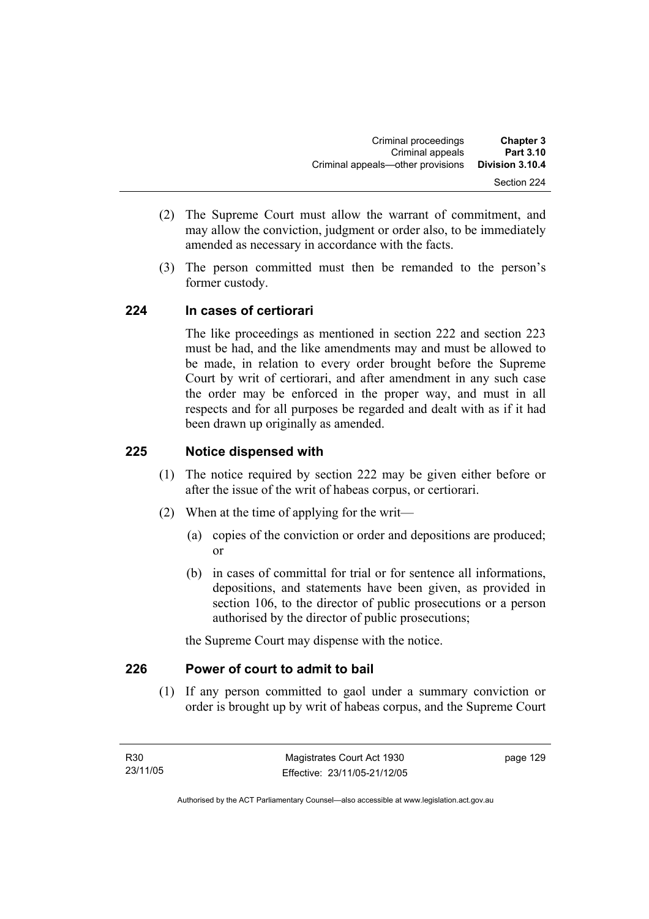(2) The Supreme Court must allow the warrant of commitment, and may allow the conviction, judgment or order also, to be immediately amended as necessary in accordance with the facts.

(3) The person committed must then be remanded to the person's former custody.

## 224 In cases of certiorari

The like proceedings as mentioned in section 222 and section 223 must be had, and the like amendments may and must be allowed to be made, in relation to every order brought before the Supreme Court by writ of certiorari, and after amendment in any such case the order may be enforced in the proper way, and must in all respects and for all purposes be regarded and dealt with as if it had been drawn up originally as amended.

## 225 Notice dispensed with

(1) The notice required by section 222 may be given either before or after the issue of the writ of habeas corpus, or certiorari.

(2) When at the time of applying for the writ—

(a) copies of the conviction or order and depositions are produced; or

(b) in cases of committal for trial or for sentence all informations, depositions, and statements have been given, as provided in section 106, to the director of public prosecutions or a person authorised by the director of public prosecutions;

the Supreme Court may dispense with the notice.

## 226 Power of court to admit to bail

(1) If any person committed to gaol under a summary conviction or order is brought up by writ of habeas corpus, and the Supreme Court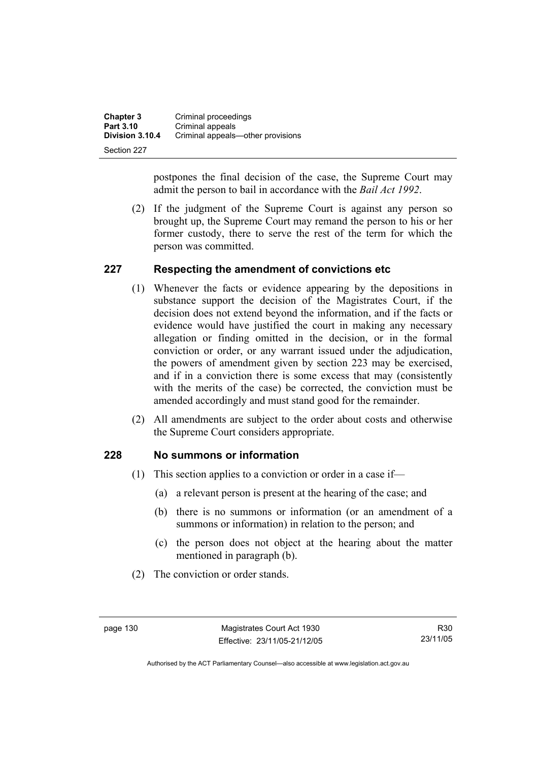postpones the final decision of the case, the Supreme Court may admit the person to bail in accordance with the *Bail Act 1992*.

(2) If the judgment of the Supreme Court is against any person so brought up, the Supreme Court may remand the person to his or her former custody, there to serve the rest of the term for which the person was committed.

## 227 Respecting the amendment of convictions etc

(1) Whenever the facts or evidence appearing by the depositions in substance support the decision of the Magistrates Court, if the decision does not extend beyond the information, and if the facts or evidence would have justified the court in making any necessary allegation or finding omitted in the decision, or in the formal conviction or order, or any warrant issued under the adjudication, the powers of amendment given by section 223 may be exercised, and if in a conviction there is some excess that may (consistently with the merits of the case) be corrected, the conviction must be amended accordingly and must stand good for the remainder.

(2) All amendments are subject to the order about costs and otherwise the Supreme Court considers appropriate.

## 228 No summons or information

(1) This section applies to a conviction or order in a case if—

(a) a relevant person is present at the hearing of the case; and

(b) there is no summons or information (or an amendment of a summons or information) in relation to the person; and

(c) the person does not object at the hearing about the matter mentioned in paragraph (b).

(2) The conviction or order stands.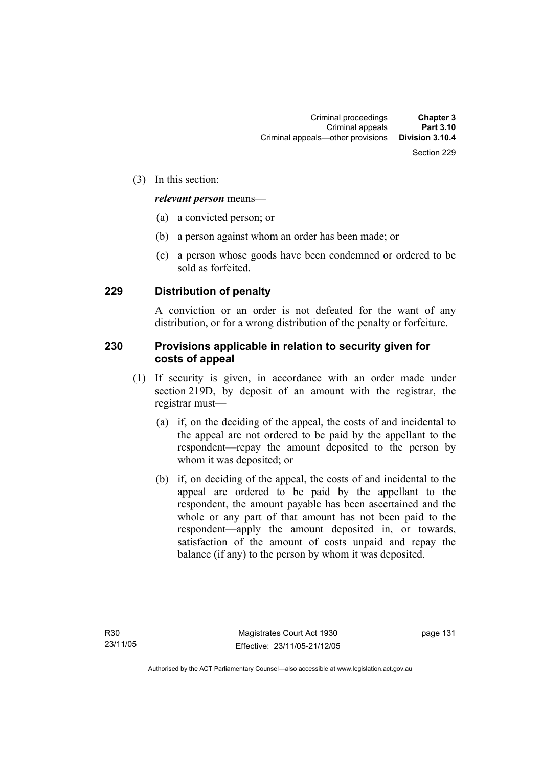(3) In this section:

***relevant person*** means—

(a) a convicted person; or

(b) a person against whom an order has been made; or

(c) a person whose goods have been condemned or ordered to be sold as forfeited.

## 229 Distribution of penalty

A conviction or an order is not defeated for the want of any distribution, or for a wrong distribution of the penalty or forfeiture.

## 230 Provisions applicable in relation to security given for costs of appeal

(1) If security is given, in accordance with an order made under section 219D, by deposit of an amount with the registrar, the registrar must—

(a) if, on the deciding of the appeal, the costs of and incidental to the appeal are not ordered to be paid by the appellant to the respondent—repay the amount deposited to the person by whom it was deposited; or

(b) if, on deciding of the appeal, the costs of and incidental to the appeal are ordered to be paid by the appellant to the respondent, the amount payable has been ascertained and the whole or any part of that amount has not been paid to the respondent—apply the amount deposited in, or towards, satisfaction of the amount of costs unpaid and repay the balance (if any) to the person by whom it was deposited.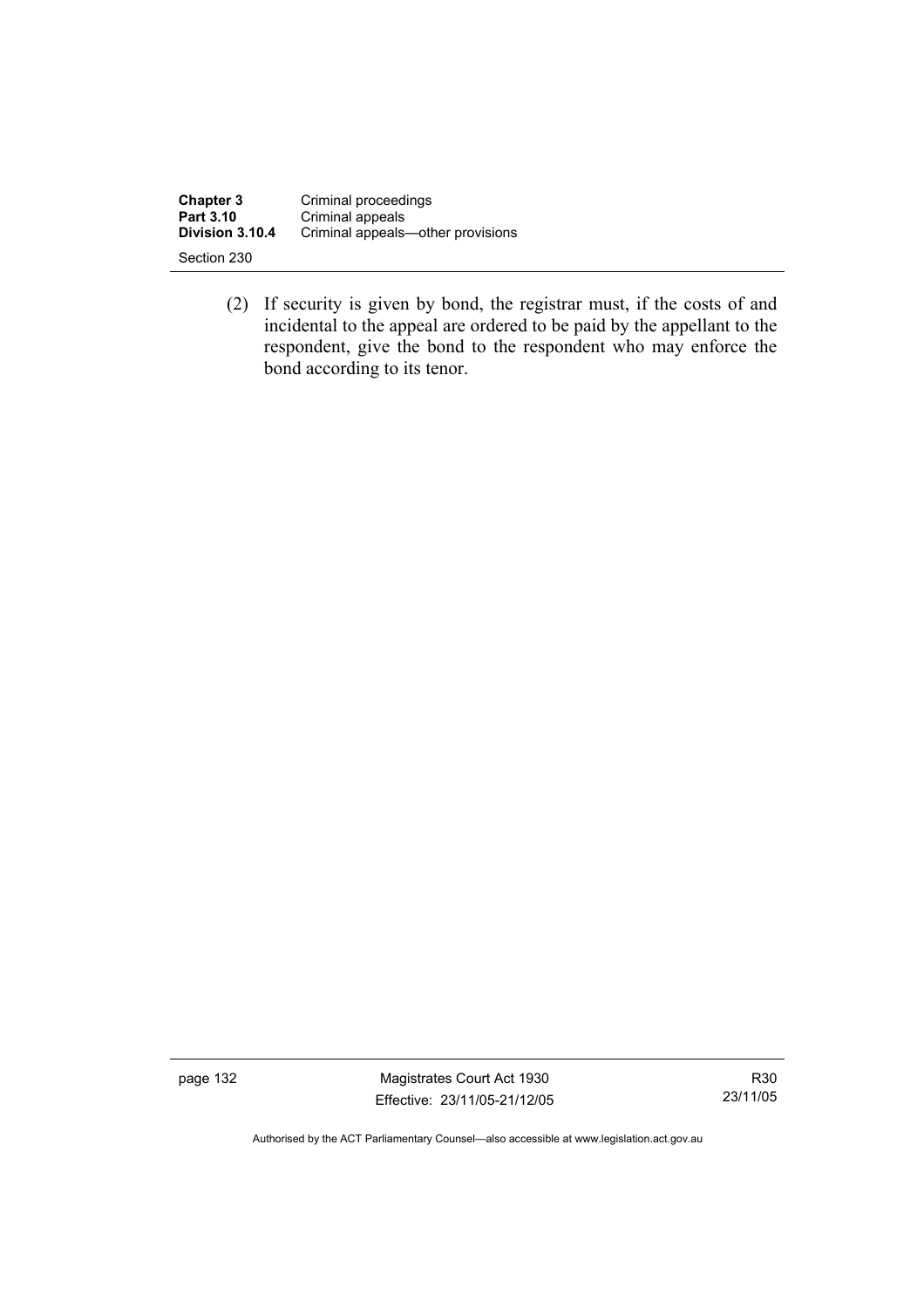(2) If security is given by bond, the registrar must, if the costs of and incidental to the appeal are ordered to be paid by the appellant to the respondent, give the bond to the respondent who may enforce the bond according to its tenor.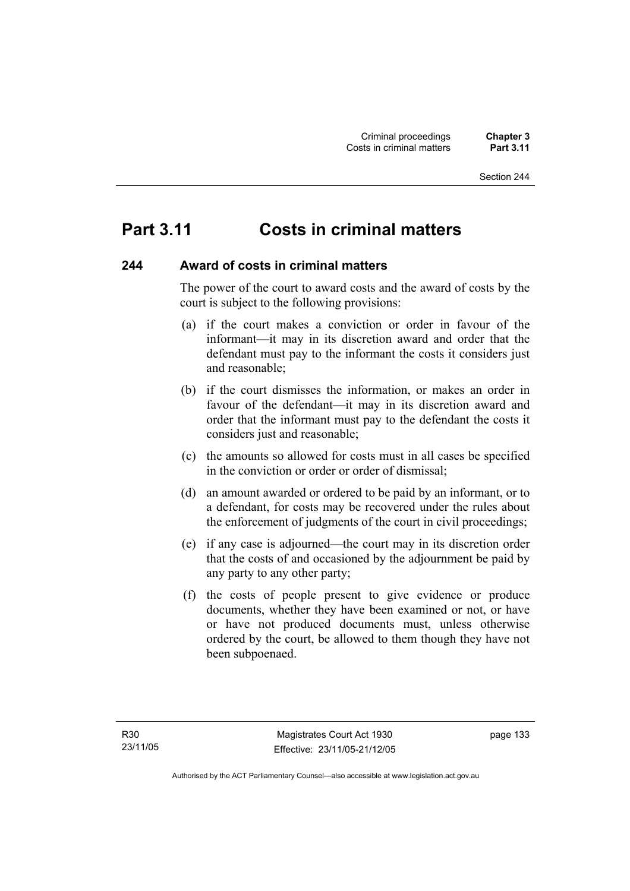# Part 3.11 Costs in criminal matters

### 244 Award of costs in criminal matters

The power of the court to award costs and the award of costs by the court is subject to the following provisions:

(a) if the court makes a conviction or order in favour of the informant—it may in its discretion award and order that the defendant must pay to the informant the costs it considers just and reasonable;

(b) if the court dismisses the information, or makes an order in favour of the defendant—it may in its discretion award and order that the informant must pay to the defendant the costs it considers just and reasonable;

(c) the amounts so allowed for costs must in all cases be specified in the conviction or order or order of dismissal;

(d) an amount awarded or ordered to be paid by an informant, or to a defendant, for costs may be recovered under the rules about the enforcement of judgments of the court in civil proceedings;

(e) if any case is adjourned—the court may in its discretion order that the costs of and occasioned by the adjournment be paid by any party to any other party;

(f) the costs of people present to give evidence or produce documents, whether they have been examined or not, or have or have not produced documents must, unless otherwise ordered by the court, be allowed to them though they have not been subpoenaed.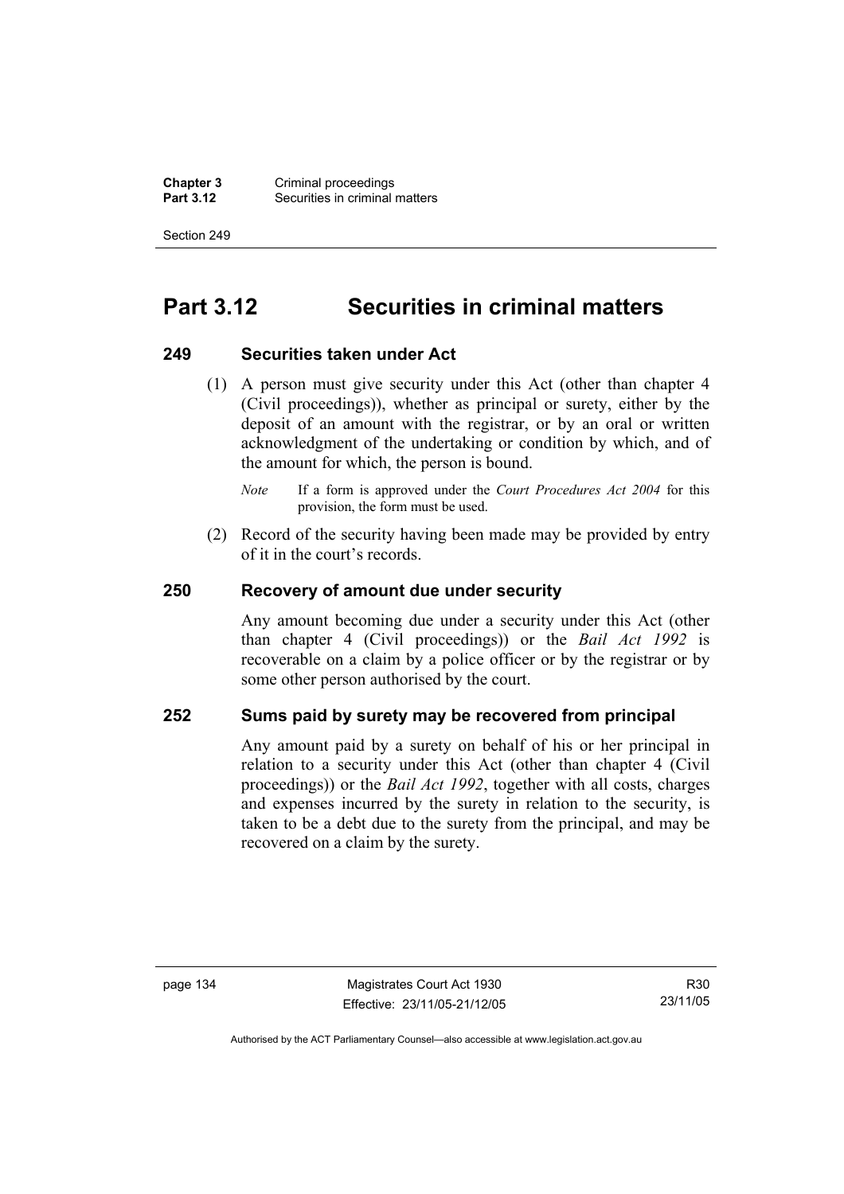# Part 3.12 Securities in criminal matters

### 249 Securities taken under Act

(1) A person must give security under this Act (other than chapter 4 (Civil proceedings)), whether as principal or surety, either by the deposit of an amount with the registrar, or by an oral or written acknowledgment of the undertaking or condition by which, and of the amount for which, the person is bound.

*Note* If a form is approved under the *Court Procedures Act 2004* for this provision, the form must be used.

(2) Record of the security having been made may be provided by entry of it in the court's records.

### 250 Recovery of amount due under security

Any amount becoming due under a security under this Act (other than chapter 4 (Civil proceedings)) or the *Bail Act 1992* is recoverable on a claim by a police officer or by the registrar or by some other person authorised by the court.

### 252 Sums paid by surety may be recovered from principal

Any amount paid by a surety on behalf of his or her principal in relation to a security under this Act (other than chapter 4 (Civil proceedings)) or the *Bail Act 1992*, together with all costs, charges and expenses incurred by the surety in relation to the security, is taken to be a debt due to the surety from the principal, and may be recovered on a claim by the surety.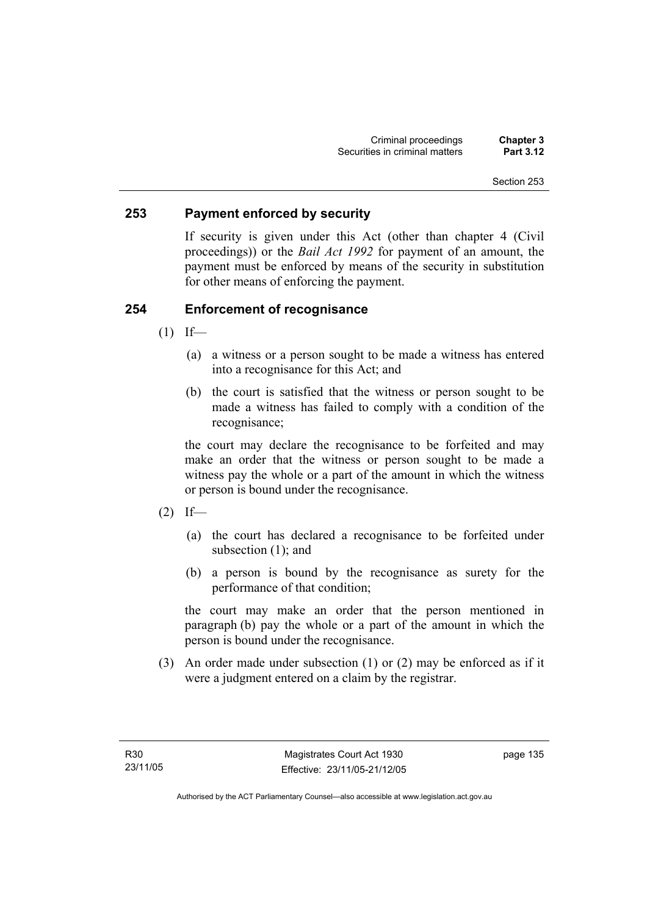## 253 Payment enforced by security

If security is given under this Act (other than chapter 4 (Civil proceedings)) or the *Bail Act 1992* for payment of an amount, the payment must be enforced by means of the security in substitution for other means of enforcing the payment.

## 254 Enforcement of recognisance

(1) If—

(a) a witness or a person sought to be made a witness has entered into a recognisance for this Act; and

(b) the court is satisfied that the witness or person sought to be made a witness has failed to comply with a condition of the recognisance;

the court may declare the recognisance to be forfeited and may make an order that the witness or person sought to be made a witness pay the whole or a part of the amount in which the witness or person is bound under the recognisance.

(2) If—

(a) the court has declared a recognisance to be forfeited under subsection (1); and

(b) a person is bound by the recognisance as surety for the performance of that condition;

the court may make an order that the person mentioned in paragraph (b) pay the whole or a part of the amount in which the person is bound under the recognisance.

(3) An order made under subsection (1) or (2) may be enforced as if it were a judgment entered on a claim by the registrar.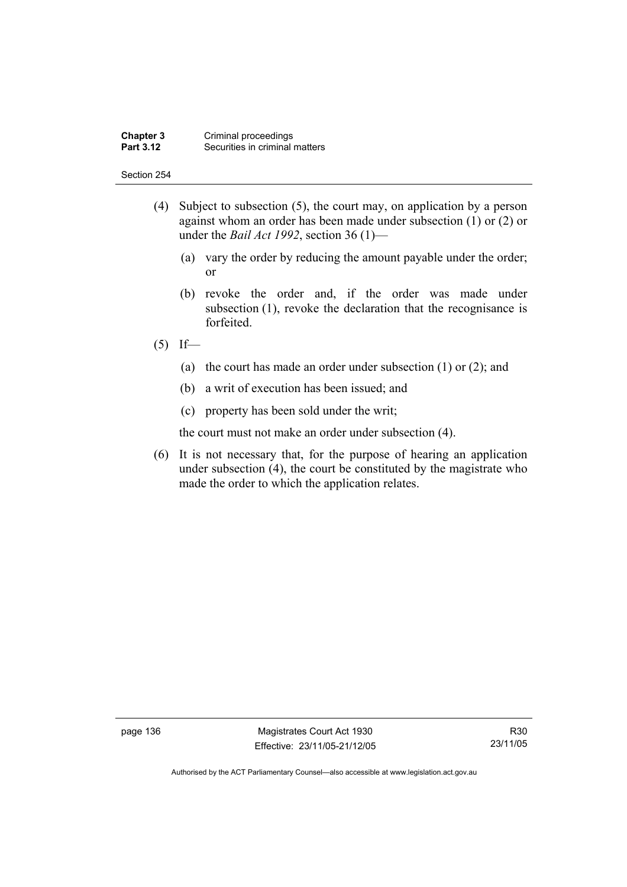(4) Subject to subsection (5), the court may, on application by a person against whom an order has been made under subsection (1) or (2) or under the *Bail Act 1992*, section 36 (1)—

(a) vary the order by reducing the amount payable under the order; or

(b) revoke the order and, if the order was made under subsection (1), revoke the declaration that the recognisance is forfeited.

(5) If—

(a) the court has made an order under subsection (1) or (2); and

(b) a writ of execution has been issued; and

(c) property has been sold under the writ;

the court must not make an order under subsection (4).

(6) It is not necessary that, for the purpose of hearing an application under subsection (4), the court be constituted by the magistrate who made the order to which the application relates.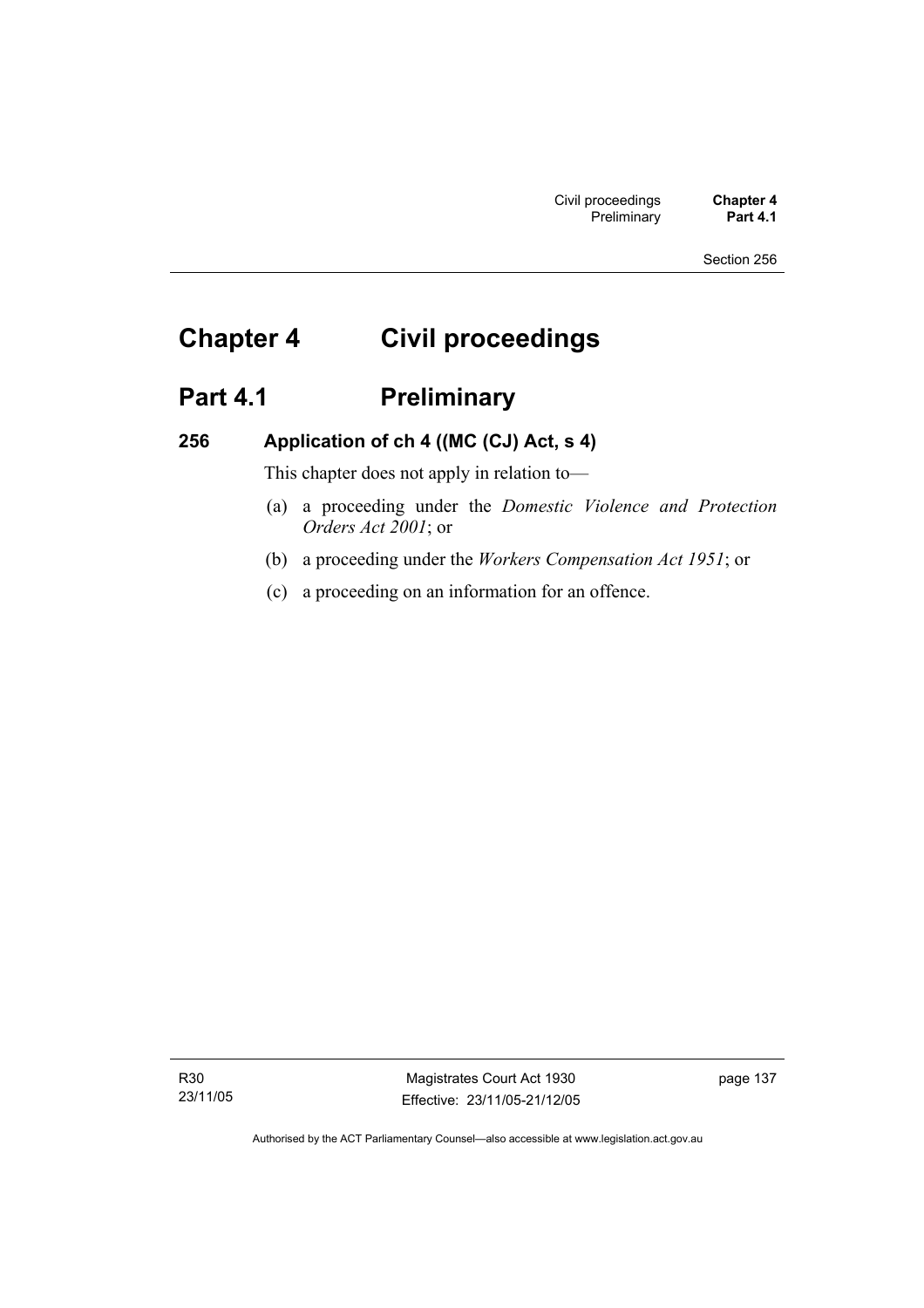# Chapter 4 Civil proceedings

## Part 4.1 Preliminary

### 256 Application of ch 4 ((MC (CJ) Act, s 4)

This chapter does not apply in relation to—

(a) a proceeding under the *Domestic Violence and Protection Orders Act 2001*; or

(b) a proceeding under the *Workers Compensation Act 1951*; or

(c) a proceeding on an information for an offence.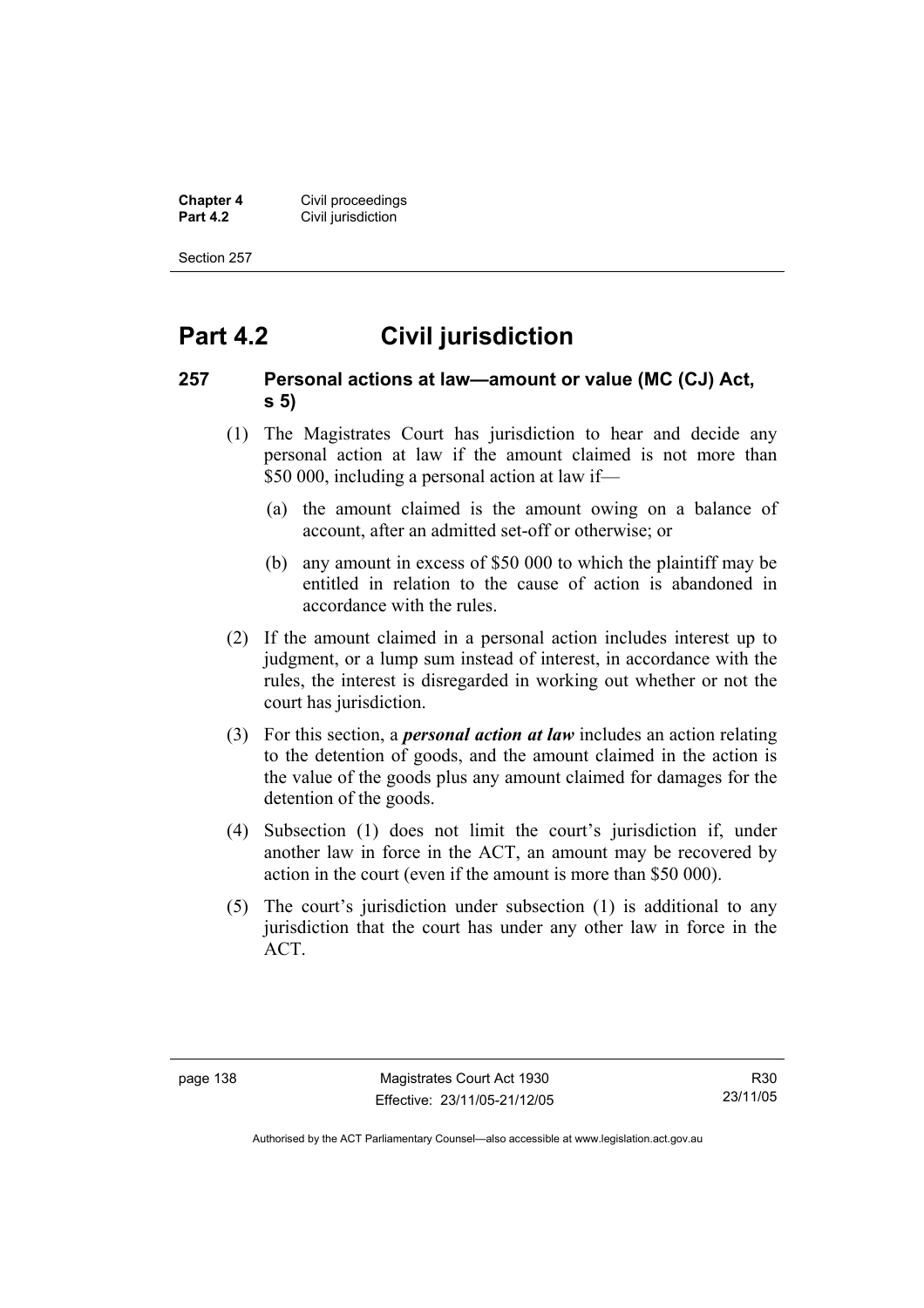# Part 4.2 Civil jurisdiction

## 257 Personal actions at law—amount or value (MC (CJ) Act, s 5)

(1) The Magistrates Court has jurisdiction to hear and decide any personal action at law if the amount claimed is not more than $50 000, including a personal action at law if—

(a) the amount claimed is the amount owing on a balance of account, after an admitted set-off or otherwise; or

(b) any amount in excess of $50 000 to which the plaintiff may be entitled in relation to the cause of action is abandoned in accordance with the rules.

(2) If the amount claimed in a personal action includes interest up to judgment, or a lump sum instead of interest, in accordance with the rules, the interest is disregarded in working out whether or not the court has jurisdiction.

(3) For this section, a ***personal action at law*** includes an action relating to the detention of goods, and the amount claimed in the action is the value of the goods plus any amount claimed for damages for the detention of the goods.

(4) Subsection (1) does not limit the court's jurisdiction if, under another law in force in the ACT, an amount may be recovered by action in the court (even if the amount is more than $50 000).

(5) The court's jurisdiction under subsection (1) is additional to any jurisdiction that the court has under any other law in force in the ACT.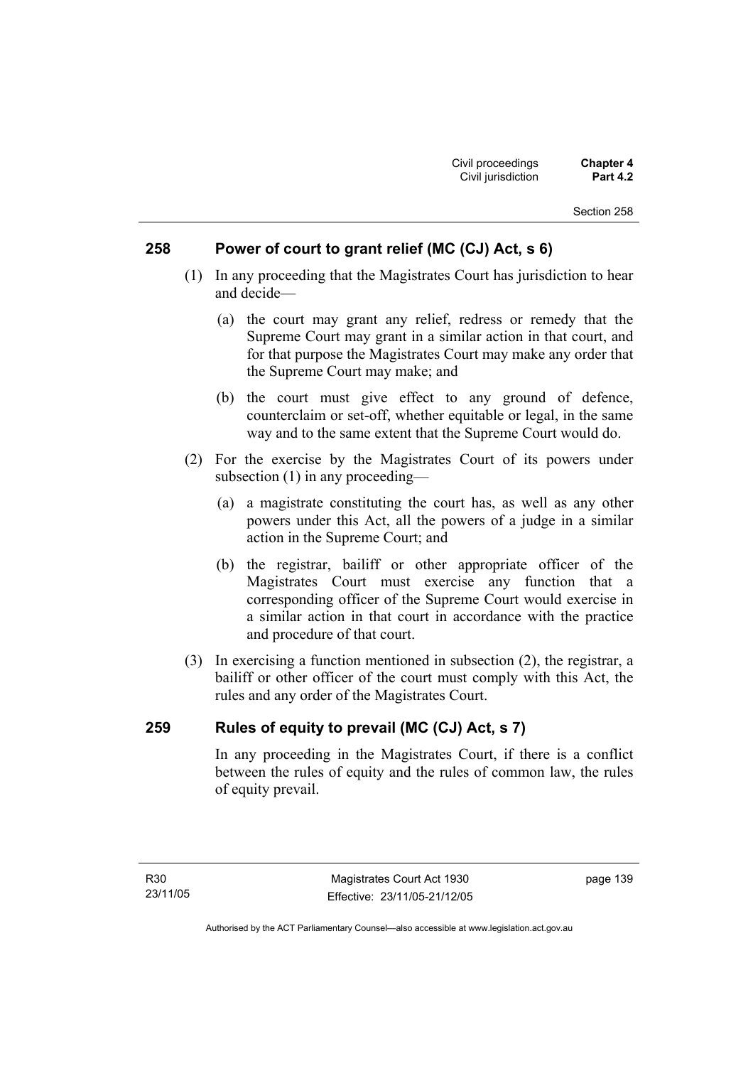## 258 Power of court to grant relief (MC (CJ) Act, s 6)

(1) In any proceeding that the Magistrates Court has jurisdiction to hear and decide—

(a) the court may grant any relief, redress or remedy that the Supreme Court may grant in a similar action in that court, and for that purpose the Magistrates Court may make any order that the Supreme Court may make; and

(b) the court must give effect to any ground of defence, counterclaim or set-off, whether equitable or legal, in the same way and to the same extent that the Supreme Court would do.

(2) For the exercise by the Magistrates Court of its powers under subsection (1) in any proceeding—

(a) a magistrate constituting the court has, as well as any other powers under this Act, all the powers of a judge in a similar action in the Supreme Court; and

(b) the registrar, bailiff or other appropriate officer of the Magistrates Court must exercise any function that a corresponding officer of the Supreme Court would exercise in a similar action in that court in accordance with the practice and procedure of that court.

(3) In exercising a function mentioned in subsection (2), the registrar, a bailiff or other officer of the court must comply with this Act, the rules and any order of the Magistrates Court.

## 259 Rules of equity to prevail (MC (CJ) Act, s 7)

In any proceeding in the Magistrates Court, if there is a conflict between the rules of equity and the rules of common law, the rules of equity prevail.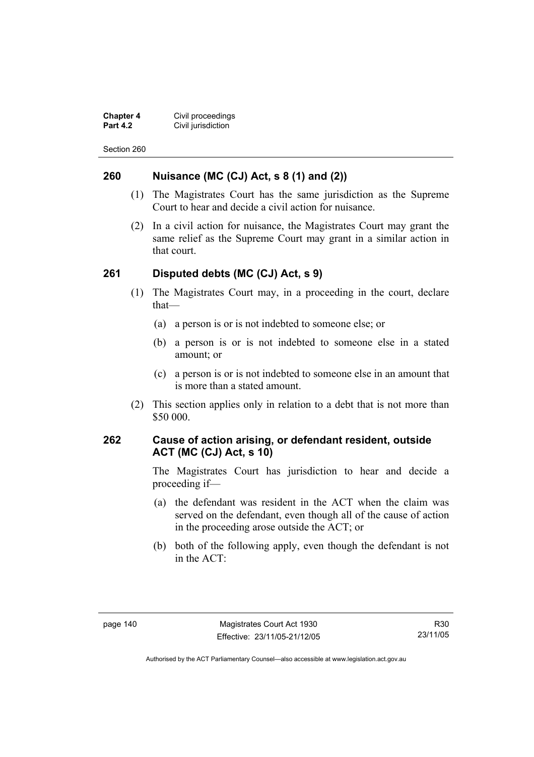## 260 Nuisance (MC (CJ) Act, s 8 (1) and (2))

(1) The Magistrates Court has the same jurisdiction as the Supreme Court to hear and decide a civil action for nuisance.

(2) In a civil action for nuisance, the Magistrates Court may grant the same relief as the Supreme Court may grant in a similar action in that court.

## 261 Disputed debts (MC (CJ) Act, s 9)

(1) The Magistrates Court may, in a proceeding in the court, declare that—

(a) a person is or is not indebted to someone else; or

(b) a person is or is not indebted to someone else in a stated amount; or

(c) a person is or is not indebted to someone else in an amount that is more than a stated amount.

(2) This section applies only in relation to a debt that is not more than $50 000.

## 262 Cause of action arising, or defendant resident, outside ACT (MC (CJ) Act, s 10)

The Magistrates Court has jurisdiction to hear and decide a proceeding if—

(a) the defendant was resident in the ACT when the claim was served on the defendant, even though all of the cause of action in the proceeding arose outside the ACT; or

(b) both of the following apply, even though the defendant is not in the ACT: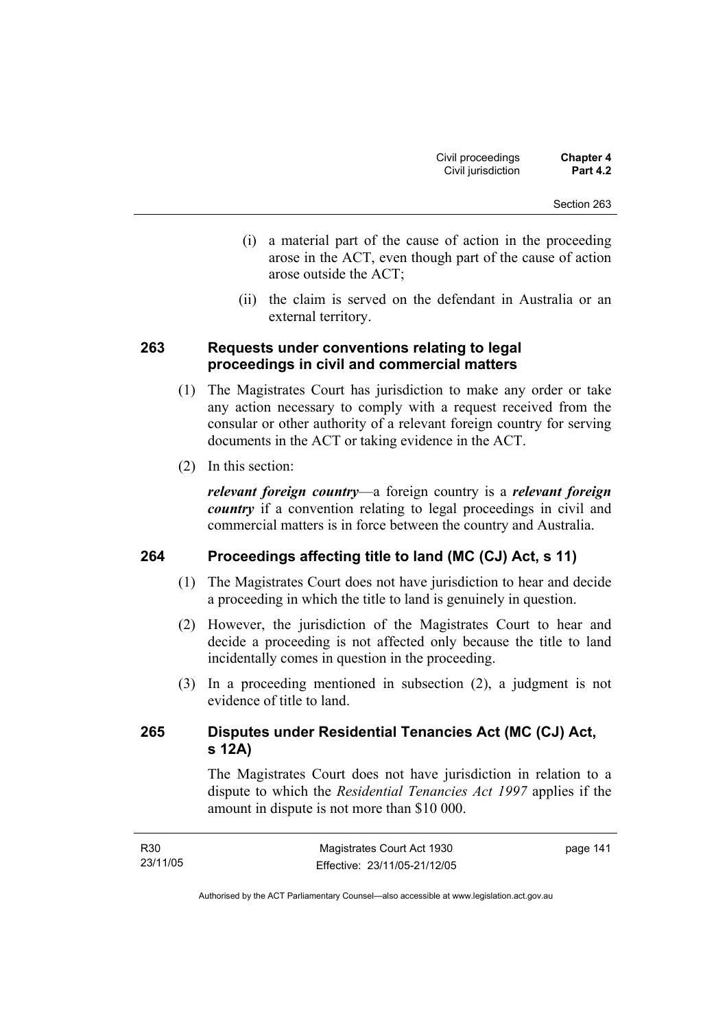(i) a material part of the cause of action in the proceeding arose in the ACT, even though part of the cause of action arose outside the ACT;

(ii) the claim is served on the defendant in Australia or an external territory.

### 263 Requests under conventions relating to legal proceedings in civil and commercial matters

(1) The Magistrates Court has jurisdiction to make any order or take any action necessary to comply with a request received from the consular or other authority of a relevant foreign country for serving documents in the ACT or taking evidence in the ACT.

(2) In this section:

***relevant foreign country***—a foreign country is a ***relevant foreign country*** if a convention relating to legal proceedings in civil and commercial matters is in force between the country and Australia.

### 264 Proceedings affecting title to land (MC (CJ) Act, s 11)

(1) The Magistrates Court does not have jurisdiction to hear and decide a proceeding in which the title to land is genuinely in question.

(2) However, the jurisdiction of the Magistrates Court to hear and decide a proceeding is not affected only because the title to land incidentally comes in question in the proceeding.

(3) In a proceeding mentioned in subsection (2), a judgment is not evidence of title to land.

### 265 Disputes under Residential Tenancies Act (MC (CJ) Act, s 12A)

The Magistrates Court does not have jurisdiction in relation to a dispute to which the *Residential Tenancies Act 1997* applies if the amount in dispute is not more than $10 000.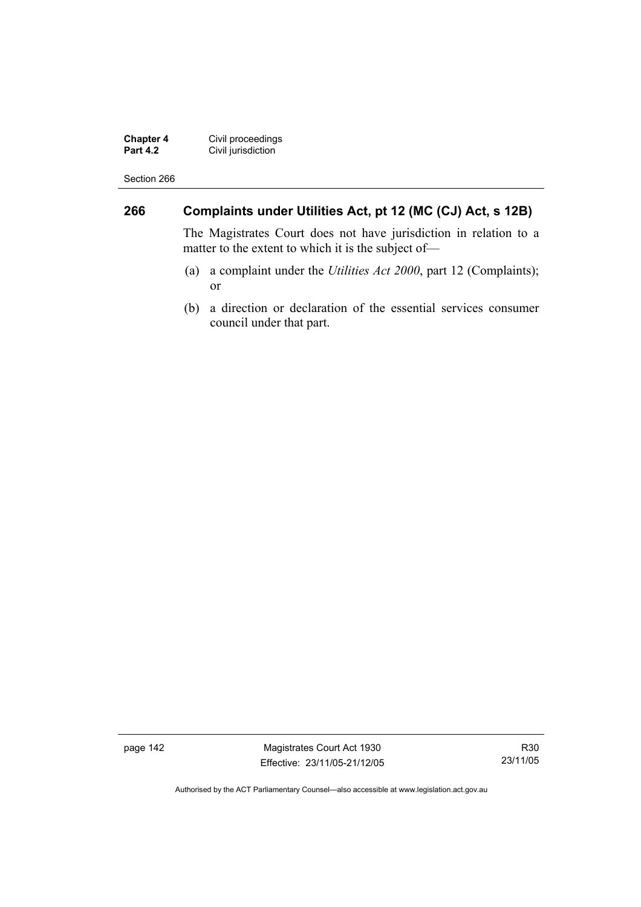## 266 Complaints under Utilities Act, pt 12 (MC (CJ) Act, s 12B)

The Magistrates Court does not have jurisdiction in relation to a matter to the extent to which it is the subject of—

(a) a complaint under the *Utilities Act 2000*, part 12 (Complaints); or

(b) a direction or declaration of the essential services consumer council under that part.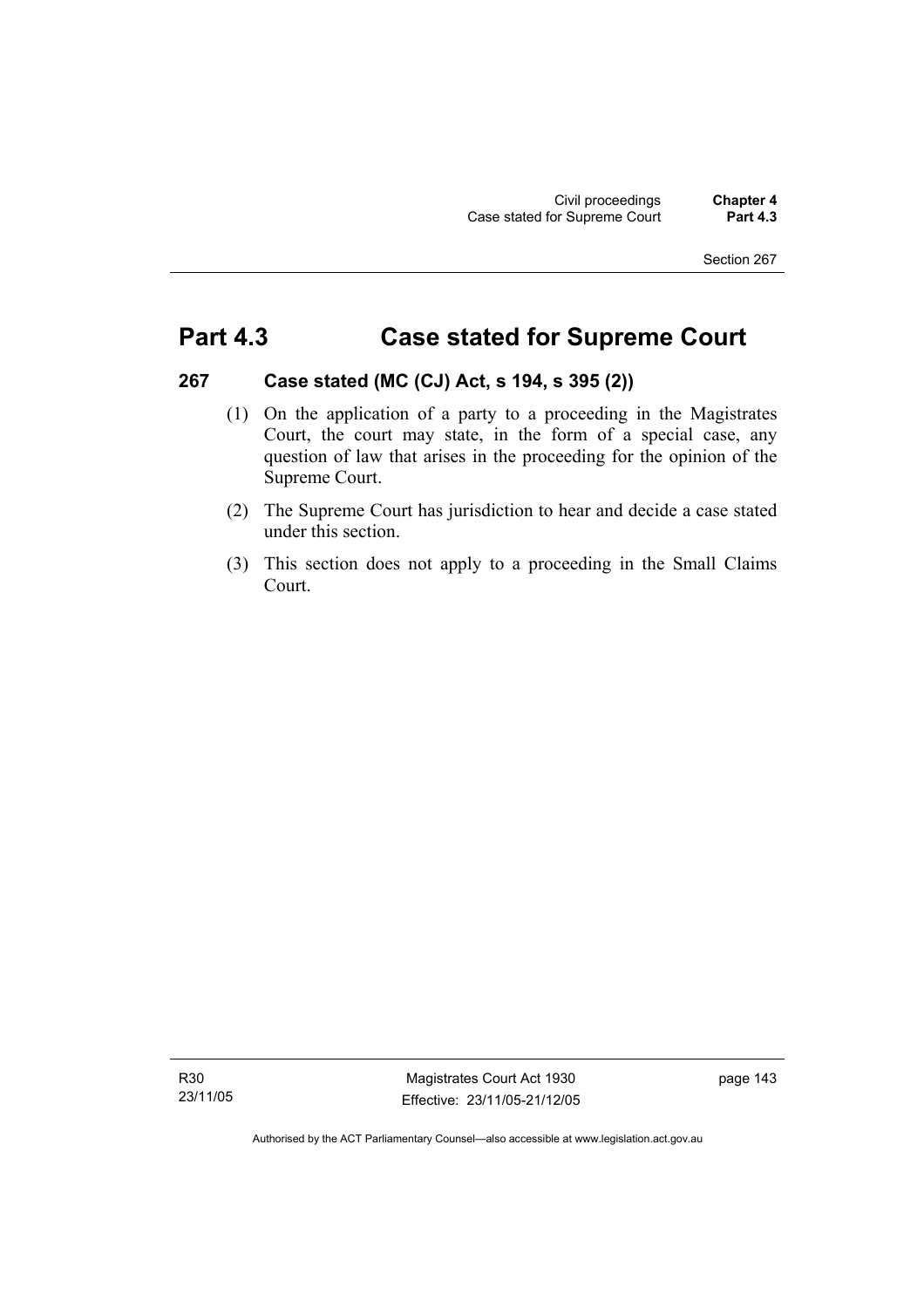# Part 4.3 Case stated for Supreme Court

## 267 Case stated (MC (CJ) Act, s 194, s 395 (2))

(1) On the application of a party to a proceeding in the Magistrates Court, the court may state, in the form of a special case, any question of law that arises in the proceeding for the opinion of the Supreme Court.

(2) The Supreme Court has jurisdiction to hear and decide a case stated under this section.

(3) This section does not apply to a proceeding in the Small Claims Court.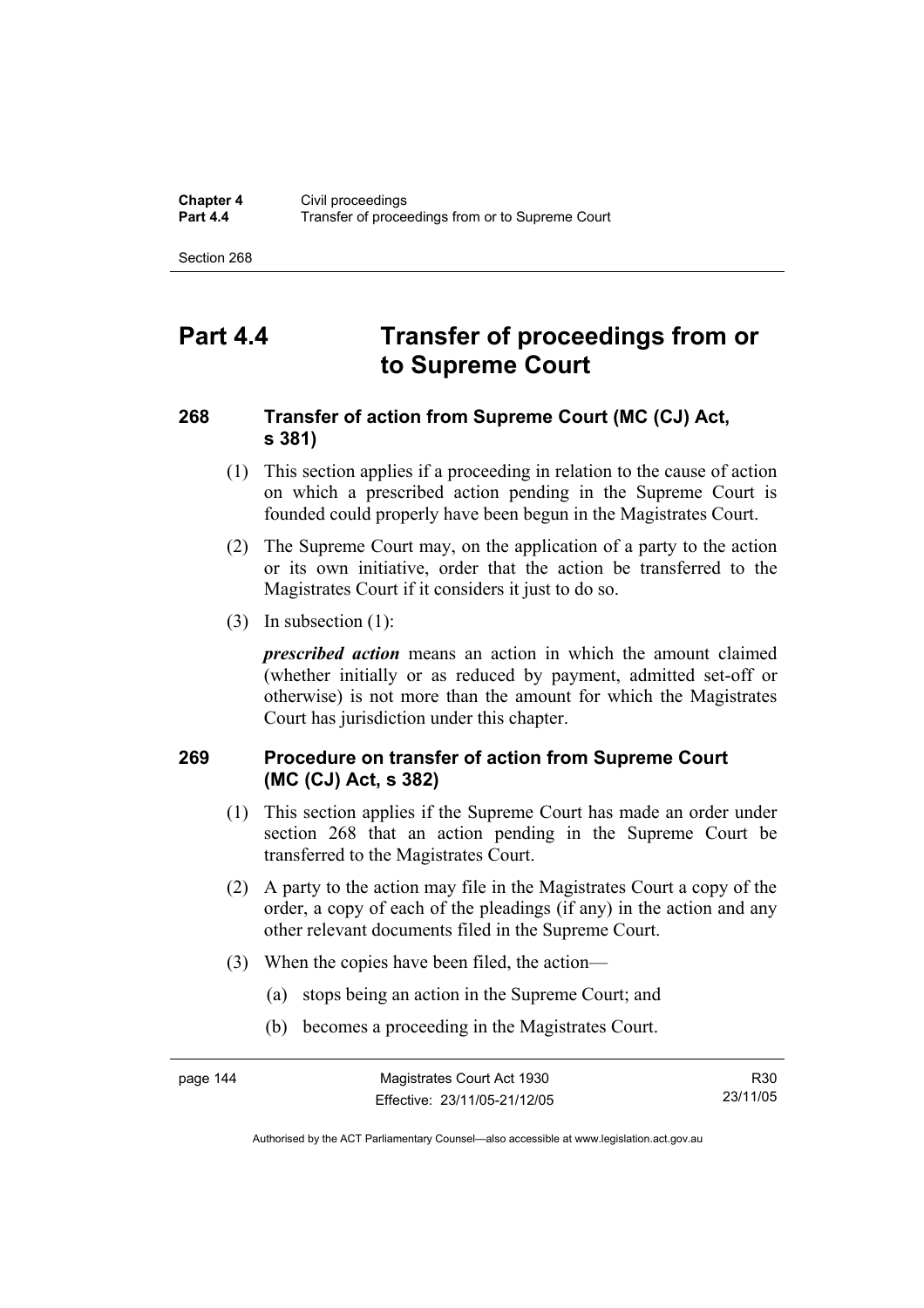# Part 4.4 Transfer of proceedings from or to Supreme Court

### 268 Transfer of action from Supreme Court (MC (CJ) Act, s 381)

(1) This section applies if a proceeding in relation to the cause of action on which a prescribed action pending in the Supreme Court is founded could properly have been begun in the Magistrates Court.

(2) The Supreme Court may, on the application of a party to the action or its own initiative, order that the action be transferred to the Magistrates Court if it considers it just to do so.

(3) In subsection (1):

***prescribed action*** means an action in which the amount claimed (whether initially or as reduced by payment, admitted set-off or otherwise) is not more than the amount for which the Magistrates Court has jurisdiction under this chapter.

### 269 Procedure on transfer of action from Supreme Court (MC (CJ) Act, s 382)

(1) This section applies if the Supreme Court has made an order under section 268 that an action pending in the Supreme Court be transferred to the Magistrates Court.

(2) A party to the action may file in the Magistrates Court a copy of the order, a copy of each of the pleadings (if any) in the action and any other relevant documents filed in the Supreme Court.

(3) When the copies have been filed, the action—

(a) stops being an action in the Supreme Court; and

(b) becomes a proceeding in the Magistrates Court.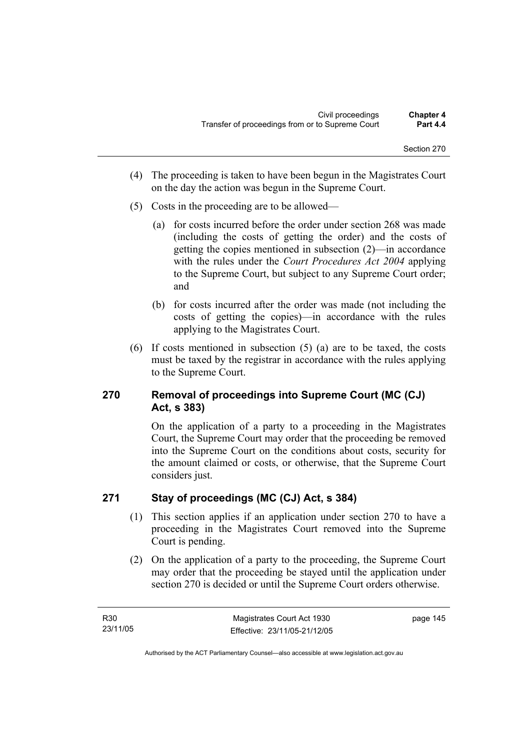(4) The proceeding is taken to have been begun in the Magistrates Court on the day the action was begun in the Supreme Court.

(5) Costs in the proceeding are to be allowed—

(a) for costs incurred before the order under section 268 was made (including the costs of getting the order) and the costs of getting the copies mentioned in subsection (2)—in accordance with the rules under the *Court Procedures Act 2004* applying to the Supreme Court, but subject to any Supreme Court order; and

(b) for costs incurred after the order was made (not including the costs of getting the copies)—in accordance with the rules applying to the Magistrates Court.

(6) If costs mentioned in subsection (5) (a) are to be taxed, the costs must be taxed by the registrar in accordance with the rules applying to the Supreme Court.

### 270 Removal of proceedings into Supreme Court (MC (CJ) Act, s 383)

On the application of a party to a proceeding in the Magistrates Court, the Supreme Court may order that the proceeding be removed into the Supreme Court on the conditions about costs, security for the amount claimed or costs, or otherwise, that the Supreme Court considers just.

### 271 Stay of proceedings (MC (CJ) Act, s 384)

(1) This section applies if an application under section 270 to have a proceeding in the Magistrates Court removed into the Supreme Court is pending.

(2) On the application of a party to the proceeding, the Supreme Court may order that the proceeding be stayed until the application under section 270 is decided or until the Supreme Court orders otherwise.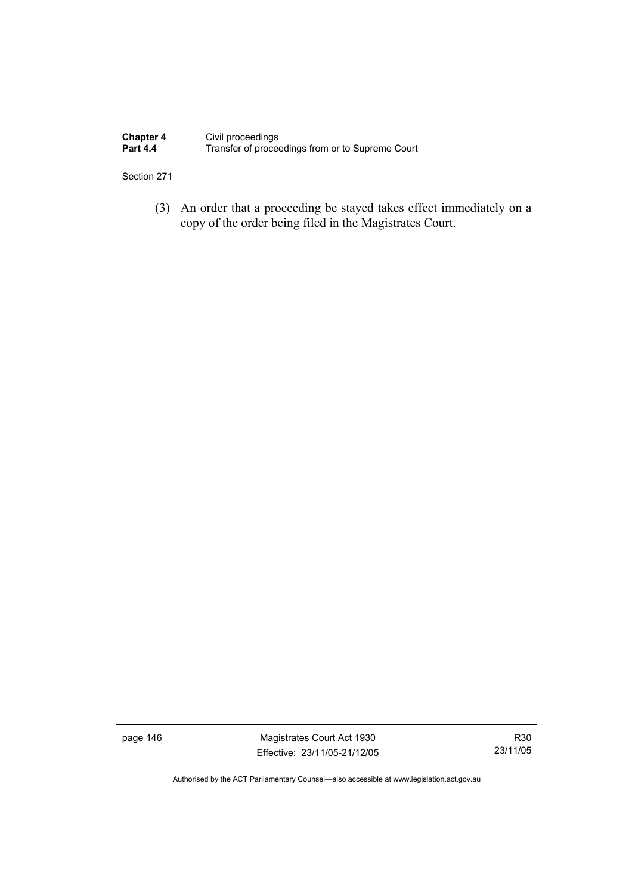(3) An order that a proceeding be stayed takes effect immediately on a copy of the order being filed in the Magistrates Court.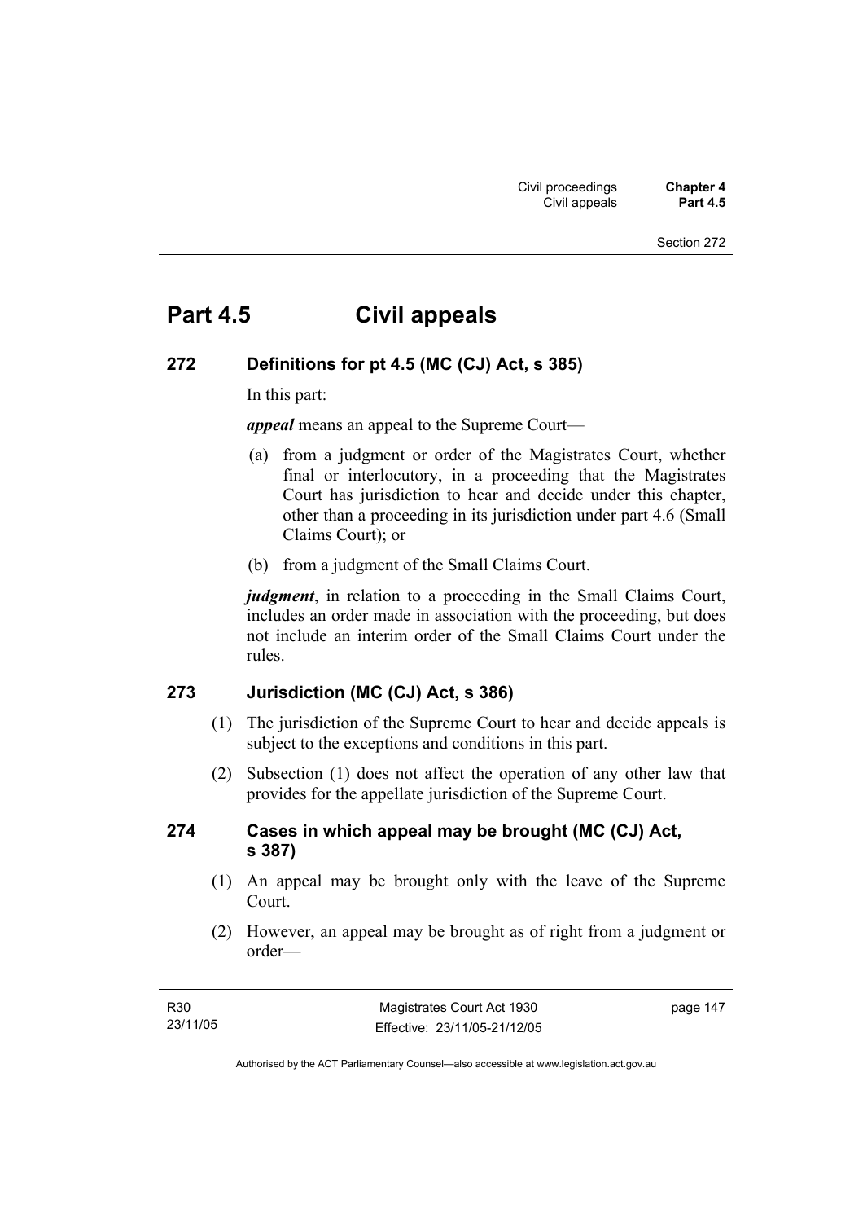# Part 4.5 Civil appeals

## 272 Definitions for pt 4.5 (MC (CJ) Act, s 385)

In this part:

***appeal*** means an appeal to the Supreme Court—

(a) from a judgment or order of the Magistrates Court, whether final or interlocutory, in a proceeding that the Magistrates Court has jurisdiction to hear and decide under this chapter, other than a proceeding in its jurisdiction under part 4.6 (Small Claims Court); or

(b) from a judgment of the Small Claims Court.

***judgment***, in relation to a proceeding in the Small Claims Court, includes an order made in association with the proceeding, but does not include an interim order of the Small Claims Court under the rules.

## 273 Jurisdiction (MC (CJ) Act, s 386)

(1) The jurisdiction of the Supreme Court to hear and decide appeals is subject to the exceptions and conditions in this part.

(2) Subsection (1) does not affect the operation of any other law that provides for the appellate jurisdiction of the Supreme Court.

## 274 Cases in which appeal may be brought (MC (CJ) Act, s 387)

(1) An appeal may be brought only with the leave of the Supreme Court.

(2) However, an appeal may be brought as of right from a judgment or order—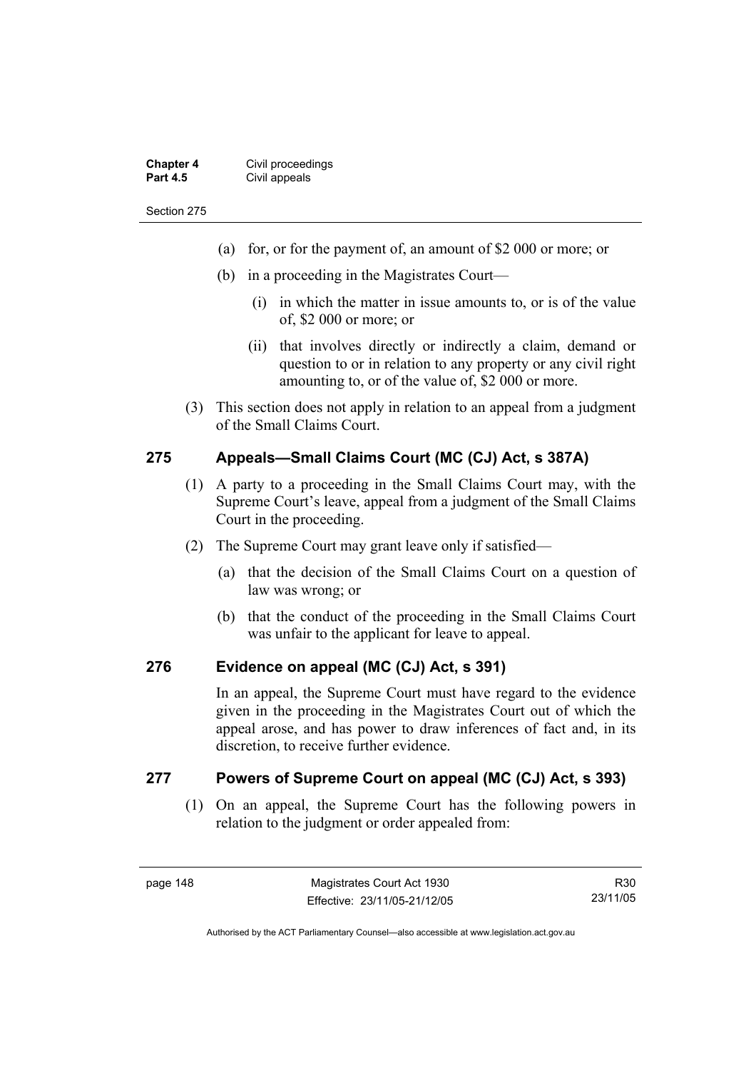(a) for, or for the payment of, an amount of $2 000 or more; or

(b) in a proceeding in the Magistrates Court—

(i) in which the matter in issue amounts to, or is of the value of, $2 000 or more; or

(ii) that involves directly or indirectly a claim, demand or question to or in relation to any property or any civil right amounting to, or of the value of, $2 000 or more.

(3) This section does not apply in relation to an appeal from a judgment of the Small Claims Court.

## 275 Appeals—Small Claims Court (MC (CJ) Act, s 387A)

(1) A party to a proceeding in the Small Claims Court may, with the Supreme Court's leave, appeal from a judgment of the Small Claims Court in the proceeding.

(2) The Supreme Court may grant leave only if satisfied—

(a) that the decision of the Small Claims Court on a question of law was wrong; or

(b) that the conduct of the proceeding in the Small Claims Court was unfair to the applicant for leave to appeal.

## 276 Evidence on appeal (MC (CJ) Act, s 391)

In an appeal, the Supreme Court must have regard to the evidence given in the proceeding in the Magistrates Court out of which the appeal arose, and has power to draw inferences of fact and, in its discretion, to receive further evidence.

## 277 Powers of Supreme Court on appeal (MC (CJ) Act, s 393)

(1) On an appeal, the Supreme Court has the following powers in relation to the judgment or order appealed from: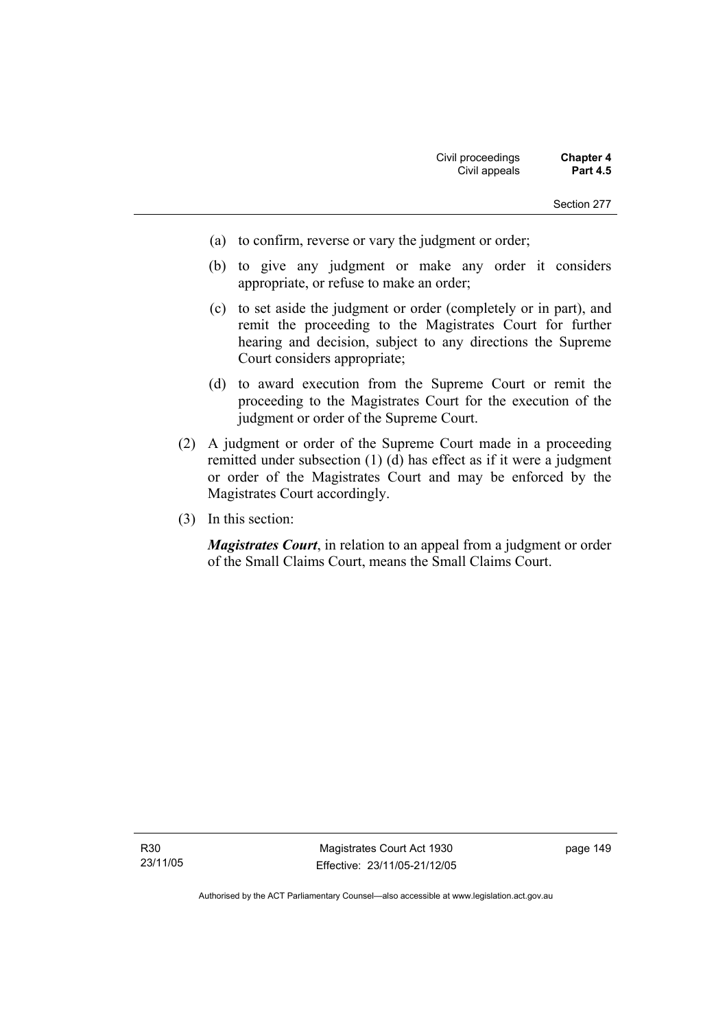(a) to confirm, reverse or vary the judgment or order;

(b) to give any judgment or make any order it considers appropriate, or refuse to make an order;

(c) to set aside the judgment or order (completely or in part), and remit the proceeding to the Magistrates Court for further hearing and decision, subject to any directions the Supreme Court considers appropriate;

(d) to award execution from the Supreme Court or remit the proceeding to the Magistrates Court for the execution of the judgment or order of the Supreme Court.

(2) A judgment or order of the Supreme Court made in a proceeding remitted under subsection (1) (d) has effect as if it were a judgment or order of the Magistrates Court and may be enforced by the Magistrates Court accordingly.

(3) In this section:

***Magistrates Court***, in relation to an appeal from a judgment or order of the Small Claims Court, means the Small Claims Court.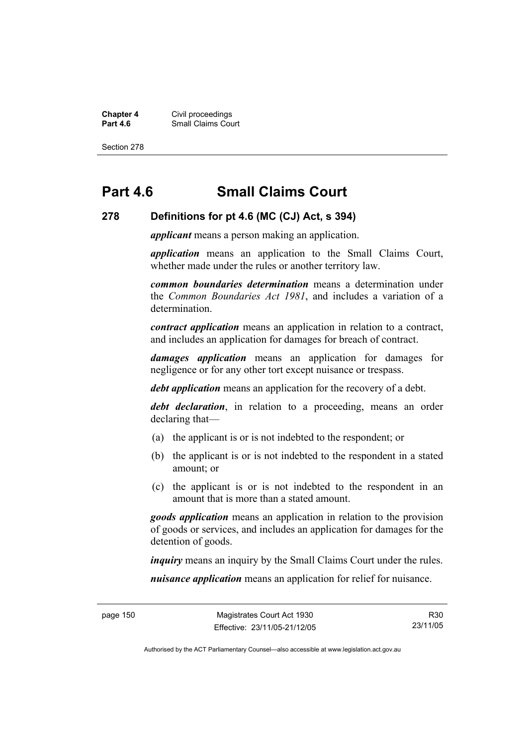# Part 4.6 Small Claims Court

### 278 Definitions for pt 4.6 (MC (CJ) Act, s 394)

***applicant*** means a person making an application.

***application*** means an application to the Small Claims Court, whether made under the rules or another territory law.

***common boundaries determination*** means a determination under the *Common Boundaries Act 1981*, and includes a variation of a determination.

***contract application*** means an application in relation to a contract, and includes an application for damages for breach of contract.

***damages application*** means an application for damages for negligence or for any other tort except nuisance or trespass.

***debt application*** means an application for the recovery of a debt.

***debt declaration***, in relation to a proceeding, means an order declaring that—

(a) the applicant is or is not indebted to the respondent; or

(b) the applicant is or is not indebted to the respondent in a stated amount; or

(c) the applicant is or is not indebted to the respondent in an amount that is more than a stated amount.

***goods application*** means an application in relation to the provision of goods or services, and includes an application for damages for the detention of goods.

***inquiry*** means an inquiry by the Small Claims Court under the rules.

***nuisance application*** means an application for relief for nuisance.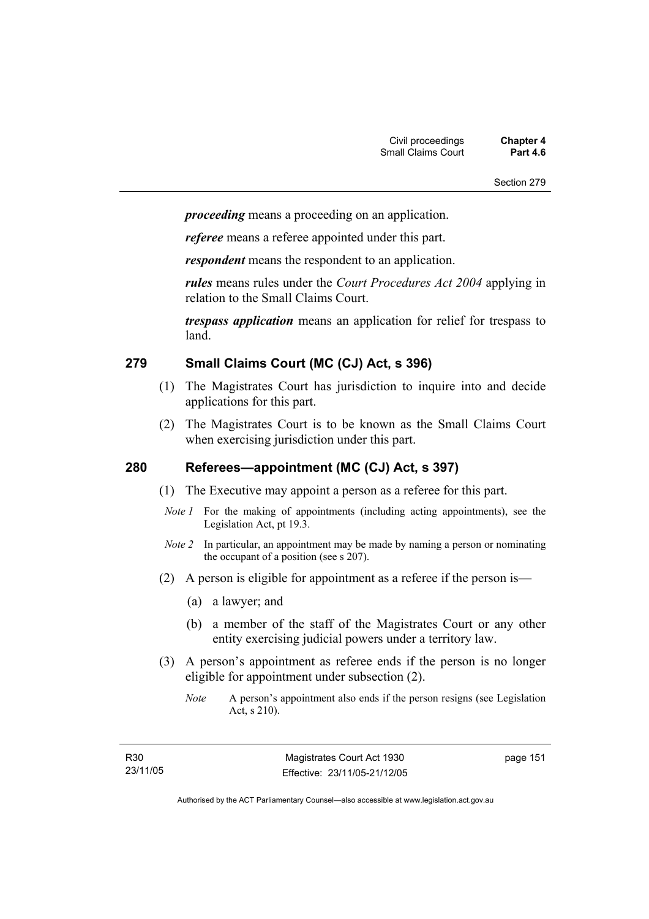***proceeding*** means a proceeding on an application.

***referee*** means a referee appointed under this part.

***respondent*** means the respondent to an application.

***rules*** means rules under the *Court Procedures Act 2004* applying in relation to the Small Claims Court.

***trespass application*** means an application for relief for trespass to land.

## 279 Small Claims Court (MC (CJ) Act, s 396)

(1) The Magistrates Court has jurisdiction to inquire into and decide applications for this part.

(2) The Magistrates Court is to be known as the Small Claims Court when exercising jurisdiction under this part.

## 280 Referees—appointment (MC (CJ) Act, s 397)

(1) The Executive may appoint a person as a referee for this part.

*Note 1* For the making of appointments (including acting appointments), see the Legislation Act, pt 19.3.

*Note 2* In particular, an appointment may be made by naming a person or nominating the occupant of a position (see s 207).

(2) A person is eligible for appointment as a referee if the person is—

(a) a lawyer; and

(b) a member of the staff of the Magistrates Court or any other entity exercising judicial powers under a territory law.

(3) A person's appointment as referee ends if the person is no longer eligible for appointment under subsection (2).

*Note* A person's appointment also ends if the person resigns (see Legislation Act, s 210).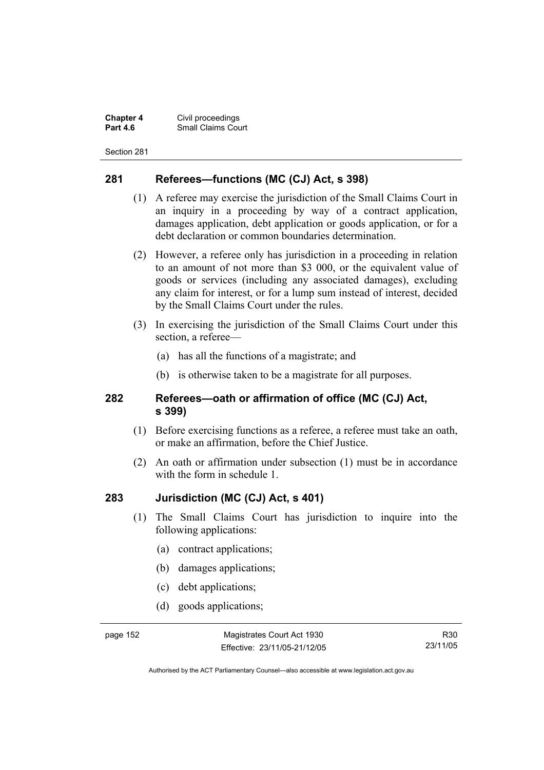## 281 Referees—functions (MC (CJ) Act, s 398)

(1) A referee may exercise the jurisdiction of the Small Claims Court in an inquiry in a proceeding by way of a contract application, damages application, debt application or goods application, or for a debt declaration or common boundaries determination.

(2) However, a referee only has jurisdiction in a proceeding in relation to an amount of not more than \$3 000, or the equivalent value of goods or services (including any associated damages), excluding any claim for interest, or for a lump sum instead of interest, decided by the Small Claims Court under the rules.

(3) In exercising the jurisdiction of the Small Claims Court under this section, a referee—

- (a) has all the functions of a magistrate; and
- (b) is otherwise taken to be a magistrate for all purposes.

## 282 Referees—oath or affirmation of office (MC (CJ) Act, s 399)

(1) Before exercising functions as a referee, a referee must take an oath, or make an affirmation, before the Chief Justice.

(2) An oath or affirmation under subsection (1) must be in accordance with the form in schedule 1.

## 283 Jurisdiction (MC (CJ) Act, s 401)

(1) The Small Claims Court has jurisdiction to inquire into the following applications:

- (a) contract applications;
- (b) damages applications;
- (c) debt applications;
- (d) goods applications;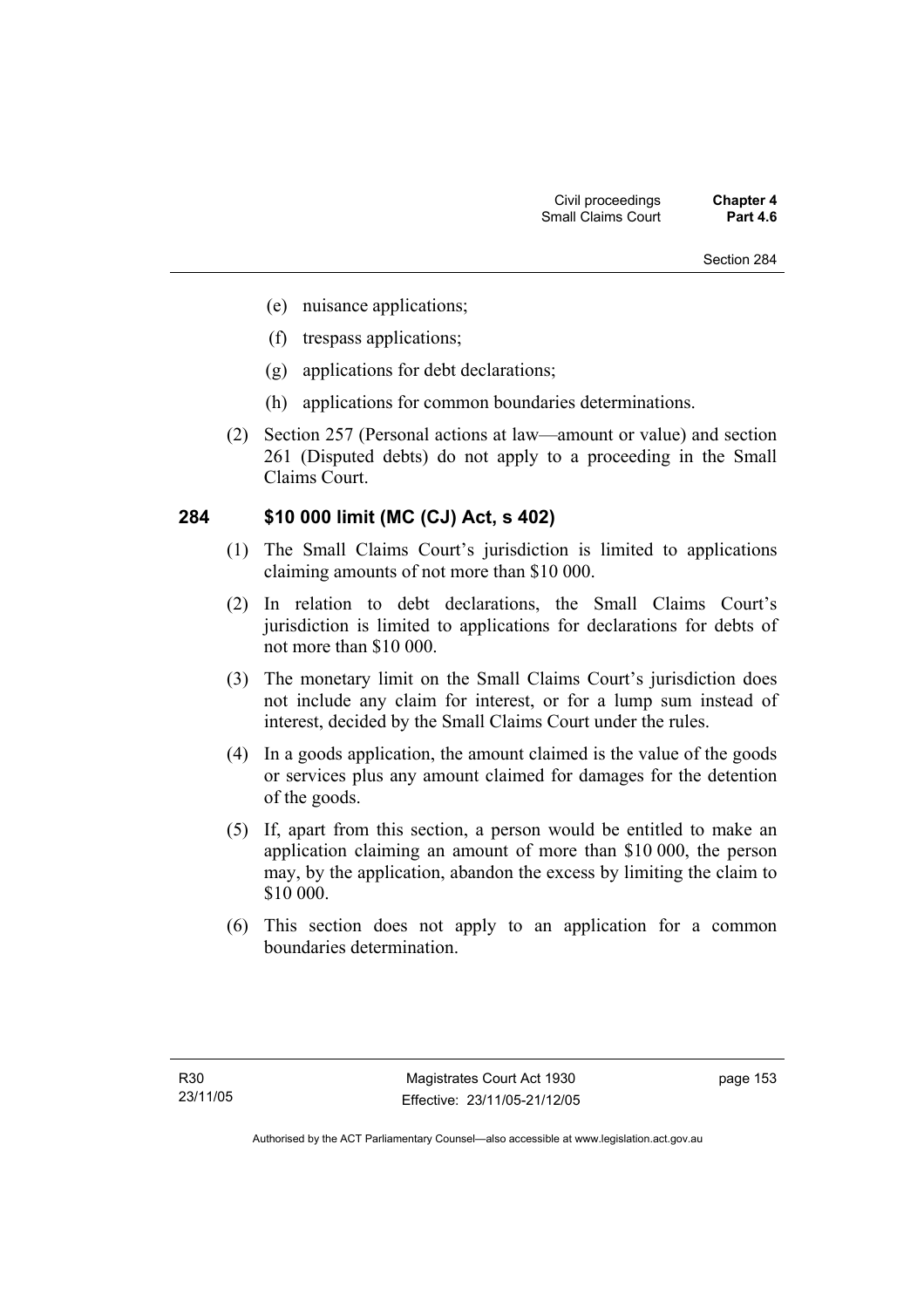(e) nuisance applications;

(f) trespass applications;

(g) applications for debt declarations;

(h) applications for common boundaries determinations.

(2) Section 257 (Personal actions at law—amount or value) and section 261 (Disputed debts) do not apply to a proceeding in the Small Claims Court.

### 284 $10 000 limit (MC (CJ) Act, s 402)

(1) The Small Claims Court's jurisdiction is limited to applications claiming amounts of not more than $10 000.

(2) In relation to debt declarations, the Small Claims Court's jurisdiction is limited to applications for declarations for debts of not more than $10 000.

(3) The monetary limit on the Small Claims Court's jurisdiction does not include any claim for interest, or for a lump sum instead of interest, decided by the Small Claims Court under the rules.

(4) In a goods application, the amount claimed is the value of the goods or services plus any amount claimed for damages for the detention of the goods.

(5) If, apart from this section, a person would be entitled to make an application claiming an amount of more than $10 000, the person may, by the application, abandon the excess by limiting the claim to $10 000.

(6) This section does not apply to an application for a common boundaries determination.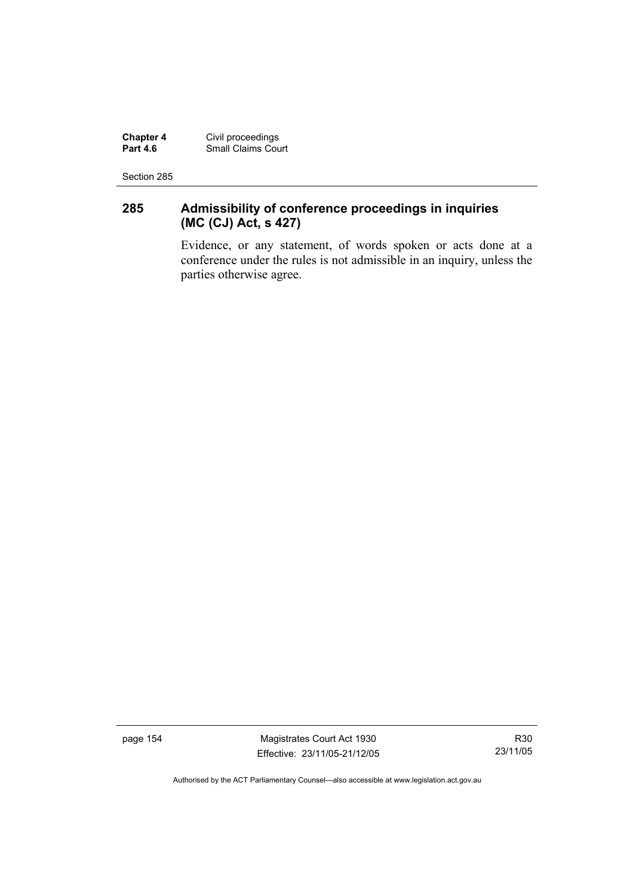## 285 Admissibility of conference proceedings in inquiries (MC (CJ) Act, s 427)

Evidence, or any statement, of words spoken or acts done at a conference under the rules is not admissible in an inquiry, unless the parties otherwise agree.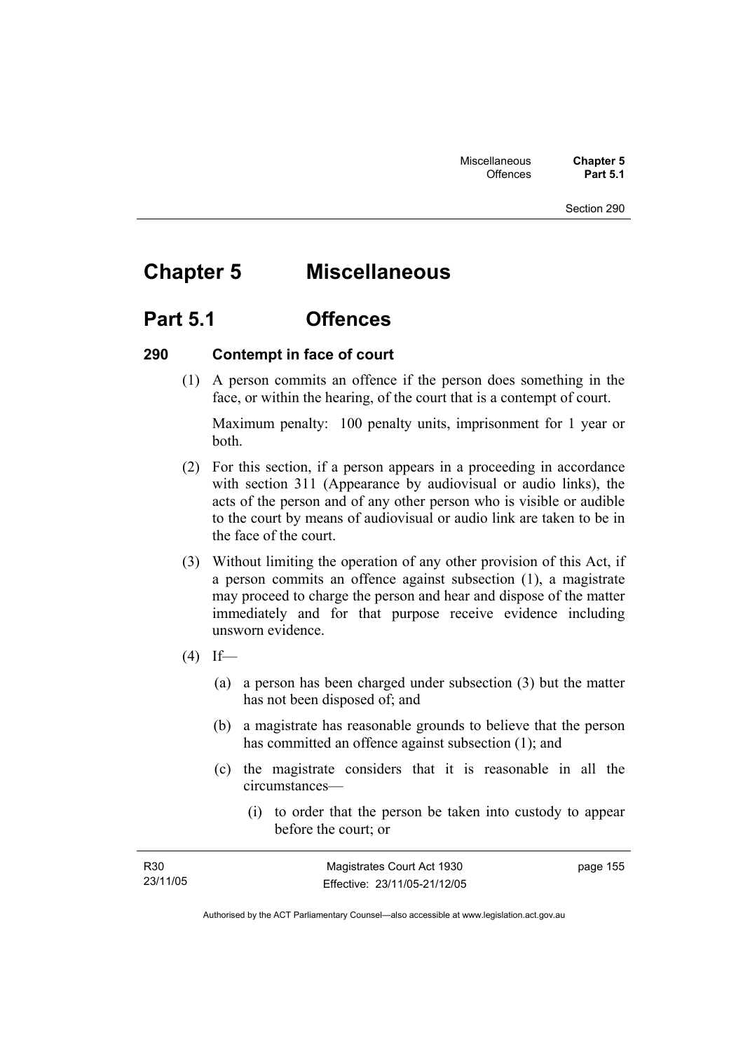# Chapter 5 Miscellaneous

## Part 5.1 Offences

### 290 Contempt in face of court

(1) A person commits an offence if the person does something in the face, or within the hearing, of the court that is a contempt of court.

Maximum penalty: 100 penalty units, imprisonment for 1 year or both.

(2) For this section, if a person appears in a proceeding in accordance with section 311 (Appearance by audiovisual or audio links), the acts of the person and of any other person who is visible or audible to the court by means of audiovisual or audio link are taken to be in the face of the court.

(3) Without limiting the operation of any other provision of this Act, if a person commits an offence against subsection (1), a magistrate may proceed to charge the person and hear and dispose of the matter immediately and for that purpose receive evidence including unsworn evidence.

(4) If—

(a) a person has been charged under subsection (3) but the matter has not been disposed of; and

(b) a magistrate has reasonable grounds to believe that the person has committed an offence against subsection (1); and

(c) the magistrate considers that it is reasonable in all the circumstances—

(i) to order that the person be taken into custody to appear before the court; or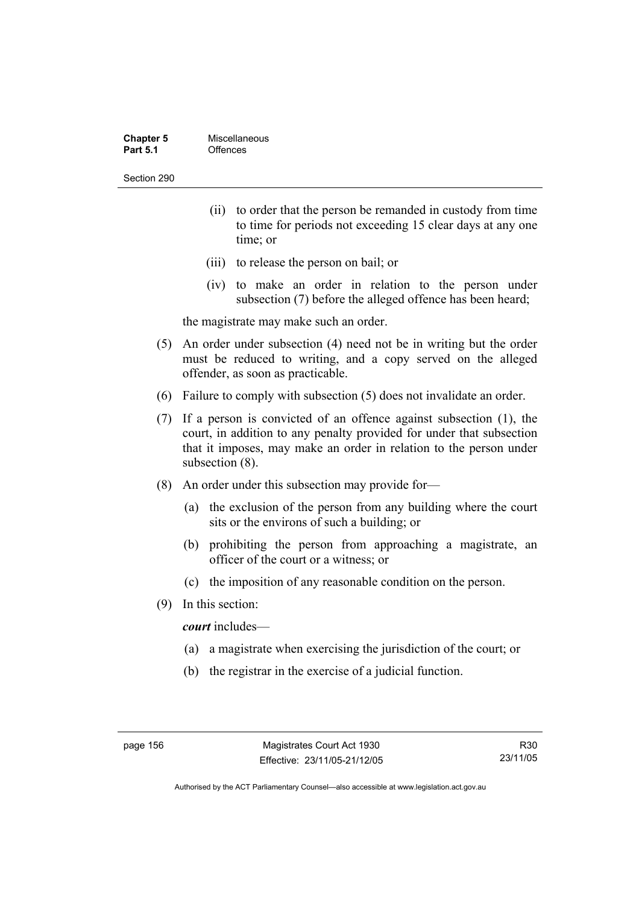(ii) to order that the person be remanded in custody from time to time for periods not exceeding 15 clear days at any one time; or

(iii) to release the person on bail; or

(iv) to make an order in relation to the person under subsection (7) before the alleged offence has been heard;

the magistrate may make such an order.

(5) An order under subsection (4) need not be in writing but the order must be reduced to writing, and a copy served on the alleged offender, as soon as practicable.

(6) Failure to comply with subsection (5) does not invalidate an order.

(7) If a person is convicted of an offence against subsection (1), the court, in addition to any penalty provided for under that subsection that it imposes, may make an order in relation to the person under subsection (8).

(8) An order under this subsection may provide for—

(a) the exclusion of the person from any building where the court sits or the environs of such a building; or

(b) prohibiting the person from approaching a magistrate, an officer of the court or a witness; or

(c) the imposition of any reasonable condition on the person.

(9) In this section:

***court*** includes—

(a) a magistrate when exercising the jurisdiction of the court; or

(b) the registrar in the exercise of a judicial function.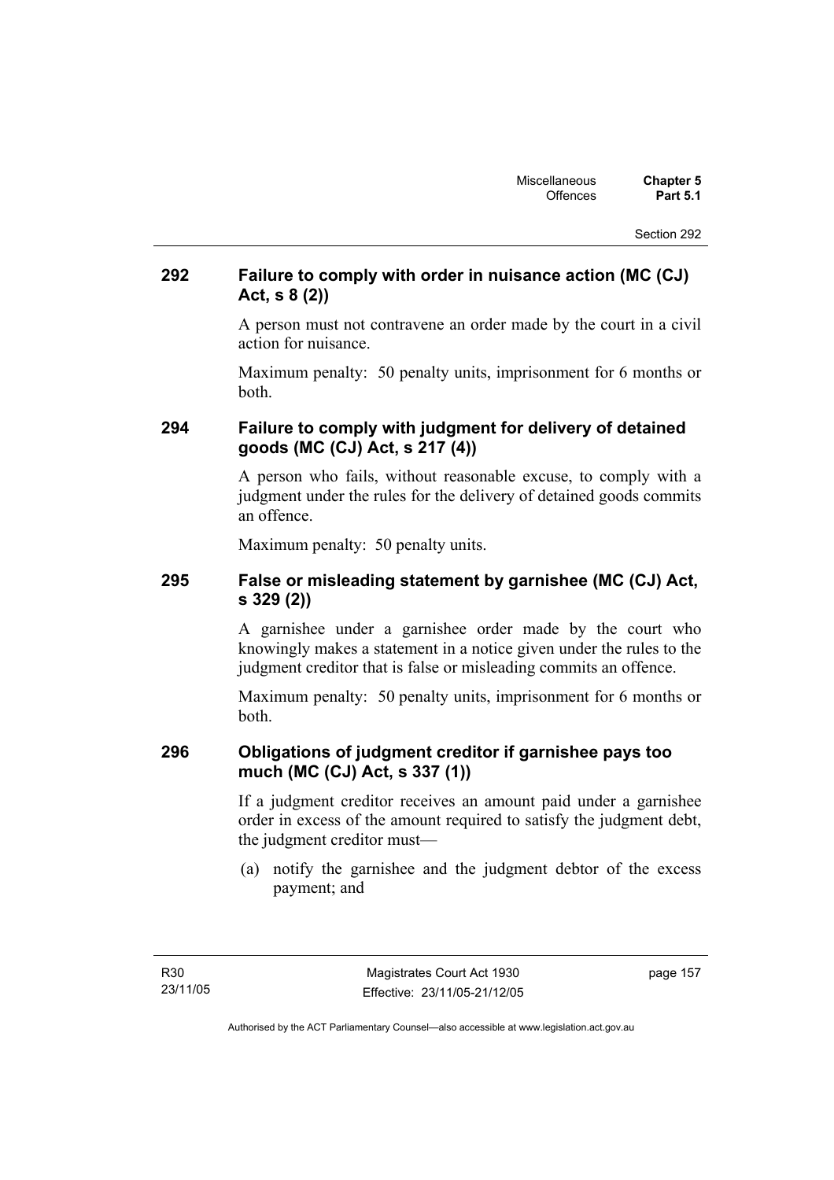## 292 Failure to comply with order in nuisance action (MC (CJ) Act, s 8 (2))

A person must not contravene an order made by the court in a civil action for nuisance.

Maximum penalty: 50 penalty units, imprisonment for 6 months or both.

## 294 Failure to comply with judgment for delivery of detained goods (MC (CJ) Act, s 217 (4))

A person who fails, without reasonable excuse, to comply with a judgment under the rules for the delivery of detained goods commits an offence.

Maximum penalty: 50 penalty units.

## 295 False or misleading statement by garnishee (MC (CJ) Act, s 329 (2))

A garnishee under a garnishee order made by the court who knowingly makes a statement in a notice given under the rules to the judgment creditor that is false or misleading commits an offence.

Maximum penalty: 50 penalty units, imprisonment for 6 months or both.

## 296 Obligations of judgment creditor if garnishee pays too much (MC (CJ) Act, s 337 (1))

If a judgment creditor receives an amount paid under a garnishee order in excess of the amount required to satisfy the judgment debt, the judgment creditor must—

(a) notify the garnishee and the judgment debtor of the excess payment; and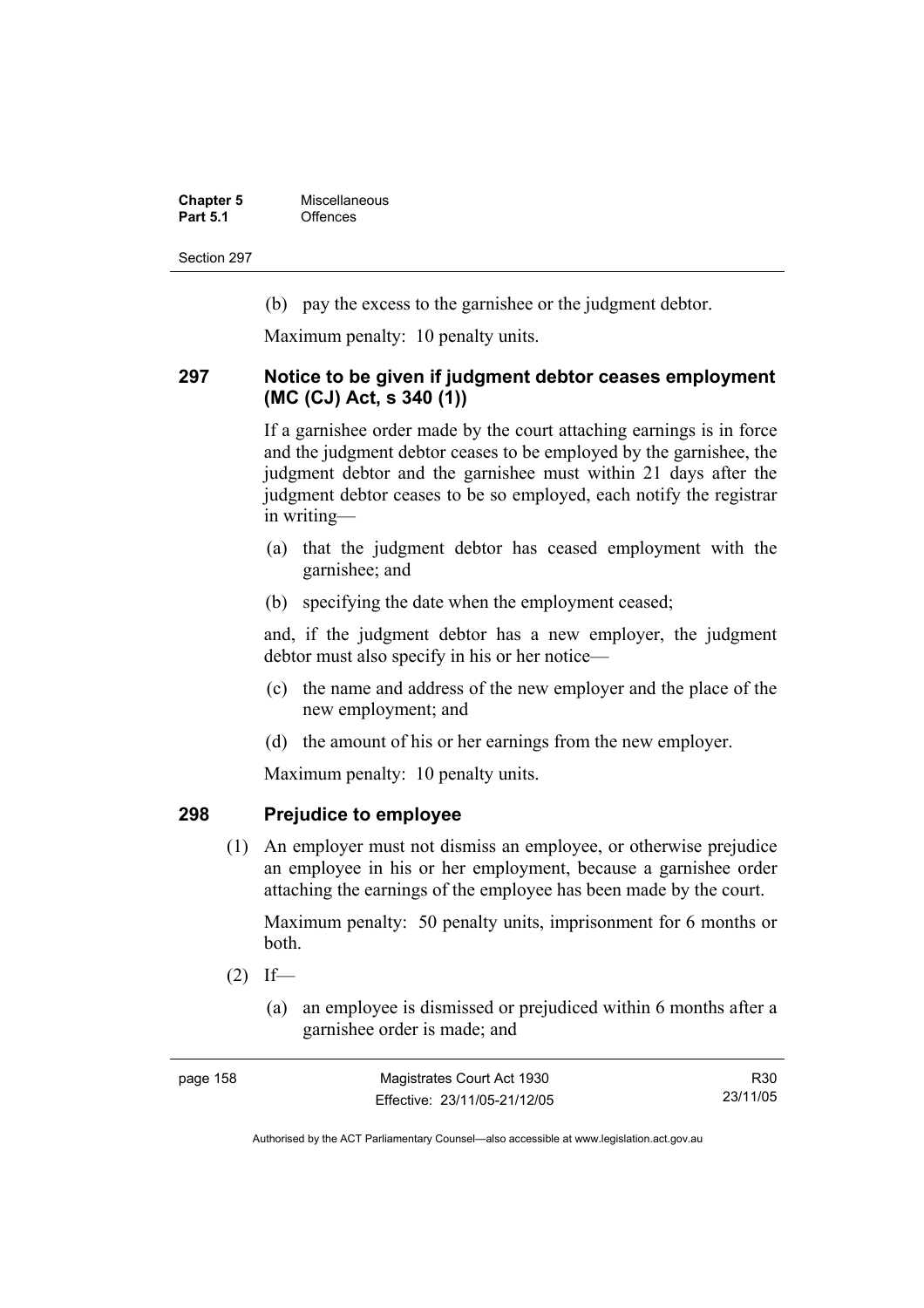(b) pay the excess to the garnishee or the judgment debtor.

Maximum penalty: 10 penalty units.

### 297 Notice to be given if judgment debtor ceases employment (MC (CJ) Act, s 340 (1))

If a garnishee order made by the court attaching earnings is in force and the judgment debtor ceases to be employed by the garnishee, the judgment debtor and the garnishee must within 21 days after the judgment debtor ceases to be so employed, each notify the registrar in writing—

(a) that the judgment debtor has ceased employment with the garnishee; and

(b) specifying the date when the employment ceased;

and, if the judgment debtor has a new employer, the judgment debtor must also specify in his or her notice—

(c) the name and address of the new employer and the place of the new employment; and

(d) the amount of his or her earnings from the new employer.

Maximum penalty: 10 penalty units.

### 298 Prejudice to employee

(1) An employer must not dismiss an employee, or otherwise prejudice an employee in his or her employment, because a garnishee order attaching the earnings of the employee has been made by the court.

Maximum penalty: 50 penalty units, imprisonment for 6 months or both.

(2) If—

(a) an employee is dismissed or prejudiced within 6 months after a garnishee order is made; and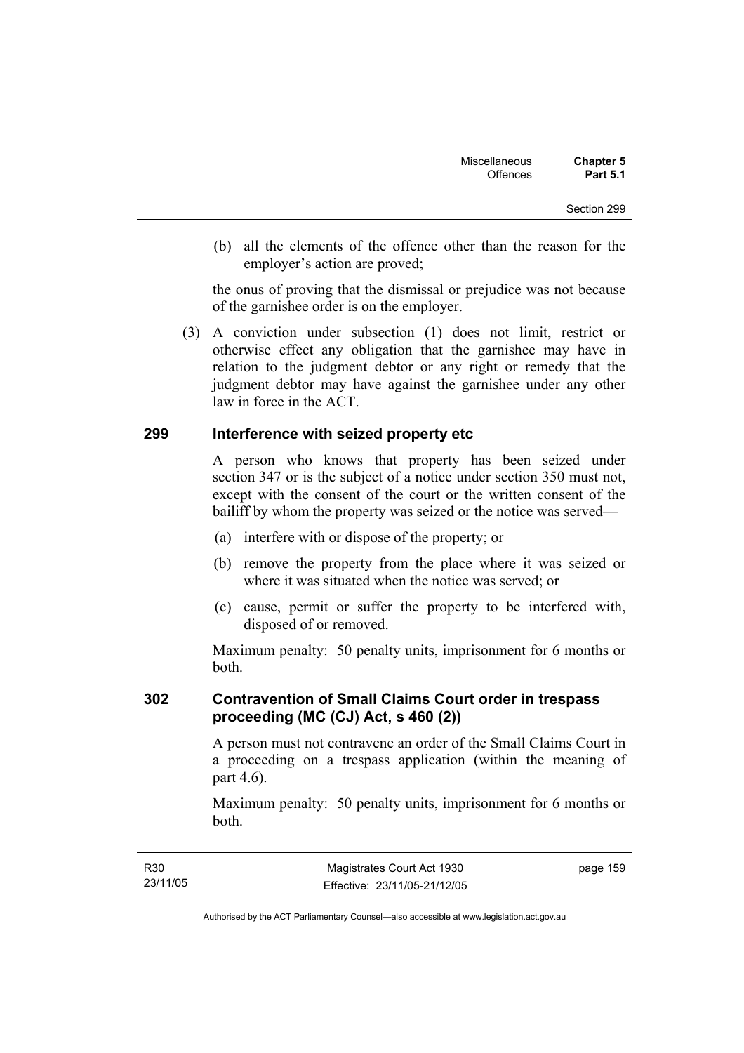(b) all the elements of the offence other than the reason for the employer's action are proved;

the onus of proving that the dismissal or prejudice was not because of the garnishee order is on the employer.

(3) A conviction under subsection (1) does not limit, restrict or otherwise effect any obligation that the garnishee may have in relation to the judgment debtor or any right or remedy that the judgment debtor may have against the garnishee under any other law in force in the ACT.

## 299 Interference with seized property etc

A person who knows that property has been seized under section 347 or is the subject of a notice under section 350 must not, except with the consent of the court or the written consent of the bailiff by whom the property was seized or the notice was served—

(a) interfere with or dispose of the property; or

(b) remove the property from the place where it was seized or where it was situated when the notice was served; or

(c) cause, permit or suffer the property to be interfered with, disposed of or removed.

Maximum penalty: 50 penalty units, imprisonment for 6 months or both.

## 302 Contravention of Small Claims Court order in trespass proceeding (MC (CJ) Act, s 460 (2))

A person must not contravene an order of the Small Claims Court in a proceeding on a trespass application (within the meaning of part 4.6).

Maximum penalty: 50 penalty units, imprisonment for 6 months or both.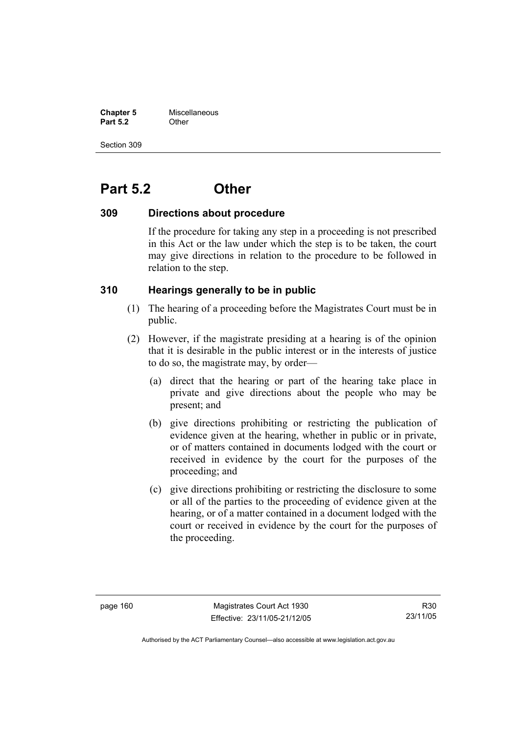# Part 5.2 Other

### 309 Directions about procedure

If the procedure for taking any step in a proceeding is not prescribed in this Act or the law under which the step is to be taken, the court may give directions in relation to the procedure to be followed in relation to the step.

### 310 Hearings generally to be in public

(1) The hearing of a proceeding before the Magistrates Court must be in public.

(2) However, if the magistrate presiding at a hearing is of the opinion that it is desirable in the public interest or in the interests of justice to do so, the magistrate may, by order—

   (a) direct that the hearing or part of the hearing take place in private and give directions about the people who may be present; and

   (b) give directions prohibiting or restricting the publication of evidence given at the hearing, whether in public or in private, or of matters contained in documents lodged with the court or received in evidence by the court for the purposes of the proceeding; and

   (c) give directions prohibiting or restricting the disclosure to some or all of the parties to the proceeding of evidence given at the hearing, or of a matter contained in a document lodged with the court or received in evidence by the court for the purposes of the proceeding.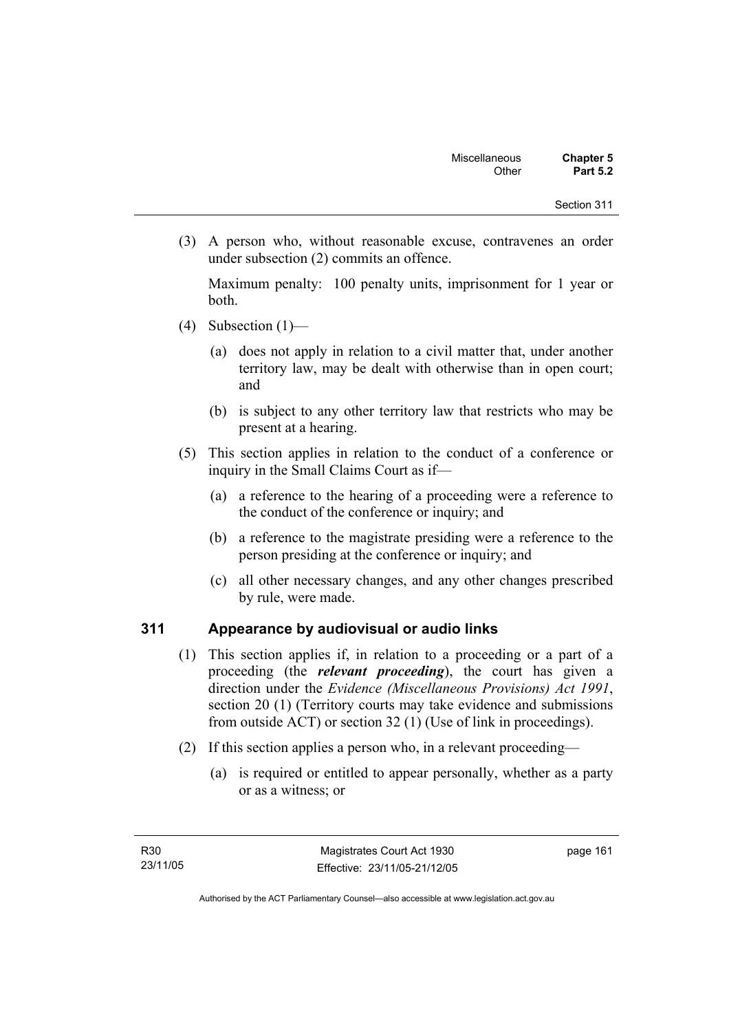(3) A person who, without reasonable excuse, contravenes an order under subsection (2) commits an offence.

Maximum penalty: 100 penalty units, imprisonment for 1 year or both.

(4) Subsection (1)—

(a) does not apply in relation to a civil matter that, under another territory law, may be dealt with otherwise than in open court; and

(b) is subject to any other territory law that restricts who may be present at a hearing.

(5) This section applies in relation to the conduct of a conference or inquiry in the Small Claims Court as if—

(a) a reference to the hearing of a proceeding were a reference to the conduct of the conference or inquiry; and

(b) a reference to the magistrate presiding were a reference to the person presiding at the conference or inquiry; and

(c) all other necessary changes, and any other changes prescribed by rule, were made.

## 311 Appearance by audiovisual or audio links

(1) This section applies if, in relation to a proceeding or a part of a proceeding (the ***relevant proceeding***), the court has given a direction under the *Evidence (Miscellaneous Provisions) Act 1991*, section 20 (1) (Territory courts may take evidence and submissions from outside ACT) or section 32 (1) (Use of link in proceedings).

(2) If this section applies a person who, in a relevant proceeding—

(a) is required or entitled to appear personally, whether as a party or as a witness; or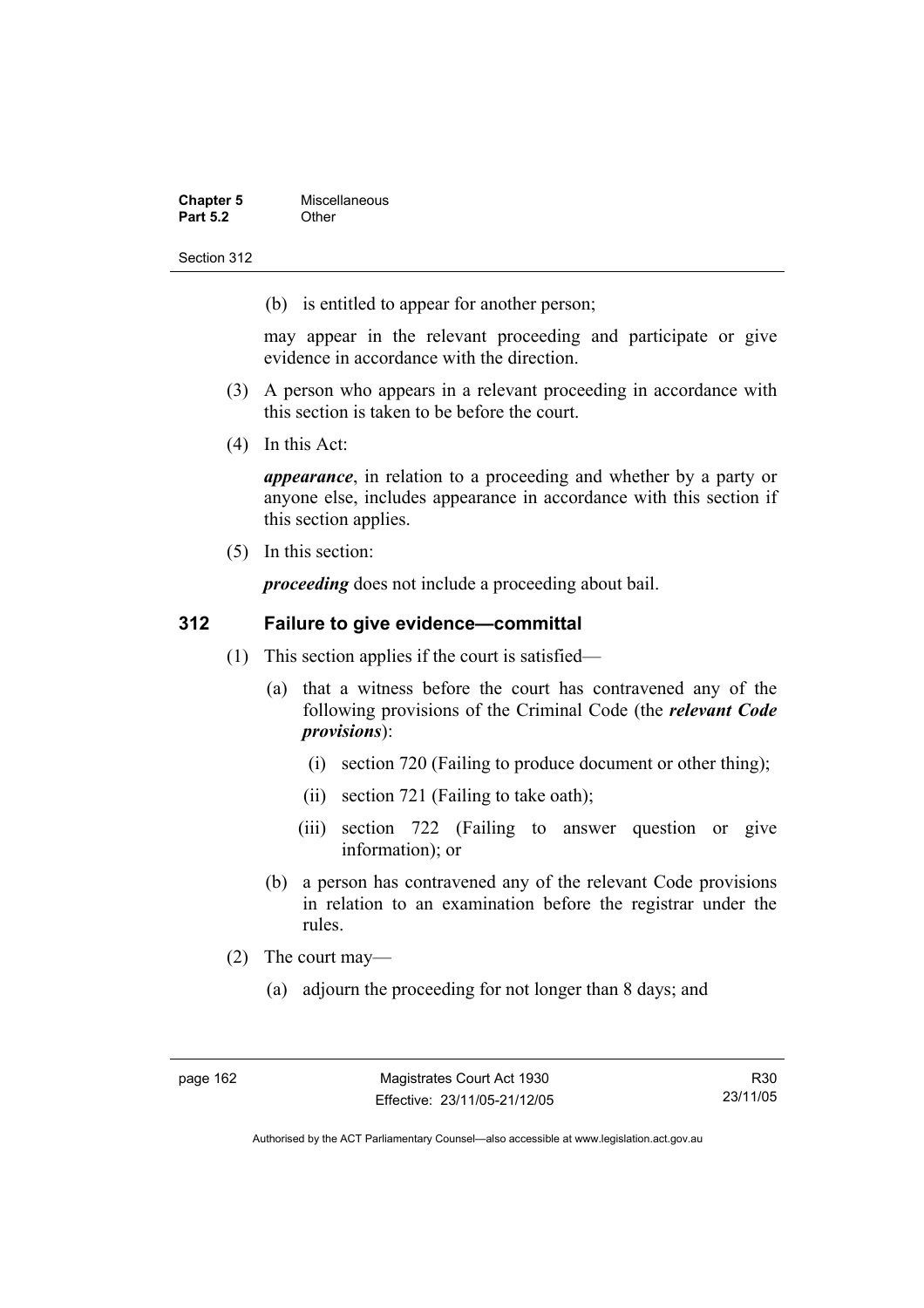(b) is entitled to appear for another person;

may appear in the relevant proceeding and participate or give evidence in accordance with the direction.

(3) A person who appears in a relevant proceeding in accordance with this section is taken to be before the court.

(4) In this Act:

***appearance***, in relation to a proceeding and whether by a party or anyone else, includes appearance in accordance with this section if this section applies.

(5) In this section:

***proceeding*** does not include a proceeding about bail.

## 312 Failure to give evidence—committal

(1) This section applies if the court is satisfied—

(a) that a witness before the court has contravened any of the following provisions of the Criminal Code (the ***relevant Code provisions***):

(i) section 720 (Failing to produce document or other thing);

(ii) section 721 (Failing to take oath);

(iii) section 722 (Failing to answer question or give information); or

(b) a person has contravened any of the relevant Code provisions in relation to an examination before the registrar under the rules.

(2) The court may—

(a) adjourn the proceeding for not longer than 8 days; and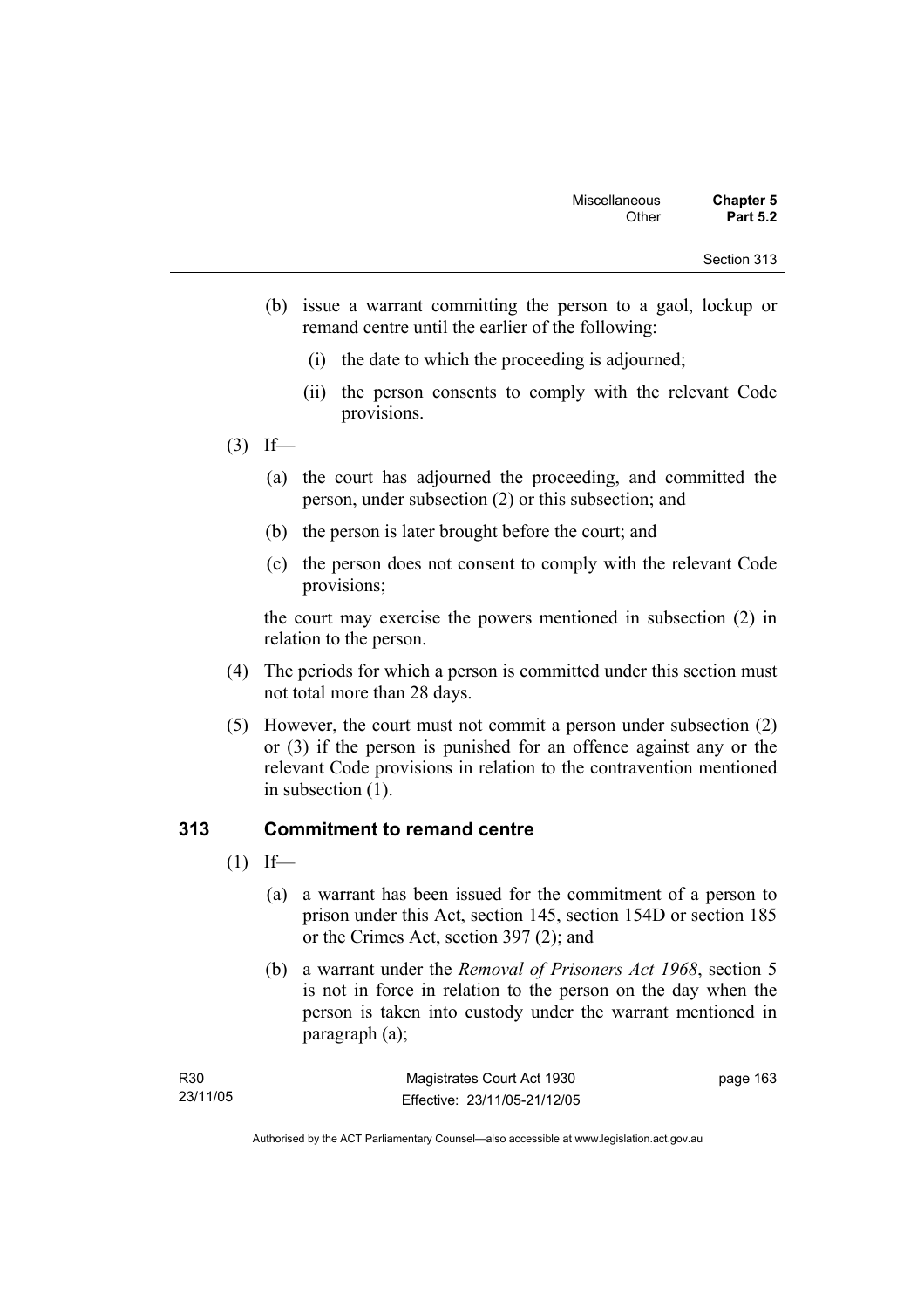(b) issue a warrant committing the person to a gaol, lockup or remand centre until the earlier of the following:

   (i) the date to which the proceeding is adjourned;

   (ii) the person consents to comply with the relevant Code provisions.

(3) If—

(a) the court has adjourned the proceeding, and committed the person, under subsection (2) or this subsection; and

(b) the person is later brought before the court; and

(c) the person does not consent to comply with the relevant Code provisions;

the court may exercise the powers mentioned in subsection (2) in relation to the person.

(4) The periods for which a person is committed under this section must not total more than 28 days.

(5) However, the court must not commit a person under subsection (2) or (3) if the person is punished for an offence against any or the relevant Code provisions in relation to the contravention mentioned in subsection (1).

## 313 Commitment to remand centre

(1) If—

(a) a warrant has been issued for the commitment of a person to prison under this Act, section 145, section 154D or section 185 or the Crimes Act, section 397 (2); and

(b) a warrant under the *Removal of Prisoners Act 1968*, section 5 is not in force in relation to the person on the day when the person is taken into custody under the warrant mentioned in paragraph (a);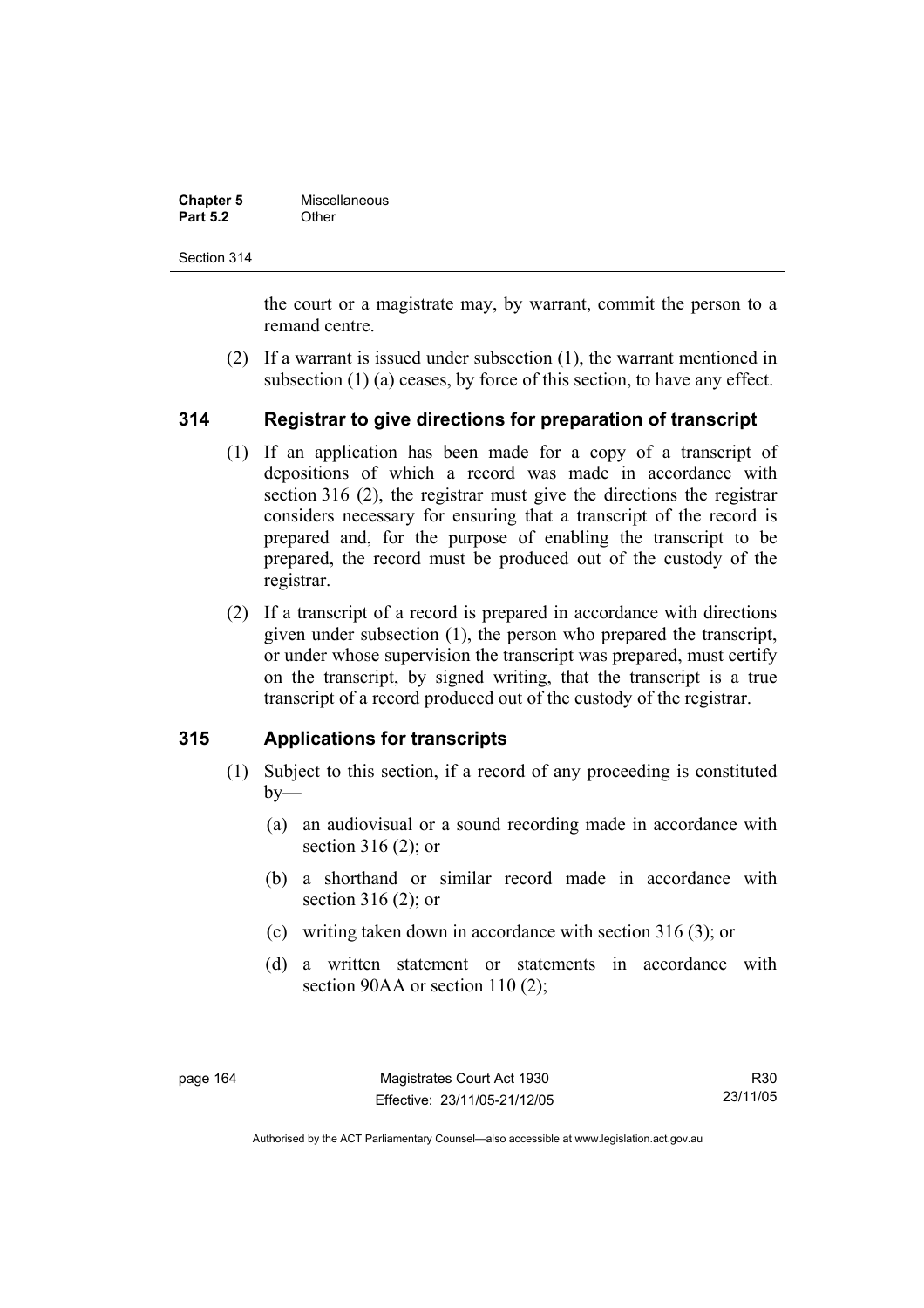the court or a magistrate may, by warrant, commit the person to a remand centre.

(2) If a warrant is issued under subsection (1), the warrant mentioned in subsection (1) (a) ceases, by force of this section, to have any effect.

## 314 Registrar to give directions for preparation of transcript

(1) If an application has been made for a copy of a transcript of depositions of which a record was made in accordance with section 316 (2), the registrar must give the directions the registrar considers necessary for ensuring that a transcript of the record is prepared and, for the purpose of enabling the transcript to be prepared, the record must be produced out of the custody of the registrar.

(2) If a transcript of a record is prepared in accordance with directions given under subsection (1), the person who prepared the transcript, or under whose supervision the transcript was prepared, must certify on the transcript, by signed writing, that the transcript is a true transcript of a record produced out of the custody of the registrar.

## 315 Applications for transcripts

(1) Subject to this section, if a record of any proceeding is constituted by—

(a) an audiovisual or a sound recording made in accordance with section 316 (2); or

(b) a shorthand or similar record made in accordance with section 316 (2); or

(c) writing taken down in accordance with section 316 (3); or

(d) a written statement or statements in accordance with section 90AA or section 110 (2);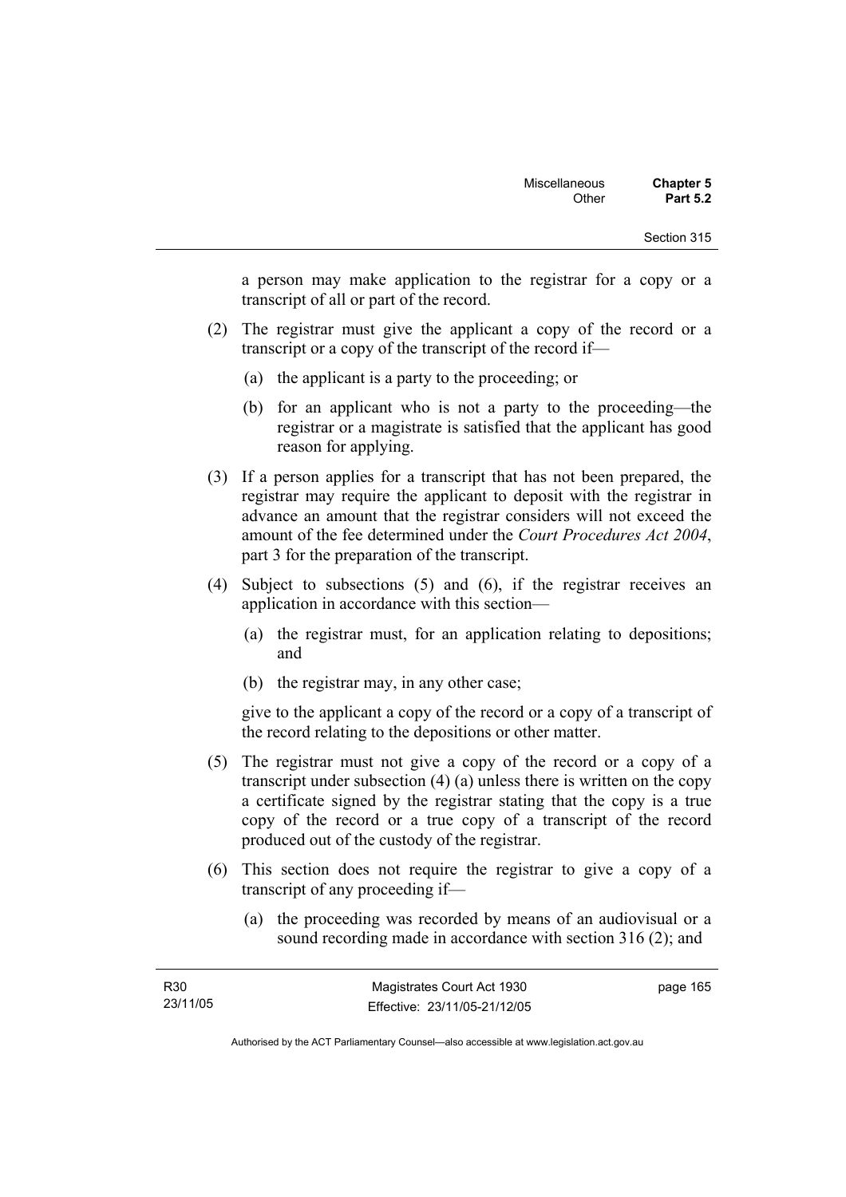a person may make application to the registrar for a copy or a transcript of all or part of the record.

(2) The registrar must give the applicant a copy of the record or a transcript or a copy of the transcript of the record if—

(a) the applicant is a party to the proceeding; or

(b) for an applicant who is not a party to the proceeding—the registrar or a magistrate is satisfied that the applicant has good reason for applying.

(3) If a person applies for a transcript that has not been prepared, the registrar may require the applicant to deposit with the registrar in advance an amount that the registrar considers will not exceed the amount of the fee determined under the *Court Procedures Act 2004*, part 3 for the preparation of the transcript.

(4) Subject to subsections (5) and (6), if the registrar receives an application in accordance with this section—

(a) the registrar must, for an application relating to depositions; and

(b) the registrar may, in any other case;

give to the applicant a copy of the record or a copy of a transcript of the record relating to the depositions or other matter.

(5) The registrar must not give a copy of the record or a copy of a transcript under subsection (4) (a) unless there is written on the copy a certificate signed by the registrar stating that the copy is a true copy of the record or a true copy of a transcript of the record produced out of the custody of the registrar.

(6) This section does not require the registrar to give a copy of a transcript of any proceeding if—

(a) the proceeding was recorded by means of an audiovisual or a sound recording made in accordance with section 316 (2); and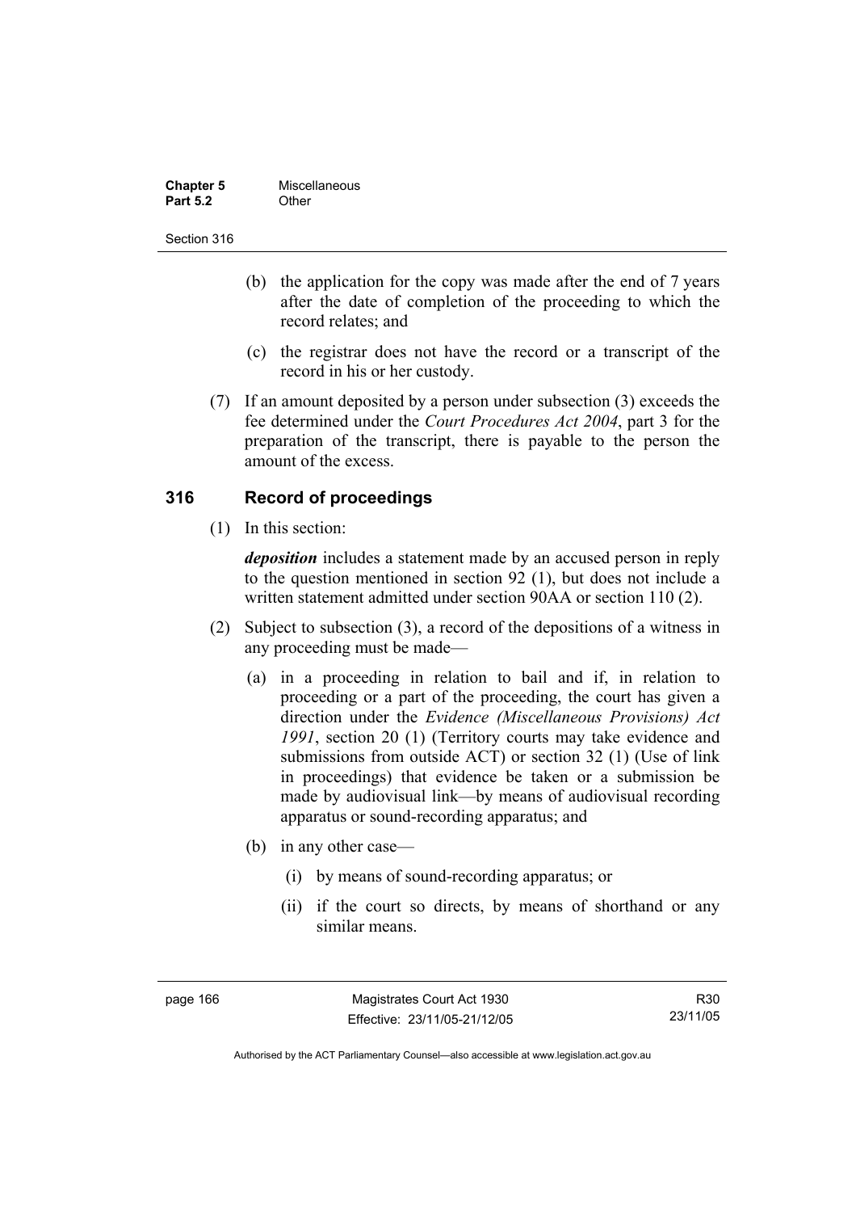(b) the application for the copy was made after the end of 7 years after the date of completion of the proceeding to which the record relates; and

(c) the registrar does not have the record or a transcript of the record in his or her custody.

(7) If an amount deposited by a person under subsection (3) exceeds the fee determined under the *Court Procedures Act 2004*, part 3 for the preparation of the transcript, there is payable to the person the amount of the excess.

## 316 Record of proceedings

(1) In this section:

***deposition*** includes a statement made by an accused person in reply to the question mentioned in section 92 (1), but does not include a written statement admitted under section 90AA or section 110 (2).

(2) Subject to subsection (3), a record of the depositions of a witness in any proceeding must be made—

(a) in a proceeding in relation to bail and if, in relation to proceeding or a part of the proceeding, the court has given a direction under the *Evidence (Miscellaneous Provisions) Act 1991*, section 20 (1) (Territory courts may take evidence and submissions from outside ACT) or section 32 (1) (Use of link in proceedings) that evidence be taken or a submission be made by audiovisual link—by means of audiovisual recording apparatus or sound-recording apparatus; and

(b) in any other case—

(i) by means of sound-recording apparatus; or

(ii) if the court so directs, by means of shorthand or any similar means.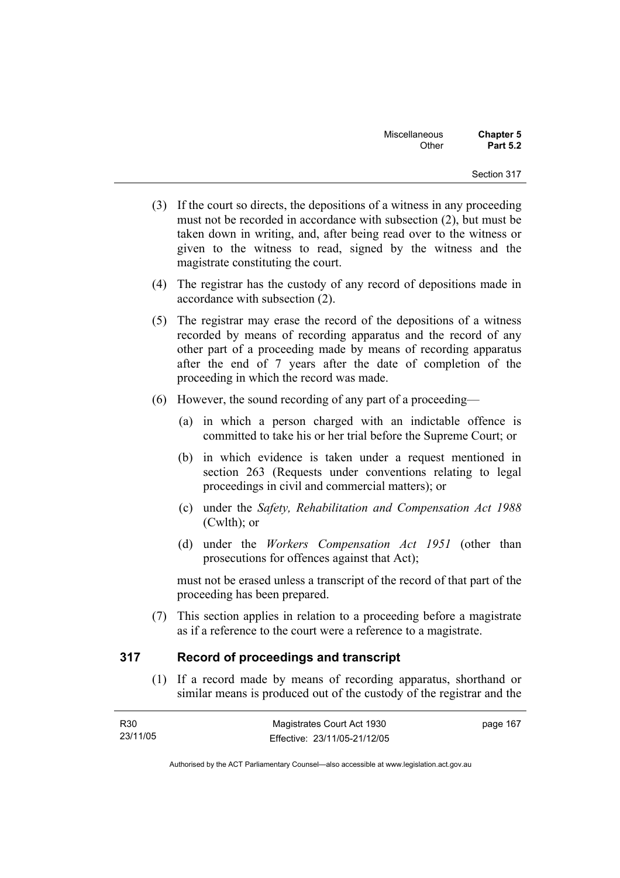(3) If the court so directs, the depositions of a witness in any proceeding must not be recorded in accordance with subsection (2), but must be taken down in writing, and, after being read over to the witness or given to the witness to read, signed by the witness and the magistrate constituting the court.

(4) The registrar has the custody of any record of depositions made in accordance with subsection (2).

(5) The registrar may erase the record of the depositions of a witness recorded by means of recording apparatus and the record of any other part of a proceeding made by means of recording apparatus after the end of 7 years after the date of completion of the proceeding in which the record was made.

(6) However, the sound recording of any part of a proceeding—

(a) in which a person charged with an indictable offence is committed to take his or her trial before the Supreme Court; or

(b) in which evidence is taken under a request mentioned in section 263 (Requests under conventions relating to legal proceedings in civil and commercial matters); or

(c) under the *Safety, Rehabilitation and Compensation Act 1988* (Cwlth); or

(d) under the *Workers Compensation Act 1951* (other than prosecutions for offences against that Act);

must not be erased unless a transcript of the record of that part of the proceeding has been prepared.

(7) This section applies in relation to a proceeding before a magistrate as if a reference to the court were a reference to a magistrate.

## 317 Record of proceedings and transcript

(1) If a record made by means of recording apparatus, shorthand or similar means is produced out of the custody of the registrar and the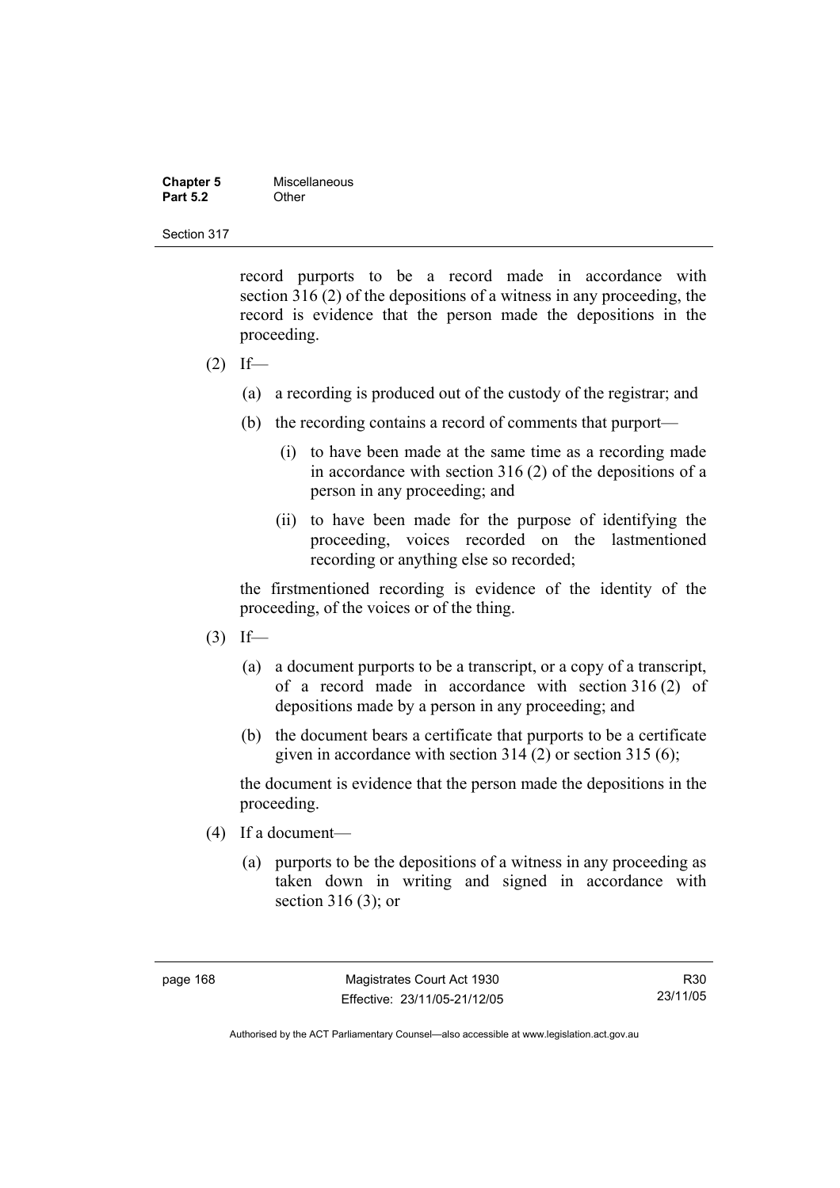record purports to be a record made in accordance with section 316 (2) of the depositions of a witness in any proceeding, the record is evidence that the person made the depositions in the proceeding.

(2) If—

(a) a recording is produced out of the custody of the registrar; and

(b) the recording contains a record of comments that purport—

(i) to have been made at the same time as a recording made in accordance with section 316 (2) of the depositions of a person in any proceeding; and

(ii) to have been made for the purpose of identifying the proceeding, voices recorded on the lastmentioned recording or anything else so recorded;

the firstmentioned recording is evidence of the identity of the proceeding, of the voices or of the thing.

(3) If—

(a) a document purports to be a transcript, or a copy of a transcript, of a record made in accordance with section 316 (2) of depositions made by a person in any proceeding; and

(b) the document bears a certificate that purports to be a certificate given in accordance with section 314 (2) or section 315 (6);

the document is evidence that the person made the depositions in the proceeding.

(4) If a document—

(a) purports to be the depositions of a witness in any proceeding as taken down in writing and signed in accordance with section 316 (3); or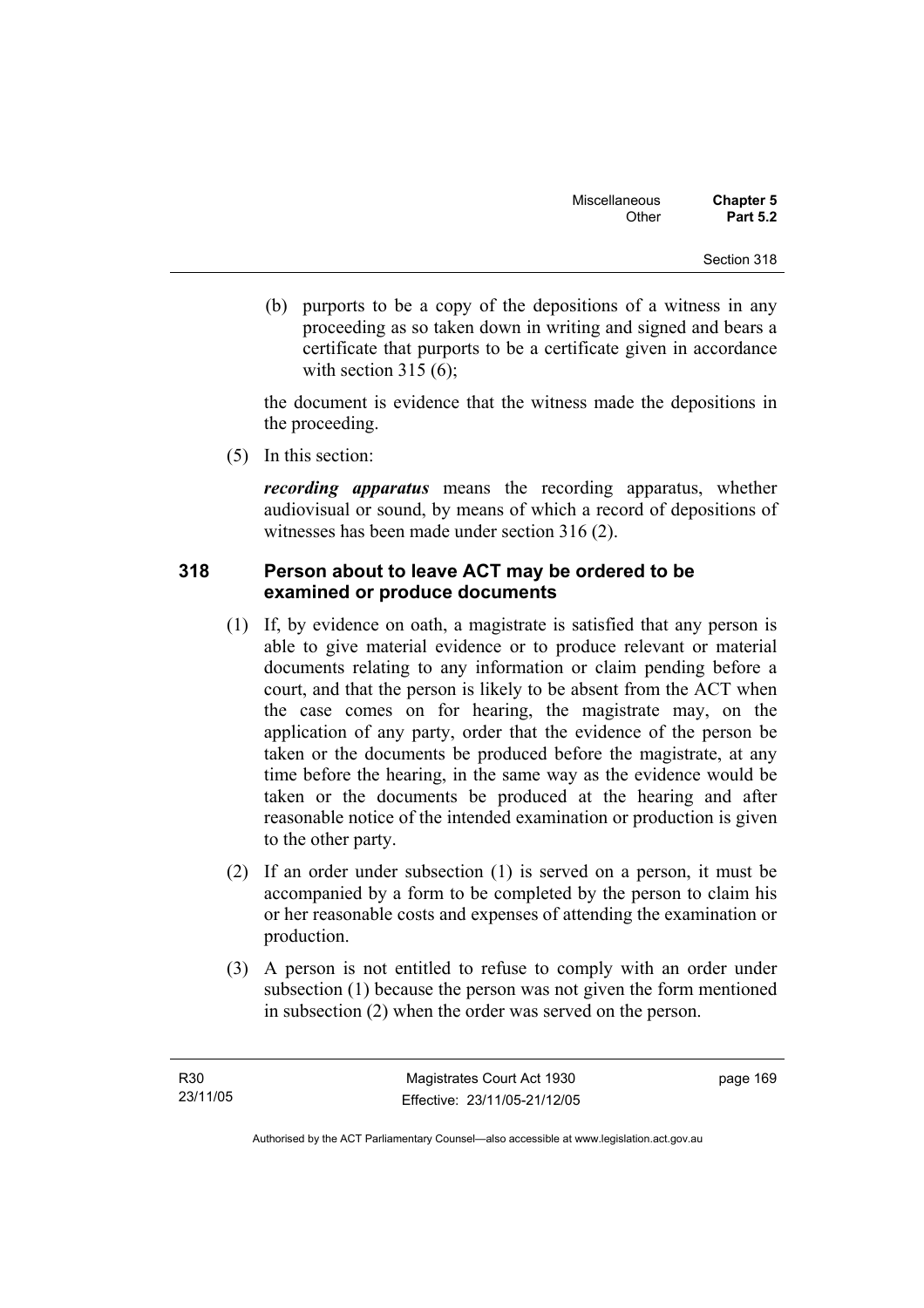(b) purports to be a copy of the depositions of a witness in any proceeding as so taken down in writing and signed and bears a certificate that purports to be a certificate given in accordance with section 315 (6);

the document is evidence that the witness made the depositions in the proceeding.

(5) In this section:

***recording apparatus*** means the recording apparatus, whether audiovisual or sound, by means of which a record of depositions of witnesses has been made under section 316 (2).

## 318 Person about to leave ACT may be ordered to be examined or produce documents

(1) If, by evidence on oath, a magistrate is satisfied that any person is able to give material evidence or to produce relevant or material documents relating to any information or claim pending before a court, and that the person is likely to be absent from the ACT when the case comes on for hearing, the magistrate may, on the application of any party, order that the evidence of the person be taken or the documents be produced before the magistrate, at any time before the hearing, in the same way as the evidence would be taken or the documents be produced at the hearing and after reasonable notice of the intended examination or production is given to the other party.

(2) If an order under subsection (1) is served on a person, it must be accompanied by a form to be completed by the person to claim his or her reasonable costs and expenses of attending the examination or production.

(3) A person is not entitled to refuse to comply with an order under subsection (1) because the person was not given the form mentioned in subsection (2) when the order was served on the person.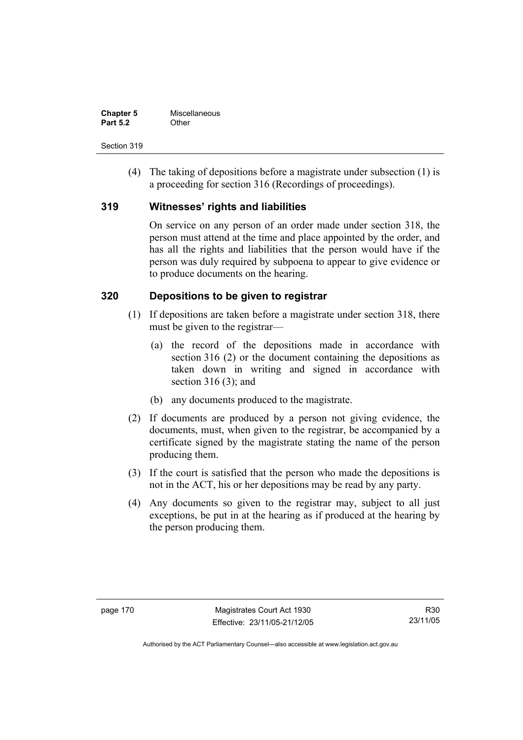(4) The taking of depositions before a magistrate under subsection (1) is a proceeding for section 316 (Recordings of proceedings).

### 319 Witnesses' rights and liabilities

On service on any person of an order made under section 318, the person must attend at the time and place appointed by the order, and has all the rights and liabilities that the person would have if the person was duly required by subpoena to appear to give evidence or to produce documents on the hearing.

### 320 Depositions to be given to registrar

(1) If depositions are taken before a magistrate under section 318, there must be given to the registrar—

- (a) the record of the depositions made in accordance with section 316 (2) or the document containing the depositions as taken down in writing and signed in accordance with section 316 (3); and
- (b) any documents produced to the magistrate.

(2) If documents are produced by a person not giving evidence, the documents, must, when given to the registrar, be accompanied by a certificate signed by the magistrate stating the name of the person producing them.

(3) If the court is satisfied that the person who made the depositions is not in the ACT, his or her depositions may be read by any party.

(4) Any documents so given to the registrar may, subject to all just exceptions, be put in at the hearing as if produced at the hearing by the person producing them.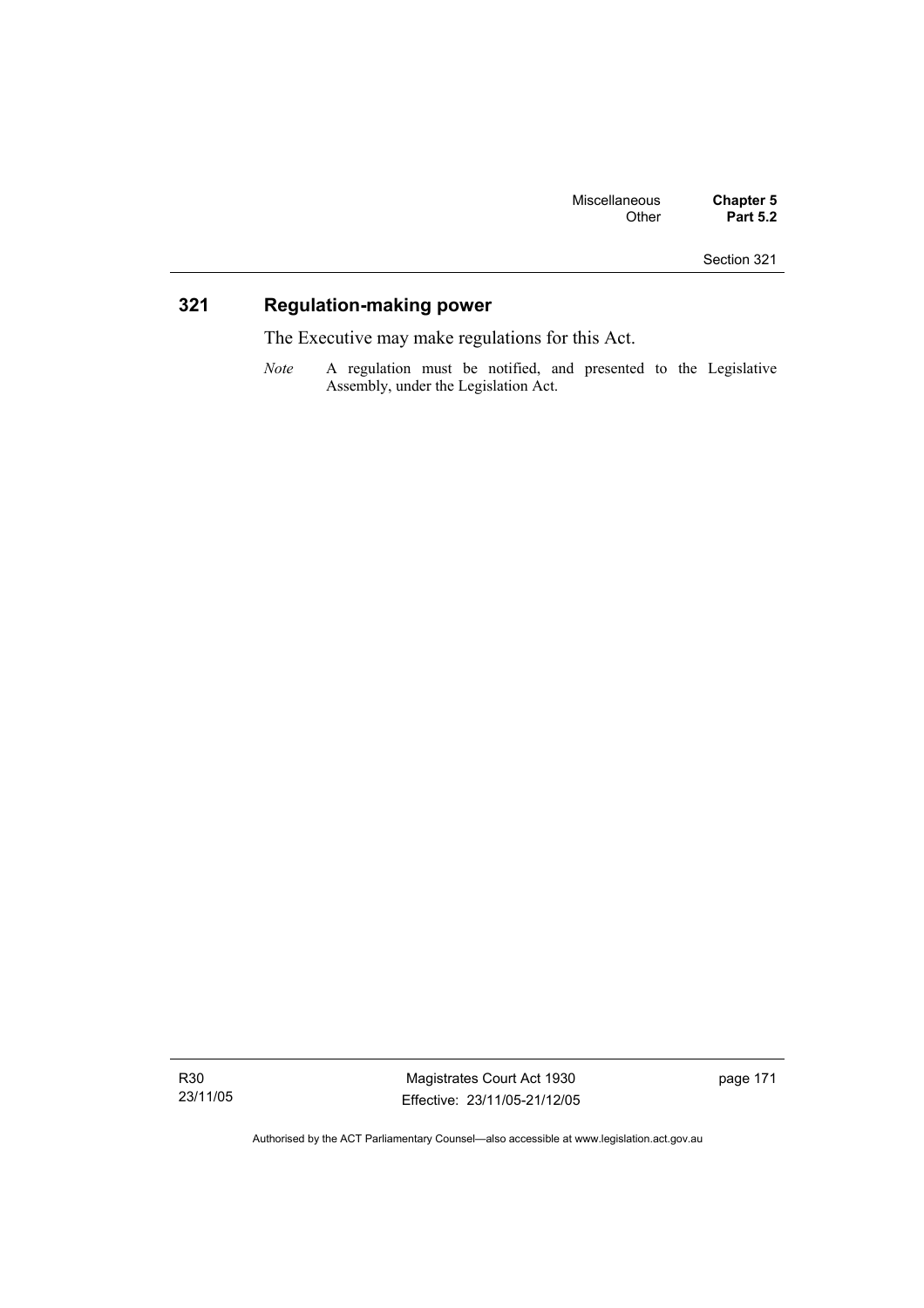## 321 Regulation-making power

The Executive may make regulations for this Act.

*Note* A regulation must be notified, and presented to the Legislative Assembly, under the Legislation Act.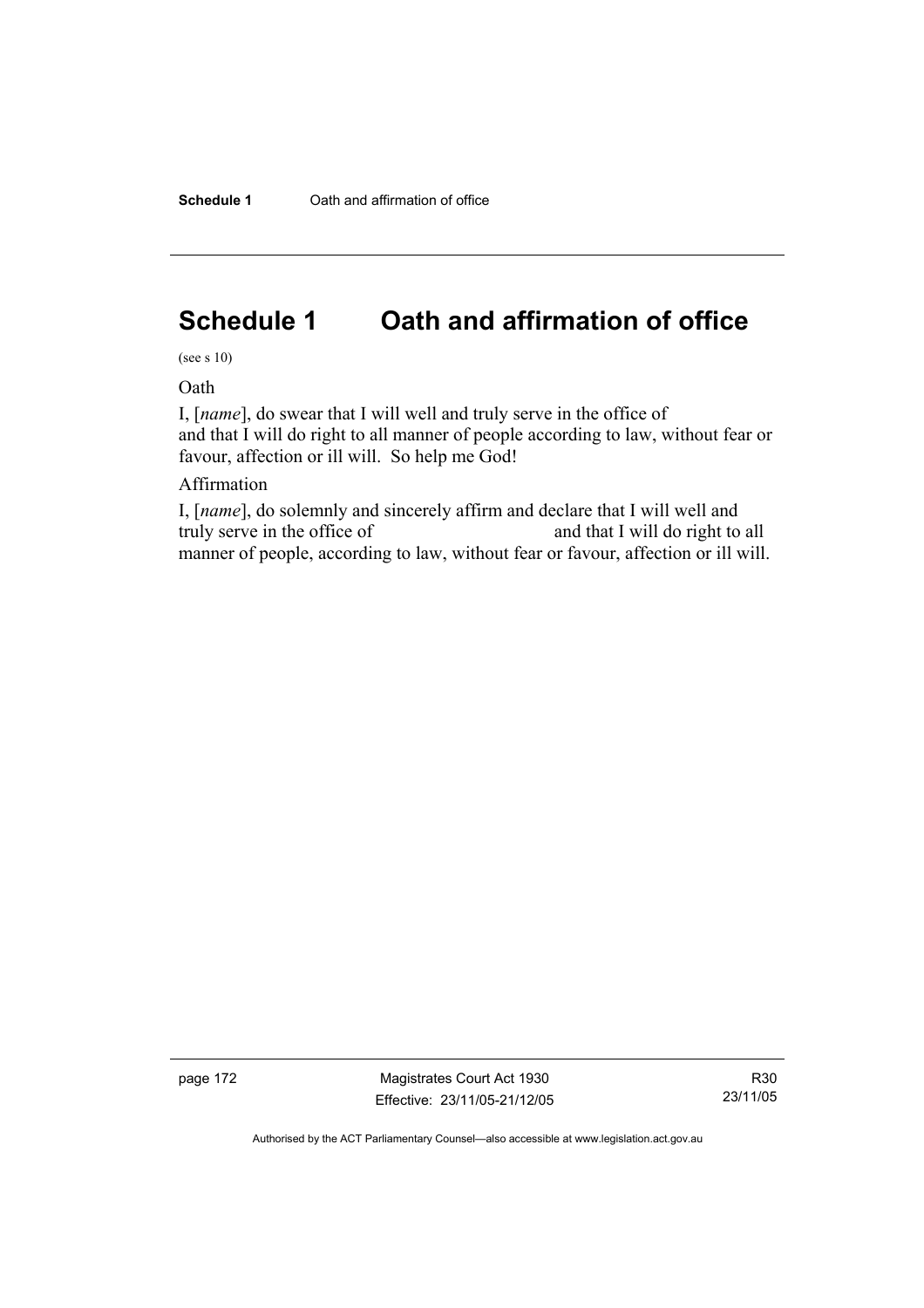# Schedule 1 Oath and affirmation of office

(see s 10)

Oath

I, [*name*], do swear that I will well and truly serve in the office of and that I will do right to all manner of people according to law, without fear or favour, affection or ill will. So help me God!

Affirmation

I, [*name*], do solemnly and sincerely affirm and declare that I will well and truly serve in the office of and that I will do right to all manner of people, according to law, without fear or favour, affection or ill will.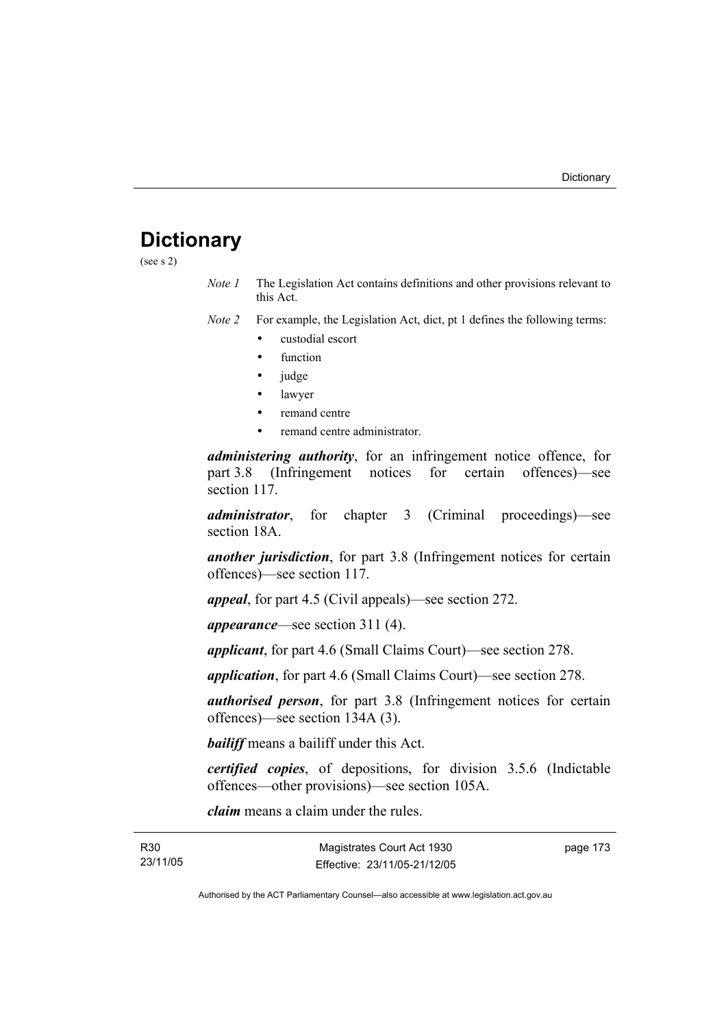# Dictionary

(see s 2)

*Note 1* The Legislation Act contains definitions and other provisions relevant to this Act.

*Note 2* For example, the Legislation Act, dict, pt 1 defines the following terms:

- custodial escort
- function
- judge
- lawyer
- remand centre
- remand centre administrator.

***administering authority***, for an infringement notice offence, for part 3.8 (Infringement notices for certain offences)—see section 117.

***administrator***, for chapter 3 (Criminal proceedings)—see section 18A.

***another jurisdiction***, for part 3.8 (Infringement notices for certain offences)—see section 117.

***appeal***, for part 4.5 (Civil appeals)—see section 272.

***appearance***—see section 311 (4).

***applicant***, for part 4.6 (Small Claims Court)—see section 278.

***application***, for part 4.6 (Small Claims Court)—see section 278.

***authorised person***, for part 3.8 (Infringement notices for certain offences)—see section 134A (3).

***bailiff*** means a bailiff under this Act.

***certified copies***, of depositions, for division 3.5.6 (Indictable offences—other provisions)—see section 105A.

***claim*** means a claim under the rules.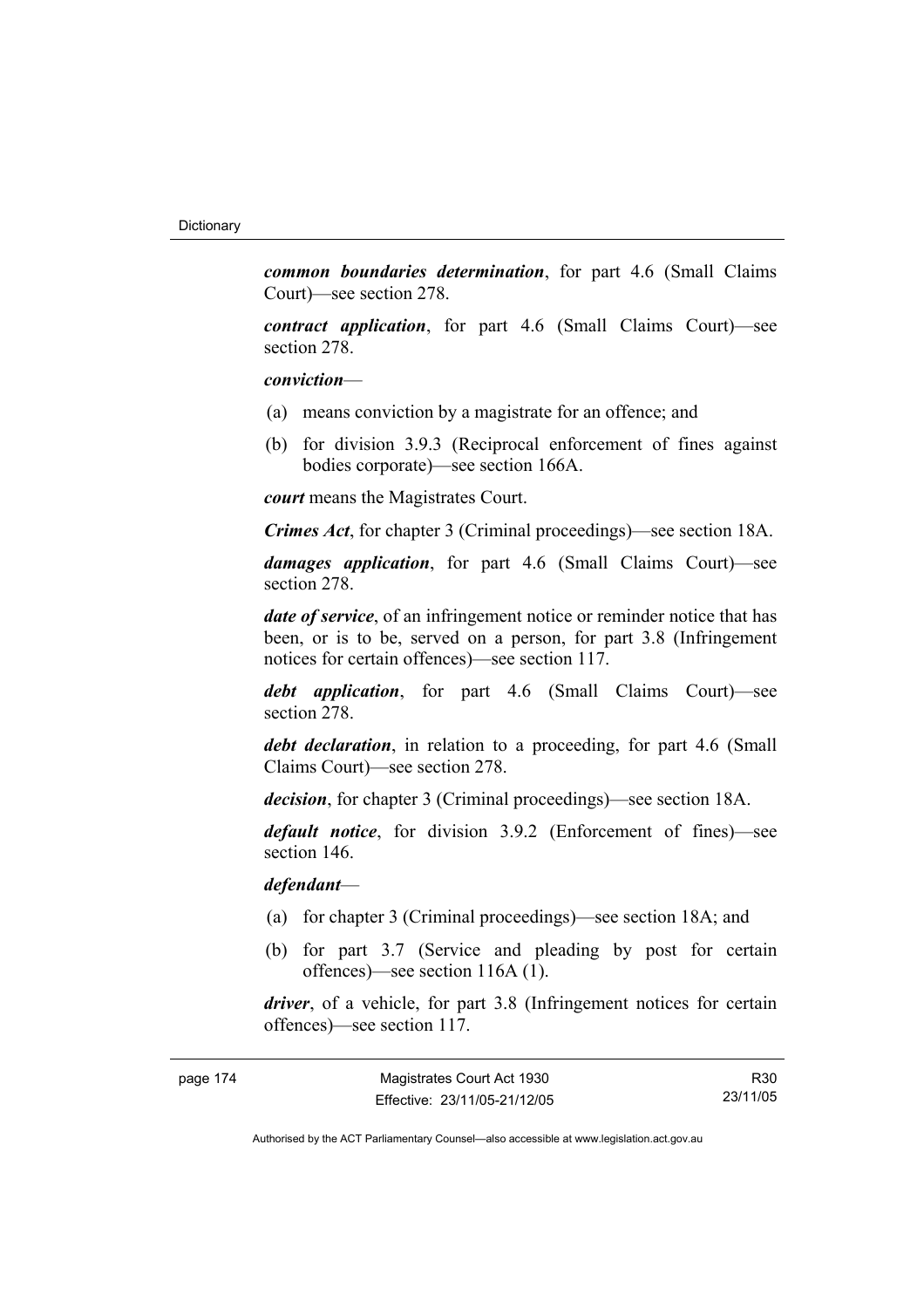***common boundaries determination***, for part 4.6 (Small Claims Court)—see section 278.

***contract application***, for part 4.6 (Small Claims Court)—see section 278.

***conviction***—

(a) means conviction by a magistrate for an offence; and

(b) for division 3.9.3 (Reciprocal enforcement of fines against bodies corporate)—see section 166A.

***court*** means the Magistrates Court.

***Crimes Act***, for chapter 3 (Criminal proceedings)—see section 18A.

***damages application***, for part 4.6 (Small Claims Court)—see section 278.

***date of service***, of an infringement notice or reminder notice that has been, or is to be, served on a person, for part 3.8 (Infringement notices for certain offences)—see section 117.

***debt application***, for part 4.6 (Small Claims Court)—see section 278.

***debt declaration***, in relation to a proceeding, for part 4.6 (Small Claims Court)—see section 278.

***decision***, for chapter 3 (Criminal proceedings)—see section 18A.

***default notice***, for division 3.9.2 (Enforcement of fines)—see section 146.

***defendant***—

(a) for chapter 3 (Criminal proceedings)—see section 18A; and

(b) for part 3.7 (Service and pleading by post for certain offences)—see section 116A (1).

***driver***, of a vehicle, for part 3.8 (Infringement notices for certain offences)—see section 117.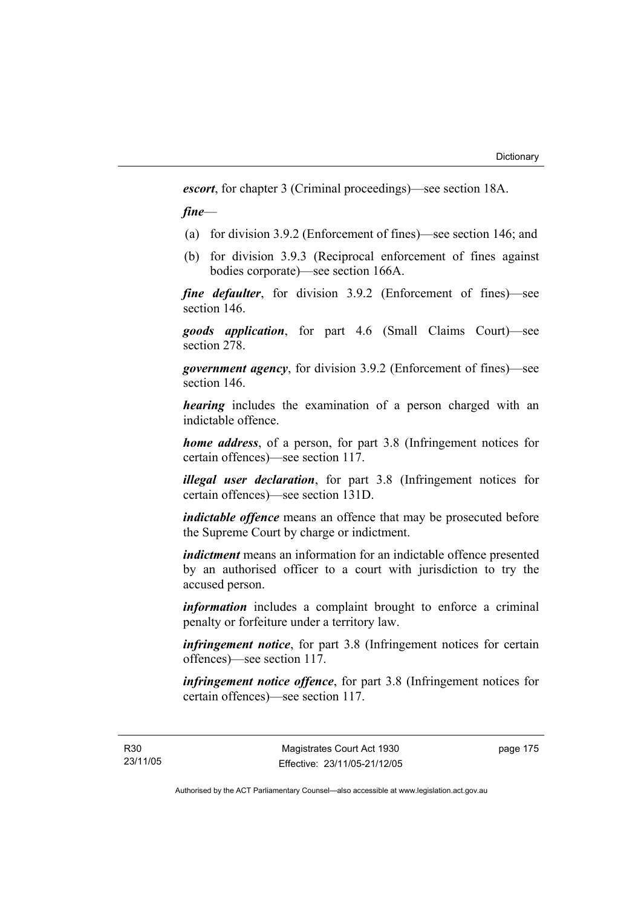***escort***, for chapter 3 (Criminal proceedings)—see section 18A.

***fine***—

(a) for division 3.9.2 (Enforcement of fines)—see section 146; and

(b) for division 3.9.3 (Reciprocal enforcement of fines against bodies corporate)—see section 166A.

***fine defaulter***, for division 3.9.2 (Enforcement of fines)—see section 146.

***goods application***, for part 4.6 (Small Claims Court)—see section 278.

***government agency***, for division 3.9.2 (Enforcement of fines)—see section 146.

***hearing*** includes the examination of a person charged with an indictable offence.

***home address***, of a person, for part 3.8 (Infringement notices for certain offences)—see section 117.

***illegal user declaration***, for part 3.8 (Infringement notices for certain offences)—see section 131D.

***indictable offence*** means an offence that may be prosecuted before the Supreme Court by charge or indictment.

***indictment*** means an information for an indictable offence presented by an authorised officer to a court with jurisdiction to try the accused person.

***information*** includes a complaint brought to enforce a criminal penalty or forfeiture under a territory law.

***infringement notice***, for part 3.8 (Infringement notices for certain offences)—see section 117.

***infringement notice offence***, for part 3.8 (Infringement notices for certain offences)—see section 117.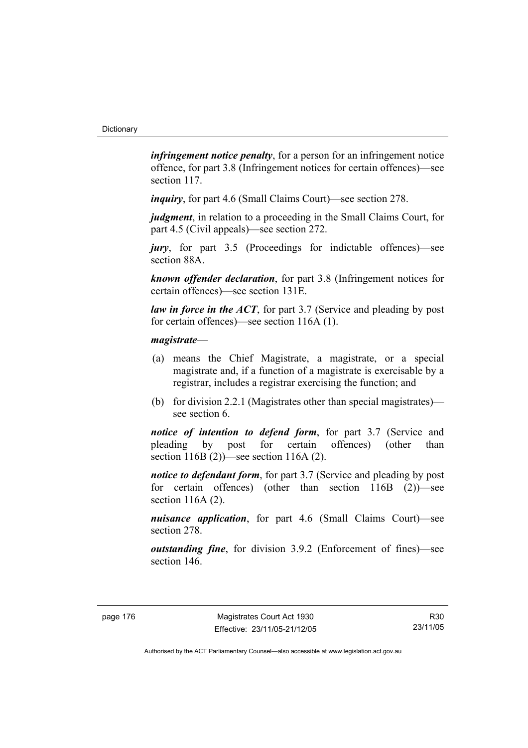***infringement notice penalty***, for a person for an infringement notice offence, for part 3.8 (Infringement notices for certain offences)—see section 117.

***inquiry***, for part 4.6 (Small Claims Court)—see section 278.

***judgment***, in relation to a proceeding in the Small Claims Court, for part 4.5 (Civil appeals)—see section 272.

***jury***, for part 3.5 (Proceedings for indictable offences)—see section 88A.

***known offender declaration***, for part 3.8 (Infringement notices for certain offences)—see section 131E.

***law in force in the ACT***, for part 3.7 (Service and pleading by post for certain offences)—see section 116A (1).

***magistrate***—

(a) means the Chief Magistrate, a magistrate, or a special magistrate and, if a function of a magistrate is exercisable by a registrar, includes a registrar exercising the function; and

(b) for division 2.2.1 (Magistrates other than special magistrates)—see section 6.

***notice of intention to defend form***, for part 3.7 (Service and pleading by post for certain offences) (other than section 116B (2))—see section 116A (2).

***notice to defendant form***, for part 3.7 (Service and pleading by post for certain offences) (other than section 116B (2))—see section 116A (2).

***nuisance application***, for part 4.6 (Small Claims Court)—see section 278.

***outstanding fine***, for division 3.9.2 (Enforcement of fines)—see section 146.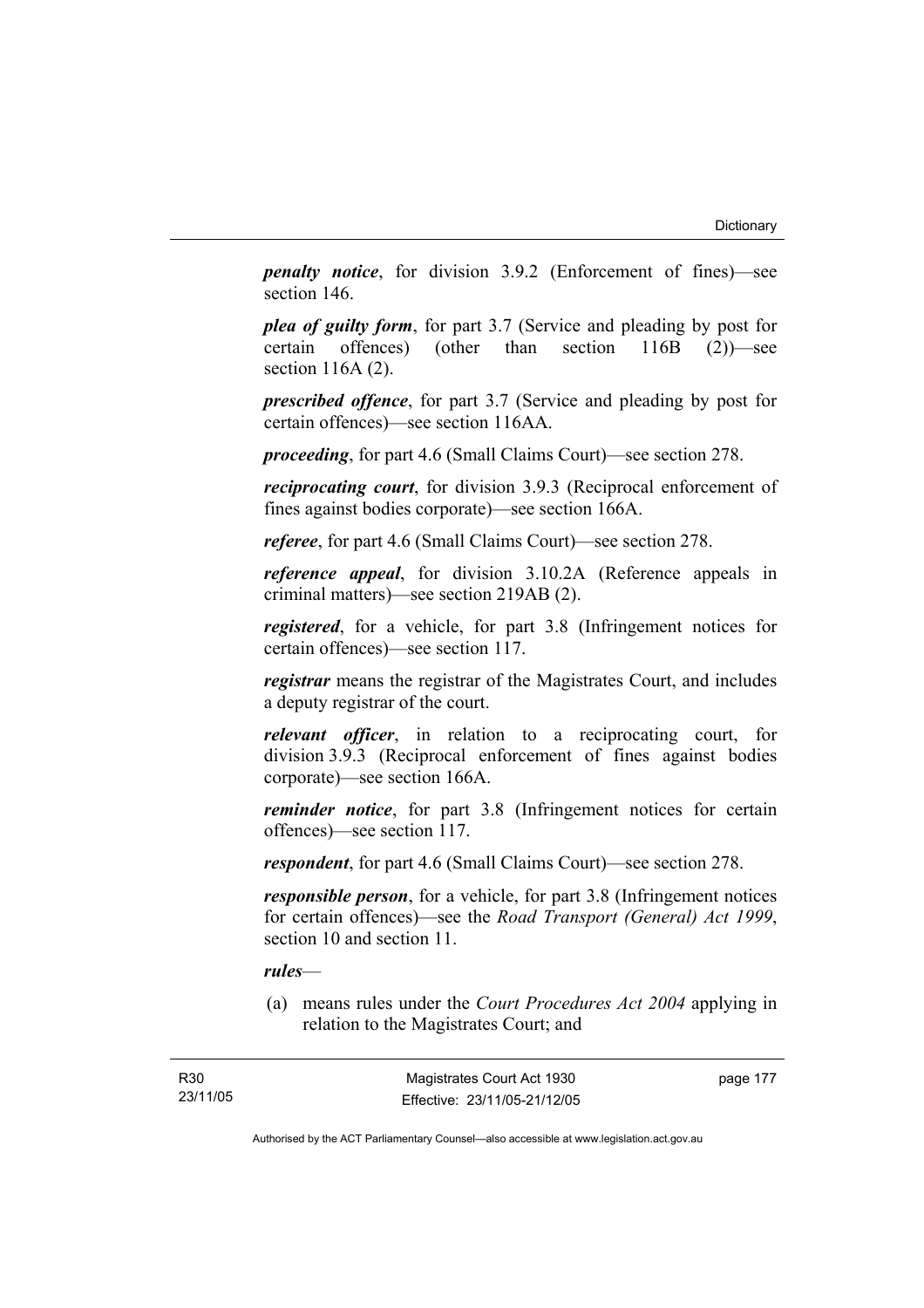***penalty notice***, for division 3.9.2 (Enforcement of fines)—see section 146.

***plea of guilty form***, for part 3.7 (Service and pleading by post for certain offences) (other than section 116B (2))—see section 116A (2).

***prescribed offence***, for part 3.7 (Service and pleading by post for certain offences)—see section 116AA.

***proceeding***, for part 4.6 (Small Claims Court)—see section 278.

***reciprocating court***, for division 3.9.3 (Reciprocal enforcement of fines against bodies corporate)—see section 166A.

***referee***, for part 4.6 (Small Claims Court)—see section 278.

***reference appeal***, for division 3.10.2A (Reference appeals in criminal matters)—see section 219AB (2).

***registered***, for a vehicle, for part 3.8 (Infringement notices for certain offences)—see section 117.

***registrar*** means the registrar of the Magistrates Court, and includes a deputy registrar of the court.

***relevant officer***, in relation to a reciprocating court, for division 3.9.3 (Reciprocal enforcement of fines against bodies corporate)—see section 166A.

***reminder notice***, for part 3.8 (Infringement notices for certain offences)—see section 117.

***respondent***, for part 4.6 (Small Claims Court)—see section 278.

***responsible person***, for a vehicle, for part 3.8 (Infringement notices for certain offences)—see the *Road Transport (General) Act 1999*, section 10 and section 11.

***rules***—

(a) means rules under the *Court Procedures Act 2004* applying in relation to the Magistrates Court; and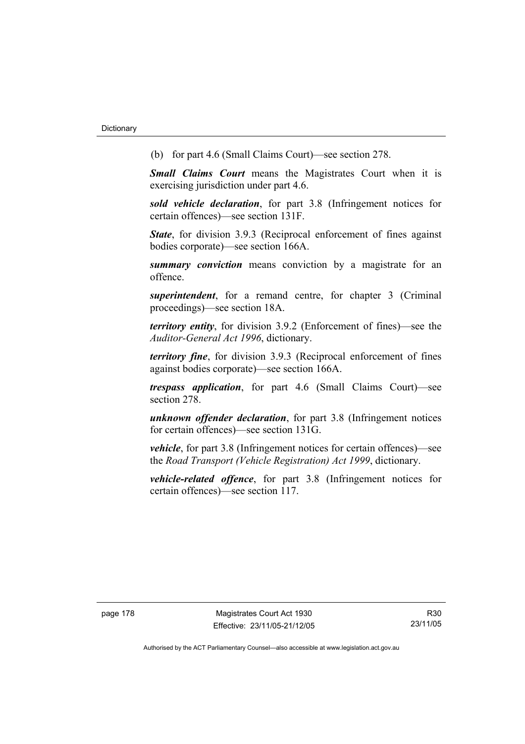(b) for part 4.6 (Small Claims Court)—see section 278.

***Small Claims Court*** means the Magistrates Court when it is exercising jurisdiction under part 4.6.

***sold vehicle declaration***, for part 3.8 (Infringement notices for certain offences)—see section 131F.

***State***, for division 3.9.3 (Reciprocal enforcement of fines against bodies corporate)—see section 166A.

***summary conviction*** means conviction by a magistrate for an offence.

***superintendent***, for a remand centre, for chapter 3 (Criminal proceedings)—see section 18A.

***territory entity***, for division 3.9.2 (Enforcement of fines)—see the *Auditor-General Act 1996*, dictionary.

***territory fine***, for division 3.9.3 (Reciprocal enforcement of fines against bodies corporate)—see section 166A.

***trespass application***, for part 4.6 (Small Claims Court)—see section 278.

***unknown offender declaration***, for part 3.8 (Infringement notices for certain offences)—see section 131G.

***vehicle***, for part 3.8 (Infringement notices for certain offences)—see the *Road Transport (Vehicle Registration) Act 1999*, dictionary.

***vehicle-related offence***, for part 3.8 (Infringement notices for certain offences)—see section 117.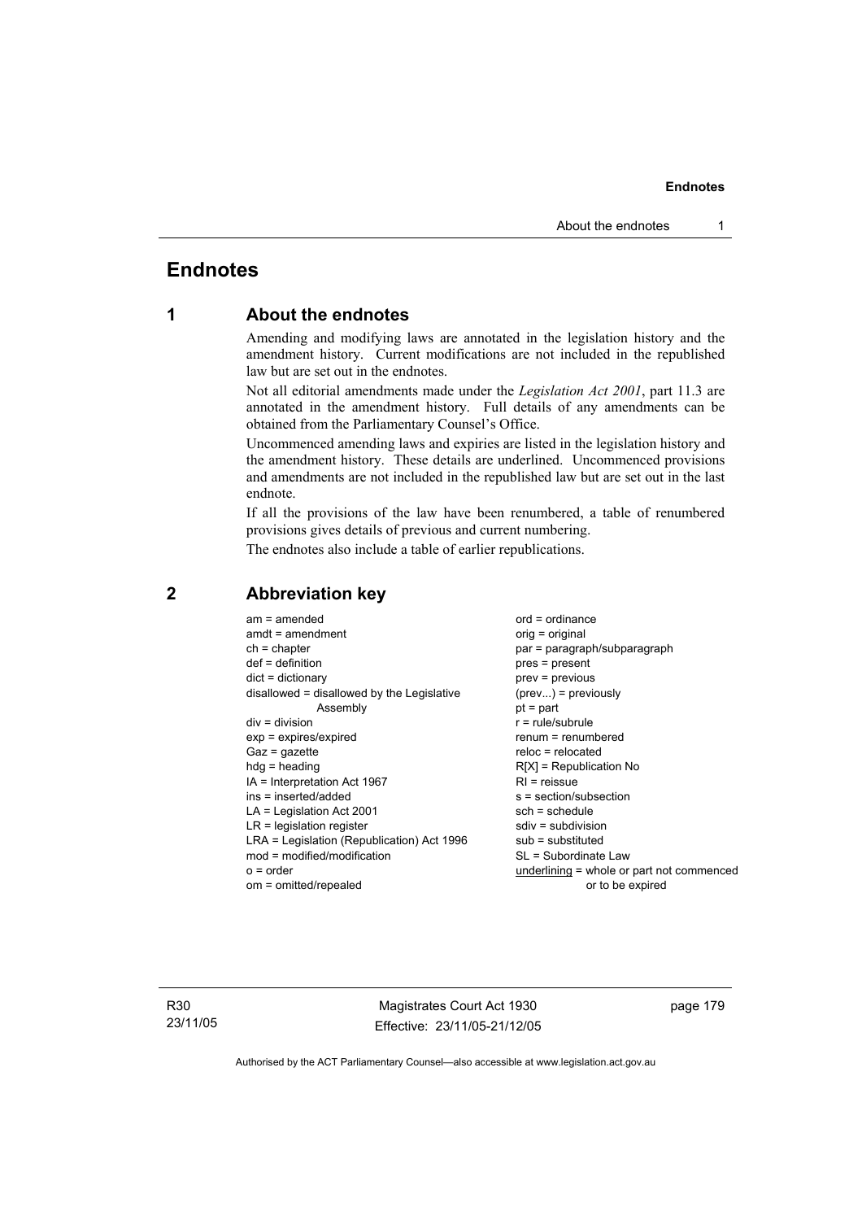# Endnotes

## 1 About the endnotes

Amending and modifying laws are annotated in the legislation history and the amendment history. Current modifications are not included in the republished law but are set out in the endnotes.

Not all editorial amendments made under the *Legislation Act 2001*, part 11.3 are annotated in the amendment history. Full details of any amendments can be obtained from the Parliamentary Counsel's Office.

Uncommenced amending laws and expiries are listed in the legislation history and the amendment history. These details are underlined. Uncommenced provisions and amendments are not included in the republished law but are set out in the last endnote.

If all the provisions of the law have been renumbered, a table of renumbered provisions gives details of previous and current numbering.

The endnotes also include a table of earlier republications.

## 2 Abbreviation key

am = amended
amdt = amendment
ch = chapter
def = definition
dict = dictionary
disallowed = disallowed by the Legislative Assembly
div = division
exp = expires/expired
Gaz = gazette
hdg = heading
IA = Interpretation Act 1967
ins = inserted/added
LA = Legislation Act 2001
LR = legislation register
LRA = Legislation (Republication) Act 1996
mod = modified/modification
o = order
om = omitted/repealed
ord = ordinance
orig = original
par = paragraph/subparagraph
pres = present
prev = previous
(prev...) = previously
pt = part
r = rule/subrule
renum = renumbered
reloc = relocated
R[X] = Republication No
RI = reissue
s = section/subsection
sch = schedule
sdiv = subdivision
sub = substituted
SL = Subordinate Law
underlining = whole or part not commenced or to be expired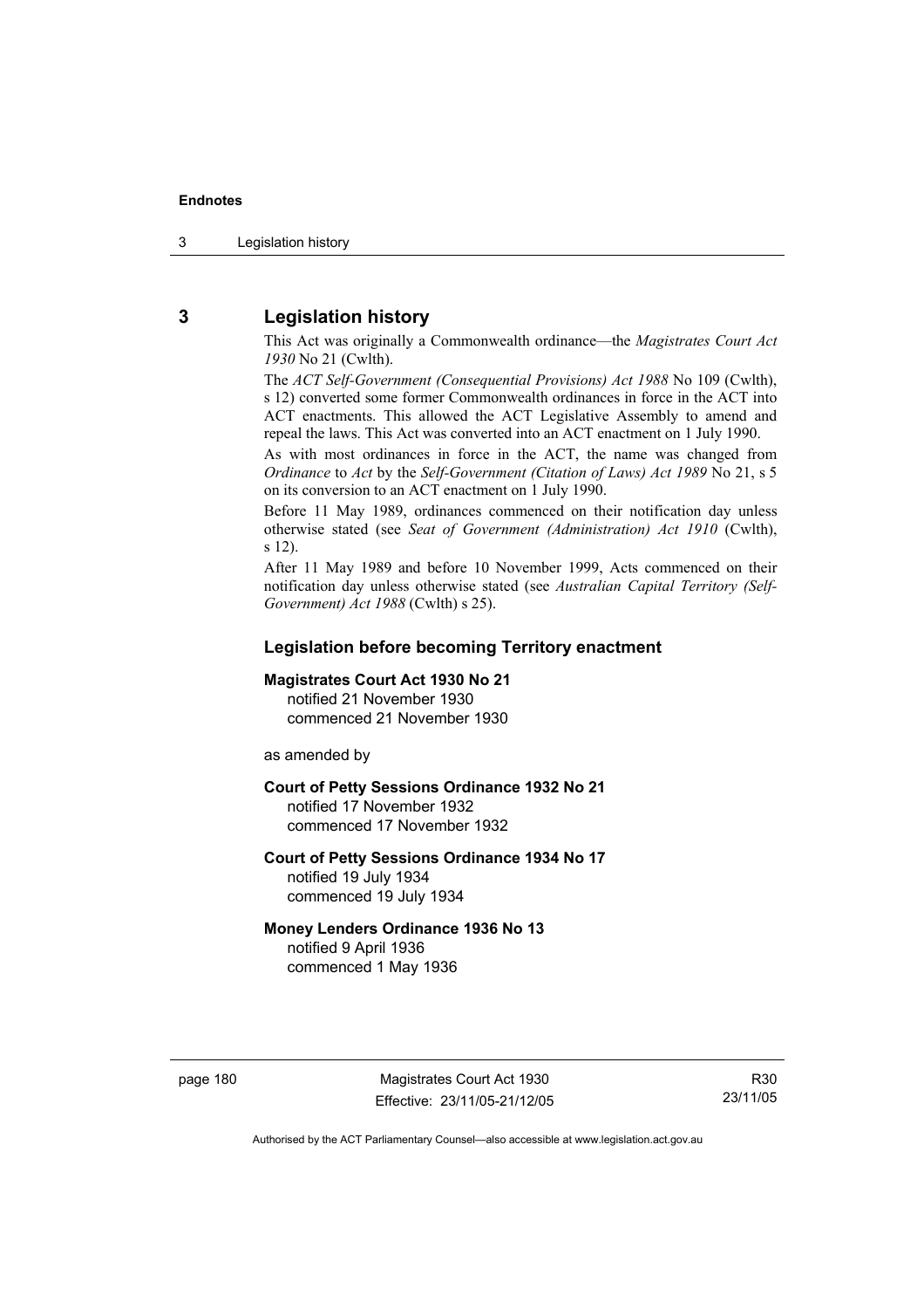## 3 Legislation history

This Act was originally a Commonwealth ordinance—the *Magistrates Court Act 1930* No 21 (Cwlth).

The *ACT Self-Government (Consequential Provisions) Act 1988* No 109 (Cwlth), s 12) converted some former Commonwealth ordinances in force in the ACT into ACT enactments. This allowed the ACT Legislative Assembly to amend and repeal the laws. This Act was converted into an ACT enactment on 1 July 1990.

As with most ordinances in force in the ACT, the name was changed from *Ordinance* to *Act* by the *Self-Government (Citation of Laws) Act 1989* No 21, s 5 on its conversion to an ACT enactment on 1 July 1990.

Before 11 May 1989, ordinances commenced on their notification day unless otherwise stated (see *Seat of Government (Administration) Act 1910* (Cwlth), s 12).

After 11 May 1989 and before 10 November 1999, Acts commenced on their notification day unless otherwise stated (see *Australian Capital Territory (Self-Government) Act 1988* (Cwlth) s 25).

### Legislation before becoming Territory enactment

**Magistrates Court Act 1930 No 21**
notified 21 November 1930
commenced 21 November 1930

as amended by

**Court of Petty Sessions Ordinance 1932 No 21**
notified 17 November 1932
commenced 17 November 1932

**Court of Petty Sessions Ordinance 1934 No 17**
notified 19 July 1934
commenced 19 July 1934

**Money Lenders Ordinance 1936 No 13**
notified 9 April 1936
commenced 1 May 1936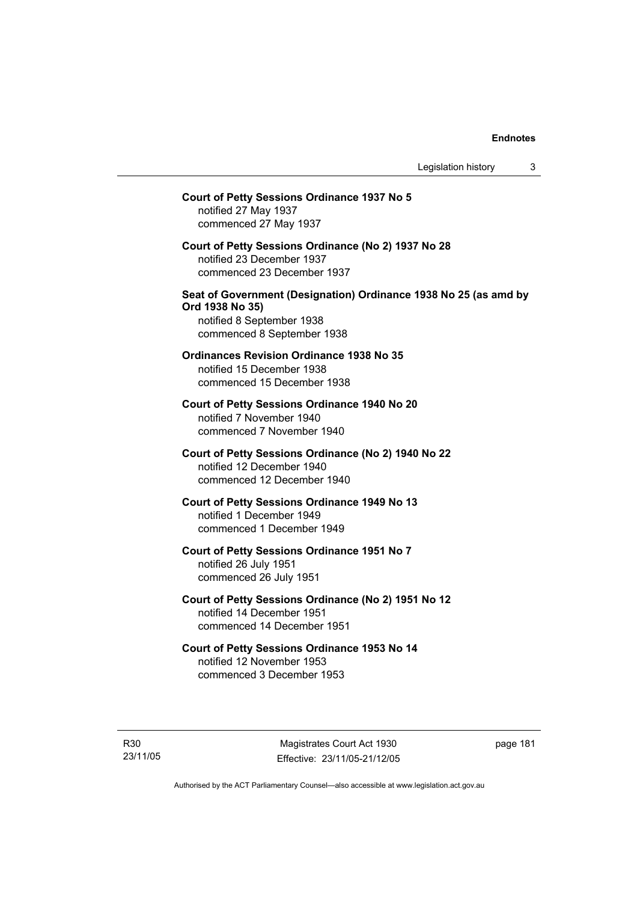**Court of Petty Sessions Ordinance 1937 No 5**
notified 27 May 1937
commenced 27 May 1937

**Court of Petty Sessions Ordinance (No 2) 1937 No 28**
notified 23 December 1937
commenced 23 December 1937

**Seat of Government (Designation) Ordinance 1938 No 25 (as amd by Ord 1938 No 35)**
notified 8 September 1938
commenced 8 September 1938

**Ordinances Revision Ordinance 1938 No 35**
notified 15 December 1938
commenced 15 December 1938

**Court of Petty Sessions Ordinance 1940 No 20**
notified 7 November 1940
commenced 7 November 1940

**Court of Petty Sessions Ordinance (No 2) 1940 No 22**
notified 12 December 1940
commenced 12 December 1940

**Court of Petty Sessions Ordinance 1949 No 13**
notified 1 December 1949
commenced 1 December 1949

**Court of Petty Sessions Ordinance 1951 No 7**
notified 26 July 1951
commenced 26 July 1951

**Court of Petty Sessions Ordinance (No 2) 1951 No 12**
notified 14 December 1951
commenced 14 December 1951

**Court of Petty Sessions Ordinance 1953 No 14**
notified 12 November 1953
commenced 3 December 1953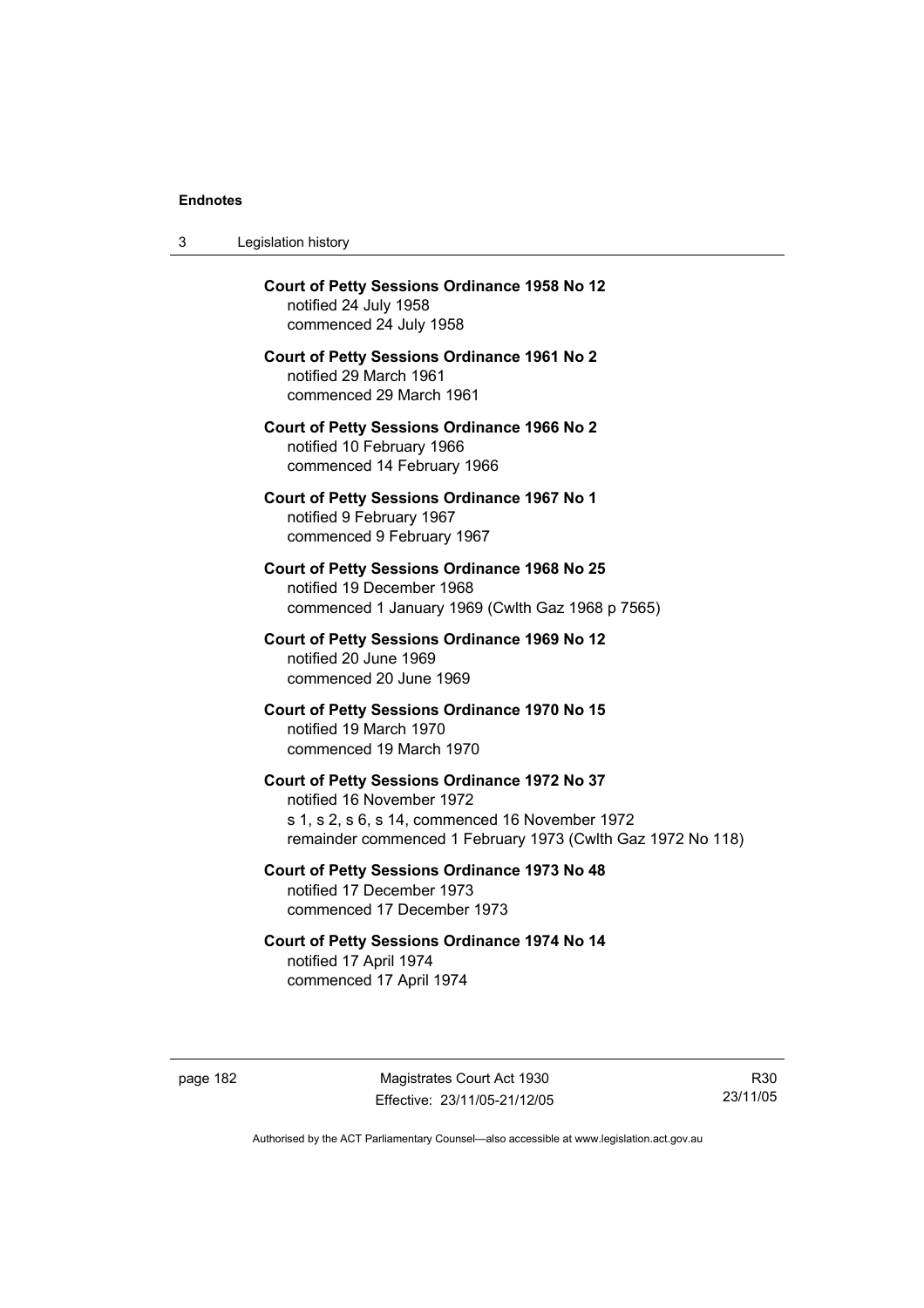**Court of Petty Sessions Ordinance 1958 No 12**
notified 24 July 1958
commenced 24 July 1958

**Court of Petty Sessions Ordinance 1961 No 2**
notified 29 March 1961
commenced 29 March 1961

**Court of Petty Sessions Ordinance 1966 No 2**
notified 10 February 1966
commenced 14 February 1966

**Court of Petty Sessions Ordinance 1967 No 1**
notified 9 February 1967
commenced 9 February 1967

**Court of Petty Sessions Ordinance 1968 No 25**
notified 19 December 1968
commenced 1 January 1969 (Cwlth Gaz 1968 p 7565)

**Court of Petty Sessions Ordinance 1969 No 12**
notified 20 June 1969
commenced 20 June 1969

**Court of Petty Sessions Ordinance 1970 No 15**
notified 19 March 1970
commenced 19 March 1970

**Court of Petty Sessions Ordinance 1972 No 37**
notified 16 November 1972
s 1, s 2, s 6, s 14, commenced 16 November 1972
remainder commenced 1 February 1973 (Cwlth Gaz 1972 No 118)

**Court of Petty Sessions Ordinance 1973 No 48**
notified 17 December 1973
commenced 17 December 1973

**Court of Petty Sessions Ordinance 1974 No 14**
notified 17 April 1974
commenced 17 April 1974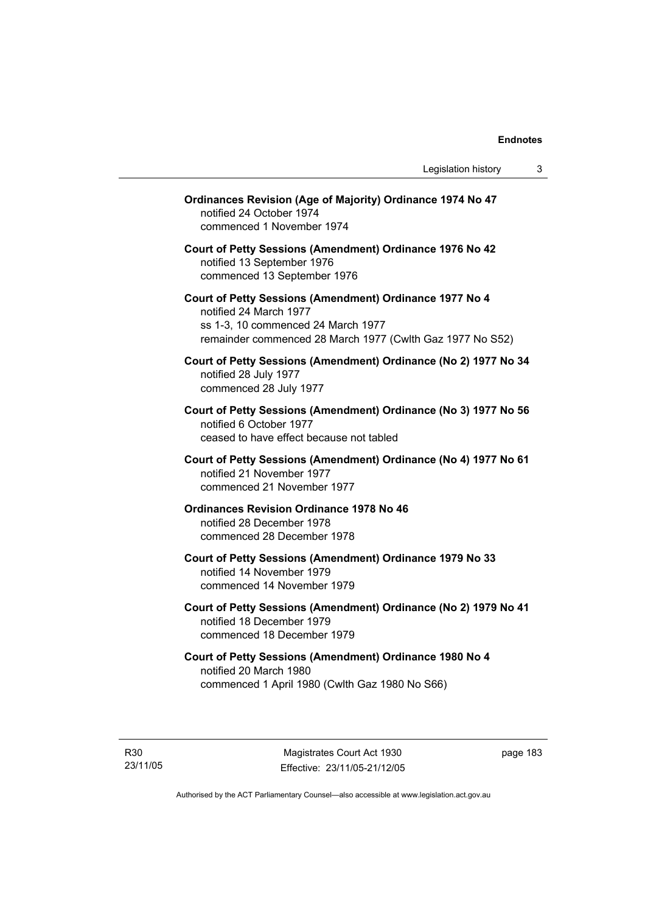**Ordinances Revision (Age of Majority) Ordinance 1974 No 47**
notified 24 October 1974
commenced 1 November 1974

**Court of Petty Sessions (Amendment) Ordinance 1976 No 42**
notified 13 September 1976
commenced 13 September 1976

**Court of Petty Sessions (Amendment) Ordinance 1977 No 4**
notified 24 March 1977
ss 1-3, 10 commenced 24 March 1977
remainder commenced 28 March 1977 (Cwlth Gaz 1977 No S52)

**Court of Petty Sessions (Amendment) Ordinance (No 2) 1977 No 34**
notified 28 July 1977
commenced 28 July 1977

**Court of Petty Sessions (Amendment) Ordinance (No 3) 1977 No 56**
notified 6 October 1977
ceased to have effect because not tabled

**Court of Petty Sessions (Amendment) Ordinance (No 4) 1977 No 61**
notified 21 November 1977
commenced 21 November 1977

**Ordinances Revision Ordinance 1978 No 46**
notified 28 December 1978
commenced 28 December 1978

**Court of Petty Sessions (Amendment) Ordinance 1979 No 33**
notified 14 November 1979
commenced 14 November 1979

**Court of Petty Sessions (Amendment) Ordinance (No 2) 1979 No 41**
notified 18 December 1979
commenced 18 December 1979

**Court of Petty Sessions (Amendment) Ordinance 1980 No 4**
notified 20 March 1980
commenced 1 April 1980 (Cwlth Gaz 1980 No S66)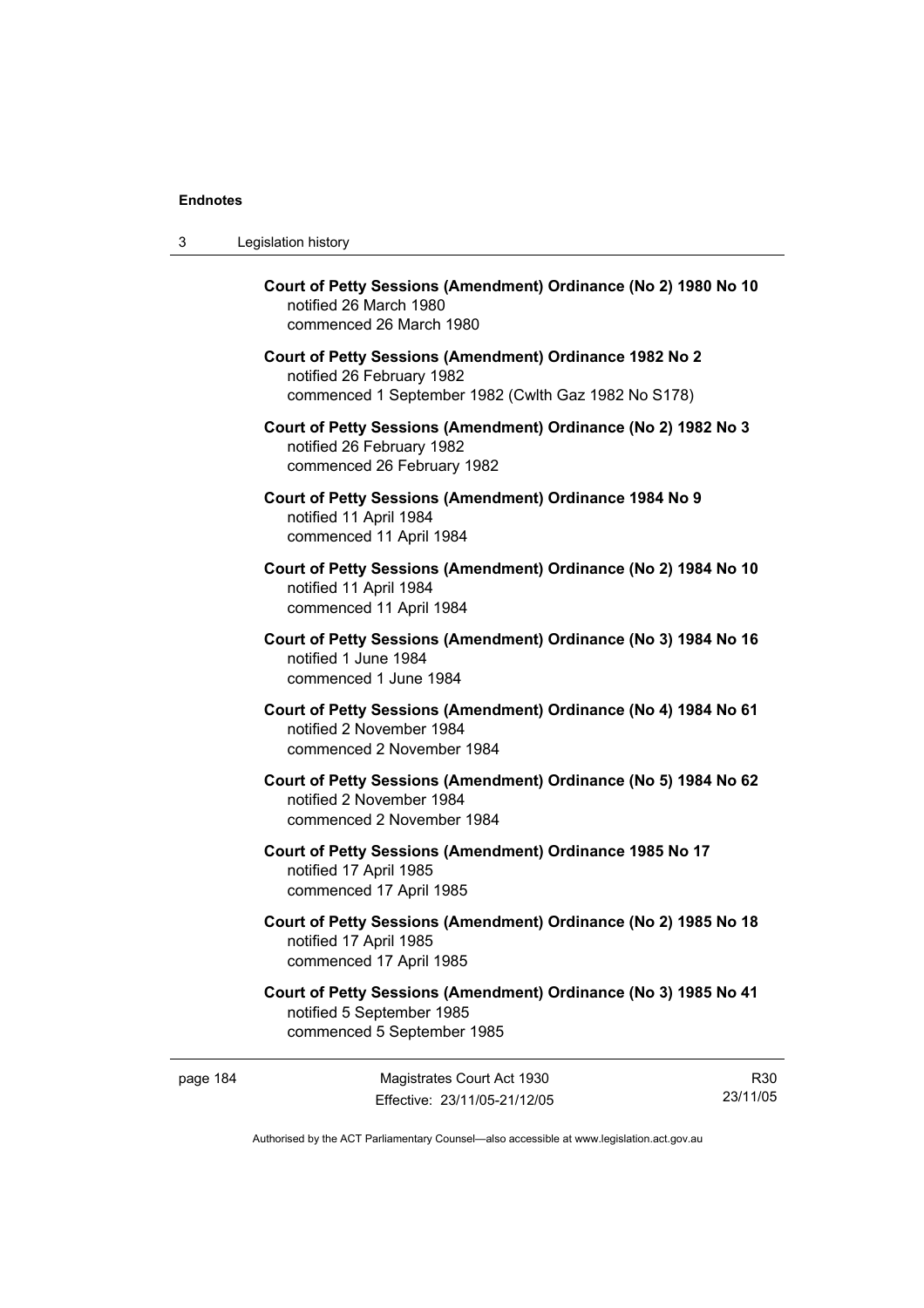**Court of Petty Sessions (Amendment) Ordinance (No 2) 1980 No 10**
notified 26 March 1980
commenced 26 March 1980

**Court of Petty Sessions (Amendment) Ordinance 1982 No 2**
notified 26 February 1982
commenced 1 September 1982 (Cwlth Gaz 1982 No S178)

**Court of Petty Sessions (Amendment) Ordinance (No 2) 1982 No 3**
notified 26 February 1982
commenced 26 February 1982

**Court of Petty Sessions (Amendment) Ordinance 1984 No 9**
notified 11 April 1984
commenced 11 April 1984

**Court of Petty Sessions (Amendment) Ordinance (No 2) 1984 No 10**
notified 11 April 1984
commenced 11 April 1984

**Court of Petty Sessions (Amendment) Ordinance (No 3) 1984 No 16**
notified 1 June 1984
commenced 1 June 1984

**Court of Petty Sessions (Amendment) Ordinance (No 4) 1984 No 61**
notified 2 November 1984
commenced 2 November 1984

**Court of Petty Sessions (Amendment) Ordinance (No 5) 1984 No 62**
notified 2 November 1984
commenced 2 November 1984

**Court of Petty Sessions (Amendment) Ordinance 1985 No 17**
notified 17 April 1985
commenced 17 April 1985

**Court of Petty Sessions (Amendment) Ordinance (No 2) 1985 No 18**
notified 17 April 1985
commenced 17 April 1985

**Court of Petty Sessions (Amendment) Ordinance (No 3) 1985 No 41**
notified 5 September 1985
commenced 5 September 1985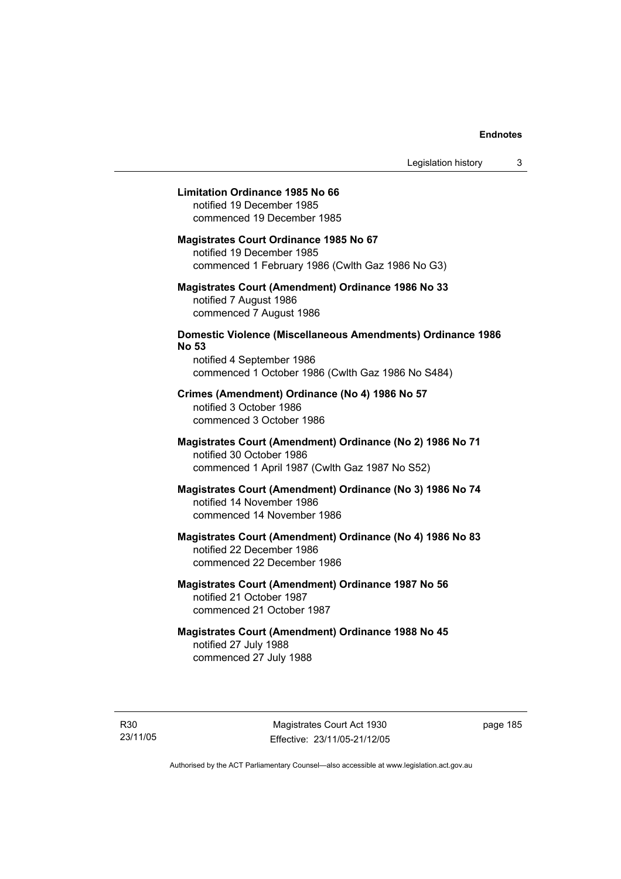**Limitation Ordinance 1985 No 66**
notified 19 December 1985
commenced 19 December 1985

**Magistrates Court Ordinance 1985 No 67**
notified 19 December 1985
commenced 1 February 1986 (Cwlth Gaz 1986 No G3)

**Magistrates Court (Amendment) Ordinance 1986 No 33**
notified 7 August 1986
commenced 7 August 1986

**Domestic Violence (Miscellaneous Amendments) Ordinance 1986 No 53**
notified 4 September 1986
commenced 1 October 1986 (Cwlth Gaz 1986 No S484)

**Crimes (Amendment) Ordinance (No 4) 1986 No 57**
notified 3 October 1986
commenced 3 October 1986

**Magistrates Court (Amendment) Ordinance (No 2) 1986 No 71**
notified 30 October 1986
commenced 1 April 1987 (Cwlth Gaz 1987 No S52)

**Magistrates Court (Amendment) Ordinance (No 3) 1986 No 74**
notified 14 November 1986
commenced 14 November 1986

**Magistrates Court (Amendment) Ordinance (No 4) 1986 No 83**
notified 22 December 1986
commenced 22 December 1986

**Magistrates Court (Amendment) Ordinance 1987 No 56**
notified 21 October 1987
commenced 21 October 1987

**Magistrates Court (Amendment) Ordinance 1988 No 45**
notified 27 July 1988
commenced 27 July 1988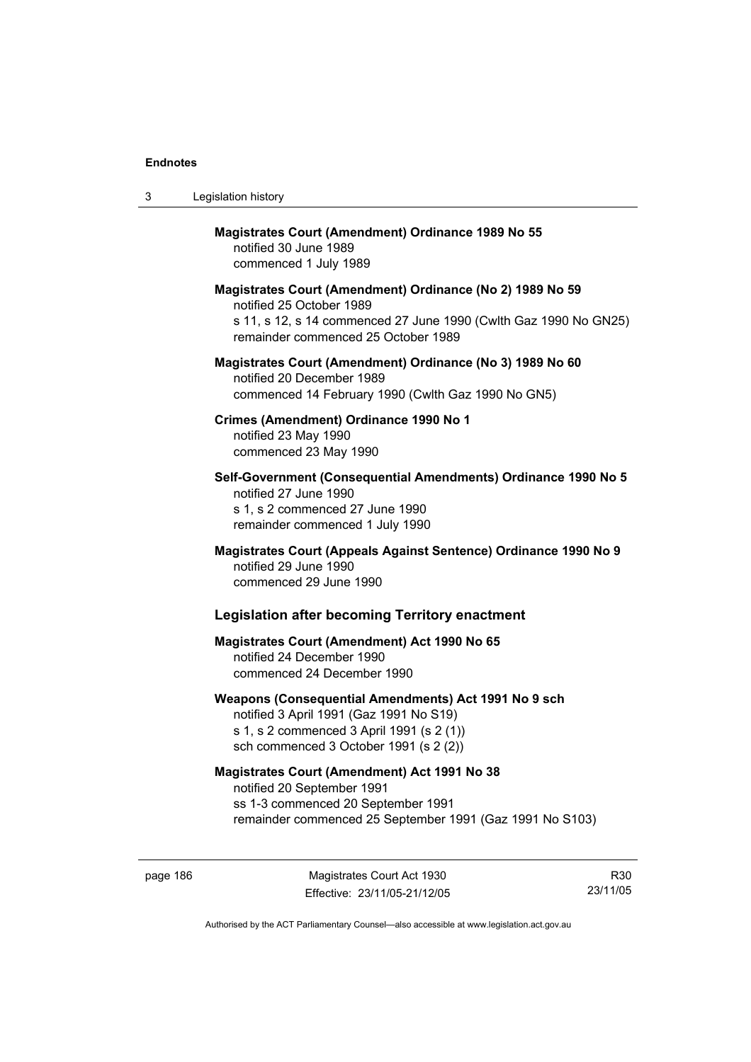**Magistrates Court (Amendment) Ordinance 1989 No 55**
notified 30 June 1989
commenced 1 July 1989

**Magistrates Court (Amendment) Ordinance (No 2) 1989 No 59**
notified 25 October 1989
s 11, s 12, s 14 commenced 27 June 1990 (Cwlth Gaz 1990 No GN25)
remainder commenced 25 October 1989

**Magistrates Court (Amendment) Ordinance (No 3) 1989 No 60**
notified 20 December 1989
commenced 14 February 1990 (Cwlth Gaz 1990 No GN5)

**Crimes (Amendment) Ordinance 1990 No 1**
notified 23 May 1990
commenced 23 May 1990

**Self-Government (Consequential Amendments) Ordinance 1990 No 5**
notified 27 June 1990
s 1, s 2 commenced 27 June 1990
remainder commenced 1 July 1990

**Magistrates Court (Appeals Against Sentence) Ordinance 1990 No 9**
notified 29 June 1990
commenced 29 June 1990

## Legislation after becoming Territory enactment

**Magistrates Court (Amendment) Act 1990 No 65**
notified 24 December 1990
commenced 24 December 1990

**Weapons (Consequential Amendments) Act 1991 No 9 sch**
notified 3 April 1991 (Gaz 1991 No S19)
s 1, s 2 commenced 3 April 1991 (s 2 (1))
sch commenced 3 October 1991 (s 2 (2))

**Magistrates Court (Amendment) Act 1991 No 38**
notified 20 September 1991
ss 1-3 commenced 20 September 1991
remainder commenced 25 September 1991 (Gaz 1991 No S103)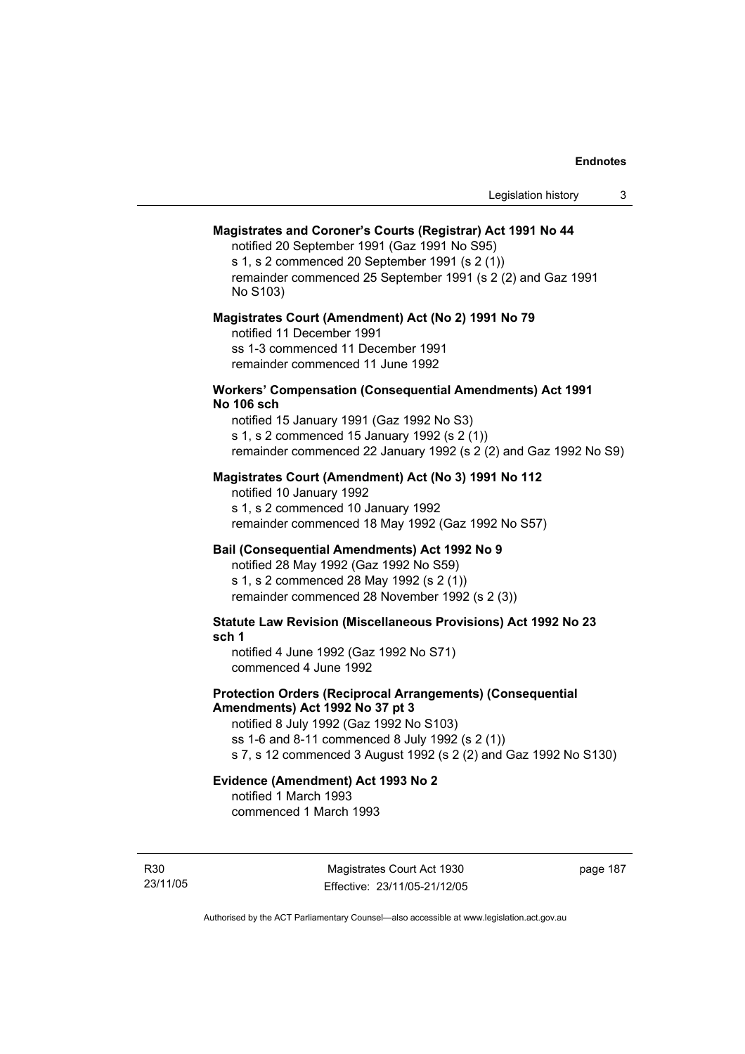**Magistrates and Coroner's Courts (Registrar) Act 1991 No 44**

notified 20 September 1991 (Gaz 1991 No S95)
s 1, s 2 commenced 20 September 1991 (s 2 (1))
remainder commenced 25 September 1991 (s 2 (2) and Gaz 1991 No S103)

**Magistrates Court (Amendment) Act (No 2) 1991 No 79**

notified 11 December 1991
ss 1-3 commenced 11 December 1991
remainder commenced 11 June 1992

**Workers' Compensation (Consequential Amendments) Act 1991 No 106 sch**

notified 15 January 1991 (Gaz 1992 No S3)
s 1, s 2 commenced 15 January 1992 (s 2 (1))
remainder commenced 22 January 1992 (s 2 (2) and Gaz 1992 No S9)

**Magistrates Court (Amendment) Act (No 3) 1991 No 112**

notified 10 January 1992
s 1, s 2 commenced 10 January 1992
remainder commenced 18 May 1992 (Gaz 1992 No S57)

**Bail (Consequential Amendments) Act 1992 No 9**

notified 28 May 1992 (Gaz 1992 No S59)
s 1, s 2 commenced 28 May 1992 (s 2 (1))
remainder commenced 28 November 1992 (s 2 (3))

**Statute Law Revision (Miscellaneous Provisions) Act 1992 No 23 sch 1**

notified 4 June 1992 (Gaz 1992 No S71)
commenced 4 June 1992

**Protection Orders (Reciprocal Arrangements) (Consequential Amendments) Act 1992 No 37 pt 3**

notified 8 July 1992 (Gaz 1992 No S103)
ss 1-6 and 8-11 commenced 8 July 1992 (s 2 (1))
s 7, s 12 commenced 3 August 1992 (s 2 (2) and Gaz 1992 No S130)

**Evidence (Amendment) Act 1993 No 2**

notified 1 March 1993
commenced 1 March 1993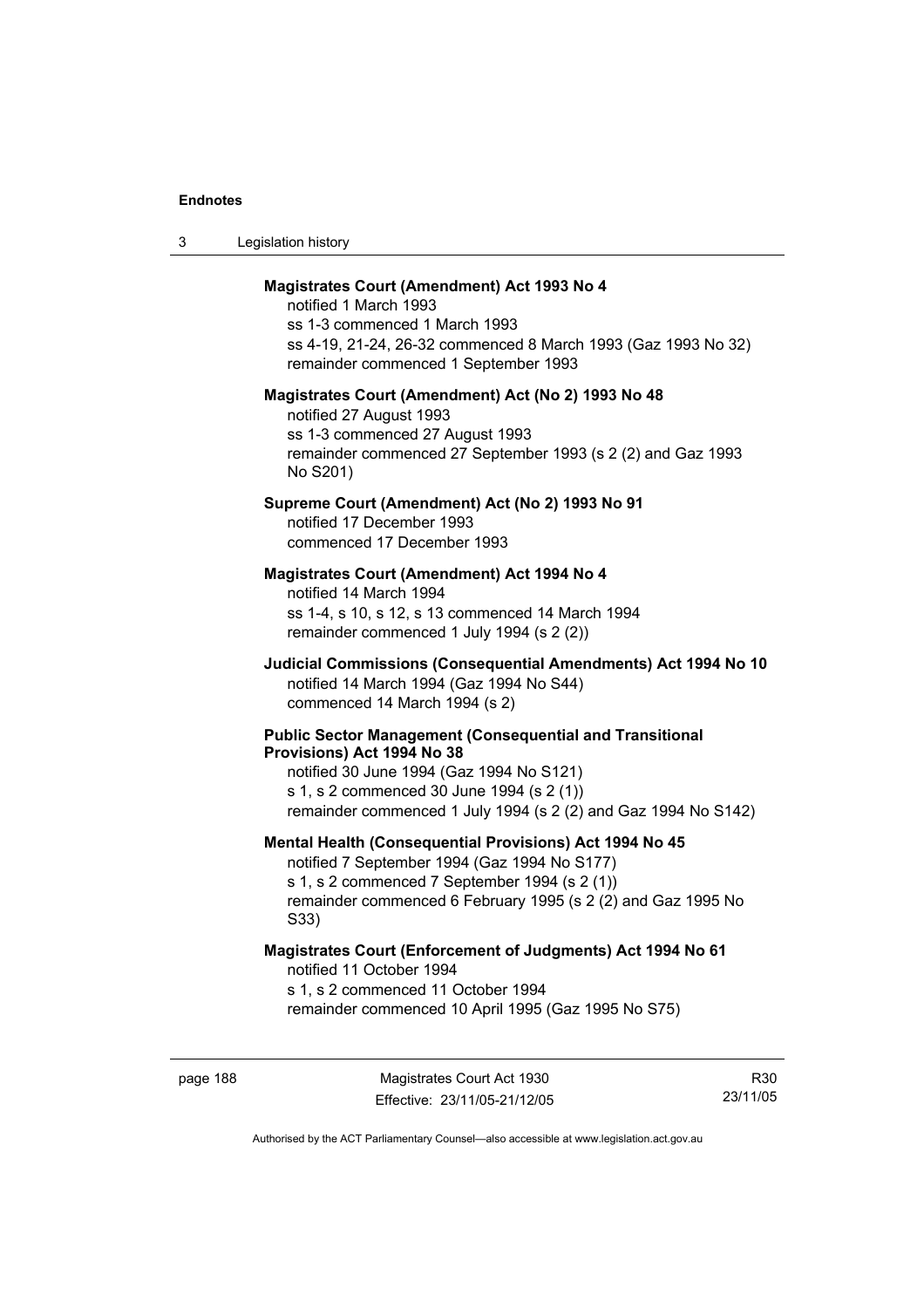**Magistrates Court (Amendment) Act 1993 No 4**

notified 1 March 1993
ss 1-3 commenced 1 March 1993
ss 4-19, 21-24, 26-32 commenced 8 March 1993 (Gaz 1993 No 32)
remainder commenced 1 September 1993

**Magistrates Court (Amendment) Act (No 2) 1993 No 48**

notified 27 August 1993
ss 1-3 commenced 27 August 1993
remainder commenced 27 September 1993 (s 2 (2) and Gaz 1993 No S201)

**Supreme Court (Amendment) Act (No 2) 1993 No 91**

notified 17 December 1993
commenced 17 December 1993

**Magistrates Court (Amendment) Act 1994 No 4**

notified 14 March 1994
ss 1-4, s 10, s 12, s 13 commenced 14 March 1994
remainder commenced 1 July 1994 (s 2 (2))

**Judicial Commissions (Consequential Amendments) Act 1994 No 10**

notified 14 March 1994 (Gaz 1994 No S44)
commenced 14 March 1994 (s 2)

**Public Sector Management (Consequential and Transitional Provisions) Act 1994 No 38**

notified 30 June 1994 (Gaz 1994 No S121)
s 1, s 2 commenced 30 June 1994 (s 2 (1))
remainder commenced 1 July 1994 (s 2 (2) and Gaz 1994 No S142)

**Mental Health (Consequential Provisions) Act 1994 No 45**

notified 7 September 1994 (Gaz 1994 No S177)
s 1, s 2 commenced 7 September 1994 (s 2 (1))
remainder commenced 6 February 1995 (s 2 (2) and Gaz 1995 No S33)

**Magistrates Court (Enforcement of Judgments) Act 1994 No 61**

notified 11 October 1994
s 1, s 2 commenced 11 October 1994
remainder commenced 10 April 1995 (Gaz 1995 No S75)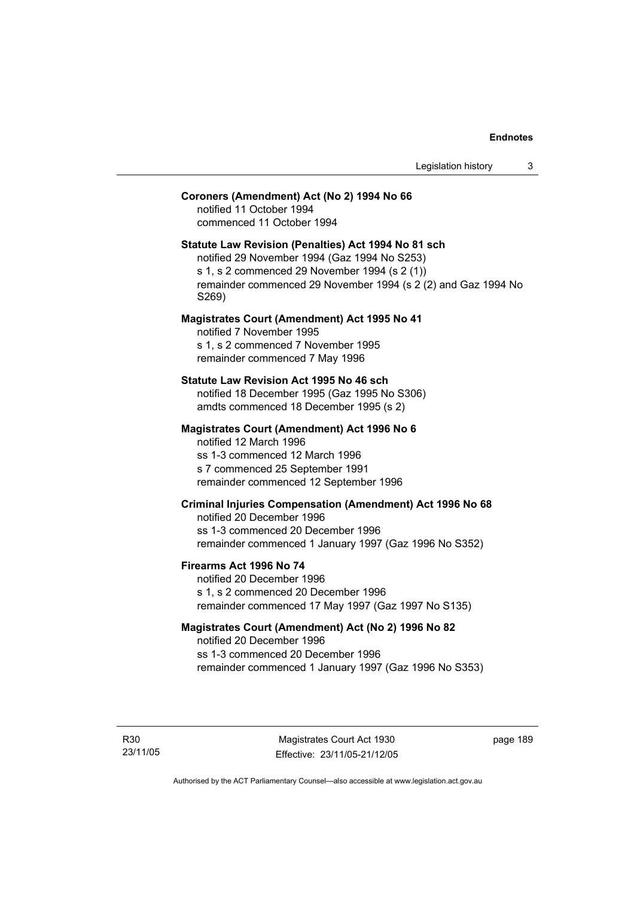**Coroners (Amendment) Act (No 2) 1994 No 66**

notified 11 October 1994
commenced 11 October 1994

**Statute Law Revision (Penalties) Act 1994 No 81 sch**

notified 29 November 1994 (Gaz 1994 No S253)
s 1, s 2 commenced 29 November 1994 (s 2 (1))
remainder commenced 29 November 1994 (s 2 (2) and Gaz 1994 No S269)

**Magistrates Court (Amendment) Act 1995 No 41**

notified 7 November 1995
s 1, s 2 commenced 7 November 1995
remainder commenced 7 May 1996

**Statute Law Revision Act 1995 No 46 sch**

notified 18 December 1995 (Gaz 1995 No S306)
amdts commenced 18 December 1995 (s 2)

**Magistrates Court (Amendment) Act 1996 No 6**

notified 12 March 1996
ss 1-3 commenced 12 March 1996
s 7 commenced 25 September 1991
remainder commenced 12 September 1996

**Criminal Injuries Compensation (Amendment) Act 1996 No 68**

notified 20 December 1996
ss 1-3 commenced 20 December 1996
remainder commenced 1 January 1997 (Gaz 1996 No S352)

**Firearms Act 1996 No 74**

notified 20 December 1996
s 1, s 2 commenced 20 December 1996
remainder commenced 17 May 1997 (Gaz 1997 No S135)

**Magistrates Court (Amendment) Act (No 2) 1996 No 82**

notified 20 December 1996
ss 1-3 commenced 20 December 1996
remainder commenced 1 January 1997 (Gaz 1996 No S353)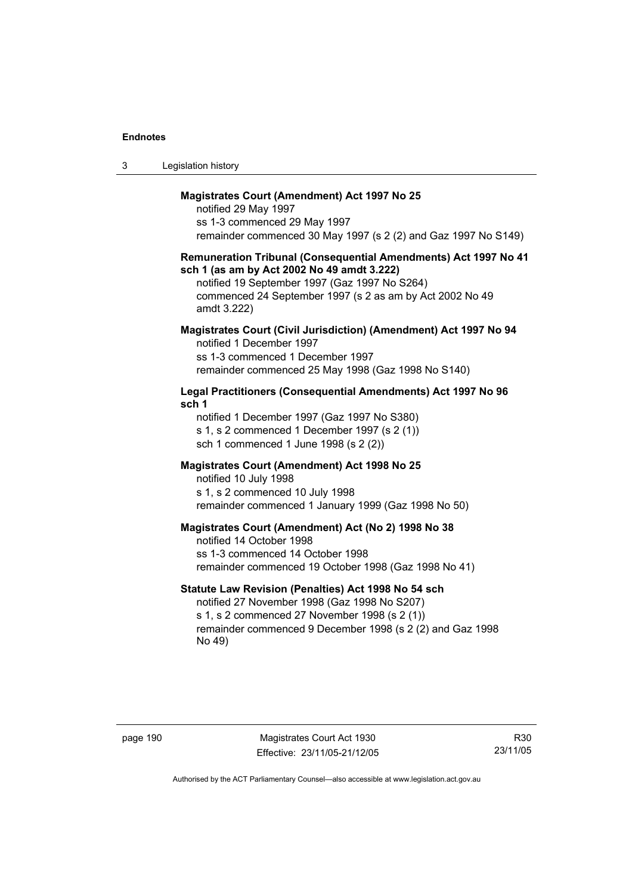**Magistrates Court (Amendment) Act 1997 No 25**

notified 29 May 1997
ss 1-3 commenced 29 May 1997
remainder commenced 30 May 1997 (s 2 (2) and Gaz 1997 No S149)

**Remuneration Tribunal (Consequential Amendments) Act 1997 No 41 sch 1 (as am by Act 2002 No 49 amdt 3.222)**

notified 19 September 1997 (Gaz 1997 No S264)
commenced 24 September 1997 (s 2 as am by Act 2002 No 49 amdt 3.222)

**Magistrates Court (Civil Jurisdiction) (Amendment) Act 1997 No 94**

notified 1 December 1997
ss 1-3 commenced 1 December 1997
remainder commenced 25 May 1998 (Gaz 1998 No S140)

**Legal Practitioners (Consequential Amendments) Act 1997 No 96 sch 1**

notified 1 December 1997 (Gaz 1997 No S380)
s 1, s 2 commenced 1 December 1997 (s 2 (1))
sch 1 commenced 1 June 1998 (s 2 (2))

**Magistrates Court (Amendment) Act 1998 No 25**

notified 10 July 1998
s 1, s 2 commenced 10 July 1998
remainder commenced 1 January 1999 (Gaz 1998 No 50)

**Magistrates Court (Amendment) Act (No 2) 1998 No 38**

notified 14 October 1998
ss 1-3 commenced 14 October 1998
remainder commenced 19 October 1998 (Gaz 1998 No 41)

**Statute Law Revision (Penalties) Act 1998 No 54 sch**

notified 27 November 1998 (Gaz 1998 No S207)
s 1, s 2 commenced 27 November 1998 (s 2 (1))
remainder commenced 9 December 1998 (s 2 (2) and Gaz 1998 No 49)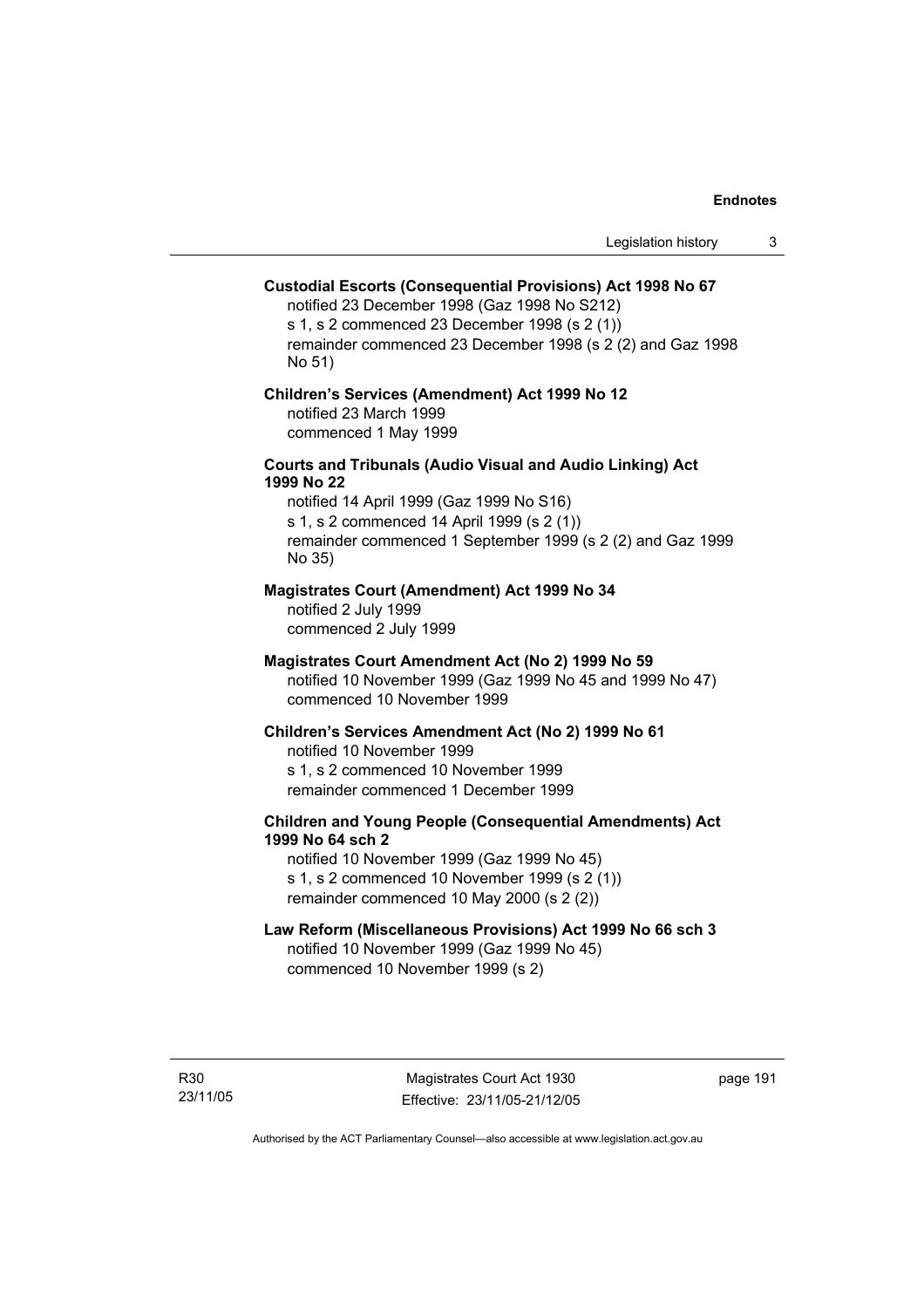**Custodial Escorts (Consequential Provisions) Act 1998 No 67**
notified 23 December 1998 (Gaz 1998 No S212)
s 1, s 2 commenced 23 December 1998 (s 2 (1))
remainder commenced 23 December 1998 (s 2 (2) and Gaz 1998 No 51)

**Children's Services (Amendment) Act 1999 No 12**
notified 23 March 1999
commenced 1 May 1999

**Courts and Tribunals (Audio Visual and Audio Linking) Act 1999 No 22**
notified 14 April 1999 (Gaz 1999 No S16)
s 1, s 2 commenced 14 April 1999 (s 2 (1))
remainder commenced 1 September 1999 (s 2 (2) and Gaz 1999 No 35)

**Magistrates Court (Amendment) Act 1999 No 34**
notified 2 July 1999
commenced 2 July 1999

**Magistrates Court Amendment Act (No 2) 1999 No 59**
notified 10 November 1999 (Gaz 1999 No 45 and 1999 No 47)
commenced 10 November 1999

**Children's Services Amendment Act (No 2) 1999 No 61**
notified 10 November 1999
s 1, s 2 commenced 10 November 1999
remainder commenced 1 December 1999

**Children and Young People (Consequential Amendments) Act 1999 No 64 sch 2**
notified 10 November 1999 (Gaz 1999 No 45)
s 1, s 2 commenced 10 November 1999 (s 2 (1))
remainder commenced 10 May 2000 (s 2 (2))

**Law Reform (Miscellaneous Provisions) Act 1999 No 66 sch 3**
notified 10 November 1999 (Gaz 1999 No 45)
commenced 10 November 1999 (s 2)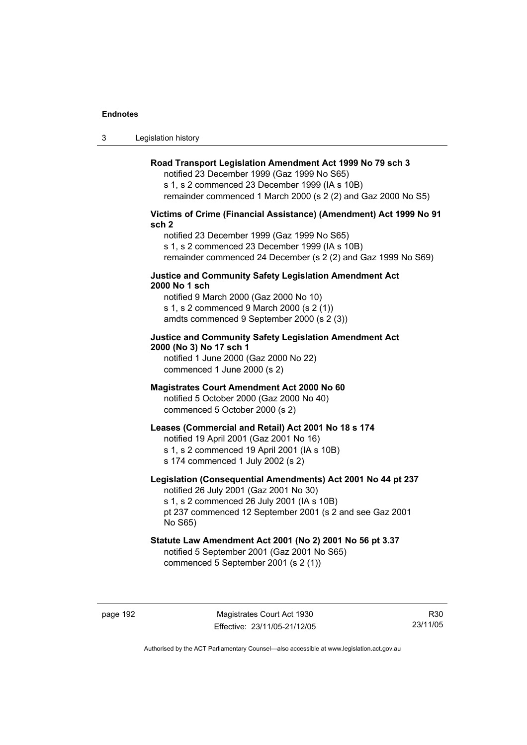**Road Transport Legislation Amendment Act 1999 No 79 sch 3**

notified 23 December 1999 (Gaz 1999 No S65)
s 1, s 2 commenced 23 December 1999 (IA s 10B)
remainder commenced 1 March 2000 (s 2 (2) and Gaz 2000 No S5)

**Victims of Crime (Financial Assistance) (Amendment) Act 1999 No 91 sch 2**

notified 23 December 1999 (Gaz 1999 No S65)
s 1, s 2 commenced 23 December 1999 (IA s 10B)
remainder commenced 24 December (s 2 (2) and Gaz 1999 No S69)

**Justice and Community Safety Legislation Amendment Act 2000 No 1 sch**

notified 9 March 2000 (Gaz 2000 No 10)
s 1, s 2 commenced 9 March 2000 (s 2 (1))
amdts commenced 9 September 2000 (s 2 (3))

**Justice and Community Safety Legislation Amendment Act 2000 (No 3) No 17 sch 1**

notified 1 June 2000 (Gaz 2000 No 22)
commenced 1 June 2000 (s 2)

**Magistrates Court Amendment Act 2000 No 60**

notified 5 October 2000 (Gaz 2000 No 40)
commenced 5 October 2000 (s 2)

**Leases (Commercial and Retail) Act 2001 No 18 s 174**

notified 19 April 2001 (Gaz 2001 No 16)
s 1, s 2 commenced 19 April 2001 (IA s 10B)
s 174 commenced 1 July 2002 (s 2)

**Legislation (Consequential Amendments) Act 2001 No 44 pt 237**

notified 26 July 2001 (Gaz 2001 No 30)
s 1, s 2 commenced 26 July 2001 (IA s 10B)
pt 237 commenced 12 September 2001 (s 2 and see Gaz 2001 No S65)

**Statute Law Amendment Act 2001 (No 2) 2001 No 56 pt 3.37**

notified 5 September 2001 (Gaz 2001 No S65)
commenced 5 September 2001 (s 2 (1))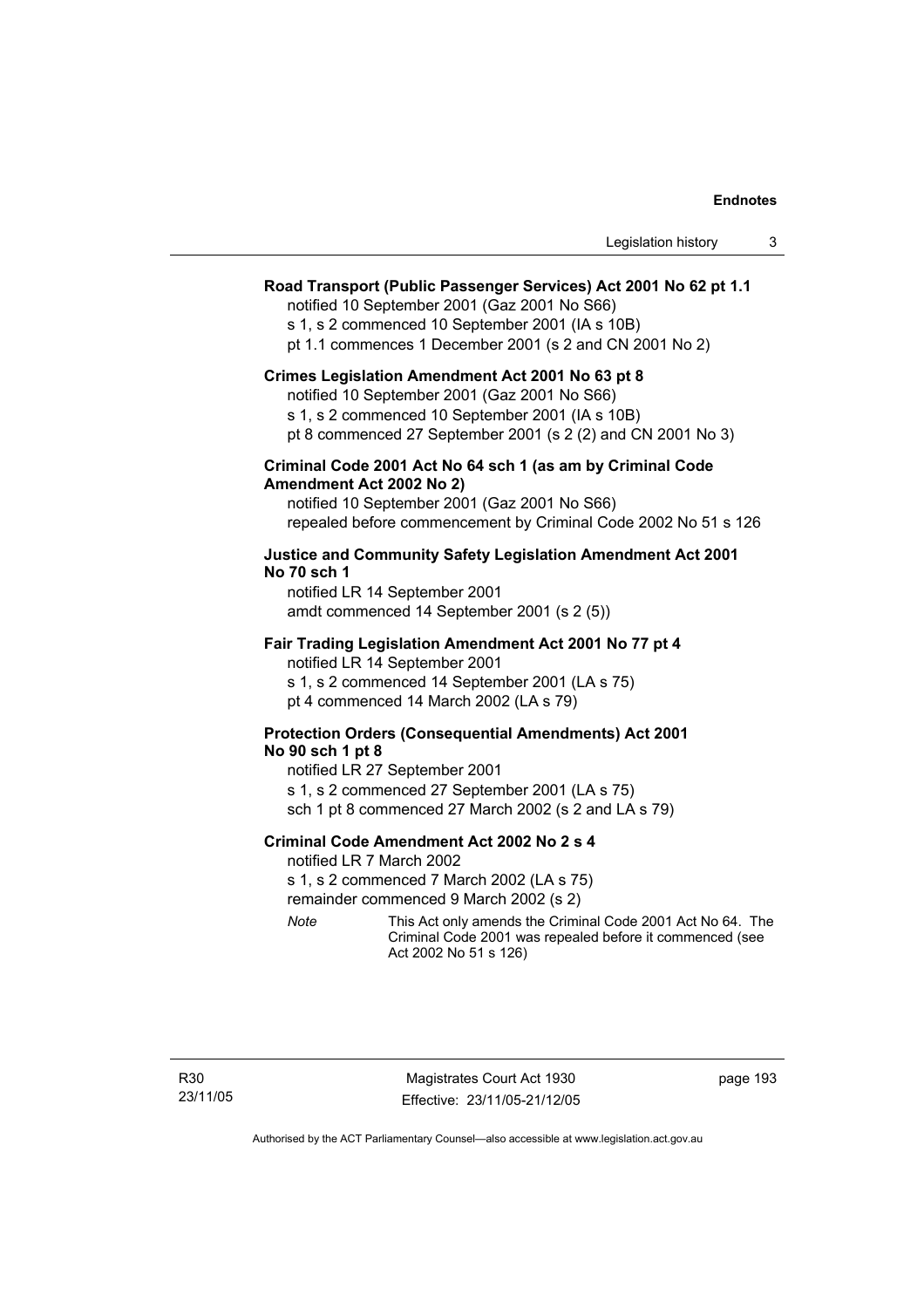**Road Transport (Public Passenger Services) Act 2001 No 62 pt 1.1**

notified 10 September 2001 (Gaz 2001 No S66)
s 1, s 2 commenced 10 September 2001 (IA s 10B)
pt 1.1 commences 1 December 2001 (s 2 and CN 2001 No 2)

**Crimes Legislation Amendment Act 2001 No 63 pt 8**

notified 10 September 2001 (Gaz 2001 No S66)
s 1, s 2 commenced 10 September 2001 (IA s 10B)
pt 8 commenced 27 September 2001 (s 2 (2) and CN 2001 No 3)

**Criminal Code 2001 Act No 64 sch 1 (as am by Criminal Code Amendment Act 2002 No 2)**

notified 10 September 2001 (Gaz 2001 No S66)
repealed before commencement by Criminal Code 2002 No 51 s 126

**Justice and Community Safety Legislation Amendment Act 2001 No 70 sch 1**

notified LR 14 September 2001
amdt commenced 14 September 2001 (s 2 (5))

**Fair Trading Legislation Amendment Act 2001 No 77 pt 4**

notified LR 14 September 2001
s 1, s 2 commenced 14 September 2001 (LA s 75)
pt 4 commenced 14 March 2002 (LA s 79)

**Protection Orders (Consequential Amendments) Act 2001 No 90 sch 1 pt 8**

notified LR 27 September 2001
s 1, s 2 commenced 27 September 2001 (LA s 75)
sch 1 pt 8 commenced 27 March 2002 (s 2 and LA s 79)

**Criminal Code Amendment Act 2002 No 2 s 4**

notified LR 7 March 2002
s 1, s 2 commenced 7 March 2002 (LA s 75)
remainder commenced 9 March 2002 (s 2)

*Note* This Act only amends the Criminal Code 2001 Act No 64. The Criminal Code 2001 was repealed before it commenced (see Act 2002 No 51 s 126)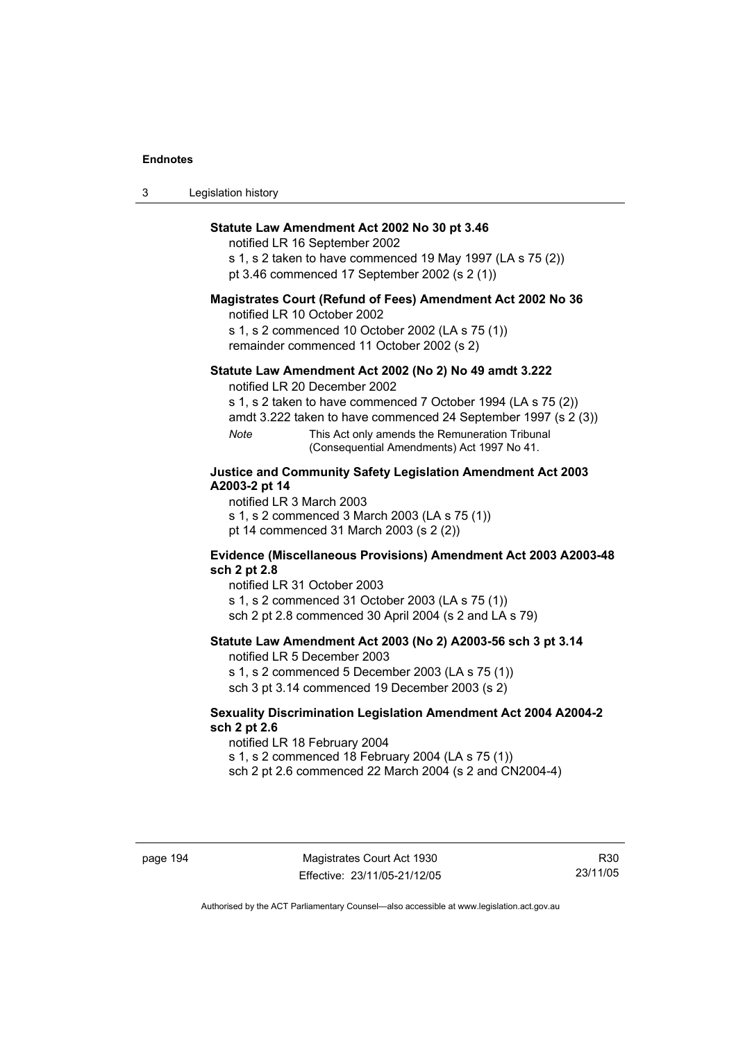**Statute Law Amendment Act 2002 No 30 pt 3.46**

notified LR 16 September 2002

s 1, s 2 taken to have commenced 19 May 1997 (LA s 75 (2))

pt 3.46 commenced 17 September 2002 (s 2 (1))

**Magistrates Court (Refund of Fees) Amendment Act 2002 No 36**

notified LR 10 October 2002

s 1, s 2 commenced 10 October 2002 (LA s 75 (1))

remainder commenced 11 October 2002 (s 2)

**Statute Law Amendment Act 2002 (No 2) No 49 amdt 3.222**

notified LR 20 December 2002

s 1, s 2 taken to have commenced 7 October 1994 (LA s 75 (2))

amdt 3.222 taken to have commenced 24 September 1997 (s 2 (3))

*Note* This Act only amends the Remuneration Tribunal (Consequential Amendments) Act 1997 No 41.

**Justice and Community Safety Legislation Amendment Act 2003 A2003-2 pt 14**

notified LR 3 March 2003

s 1, s 2 commenced 3 March 2003 (LA s 75 (1))

pt 14 commenced 31 March 2003 (s 2 (2))

**Evidence (Miscellaneous Provisions) Amendment Act 2003 A2003-48 sch 2 pt 2.8**

notified LR 31 October 2003

s 1, s 2 commenced 31 October 2003 (LA s 75 (1))

sch 2 pt 2.8 commenced 30 April 2004 (s 2 and LA s 79)

**Statute Law Amendment Act 2003 (No 2) A2003-56 sch 3 pt 3.14**

notified LR 5 December 2003

s 1, s 2 commenced 5 December 2003 (LA s 75 (1))

sch 3 pt 3.14 commenced 19 December 2003 (s 2)

**Sexuality Discrimination Legislation Amendment Act 2004 A2004-2 sch 2 pt 2.6**

notified LR 18 February 2004

s 1, s 2 commenced 18 February 2004 (LA s 75 (1))

sch 2 pt 2.6 commenced 22 March 2004 (s 2 and CN2004-4)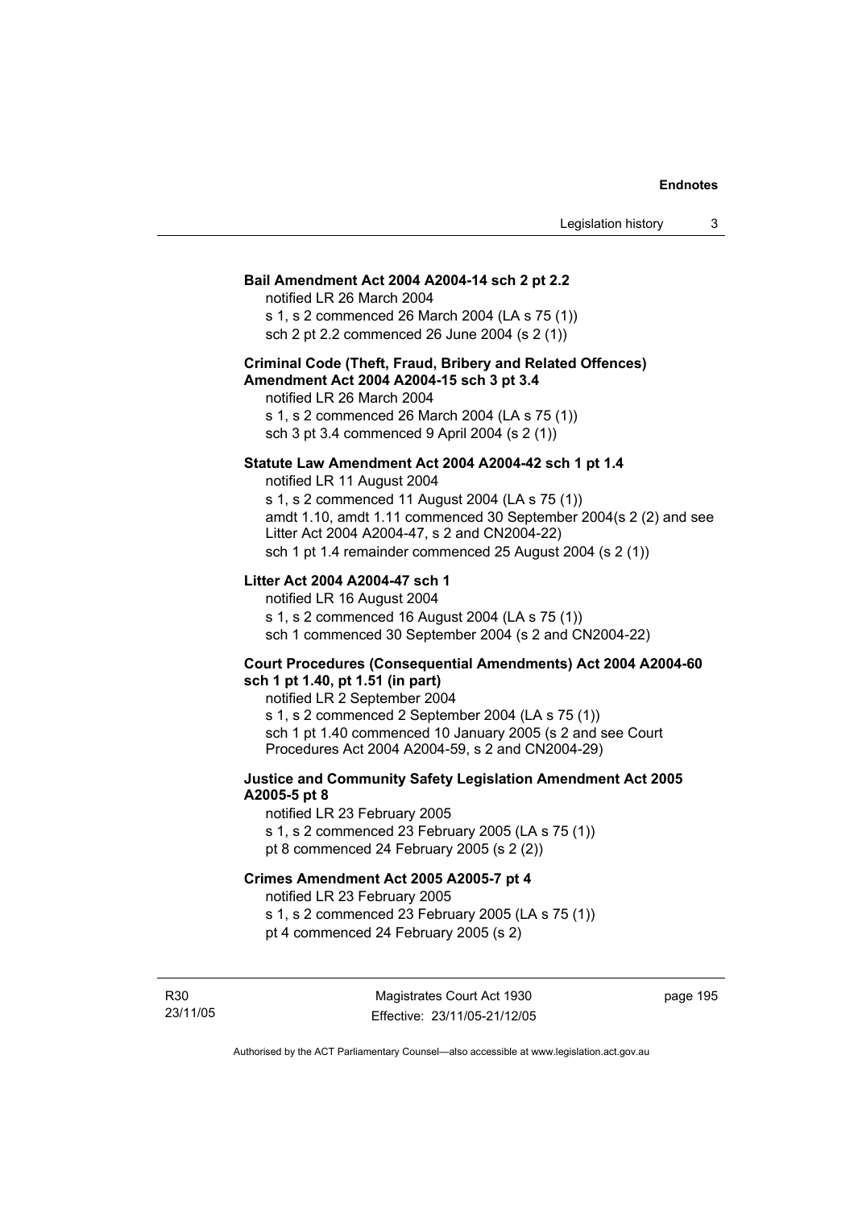**Bail Amendment Act 2004 A2004-14 sch 2 pt 2.2**

notified LR 26 March 2004

s 1, s 2 commenced 26 March 2004 (LA s 75 (1))

sch 2 pt 2.2 commenced 26 June 2004 (s 2 (1))

**Criminal Code (Theft, Fraud, Bribery and Related Offences) Amendment Act 2004 A2004-15 sch 3 pt 3.4**

notified LR 26 March 2004

s 1, s 2 commenced 26 March 2004 (LA s 75 (1))

sch 3 pt 3.4 commenced 9 April 2004 (s 2 (1))

**Statute Law Amendment Act 2004 A2004-42 sch 1 pt 1.4**

notified LR 11 August 2004

s 1, s 2 commenced 11 August 2004 (LA s 75 (1))

amdt 1.10, amdt 1.11 commenced 30 September 2004(s 2 (2) and see Litter Act 2004 A2004-47, s 2 and CN2004-22)

sch 1 pt 1.4 remainder commenced 25 August 2004 (s 2 (1))

**Litter Act 2004 A2004-47 sch 1**

notified LR 16 August 2004

s 1, s 2 commenced 16 August 2004 (LA s 75 (1))

sch 1 commenced 30 September 2004 (s 2 and CN2004-22)

**Court Procedures (Consequential Amendments) Act 2004 A2004-60 sch 1 pt 1.40, pt 1.51 (in part)**

notified LR 2 September 2004

s 1, s 2 commenced 2 September 2004 (LA s 75 (1))

sch 1 pt 1.40 commenced 10 January 2005 (s 2 and see Court Procedures Act 2004 A2004-59, s 2 and CN2004-29)

**Justice and Community Safety Legislation Amendment Act 2005 A2005-5 pt 8**

notified LR 23 February 2005

s 1, s 2 commenced 23 February 2005 (LA s 75 (1))

pt 8 commenced 24 February 2005 (s 2 (2))

**Crimes Amendment Act 2005 A2005-7 pt 4**

notified LR 23 February 2005

s 1, s 2 commenced 23 February 2005 (LA s 75 (1))

pt 4 commenced 24 February 2005 (s 2)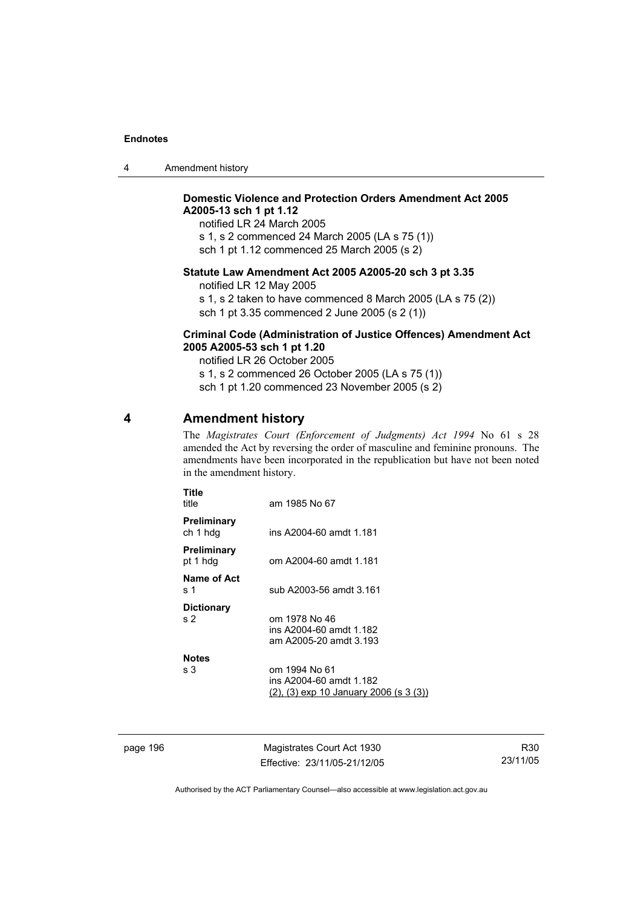**Domestic Violence and Protection Orders Amendment Act 2005 A2005-13 sch 1 pt 1.12**

notified LR 24 March 2005
s 1, s 2 commenced 24 March 2005 (LA s 75 (1))
sch 1 pt 1.12 commenced 25 March 2005 (s 2)

**Statute Law Amendment Act 2005 A2005-20 sch 3 pt 3.35**

notified LR 12 May 2005
s 1, s 2 taken to have commenced 8 March 2005 (LA s 75 (2))
sch 1 pt 3.35 commenced 2 June 2005 (s 2 (1))

**Criminal Code (Administration of Justice Offences) Amendment Act 2005 A2005-53 sch 1 pt 1.20**

notified LR 26 October 2005
s 1, s 2 commenced 26 October 2005 (LA s 75 (1))
sch 1 pt 1.20 commenced 23 November 2005 (s 2)

## 4 Amendment history

The *Magistrates Court (Enforcement of Judgments) Act 1994* No 61 s 28 amended the Act by reversing the order of masculine and feminine pronouns. The amendments have been incorporated in the republication but have not been noted in the amendment history.

**Title**
title — am 1985 No 67

**Preliminary**
ch 1 hdg — ins A2004-60 amdt 1.181

**Preliminary**
pt 1 hdg — om A2004-60 amdt 1.181

**Name of Act**
s 1 — sub A2003-56 amdt 3.161

**Dictionary**
s 2 — om 1978 No 46
ins A2004-60 amdt 1.182
am A2005-20 amdt 3.193

**Notes**
s 3 — om 1994 No 61
ins A2004-60 amdt 1.182
(2), (3) exp 10 January 2006 (s 3 (3))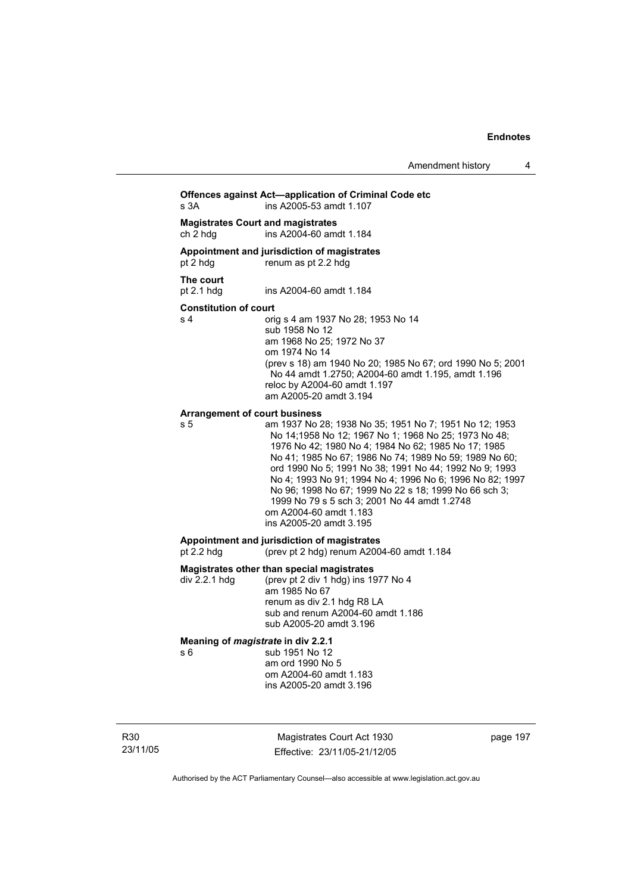**Offences against Act—application of Criminal Code etc**
s 3A ins A2005-53 amdt 1.107

**Magistrates Court and magistrates**
ch 2 hdg ins A2004-60 amdt 1.184

**Appointment and jurisdiction of magistrates**
pt 2 hdg renum as pt 2.2 hdg

**The court**
pt 2.1 hdg ins A2004-60 amdt 1.184

**Constitution of court**
s 4 orig s 4 am 1937 No 28; 1953 No 14
sub 1958 No 12
am 1968 No 25; 1972 No 37
om 1974 No 14
(prev s 18) am 1940 No 20; 1985 No 67; ord 1990 No 5; 2001 No 44 amdt 1.2750; A2004-60 amdt 1.195, amdt 1.196
reloc by A2004-60 amdt 1.197
am A2005-20 amdt 3.194

**Arrangement of court business**
s 5 am 1937 No 28; 1938 No 35; 1951 No 7; 1951 No 12; 1953 No 14;1958 No 12; 1967 No 1; 1968 No 25; 1973 No 48; 1976 No 42; 1980 No 4; 1984 No 62; 1985 No 17; 1985 No 41; 1985 No 67; 1986 No 74; 1989 No 59; 1989 No 60; ord 1990 No 5; 1991 No 38; 1991 No 44; 1992 No 9; 1993 No 4; 1993 No 91; 1994 No 4; 1996 No 6; 1996 No 82; 1997 No 96; 1998 No 67; 1999 No 22 s 18; 1999 No 66 sch 3; 1999 No 79 s 5 sch 3; 2001 No 44 amdt 1.2748
om A2004-60 amdt 1.183
ins A2005-20 amdt 3.195

**Appointment and jurisdiction of magistrates**
pt 2.2 hdg (prev pt 2 hdg) renum A2004-60 amdt 1.184

**Magistrates other than special magistrates**
div 2.2.1 hdg (prev pt 2 div 1 hdg) ins 1977 No 4
am 1985 No 67
renum as div 2.1 hdg R8 LA
sub and renum A2004-60 amdt 1.186
sub A2005-20 amdt 3.196

**Meaning of *magistrate* in div 2.2.1**
s 6 sub 1951 No 12
am ord 1990 No 5
om A2004-60 amdt 1.183
ins A2005-20 amdt 3.196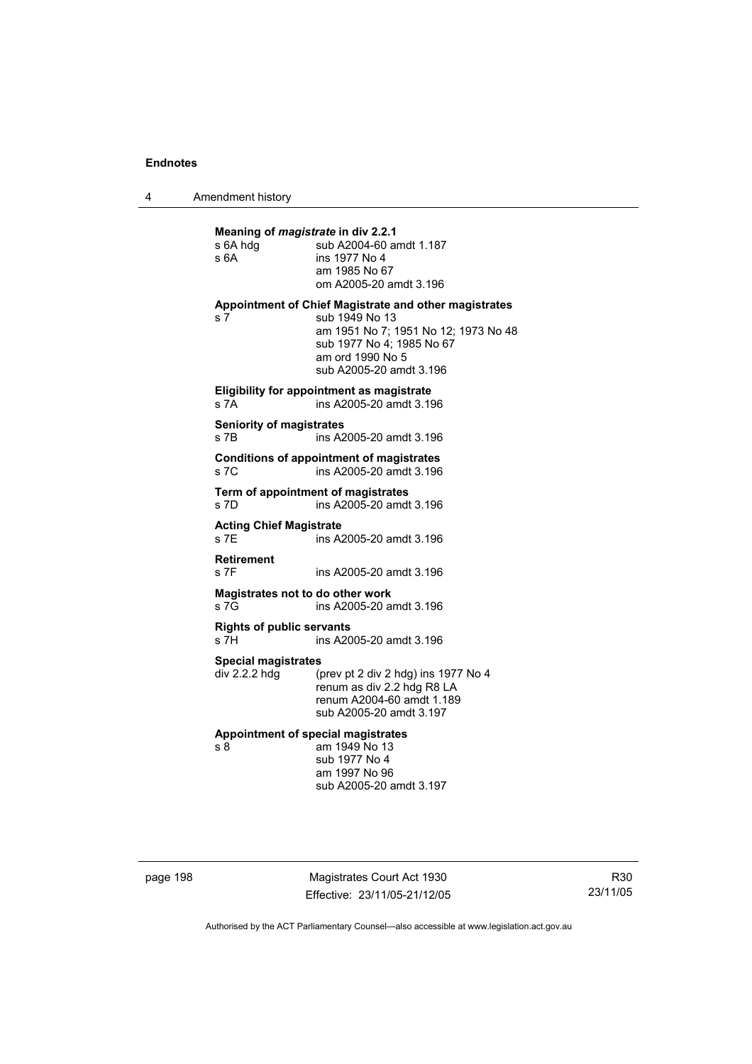**Meaning of *magistrate* in div 2.2.1**

s 6A hdg sub A2004-60 amdt 1.187
s 6A ins 1977 No 4
am 1985 No 67
om A2005-20 amdt 3.196

**Appointment of Chief Magistrate and other magistrates**

s 7 sub 1949 No 13
am 1951 No 7; 1951 No 12; 1973 No 48
sub 1977 No 4; 1985 No 67
am ord 1990 No 5
sub A2005-20 amdt 3.196

**Eligibility for appointment as magistrate**

s 7A ins A2005-20 amdt 3.196

**Seniority of magistrates**

s 7B ins A2005-20 amdt 3.196

**Conditions of appointment of magistrates**

s 7C ins A2005-20 amdt 3.196

**Term of appointment of magistrates**

s 7D ins A2005-20 amdt 3.196

**Acting Chief Magistrate**

s 7E ins A2005-20 amdt 3.196

**Retirement**

s 7F ins A2005-20 amdt 3.196

**Magistrates not to do other work**

s 7G ins A2005-20 amdt 3.196

**Rights of public servants**

s 7H ins A2005-20 amdt 3.196

**Special magistrates**

div 2.2.2 hdg (prev pt 2 div 2 hdg) ins 1977 No 4
renum as div 2.2 hdg R8 LA
renum A2004-60 amdt 1.189
sub A2005-20 amdt 3.197

**Appointment of special magistrates**

s 8 am 1949 No 13
sub 1977 No 4
am 1997 No 96
sub A2005-20 amdt 3.197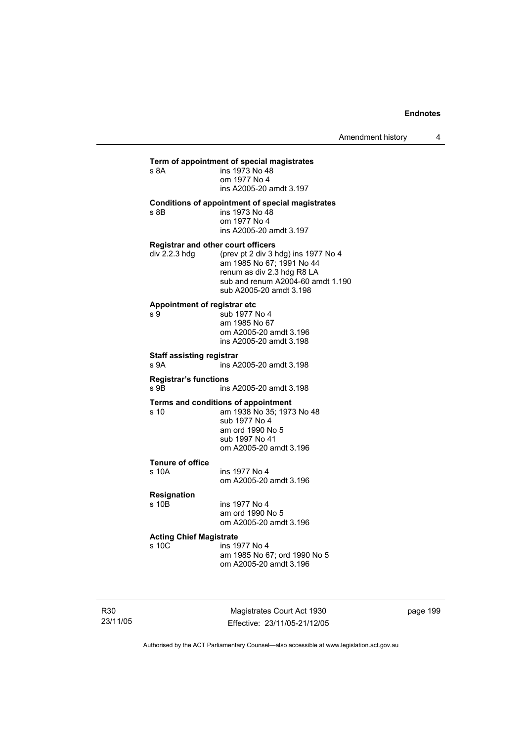**Term of appointment of special magistrates**
s 8A ins 1973 No 48
om 1977 No 4
ins A2005-20 amdt 3.197

**Conditions of appointment of special magistrates**
s 8B ins 1973 No 48
om 1977 No 4
ins A2005-20 amdt 3.197

**Registrar and other court officers**
div 2.2.3 hdg (prev pt 2 div 3 hdg) ins 1977 No 4
am 1985 No 67; 1991 No 44
renum as div 2.3 hdg R8 LA
sub and renum A2004-60 amdt 1.190
sub A2005-20 amdt 3.198

**Appointment of registrar etc**
s 9 sub 1977 No 4
am 1985 No 67
om A2005-20 amdt 3.196
ins A2005-20 amdt 3.198

**Staff assisting registrar**
s 9A ins A2005-20 amdt 3.198

**Registrar's functions**
s 9B ins A2005-20 amdt 3.198

**Terms and conditions of appointment**
s 10 am 1938 No 35; 1973 No 48
sub 1977 No 4
am ord 1990 No 5
sub 1997 No 41
om A2005-20 amdt 3.196

**Tenure of office**
s 10A ins 1977 No 4
om A2005-20 amdt 3.196

**Resignation**
s 10B ins 1977 No 4
am ord 1990 No 5
om A2005-20 amdt 3.196

**Acting Chief Magistrate**
s 10C ins 1977 No 4
am 1985 No 67; ord 1990 No 5
om A2005-20 amdt 3.196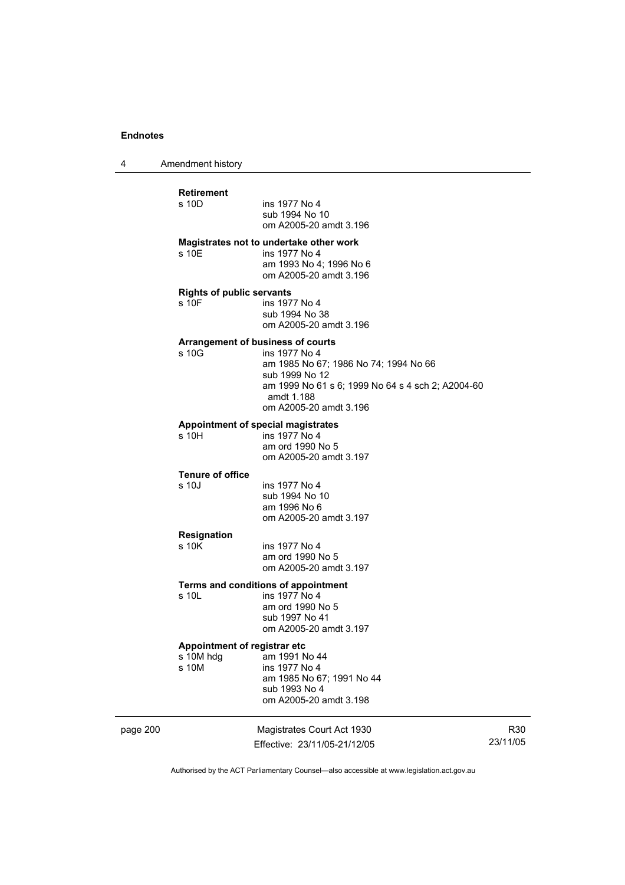**Retirement**

s 10D ins 1977 No 4
sub 1994 No 10
om A2005-20 amdt 3.196

**Magistrates not to undertake other work**

s 10E ins 1977 No 4
am 1993 No 4; 1996 No 6
om A2005-20 amdt 3.196

**Rights of public servants**

s 10F ins 1977 No 4
sub 1994 No 38
om A2005-20 amdt 3.196

**Arrangement of business of courts**

s 10G ins 1977 No 4
am 1985 No 67; 1986 No 74; 1994 No 66
sub 1999 No 12
am 1999 No 61 s 6; 1999 No 64 s 4 sch 2; A2004-60 amdt 1.188
om A2005-20 amdt 3.196

**Appointment of special magistrates**

s 10H ins 1977 No 4
am ord 1990 No 5
om A2005-20 amdt 3.197

**Tenure of office**

s 10J ins 1977 No 4
sub 1994 No 10
am 1996 No 6
om A2005-20 amdt 3.197

**Resignation**

s 10K ins 1977 No 4
am ord 1990 No 5
om A2005-20 amdt 3.197

**Terms and conditions of appointment**

s 10L ins 1977 No 4
am ord 1990 No 5
sub 1997 No 41
om A2005-20 amdt 3.197

**Appointment of registrar etc**

s 10M hdg am 1991 No 44
s 10M ins 1977 No 4
am 1985 No 67; 1991 No 44
sub 1993 No 4
om A2005-20 amdt 3.198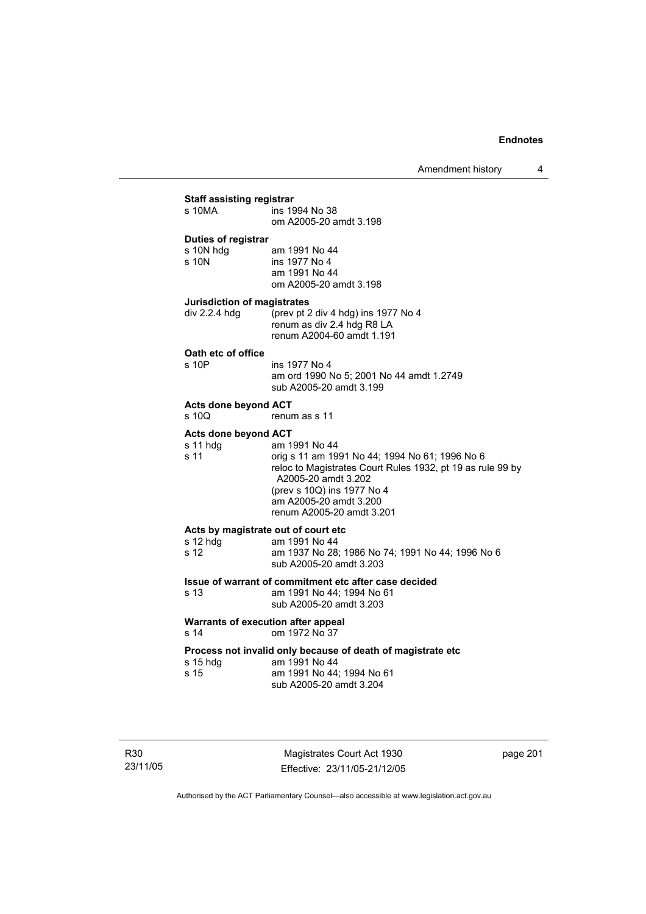**Staff assisting registrar**

| | |
|---|---|
| s 10MA | ins 1994 No 38 |
| | om A2005-20 amdt 3.198 |

**Duties of registrar**

| | |
|---|---|
| s 10N hdg | am 1991 No 44 |
| s 10N | ins 1977 No 4 |
| | am 1991 No 44 |
| | om A2005-20 amdt 3.198 |

**Jurisdiction of magistrates**

| | |
|---|---|
| div 2.2.4 hdg | (prev pt 2 div 4 hdg) ins 1977 No 4 |
| | renum as div 2.4 hdg R8 LA |
| | renum A2004-60 amdt 1.191 |

**Oath etc of office**

| | |
|---|---|
| s 10P | ins 1977 No 4 |
| | am ord 1990 No 5; 2001 No 44 amdt 1.2749 |
| | sub A2005-20 amdt 3.199 |

**Acts done beyond ACT**

| | |
|---|---|
| s 10Q | renum as s 11 |

**Acts done beyond ACT**

| | |
|---|---|
| s 11 hdg | am 1991 No 44 |
| s 11 | orig s 11 am 1991 No 44; 1994 No 61; 1996 No 6 |
| | reloc to Magistrates Court Rules 1932, pt 19 as rule 99 by A2005-20 amdt 3.202 |
| | (prev s 10Q) ins 1977 No 4 |
| | am A2005-20 amdt 3.200 |
| | renum A2005-20 amdt 3.201 |

**Acts by magistrate out of court etc**

| | |
|---|---|
| s 12 hdg | am 1991 No 44 |
| s 12 | am 1937 No 28; 1986 No 74; 1991 No 44; 1996 No 6 |
| | sub A2005-20 amdt 3.203 |

**Issue of warrant of commitment etc after case decided**

| | |
|---|---|
| s 13 | am 1991 No 44; 1994 No 61 |
| | sub A2005-20 amdt 3.203 |

**Warrants of execution after appeal**

| | |
|---|---|
| s 14 | om 1972 No 37 |

**Process not invalid only because of death of magistrate etc**

| | |
|---|---|
| s 15 hdg | am 1991 No 44 |
| s 15 | am 1991 No 44; 1994 No 61 |
| | sub A2005-20 amdt 3.204 |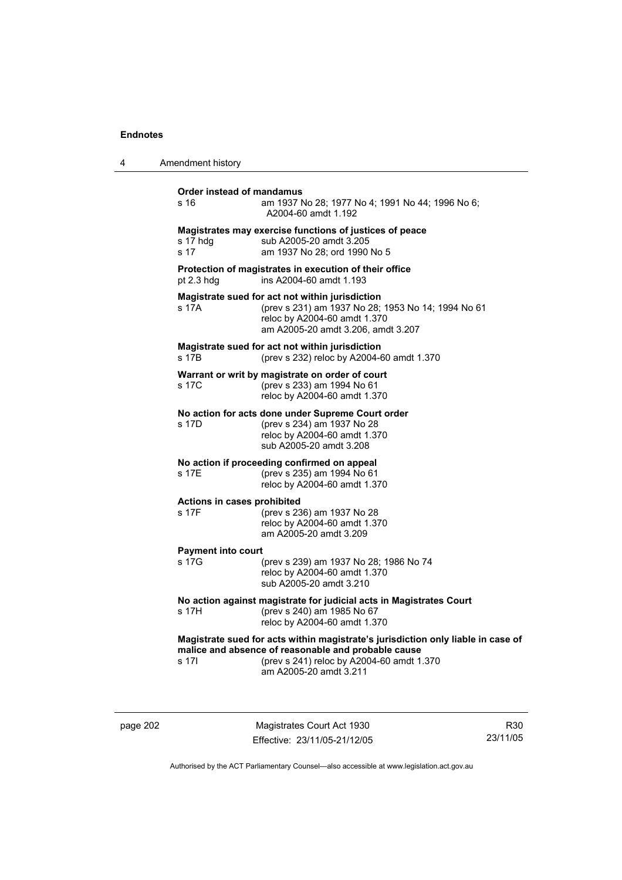**Order instead of mandamus**

s 16 am 1937 No 28; 1977 No 4; 1991 No 44; 1996 No 6; A2004-60 amdt 1.192

**Magistrates may exercise functions of justices of peace**

s 17 hdg sub A2005-20 amdt 3.205

s 17 am 1937 No 28; ord 1990 No 5

**Protection of magistrates in execution of their office**

pt 2.3 hdg ins A2004-60 amdt 1.193

**Magistrate sued for act not within jurisdiction**

s 17A (prev s 231) am 1937 No 28; 1953 No 14; 1994 No 61
reloc by A2004-60 amdt 1.370
am A2005-20 amdt 3.206, amdt 3.207

**Magistrate sued for act not within jurisdiction**

s 17B (prev s 232) reloc by A2004-60 amdt 1.370

**Warrant or writ by magistrate on order of court**

s 17C (prev s 233) am 1994 No 61
reloc by A2004-60 amdt 1.370

**No action for acts done under Supreme Court order**

s 17D (prev s 234) am 1937 No 28
reloc by A2004-60 amdt 1.370
sub A2005-20 amdt 3.208

**No action if proceeding confirmed on appeal**

s 17E (prev s 235) am 1994 No 61
reloc by A2004-60 amdt 1.370

**Actions in cases prohibited**

s 17F (prev s 236) am 1937 No 28
reloc by A2004-60 amdt 1.370
am A2005-20 amdt 3.209

**Payment into court**

s 17G (prev s 239) am 1937 No 28; 1986 No 74
reloc by A2004-60 amdt 1.370
sub A2005-20 amdt 3.210

**No action against magistrate for judicial acts in Magistrates Court**

s 17H (prev s 240) am 1985 No 67
reloc by A2004-60 amdt 1.370

**Magistrate sued for acts within magistrate's jurisdiction only liable in case of malice and absence of reasonable and probable cause**

s 17I (prev s 241) reloc by A2004-60 amdt 1.370
am A2005-20 amdt 3.211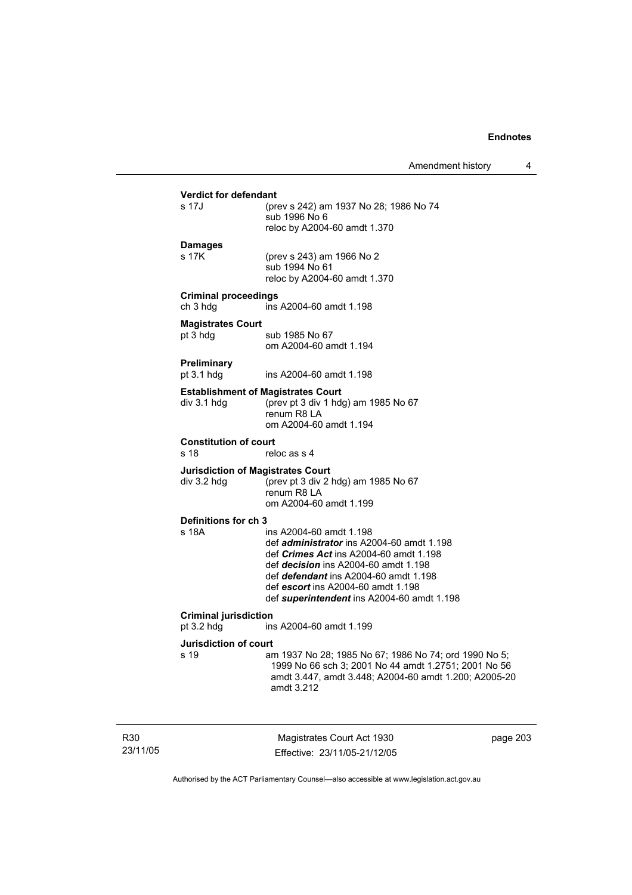**Verdict for defendant**

s 17J (prev s 242) am 1937 No 28; 1986 No 74
sub 1996 No 6
reloc by A2004-60 amdt 1.370

**Damages**

s 17K (prev s 243) am 1966 No 2
sub 1994 No 61
reloc by A2004-60 amdt 1.370

**Criminal proceedings**

ch 3 hdg ins A2004-60 amdt 1.198

**Magistrates Court**

pt 3 hdg sub 1985 No 67
om A2004-60 amdt 1.194

**Preliminary**

pt 3.1 hdg ins A2004-60 amdt 1.198

**Establishment of Magistrates Court**

div 3.1 hdg (prev pt 3 div 1 hdg) am 1985 No 67
renum R8 LA
om A2004-60 amdt 1.194

**Constitution of court**

s 18 reloc as s 4

**Jurisdiction of Magistrates Court**

div 3.2 hdg (prev pt 3 div 2 hdg) am 1985 No 67
renum R8 LA
om A2004-60 amdt 1.199

**Definitions for ch 3**

s 18A ins A2004-60 amdt 1.198
def ***administrator*** ins A2004-60 amdt 1.198
def ***Crimes Act*** ins A2004-60 amdt 1.198
def ***decision*** ins A2004-60 amdt 1.198
def ***defendant*** ins A2004-60 amdt 1.198
def ***escort*** ins A2004-60 amdt 1.198
def ***superintendent*** ins A2004-60 amdt 1.198

**Criminal jurisdiction**

pt 3.2 hdg ins A2004-60 amdt 1.199

**Jurisdiction of court**

s 19 am 1937 No 28; 1985 No 67; 1986 No 74; ord 1990 No 5; 1999 No 66 sch 3; 2001 No 44 amdt 1.2751; 2001 No 56 amdt 3.447, amdt 3.448; A2004-60 amdt 1.200; A2005-20 amdt 3.212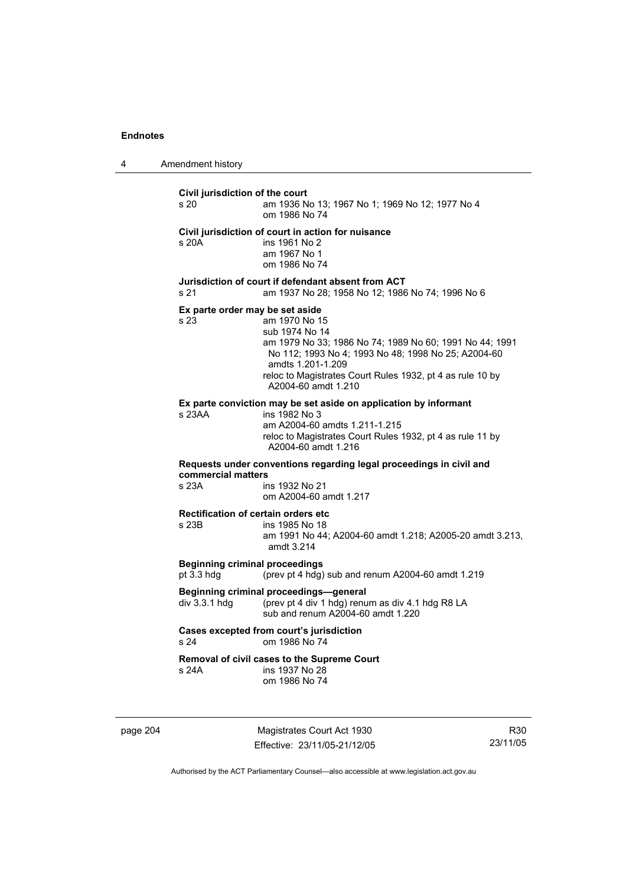**Civil jurisdiction of the court**

s 20 am 1936 No 13; 1967 No 1; 1969 No 12; 1977 No 4
om 1986 No 74

**Civil jurisdiction of court in action for nuisance**

s 20A ins 1961 No 2
am 1967 No 1
om 1986 No 74

**Jurisdiction of court if defendant absent from ACT**

s 21 am 1937 No 28; 1958 No 12; 1986 No 74; 1996 No 6

**Ex parte order may be set aside**

s 23 am 1970 No 15
sub 1974 No 14
am 1979 No 33; 1986 No 74; 1989 No 60; 1991 No 44; 1991 No 112; 1993 No 4; 1993 No 48; 1998 No 25; A2004-60 amdts 1.201-1.209
reloc to Magistrates Court Rules 1932, pt 4 as rule 10 by A2004-60 amdt 1.210

**Ex parte conviction may be set aside on application by informant**

s 23AA ins 1982 No 3
am A2004-60 amdts 1.211-1.215
reloc to Magistrates Court Rules 1932, pt 4 as rule 11 by A2004-60 amdt 1.216

**Requests under conventions regarding legal proceedings in civil and commercial matters**

s 23A ins 1932 No 21
om A2004-60 amdt 1.217

**Rectification of certain orders etc**

s 23B ins 1985 No 18
am 1991 No 44; A2004-60 amdt 1.218; A2005-20 amdt 3.213, amdt 3.214

**Beginning criminal proceedings**

pt 3.3 hdg (prev pt 4 hdg) sub and renum A2004-60 amdt 1.219

**Beginning criminal proceedings—general**

div 3.3.1 hdg (prev pt 4 div 1 hdg) renum as div 4.1 hdg R8 LA
sub and renum A2004-60 amdt 1.220

**Cases excepted from court's jurisdiction**

s 24 om 1986 No 74

**Removal of civil cases to the Supreme Court**

s 24A ins 1937 No 28
om 1986 No 74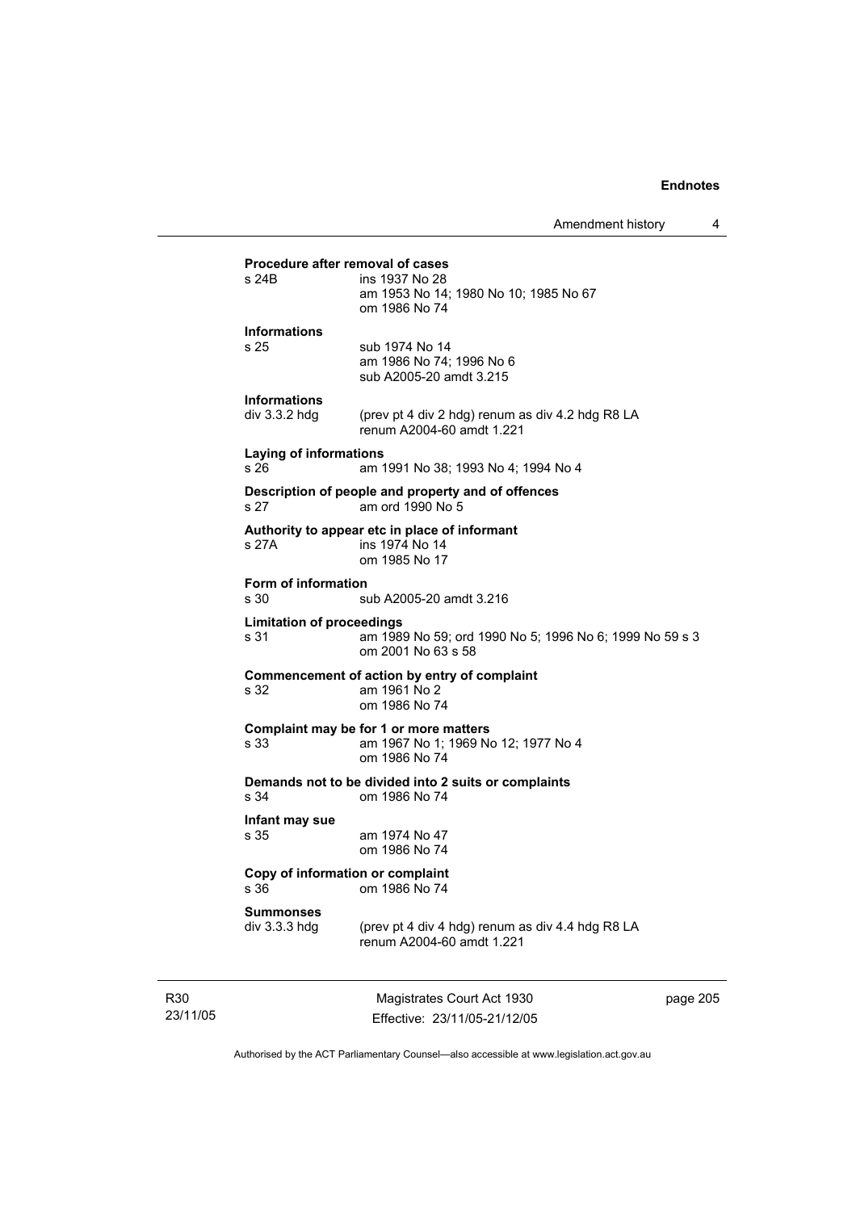**Procedure after removal of cases**

s 24B ins 1937 No 28
am 1953 No 14; 1980 No 10; 1985 No 67
om 1986 No 74

**Informations**

s 25 sub 1974 No 14
am 1986 No 74; 1996 No 6
sub A2005-20 amdt 3.215

**Informations**

div 3.3.2 hdg (prev pt 4 div 2 hdg) renum as div 4.2 hdg R8 LA
renum A2004-60 amdt 1.221

**Laying of informations**

s 26 am 1991 No 38; 1993 No 4; 1994 No 4

**Description of people and property and of offences**

s 27 am ord 1990 No 5

**Authority to appear etc in place of informant**

s 27A ins 1974 No 14
om 1985 No 17

**Form of information**

s 30 sub A2005-20 amdt 3.216

**Limitation of proceedings**

s 31 am 1989 No 59; ord 1990 No 5; 1996 No 6; 1999 No 59 s 3
om 2001 No 63 s 58

**Commencement of action by entry of complaint**

s 32 am 1961 No 2
om 1986 No 74

**Complaint may be for 1 or more matters**

s 33 am 1967 No 1; 1969 No 12; 1977 No 4
om 1986 No 74

**Demands not to be divided into 2 suits or complaints**

s 34 om 1986 No 74

**Infant may sue**

s 35 am 1974 No 47
om 1986 No 74

**Copy of information or complaint**

s 36 om 1986 No 74

**Summonses**

div 3.3.3 hdg (prev pt 4 div 4 hdg) renum as div 4.4 hdg R8 LA
renum A2004-60 amdt 1.221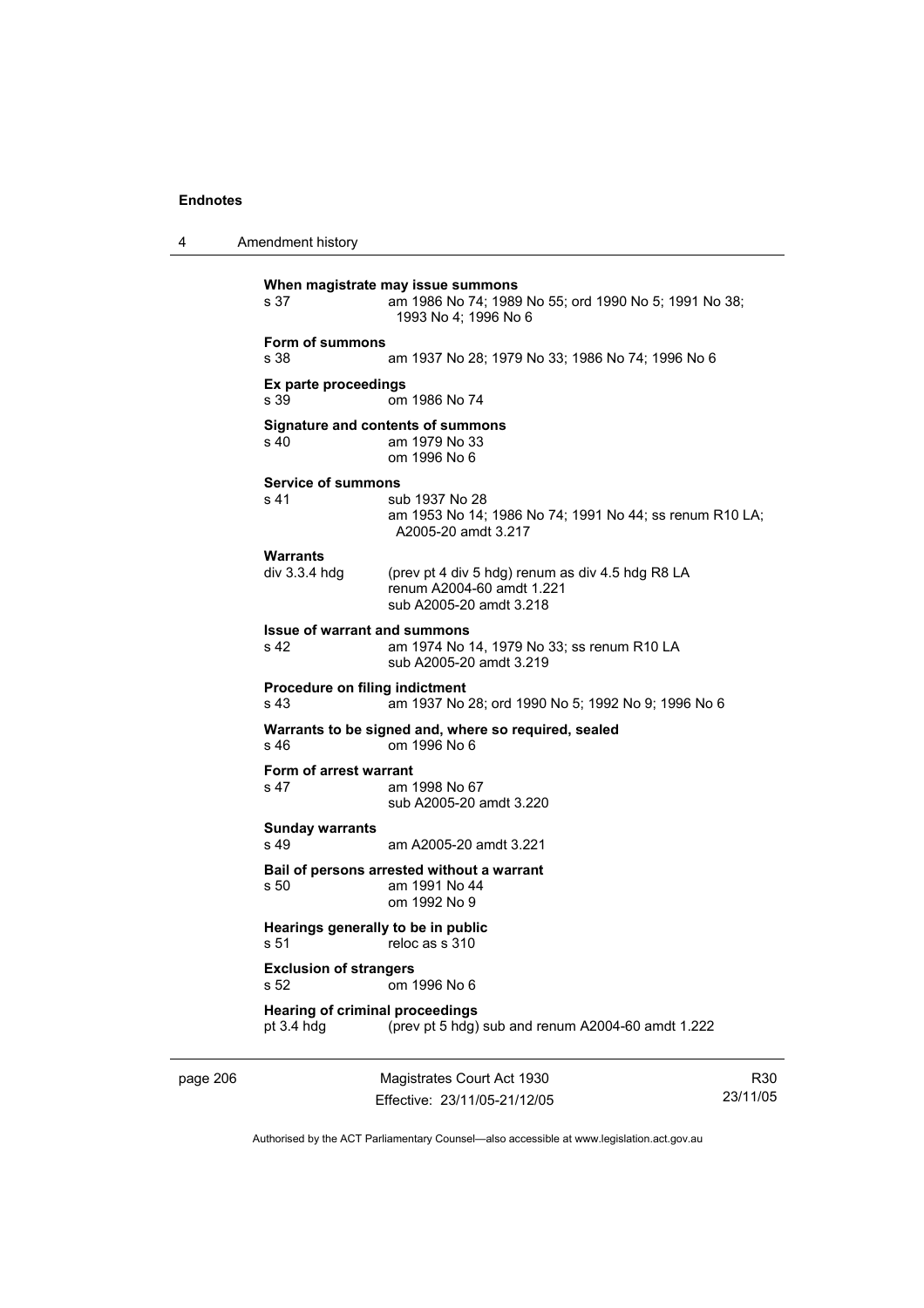**When magistrate may issue summons**

s 37 am 1986 No 74; 1989 No 55; ord 1990 No 5; 1991 No 38; 1993 No 4; 1996 No 6

**Form of summons**

s 38 am 1937 No 28; 1979 No 33; 1986 No 74; 1996 No 6

**Ex parte proceedings**

s 39 om 1986 No 74

**Signature and contents of summons**

s 40 am 1979 No 33
om 1996 No 6

**Service of summons**

s 41 sub 1937 No 28
am 1953 No 14; 1986 No 74; 1991 No 44; ss renum R10 LA; A2005-20 amdt 3.217

**Warrants**

div 3.3.4 hdg (prev pt 4 div 5 hdg) renum as div 4.5 hdg R8 LA
renum A2004-60 amdt 1.221
sub A2005-20 amdt 3.218

**Issue of warrant and summons**

s 42 am 1974 No 14, 1979 No 33; ss renum R10 LA
sub A2005-20 amdt 3.219

**Procedure on filing indictment**

s 43 am 1937 No 28; ord 1990 No 5; 1992 No 9; 1996 No 6

**Warrants to be signed and, where so required, sealed**

s 46 om 1996 No 6

**Form of arrest warrant**

s 47 am 1998 No 67
sub A2005-20 amdt 3.220

**Sunday warrants**

s 49 am A2005-20 amdt 3.221

**Bail of persons arrested without a warrant**

s 50 am 1991 No 44
om 1992 No 9

**Hearings generally to be in public**

s 51 reloc as s 310

**Exclusion of strangers**

s 52 om 1996 No 6

**Hearing of criminal proceedings**

pt 3.4 hdg (prev pt 5 hdg) sub and renum A2004-60 amdt 1.222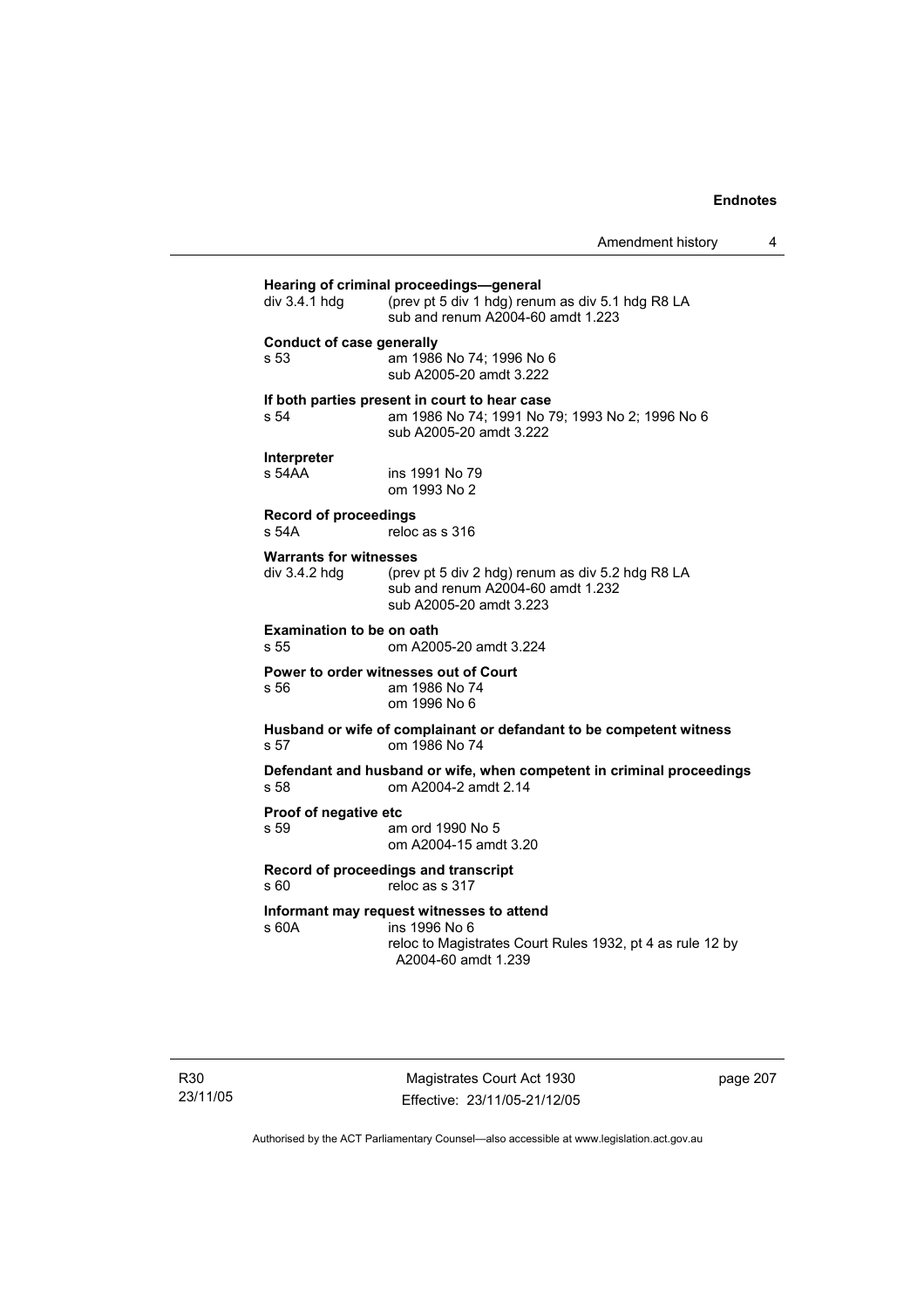**Hearing of criminal proceedings—general**

div 3.4.1 hdg (prev pt 5 div 1 hdg) renum as div 5.1 hdg R8 LA
sub and renum A2004-60 amdt 1.223

**Conduct of case generally**

s 53 am 1986 No 74; 1996 No 6
sub A2005-20 amdt 3.222

**If both parties present in court to hear case**

s 54 am 1986 No 74; 1991 No 79; 1993 No 2; 1996 No 6
sub A2005-20 amdt 3.222

**Interpreter**

s 54AA ins 1991 No 79
om 1993 No 2

**Record of proceedings**

s 54A reloc as s 316

**Warrants for witnesses**

div 3.4.2 hdg (prev pt 5 div 2 hdg) renum as div 5.2 hdg R8 LA
sub and renum A2004-60 amdt 1.232
sub A2005-20 amdt 3.223

**Examination to be on oath**

s 55 om A2005-20 amdt 3.224

**Power to order witnesses out of Court**

s 56 am 1986 No 74
om 1996 No 6

**Husband or wife of complainant or defandant to be competent witness**

s 57 om 1986 No 74

**Defendant and husband or wife, when competent in criminal proceedings**

s 58 om A2004-2 amdt 2.14

**Proof of negative etc**

s 59 am ord 1990 No 5
om A2004-15 amdt 3.20

**Record of proceedings and transcript**

s 60 reloc as s 317

**Informant may request witnesses to attend**

s 60A ins 1996 No 6
reloc to Magistrates Court Rules 1932, pt 4 as rule 12 by A2004-60 amdt 1.239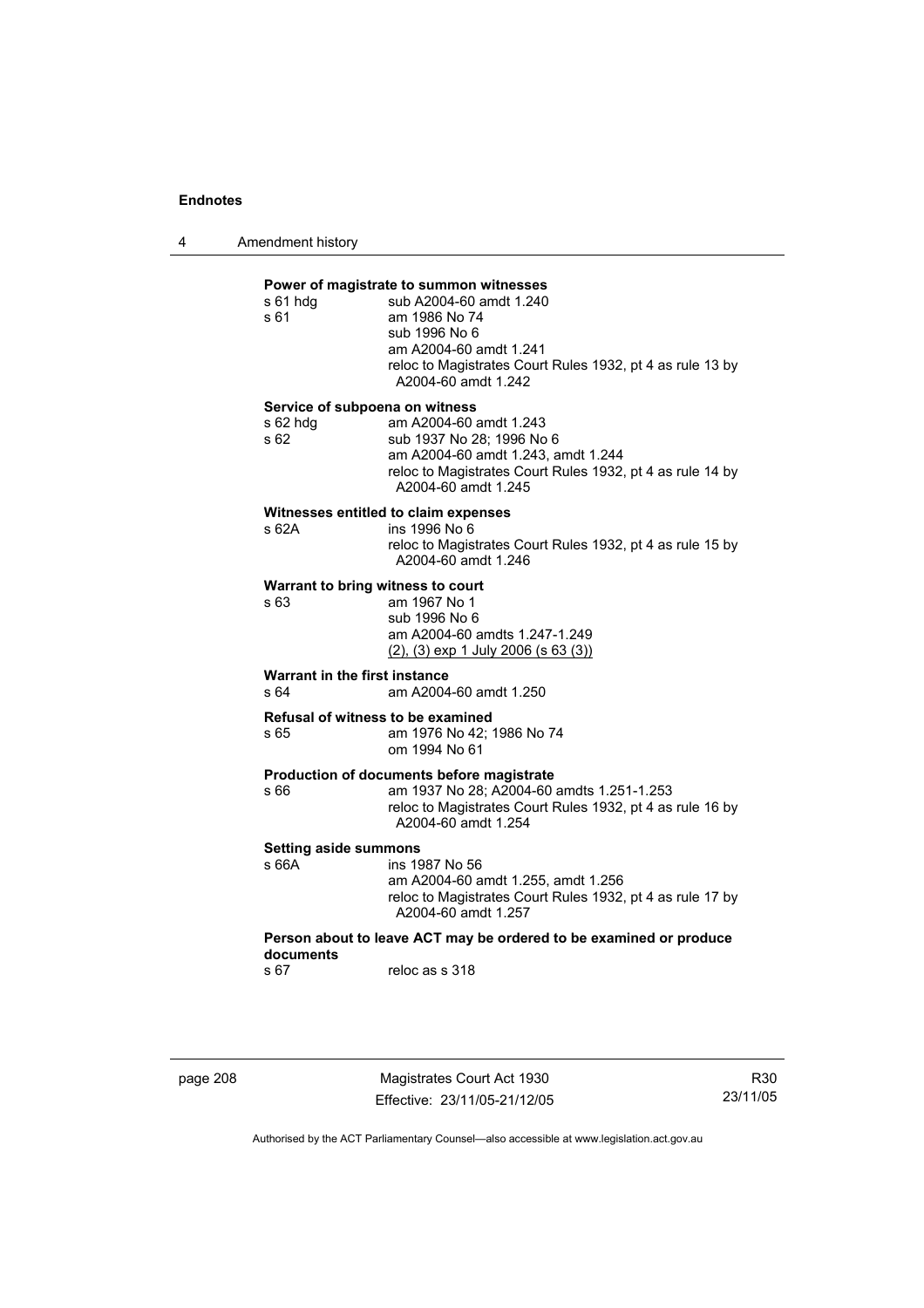**Power of magistrate to summon witnesses**

s 61 hdg sub A2004-60 amdt 1.240

s 61 am 1986 No 74
sub 1996 No 6
am A2004-60 amdt 1.241
reloc to Magistrates Court Rules 1932, pt 4 as rule 13 by A2004-60 amdt 1.242

**Service of subpoena on witness**

s 62 hdg am A2004-60 amdt 1.243

s 62 sub 1937 No 28; 1996 No 6
am A2004-60 amdt 1.243, amdt 1.244
reloc to Magistrates Court Rules 1932, pt 4 as rule 14 by A2004-60 amdt 1.245

**Witnesses entitled to claim expenses**

s 62A ins 1996 No 6
reloc to Magistrates Court Rules 1932, pt 4 as rule 15 by A2004-60 amdt 1.246

**Warrant to bring witness to court**

s 63 am 1967 No 1
sub 1996 No 6
am A2004-60 amdts 1.247-1.249
(2), (3) exp 1 July 2006 (s 63 (3))

**Warrant in the first instance**

s 64 am A2004-60 amdt 1.250

**Refusal of witness to be examined**

s 65 am 1976 No 42; 1986 No 74
om 1994 No 61

**Production of documents before magistrate**

s 66 am 1937 No 28; A2004-60 amdts 1.251-1.253
reloc to Magistrates Court Rules 1932, pt 4 as rule 16 by A2004-60 amdt 1.254

**Setting aside summons**

s 66A ins 1987 No 56
am A2004-60 amdt 1.255, amdt 1.256
reloc to Magistrates Court Rules 1932, pt 4 as rule 17 by A2004-60 amdt 1.257

**Person about to leave ACT may be ordered to be examined or produce documents**

s 67 reloc as s 318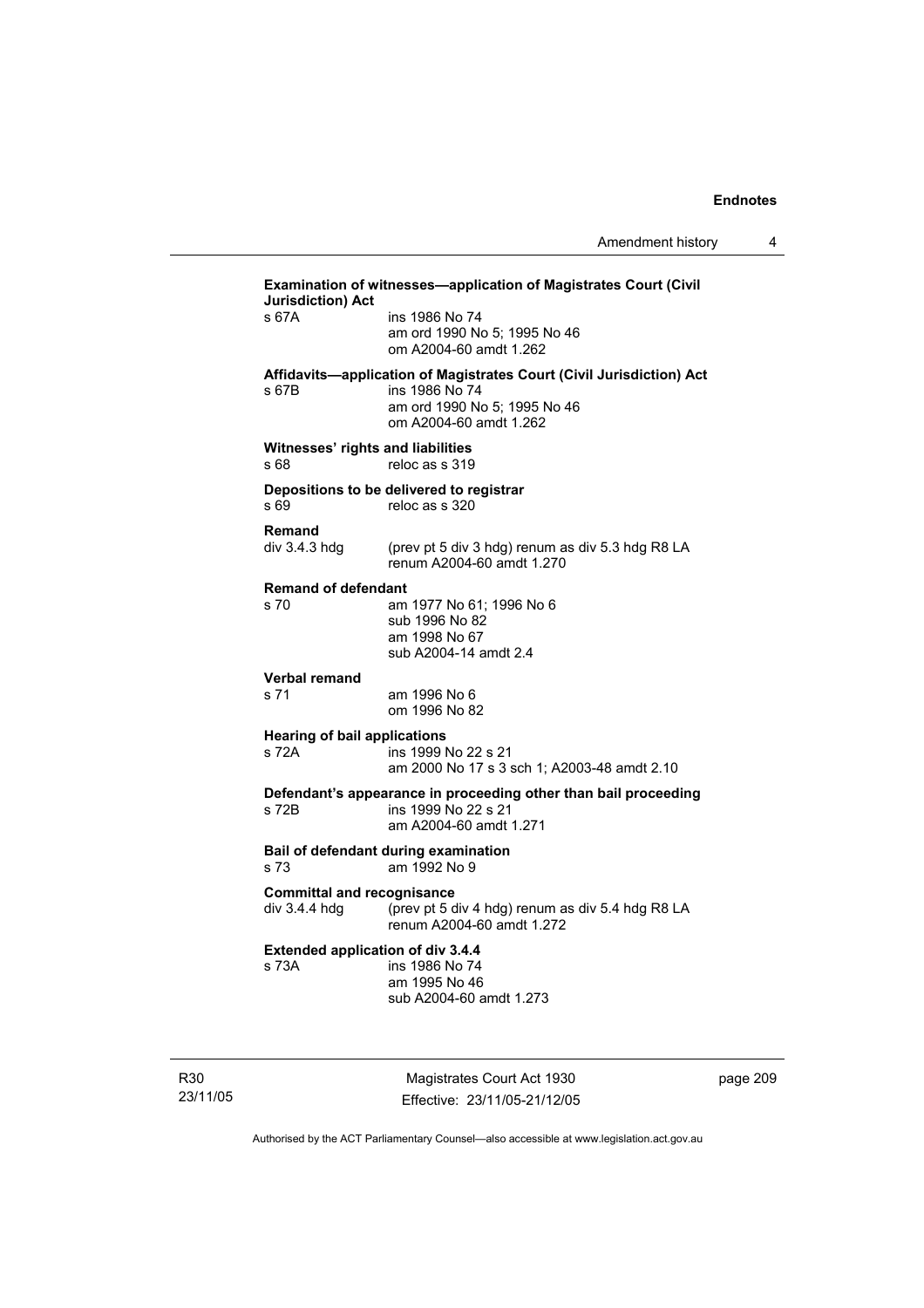**Examination of witnesses—application of Magistrates Court (Civil Jurisdiction) Act**

s 67A ins 1986 No 74
am ord 1990 No 5; 1995 No 46
om A2004-60 amdt 1.262

**Affidavits—application of Magistrates Court (Civil Jurisdiction) Act**

s 67B ins 1986 No 74
am ord 1990 No 5; 1995 No 46
om A2004-60 amdt 1.262

**Witnesses' rights and liabilities**

s 68 reloc as s 319

**Depositions to be delivered to registrar**

s 69 reloc as s 320

**Remand**

div 3.4.3 hdg (prev pt 5 div 3 hdg) renum as div 5.3 hdg R8 LA
renum A2004-60 amdt 1.270

**Remand of defendant**

s 70 am 1977 No 61; 1996 No 6
sub 1996 No 82
am 1998 No 67
sub A2004-14 amdt 2.4

**Verbal remand**

s 71 am 1996 No 6
om 1996 No 82

**Hearing of bail applications**

s 72A ins 1999 No 22 s 21
am 2000 No 17 s 3 sch 1; A2003-48 amdt 2.10

**Defendant's appearance in proceeding other than bail proceeding**

s 72B ins 1999 No 22 s 21
am A2004-60 amdt 1.271

**Bail of defendant during examination**

s 73 am 1992 No 9

**Committal and recognisance**

div 3.4.4 hdg (prev pt 5 div 4 hdg) renum as div 5.4 hdg R8 LA
renum A2004-60 amdt 1.272

**Extended application of div 3.4.4**

s 73A ins 1986 No 74
am 1995 No 46
sub A2004-60 amdt 1.273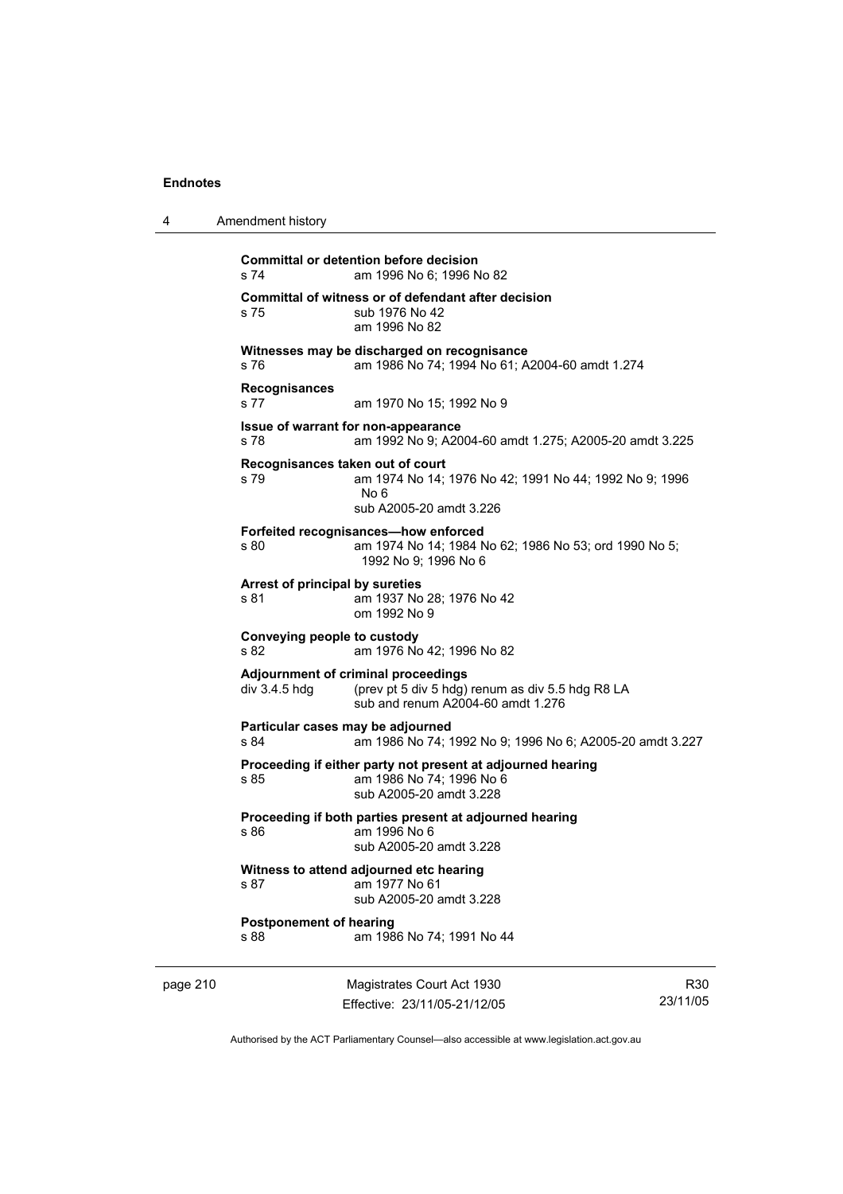**Committal or detention before decision**
s 74 am 1996 No 6; 1996 No 82

**Committal of witness or of defendant after decision**
s 75 sub 1976 No 42
am 1996 No 82

**Witnesses may be discharged on recognisance**
s 76 am 1986 No 74; 1994 No 61; A2004-60 amdt 1.274

**Recognisances**
s 77 am 1970 No 15; 1992 No 9

**Issue of warrant for non-appearance**
s 78 am 1992 No 9; A2004-60 amdt 1.275; A2005-20 amdt 3.225

**Recognisances taken out of court**
s 79 am 1974 No 14; 1976 No 42; 1991 No 44; 1992 No 9; 1996 No 6
sub A2005-20 amdt 3.226

**Forfeited recognisances—how enforced**
s 80 am 1974 No 14; 1984 No 62; 1986 No 53; ord 1990 No 5; 1992 No 9; 1996 No 6

**Arrest of principal by sureties**
s 81 am 1937 No 28; 1976 No 42
om 1992 No 9

**Conveying people to custody**
s 82 am 1976 No 42; 1996 No 82

**Adjournment of criminal proceedings**
div 3.4.5 hdg (prev pt 5 div 5 hdg) renum as div 5.5 hdg R8 LA
sub and renum A2004-60 amdt 1.276

**Particular cases may be adjourned**
s 84 am 1986 No 74; 1992 No 9; 1996 No 6; A2005-20 amdt 3.227

**Proceeding if either party not present at adjourned hearing**
s 85 am 1986 No 74; 1996 No 6
sub A2005-20 amdt 3.228

**Proceeding if both parties present at adjourned hearing**
s 86 am 1996 No 6
sub A2005-20 amdt 3.228

**Witness to attend adjourned etc hearing**
s 87 am 1977 No 61
sub A2005-20 amdt 3.228

**Postponement of hearing**
s 88 am 1986 No 74; 1991 No 44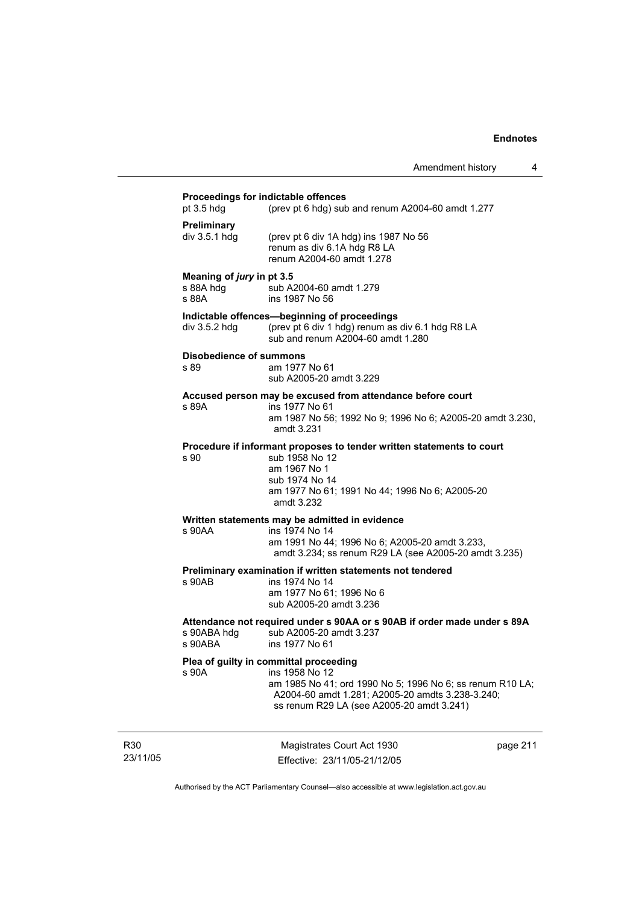**Proceedings for indictable offences**

pt 3.5 hdg (prev pt 6 hdg) sub and renum A2004-60 amdt 1.277

**Preliminary**

div 3.5.1 hdg (prev pt 6 div 1A hdg) ins 1987 No 56
renum as div 6.1A hdg R8 LA
renum A2004-60 amdt 1.278

**Meaning of *jury* in pt 3.5**

s 88A hdg sub A2004-60 amdt 1.279
s 88A ins 1987 No 56

**Indictable offences—beginning of proceedings**

div 3.5.2 hdg (prev pt 6 div 1 hdg) renum as div 6.1 hdg R8 LA
sub and renum A2004-60 amdt 1.280

**Disobedience of summons**

s 89 am 1977 No 61
sub A2005-20 amdt 3.229

**Accused person may be excused from attendance before court**

s 89A ins 1977 No 61
am 1987 No 56; 1992 No 9; 1996 No 6; A2005-20 amdt 3.230, amdt 3.231

**Procedure if informant proposes to tender written statements to court**

s 90 sub 1958 No 12
am 1967 No 1
sub 1974 No 14
am 1977 No 61; 1991 No 44; 1996 No 6; A2005-20 amdt 3.232

**Written statements may be admitted in evidence**

s 90AA ins 1974 No 14
am 1991 No 44; 1996 No 6; A2005-20 amdt 3.233, amdt 3.234; ss renum R29 LA (see A2005-20 amdt 3.235)

**Preliminary examination if written statements not tendered**

s 90AB ins 1974 No 14
am 1977 No 61; 1996 No 6
sub A2005-20 amdt 3.236

**Attendance not required under s 90AA or s 90AB if order made under s 89A**

s 90ABA hdg sub A2005-20 amdt 3.237
s 90ABA ins 1977 No 61

**Plea of guilty in committal proceeding**

s 90A ins 1958 No 12
am 1985 No 41; ord 1990 No 5; 1996 No 6; ss renum R10 LA; A2004-60 amdt 1.281; A2005-20 amdts 3.238-3.240; ss renum R29 LA (see A2005-20 amdt 3.241)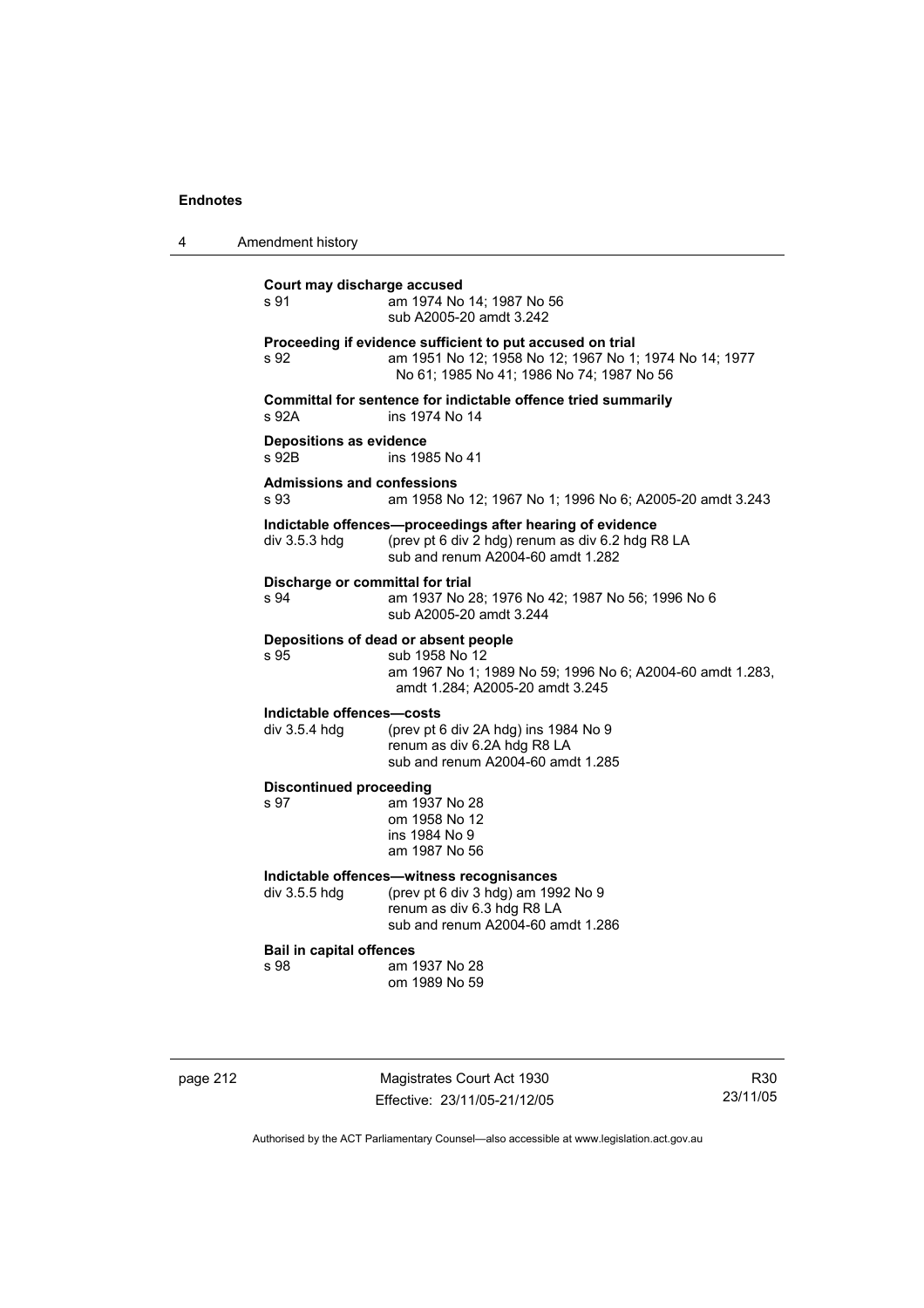**Court may discharge accused**

s 91 am 1974 No 14; 1987 No 56
sub A2005-20 amdt 3.242

**Proceeding if evidence sufficient to put accused on trial**

s 92 am 1951 No 12; 1958 No 12; 1967 No 1; 1974 No 14; 1977 No 61; 1985 No 41; 1986 No 74; 1987 No 56

**Committal for sentence for indictable offence tried summarily**

s 92A ins 1974 No 14

**Depositions as evidence**

s 92B ins 1985 No 41

**Admissions and confessions**

s 93 am 1958 No 12; 1967 No 1; 1996 No 6; A2005-20 amdt 3.243

**Indictable offences—proceedings after hearing of evidence**

div 3.5.3 hdg (prev pt 6 div 2 hdg) renum as div 6.2 hdg R8 LA
sub and renum A2004-60 amdt 1.282

**Discharge or committal for trial**

s 94 am 1937 No 28; 1976 No 42; 1987 No 56; 1996 No 6
sub A2005-20 amdt 3.244

**Depositions of dead or absent people**

s 95 sub 1958 No 12
am 1967 No 1; 1989 No 59; 1996 No 6; A2004-60 amdt 1.283, amdt 1.284; A2005-20 amdt 3.245

**Indictable offences—costs**

div 3.5.4 hdg (prev pt 6 div 2A hdg) ins 1984 No 9
renum as div 6.2A hdg R8 LA
sub and renum A2004-60 amdt 1.285

**Discontinued proceeding**

s 97 am 1937 No 28
om 1958 No 12
ins 1984 No 9
am 1987 No 56

**Indictable offences—witness recognisances**

div 3.5.5 hdg (prev pt 6 div 3 hdg) am 1992 No 9
renum as div 6.3 hdg R8 LA
sub and renum A2004-60 amdt 1.286

**Bail in capital offences**

s 98 am 1937 No 28
om 1989 No 59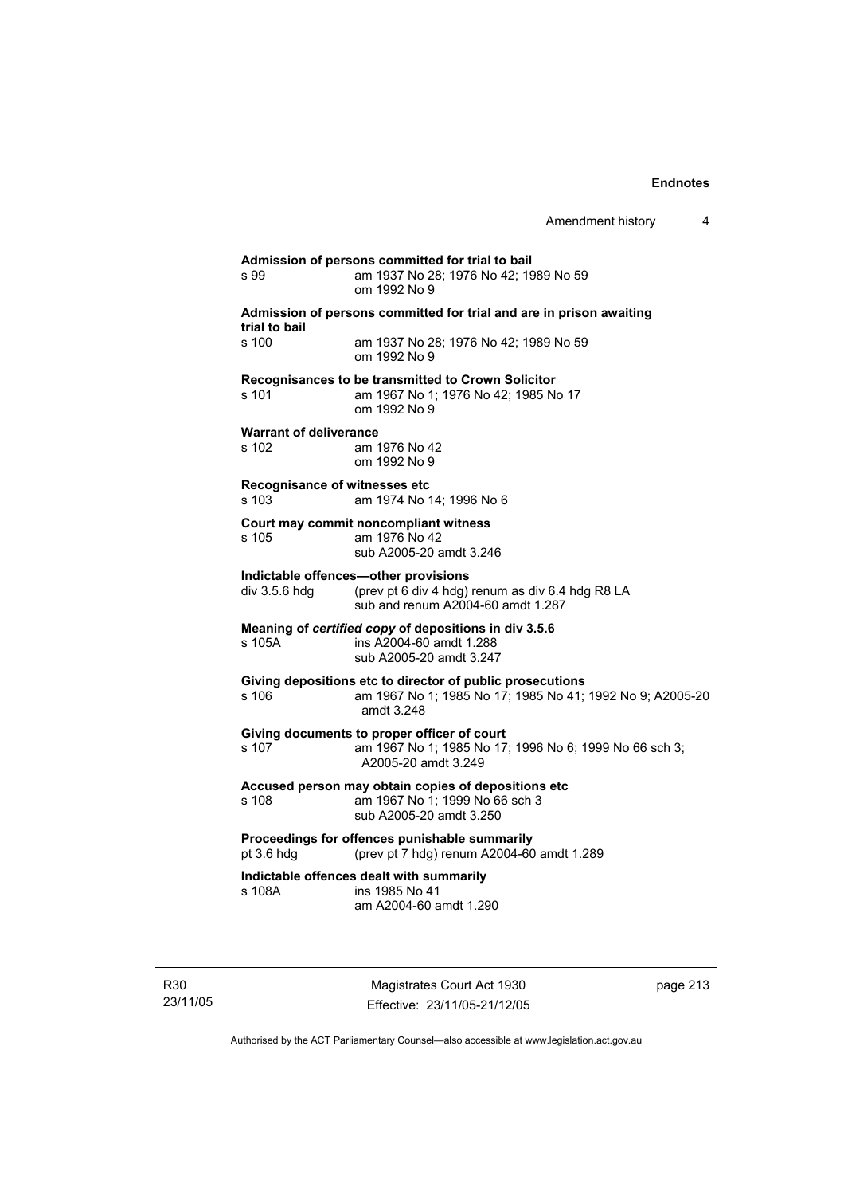**Admission of persons committed for trial to bail**

s 99 am 1937 No 28; 1976 No 42; 1989 No 59
om 1992 No 9

**Admission of persons committed for trial and are in prison awaiting trial to bail**

s 100 am 1937 No 28; 1976 No 42; 1989 No 59
om 1992 No 9

**Recognisances to be transmitted to Crown Solicitor**

s 101 am 1967 No 1; 1976 No 42; 1985 No 17
om 1992 No 9

**Warrant of deliverance**

s 102 am 1976 No 42
om 1992 No 9

**Recognisance of witnesses etc**

s 103 am 1974 No 14; 1996 No 6

**Court may commit noncompliant witness**

s 105 am 1976 No 42
sub A2005-20 amdt 3.246

**Indictable offences—other provisions**

div 3.5.6 hdg (prev pt 6 div 4 hdg) renum as div 6.4 hdg R8 LA
sub and renum A2004-60 amdt 1.287

**Meaning of *certified copy* of depositions in div 3.5.6**

s 105A ins A2004-60 amdt 1.288
sub A2005-20 amdt 3.247

**Giving depositions etc to director of public prosecutions**

s 106 am 1967 No 1; 1985 No 17; 1985 No 41; 1992 No 9; A2005-20 amdt 3.248

**Giving documents to proper officer of court**

s 107 am 1967 No 1; 1985 No 17; 1996 No 6; 1999 No 66 sch 3; A2005-20 amdt 3.249

**Accused person may obtain copies of depositions etc**

s 108 am 1967 No 1; 1999 No 66 sch 3
sub A2005-20 amdt 3.250

**Proceedings for offences punishable summarily**

pt 3.6 hdg (prev pt 7 hdg) renum A2004-60 amdt 1.289

**Indictable offences dealt with summarily**

s 108A ins 1985 No 41
am A2004-60 amdt 1.290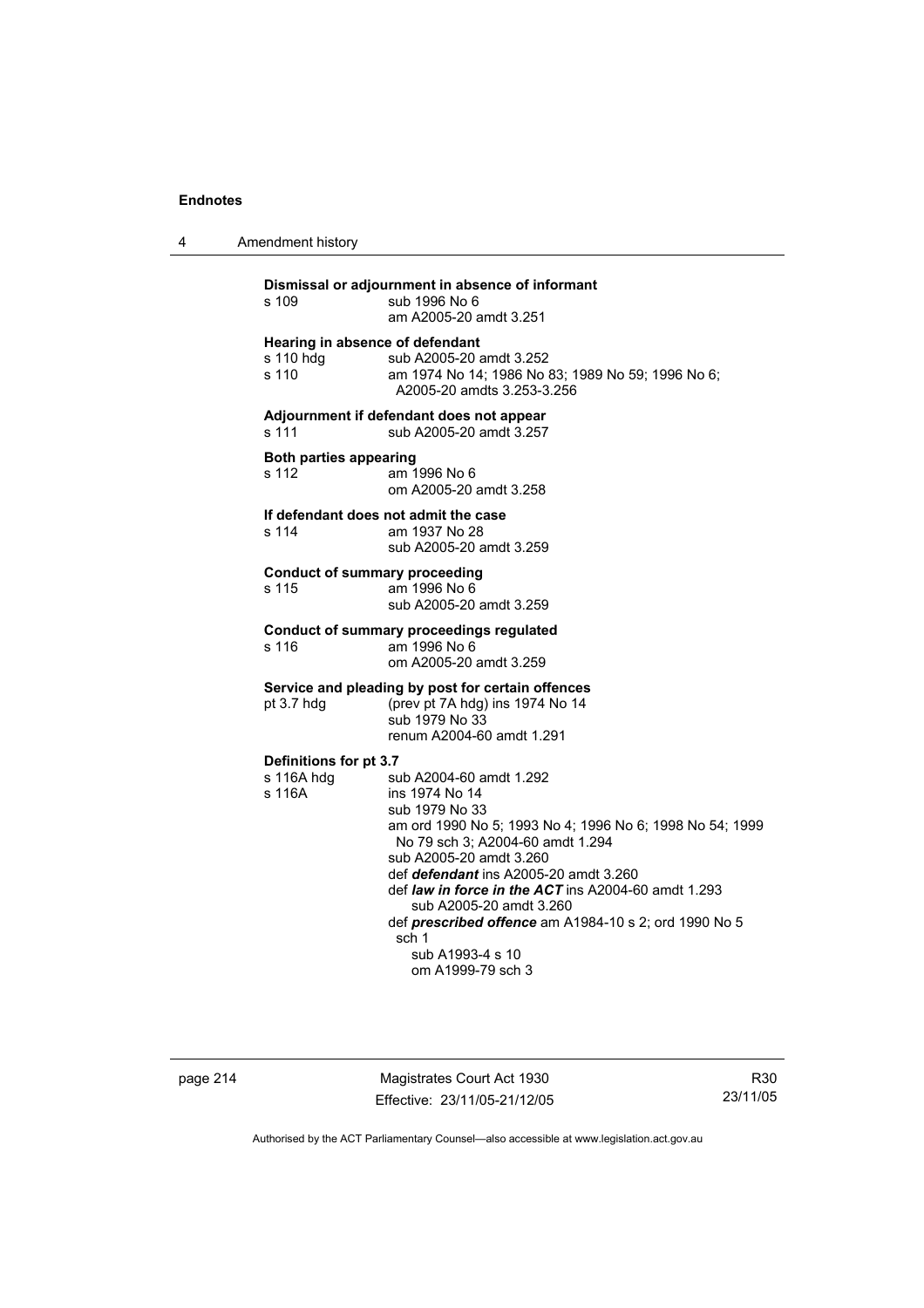**Dismissal or adjournment in absence of informant**
s 109 sub 1996 No 6
am A2005-20 amdt 3.251

**Hearing in absence of defendant**
s 110 hdg sub A2005-20 amdt 3.252
s 110 am 1974 No 14; 1986 No 83; 1989 No 59; 1996 No 6; A2005-20 amdts 3.253-3.256

**Adjournment if defendant does not appear**
s 111 sub A2005-20 amdt 3.257

**Both parties appearing**
s 112 am 1996 No 6
om A2005-20 amdt 3.258

**If defendant does not admit the case**
s 114 am 1937 No 28
sub A2005-20 amdt 3.259

**Conduct of summary proceeding**
s 115 am 1996 No 6
sub A2005-20 amdt 3.259

**Conduct of summary proceedings regulated**
s 116 am 1996 No 6
om A2005-20 amdt 3.259

**Service and pleading by post for certain offences**
pt 3.7 hdg (prev pt 7A hdg) ins 1974 No 14
sub 1979 No 33
renum A2004-60 amdt 1.291

**Definitions for pt 3.7**
s 116A hdg sub A2004-60 amdt 1.292
s 116A ins 1974 No 14
sub 1979 No 33
am ord 1990 No 5; 1993 No 4; 1996 No 6; 1998 No 54; 1999 No 79 sch 3; A2004-60 amdt 1.294
sub A2005-20 amdt 3.260
def ***defendant*** ins A2005-20 amdt 3.260
def ***law in force in the ACT*** ins A2004-60 amdt 1.293
sub A2005-20 amdt 3.260
def ***prescribed offence*** am A1984-10 s 2; ord 1990 No 5 sch 1
sub A1993-4 s 10
om A1999-79 sch 3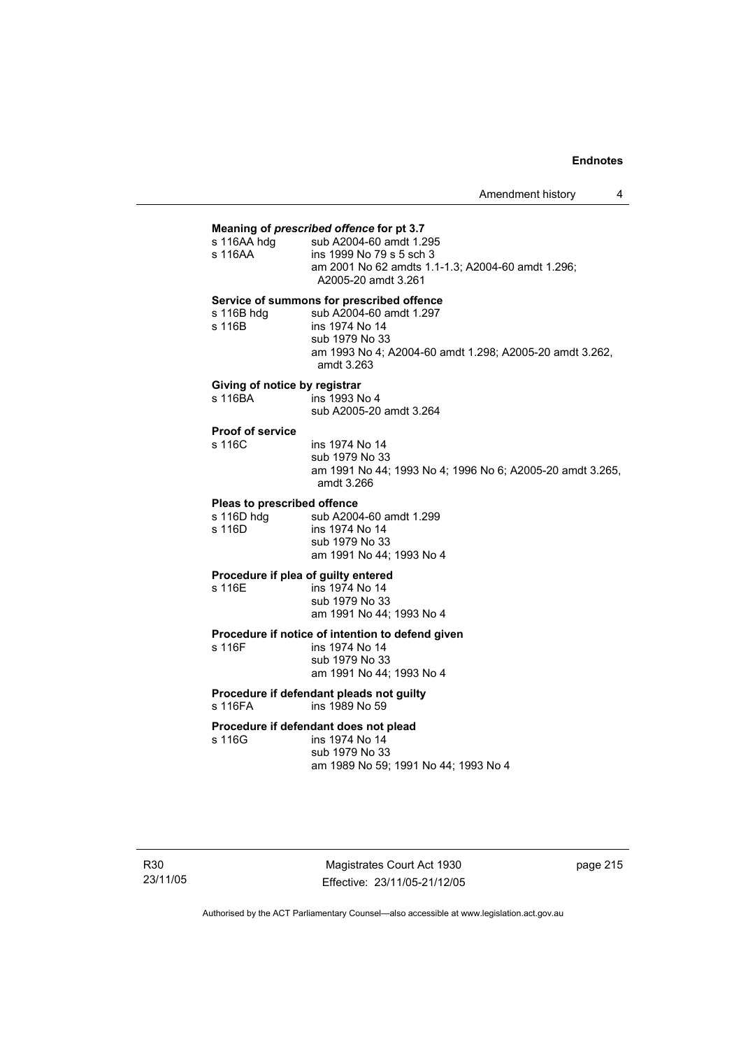**Meaning of *prescribed offence* for pt 3.7**

s 116AA hdg sub A2004-60 amdt 1.295
s 116AA ins 1999 No 79 s 5 sch 3
am 2001 No 62 amdts 1.1-1.3; A2004-60 amdt 1.296; A2005-20 amdt 3.261

**Service of summons for prescribed offence**

s 116B hdg sub A2004-60 amdt 1.297
s 116B ins 1974 No 14
sub 1979 No 33
am 1993 No 4; A2004-60 amdt 1.298; A2005-20 amdt 3.262, amdt 3.263

**Giving of notice by registrar**

s 116BA ins 1993 No 4
sub A2005-20 amdt 3.264

**Proof of service**

s 116C ins 1974 No 14
sub 1979 No 33
am 1991 No 44; 1993 No 4; 1996 No 6; A2005-20 amdt 3.265, amdt 3.266

**Pleas to prescribed offence**

s 116D hdg sub A2004-60 amdt 1.299
s 116D ins 1974 No 14
sub 1979 No 33
am 1991 No 44; 1993 No 4

**Procedure if plea of guilty entered**

s 116E ins 1974 No 14
sub 1979 No 33
am 1991 No 44; 1993 No 4

**Procedure if notice of intention to defend given**

s 116F ins 1974 No 14
sub 1979 No 33
am 1991 No 44; 1993 No 4

**Procedure if defendant pleads not guilty**

s 116FA ins 1989 No 59

**Procedure if defendant does not plead**

s 116G ins 1974 No 14
sub 1979 No 33
am 1989 No 59; 1991 No 44; 1993 No 4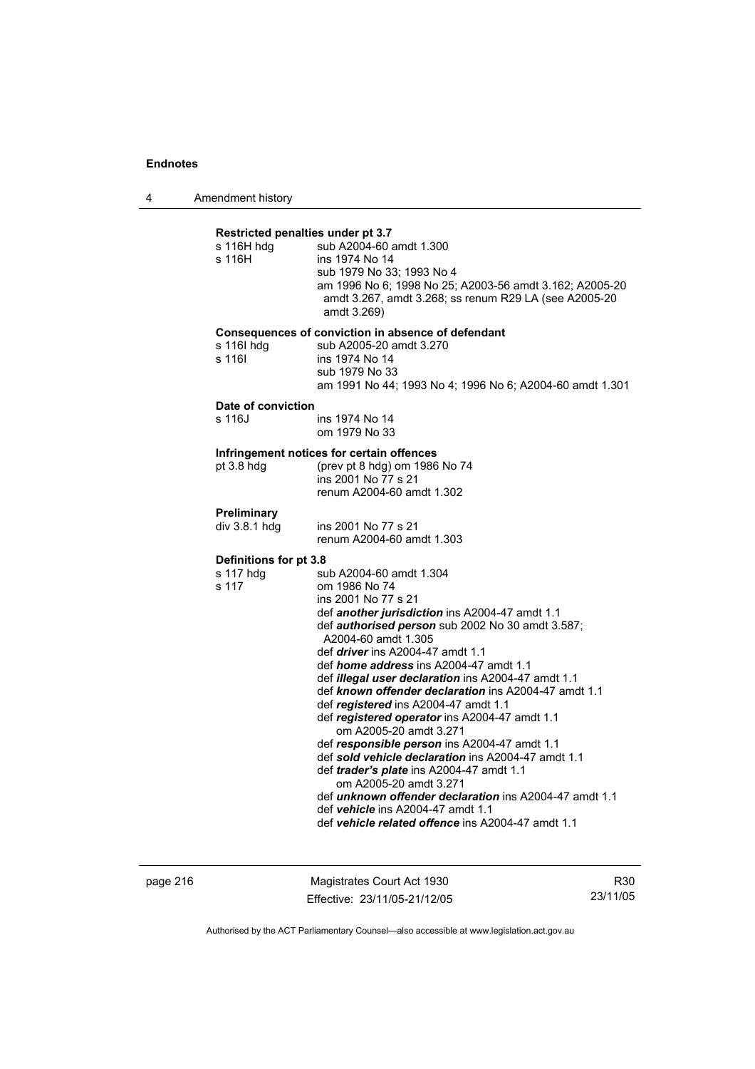**Restricted penalties under pt 3.7**

s 116H hdg sub A2004-60 amdt 1.300
s 116H ins 1974 No 14
sub 1979 No 33; 1993 No 4
am 1996 No 6; 1998 No 25; A2003-56 amdt 3.162; A2005-20 amdt 3.267, amdt 3.268; ss renum R29 LA (see A2005-20 amdt 3.269)

**Consequences of conviction in absence of defendant**

s 116I hdg sub A2005-20 amdt 3.270
s 116I ins 1974 No 14
sub 1979 No 33
am 1991 No 44; 1993 No 4; 1996 No 6; A2004-60 amdt 1.301

**Date of conviction**

s 116J ins 1974 No 14
om 1979 No 33

**Infringement notices for certain offences**

pt 3.8 hdg (prev pt 8 hdg) om 1986 No 74
ins 2001 No 77 s 21
renum A2004-60 amdt 1.302

**Preliminary**

div 3.8.1 hdg ins 2001 No 77 s 21
renum A2004-60 amdt 1.303

**Definitions for pt 3.8**

s 117 hdg sub A2004-60 amdt 1.304
s 117 om 1986 No 74
ins 2001 No 77 s 21
def ***another jurisdiction*** ins A2004-47 amdt 1.1
def ***authorised person*** sub 2002 No 30 amdt 3.587; A2004-60 amdt 1.305
def ***driver*** ins A2004-47 amdt 1.1
def ***home address*** ins A2004-47 amdt 1.1
def ***illegal user declaration*** ins A2004-47 amdt 1.1
def ***known offender declaration*** ins A2004-47 amdt 1.1
def ***registered*** ins A2004-47 amdt 1.1
def ***registered operator*** ins A2004-47 amdt 1.1
om A2005-20 amdt 3.271
def ***responsible person*** ins A2004-47 amdt 1.1
def ***sold vehicle declaration*** ins A2004-47 amdt 1.1
def ***trader's plate*** ins A2004-47 amdt 1.1
om A2005-20 amdt 3.271
def ***unknown offender declaration*** ins A2004-47 amdt 1.1
def ***vehicle*** ins A2004-47 amdt 1.1
def ***vehicle related offence*** ins A2004-47 amdt 1.1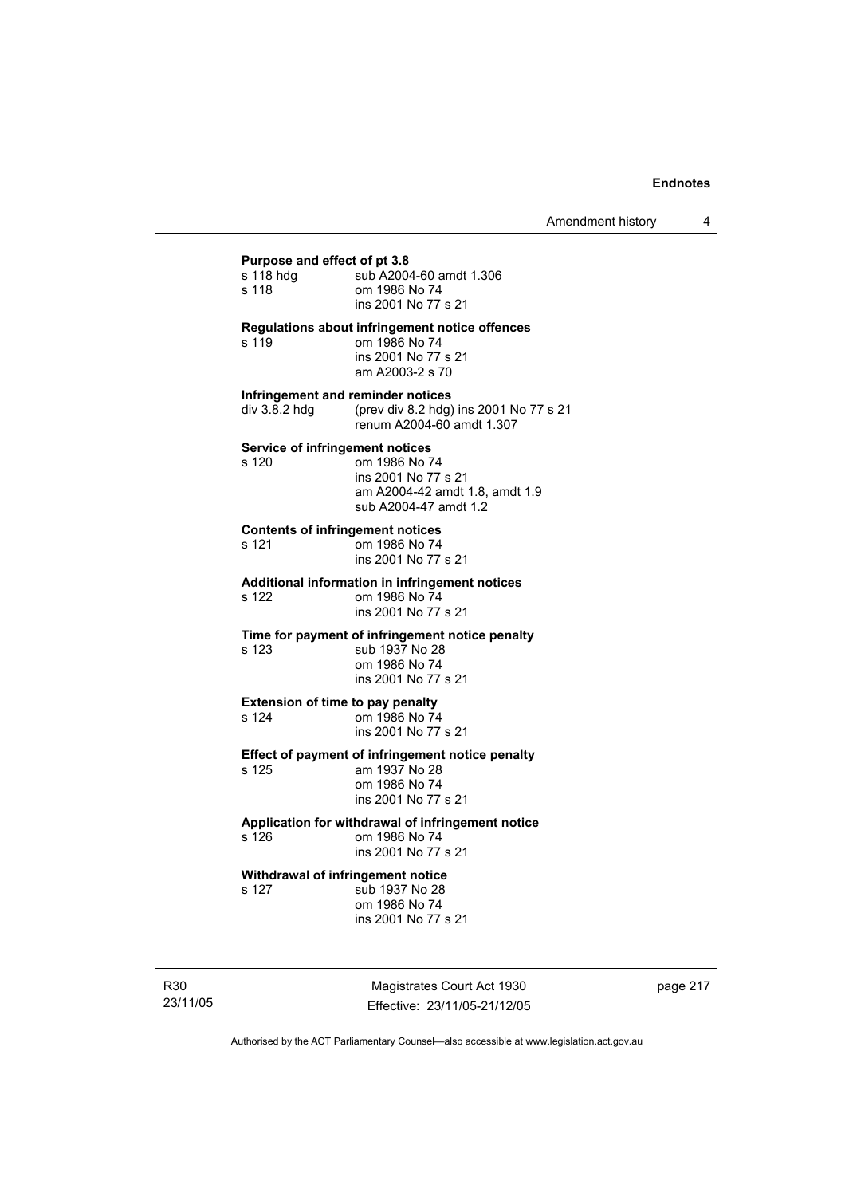**Purpose and effect of pt 3.8**

s 118 hdg sub A2004-60 amdt 1.306
s 118 om 1986 No 74
ins 2001 No 77 s 21

**Regulations about infringement notice offences**

s 119 om 1986 No 74
ins 2001 No 77 s 21
am A2003-2 s 70

**Infringement and reminder notices**

div 3.8.2 hdg (prev div 8.2 hdg) ins 2001 No 77 s 21
renum A2004-60 amdt 1.307

**Service of infringement notices**

s 120 om 1986 No 74
ins 2001 No 77 s 21
am A2004-42 amdt 1.8, amdt 1.9
sub A2004-47 amdt 1.2

**Contents of infringement notices**

s 121 om 1986 No 74
ins 2001 No 77 s 21

**Additional information in infringement notices**

s 122 om 1986 No 74
ins 2001 No 77 s 21

**Time for payment of infringement notice penalty**

s 123 sub 1937 No 28
om 1986 No 74
ins 2001 No 77 s 21

**Extension of time to pay penalty**

s 124 om 1986 No 74
ins 2001 No 77 s 21

**Effect of payment of infringement notice penalty**

s 125 am 1937 No 28
om 1986 No 74
ins 2001 No 77 s 21

**Application for withdrawal of infringement notice**

s 126 om 1986 No 74
ins 2001 No 77 s 21

**Withdrawal of infringement notice**

s 127 sub 1937 No 28
om 1986 No 74
ins 2001 No 77 s 21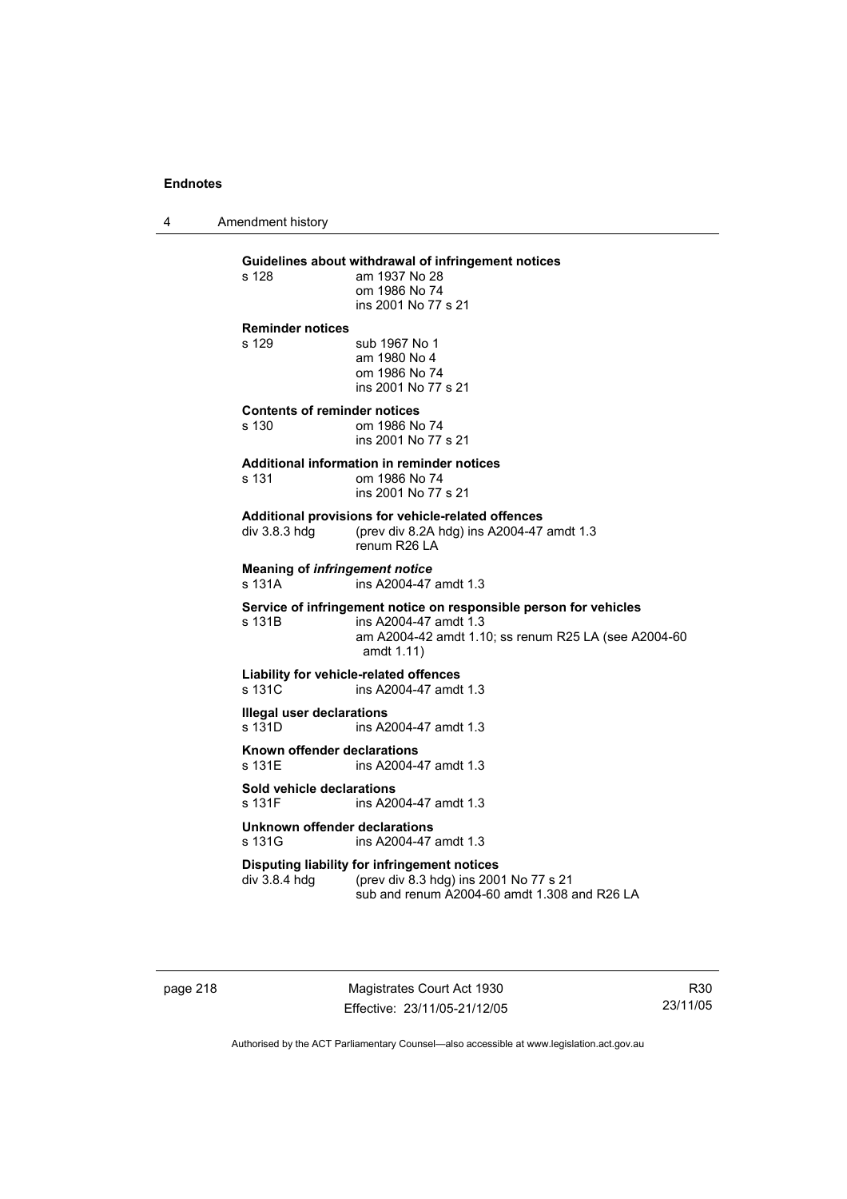**Guidelines about withdrawal of infringement notices**

s 128 am 1937 No 28
om 1986 No 74
ins 2001 No 77 s 21

**Reminder notices**

s 129 sub 1967 No 1
am 1980 No 4
om 1986 No 74
ins 2001 No 77 s 21

**Contents of reminder notices**

s 130 om 1986 No 74
ins 2001 No 77 s 21

**Additional information in reminder notices**

s 131 om 1986 No 74
ins 2001 No 77 s 21

**Additional provisions for vehicle-related offences**

div 3.8.3 hdg (prev div 8.2A hdg) ins A2004-47 amdt 1.3
renum R26 LA

**Meaning of *infringement notice***

s 131A ins A2004-47 amdt 1.3

**Service of infringement notice on responsible person for vehicles**

s 131B ins A2004-47 amdt 1.3
am A2004-42 amdt 1.10; ss renum R25 LA (see A2004-60 amdt 1.11)

**Liability for vehicle-related offences**

s 131C ins A2004-47 amdt 1.3

**Illegal user declarations**

s 131D ins A2004-47 amdt 1.3

**Known offender declarations**

s 131E ins A2004-47 amdt 1.3

**Sold vehicle declarations**

s 131F ins A2004-47 amdt 1.3

**Unknown offender declarations**

s 131G ins A2004-47 amdt 1.3

**Disputing liability for infringement notices**

div 3.8.4 hdg (prev div 8.3 hdg) ins 2001 No 77 s 21
sub and renum A2004-60 amdt 1.308 and R26 LA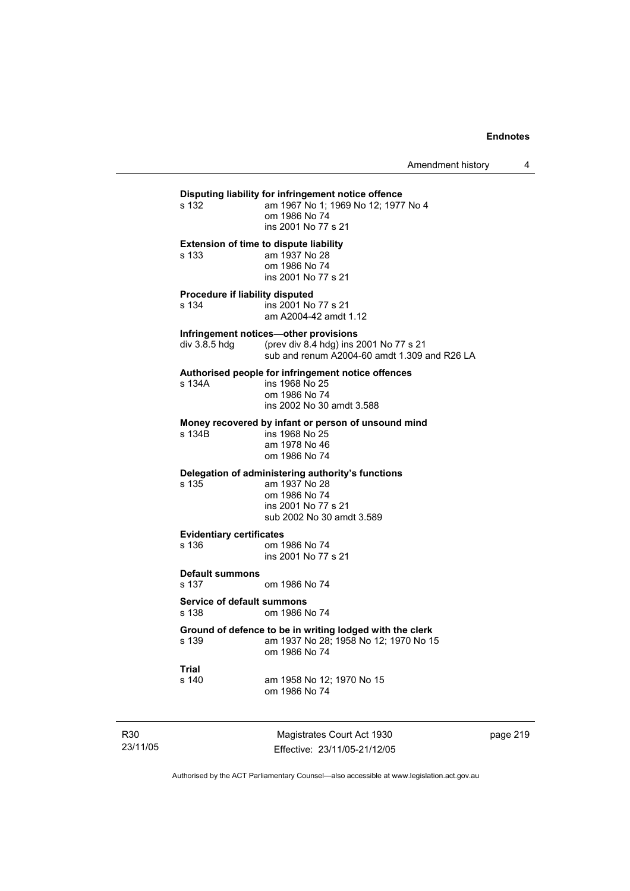**Disputing liability for infringement notice offence**

s 132 am 1967 No 1; 1969 No 12; 1977 No 4
om 1986 No 74
ins 2001 No 77 s 21

**Extension of time to dispute liability**

s 133 am 1937 No 28
om 1986 No 74
ins 2001 No 77 s 21

**Procedure if liability disputed**

s 134 ins 2001 No 77 s 21
am A2004-42 amdt 1.12

**Infringement notices—other provisions**

div 3.8.5 hdg (prev div 8.4 hdg) ins 2001 No 77 s 21
sub and renum A2004-60 amdt 1.309 and R26 LA

**Authorised people for infringement notice offences**

s 134A ins 1968 No 25
om 1986 No 74
ins 2002 No 30 amdt 3.588

**Money recovered by infant or person of unsound mind**

s 134B ins 1968 No 25
am 1978 No 46
om 1986 No 74

**Delegation of administering authority's functions**

s 135 am 1937 No 28
om 1986 No 74
ins 2001 No 77 s 21
sub 2002 No 30 amdt 3.589

**Evidentiary certificates**

s 136 om 1986 No 74
ins 2001 No 77 s 21

**Default summons**

s 137 om 1986 No 74

**Service of default summons**

s 138 om 1986 No 74

**Ground of defence to be in writing lodged with the clerk**

s 139 am 1937 No 28; 1958 No 12; 1970 No 15
om 1986 No 74

**Trial**

s 140 am 1958 No 12; 1970 No 15
om 1986 No 74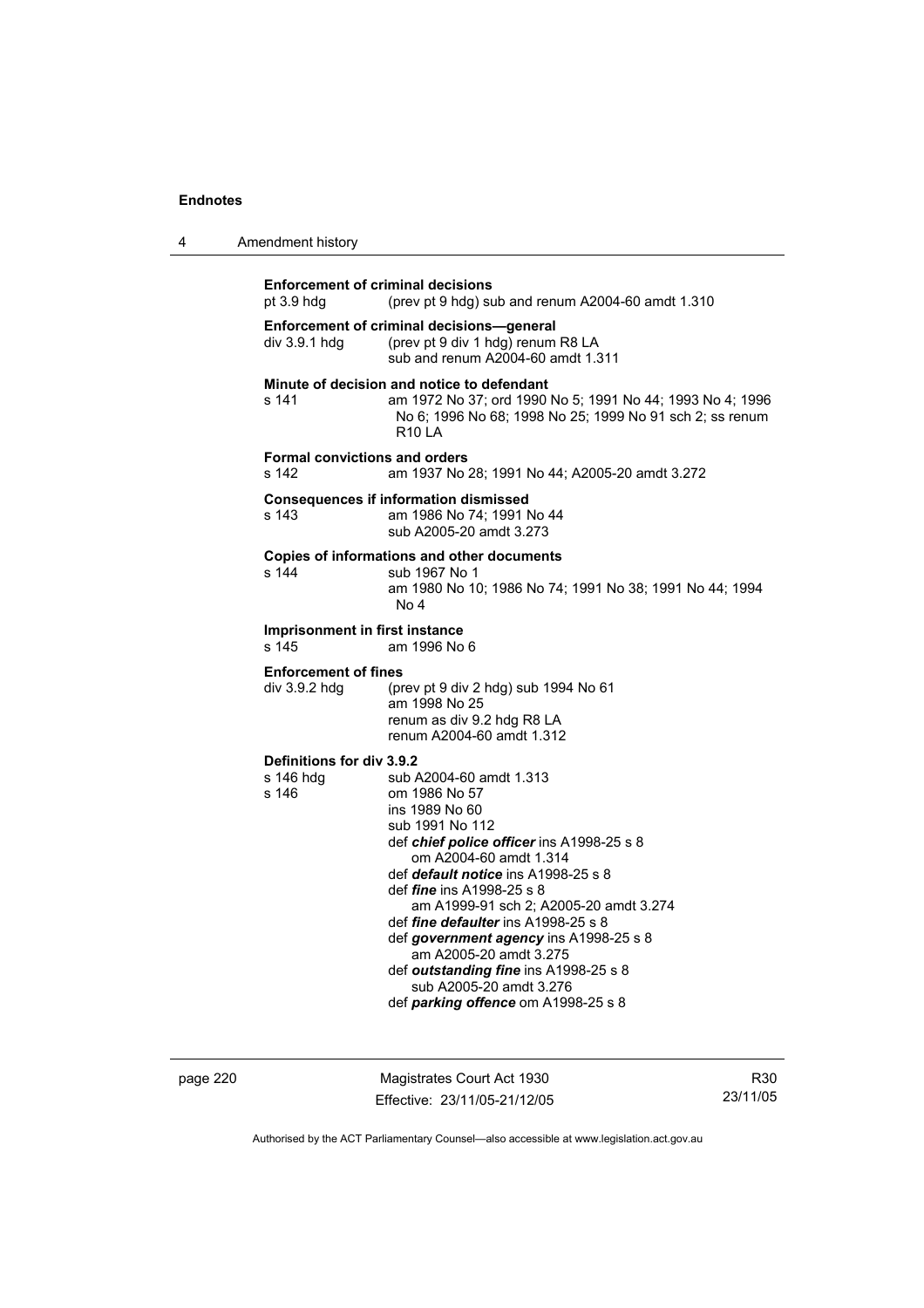**Enforcement of criminal decisions**
pt 3.9 hdg (prev pt 9 hdg) sub and renum A2004-60 amdt 1.310

**Enforcement of criminal decisions—general**
div 3.9.1 hdg (prev pt 9 div 1 hdg) renum R8 LA
sub and renum A2004-60 amdt 1.311

**Minute of decision and notice to defendant**
s 141 am 1972 No 37; ord 1990 No 5; 1991 No 44; 1993 No 4; 1996 No 6; 1996 No 68; 1998 No 25; 1999 No 91 sch 2; ss renum R10 LA

**Formal convictions and orders**
s 142 am 1937 No 28; 1991 No 44; A2005-20 amdt 3.272

**Consequences if information dismissed**
s 143 am 1986 No 74; 1991 No 44
sub A2005-20 amdt 3.273

**Copies of informations and other documents**
s 144 sub 1967 No 1
am 1980 No 10; 1986 No 74; 1991 No 38; 1991 No 44; 1994 No 4

**Imprisonment in first instance**
s 145 am 1996 No 6

**Enforcement of fines**
div 3.9.2 hdg (prev pt 9 div 2 hdg) sub 1994 No 61
am 1998 No 25
renum as div 9.2 hdg R8 LA
renum A2004-60 amdt 1.312

**Definitions for div 3.9.2**
s 146 hdg sub A2004-60 amdt 1.313
s 146 om 1986 No 57
ins 1989 No 60
sub 1991 No 112
def ***chief police officer*** ins A1998-25 s 8
om A2004-60 amdt 1.314
def ***default notice*** ins A1998-25 s 8
def ***fine*** ins A1998-25 s 8
am A1999-91 sch 2; A2005-20 amdt 3.274
def ***fine defaulter*** ins A1998-25 s 8
def ***government agency*** ins A1998-25 s 8
am A2005-20 amdt 3.275
def ***outstanding fine*** ins A1998-25 s 8
sub A2005-20 amdt 3.276
def ***parking offence*** om A1998-25 s 8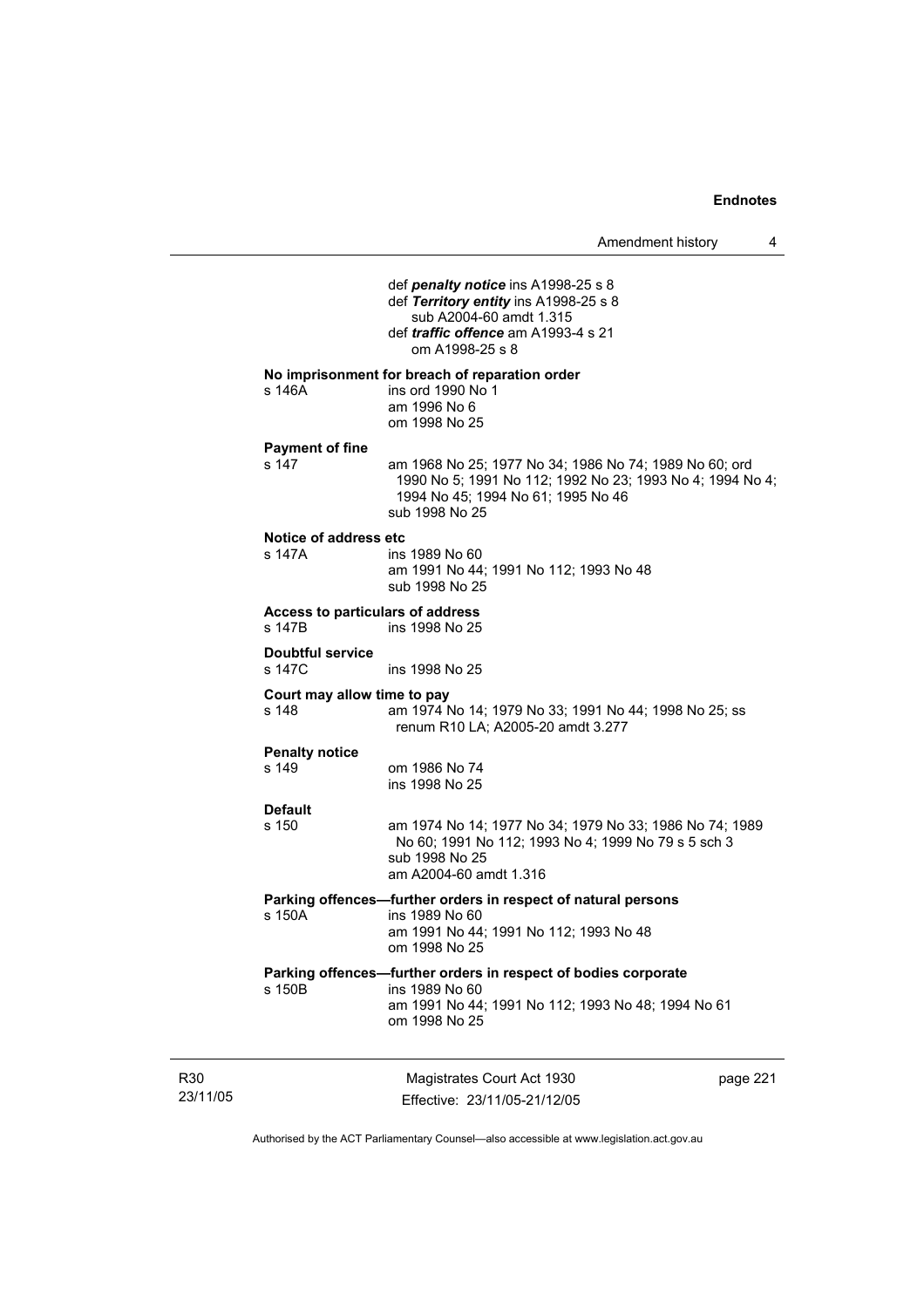def ***penalty notice*** ins A1998-25 s 8
def ***Territory entity*** ins A1998-25 s 8
sub A2004-60 amdt 1.315
def ***traffic offence*** am A1993-4 s 21
om A1998-25 s 8

**No imprisonment for breach of reparation order**

s 146A ins ord 1990 No 1
am 1996 No 6
om 1998 No 25

**Payment of fine**

s 147 am 1968 No 25; 1977 No 34; 1986 No 74; 1989 No 60; ord 1990 No 5; 1991 No 112; 1992 No 23; 1993 No 4; 1994 No 4; 1994 No 45; 1994 No 61; 1995 No 46
sub 1998 No 25

**Notice of address etc**

s 147A ins 1989 No 60
am 1991 No 44; 1991 No 112; 1993 No 48
sub 1998 No 25

**Access to particulars of address**

s 147B ins 1998 No 25

**Doubtful service**

s 147C ins 1998 No 25

**Court may allow time to pay**

s 148 am 1974 No 14; 1979 No 33; 1991 No 44; 1998 No 25; ss renum R10 LA; A2005-20 amdt 3.277

**Penalty notice**

s 149 om 1986 No 74
ins 1998 No 25

**Default**

s 150 am 1974 No 14; 1977 No 34; 1979 No 33; 1986 No 74; 1989 No 60; 1991 No 112; 1993 No 4; 1999 No 79 s 5 sch 3
sub 1998 No 25
am A2004-60 amdt 1.316

**Parking offences—further orders in respect of natural persons**

s 150A ins 1989 No 60
am 1991 No 44; 1991 No 112; 1993 No 48
om 1998 No 25

**Parking offences—further orders in respect of bodies corporate**

s 150B ins 1989 No 60
am 1991 No 44; 1991 No 112; 1993 No 48; 1994 No 61
om 1998 No 25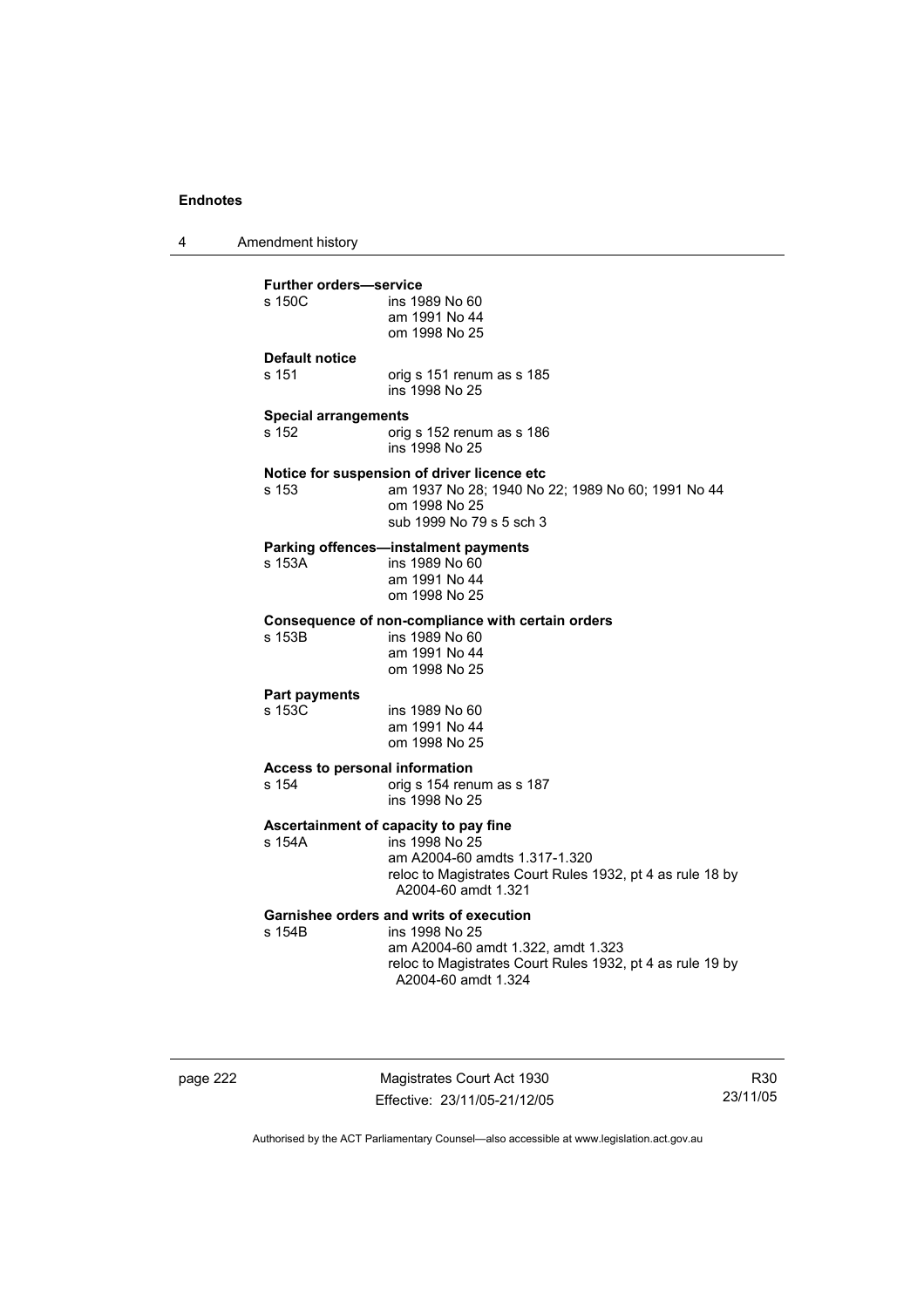**Further orders—service**

s 150C ins 1989 No 60
am 1991 No 44
om 1998 No 25

**Default notice**

s 151 orig s 151 renum as s 185
ins 1998 No 25

**Special arrangements**

s 152 orig s 152 renum as s 186
ins 1998 No 25

**Notice for suspension of driver licence etc**

s 153 am 1937 No 28; 1940 No 22; 1989 No 60; 1991 No 44
om 1998 No 25
sub 1999 No 79 s 5 sch 3

**Parking offences—instalment payments**

s 153A ins 1989 No 60
am 1991 No 44
om 1998 No 25

**Consequence of non-compliance with certain orders**

s 153B ins 1989 No 60
am 1991 No 44
om 1998 No 25

**Part payments**

s 153C ins 1989 No 60
am 1991 No 44
om 1998 No 25

**Access to personal information**

s 154 orig s 154 renum as s 187
ins 1998 No 25

**Ascertainment of capacity to pay fine**

s 154A ins 1998 No 25
am A2004-60 amdts 1.317-1.320
reloc to Magistrates Court Rules 1932, pt 4 as rule 18 by A2004-60 amdt 1.321

**Garnishee orders and writs of execution**

s 154B ins 1998 No 25
am A2004-60 amdt 1.322, amdt 1.323
reloc to Magistrates Court Rules 1932, pt 4 as rule 19 by A2004-60 amdt 1.324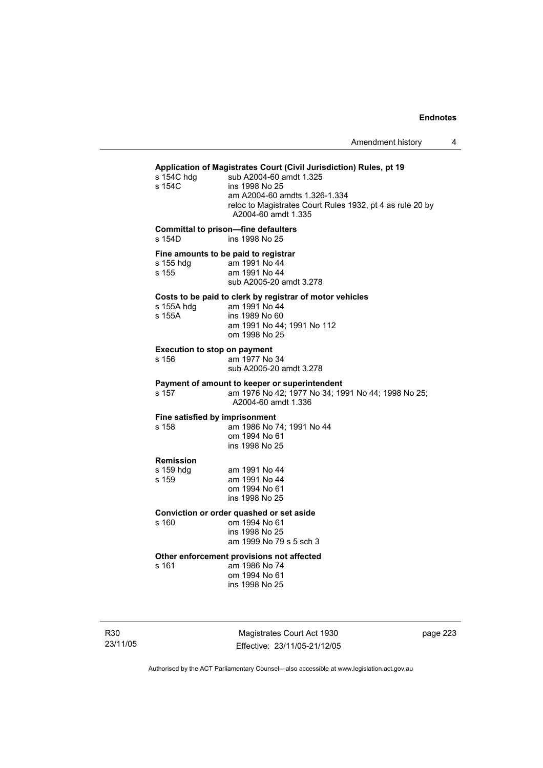**Application of Magistrates Court (Civil Jurisdiction) Rules, pt 19**

s 154C hdg sub A2004-60 amdt 1.325
s 154C ins 1998 No 25
am A2004-60 amdts 1.326-1.334
reloc to Magistrates Court Rules 1932, pt 4 as rule 20 by A2004-60 amdt 1.335

**Committal to prison—fine defaulters**

s 154D ins 1998 No 25

**Fine amounts to be paid to registrar**

s 155 hdg am 1991 No 44
s 155 am 1991 No 44
sub A2005-20 amdt 3.278

**Costs to be paid to clerk by registrar of motor vehicles**

s 155A hdg am 1991 No 44
s 155A ins 1989 No 60
am 1991 No 44; 1991 No 112
om 1998 No 25

**Execution to stop on payment**

s 156 am 1977 No 34
sub A2005-20 amdt 3.278

**Payment of amount to keeper or superintendent**

s 157 am 1976 No 42; 1977 No 34; 1991 No 44; 1998 No 25; A2004-60 amdt 1.336

**Fine satisfied by imprisonment**

s 158 am 1986 No 74; 1991 No 44
om 1994 No 61
ins 1998 No 25

**Remission**

s 159 hdg am 1991 No 44
s 159 am 1991 No 44
om 1994 No 61
ins 1998 No 25

**Conviction or order quashed or set aside**

s 160 om 1994 No 61
ins 1998 No 25
am 1999 No 79 s 5 sch 3

**Other enforcement provisions not affected**

s 161 am 1986 No 74
om 1994 No 61
ins 1998 No 25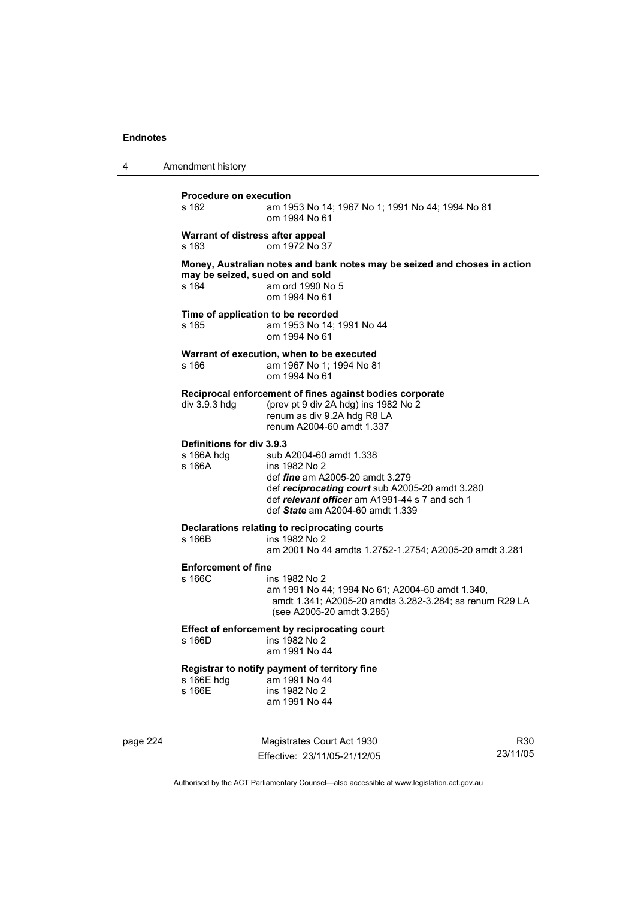**Procedure on execution**

s 162 am 1953 No 14; 1967 No 1; 1991 No 44; 1994 No 81
om 1994 No 61

**Warrant of distress after appeal**

s 163 om 1972 No 37

**Money, Australian notes and bank notes may be seized and choses in action may be seized, sued on and sold**

s 164 am ord 1990 No 5
om 1994 No 61

**Time of application to be recorded**

s 165 am 1953 No 14; 1991 No 44
om 1994 No 61

**Warrant of execution, when to be executed**

s 166 am 1967 No 1; 1994 No 81
om 1994 No 61

**Reciprocal enforcement of fines against bodies corporate**

div 3.9.3 hdg (prev pt 9 div 2A hdg) ins 1982 No 2
renum as div 9.2A hdg R8 LA
renum A2004-60 amdt 1.337

**Definitions for div 3.9.3**

s 166A hdg sub A2004-60 amdt 1.338
s 166A ins 1982 No 2
def ***fine*** am A2005-20 amdt 3.279
def ***reciprocating court*** sub A2005-20 amdt 3.280
def ***relevant officer*** am A1991-44 s 7 and sch 1
def ***State*** am A2004-60 amdt 1.339

**Declarations relating to reciprocating courts**

s 166B ins 1982 No 2
am 2001 No 44 amdts 1.2752-1.2754; A2005-20 amdt 3.281

**Enforcement of fine**

s 166C ins 1982 No 2
am 1991 No 44; 1994 No 61; A2004-60 amdt 1.340, amdt 1.341; A2005-20 amdts 3.282-3.284; ss renum R29 LA (see A2005-20 amdt 3.285)

**Effect of enforcement by reciprocating court**

s 166D ins 1982 No 2
am 1991 No 44

**Registrar to notify payment of territory fine**

s 166E hdg am 1991 No 44
s 166E ins 1982 No 2
am 1991 No 44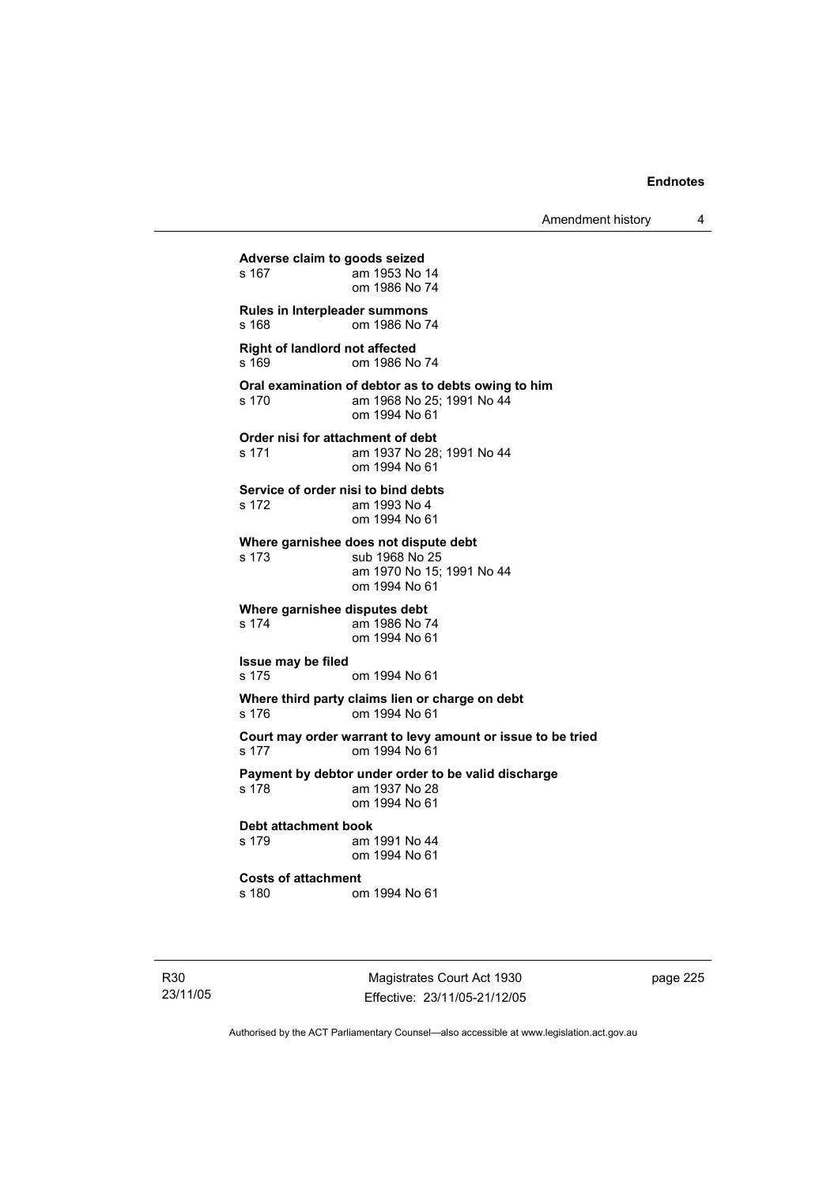**Adverse claim to goods seized**
s 167 am 1953 No 14
om 1986 No 74

**Rules in Interpleader summons**
s 168 om 1986 No 74

**Right of landlord not affected**
s 169 om 1986 No 74

**Oral examination of debtor as to debts owing to him**
s 170 am 1968 No 25; 1991 No 44
om 1994 No 61

**Order nisi for attachment of debt**
s 171 am 1937 No 28; 1991 No 44
om 1994 No 61

**Service of order nisi to bind debts**
s 172 am 1993 No 4
om 1994 No 61

**Where garnishee does not dispute debt**
s 173 sub 1968 No 25
am 1970 No 15; 1991 No 44
om 1994 No 61

**Where garnishee disputes debt**
s 174 am 1986 No 74
om 1994 No 61

**Issue may be filed**
s 175 om 1994 No 61

**Where third party claims lien or charge on debt**
s 176 om 1994 No 61

**Court may order warrant to levy amount or issue to be tried**
s 177 om 1994 No 61

**Payment by debtor under order to be valid discharge**
s 178 am 1937 No 28
om 1994 No 61

**Debt attachment book**
s 179 am 1991 No 44
om 1994 No 61

**Costs of attachment**
s 180 om 1994 No 61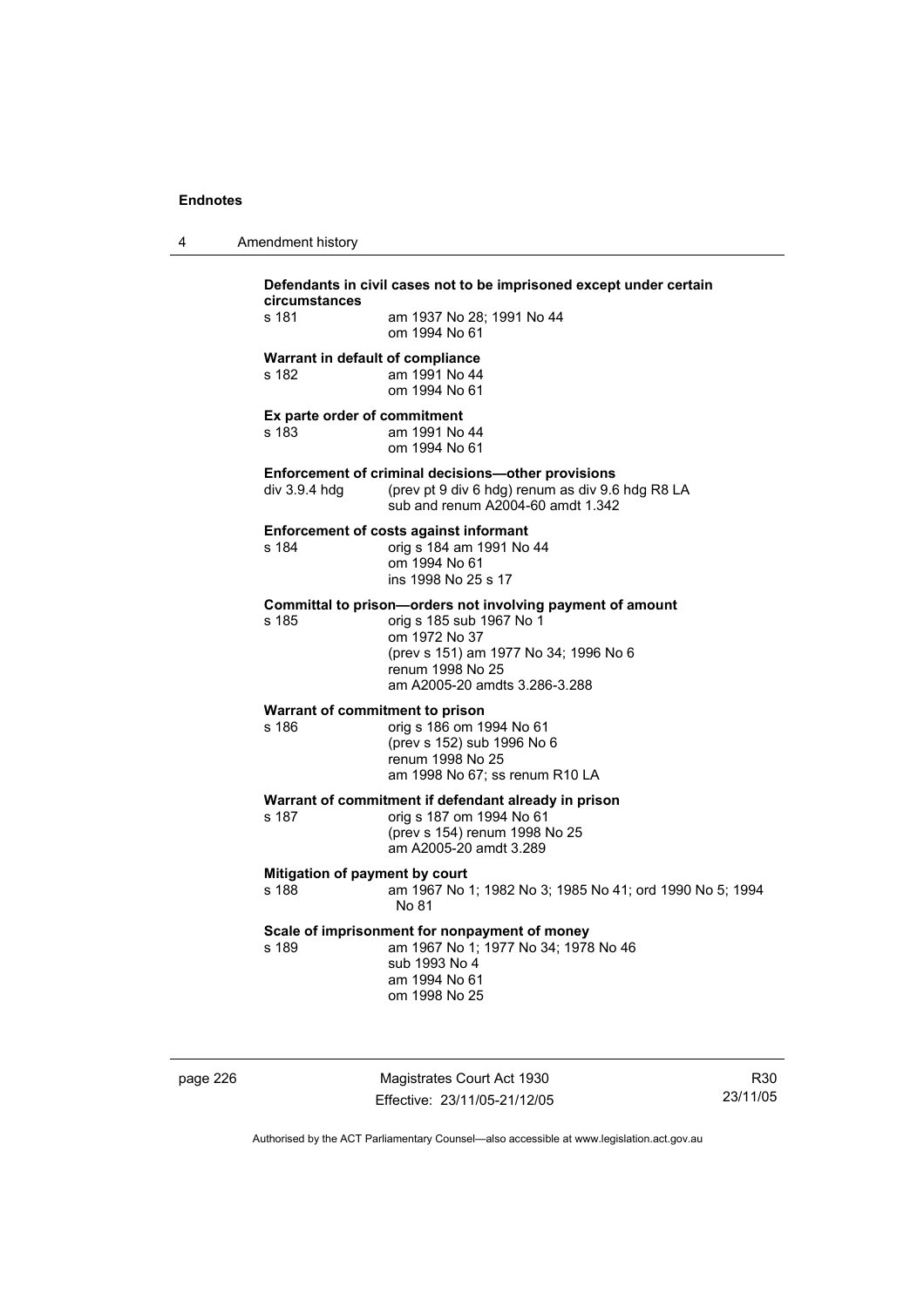**Defendants in civil cases not to be imprisoned except under certain circumstances**

s 181 am 1937 No 28; 1991 No 44
om 1994 No 61

**Warrant in default of compliance**

s 182 am 1991 No 44
om 1994 No 61

**Ex parte order of commitment**

s 183 am 1991 No 44
om 1994 No 61

**Enforcement of criminal decisions—other provisions**

div 3.9.4 hdg (prev pt 9 div 6 hdg) renum as div 9.6 hdg R8 LA
sub and renum A2004-60 amdt 1.342

**Enforcement of costs against informant**

s 184 orig s 184 am 1991 No 44
om 1994 No 61
ins 1998 No 25 s 17

**Committal to prison—orders not involving payment of amount**

s 185 orig s 185 sub 1967 No 1
om 1972 No 37
(prev s 151) am 1977 No 34; 1996 No 6
renum 1998 No 25
am A2005-20 amdts 3.286-3.288

**Warrant of commitment to prison**

s 186 orig s 186 om 1994 No 61
(prev s 152) sub 1996 No 6
renum 1998 No 25
am 1998 No 67; ss renum R10 LA

**Warrant of commitment if defendant already in prison**

s 187 orig s 187 om 1994 No 61
(prev s 154) renum 1998 No 25
am A2005-20 amdt 3.289

**Mitigation of payment by court**

s 188 am 1967 No 1; 1982 No 3; 1985 No 41; ord 1990 No 5; 1994 No 81

**Scale of imprisonment for nonpayment of money**

s 189 am 1967 No 1; 1977 No 34; 1978 No 46
sub 1993 No 4
am 1994 No 61
om 1998 No 25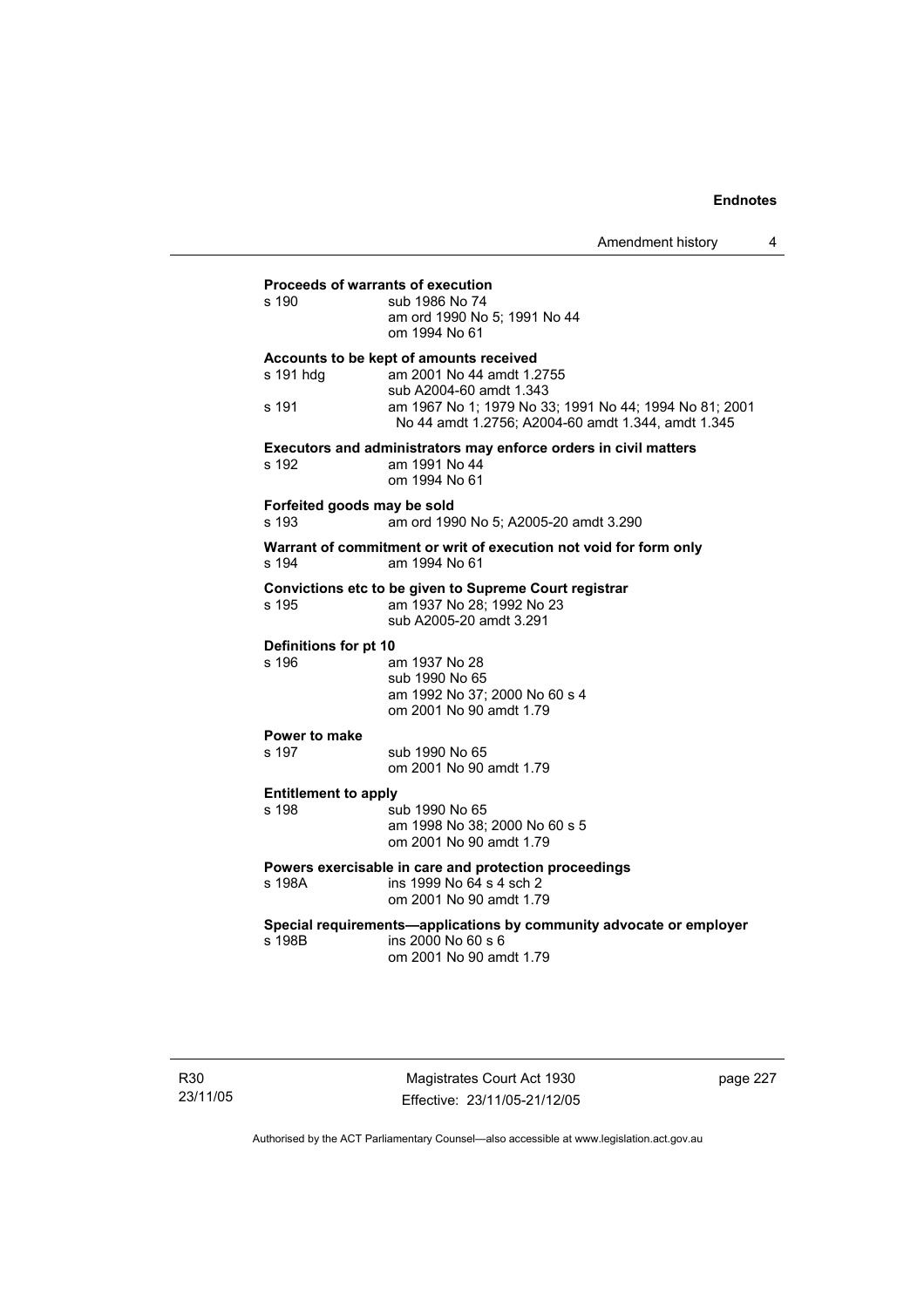**Proceeds of warrants of execution**

s 190 sub 1986 No 74
am ord 1990 No 5; 1991 No 44
om 1994 No 61

**Accounts to be kept of amounts received**

s 191 hdg am 2001 No 44 amdt 1.2755
sub A2004-60 amdt 1.343

s 191 am 1967 No 1; 1979 No 33; 1991 No 44; 1994 No 81; 2001 No 44 amdt 1.2756; A2004-60 amdt 1.344, amdt 1.345

**Executors and administrators may enforce orders in civil matters**

s 192 am 1991 No 44
om 1994 No 61

**Forfeited goods may be sold**

s 193 am ord 1990 No 5; A2005-20 amdt 3.290

**Warrant of commitment or writ of execution not void for form only**

s 194 am 1994 No 61

**Convictions etc to be given to Supreme Court registrar**

s 195 am 1937 No 28; 1992 No 23
sub A2005-20 amdt 3.291

**Definitions for pt 10**

s 196 am 1937 No 28
sub 1990 No 65
am 1992 No 37; 2000 No 60 s 4
om 2001 No 90 amdt 1.79

**Power to make**

s 197 sub 1990 No 65
om 2001 No 90 amdt 1.79

**Entitlement to apply**

s 198 sub 1990 No 65
am 1998 No 38; 2000 No 60 s 5
om 2001 No 90 amdt 1.79

**Powers exercisable in care and protection proceedings**

s 198A ins 1999 No 64 s 4 sch 2
om 2001 No 90 amdt 1.79

**Special requirements—applications by community advocate or employer**

s 198B ins 2000 No 60 s 6
om 2001 No 90 amdt 1.79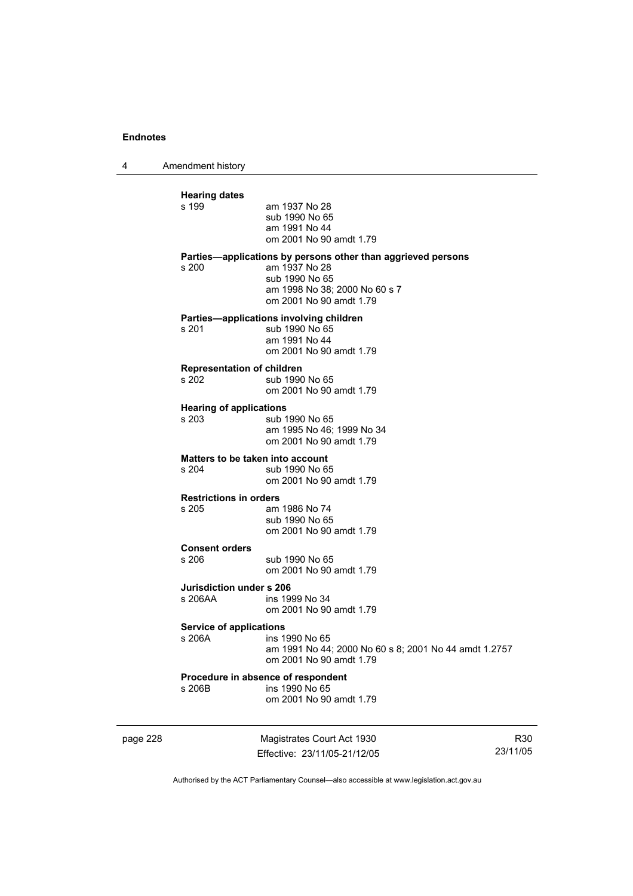**Hearing dates**

s 199 am 1937 No 28
sub 1990 No 65
am 1991 No 44
om 2001 No 90 amdt 1.79

**Parties—applications by persons other than aggrieved persons**

s 200 am 1937 No 28
sub 1990 No 65
am 1998 No 38; 2000 No 60 s 7
om 2001 No 90 amdt 1.79

**Parties—applications involving children**

s 201 sub 1990 No 65
am 1991 No 44
om 2001 No 90 amdt 1.79

**Representation of children**

s 202 sub 1990 No 65
om 2001 No 90 amdt 1.79

**Hearing of applications**

s 203 sub 1990 No 65
am 1995 No 46; 1999 No 34
om 2001 No 90 amdt 1.79

**Matters to be taken into account**

s 204 sub 1990 No 65
om 2001 No 90 amdt 1.79

**Restrictions in orders**

s 205 am 1986 No 74
sub 1990 No 65
om 2001 No 90 amdt 1.79

**Consent orders**

s 206 sub 1990 No 65
om 2001 No 90 amdt 1.79

**Jurisdiction under s 206**

s 206AA ins 1999 No 34
om 2001 No 90 amdt 1.79

**Service of applications**

s 206A ins 1990 No 65
am 1991 No 44; 2000 No 60 s 8; 2001 No 44 amdt 1.2757
om 2001 No 90 amdt 1.79

**Procedure in absence of respondent**

s 206B ins 1990 No 65
om 2001 No 90 amdt 1.79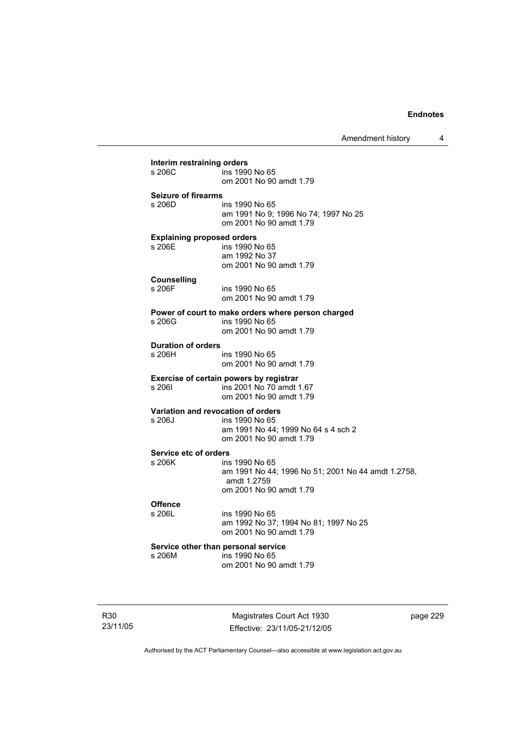**Interim restraining orders**
s 206C ins 1990 No 65
om 2001 No 90 amdt 1.79

**Seizure of firearms**
s 206D ins 1990 No 65
am 1991 No 9; 1996 No 74; 1997 No 25
om 2001 No 90 amdt 1.79

**Explaining proposed orders**
s 206E ins 1990 No 65
am 1992 No 37
om 2001 No 90 amdt 1.79

**Counselling**
s 206F ins 1990 No 65
om 2001 No 90 amdt 1.79

**Power of court to make orders where person charged**
s 206G ins 1990 No 65
om 2001 No 90 amdt 1.79

**Duration of orders**
s 206H ins 1990 No 65
om 2001 No 90 amdt 1.79

**Exercise of certain powers by registrar**
s 206I ins 2001 No 70 amdt 1.67
om 2001 No 90 amdt 1.79

**Variation and revocation of orders**
s 206J ins 1990 No 65
am 1991 No 44; 1999 No 64 s 4 sch 2
om 2001 No 90 amdt 1.79

**Service etc of orders**
s 206K ins 1990 No 65
am 1991 No 44; 1996 No 51; 2001 No 44 amdt 1.2758, amdt 1.2759
om 2001 No 90 amdt 1.79

**Offence**
s 206L ins 1990 No 65
am 1992 No 37; 1994 No 81; 1997 No 25
om 2001 No 90 amdt 1.79

**Service other than personal service**
s 206M ins 1990 No 65
om 2001 No 90 amdt 1.79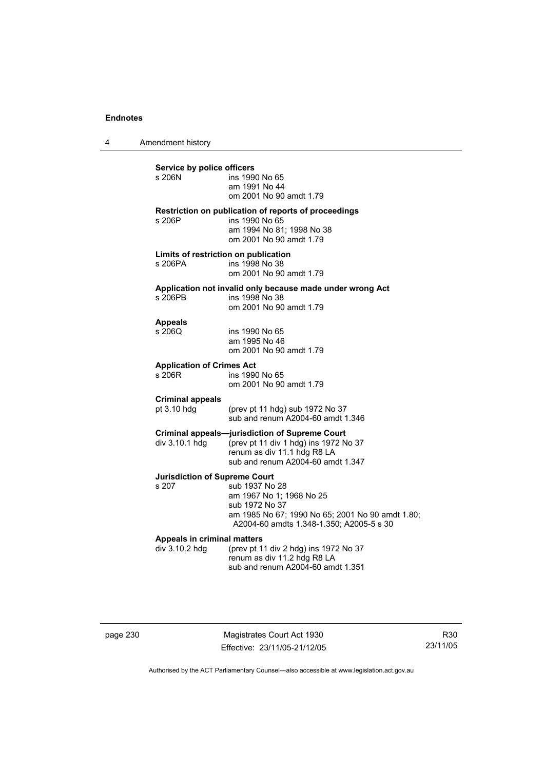**Service by police officers**

s 206N — ins 1990 No 65
am 1991 No 44
om 2001 No 90 amdt 1.79

**Restriction on publication of reports of proceedings**

s 206P — ins 1990 No 65
am 1994 No 81; 1998 No 38
om 2001 No 90 amdt 1.79

**Limits of restriction on publication**

s 206PA — ins 1998 No 38
om 2001 No 90 amdt 1.79

**Application not invalid only because made under wrong Act**

s 206PB — ins 1998 No 38
om 2001 No 90 amdt 1.79

**Appeals**

s 206Q — ins 1990 No 65
am 1995 No 46
om 2001 No 90 amdt 1.79

**Application of Crimes Act**

s 206R — ins 1990 No 65
om 2001 No 90 amdt 1.79

**Criminal appeals**

pt 3.10 hdg — (prev pt 11 hdg) sub 1972 No 37
sub and renum A2004-60 amdt 1.346

**Criminal appeals—jurisdiction of Supreme Court**

div 3.10.1 hdg — (prev pt 11 div 1 hdg) ins 1972 No 37
renum as div 11.1 hdg R8 LA
sub and renum A2004-60 amdt 1.347

**Jurisdiction of Supreme Court**

s 207 — sub 1937 No 28
am 1967 No 1; 1968 No 25
sub 1972 No 37
am 1985 No 67; 1990 No 65; 2001 No 90 amdt 1.80; A2004-60 amdts 1.348-1.350; A2005-5 s 30

**Appeals in criminal matters**

div 3.10.2 hdg — (prev pt 11 div 2 hdg) ins 1972 No 37
renum as div 11.2 hdg R8 LA
sub and renum A2004-60 amdt 1.351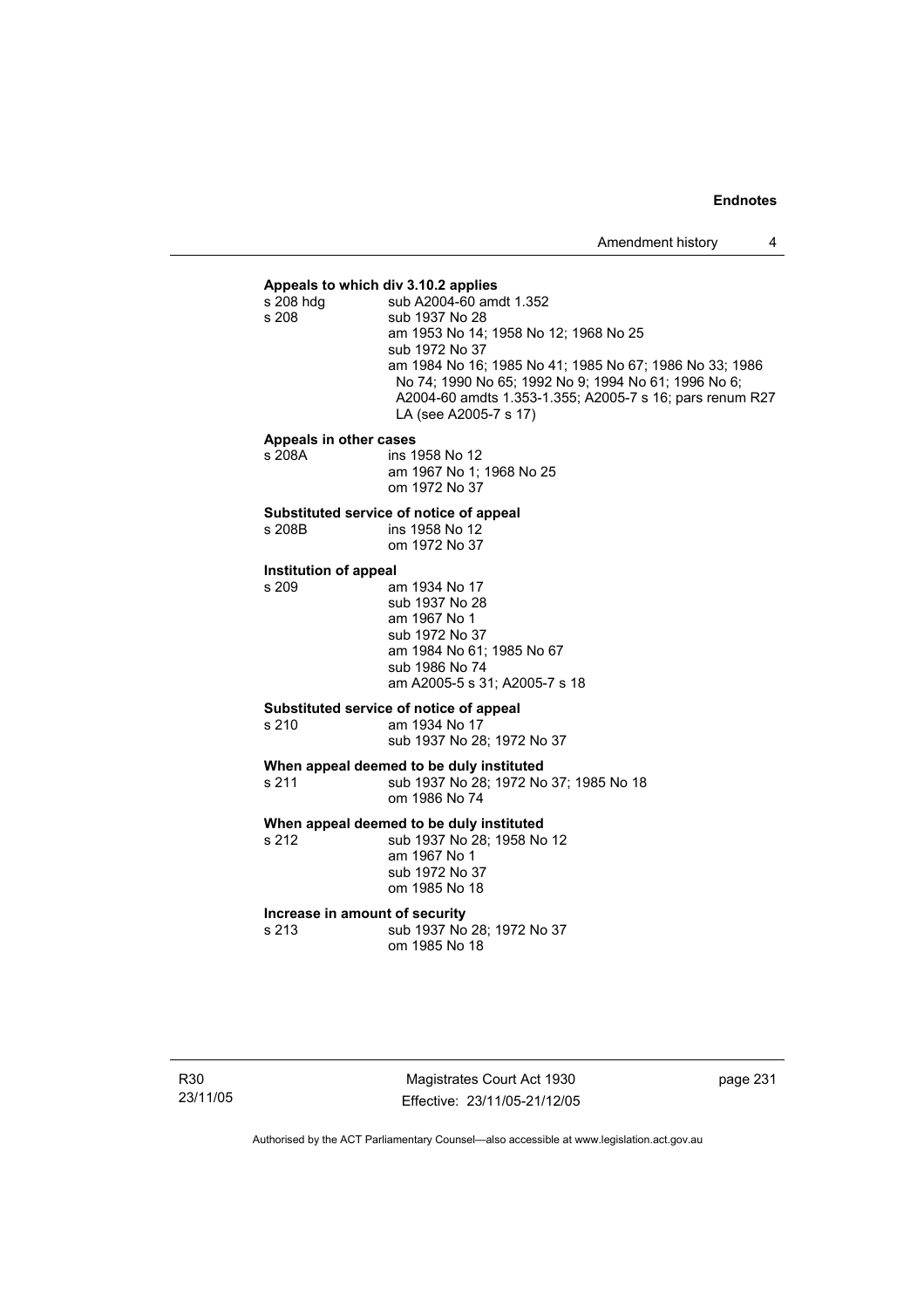**Appeals to which div 3.10.2 applies**

s 208 hdg sub A2004-60 amdt 1.352

s 208 sub 1937 No 28
am 1953 No 14; 1958 No 12; 1968 No 25
sub 1972 No 37
am 1984 No 16; 1985 No 41; 1985 No 67; 1986 No 33; 1986 No 74; 1990 No 65; 1992 No 9; 1994 No 61; 1996 No 6; A2004-60 amdts 1.353-1.355; A2005-7 s 16; pars renum R27 LA (see A2005-7 s 17)

**Appeals in other cases**

s 208A ins 1958 No 12
am 1967 No 1; 1968 No 25
om 1972 No 37

**Substituted service of notice of appeal**

s 208B ins 1958 No 12
om 1972 No 37

**Institution of appeal**

s 209 am 1934 No 17
sub 1937 No 28
am 1967 No 1
sub 1972 No 37
am 1984 No 61; 1985 No 67
sub 1986 No 74
am A2005-5 s 31; A2005-7 s 18

**Substituted service of notice of appeal**

s 210 am 1934 No 17
sub 1937 No 28; 1972 No 37

**When appeal deemed to be duly instituted**

s 211 sub 1937 No 28; 1972 No 37; 1985 No 18
om 1986 No 74

**When appeal deemed to be duly instituted**

s 212 sub 1937 No 28; 1958 No 12
am 1967 No 1
sub 1972 No 37
om 1985 No 18

**Increase in amount of security**

s 213 sub 1937 No 28; 1972 No 37
om 1985 No 18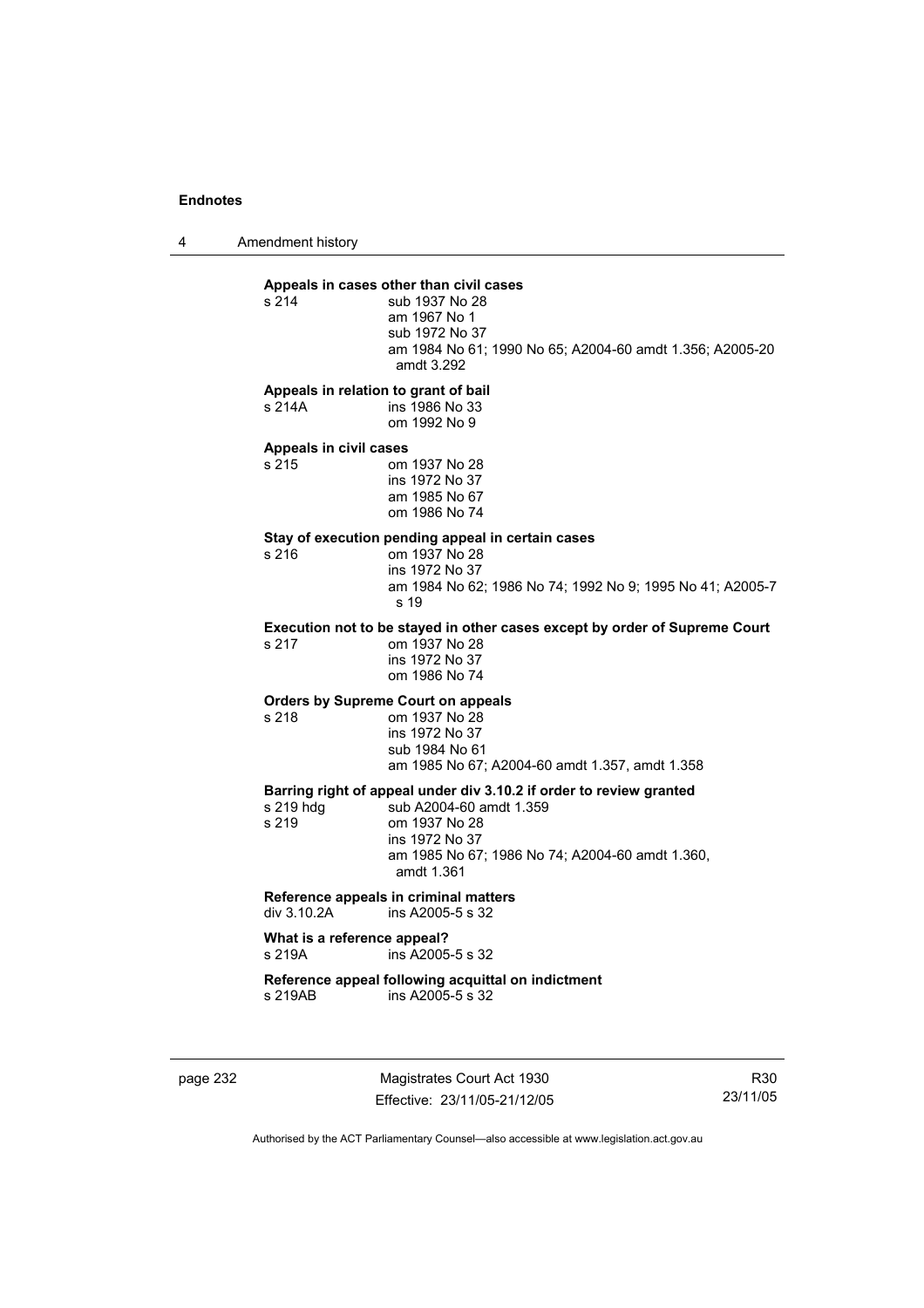**Appeals in cases other than civil cases**

s 214
sub 1937 No 28
am 1967 No 1
sub 1972 No 37
am 1984 No 61; 1990 No 65; A2004-60 amdt 1.356; A2005-20 amdt 3.292

**Appeals in relation to grant of bail**

s 214A
ins 1986 No 33
om 1992 No 9

**Appeals in civil cases**

s 215
om 1937 No 28
ins 1972 No 37
am 1985 No 67
om 1986 No 74

**Stay of execution pending appeal in certain cases**

s 216
om 1937 No 28
ins 1972 No 37
am 1984 No 62; 1986 No 74; 1992 No 9; 1995 No 41; A2005-7 s 19

**Execution not to be stayed in other cases except by order of Supreme Court**

s 217
om 1937 No 28
ins 1972 No 37
om 1986 No 74

**Orders by Supreme Court on appeals**

s 218
om 1937 No 28
ins 1972 No 37
sub 1984 No 61
am 1985 No 67; A2004-60 amdt 1.357, amdt 1.358

**Barring right of appeal under div 3.10.2 if order to review granted**

s 219 hdg
sub A2004-60 amdt 1.359

s 219
om 1937 No 28
ins 1972 No 37
am 1985 No 67; 1986 No 74; A2004-60 amdt 1.360, amdt 1.361

**Reference appeals in criminal matters**

div 3.10.2A
ins A2005-5 s 32

**What is a reference appeal?**

s 219A
ins A2005-5 s 32

**Reference appeal following acquittal on indictment**

s 219AB
ins A2005-5 s 32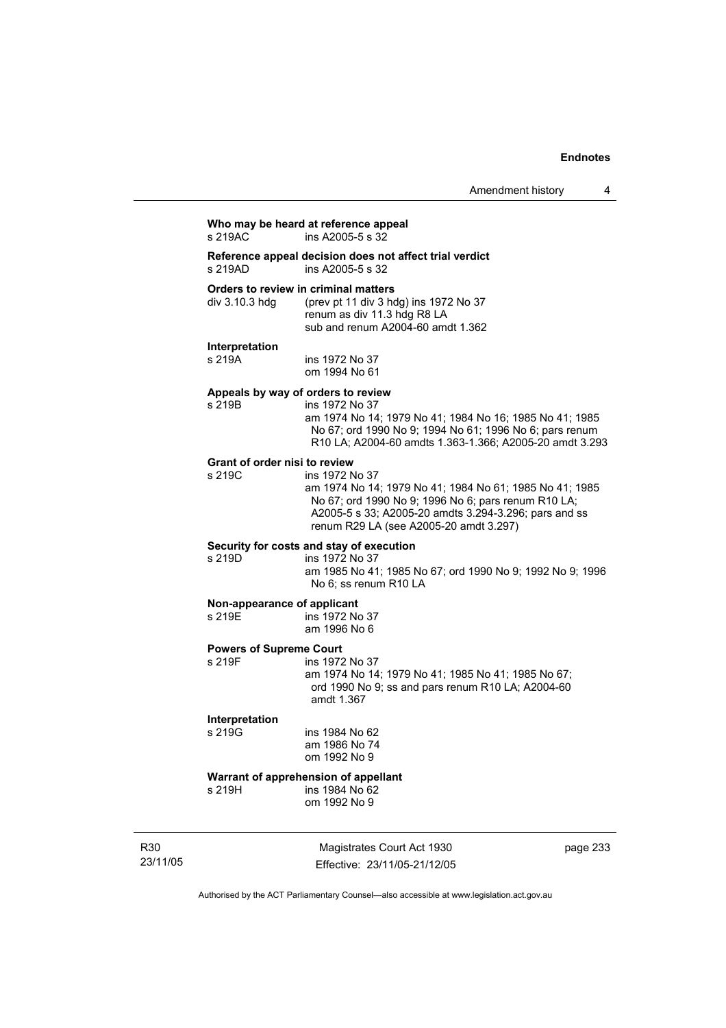**Who may be heard at reference appeal**

s 219AC ins A2005-5 s 32

**Reference appeal decision does not affect trial verdict**

s 219AD ins A2005-5 s 32

**Orders to review in criminal matters**

div 3.10.3 hdg (prev pt 11 div 3 hdg) ins 1972 No 37
renum as div 11.3 hdg R8 LA
sub and renum A2004-60 amdt 1.362

**Interpretation**

s 219A ins 1972 No 37
om 1994 No 61

**Appeals by way of orders to review**

s 219B ins 1972 No 37
am 1974 No 14; 1979 No 41; 1984 No 16; 1985 No 41; 1985 No 67; ord 1990 No 9; 1994 No 61; 1996 No 6; pars renum R10 LA; A2004-60 amdts 1.363-1.366; A2005-20 amdt 3.293

**Grant of order nisi to review**

s 219C ins 1972 No 37
am 1974 No 14; 1979 No 41; 1984 No 61; 1985 No 41; 1985 No 67; ord 1990 No 9; 1996 No 6; pars renum R10 LA; A2005-5 s 33; A2005-20 amdts 3.294-3.296; pars and ss renum R29 LA (see A2005-20 amdt 3.297)

**Security for costs and stay of execution**

s 219D ins 1972 No 37
am 1985 No 41; 1985 No 67; ord 1990 No 9; 1992 No 9; 1996 No 6; ss renum R10 LA

**Non-appearance of applicant**

s 219E ins 1972 No 37
am 1996 No 6

**Powers of Supreme Court**

s 219F ins 1972 No 37
am 1974 No 14; 1979 No 41; 1985 No 41; 1985 No 67; ord 1990 No 9; ss and pars renum R10 LA; A2004-60 amdt 1.367

**Interpretation**

s 219G ins 1984 No 62
am 1986 No 74
om 1992 No 9

**Warrant of apprehension of appellant**

s 219H ins 1984 No 62
om 1992 No 9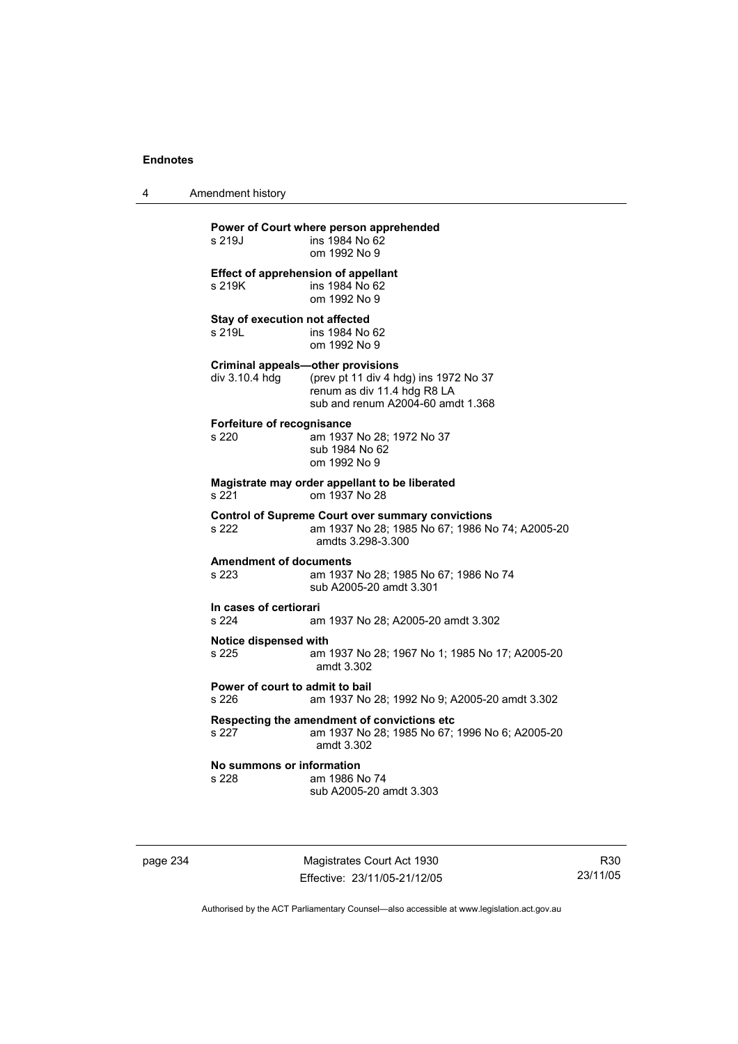**Power of Court where person apprehended**
s 219J ins 1984 No 62
om 1992 No 9

**Effect of apprehension of appellant**
s 219K ins 1984 No 62
om 1992 No 9

**Stay of execution not affected**
s 219L ins 1984 No 62
om 1992 No 9

**Criminal appeals—other provisions**
div 3.10.4 hdg (prev pt 11 div 4 hdg) ins 1972 No 37
renum as div 11.4 hdg R8 LA
sub and renum A2004-60 amdt 1.368

**Forfeiture of recognisance**
s 220 am 1937 No 28; 1972 No 37
sub 1984 No 62
om 1992 No 9

**Magistrate may order appellant to be liberated**
s 221 om 1937 No 28

**Control of Supreme Court over summary convictions**
s 222 am 1937 No 28; 1985 No 67; 1986 No 74; A2005-20 amdts 3.298-3.300

**Amendment of documents**
s 223 am 1937 No 28; 1985 No 67; 1986 No 74
sub A2005-20 amdt 3.301

**In cases of certiorari**
s 224 am 1937 No 28; A2005-20 amdt 3.302

**Notice dispensed with**
s 225 am 1937 No 28; 1967 No 1; 1985 No 17; A2005-20 amdt 3.302

**Power of court to admit to bail**
s 226 am 1937 No 28; 1992 No 9; A2005-20 amdt 3.302

**Respecting the amendment of convictions etc**
s 227 am 1937 No 28; 1985 No 67; 1996 No 6; A2005-20 amdt 3.302

**No summons or information**
s 228 am 1986 No 74
sub A2005-20 amdt 3.303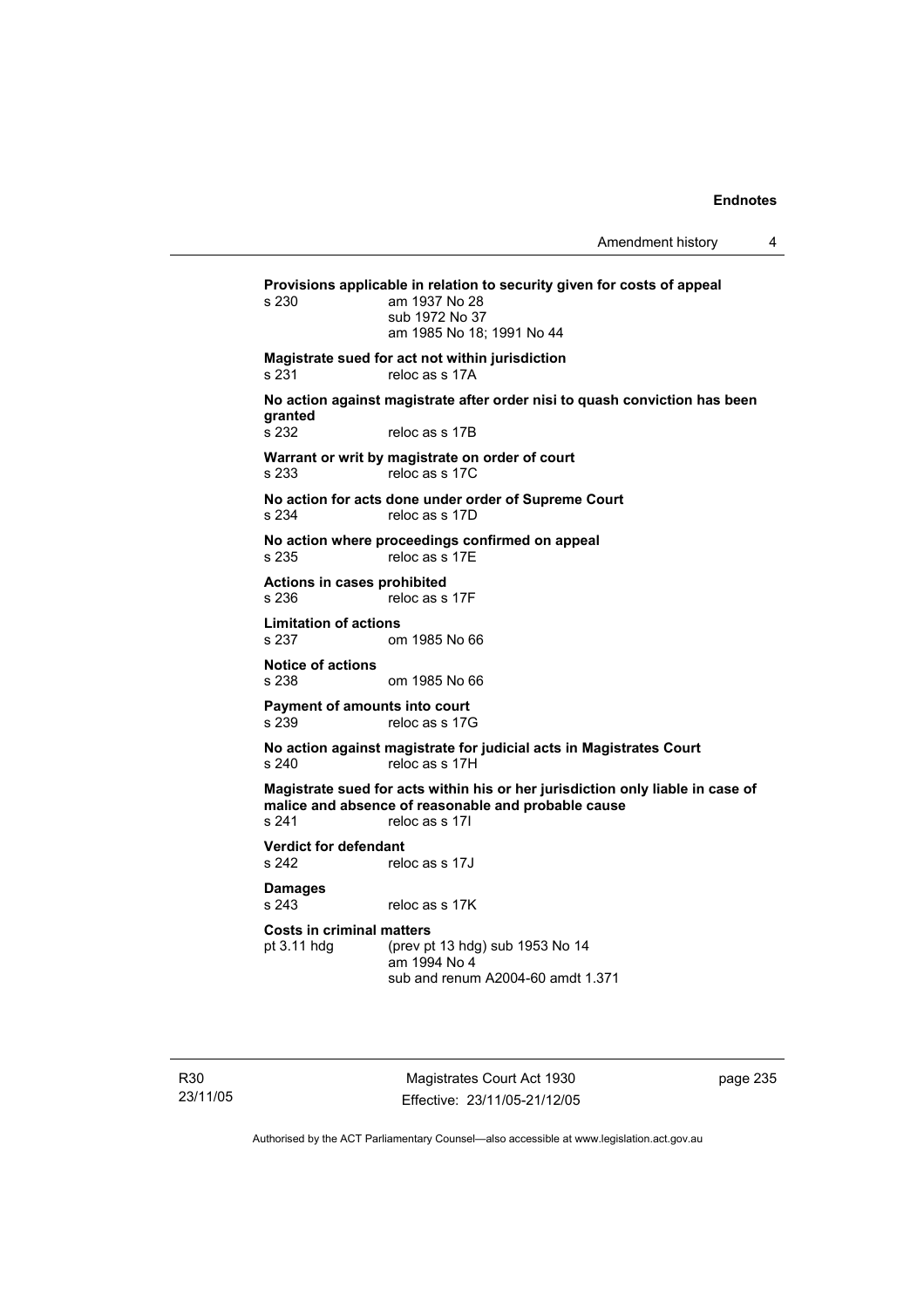**Provisions applicable in relation to security given for costs of appeal**
s 230 am 1937 No 28
sub 1972 No 37
am 1985 No 18; 1991 No 44

**Magistrate sued for act not within jurisdiction**
s 231 reloc as s 17A

**No action against magistrate after order nisi to quash conviction has been granted**
s 232 reloc as s 17B

**Warrant or writ by magistrate on order of court**
s 233 reloc as s 17C

**No action for acts done under order of Supreme Court**
s 234 reloc as s 17D

**No action where proceedings confirmed on appeal**
s 235 reloc as s 17E

**Actions in cases prohibited**
s 236 reloc as s 17F

**Limitation of actions**
s 237 om 1985 No 66

**Notice of actions**
s 238 om 1985 No 66

**Payment of amounts into court**
s 239 reloc as s 17G

**No action against magistrate for judicial acts in Magistrates Court**
s 240 reloc as s 17H

**Magistrate sued for acts within his or her jurisdiction only liable in case of malice and absence of reasonable and probable cause**
s 241 reloc as s 17I

**Verdict for defendant**
s 242 reloc as s 17J

**Damages**
s 243 reloc as s 17K

**Costs in criminal matters**
pt 3.11 hdg (prev pt 13 hdg) sub 1953 No 14
am 1994 No 4
sub and renum A2004-60 amdt 1.371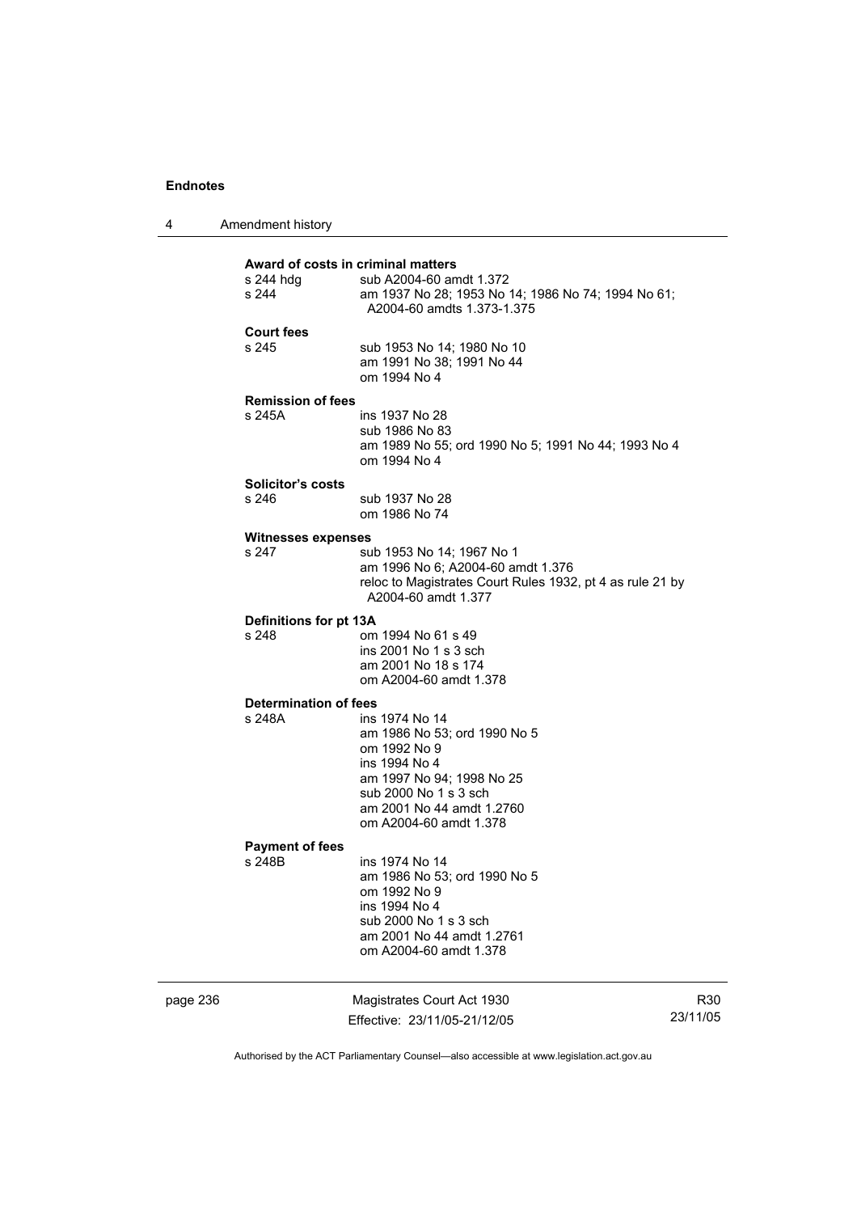**Award of costs in criminal matters**

s 244 hdg sub A2004-60 amdt 1.372

s 244 am 1937 No 28; 1953 No 14; 1986 No 74; 1994 No 61; A2004-60 amdts 1.373-1.375

**Court fees**

s 245 sub 1953 No 14; 1980 No 10
am 1991 No 38; 1991 No 44
om 1994 No 4

**Remission of fees**

s 245A ins 1937 No 28
sub 1986 No 83
am 1989 No 55; ord 1990 No 5; 1991 No 44; 1993 No 4
om 1994 No 4

**Solicitor's costs**

s 246 sub 1937 No 28
om 1986 No 74

**Witnesses expenses**

s 247 sub 1953 No 14; 1967 No 1
am 1996 No 6; A2004-60 amdt 1.376
reloc to Magistrates Court Rules 1932, pt 4 as rule 21 by A2004-60 amdt 1.377

**Definitions for pt 13A**

s 248 om 1994 No 61 s 49
ins 2001 No 1 s 3 sch
am 2001 No 18 s 174
om A2004-60 amdt 1.378

**Determination of fees**

s 248A ins 1974 No 14
am 1986 No 53; ord 1990 No 5
om 1992 No 9
ins 1994 No 4
am 1997 No 94; 1998 No 25
sub 2000 No 1 s 3 sch
am 2001 No 44 amdt 1.2760
om A2004-60 amdt 1.378

**Payment of fees**

s 248B ins 1974 No 14
am 1986 No 53; ord 1990 No 5
om 1992 No 9
ins 1994 No 4
sub 2000 No 1 s 3 sch
am 2001 No 44 amdt 1.2761
om A2004-60 amdt 1.378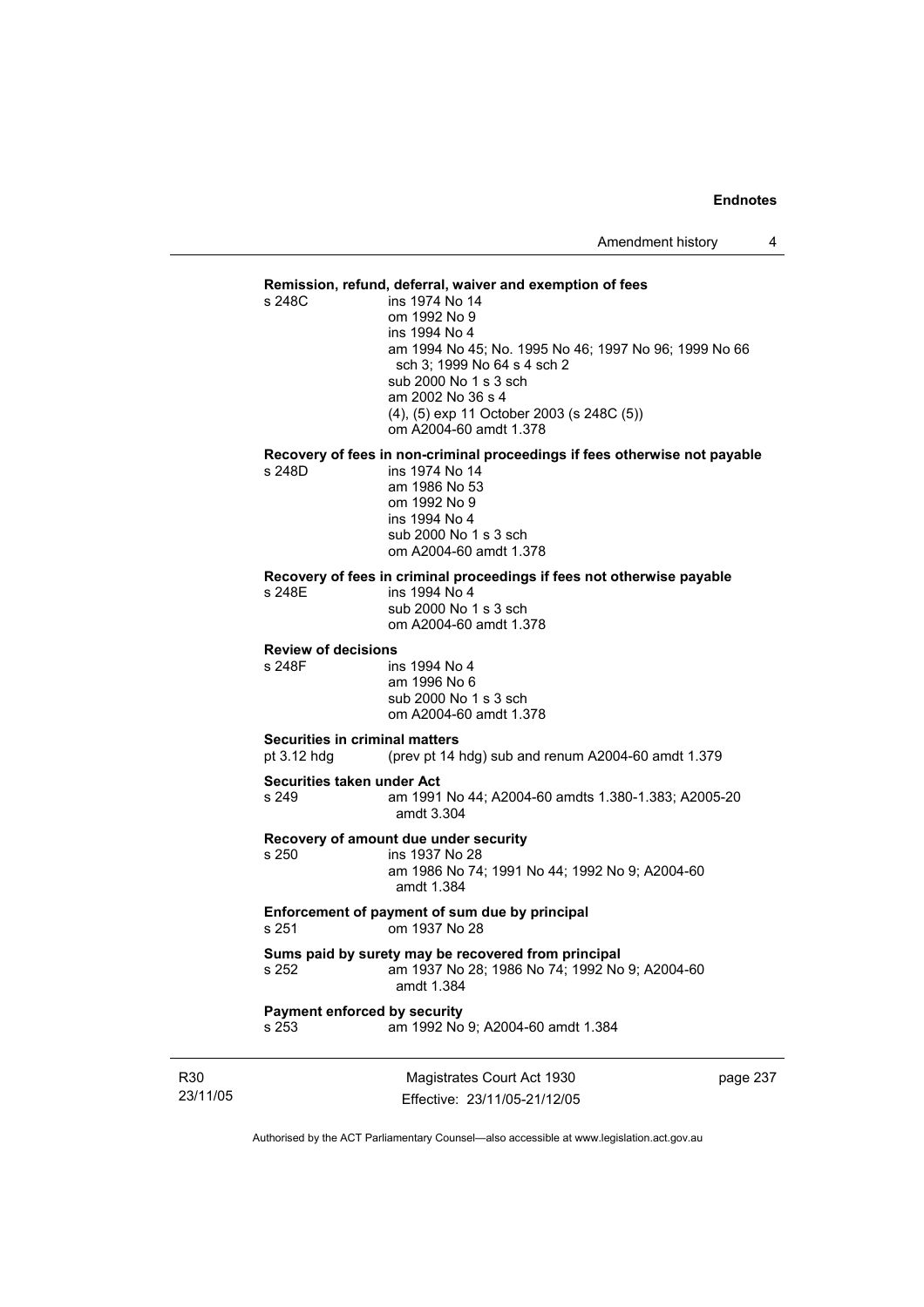**Remission, refund, deferral, waiver and exemption of fees**

s 248C
ins 1974 No 14
om 1992 No 9
ins 1994 No 4
am 1994 No 45; No. 1995 No 46; 1997 No 96; 1999 No 66 sch 3; 1999 No 64 s 4 sch 2
sub 2000 No 1 s 3 sch
am 2002 No 36 s 4
(4), (5) exp 11 October 2003 (s 248C (5))
om A2004-60 amdt 1.378

**Recovery of fees in non-criminal proceedings if fees otherwise not payable**

s 248D
ins 1974 No 14
am 1986 No 53
om 1992 No 9
ins 1994 No 4
sub 2000 No 1 s 3 sch
om A2004-60 amdt 1.378

**Recovery of fees in criminal proceedings if fees not otherwise payable**

s 248E
ins 1994 No 4
sub 2000 No 1 s 3 sch
om A2004-60 amdt 1.378

**Review of decisions**

s 248F
ins 1994 No 4
am 1996 No 6
sub 2000 No 1 s 3 sch
om A2004-60 amdt 1.378

**Securities in criminal matters**

pt 3.12 hdg
(prev pt 14 hdg) sub and renum A2004-60 amdt 1.379

**Securities taken under Act**

s 249
am 1991 No 44; A2004-60 amdts 1.380-1.383; A2005-20 amdt 3.304

**Recovery of amount due under security**

s 250
ins 1937 No 28
am 1986 No 74; 1991 No 44; 1992 No 9; A2004-60 amdt 1.384

**Enforcement of payment of sum due by principal**

s 251
om 1937 No 28

**Sums paid by surety may be recovered from principal**

s 252
am 1937 No 28; 1986 No 74; 1992 No 9; A2004-60 amdt 1.384

**Payment enforced by security**

s 253
am 1992 No 9; A2004-60 amdt 1.384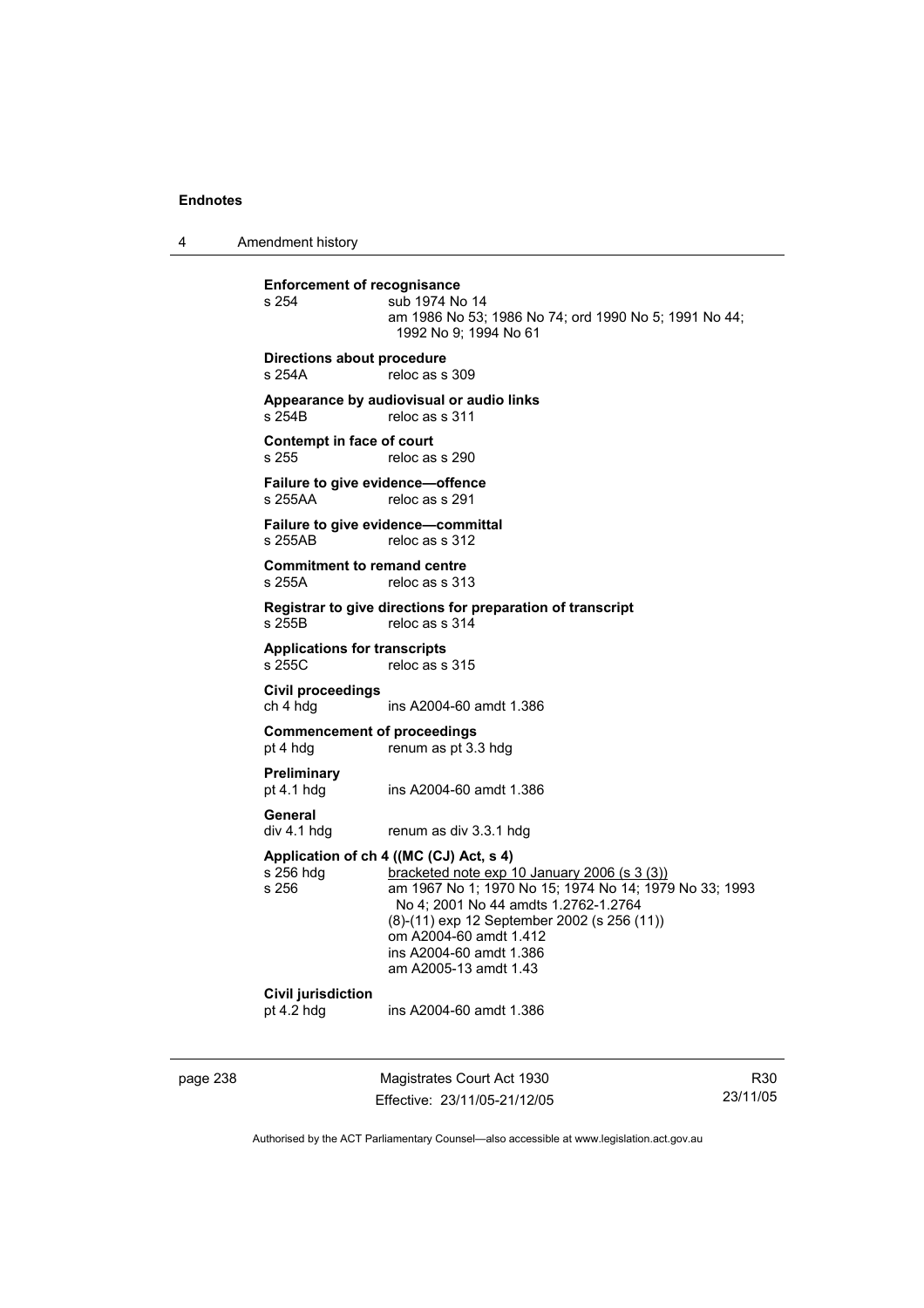**Enforcement of recognisance**
s 254 sub 1974 No 14
am 1986 No 53; 1986 No 74; ord 1990 No 5; 1991 No 44; 1992 No 9; 1994 No 61

**Directions about procedure**
s 254A reloc as s 309

**Appearance by audiovisual or audio links**
s 254B reloc as s 311

**Contempt in face of court**
s 255 reloc as s 290

**Failure to give evidence—offence**
s 255AA reloc as s 291

**Failure to give evidence—committal**
s 255AB reloc as s 312

**Commitment to remand centre**
s 255A reloc as s 313

**Registrar to give directions for preparation of transcript**
s 255B reloc as s 314

**Applications for transcripts**
s 255C reloc as s 315

**Civil proceedings**
ch 4 hdg ins A2004-60 amdt 1.386

**Commencement of proceedings**
pt 4 hdg renum as pt 3.3 hdg

**Preliminary**
pt 4.1 hdg ins A2004-60 amdt 1.386

**General**
div 4.1 hdg renum as div 3.3.1 hdg

**Application of ch 4 ((MC (CJ) Act, s 4)**
s 256 hdg bracketed note exp 10 January 2006 (s 3 (3))
s 256 am 1967 No 1; 1970 No 15; 1974 No 14; 1979 No 33; 1993 No 4; 2001 No 44 amdts 1.2762-1.2764
(8)-(11) exp 12 September 2002 (s 256 (11))
om A2004-60 amdt 1.412
ins A2004-60 amdt 1.386
am A2005-13 amdt 1.43

**Civil jurisdiction**
pt 4.2 hdg ins A2004-60 amdt 1.386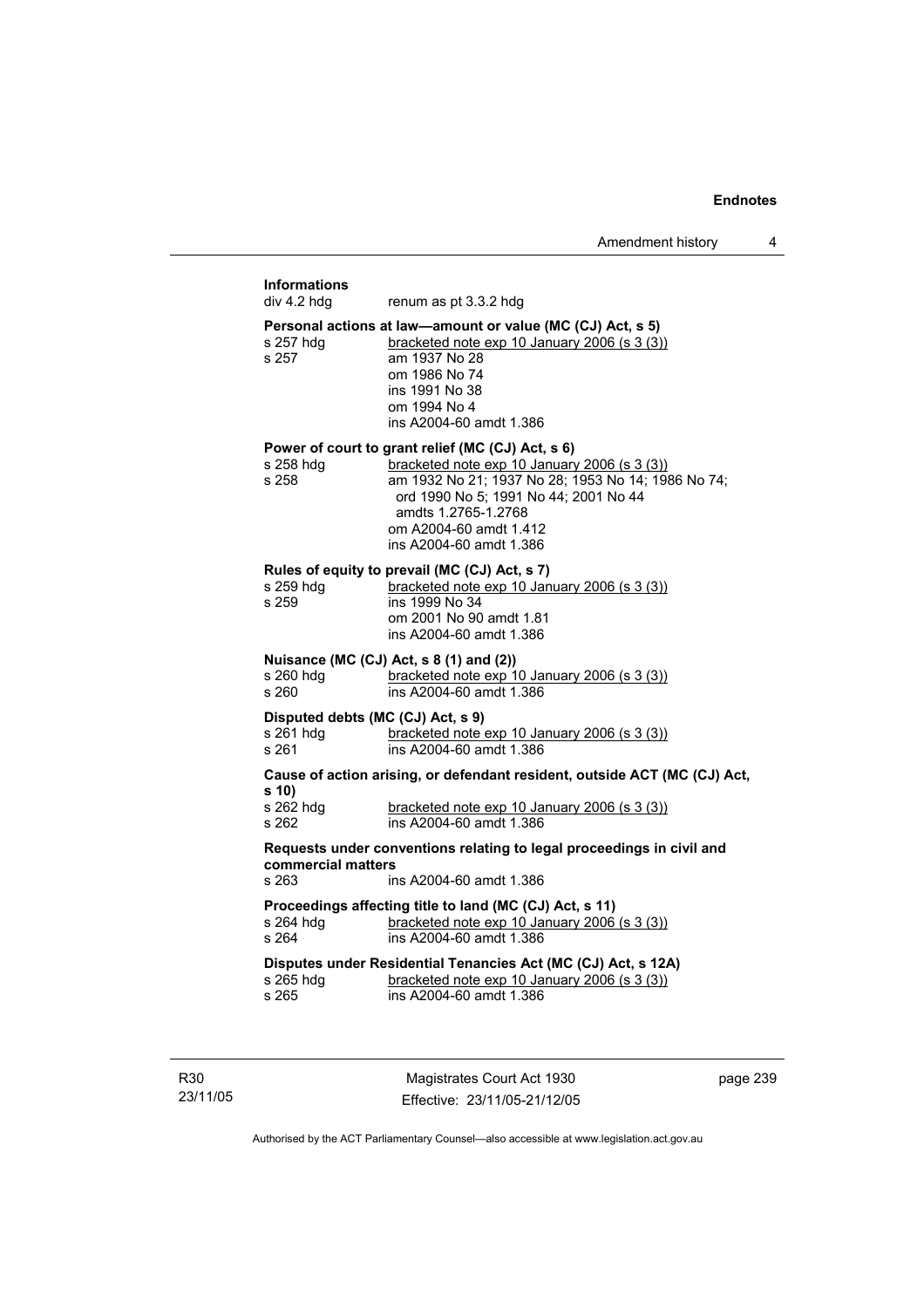**Informations**

div 4.2 hdg renum as pt 3.3.2 hdg

**Personal actions at law—amount or value (MC (CJ) Act, s 5)**

s 257 hdg bracketed note exp 10 January 2006 (s 3 (3))
s 257 am 1937 No 28
om 1986 No 74
ins 1991 No 38
om 1994 No 4
ins A2004-60 amdt 1.386

**Power of court to grant relief (MC (CJ) Act, s 6)**

s 258 hdg bracketed note exp 10 January 2006 (s 3 (3))
s 258 am 1932 No 21; 1937 No 28; 1953 No 14; 1986 No 74; ord 1990 No 5; 1991 No 44; 2001 No 44 amdts 1.2765-1.2768
om A2004-60 amdt 1.412
ins A2004-60 amdt 1.386

**Rules of equity to prevail (MC (CJ) Act, s 7)**

s 259 hdg bracketed note exp 10 January 2006 (s 3 (3))
s 259 ins 1999 No 34
om 2001 No 90 amdt 1.81
ins A2004-60 amdt 1.386

**Nuisance (MC (CJ) Act, s 8 (1) and (2))**

s 260 hdg bracketed note exp 10 January 2006 (s 3 (3))
s 260 ins A2004-60 amdt 1.386

**Disputed debts (MC (CJ) Act, s 9)**

s 261 hdg bracketed note exp 10 January 2006 (s 3 (3))
s 261 ins A2004-60 amdt 1.386

**Cause of action arising, or defendant resident, outside ACT (MC (CJ) Act, s 10)**

s 262 hdg bracketed note exp 10 January 2006 (s 3 (3))
s 262 ins A2004-60 amdt 1.386

**Requests under conventions relating to legal proceedings in civil and commercial matters**

s 263 ins A2004-60 amdt 1.386

**Proceedings affecting title to land (MC (CJ) Act, s 11)**

s 264 hdg bracketed note exp 10 January 2006 (s 3 (3))
s 264 ins A2004-60 amdt 1.386

**Disputes under Residential Tenancies Act (MC (CJ) Act, s 12A)**

s 265 hdg bracketed note exp 10 January 2006 (s 3 (3))
s 265 ins A2004-60 amdt 1.386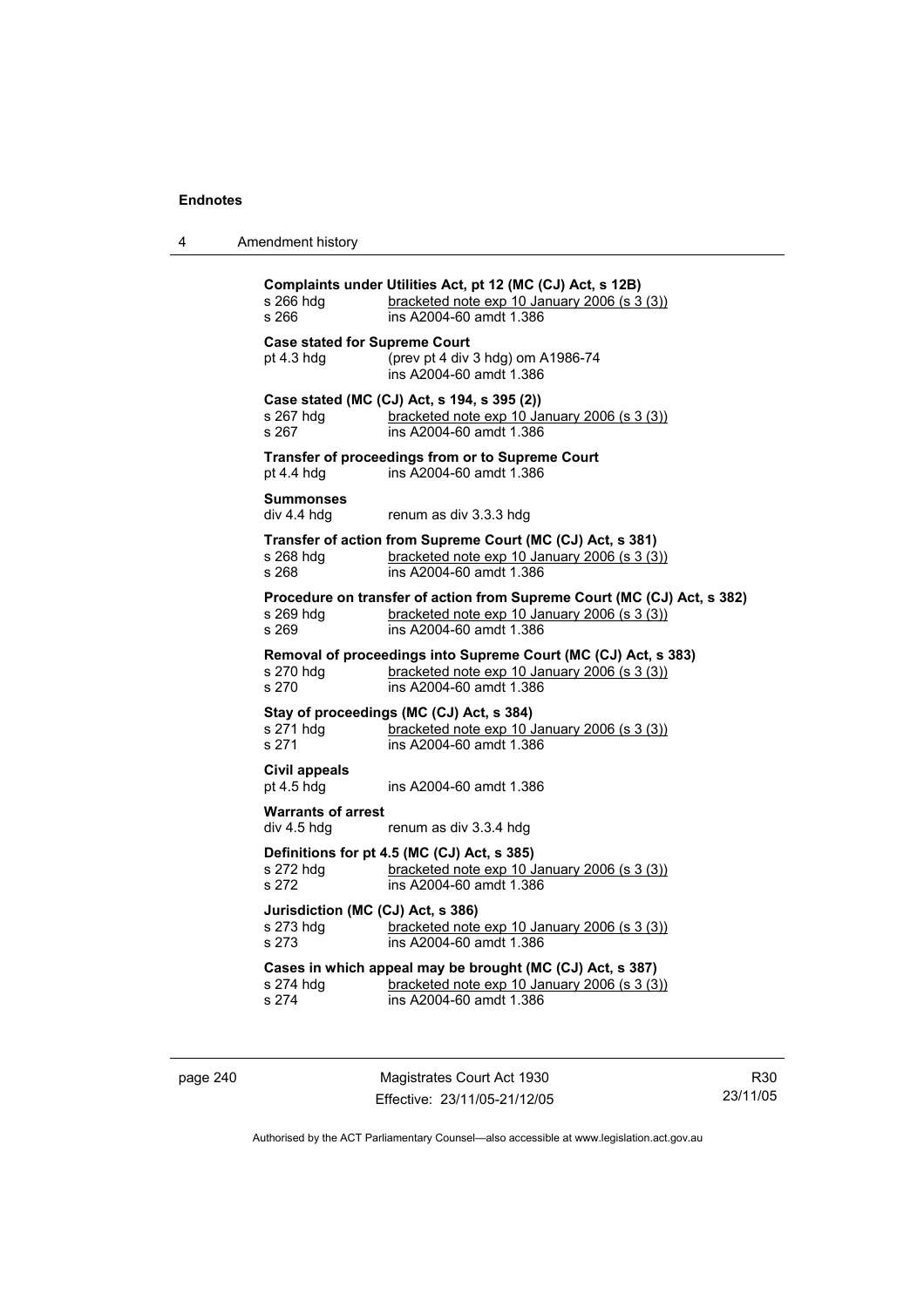**Complaints under Utilities Act, pt 12 (MC (CJ) Act, s 12B)**

s 266 hdg bracketed note exp 10 January 2006 (s 3 (3))
s 266 ins A2004-60 amdt 1.386

**Case stated for Supreme Court**

pt 4.3 hdg (prev pt 4 div 3 hdg) om A1986-74
ins A2004-60 amdt 1.386

**Case stated (MC (CJ) Act, s 194, s 395 (2))**

s 267 hdg bracketed note exp 10 January 2006 (s 3 (3))
s 267 ins A2004-60 amdt 1.386

**Transfer of proceedings from or to Supreme Court**

pt 4.4 hdg ins A2004-60 amdt 1.386

**Summonses**

div 4.4 hdg renum as div 3.3.3 hdg

**Transfer of action from Supreme Court (MC (CJ) Act, s 381)**

s 268 hdg bracketed note exp 10 January 2006 (s 3 (3))
s 268 ins A2004-60 amdt 1.386

**Procedure on transfer of action from Supreme Court (MC (CJ) Act, s 382)**

s 269 hdg bracketed note exp 10 January 2006 (s 3 (3))
s 269 ins A2004-60 amdt 1.386

**Removal of proceedings into Supreme Court (MC (CJ) Act, s 383)**

s 270 hdg bracketed note exp 10 January 2006 (s 3 (3))
s 270 ins A2004-60 amdt 1.386

**Stay of proceedings (MC (CJ) Act, s 384)**

s 271 hdg bracketed note exp 10 January 2006 (s 3 (3))
s 271 ins A2004-60 amdt 1.386

**Civil appeals**

pt 4.5 hdg ins A2004-60 amdt 1.386

**Warrants of arrest**

div 4.5 hdg renum as div 3.3.4 hdg

**Definitions for pt 4.5 (MC (CJ) Act, s 385)**

s 272 hdg bracketed note exp 10 January 2006 (s 3 (3))
s 272 ins A2004-60 amdt 1.386

**Jurisdiction (MC (CJ) Act, s 386)**

s 273 hdg bracketed note exp 10 January 2006 (s 3 (3))
s 273 ins A2004-60 amdt 1.386

**Cases in which appeal may be brought (MC (CJ) Act, s 387)**

s 274 hdg bracketed note exp 10 January 2006 (s 3 (3))
s 274 ins A2004-60 amdt 1.386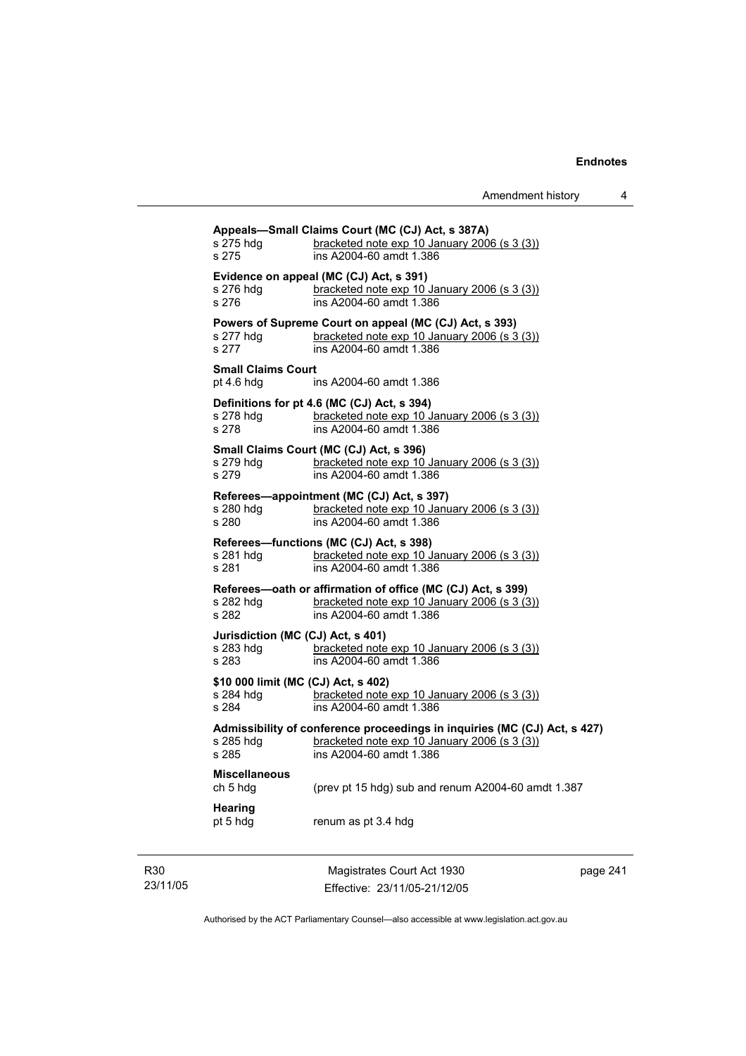**Appeals—Small Claims Court (MC (CJ) Act, s 387A)**
s 275 hdg bracketed note exp 10 January 2006 (s 3 (3))
s 275 ins A2004-60 amdt 1.386

**Evidence on appeal (MC (CJ) Act, s 391)**
s 276 hdg bracketed note exp 10 January 2006 (s 3 (3))
s 276 ins A2004-60 amdt 1.386

**Powers of Supreme Court on appeal (MC (CJ) Act, s 393)**
s 277 hdg bracketed note exp 10 January 2006 (s 3 (3))
s 277 ins A2004-60 amdt 1.386

**Small Claims Court**
pt 4.6 hdg ins A2004-60 amdt 1.386

**Definitions for pt 4.6 (MC (CJ) Act, s 394)**
s 278 hdg bracketed note exp 10 January 2006 (s 3 (3))
s 278 ins A2004-60 amdt 1.386

**Small Claims Court (MC (CJ) Act, s 396)**
s 279 hdg bracketed note exp 10 January 2006 (s 3 (3))
s 279 ins A2004-60 amdt 1.386

**Referees—appointment (MC (CJ) Act, s 397)**
s 280 hdg bracketed note exp 10 January 2006 (s 3 (3))
s 280 ins A2004-60 amdt 1.386

**Referees—functions (MC (CJ) Act, s 398)**
s 281 hdg bracketed note exp 10 January 2006 (s 3 (3))
s 281 ins A2004-60 amdt 1.386

**Referees—oath or affirmation of office (MC (CJ) Act, s 399)**
s 282 hdg bracketed note exp 10 January 2006 (s 3 (3))
s 282 ins A2004-60 amdt 1.386

**Jurisdiction (MC (CJ) Act, s 401)**
s 283 hdg bracketed note exp 10 January 2006 (s 3 (3))
s 283 ins A2004-60 amdt 1.386

**$10 000 limit (MC (CJ) Act, s 402)**
s 284 hdg bracketed note exp 10 January 2006 (s 3 (3))
s 284 ins A2004-60 amdt 1.386

**Admissibility of conference proceedings in inquiries (MC (CJ) Act, s 427)**
s 285 hdg bracketed note exp 10 January 2006 (s 3 (3))
s 285 ins A2004-60 amdt 1.386

**Miscellaneous**
ch 5 hdg (prev pt 15 hdg) sub and renum A2004-60 amdt 1.387

**Hearing**
pt 5 hdg renum as pt 3.4 hdg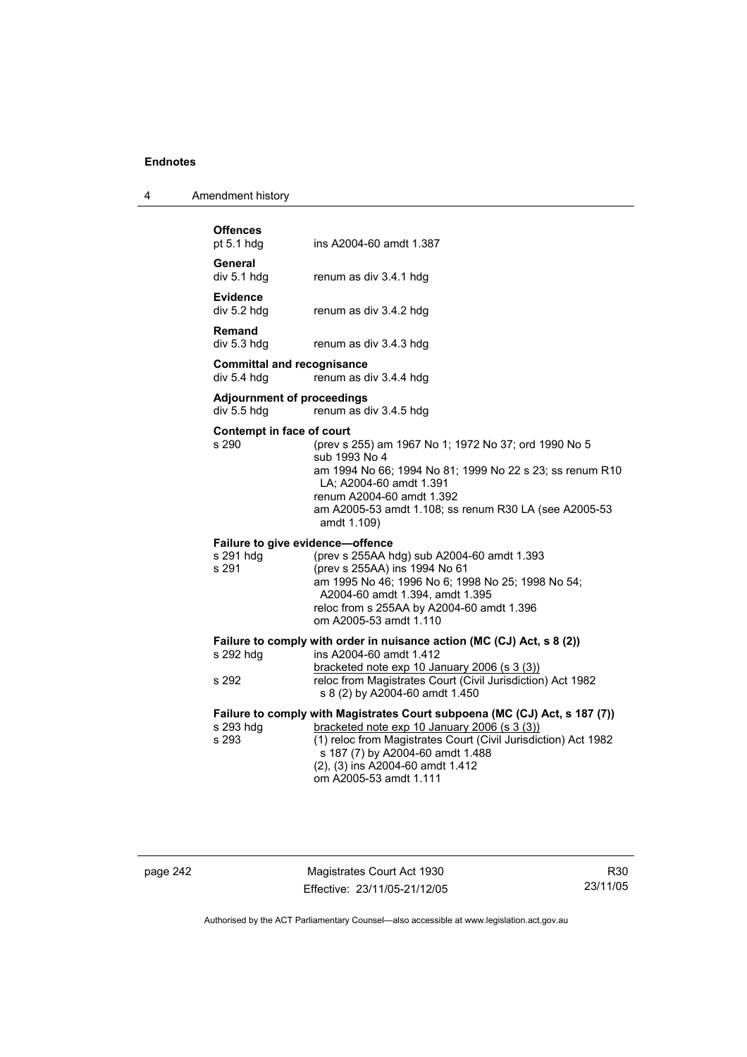**Offences**
pt 5.1 hdg — ins A2004-60 amdt 1.387

**General**
div 5.1 hdg — renum as div 3.4.1 hdg

**Evidence**
div 5.2 hdg — renum as div 3.4.2 hdg

**Remand**
div 5.3 hdg — renum as div 3.4.3 hdg

**Committal and recognisance**
div 5.4 hdg — renum as div 3.4.4 hdg

**Adjournment of proceedings**
div 5.5 hdg — renum as div 3.4.5 hdg

**Contempt in face of court**
s 290 — (prev s 255) am 1967 No 1; 1972 No 37; ord 1990 No 5
sub 1993 No 4
am 1994 No 66; 1994 No 81; 1999 No 22 s 23; ss renum R10 LA; A2004-60 amdt 1.391
renum A2004-60 amdt 1.392
am A2005-53 amdt 1.108; ss renum R30 LA (see A2005-53 amdt 1.109)

**Failure to give evidence—offence**
s 291 hdg — (prev s 255AA hdg) sub A2004-60 amdt 1.393
s 291 — (prev s 255AA) ins 1994 No 61
am 1995 No 46; 1996 No 6; 1998 No 25; 1998 No 54; A2004-60 amdt 1.394, amdt 1.395
reloc from s 255AA by A2004-60 amdt 1.396
om A2005-53 amdt 1.110

**Failure to comply with order in nuisance action (MC (CJ) Act, s 8 (2))**
s 292 hdg — ins A2004-60 amdt 1.412
bracketed note exp 10 January 2006 (s 3 (3))
s 292 — reloc from Magistrates Court (Civil Jurisdiction) Act 1982 s 8 (2) by A2004-60 amdt 1.450

**Failure to comply with Magistrates Court subpoena (MC (CJ) Act, s 187 (7))**
s 293 hdg — bracketed note exp 10 January 2006 (s 3 (3))
s 293 — (1) reloc from Magistrates Court (Civil Jurisdiction) Act 1982 s 187 (7) by A2004-60 amdt 1.488
(2), (3) ins A2004-60 amdt 1.412
om A2005-53 amdt 1.111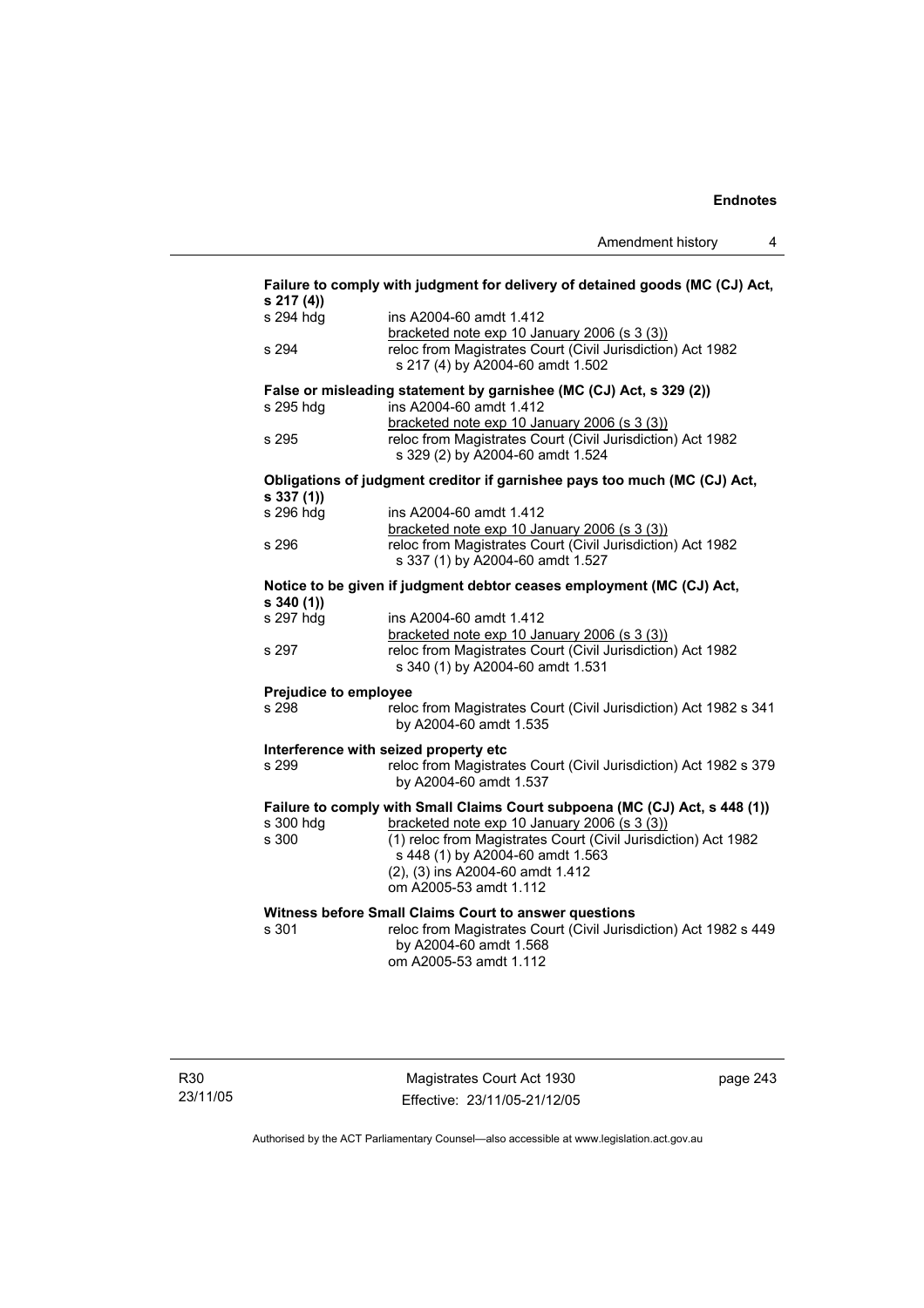**Failure to comply with judgment for delivery of detained goods (MC (CJ) Act, s 217 (4))**

| | |
|---|---|
| s 294 hdg | ins A2004-60 amdt 1.412 |
| | bracketed note exp 10 January 2006 (s 3 (3)) |
| s 294 | reloc from Magistrates Court (Civil Jurisdiction) Act 1982 s 217 (4) by A2004-60 amdt 1.502 |

**False or misleading statement by garnishee (MC (CJ) Act, s 329 (2))**

| | |
|---|---|
| s 295 hdg | ins A2004-60 amdt 1.412 |
| | bracketed note exp 10 January 2006 (s 3 (3)) |
| s 295 | reloc from Magistrates Court (Civil Jurisdiction) Act 1982 s 329 (2) by A2004-60 amdt 1.524 |

**Obligations of judgment creditor if garnishee pays too much (MC (CJ) Act, s 337 (1))**

| | |
|---|---|
| s 296 hdg | ins A2004-60 amdt 1.412 |
| | bracketed note exp 10 January 2006 (s 3 (3)) |
| s 296 | reloc from Magistrates Court (Civil Jurisdiction) Act 1982 s 337 (1) by A2004-60 amdt 1.527 |

**Notice to be given if judgment debtor ceases employment (MC (CJ) Act, s 340 (1))**

| | |
|---|---|
| s 297 hdg | ins A2004-60 amdt 1.412 |
| | bracketed note exp 10 January 2006 (s 3 (3)) |
| s 297 | reloc from Magistrates Court (Civil Jurisdiction) Act 1982 s 340 (1) by A2004-60 amdt 1.531 |

**Prejudice to employee**

| | |
|---|---|
| s 298 | reloc from Magistrates Court (Civil Jurisdiction) Act 1982 s 341 by A2004-60 amdt 1.535 |

**Interference with seized property etc**

| | |
|---|---|
| s 299 | reloc from Magistrates Court (Civil Jurisdiction) Act 1982 s 379 by A2004-60 amdt 1.537 |

**Failure to comply with Small Claims Court subpoena (MC (CJ) Act, s 448 (1))**

| | |
|---|---|
| s 300 hdg | bracketed note exp 10 January 2006 (s 3 (3)) |
| s 300 | (1) reloc from Magistrates Court (Civil Jurisdiction) Act 1982 s 448 (1) by A2004-60 amdt 1.563 |
| | (2), (3) ins A2004-60 amdt 1.412 |
| | om A2005-53 amdt 1.112 |

**Witness before Small Claims Court to answer questions**

| | |
|---|---|
| s 301 | reloc from Magistrates Court (Civil Jurisdiction) Act 1982 s 449 by A2004-60 amdt 1.568 |
| | om A2005-53 amdt 1.112 |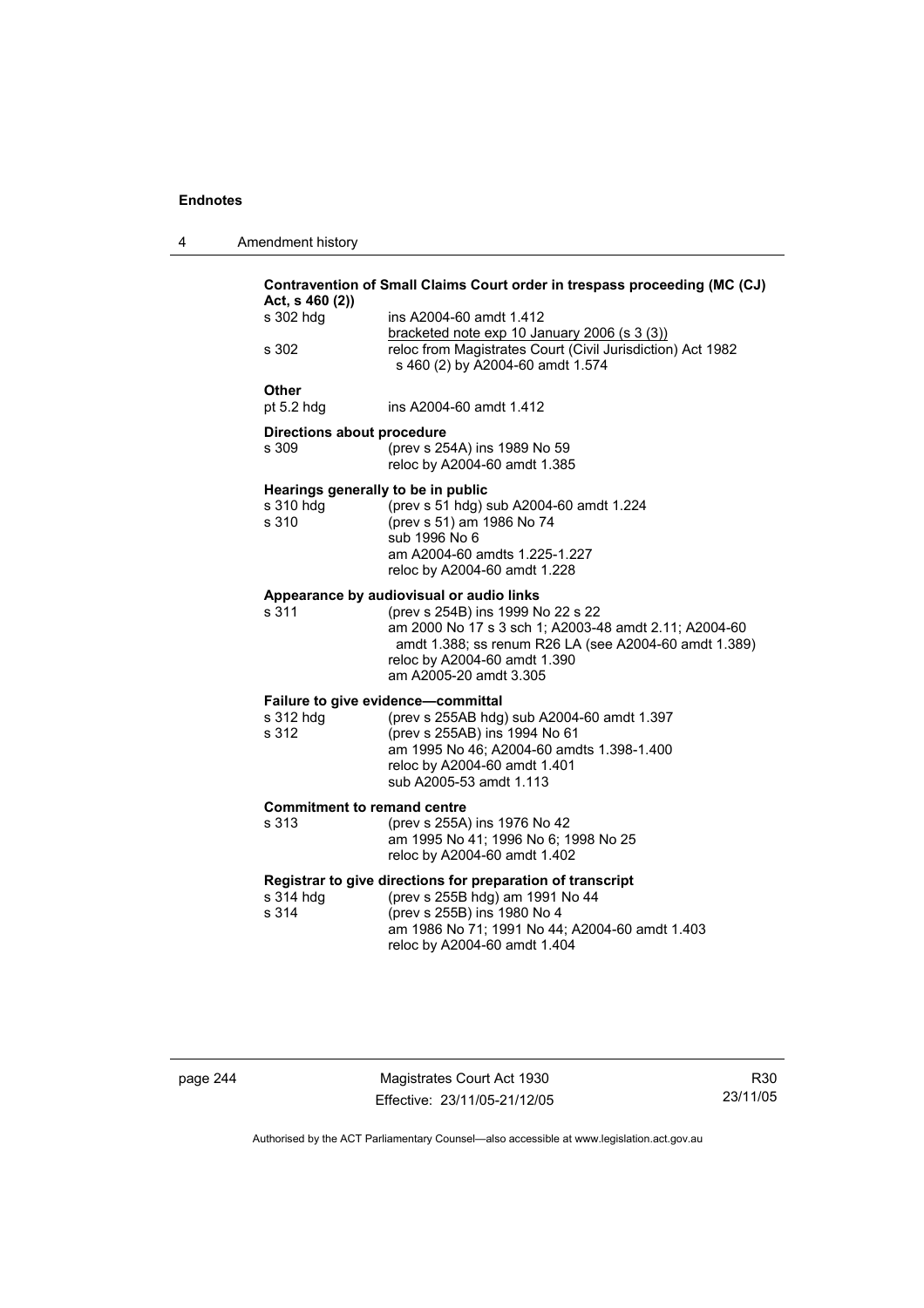**Contravention of Small Claims Court order in trespass proceeding (MC (CJ) Act, s 460 (2))**

| | |
|---|---|
| s 302 hdg | ins A2004-60 amdt 1.412<br>bracketed note exp 10 January 2006 (s 3 (3)) |
| s 302 | reloc from Magistrates Court (Civil Jurisdiction) Act 1982 s 460 (2) by A2004-60 amdt 1.574 |

**Other**

| | |
|---|---|
| pt 5.2 hdg | ins A2004-60 amdt 1.412 |

**Directions about procedure**

| | |
|---|---|
| s 309 | (prev s 254A) ins 1989 No 59<br>reloc by A2004-60 amdt 1.385 |

**Hearings generally to be in public**

| | |
|---|---|
| s 310 hdg | (prev s 51 hdg) sub A2004-60 amdt 1.224 |
| s 310 | (prev s 51) am 1986 No 74<br>sub 1996 No 6<br>am A2004-60 amdts 1.225-1.227<br>reloc by A2004-60 amdt 1.228 |

**Appearance by audiovisual or audio links**

| | |
|---|---|
| s 311 | (prev s 254B) ins 1999 No 22 s 22<br>am 2000 No 17 s 3 sch 1; A2003-48 amdt 2.11; A2004-60 amdt 1.388; ss renum R26 LA (see A2004-60 amdt 1.389)<br>reloc by A2004-60 amdt 1.390<br>am A2005-20 amdt 3.305 |

**Failure to give evidence—committal**

| | |
|---|---|
| s 312 hdg | (prev s 255AB hdg) sub A2004-60 amdt 1.397 |
| s 312 | (prev s 255AB) ins 1994 No 61<br>am 1995 No 46; A2004-60 amdts 1.398-1.400<br>reloc by A2004-60 amdt 1.401<br>sub A2005-53 amdt 1.113 |

**Commitment to remand centre**

| | |
|---|---|
| s 313 | (prev s 255A) ins 1976 No 42<br>am 1995 No 41; 1996 No 6; 1998 No 25<br>reloc by A2004-60 amdt 1.402 |

**Registrar to give directions for preparation of transcript**

| | |
|---|---|
| s 314 hdg | (prev s 255B hdg) am 1991 No 44 |
| s 314 | (prev s 255B) ins 1980 No 4<br>am 1986 No 71; 1991 No 44; A2004-60 amdt 1.403<br>reloc by A2004-60 amdt 1.404 |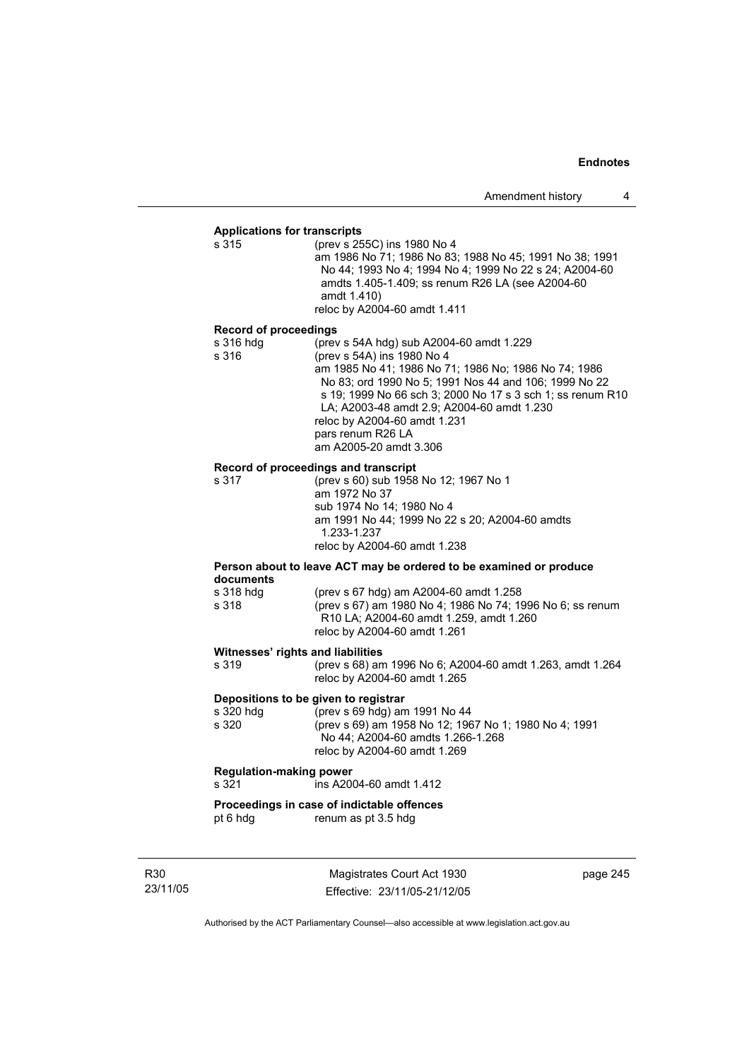**Applications for transcripts**

s 315 (prev s 255C) ins 1980 No 4
am 1986 No 71; 1986 No 83; 1988 No 45; 1991 No 38; 1991 No 44; 1993 No 4; 1994 No 4; 1999 No 22 s 24; A2004-60 amdts 1.405-1.409; ss renum R26 LA (see A2004-60 amdt 1.410)
reloc by A2004-60 amdt 1.411

**Record of proceedings**

s 316 hdg (prev s 54A hdg) sub A2004-60 amdt 1.229
s 316 (prev s 54A) ins 1980 No 4
am 1985 No 41; 1986 No 71; 1986 No; 1986 No 74; 1986 No 83; ord 1990 No 5; 1991 Nos 44 and 106; 1999 No 22 s 19; 1999 No 66 sch 3; 2000 No 17 s 3 sch 1; ss renum R10 LA; A2003-48 amdt 2.9; A2004-60 amdt 1.230
reloc by A2004-60 amdt 1.231
pars renum R26 LA
am A2005-20 amdt 3.306

**Record of proceedings and transcript**

s 317 (prev s 60) sub 1958 No 12; 1967 No 1
am 1972 No 37
sub 1974 No 14; 1980 No 4
am 1991 No 44; 1999 No 22 s 20; A2004-60 amdts 1.233-1.237
reloc by A2004-60 amdt 1.238

**Person about to leave ACT may be ordered to be examined or produce documents**

s 318 hdg (prev s 67 hdg) am A2004-60 amdt 1.258
s 318 (prev s 67) am 1980 No 4; 1986 No 74; 1996 No 6; ss renum R10 LA; A2004-60 amdt 1.259, amdt 1.260
reloc by A2004-60 amdt 1.261

**Witnesses' rights and liabilities**

s 319 (prev s 68) am 1996 No 6; A2004-60 amdt 1.263, amdt 1.264
reloc by A2004-60 amdt 1.265

**Depositions to be given to registrar**

s 320 hdg (prev s 69 hdg) am 1991 No 44
s 320 (prev s 69) am 1958 No 12; 1967 No 1; 1980 No 4; 1991 No 44; A2004-60 amdts 1.266-1.268
reloc by A2004-60 amdt 1.269

**Regulation-making power**

s 321 ins A2004-60 amdt 1.412

**Proceedings in case of indictable offences**

pt 6 hdg renum as pt 3.5 hdg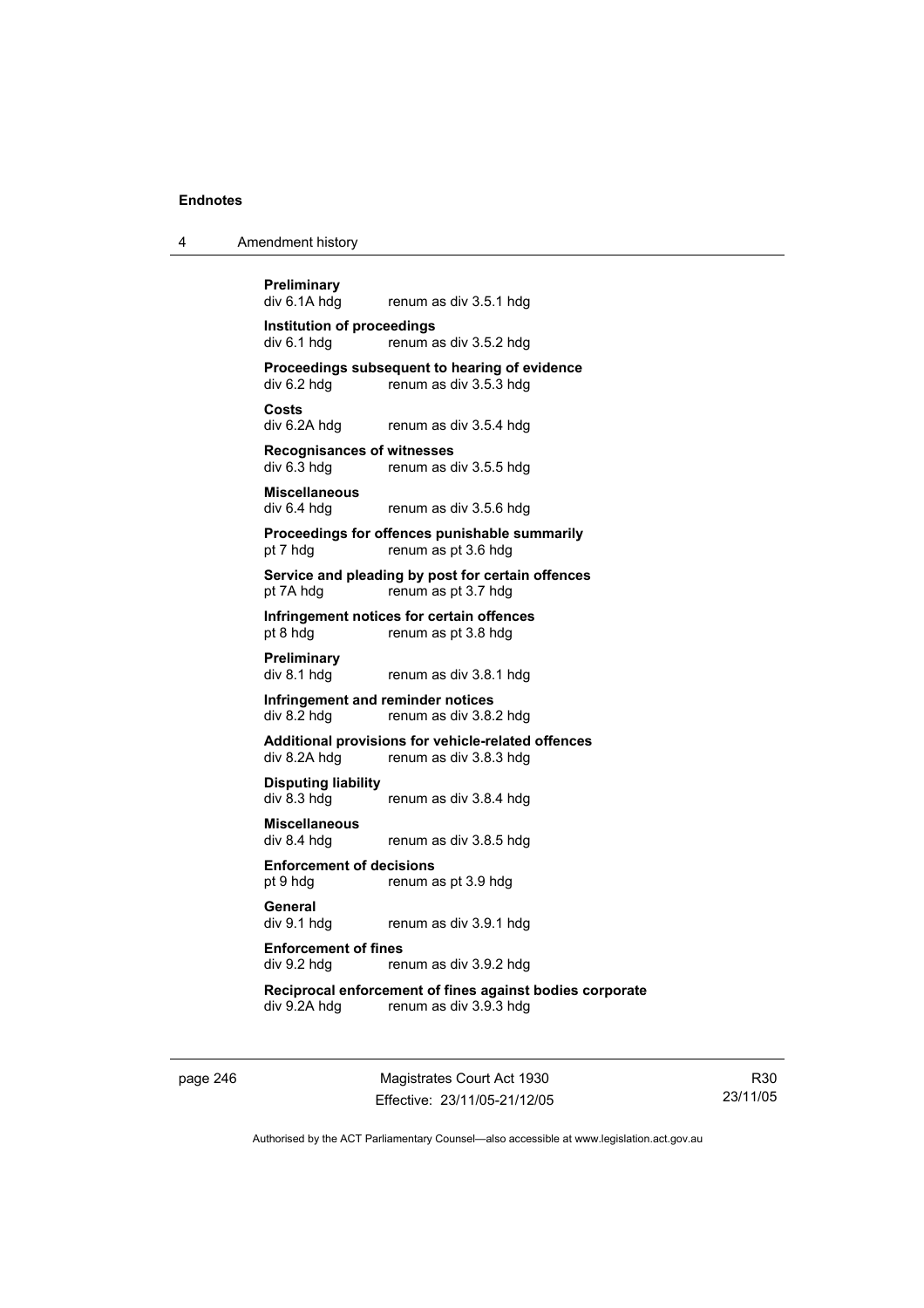**Preliminary**
div 6.1A hdg renum as div 3.5.1 hdg

**Institution of proceedings**
div 6.1 hdg renum as div 3.5.2 hdg

**Proceedings subsequent to hearing of evidence**
div 6.2 hdg renum as div 3.5.3 hdg

**Costs**
div 6.2A hdg renum as div 3.5.4 hdg

**Recognisances of witnesses**
div 6.3 hdg renum as div 3.5.5 hdg

**Miscellaneous**
div 6.4 hdg renum as div 3.5.6 hdg

**Proceedings for offences punishable summarily**
pt 7 hdg renum as pt 3.6 hdg

**Service and pleading by post for certain offences**
pt 7A hdg renum as pt 3.7 hdg

**Infringement notices for certain offences**
pt 8 hdg renum as pt 3.8 hdg

**Preliminary**
div 8.1 hdg renum as div 3.8.1 hdg

**Infringement and reminder notices**
div 8.2 hdg renum as div 3.8.2 hdg

**Additional provisions for vehicle-related offences**
div 8.2A hdg renum as div 3.8.3 hdg

**Disputing liability**
div 8.3 hdg renum as div 3.8.4 hdg

**Miscellaneous**
div 8.4 hdg renum as div 3.8.5 hdg

**Enforcement of decisions**
pt 9 hdg renum as pt 3.9 hdg

**General**
div 9.1 hdg renum as div 3.9.1 hdg

**Enforcement of fines**
div 9.2 hdg renum as div 3.9.2 hdg

**Reciprocal enforcement of fines against bodies corporate**
div 9.2A hdg renum as div 3.9.3 hdg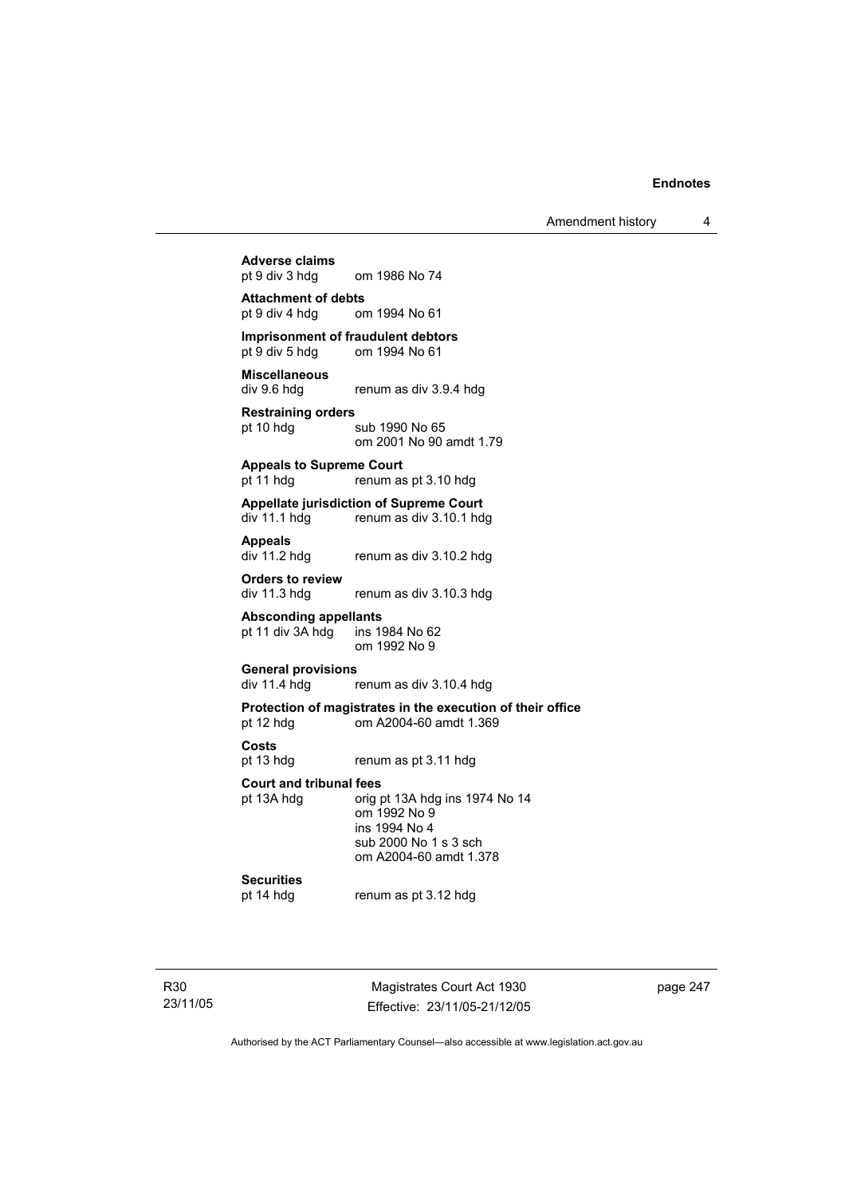**Adverse claims**
pt 9 div 3 hdg om 1986 No 74

**Attachment of debts**
pt 9 div 4 hdg om 1994 No 61

**Imprisonment of fraudulent debtors**
pt 9 div 5 hdg om 1994 No 61

**Miscellaneous**
div 9.6 hdg renum as div 3.9.4 hdg

**Restraining orders**
pt 10 hdg sub 1990 No 65
om 2001 No 90 amdt 1.79

**Appeals to Supreme Court**
pt 11 hdg renum as pt 3.10 hdg

**Appellate jurisdiction of Supreme Court**
div 11.1 hdg renum as div 3.10.1 hdg

**Appeals**
div 11.2 hdg renum as div 3.10.2 hdg

**Orders to review**
div 11.3 hdg renum as div 3.10.3 hdg

**Absconding appellants**
pt 11 div 3A hdg ins 1984 No 62
om 1992 No 9

**General provisions**
div 11.4 hdg renum as div 3.10.4 hdg

**Protection of magistrates in the execution of their office**
pt 12 hdg om A2004-60 amdt 1.369

**Costs**
pt 13 hdg renum as pt 3.11 hdg

**Court and tribunal fees**
pt 13A hdg orig pt 13A hdg ins 1974 No 14
om 1992 No 9
ins 1994 No 4
sub 2000 No 1 s 3 sch
om A2004-60 amdt 1.378

**Securities**
pt 14 hdg renum as pt 3.12 hdg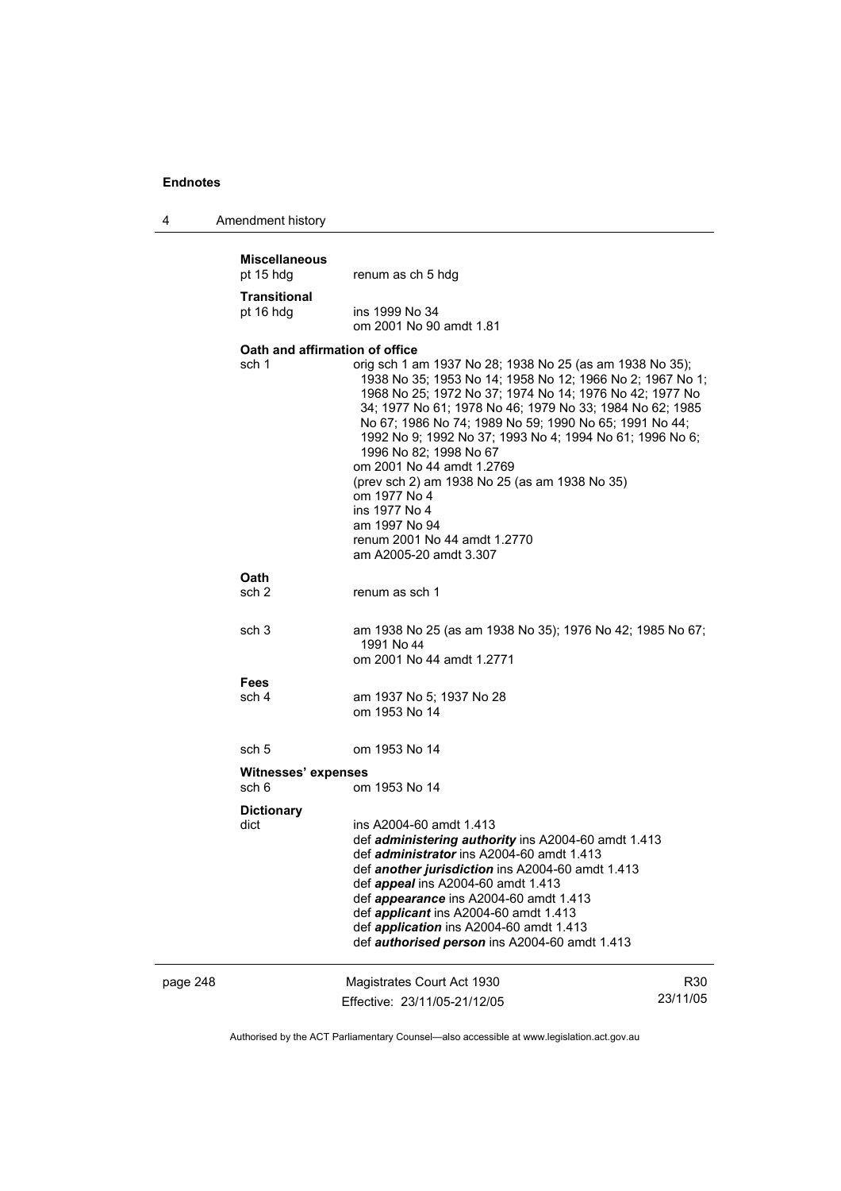**Miscellaneous**
pt 15 hdg renum as ch 5 hdg

**Transitional**
pt 16 hdg ins 1999 No 34
om 2001 No 90 amdt 1.81

**Oath and affirmation of office**
sch 1 orig sch 1 am 1937 No 28; 1938 No 25 (as am 1938 No 35); 1938 No 35; 1953 No 14; 1958 No 12; 1966 No 2; 1967 No 1; 1968 No 25; 1972 No 37; 1974 No 14; 1976 No 42; 1977 No 34; 1977 No 61; 1978 No 46; 1979 No 33; 1984 No 62; 1985 No 67; 1986 No 74; 1989 No 59; 1990 No 65; 1991 No 44; 1992 No 9; 1992 No 37; 1993 No 4; 1994 No 61; 1996 No 6; 1996 No 82; 1998 No 67
om 2001 No 44 amdt 1.2769
(prev sch 2) am 1938 No 25 (as am 1938 No 35)
om 1977 No 4
ins 1977 No 4
am 1997 No 94
renum 2001 No 44 amdt 1.2770
am A2005-20 amdt 3.307

**Oath**
sch 2 renum as sch 1

sch 3 am 1938 No 25 (as am 1938 No 35); 1976 No 42; 1985 No 67; 1991 No 44
om 2001 No 44 amdt 1.2771

**Fees**
sch 4 am 1937 No 5; 1937 No 28
om 1953 No 14

sch 5 om 1953 No 14

**Witnesses' expenses**
sch 6 om 1953 No 14

**Dictionary**
dict ins A2004-60 amdt 1.413
def ***administering authority*** ins A2004-60 amdt 1.413
def ***administrator*** ins A2004-60 amdt 1.413
def ***another jurisdiction*** ins A2004-60 amdt 1.413
def ***appeal*** ins A2004-60 amdt 1.413
def ***appearance*** ins A2004-60 amdt 1.413
def ***applicant*** ins A2004-60 amdt 1.413
def ***application*** ins A2004-60 amdt 1.413
def ***authorised person*** ins A2004-60 amdt 1.413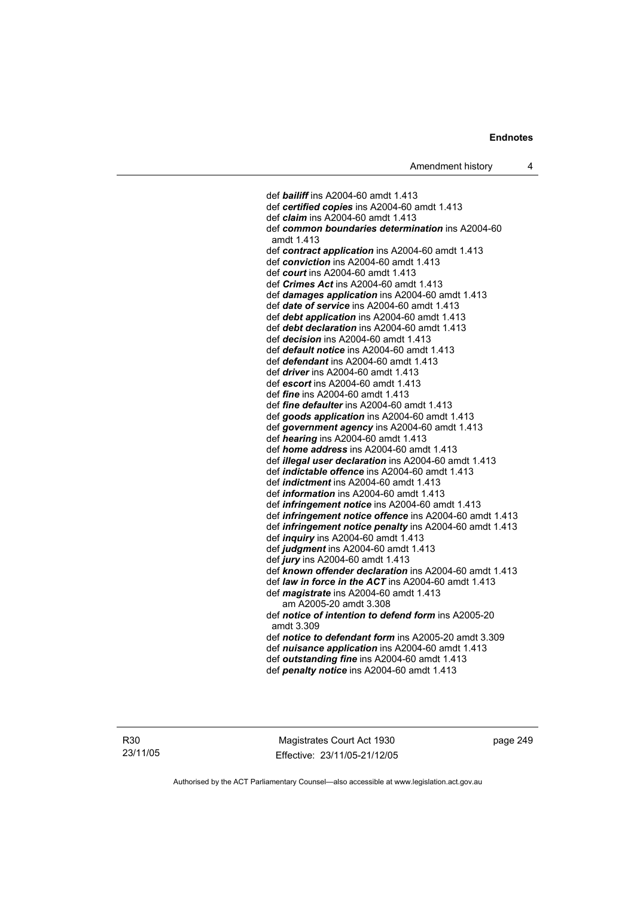def ***bailiff*** ins A2004-60 amdt 1.413
def ***certified copies*** ins A2004-60 amdt 1.413
def ***claim*** ins A2004-60 amdt 1.413
def ***common boundaries determination*** ins A2004-60 amdt 1.413
def ***contract application*** ins A2004-60 amdt 1.413
def ***conviction*** ins A2004-60 amdt 1.413
def ***court*** ins A2004-60 amdt 1.413
def ***Crimes Act*** ins A2004-60 amdt 1.413
def ***damages application*** ins A2004-60 amdt 1.413
def ***date of service*** ins A2004-60 amdt 1.413
def ***debt application*** ins A2004-60 amdt 1.413
def ***debt declaration*** ins A2004-60 amdt 1.413
def ***decision*** ins A2004-60 amdt 1.413
def ***default notice*** ins A2004-60 amdt 1.413
def ***defendant*** ins A2004-60 amdt 1.413
def ***driver*** ins A2004-60 amdt 1.413
def ***escort*** ins A2004-60 amdt 1.413
def ***fine*** ins A2004-60 amdt 1.413
def ***fine defaulter*** ins A2004-60 amdt 1.413
def ***goods application*** ins A2004-60 amdt 1.413
def ***government agency*** ins A2004-60 amdt 1.413
def ***hearing*** ins A2004-60 amdt 1.413
def ***home address*** ins A2004-60 amdt 1.413
def ***illegal user declaration*** ins A2004-60 amdt 1.413
def ***indictable offence*** ins A2004-60 amdt 1.413
def ***indictment*** ins A2004-60 amdt 1.413
def ***information*** ins A2004-60 amdt 1.413
def ***infringement notice*** ins A2004-60 amdt 1.413
def ***infringement notice offence*** ins A2004-60 amdt 1.413
def ***infringement notice penalty*** ins A2004-60 amdt 1.413
def ***inquiry*** ins A2004-60 amdt 1.413
def ***judgment*** ins A2004-60 amdt 1.413
def ***jury*** ins A2004-60 amdt 1.413
def ***known offender declaration*** ins A2004-60 amdt 1.413
def ***law in force in the ACT*** ins A2004-60 amdt 1.413
def ***magistrate*** ins A2004-60 amdt 1.413
am A2005-20 amdt 3.308
def ***notice of intention to defend form*** ins A2005-20 amdt 3.309
def ***notice to defendant form*** ins A2005-20 amdt 3.309
def ***nuisance application*** ins A2004-60 amdt 1.413
def ***outstanding fine*** ins A2004-60 amdt 1.413
def ***penalty notice*** ins A2004-60 amdt 1.413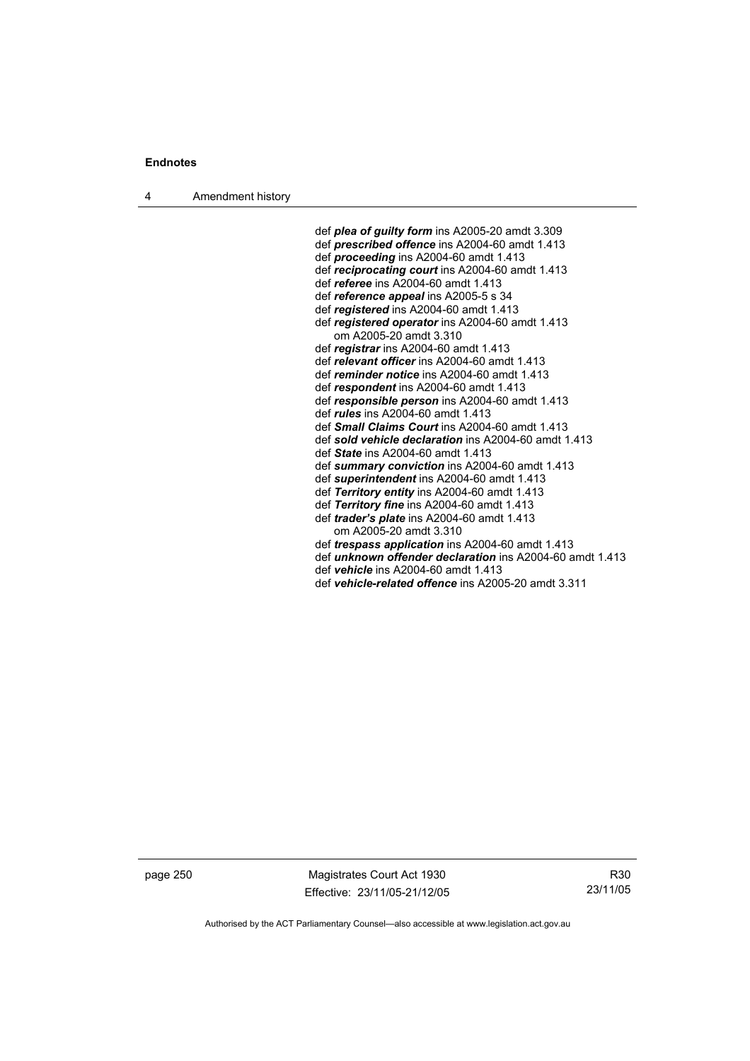def ***plea of guilty form*** ins A2005-20 amdt 3.309
def ***prescribed offence*** ins A2004-60 amdt 1.413
def ***proceeding*** ins A2004-60 amdt 1.413
def ***reciprocating court*** ins A2004-60 amdt 1.413
def ***referee*** ins A2004-60 amdt 1.413
def ***reference appeal*** ins A2005-5 s 34
def ***registered*** ins A2004-60 amdt 1.413
def ***registered operator*** ins A2004-60 amdt 1.413
om A2005-20 amdt 3.310
def ***registrar*** ins A2004-60 amdt 1.413
def ***relevant officer*** ins A2004-60 amdt 1.413
def ***reminder notice*** ins A2004-60 amdt 1.413
def ***respondent*** ins A2004-60 amdt 1.413
def ***responsible person*** ins A2004-60 amdt 1.413
def ***rules*** ins A2004-60 amdt 1.413
def ***Small Claims Court*** ins A2004-60 amdt 1.413
def ***sold vehicle declaration*** ins A2004-60 amdt 1.413
def ***State*** ins A2004-60 amdt 1.413
def ***summary conviction*** ins A2004-60 amdt 1.413
def ***superintendent*** ins A2004-60 amdt 1.413
def ***Territory entity*** ins A2004-60 amdt 1.413
def ***Territory fine*** ins A2004-60 amdt 1.413
def ***trader's plate*** ins A2004-60 amdt 1.413
om A2005-20 amdt 3.310
def ***trespass application*** ins A2004-60 amdt 1.413
def ***unknown offender declaration*** ins A2004-60 amdt 1.413
def ***vehicle*** ins A2004-60 amdt 1.413
def ***vehicle-related offence*** ins A2005-20 amdt 3.311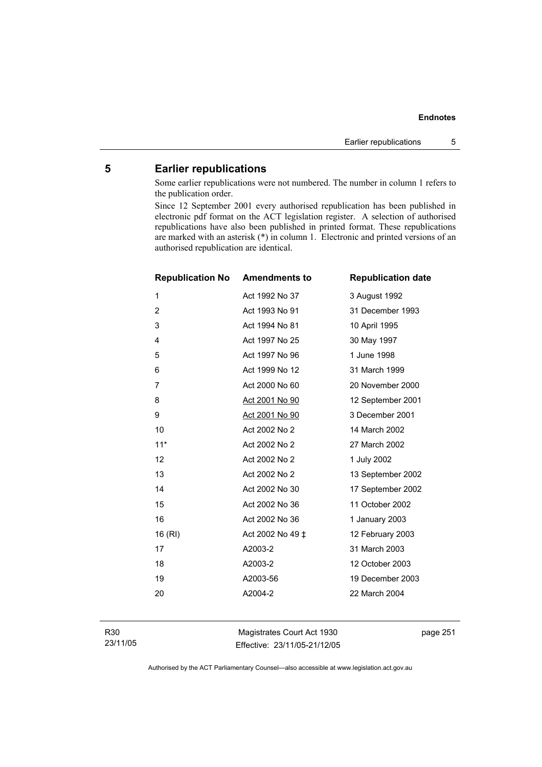## 5 Earlier republications

Some earlier republications were not numbered. The number in column 1 refers to the publication order.

Since 12 September 2001 every authorised republication has been published in electronic pdf format on the ACT legislation register. A selection of authorised republications have also been published in printed format. These republications are marked with an asterisk (*) in column 1. Electronic and printed versions of an authorised republication are identical.

| Republication No | Amendments to | Republication date |
|---|---|---|
| 1 | Act 1992 No 37 | 3 August 1992 |
| 2 | Act 1993 No 91 | 31 December 1993 |
| 3 | Act 1994 No 81 | 10 April 1995 |
| 4 | Act 1997 No 25 | 30 May 1997 |
| 5 | Act 1997 No 96 | 1 June 1998 |
| 6 | Act 1999 No 12 | 31 March 1999 |
| 7 | Act 2000 No 60 | 20 November 2000 |
| 8 | Act 2001 No 90 | 12 September 2001 |
| 9 | Act 2001 No 90 | 3 December 2001 |
| 10 | Act 2002 No 2 | 14 March 2002 |
| 11* | Act 2002 No 2 | 27 March 2002 |
| 12 | Act 2002 No 2 | 1 July 2002 |
| 13 | Act 2002 No 2 | 13 September 2002 |
| 14 | Act 2002 No 30 | 17 September 2002 |
| 15 | Act 2002 No 36 | 11 October 2002 |
| 16 | Act 2002 No 36 | 1 January 2003 |
| 16 (RI) | Act 2002 No 49 ‡ | 12 February 2003 |
| 17 | A2003-2 | 31 March 2003 |
| 18 | A2003-2 | 12 October 2003 |
| 19 | A2003-56 | 19 December 2003 |
| 20 | A2004-2 | 22 March 2004 |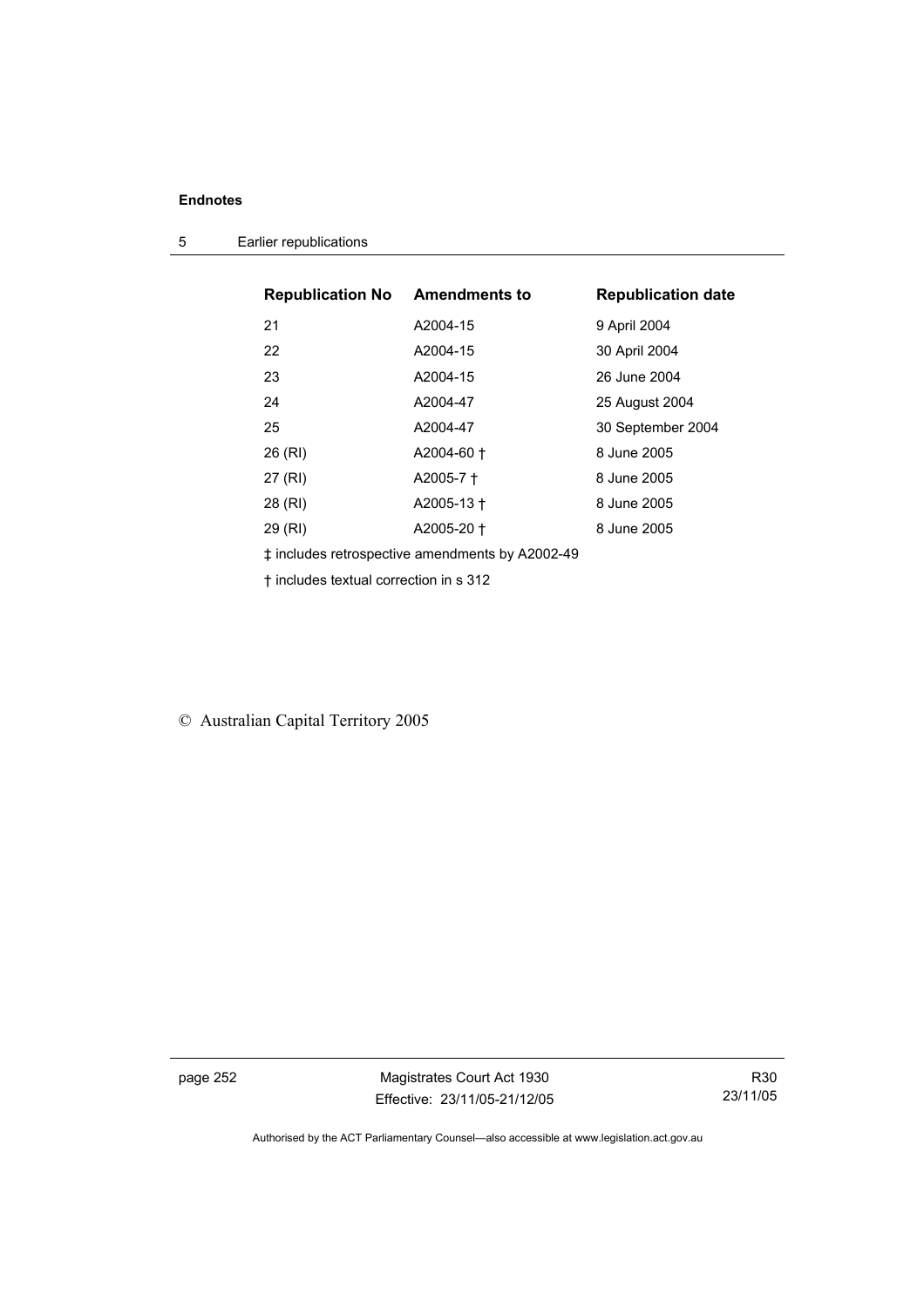| Republication No | Amendments to | Republication date |
|---|---|---|
| 21 | A2004-15 | 9 April 2004 |
| 22 | A2004-15 | 30 April 2004 |
| 23 | A2004-15 | 26 June 2004 |
| 24 | A2004-47 | 25 August 2004 |
| 25 | A2004-47 | 30 September 2004 |
| 26 (RI) | A2004-60 † | 8 June 2005 |
| 27 (RI) | A2005-7 † | 8 June 2005 |
| 28 (RI) | A2005-13 † | 8 June 2005 |
| 29 (RI) | A2005-20 † | 8 June 2005 |

‡ includes retrospective amendments by A2002-49

† includes textual correction in s 312

© Australian Capital Territory 2005